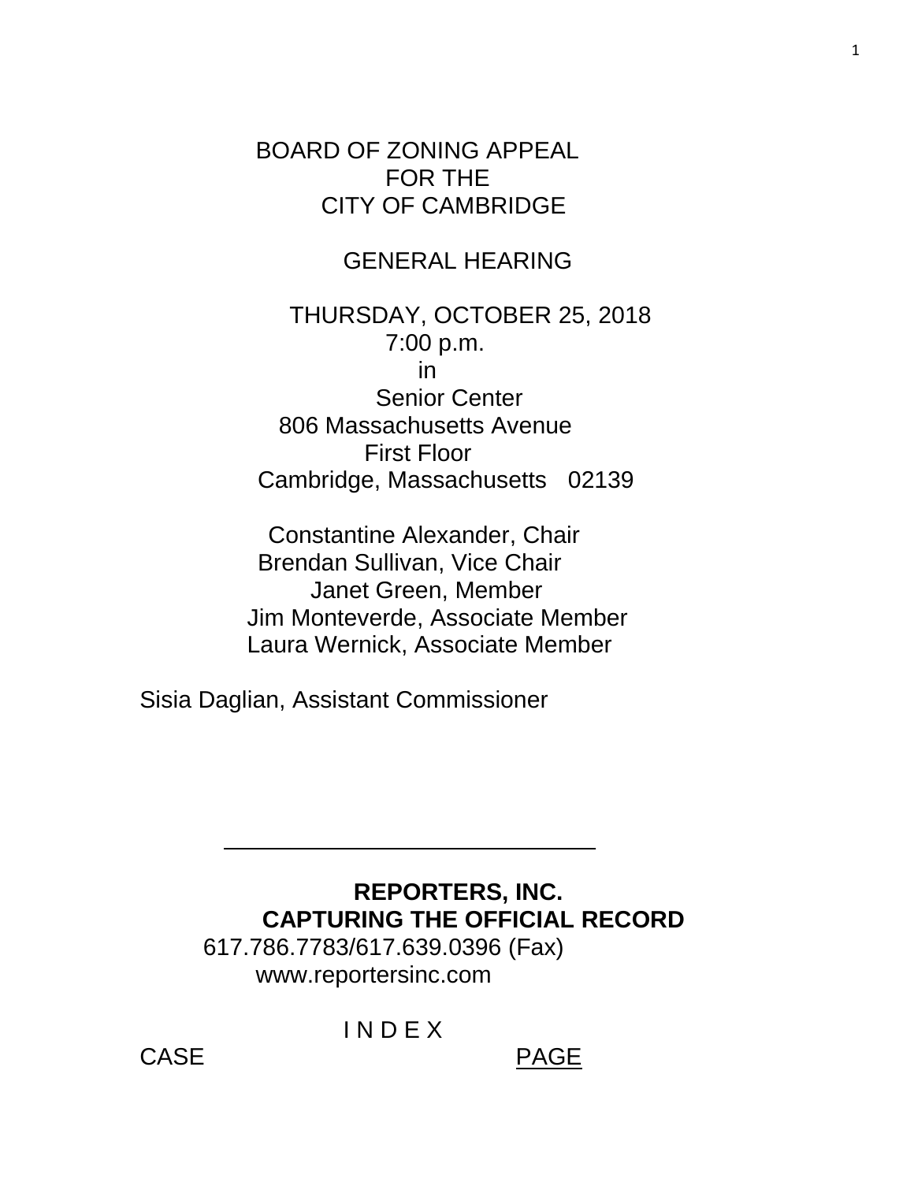BOARD OF ZONING APPEAL
FOR THE
CITY OF CAMBRIDGE

GENERAL HEARING

THURSDAY, OCTOBER 25, 2018
7:00 p.m.
in
Senior Center
806 Massachusetts Avenue
First Floor
Cambridge, Massachusetts 02139

Constantine Alexander, Chair
Brendan Sullivan, Vice Chair
Janet Green, Member
Jim Monteverde, Associate Member
Laura Wernick, Associate Member

Sisia Daglian, Assistant Commissioner

---

**REPORTERS, INC.**
**CAPTURING THE OFFICIAL RECORD**
617.786.7783/617.639.0396 (Fax)
www.reportersinc.com

I N D E X

CASE PAGE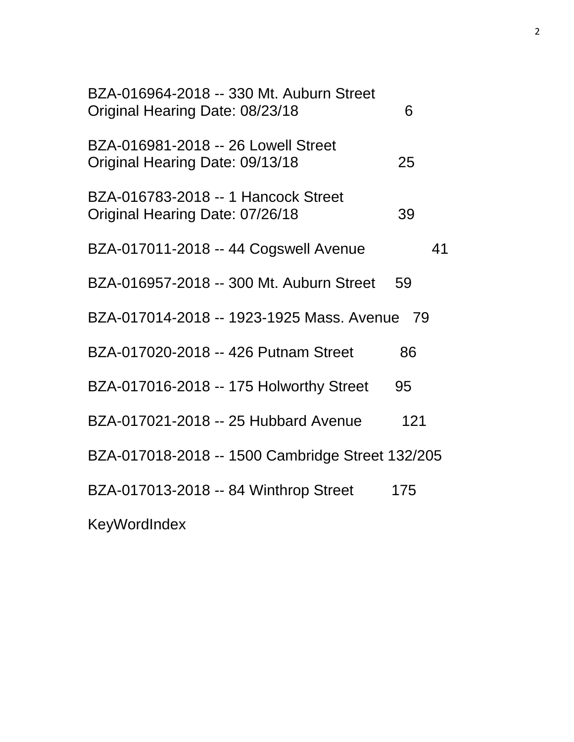BZA-016964-2018 -- 330 Mt. Auburn Street
Original Hearing Date: 08/23/18 6

BZA-016981-2018 -- 26 Lowell Street
Original Hearing Date: 09/13/18 25

BZA-016783-2018 -- 1 Hancock Street
Original Hearing Date: 07/26/18 39

BZA-017011-2018 -- 44 Cogswell Avenue 41

BZA-016957-2018 -- 300 Mt. Auburn Street 59

BZA-017014-2018 -- 1923-1925 Mass. Avenue 79

BZA-017020-2018 -- 426 Putnam Street 86

BZA-017016-2018 -- 175 Holworthy Street 95

BZA-017021-2018 -- 25 Hubbard Avenue 121

BZA-017018-2018 -- 1500 Cambridge Street 132/205

BZA-017013-2018 -- 84 Winthrop Street 175

KeyWordIndex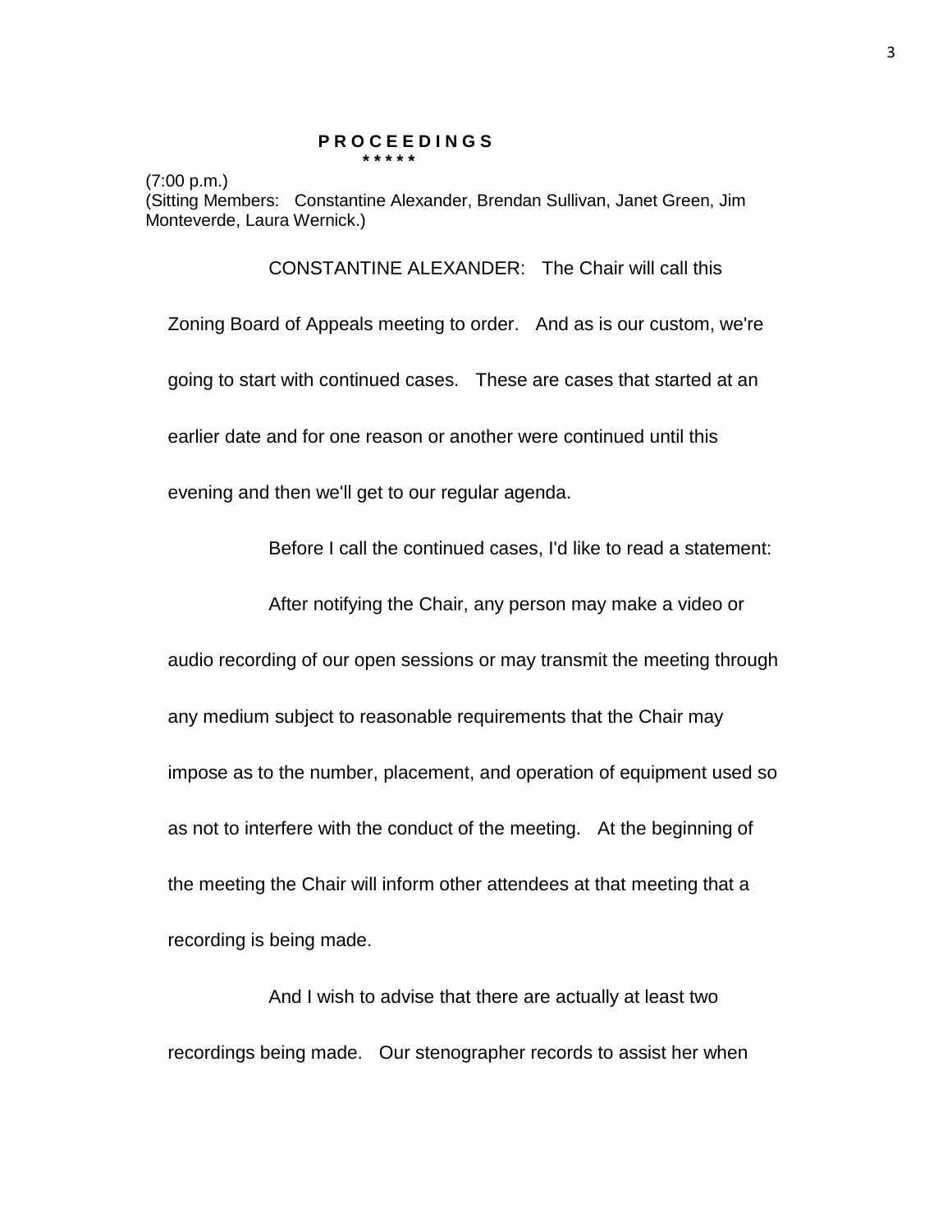**P R O C E E D I N G S**

\* \* \* \* \*

(7:00 p.m.)
(Sitting Members: Constantine Alexander, Brendan Sullivan, Janet Green, Jim Monteverde, Laura Wernick.)

CONSTANTINE ALEXANDER: The Chair will call this Zoning Board of Appeals meeting to order. And as is our custom, we're going to start with continued cases. These are cases that started at an earlier date and for one reason or another were continued until this evening and then we'll get to our regular agenda.

Before I call the continued cases, I'd like to read a statement:

After notifying the Chair, any person may make a video or audio recording of our open sessions or may transmit the meeting through any medium subject to reasonable requirements that the Chair may impose as to the number, placement, and operation of equipment used so as not to interfere with the conduct of the meeting. At the beginning of the meeting the Chair will inform other attendees at that meeting that a recording is being made.

And I wish to advise that there are actually at least two recordings being made. Our stenographer records to assist her when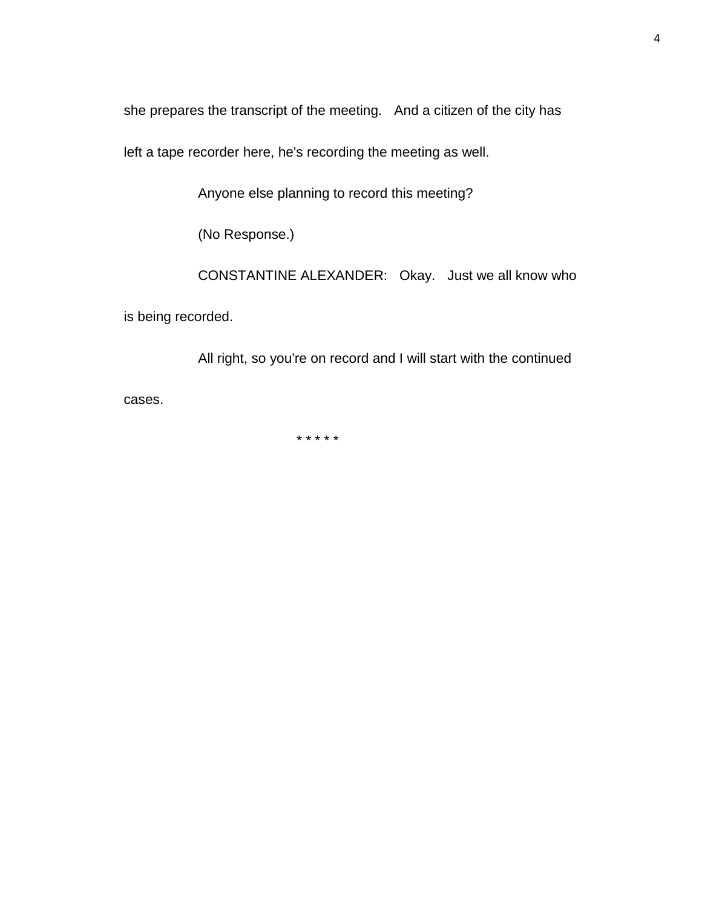she prepares the transcript of the meeting. And a citizen of the city has left a tape recorder here, he's recording the meeting as well.

Anyone else planning to record this meeting?

(No Response.)

CONSTANTINE ALEXANDER: Okay. Just we all know who is being recorded.

All right, so you're on record and I will start with the continued cases.

* * * * *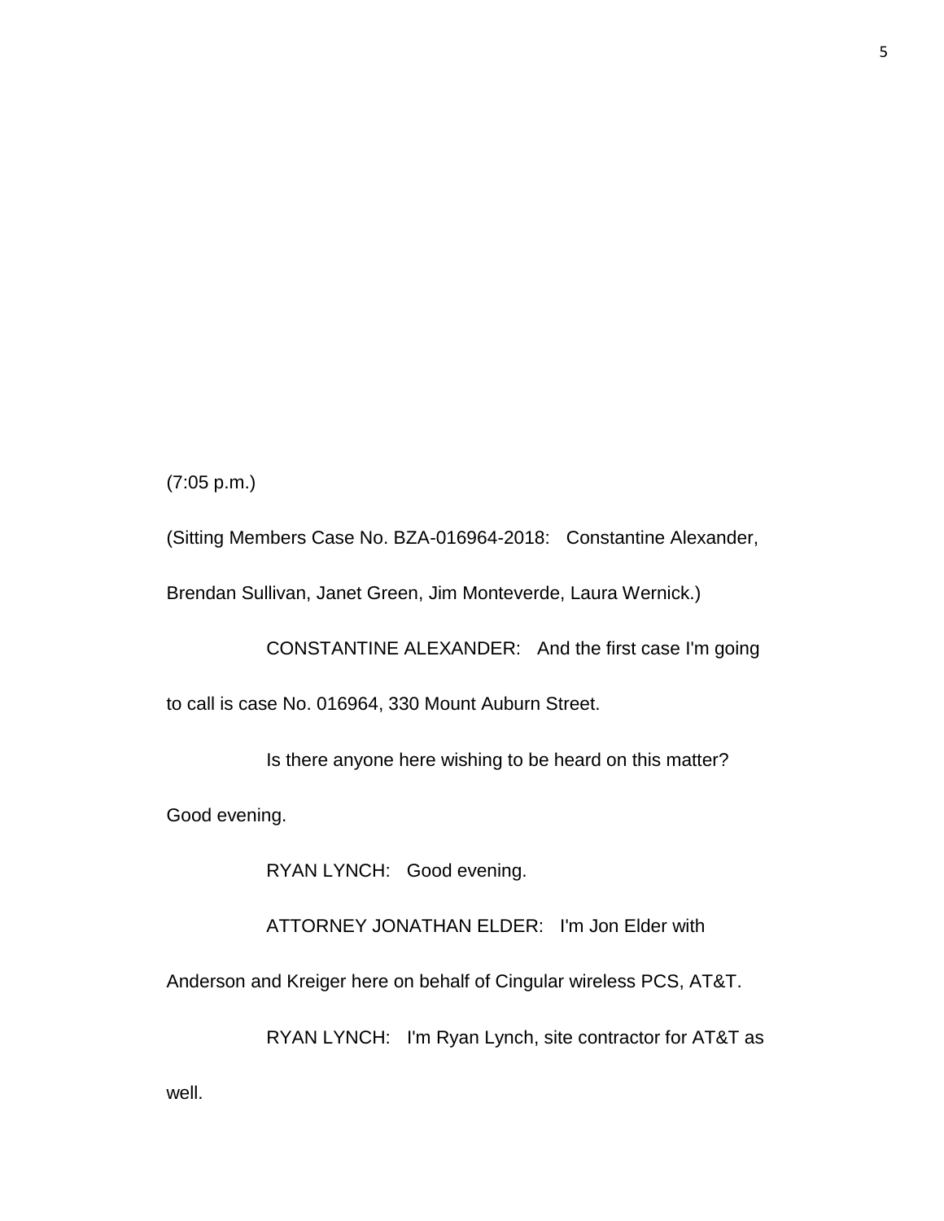(7:05 p.m.)

(Sitting Members Case No. BZA-016964-2018: Constantine Alexander, Brendan Sullivan, Janet Green, Jim Monteverde, Laura Wernick.)

CONSTANTINE ALEXANDER: And the first case I'm going to call is case No. 016964, 330 Mount Auburn Street.

Is there anyone here wishing to be heard on this matter? Good evening.

RYAN LYNCH: Good evening.

ATTORNEY JONATHAN ELDER: I'm Jon Elder with Anderson and Kreiger here on behalf of Cingular wireless PCS, AT&T.

RYAN LYNCH: I'm Ryan Lynch, site contractor for AT&T as well.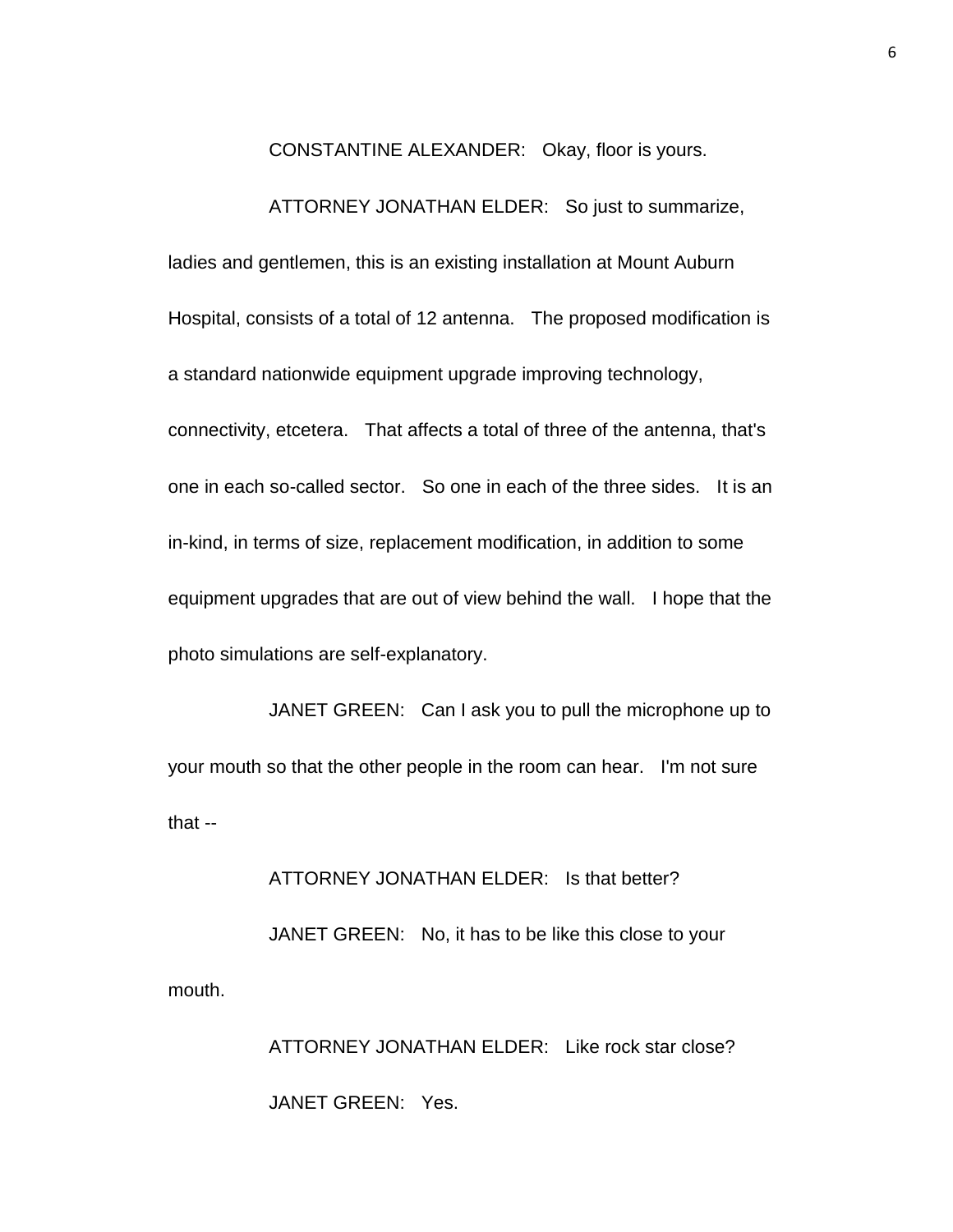CONSTANTINE ALEXANDER: Okay, floor is yours.

ATTORNEY JONATHAN ELDER: So just to summarize, ladies and gentlemen, this is an existing installation at Mount Auburn Hospital, consists of a total of 12 antenna. The proposed modification is a standard nationwide equipment upgrade improving technology, connectivity, etcetera. That affects a total of three of the antenna, that's one in each so-called sector. So one in each of the three sides. It is an in-kind, in terms of size, replacement modification, in addition to some equipment upgrades that are out of view behind the wall. I hope that the photo simulations are self-explanatory.

JANET GREEN: Can I ask you to pull the microphone up to your mouth so that the other people in the room can hear. I'm not sure that --

ATTORNEY JONATHAN ELDER: Is that better?

JANET GREEN: No, it has to be like this close to your mouth.

ATTORNEY JONATHAN ELDER: Like rock star close?

JANET GREEN: Yes.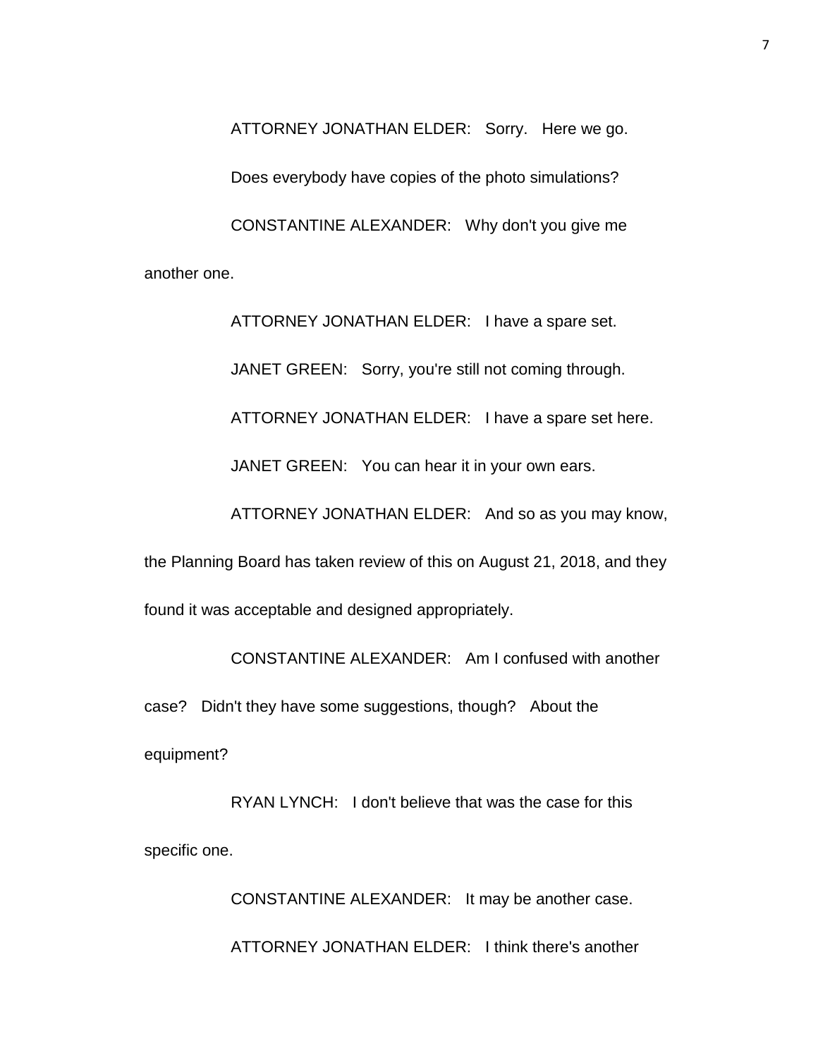ATTORNEY JONATHAN ELDER: Sorry. Here we go.

Does everybody have copies of the photo simulations?

CONSTANTINE ALEXANDER: Why don't you give me another one.

ATTORNEY JONATHAN ELDER: I have a spare set.

JANET GREEN: Sorry, you're still not coming through.

ATTORNEY JONATHAN ELDER: I have a spare set here.

JANET GREEN: You can hear it in your own ears.

ATTORNEY JONATHAN ELDER: And so as you may know, the Planning Board has taken review of this on August 21, 2018, and they found it was acceptable and designed appropriately.

CONSTANTINE ALEXANDER: Am I confused with another case? Didn't they have some suggestions, though? About the equipment?

RYAN LYNCH: I don't believe that was the case for this specific one.

CONSTANTINE ALEXANDER: It may be another case.

ATTORNEY JONATHAN ELDER: I think there's another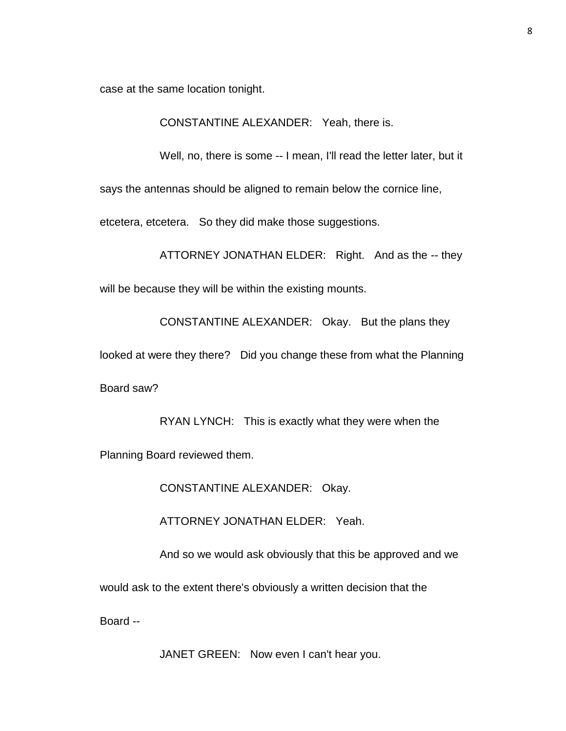case at the same location tonight.

CONSTANTINE ALEXANDER: Yeah, there is.

Well, no, there is some -- I mean, I'll read the letter later, but it says the antennas should be aligned to remain below the cornice line, etcetera, etcetera. So they did make those suggestions.

ATTORNEY JONATHAN ELDER: Right. And as the -- they will be because they will be within the existing mounts.

CONSTANTINE ALEXANDER: Okay. But the plans they looked at were they there? Did you change these from what the Planning Board saw?

RYAN LYNCH: This is exactly what they were when the Planning Board reviewed them.

CONSTANTINE ALEXANDER: Okay.

ATTORNEY JONATHAN ELDER: Yeah.

And so we would ask obviously that this be approved and we would ask to the extent there's obviously a written decision that the Board --

JANET GREEN: Now even I can't hear you.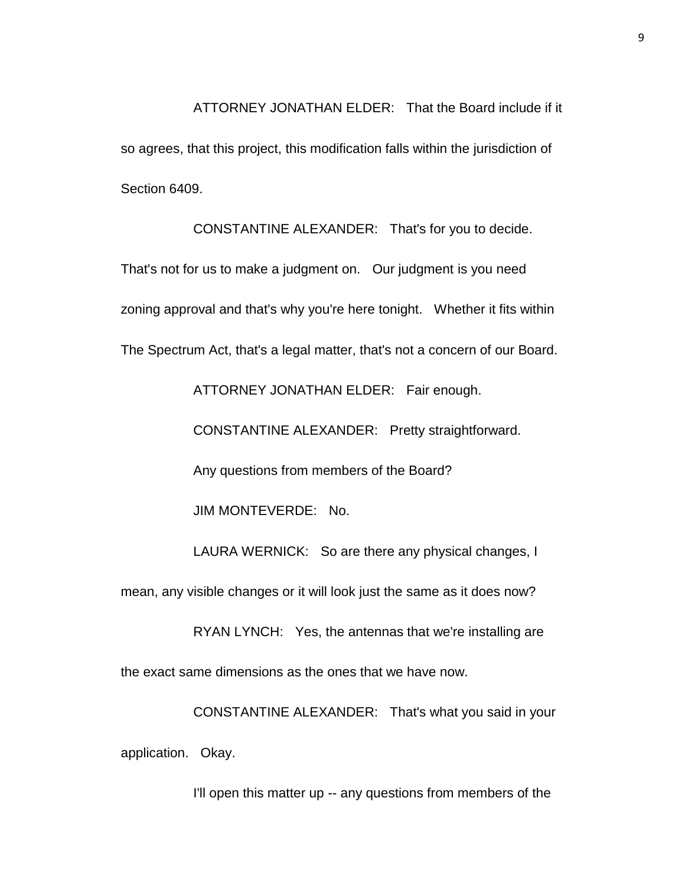ATTORNEY JONATHAN ELDER: That the Board include if it so agrees, that this project, this modification falls within the jurisdiction of Section 6409.

CONSTANTINE ALEXANDER: That's for you to decide. That's not for us to make a judgment on. Our judgment is you need zoning approval and that's why you're here tonight. Whether it fits within The Spectrum Act, that's a legal matter, that's not a concern of our Board.

ATTORNEY JONATHAN ELDER: Fair enough.

CONSTANTINE ALEXANDER: Pretty straightforward.

Any questions from members of the Board?

JIM MONTEVERDE: No.

LAURA WERNICK: So are there any physical changes, I mean, any visible changes or it will look just the same as it does now?

RYAN LYNCH: Yes, the antennas that we're installing are the exact same dimensions as the ones that we have now.

CONSTANTINE ALEXANDER: That's what you said in your application. Okay.

I'll open this matter up -- any questions from members of the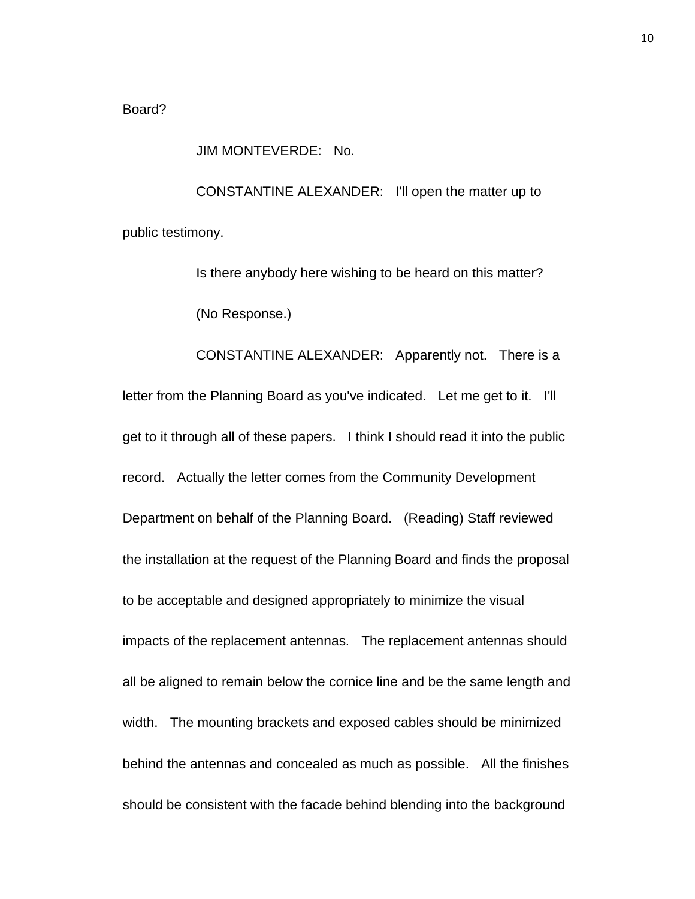Board?

JIM MONTEVERDE: No.

CONSTANTINE ALEXANDER: I'll open the matter up to public testimony.

Is there anybody here wishing to be heard on this matter?

(No Response.)

CONSTANTINE ALEXANDER: Apparently not. There is a letter from the Planning Board as you've indicated. Let me get to it. I'll get to it through all of these papers. I think I should read it into the public record. Actually the letter comes from the Community Development Department on behalf of the Planning Board. (Reading) Staff reviewed the installation at the request of the Planning Board and finds the proposal to be acceptable and designed appropriately to minimize the visual impacts of the replacement antennas. The replacement antennas should all be aligned to remain below the cornice line and be the same length and width. The mounting brackets and exposed cables should be minimized behind the antennas and concealed as much as possible. All the finishes should be consistent with the facade behind blending into the background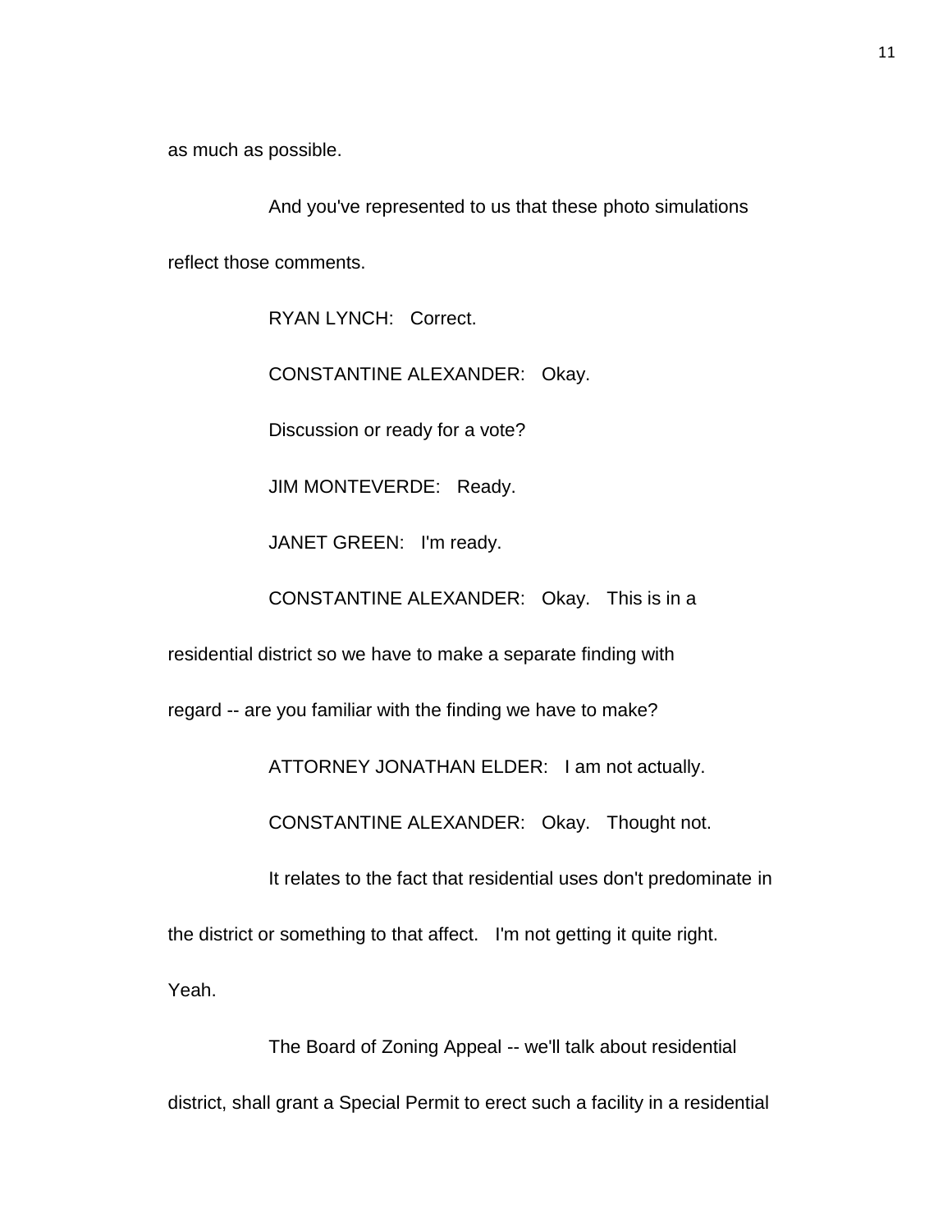as much as possible.

And you've represented to us that these photo simulations reflect those comments.

RYAN LYNCH: Correct.

CONSTANTINE ALEXANDER: Okay.

Discussion or ready for a vote?

JIM MONTEVERDE: Ready.

JANET GREEN: I'm ready.

CONSTANTINE ALEXANDER: Okay. This is in a residential district so we have to make a separate finding with regard -- are you familiar with the finding we have to make?

ATTORNEY JONATHAN ELDER: I am not actually.

CONSTANTINE ALEXANDER: Okay. Thought not.

It relates to the fact that residential uses don't predominate in the district or something to that affect. I'm not getting it quite right. Yeah.

The Board of Zoning Appeal -- we'll talk about residential district, shall grant a Special Permit to erect such a facility in a residential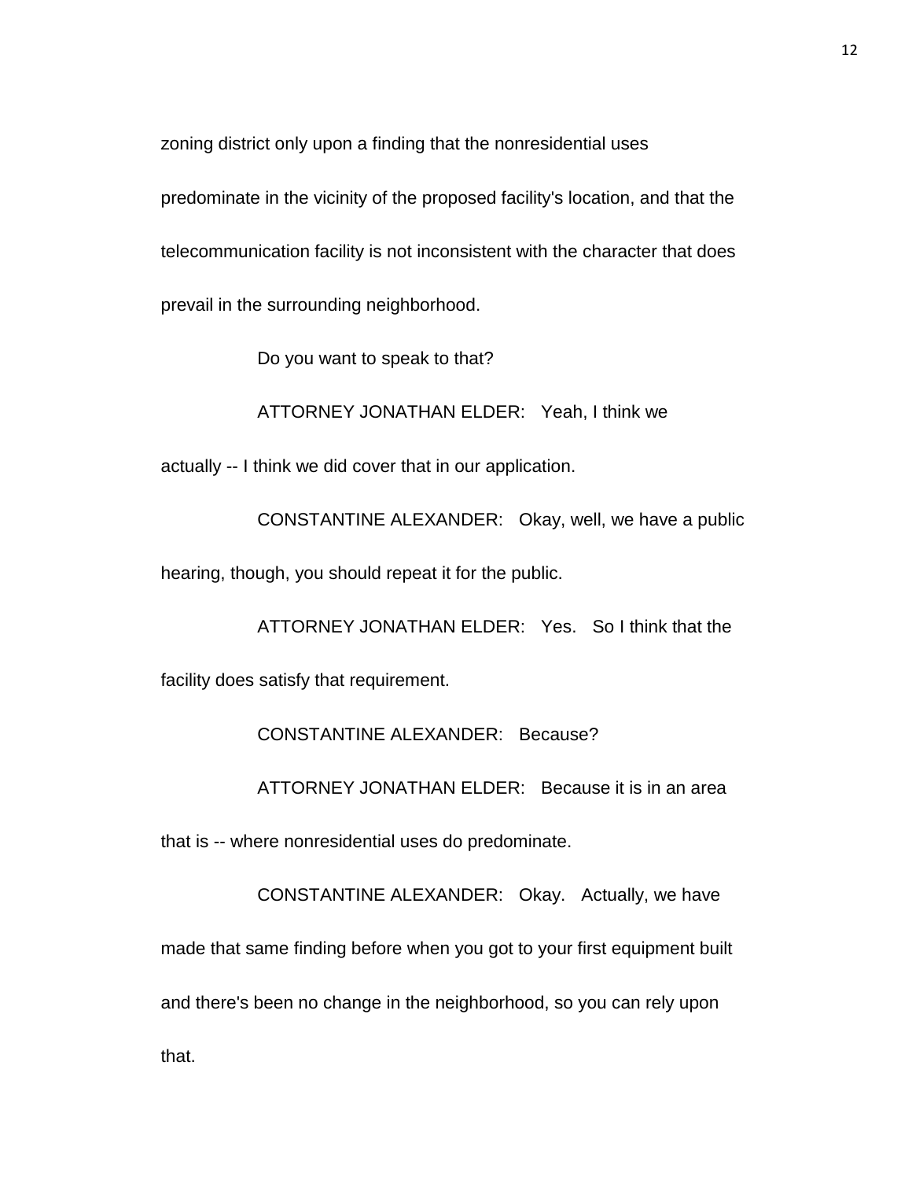zoning district only upon a finding that the nonresidential uses predominate in the vicinity of the proposed facility's location, and that the telecommunication facility is not inconsistent with the character that does prevail in the surrounding neighborhood.

Do you want to speak to that?

ATTORNEY JONATHAN ELDER: Yeah, I think we actually -- I think we did cover that in our application.

CONSTANTINE ALEXANDER: Okay, well, we have a public hearing, though, you should repeat it for the public.

ATTORNEY JONATHAN ELDER: Yes. So I think that the facility does satisfy that requirement.

CONSTANTINE ALEXANDER: Because?

ATTORNEY JONATHAN ELDER: Because it is in an area that is -- where nonresidential uses do predominate.

CONSTANTINE ALEXANDER: Okay. Actually, we have made that same finding before when you got to your first equipment built and there's been no change in the neighborhood, so you can rely upon that.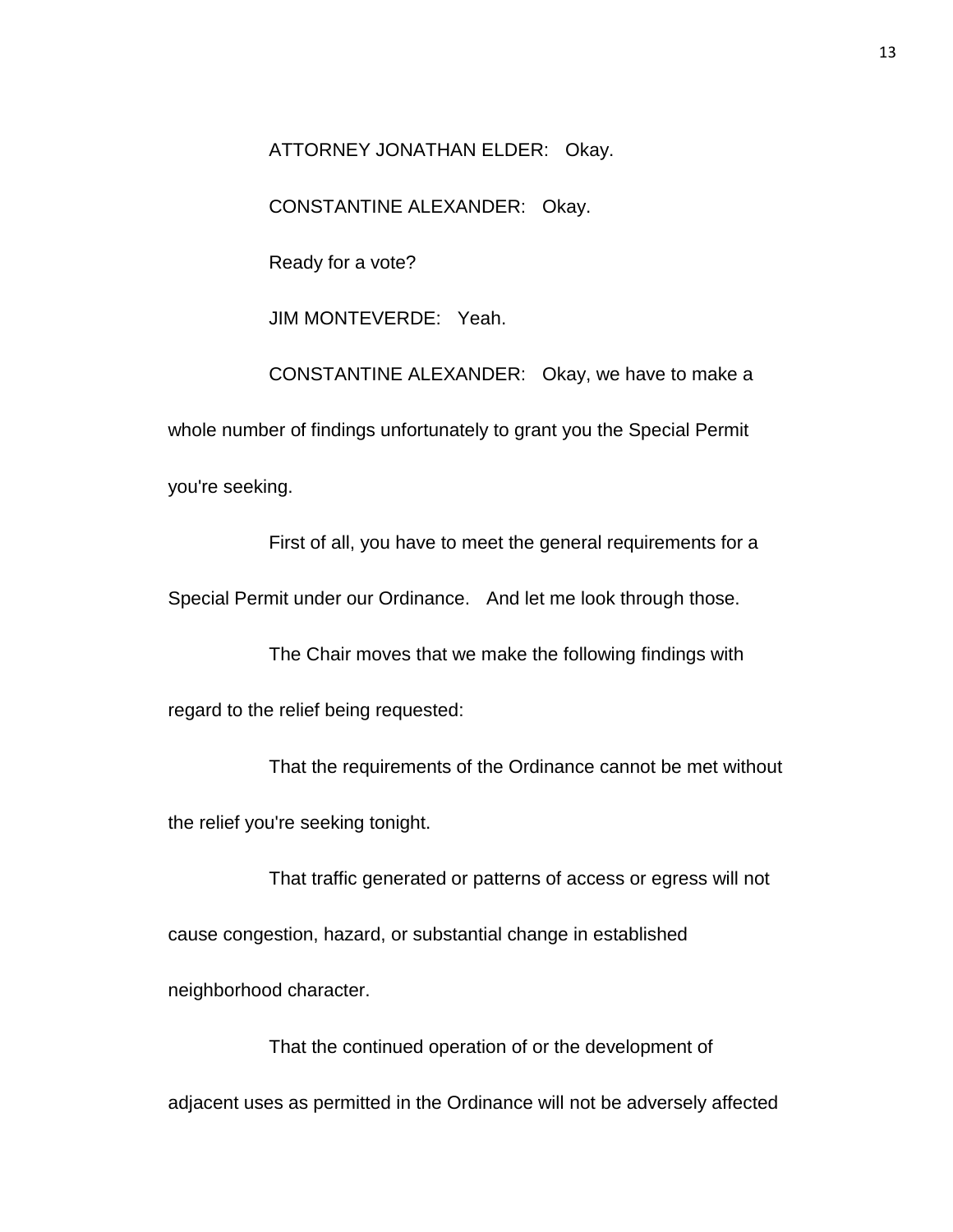ATTORNEY JONATHAN ELDER: Okay.

CONSTANTINE ALEXANDER: Okay.

Ready for a vote?

JIM MONTEVERDE: Yeah.

CONSTANTINE ALEXANDER: Okay, we have to make a whole number of findings unfortunately to grant you the Special Permit you're seeking.

First of all, you have to meet the general requirements for a Special Permit under our Ordinance. And let me look through those.

The Chair moves that we make the following findings with regard to the relief being requested:

That the requirements of the Ordinance cannot be met without the relief you're seeking tonight.

That traffic generated or patterns of access or egress will not cause congestion, hazard, or substantial change in established neighborhood character.

That the continued operation of or the development of adjacent uses as permitted in the Ordinance will not be adversely affected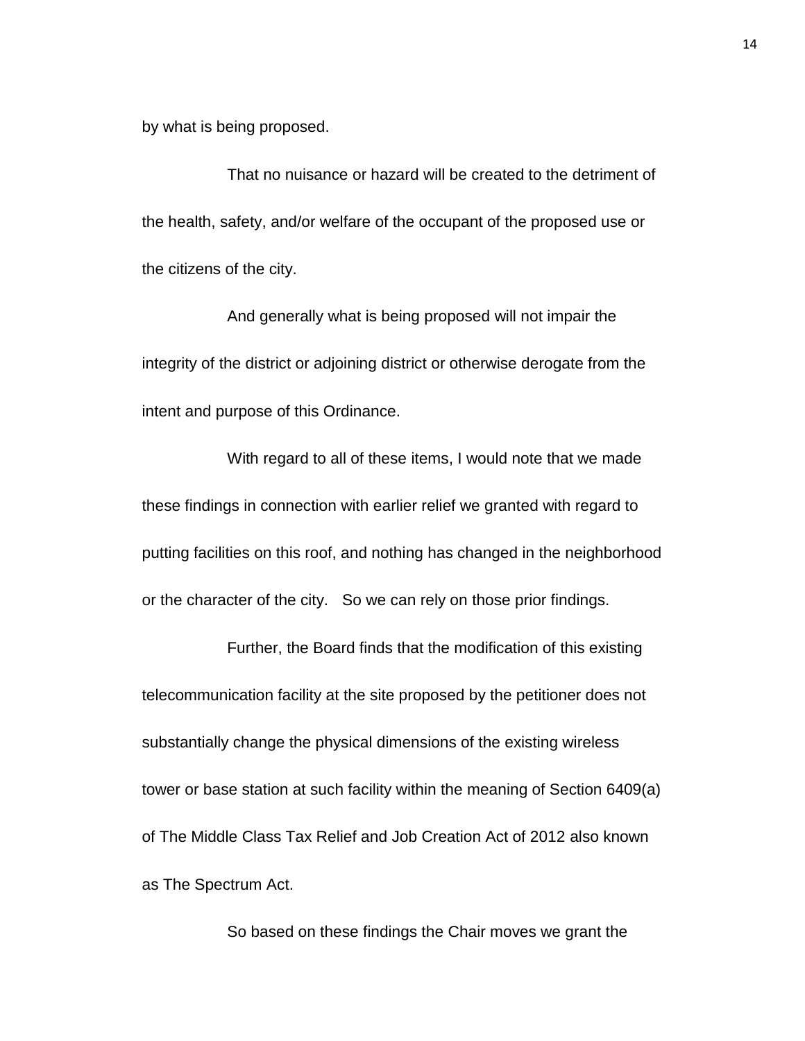by what is being proposed.

That no nuisance or hazard will be created to the detriment of the health, safety, and/or welfare of the occupant of the proposed use or the citizens of the city.

And generally what is being proposed will not impair the integrity of the district or adjoining district or otherwise derogate from the intent and purpose of this Ordinance.

With regard to all of these items, I would note that we made these findings in connection with earlier relief we granted with regard to putting facilities on this roof, and nothing has changed in the neighborhood or the character of the city. So we can rely on those prior findings.

Further, the Board finds that the modification of this existing telecommunication facility at the site proposed by the petitioner does not substantially change the physical dimensions of the existing wireless tower or base station at such facility within the meaning of Section 6409(a) of The Middle Class Tax Relief and Job Creation Act of 2012 also known as The Spectrum Act.

So based on these findings the Chair moves we grant the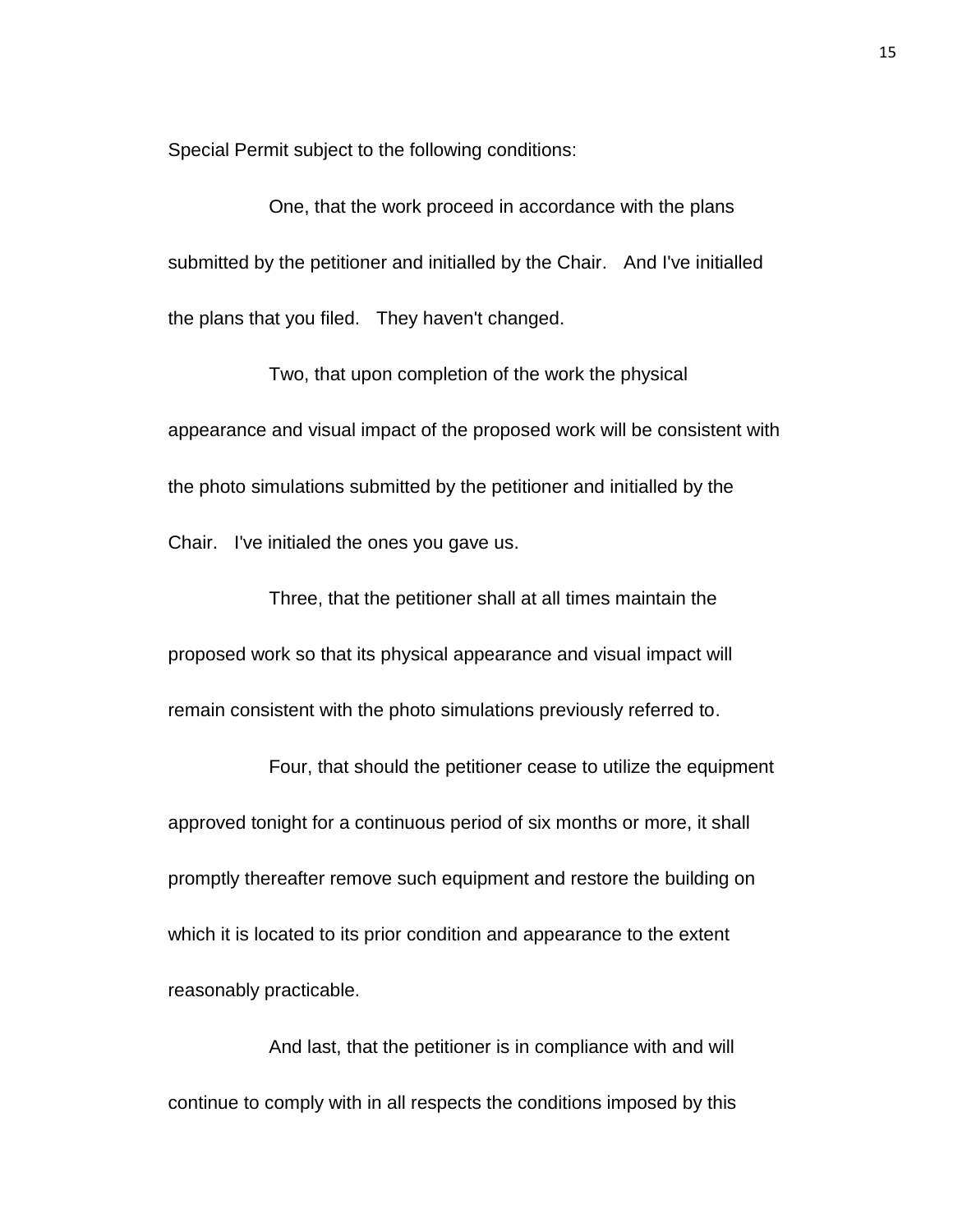Special Permit subject to the following conditions:

One, that the work proceed in accordance with the plans submitted by the petitioner and initialled by the Chair. And I've initialled the plans that you filed. They haven't changed.

Two, that upon completion of the work the physical appearance and visual impact of the proposed work will be consistent with the photo simulations submitted by the petitioner and initialled by the Chair. I've initialed the ones you gave us.

Three, that the petitioner shall at all times maintain the proposed work so that its physical appearance and visual impact will remain consistent with the photo simulations previously referred to.

Four, that should the petitioner cease to utilize the equipment approved tonight for a continuous period of six months or more, it shall promptly thereafter remove such equipment and restore the building on which it is located to its prior condition and appearance to the extent reasonably practicable.

And last, that the petitioner is in compliance with and will continue to comply with in all respects the conditions imposed by this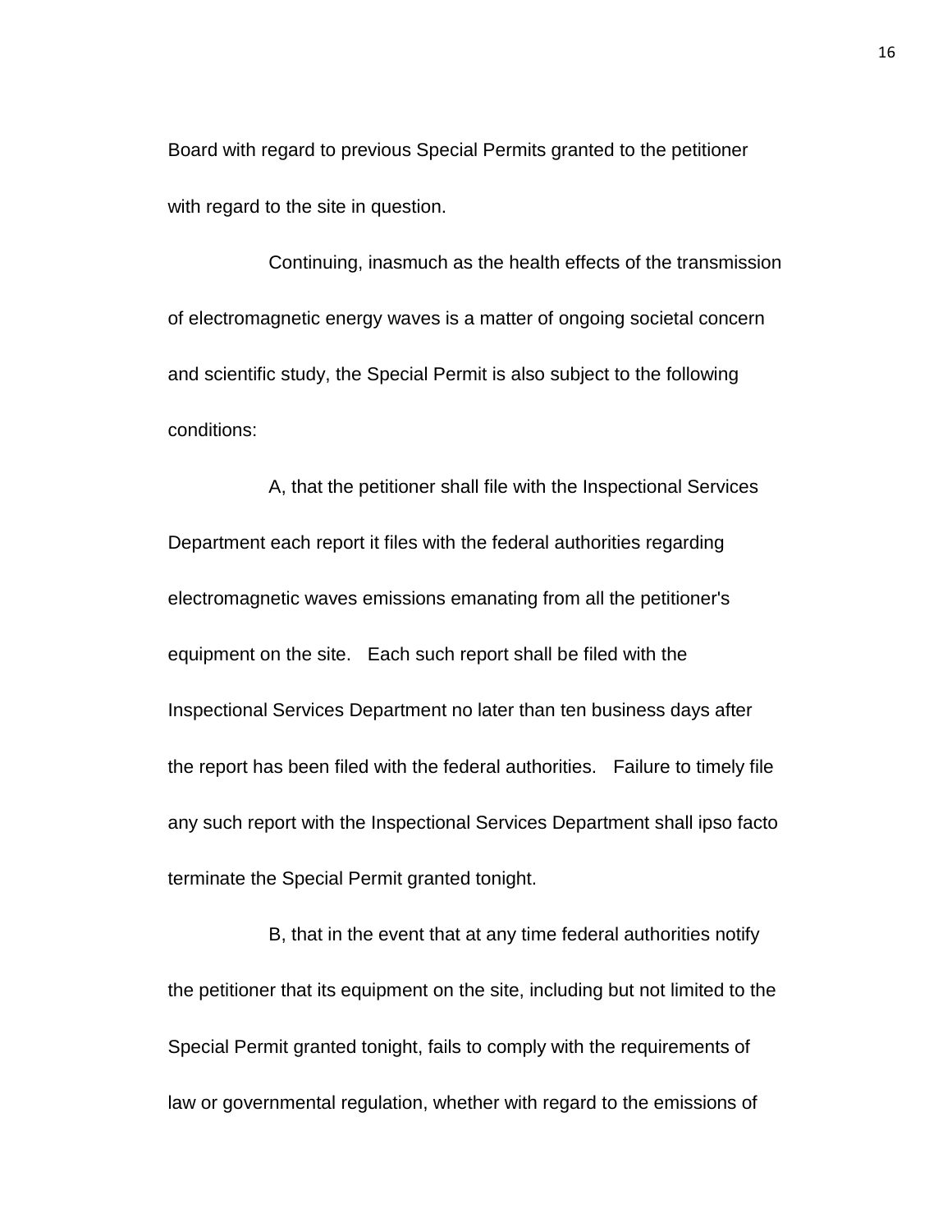Board with regard to previous Special Permits granted to the petitioner with regard to the site in question.

Continuing, inasmuch as the health effects of the transmission of electromagnetic energy waves is a matter of ongoing societal concern and scientific study, the Special Permit is also subject to the following conditions:

A, that the petitioner shall file with the Inspectional Services Department each report it files with the federal authorities regarding electromagnetic waves emissions emanating from all the petitioner's equipment on the site. Each such report shall be filed with the Inspectional Services Department no later than ten business days after the report has been filed with the federal authorities. Failure to timely file any such report with the Inspectional Services Department shall ipso facto terminate the Special Permit granted tonight.

B, that in the event that at any time federal authorities notify the petitioner that its equipment on the site, including but not limited to the Special Permit granted tonight, fails to comply with the requirements of law or governmental regulation, whether with regard to the emissions of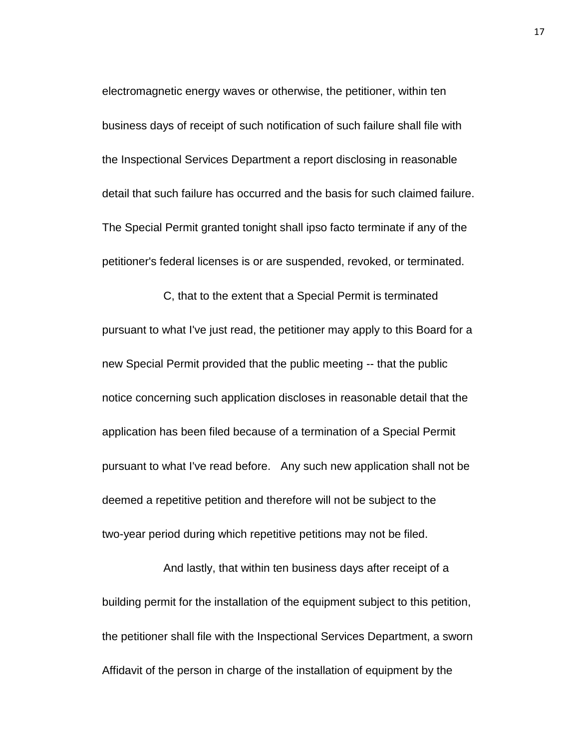electromagnetic energy waves or otherwise, the petitioner, within ten business days of receipt of such notification of such failure shall file with the Inspectional Services Department a report disclosing in reasonable detail that such failure has occurred and the basis for such claimed failure. The Special Permit granted tonight shall ipso facto terminate if any of the petitioner's federal licenses is or are suspended, revoked, or terminated.

C, that to the extent that a Special Permit is terminated pursuant to what I've just read, the petitioner may apply to this Board for a new Special Permit provided that the public meeting -- that the public notice concerning such application discloses in reasonable detail that the application has been filed because of a termination of a Special Permit pursuant to what I've read before. Any such new application shall not be deemed a repetitive petition and therefore will not be subject to the two-year period during which repetitive petitions may not be filed.

And lastly, that within ten business days after receipt of a building permit for the installation of the equipment subject to this petition, the petitioner shall file with the Inspectional Services Department, a sworn Affidavit of the person in charge of the installation of equipment by the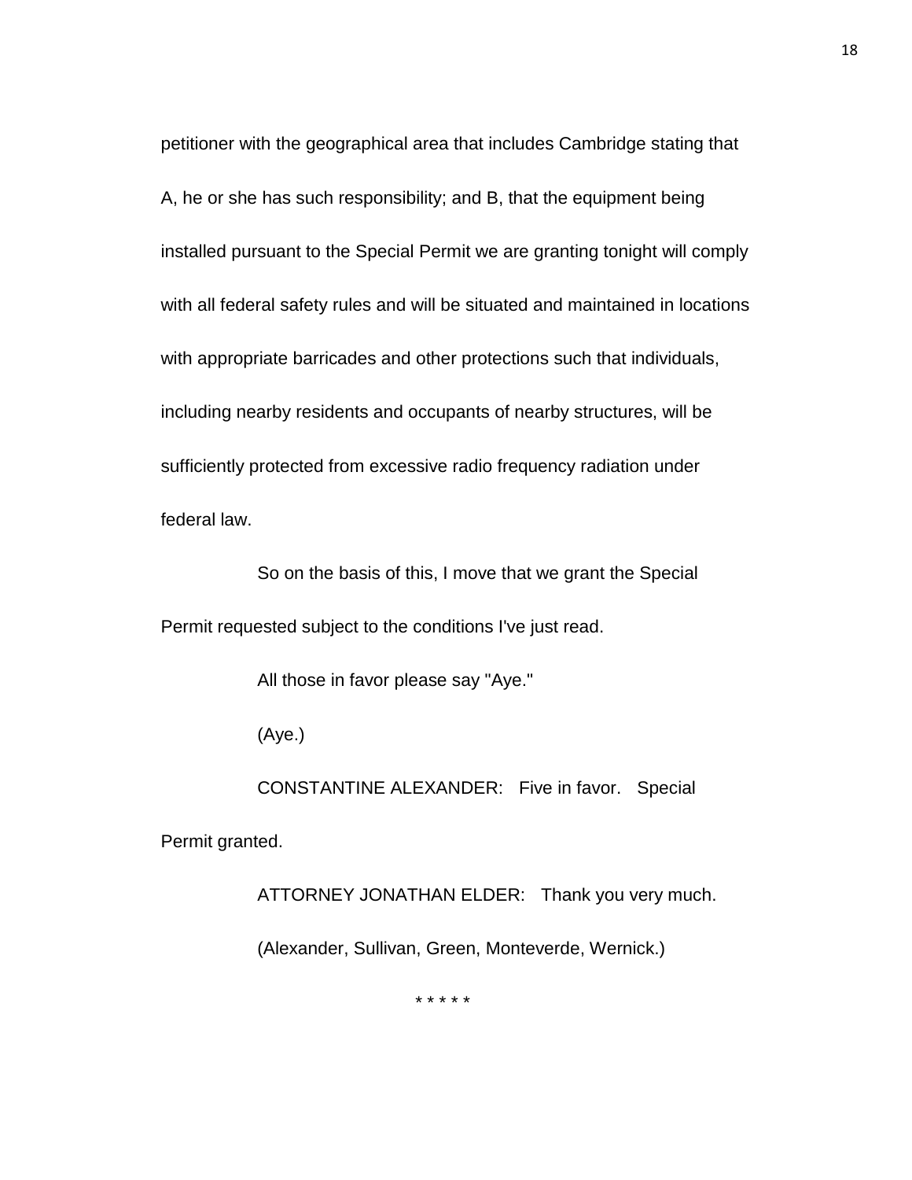petitioner with the geographical area that includes Cambridge stating that A, he or she has such responsibility; and B, that the equipment being installed pursuant to the Special Permit we are granting tonight will comply with all federal safety rules and will be situated and maintained in locations with appropriate barricades and other protections such that individuals, including nearby residents and occupants of nearby structures, will be sufficiently protected from excessive radio frequency radiation under federal law.

So on the basis of this, I move that we grant the Special Permit requested subject to the conditions I've just read.

All those in favor please say "Aye."

(Aye.)

CONSTANTINE ALEXANDER: Five in favor. Special Permit granted.

ATTORNEY JONATHAN ELDER: Thank you very much.

(Alexander, Sullivan, Green, Monteverde, Wernick.)

* * * * *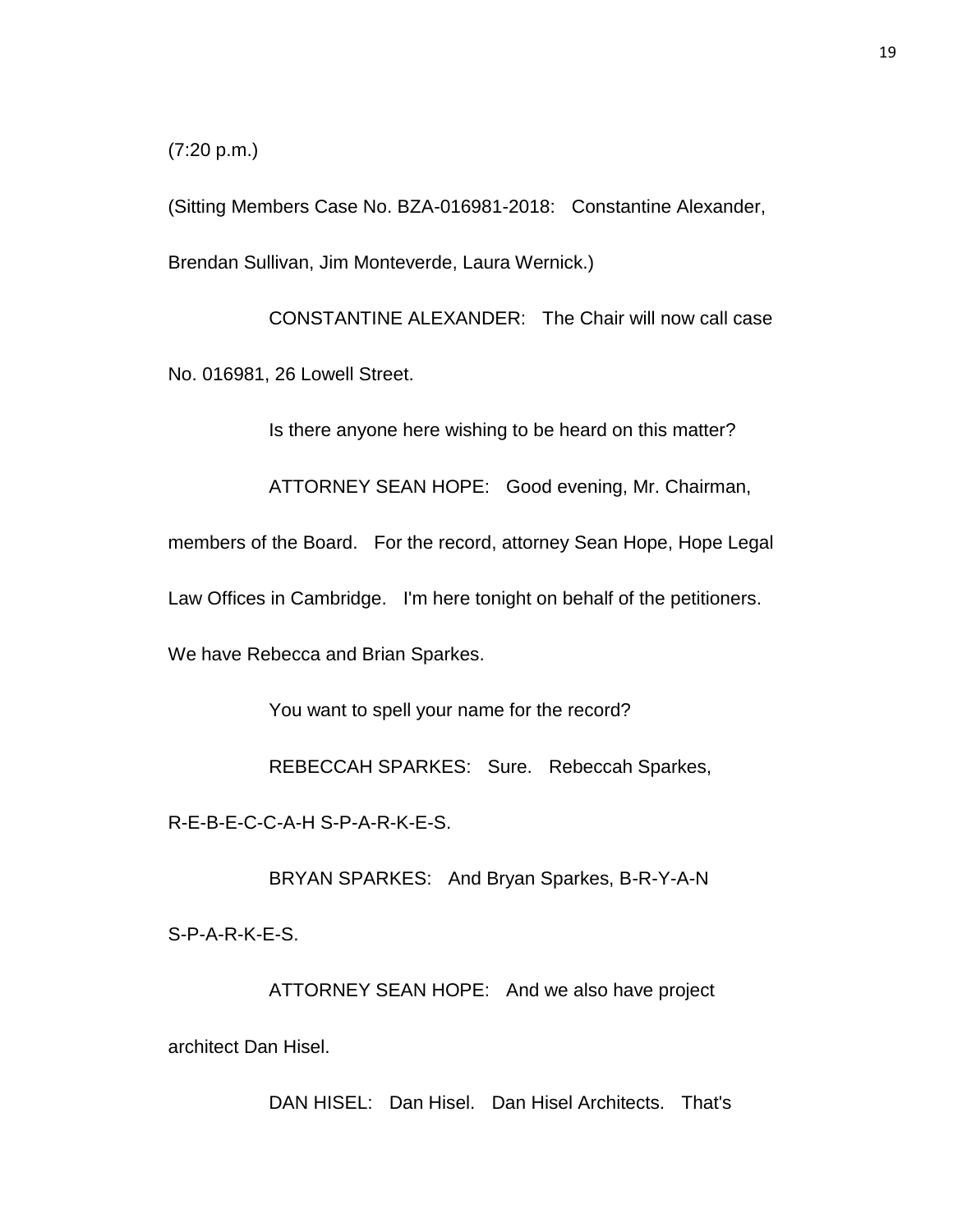(7:20 p.m.)

(Sitting Members Case No. BZA-016981-2018: Constantine Alexander, Brendan Sullivan, Jim Monteverde, Laura Wernick.)

CONSTANTINE ALEXANDER: The Chair will now call case No. 016981, 26 Lowell Street.

Is there anyone here wishing to be heard on this matter?

ATTORNEY SEAN HOPE: Good evening, Mr. Chairman, members of the Board. For the record, attorney Sean Hope, Hope Legal Law Offices in Cambridge. I'm here tonight on behalf of the petitioners. We have Rebecca and Brian Sparkes.

You want to spell your name for the record?

REBECCAH SPARKES: Sure. Rebeccah Sparkes, R-E-B-E-C-C-A-H S-P-A-R-K-E-S.

BRYAN SPARKES: And Bryan Sparkes, B-R-Y-A-N S-P-A-R-K-E-S.

ATTORNEY SEAN HOPE: And we also have project architect Dan Hisel.

DAN HISEL: Dan Hisel. Dan Hisel Architects. That's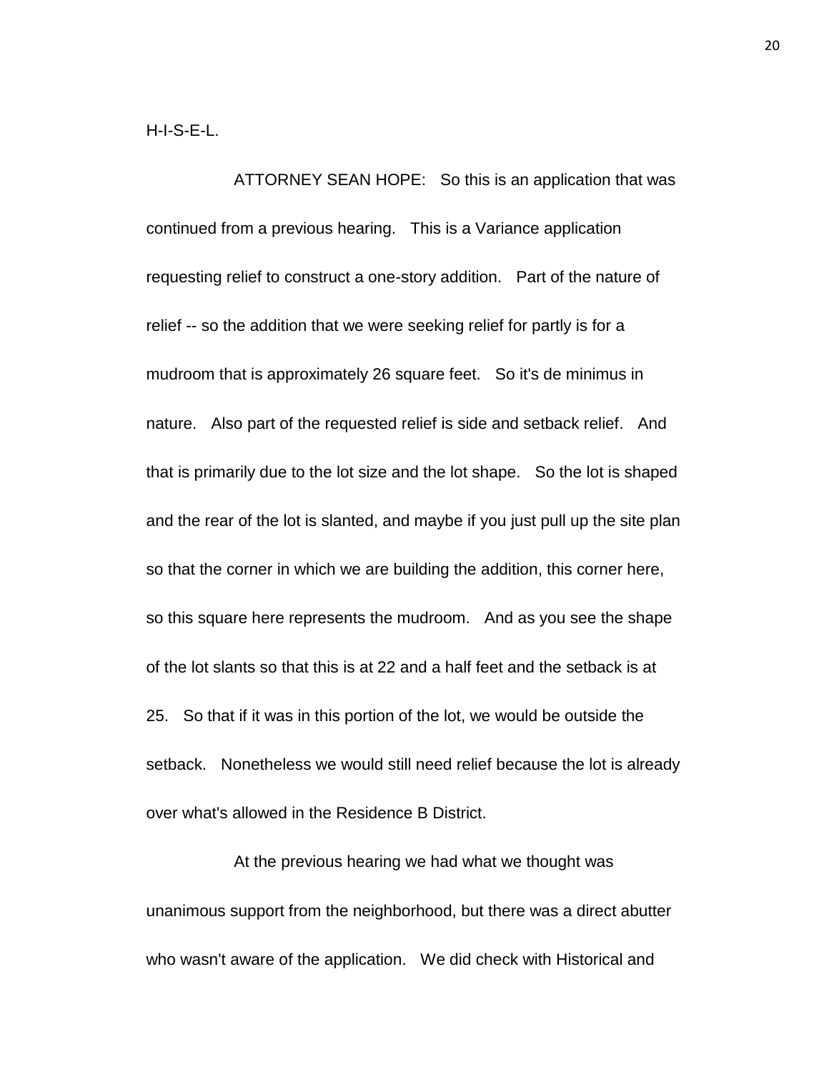H-I-S-E-L.

ATTORNEY SEAN HOPE: So this is an application that was continued from a previous hearing. This is a Variance application requesting relief to construct a one-story addition. Part of the nature of relief -- so the addition that we were seeking relief for partly is for a mudroom that is approximately 26 square feet. So it's de minimus in nature. Also part of the requested relief is side and setback relief. And that is primarily due to the lot size and the lot shape. So the lot is shaped and the rear of the lot is slanted, and maybe if you just pull up the site plan so that the corner in which we are building the addition, this corner here, so this square here represents the mudroom. And as you see the shape of the lot slants so that this is at 22 and a half feet and the setback is at 25. So that if it was in this portion of the lot, we would be outside the setback. Nonetheless we would still need relief because the lot is already over what's allowed in the Residence B District.

At the previous hearing we had what we thought was unanimous support from the neighborhood, but there was a direct abutter who wasn't aware of the application. We did check with Historical and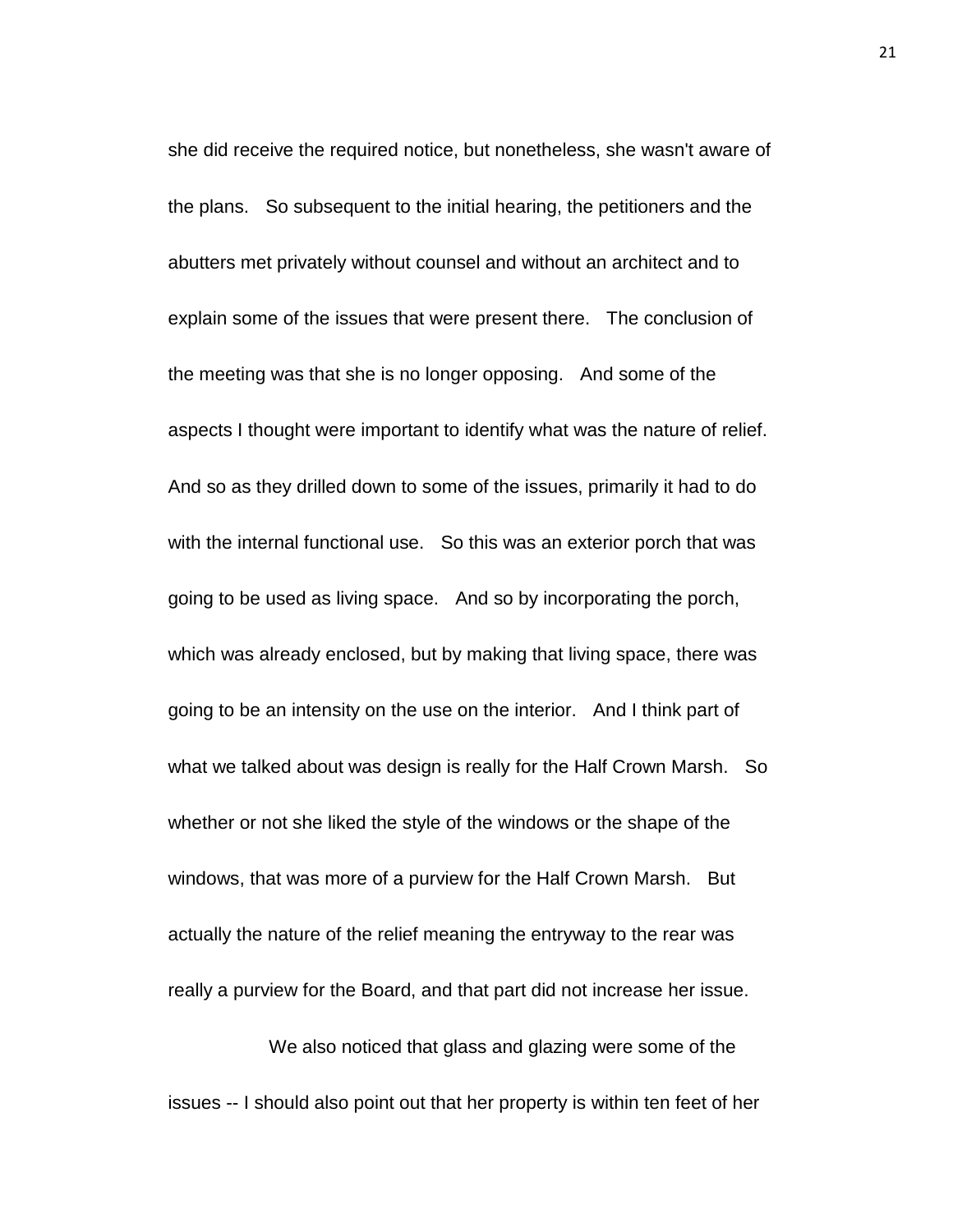she did receive the required notice, but nonetheless, she wasn't aware of the plans. So subsequent to the initial hearing, the petitioners and the abutters met privately without counsel and without an architect and to explain some of the issues that were present there. The conclusion of the meeting was that she is no longer opposing. And some of the aspects I thought were important to identify what was the nature of relief. And so as they drilled down to some of the issues, primarily it had to do with the internal functional use. So this was an exterior porch that was going to be used as living space. And so by incorporating the porch, which was already enclosed, but by making that living space, there was going to be an intensity on the use on the interior. And I think part of what we talked about was design is really for the Half Crown Marsh. So whether or not she liked the style of the windows or the shape of the windows, that was more of a purview for the Half Crown Marsh. But actually the nature of the relief meaning the entryway to the rear was really a purview for the Board, and that part did not increase her issue.

We also noticed that glass and glazing were some of the issues -- I should also point out that her property is within ten feet of her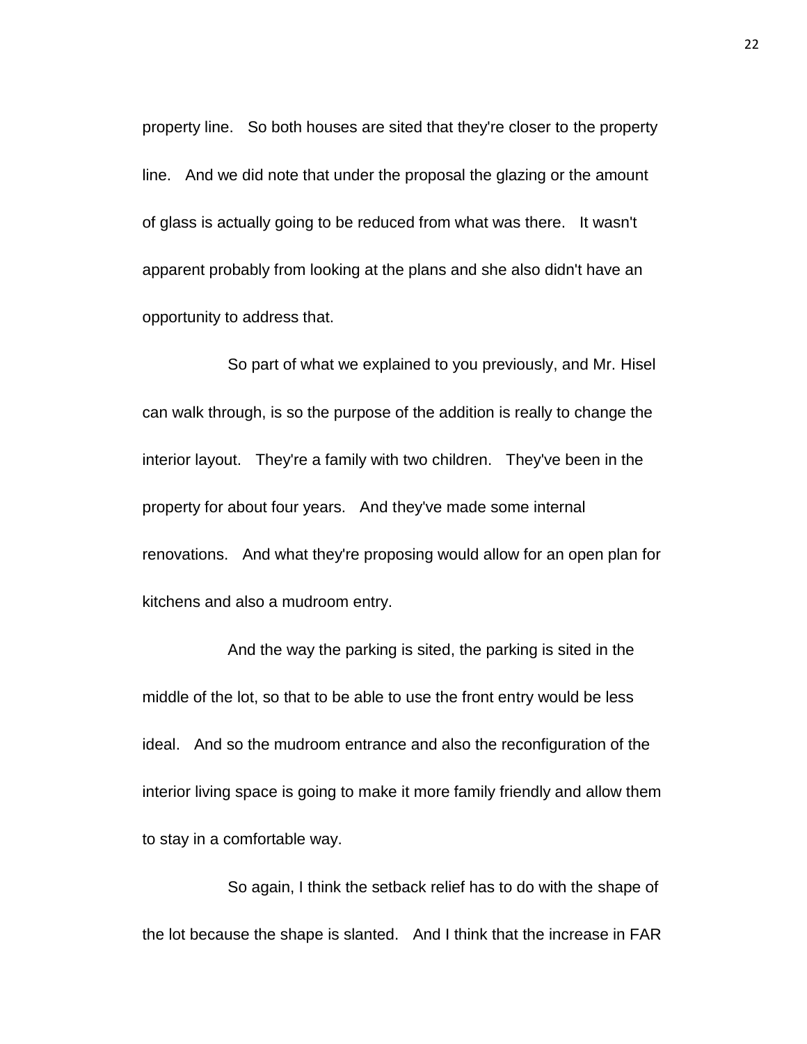property line. So both houses are sited that they're closer to the property line. And we did note that under the proposal the glazing or the amount of glass is actually going to be reduced from what was there. It wasn't apparent probably from looking at the plans and she also didn't have an opportunity to address that.

So part of what we explained to you previously, and Mr. Hisel can walk through, is so the purpose of the addition is really to change the interior layout. They're a family with two children. They've been in the property for about four years. And they've made some internal renovations. And what they're proposing would allow for an open plan for kitchens and also a mudroom entry.

And the way the parking is sited, the parking is sited in the middle of the lot, so that to be able to use the front entry would be less ideal. And so the mudroom entrance and also the reconfiguration of the interior living space is going to make it more family friendly and allow them to stay in a comfortable way.

So again, I think the setback relief has to do with the shape of the lot because the shape is slanted. And I think that the increase in FAR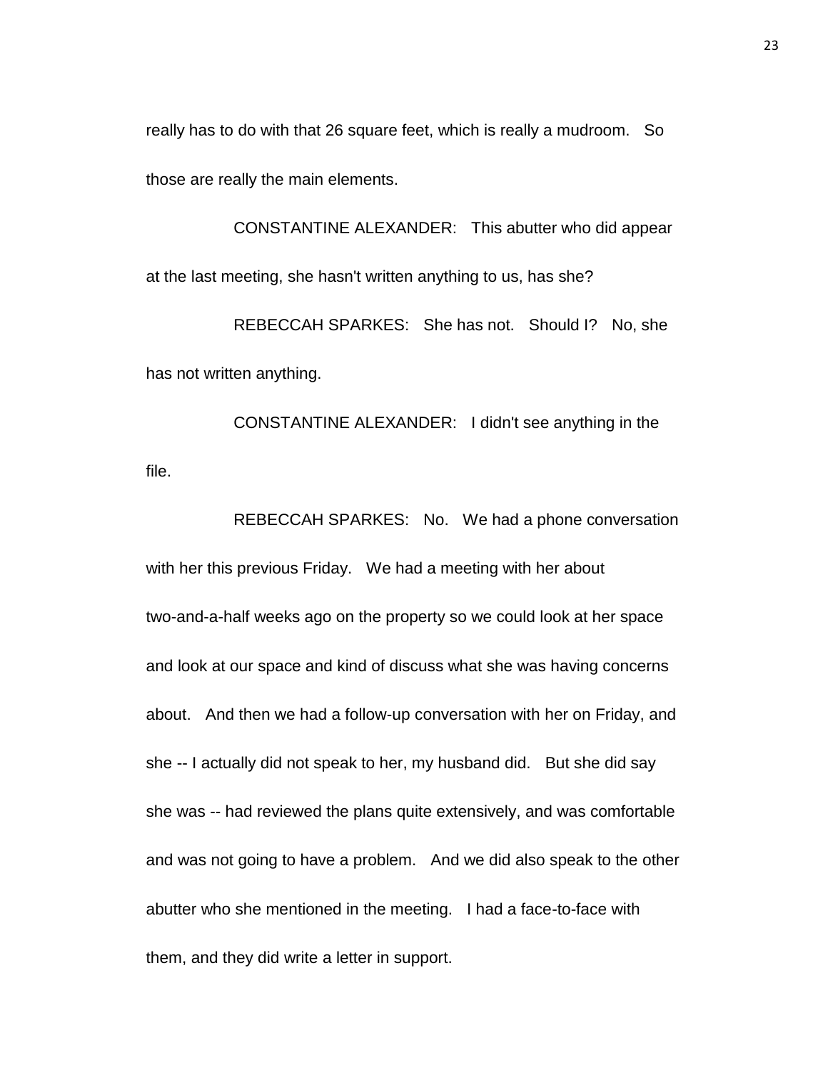really has to do with that 26 square feet, which is really a mudroom. So those are really the main elements.

CONSTANTINE ALEXANDER: This abutter who did appear at the last meeting, she hasn't written anything to us, has she?

REBECCAH SPARKES: She has not. Should I? No, she has not written anything.

CONSTANTINE ALEXANDER: I didn't see anything in the file.

REBECCAH SPARKES: No. We had a phone conversation with her this previous Friday. We had a meeting with her about two-and-a-half weeks ago on the property so we could look at her space and look at our space and kind of discuss what she was having concerns about. And then we had a follow-up conversation with her on Friday, and she -- I actually did not speak to her, my husband did. But she did say she was -- had reviewed the plans quite extensively, and was comfortable and was not going to have a problem. And we did also speak to the other abutter who she mentioned in the meeting. I had a face-to-face with them, and they did write a letter in support.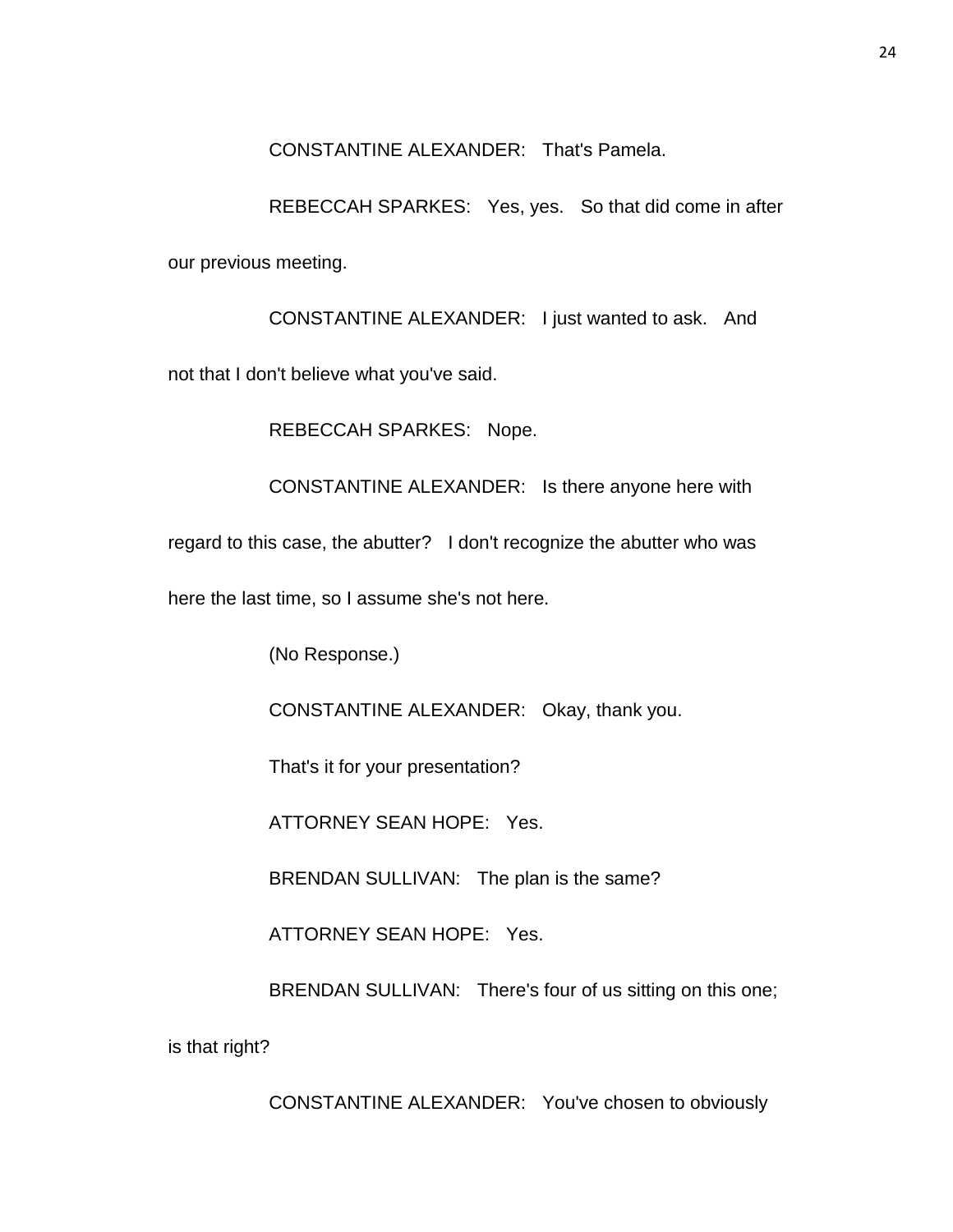CONSTANTINE ALEXANDER: That's Pamela.

REBECCAH SPARKES: Yes, yes. So that did come in after our previous meeting.

CONSTANTINE ALEXANDER: I just wanted to ask. And not that I don't believe what you've said.

REBECCAH SPARKES: Nope.

CONSTANTINE ALEXANDER: Is there anyone here with regard to this case, the abutter? I don't recognize the abutter who was here the last time, so I assume she's not here.

(No Response.)

CONSTANTINE ALEXANDER: Okay, thank you.

That's it for your presentation?

ATTORNEY SEAN HOPE: Yes.

BRENDAN SULLIVAN: The plan is the same?

ATTORNEY SEAN HOPE: Yes.

BRENDAN SULLIVAN: There's four of us sitting on this one; is that right?

CONSTANTINE ALEXANDER: You've chosen to obviously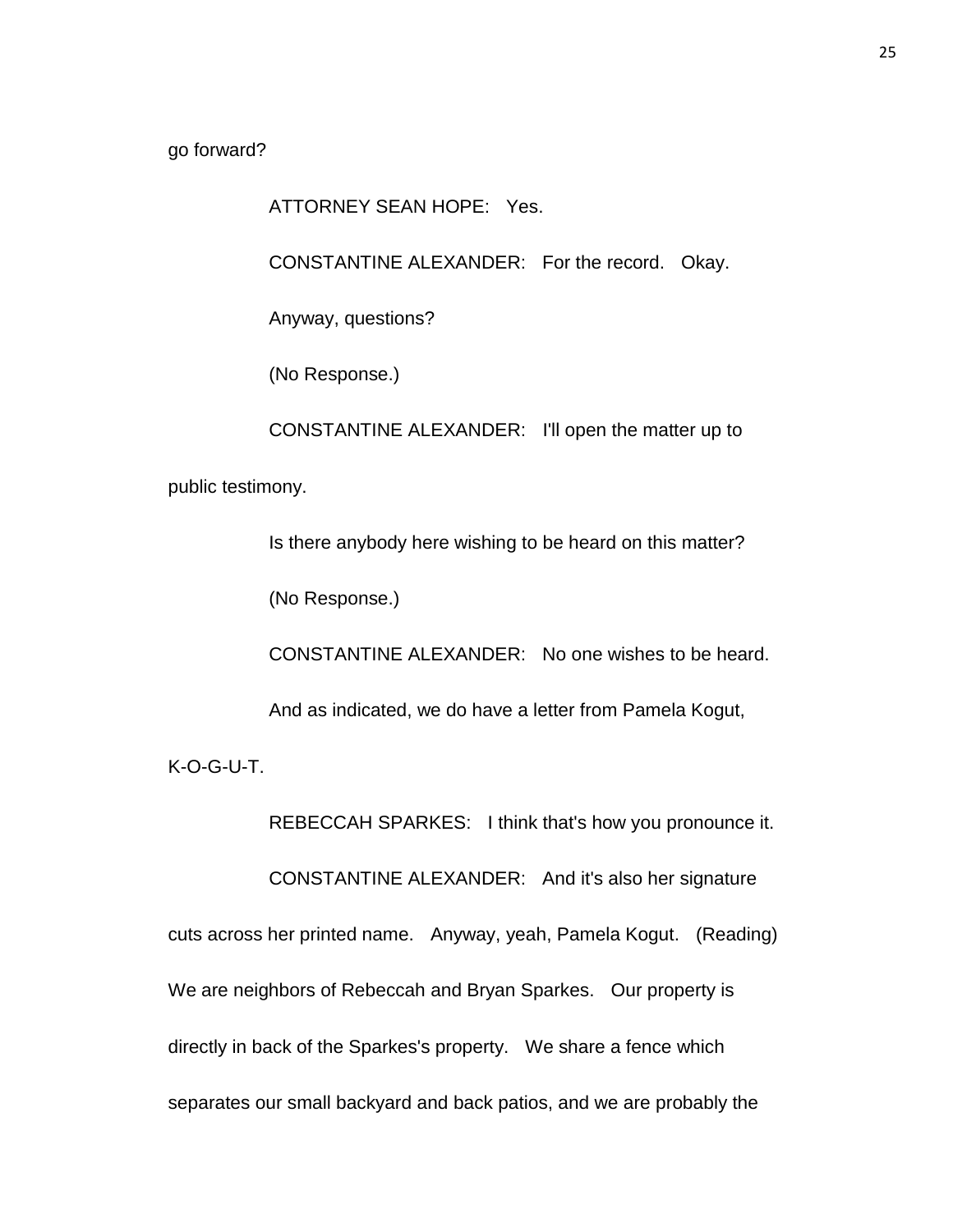go forward?

ATTORNEY SEAN HOPE: Yes.

CONSTANTINE ALEXANDER: For the record. Okay.

Anyway, questions?

(No Response.)

CONSTANTINE ALEXANDER: I'll open the matter up to public testimony.

Is there anybody here wishing to be heard on this matter?

(No Response.)

CONSTANTINE ALEXANDER: No one wishes to be heard.

And as indicated, we do have a letter from Pamela Kogut, K-O-G-U-T.

REBECCAH SPARKES: I think that's how you pronounce it.

CONSTANTINE ALEXANDER: And it's also her signature cuts across her printed name. Anyway, yeah, Pamela Kogut. (Reading) We are neighbors of Rebeccah and Bryan Sparkes. Our property is directly in back of the Sparkes's property. We share a fence which separates our small backyard and back patios, and we are probably the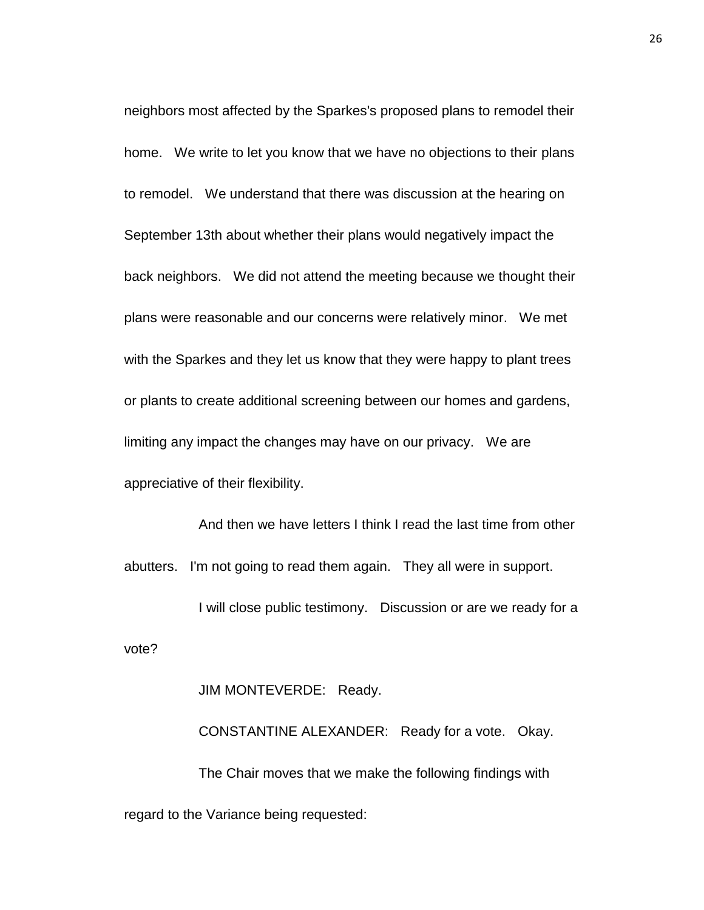neighbors most affected by the Sparkes's proposed plans to remodel their home. We write to let you know that we have no objections to their plans to remodel. We understand that there was discussion at the hearing on September 13th about whether their plans would negatively impact the back neighbors. We did not attend the meeting because we thought their plans were reasonable and our concerns were relatively minor. We met with the Sparkes and they let us know that they were happy to plant trees or plants to create additional screening between our homes and gardens, limiting any impact the changes may have on our privacy. We are appreciative of their flexibility.

And then we have letters I think I read the last time from other abutters. I'm not going to read them again. They all were in support.

I will close public testimony. Discussion or are we ready for a vote?

JIM MONTEVERDE: Ready.

CONSTANTINE ALEXANDER: Ready for a vote. Okay.

The Chair moves that we make the following findings with regard to the Variance being requested: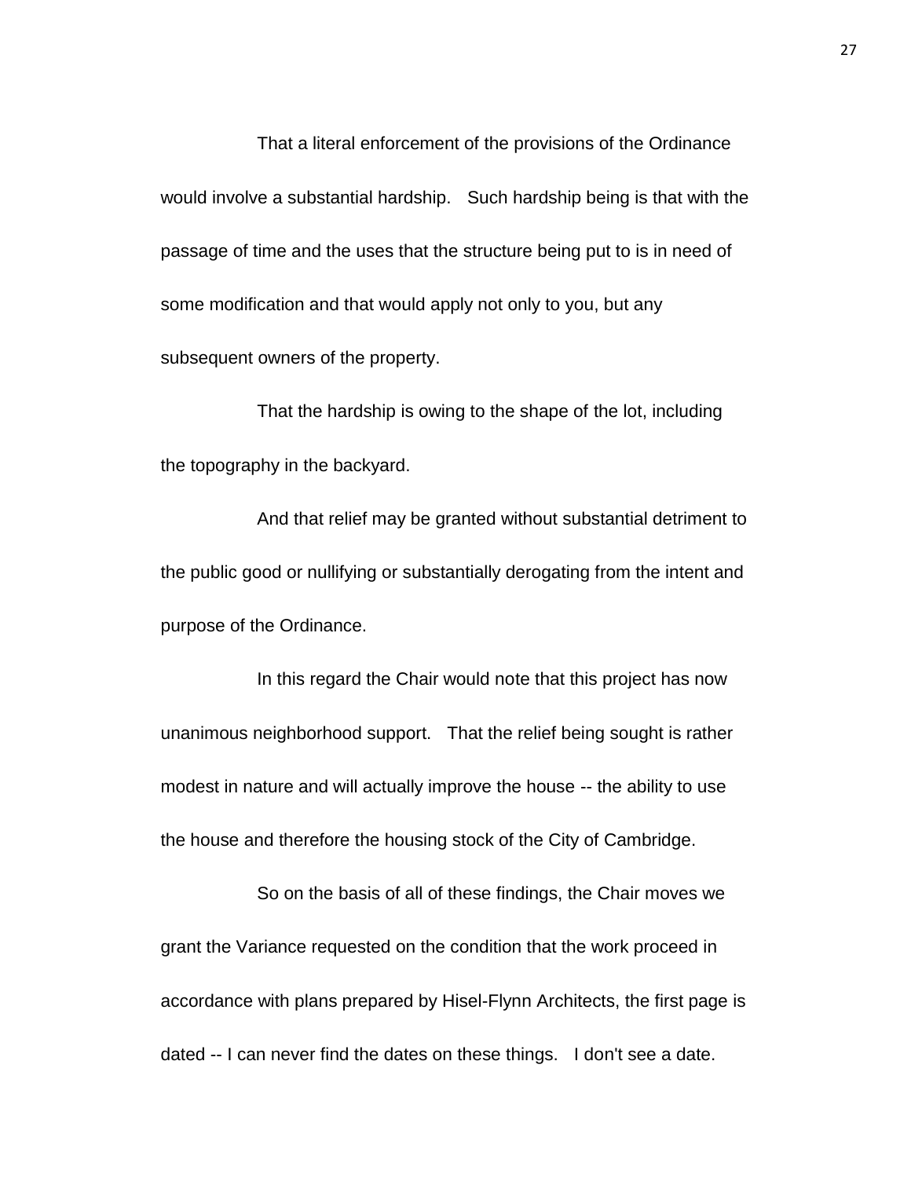That a literal enforcement of the provisions of the Ordinance would involve a substantial hardship. Such hardship being is that with the passage of time and the uses that the structure being put to is in need of some modification and that would apply not only to you, but any subsequent owners of the property.

That the hardship is owing to the shape of the lot, including the topography in the backyard.

And that relief may be granted without substantial detriment to the public good or nullifying or substantially derogating from the intent and purpose of the Ordinance.

In this regard the Chair would note that this project has now unanimous neighborhood support. That the relief being sought is rather modest in nature and will actually improve the house -- the ability to use the house and therefore the housing stock of the City of Cambridge.

So on the basis of all of these findings, the Chair moves we grant the Variance requested on the condition that the work proceed in accordance with plans prepared by Hisel-Flynn Architects, the first page is dated -- I can never find the dates on these things. I don't see a date.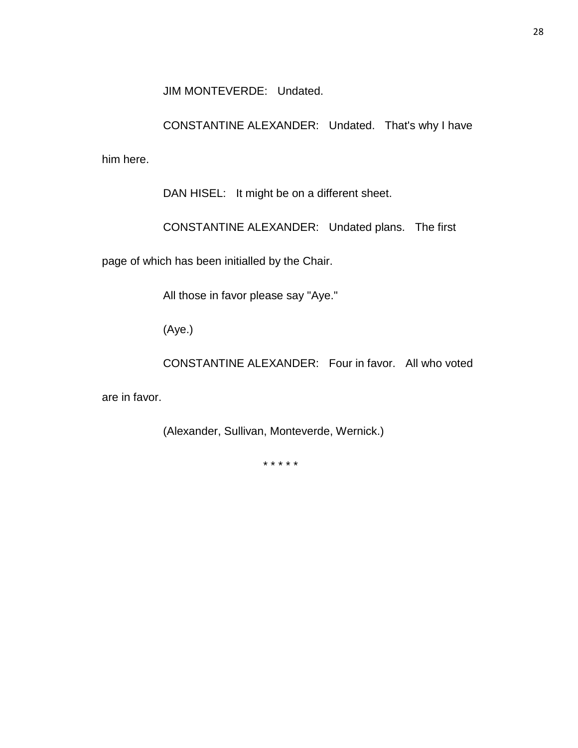JIM MONTEVERDE: Undated.

CONSTANTINE ALEXANDER: Undated. That's why I have him here.

DAN HISEL: It might be on a different sheet.

CONSTANTINE ALEXANDER: Undated plans. The first page of which has been initialled by the Chair.

All those in favor please say "Aye."

(Aye.)

CONSTANTINE ALEXANDER: Four in favor. All who voted are in favor.

(Alexander, Sullivan, Monteverde, Wernick.)

* * * * *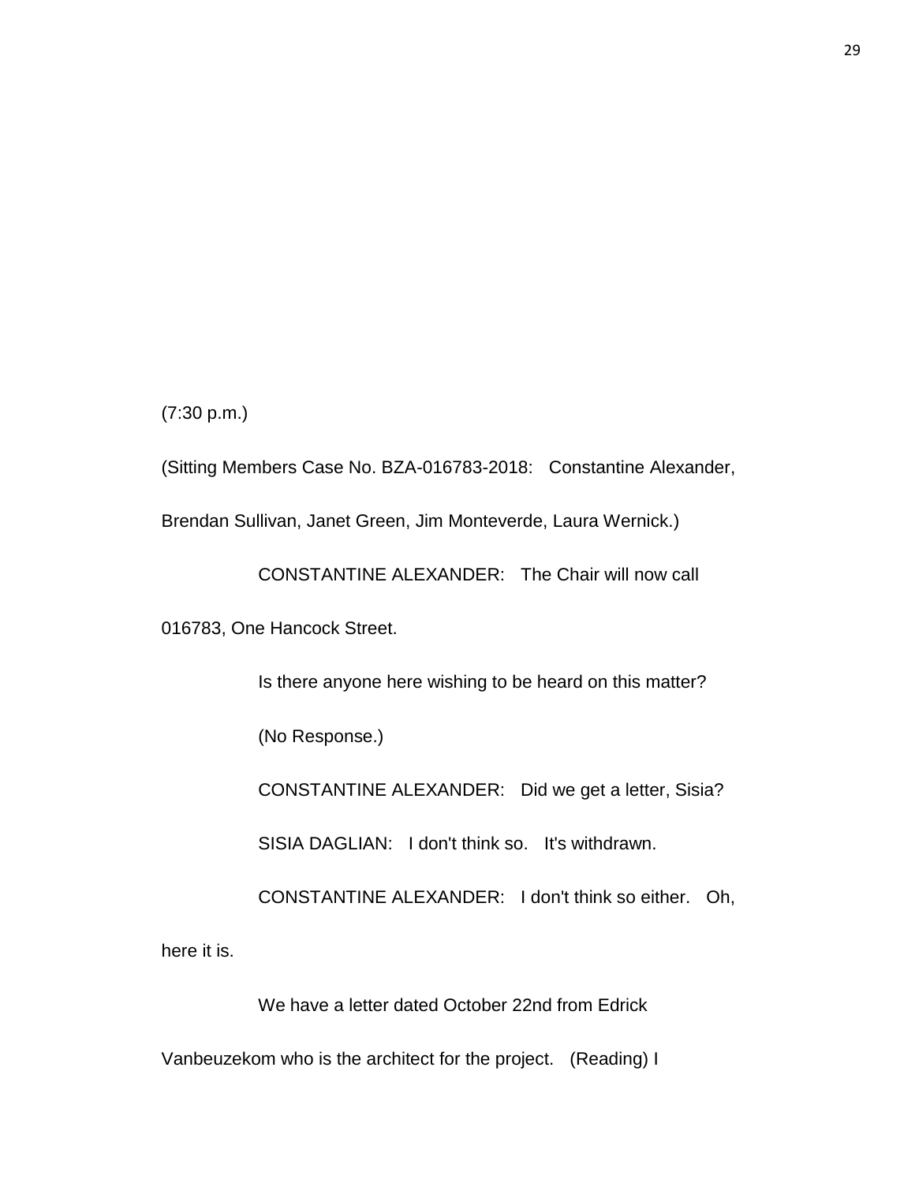(7:30 p.m.)

(Sitting Members Case No. BZA-016783-2018: Constantine Alexander, Brendan Sullivan, Janet Green, Jim Monteverde, Laura Wernick.)

CONSTANTINE ALEXANDER: The Chair will now call 016783, One Hancock Street.

Is there anyone here wishing to be heard on this matter?

(No Response.)

CONSTANTINE ALEXANDER: Did we get a letter, Sisia?

SISIA DAGLIAN: I don't think so. It's withdrawn.

CONSTANTINE ALEXANDER: I don't think so either. Oh, here it is.

We have a letter dated October 22nd from Edrick Vanbeuzekom who is the architect for the project. (Reading) I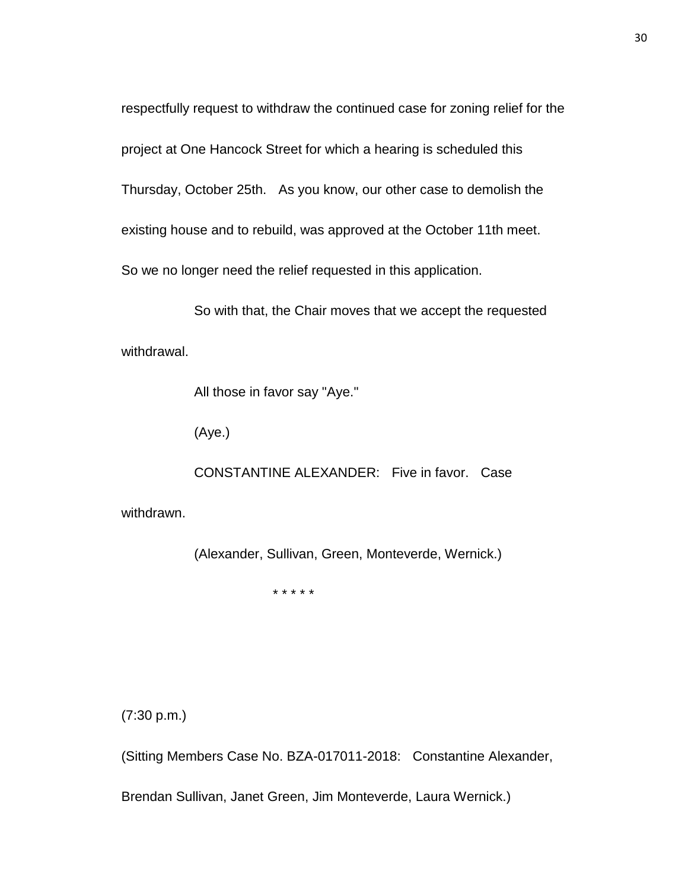respectfully request to withdraw the continued case for zoning relief for the project at One Hancock Street for which a hearing is scheduled this Thursday, October 25th. As you know, our other case to demolish the existing house and to rebuild, was approved at the October 11th meet. So we no longer need the relief requested in this application.

So with that, the Chair moves that we accept the requested withdrawal.

All those in favor say "Aye."

(Aye.)

CONSTANTINE ALEXANDER: Five in favor. Case withdrawn.

(Alexander, Sullivan, Green, Monteverde, Wernick.)

\* \* \* \* \*

(7:30 p.m.)

(Sitting Members Case No. BZA-017011-2018: Constantine Alexander, Brendan Sullivan, Janet Green, Jim Monteverde, Laura Wernick.)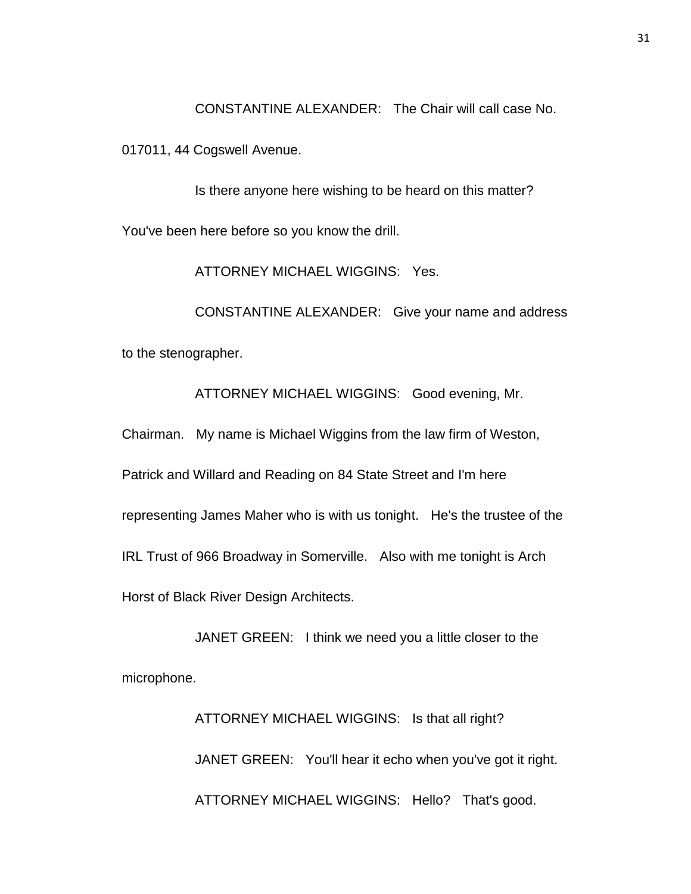CONSTANTINE ALEXANDER: The Chair will call case No. 017011, 44 Cogswell Avenue.

Is there anyone here wishing to be heard on this matter? You've been here before so you know the drill.

ATTORNEY MICHAEL WIGGINS: Yes.

CONSTANTINE ALEXANDER: Give your name and address to the stenographer.

ATTORNEY MICHAEL WIGGINS: Good evening, Mr. Chairman. My name is Michael Wiggins from the law firm of Weston, Patrick and Willard and Reading on 84 State Street and I'm here representing James Maher who is with us tonight. He's the trustee of the IRL Trust of 966 Broadway in Somerville. Also with me tonight is Arch Horst of Black River Design Architects.

JANET GREEN: I think we need you a little closer to the microphone.

ATTORNEY MICHAEL WIGGINS: Is that all right?

JANET GREEN: You'll hear it echo when you've got it right.

ATTORNEY MICHAEL WIGGINS: Hello? That's good.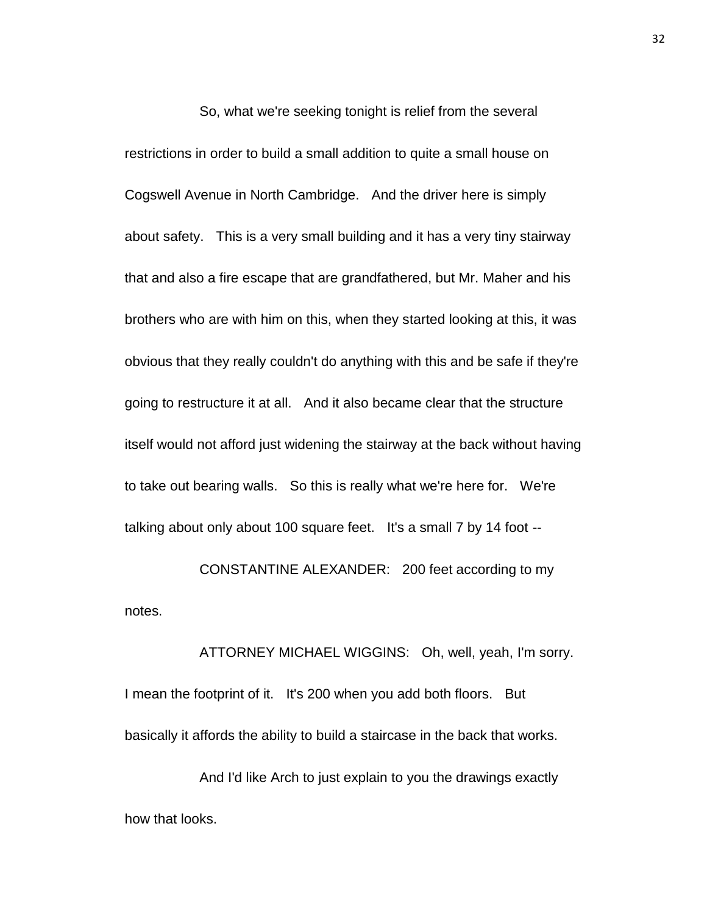So, what we're seeking tonight is relief from the several restrictions in order to build a small addition to quite a small house on Cogswell Avenue in North Cambridge. And the driver here is simply about safety. This is a very small building and it has a very tiny stairway that and also a fire escape that are grandfathered, but Mr. Maher and his brothers who are with him on this, when they started looking at this, it was obvious that they really couldn't do anything with this and be safe if they're going to restructure it at all. And it also became clear that the structure itself would not afford just widening the stairway at the back without having to take out bearing walls. So this is really what we're here for. We're talking about only about 100 square feet. It's a small 7 by 14 foot --

CONSTANTINE ALEXANDER: 200 feet according to my notes.

ATTORNEY MICHAEL WIGGINS: Oh, well, yeah, I'm sorry. I mean the footprint of it. It's 200 when you add both floors. But basically it affords the ability to build a staircase in the back that works.

And I'd like Arch to just explain to you the drawings exactly how that looks.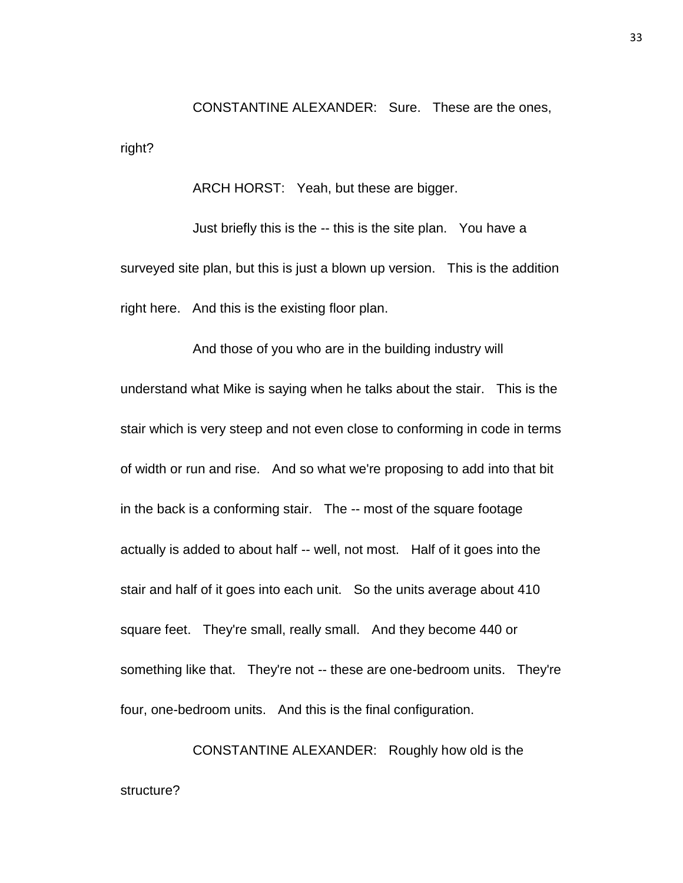CONSTANTINE ALEXANDER: Sure. These are the ones, right?

ARCH HORST: Yeah, but these are bigger.

Just briefly this is the -- this is the site plan. You have a surveyed site plan, but this is just a blown up version. This is the addition right here. And this is the existing floor plan.

And those of you who are in the building industry will understand what Mike is saying when he talks about the stair. This is the stair which is very steep and not even close to conforming in code in terms of width or run and rise. And so what we're proposing to add into that bit in the back is a conforming stair. The -- most of the square footage actually is added to about half -- well, not most. Half of it goes into the stair and half of it goes into each unit. So the units average about 410 square feet. They're small, really small. And they become 440 or something like that. They're not -- these are one-bedroom units. They're four, one-bedroom units. And this is the final configuration.

CONSTANTINE ALEXANDER: Roughly how old is the structure?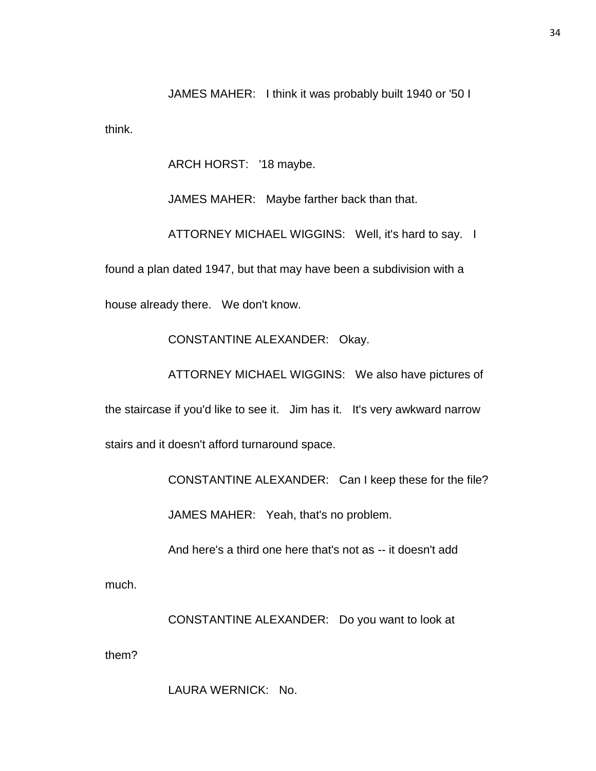JAMES MAHER: I think it was probably built 1940 or '50 I think.

ARCH HORST: '18 maybe.

JAMES MAHER: Maybe farther back than that.

ATTORNEY MICHAEL WIGGINS: Well, it's hard to say. I found a plan dated 1947, but that may have been a subdivision with a house already there. We don't know.

CONSTANTINE ALEXANDER: Okay.

ATTORNEY MICHAEL WIGGINS: We also have pictures of the staircase if you'd like to see it. Jim has it. It's very awkward narrow stairs and it doesn't afford turnaround space.

CONSTANTINE ALEXANDER: Can I keep these for the file?

JAMES MAHER: Yeah, that's no problem.

And here's a third one here that's not as -- it doesn't add much.

CONSTANTINE ALEXANDER: Do you want to look at them?

LAURA WERNICK: No.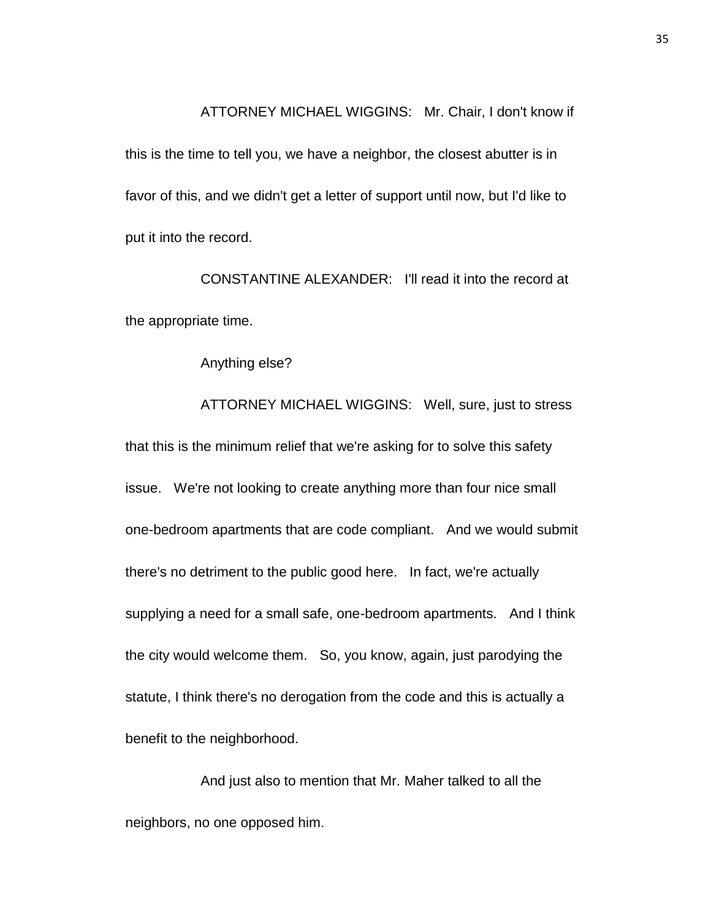ATTORNEY MICHAEL WIGGINS: Mr. Chair, I don't know if this is the time to tell you, we have a neighbor, the closest abutter is in favor of this, and we didn't get a letter of support until now, but I'd like to put it into the record.

CONSTANTINE ALEXANDER: I'll read it into the record at the appropriate time.

Anything else?

ATTORNEY MICHAEL WIGGINS: Well, sure, just to stress that this is the minimum relief that we're asking for to solve this safety issue. We're not looking to create anything more than four nice small one-bedroom apartments that are code compliant. And we would submit there's no detriment to the public good here. In fact, we're actually supplying a need for a small safe, one-bedroom apartments. And I think the city would welcome them. So, you know, again, just parodying the statute, I think there's no derogation from the code and this is actually a benefit to the neighborhood.

And just also to mention that Mr. Maher talked to all the neighbors, no one opposed him.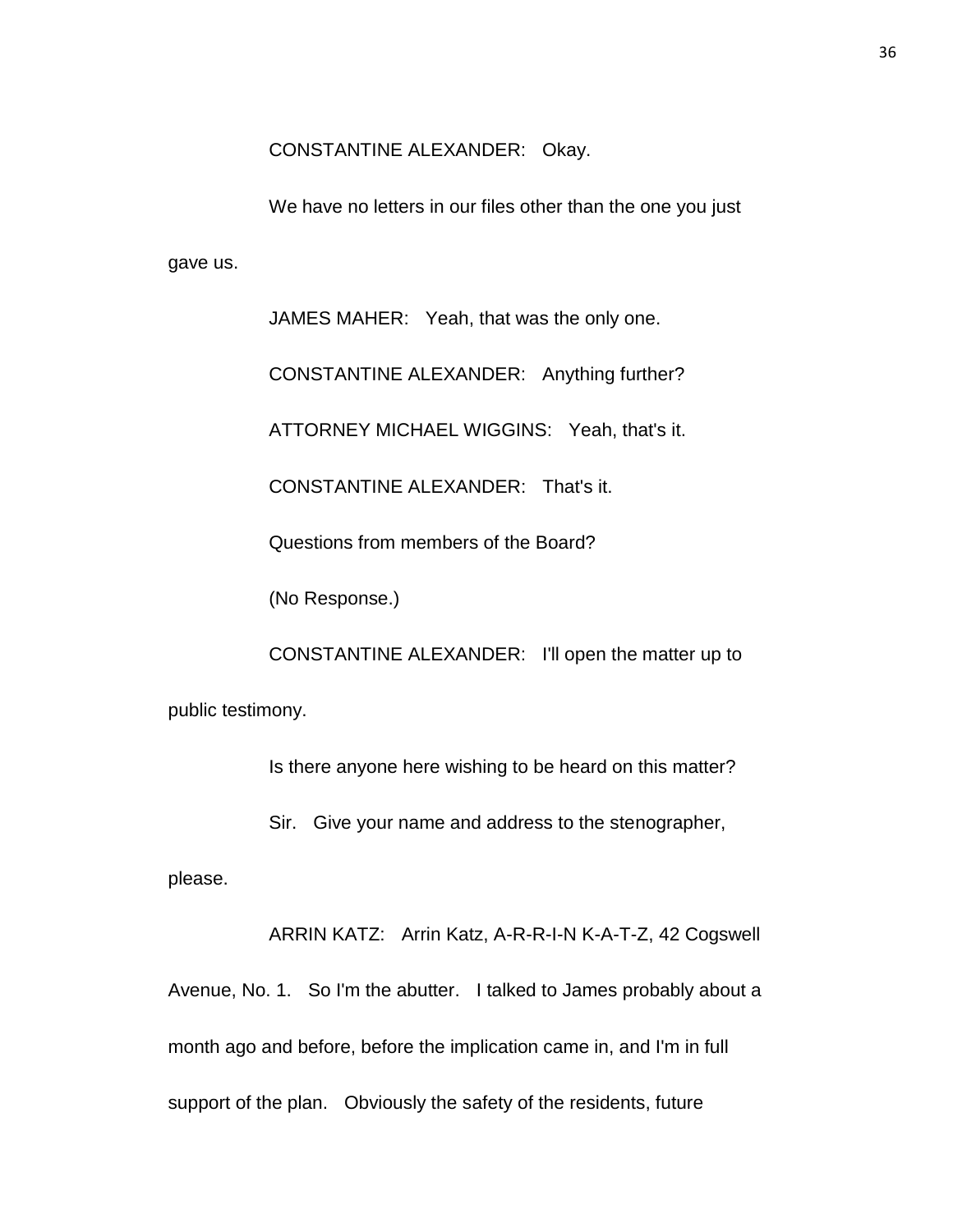CONSTANTINE ALEXANDER: Okay.

We have no letters in our files other than the one you just gave us.

JAMES MAHER: Yeah, that was the only one.

CONSTANTINE ALEXANDER: Anything further?

ATTORNEY MICHAEL WIGGINS: Yeah, that's it.

CONSTANTINE ALEXANDER: That's it.

Questions from members of the Board?

(No Response.)

CONSTANTINE ALEXANDER: I'll open the matter up to public testimony.

Is there anyone here wishing to be heard on this matter?

Sir. Give your name and address to the stenographer, please.

ARRIN KATZ: Arrin Katz, A-R-R-I-N K-A-T-Z, 42 Cogswell Avenue, No. 1. So I'm the abutter. I talked to James probably about a month ago and before, before the implication came in, and I'm in full support of the plan. Obviously the safety of the residents, future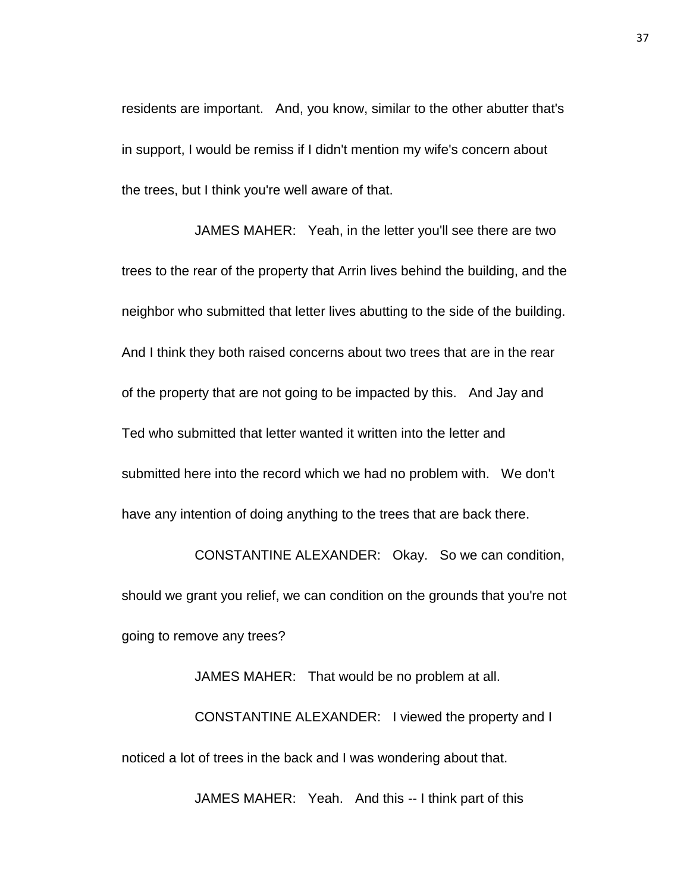residents are important. And, you know, similar to the other abutter that's in support, I would be remiss if I didn't mention my wife's concern about the trees, but I think you're well aware of that.

JAMES MAHER: Yeah, in the letter you'll see there are two trees to the rear of the property that Arrin lives behind the building, and the neighbor who submitted that letter lives abutting to the side of the building. And I think they both raised concerns about two trees that are in the rear of the property that are not going to be impacted by this. And Jay and Ted who submitted that letter wanted it written into the letter and submitted here into the record which we had no problem with. We don't have any intention of doing anything to the trees that are back there.

CONSTANTINE ALEXANDER: Okay. So we can condition, should we grant you relief, we can condition on the grounds that you're not going to remove any trees?

JAMES MAHER: That would be no problem at all.

CONSTANTINE ALEXANDER: I viewed the property and I noticed a lot of trees in the back and I was wondering about that.

JAMES MAHER: Yeah. And this -- I think part of this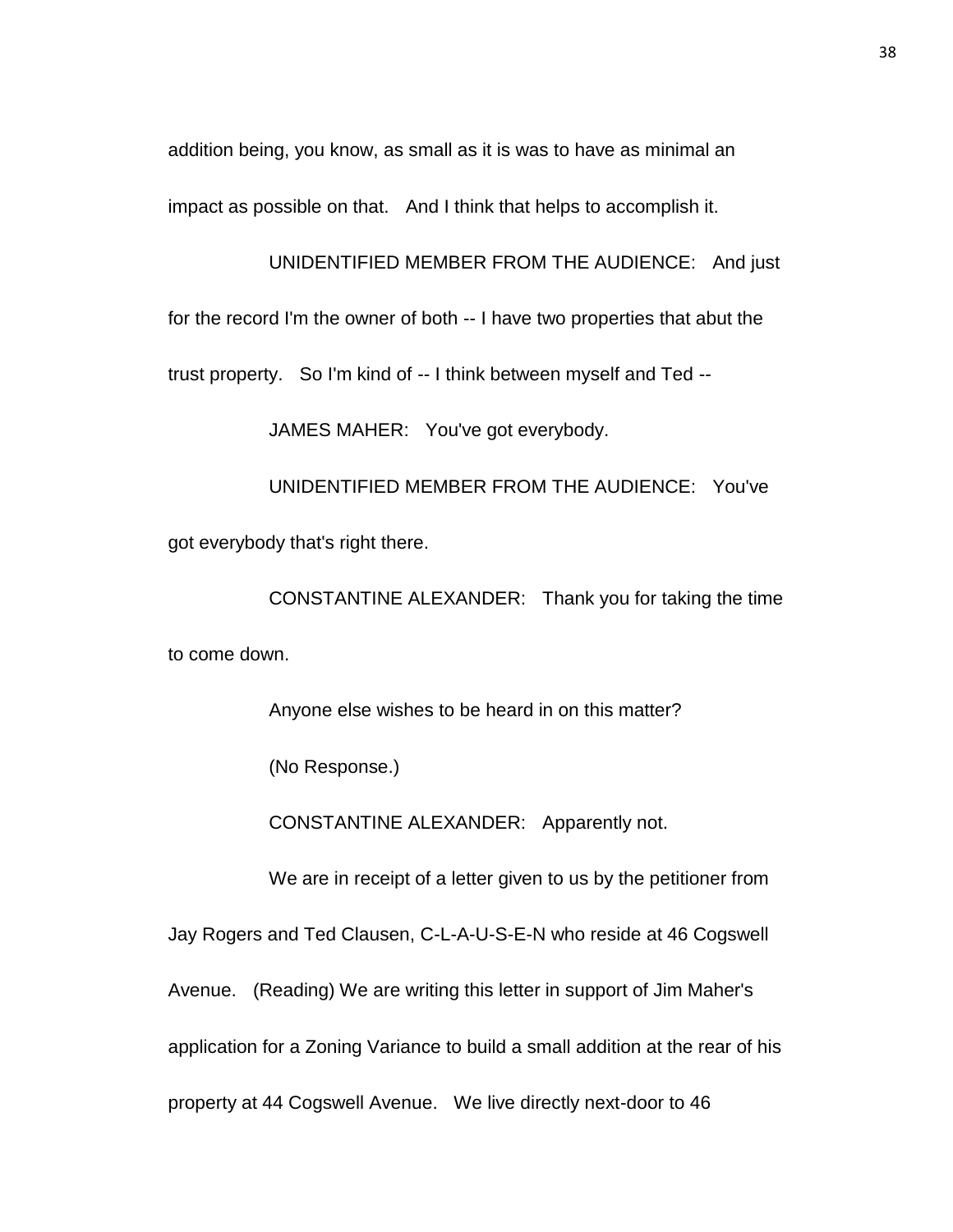addition being, you know, as small as it is was to have as minimal an impact as possible on that. And I think that helps to accomplish it.

UNIDENTIFIED MEMBER FROM THE AUDIENCE: And just for the record I'm the owner of both -- I have two properties that abut the trust property. So I'm kind of -- I think between myself and Ted --

JAMES MAHER: You've got everybody.

UNIDENTIFIED MEMBER FROM THE AUDIENCE: You've got everybody that's right there.

CONSTANTINE ALEXANDER: Thank you for taking the time to come down.

Anyone else wishes to be heard in on this matter?

(No Response.)

CONSTANTINE ALEXANDER: Apparently not.

We are in receipt of a letter given to us by the petitioner from Jay Rogers and Ted Clausen, C-L-A-U-S-E-N who reside at 46 Cogswell Avenue. (Reading) We are writing this letter in support of Jim Maher's application for a Zoning Variance to build a small addition at the rear of his property at 44 Cogswell Avenue. We live directly next-door to 46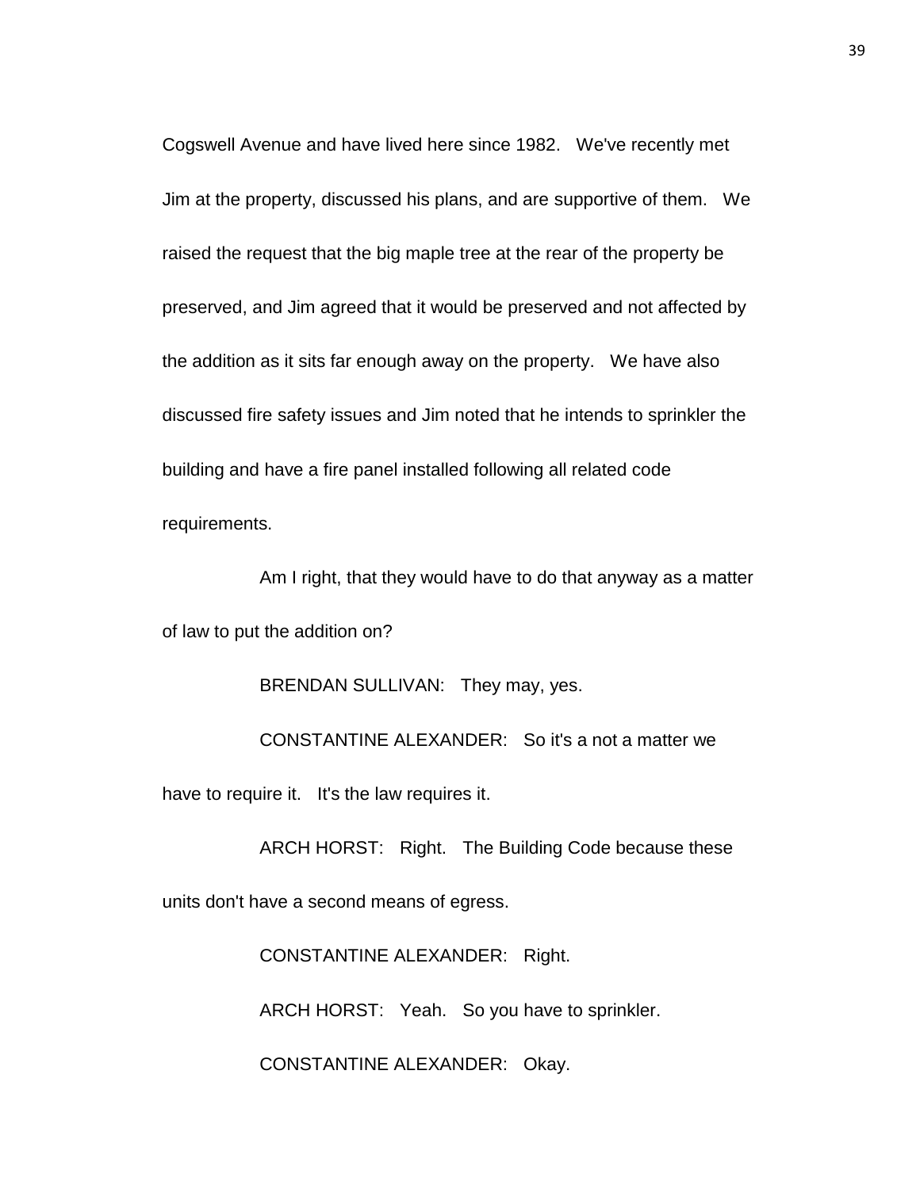Cogswell Avenue and have lived here since 1982. We've recently met Jim at the property, discussed his plans, and are supportive of them. We raised the request that the big maple tree at the rear of the property be preserved, and Jim agreed that it would be preserved and not affected by the addition as it sits far enough away on the property. We have also discussed fire safety issues and Jim noted that he intends to sprinkler the building and have a fire panel installed following all related code requirements.

Am I right, that they would have to do that anyway as a matter of law to put the addition on?

BRENDAN SULLIVAN: They may, yes.

CONSTANTINE ALEXANDER: So it's a not a matter we have to require it. It's the law requires it.

ARCH HORST: Right. The Building Code because these units don't have a second means of egress.

CONSTANTINE ALEXANDER: Right.

ARCH HORST: Yeah. So you have to sprinkler.

CONSTANTINE ALEXANDER: Okay.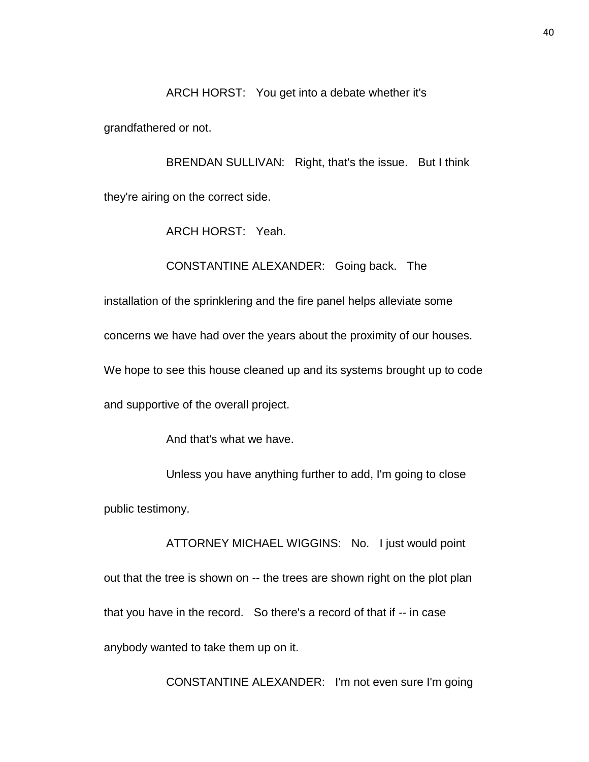ARCH HORST: You get into a debate whether it's grandfathered or not.

BRENDAN SULLIVAN: Right, that's the issue. But I think they're airing on the correct side.

ARCH HORST: Yeah.

CONSTANTINE ALEXANDER: Going back. The installation of the sprinklering and the fire panel helps alleviate some concerns we have had over the years about the proximity of our houses. We hope to see this house cleaned up and its systems brought up to code and supportive of the overall project.

And that's what we have.

Unless you have anything further to add, I'm going to close public testimony.

ATTORNEY MICHAEL WIGGINS: No. I just would point out that the tree is shown on -- the trees are shown right on the plot plan that you have in the record. So there's a record of that if -- in case anybody wanted to take them up on it.

CONSTANTINE ALEXANDER: I'm not even sure I'm going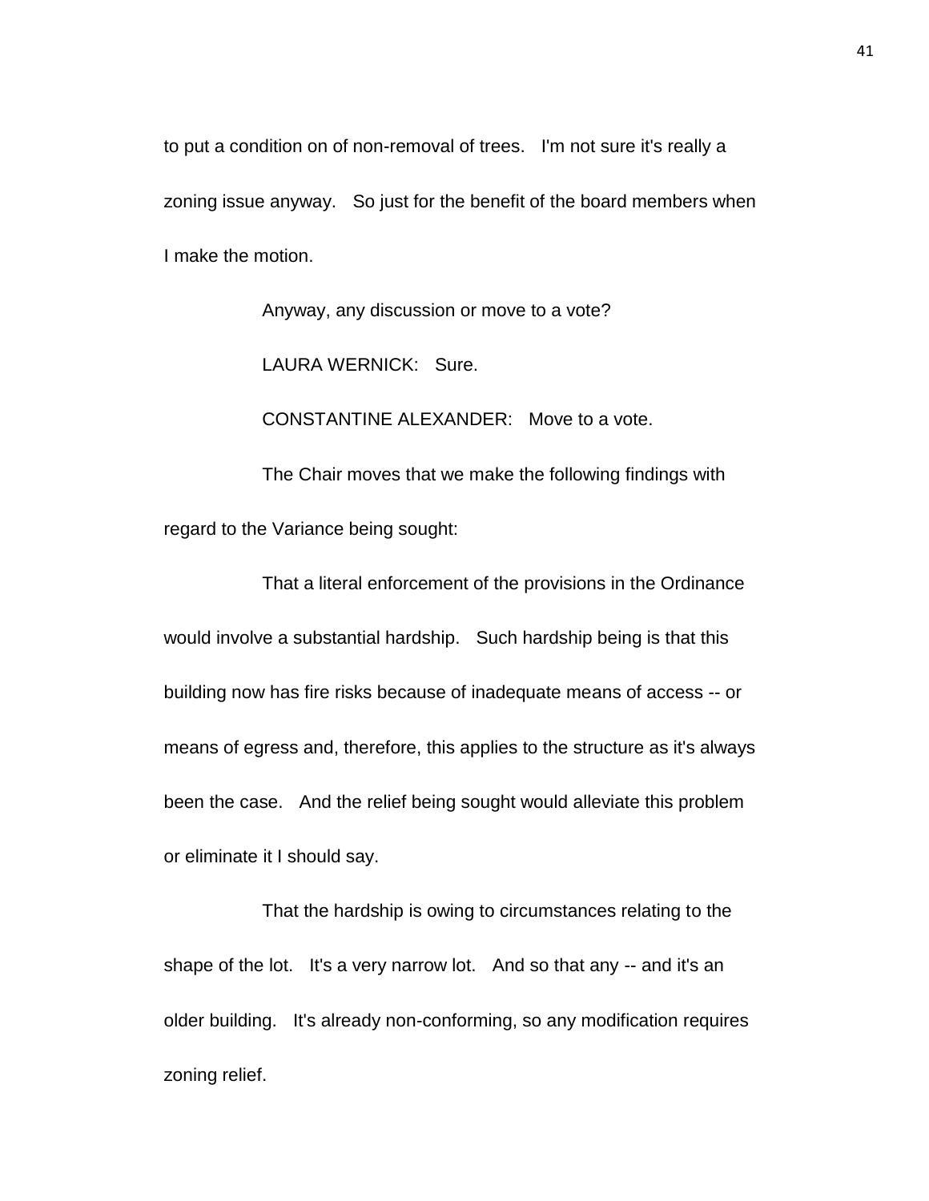to put a condition on of non-removal of trees. I'm not sure it's really a zoning issue anyway. So just for the benefit of the board members when I make the motion.

Anyway, any discussion or move to a vote?

LAURA WERNICK: Sure.

CONSTANTINE ALEXANDER: Move to a vote.

The Chair moves that we make the following findings with regard to the Variance being sought:

That a literal enforcement of the provisions in the Ordinance would involve a substantial hardship. Such hardship being is that this building now has fire risks because of inadequate means of access -- or means of egress and, therefore, this applies to the structure as it's always been the case. And the relief being sought would alleviate this problem or eliminate it I should say.

That the hardship is owing to circumstances relating to the shape of the lot. It's a very narrow lot. And so that any -- and it's an older building. It's already non-conforming, so any modification requires zoning relief.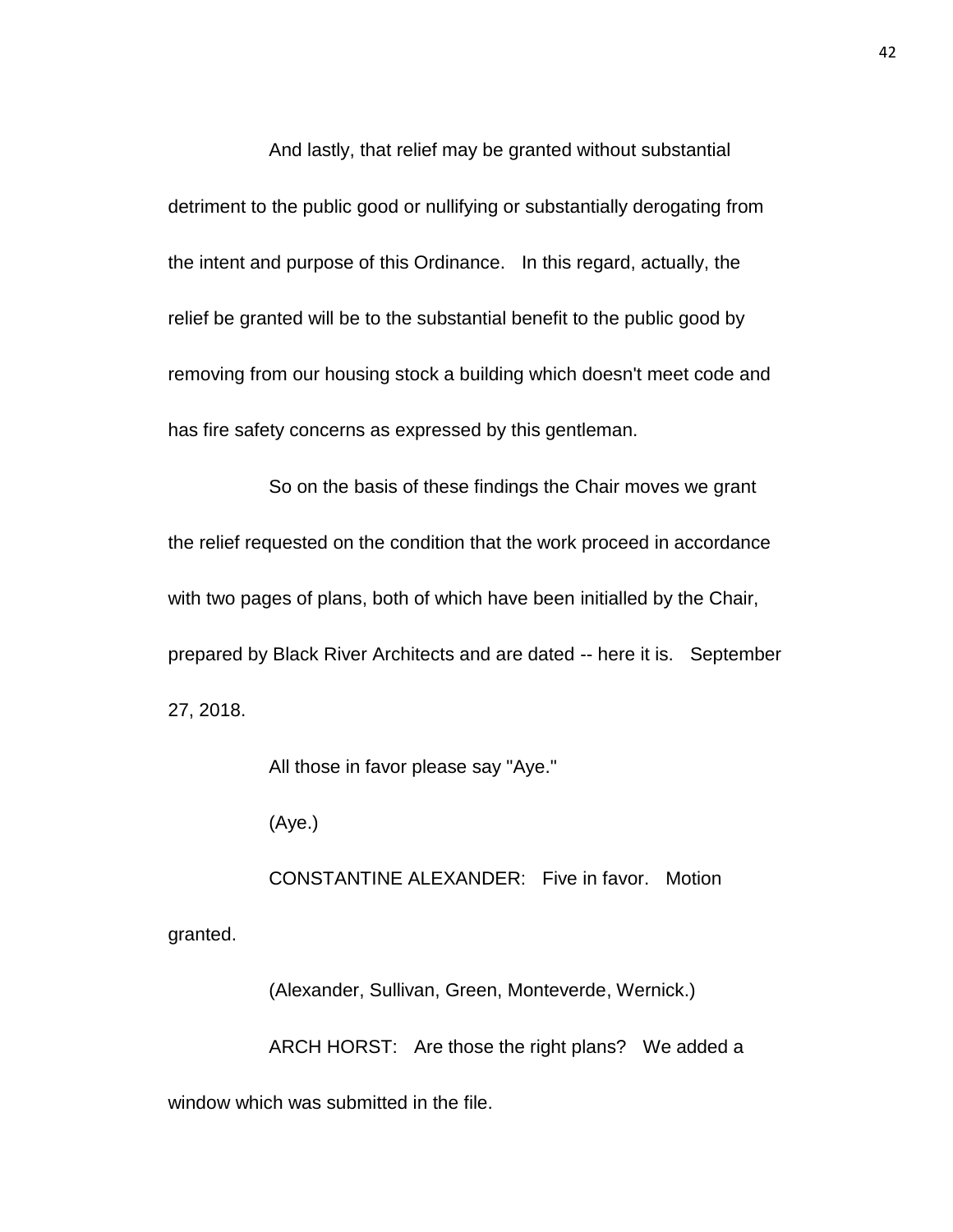And lastly, that relief may be granted without substantial detriment to the public good or nullifying or substantially derogating from the intent and purpose of this Ordinance. In this regard, actually, the relief be granted will be to the substantial benefit to the public good by removing from our housing stock a building which doesn't meet code and has fire safety concerns as expressed by this gentleman.

So on the basis of these findings the Chair moves we grant the relief requested on the condition that the work proceed in accordance with two pages of plans, both of which have been initialled by the Chair, prepared by Black River Architects and are dated -- here it is. September 27, 2018.

All those in favor please say "Aye."

(Aye.)

CONSTANTINE ALEXANDER: Five in favor. Motion granted.

(Alexander, Sullivan, Green, Monteverde, Wernick.)

ARCH HORST: Are those the right plans? We added a window which was submitted in the file.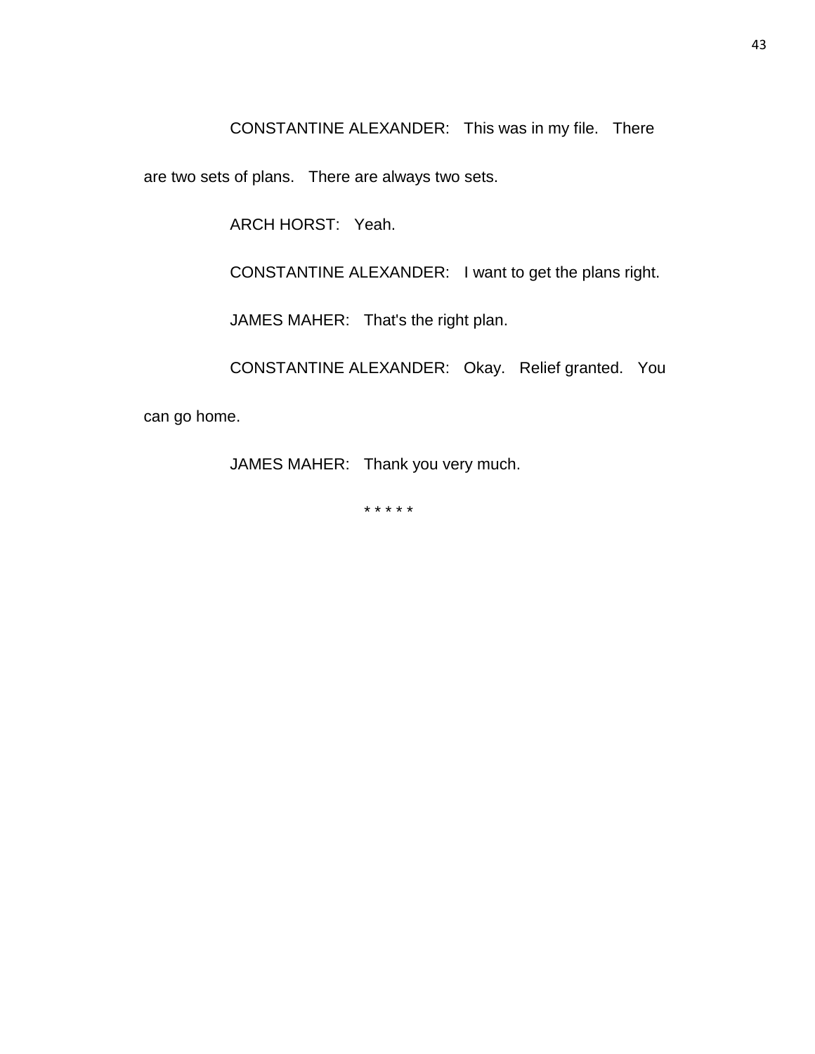CONSTANTINE ALEXANDER: This was in my file. There are two sets of plans. There are always two sets.

ARCH HORST: Yeah.

CONSTANTINE ALEXANDER: I want to get the plans right.

JAMES MAHER: That's the right plan.

CONSTANTINE ALEXANDER: Okay. Relief granted. You can go home.

JAMES MAHER: Thank you very much.

* * * * *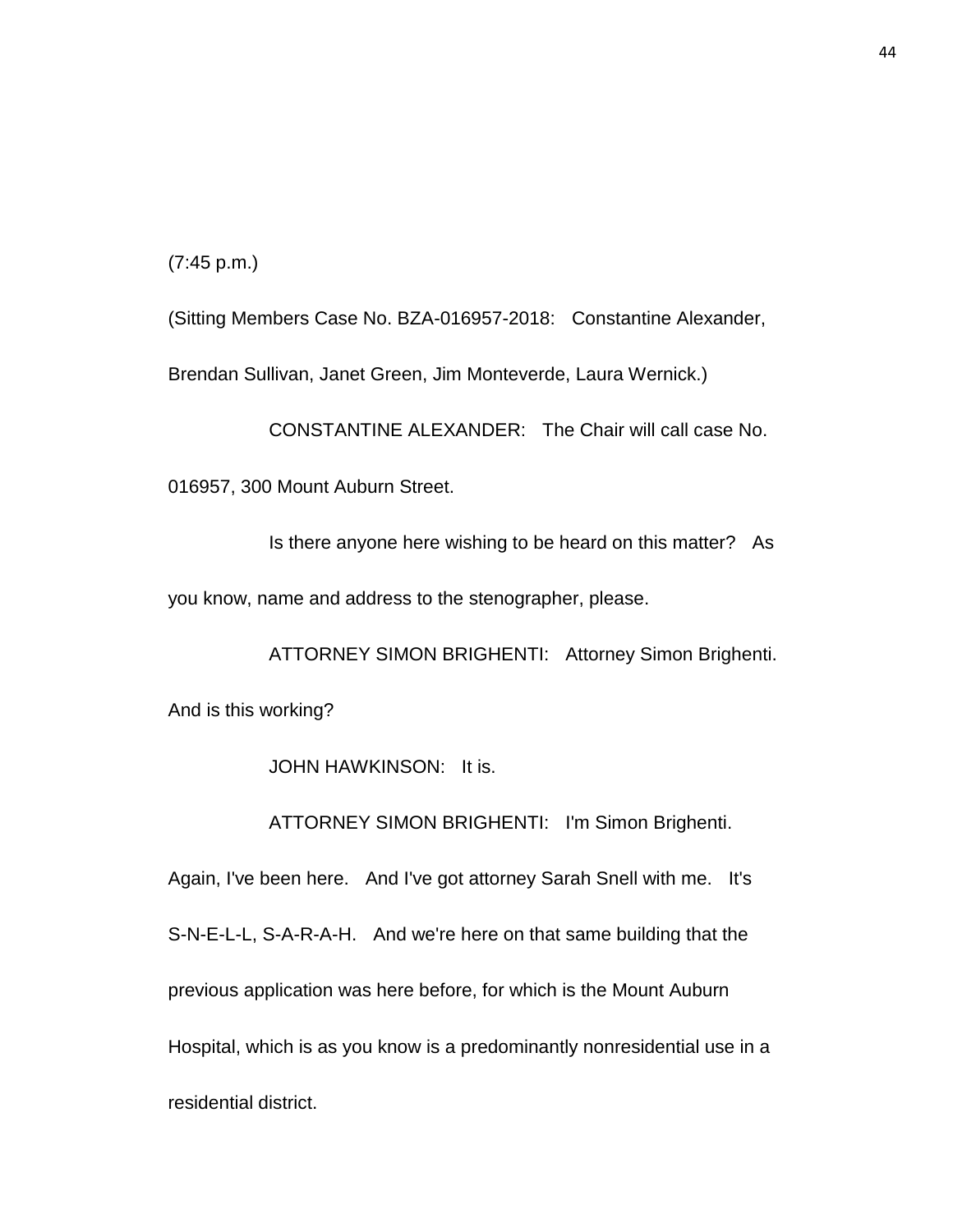(7:45 p.m.)

(Sitting Members Case No. BZA-016957-2018: Constantine Alexander, Brendan Sullivan, Janet Green, Jim Monteverde, Laura Wernick.)

CONSTANTINE ALEXANDER: The Chair will call case No. 016957, 300 Mount Auburn Street.

Is there anyone here wishing to be heard on this matter? As you know, name and address to the stenographer, please.

ATTORNEY SIMON BRIGHENTI: Attorney Simon Brighenti. And is this working?

JOHN HAWKINSON: It is.

ATTORNEY SIMON BRIGHENTI: I'm Simon Brighenti. Again, I've been here. And I've got attorney Sarah Snell with me. It's S-N-E-L-L, S-A-R-A-H. And we're here on that same building that the previous application was here before, for which is the Mount Auburn Hospital, which is as you know is a predominantly nonresidential use in a residential district.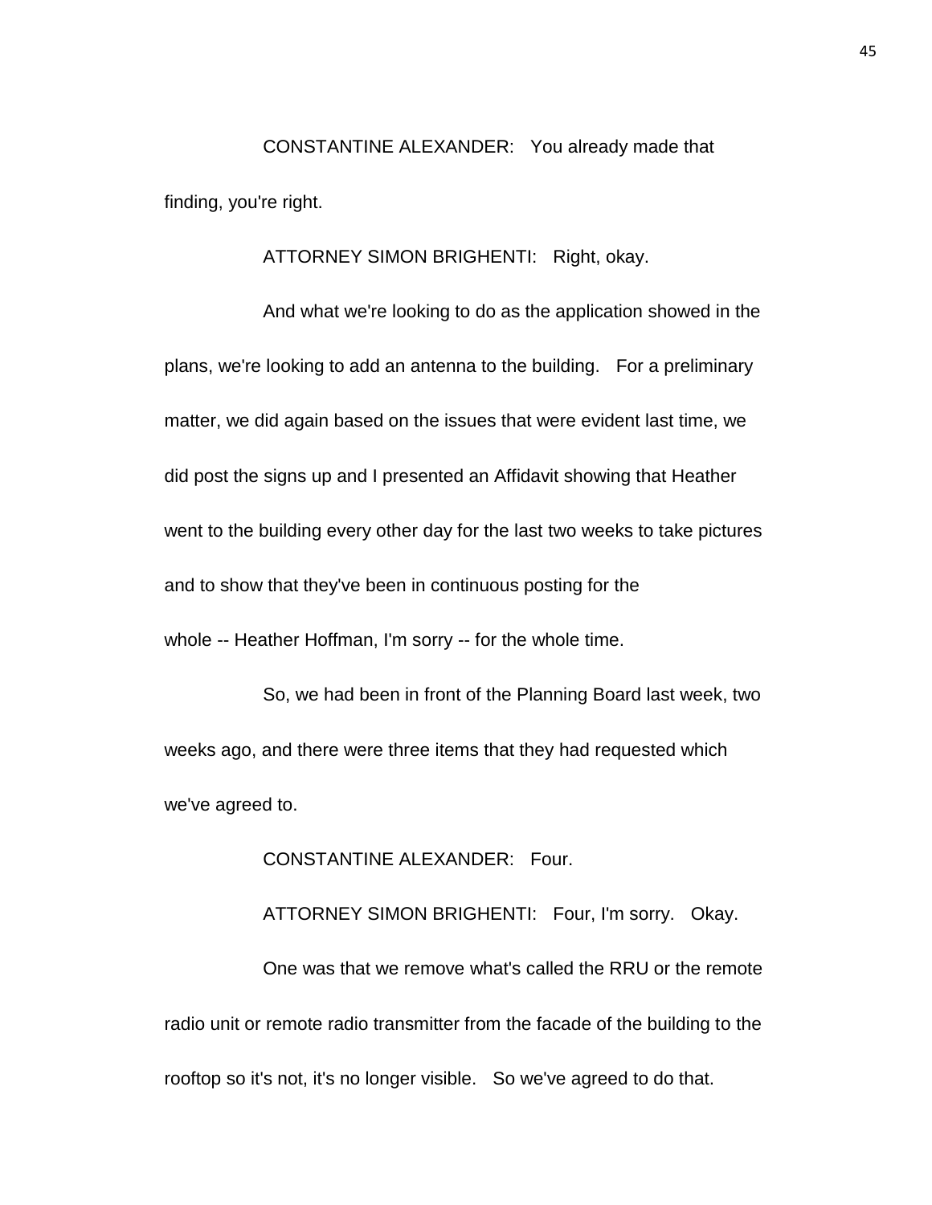CONSTANTINE ALEXANDER: You already made that finding, you're right.

ATTORNEY SIMON BRIGHENTI: Right, okay.

And what we're looking to do as the application showed in the plans, we're looking to add an antenna to the building. For a preliminary matter, we did again based on the issues that were evident last time, we did post the signs up and I presented an Affidavit showing that Heather went to the building every other day for the last two weeks to take pictures and to show that they've been in continuous posting for the whole -- Heather Hoffman, I'm sorry -- for the whole time.

So, we had been in front of the Planning Board last week, two weeks ago, and there were three items that they had requested which we've agreed to.

CONSTANTINE ALEXANDER: Four.

ATTORNEY SIMON BRIGHENTI: Four, I'm sorry. Okay.

One was that we remove what's called the RRU or the remote radio unit or remote radio transmitter from the facade of the building to the rooftop so it's not, it's no longer visible. So we've agreed to do that.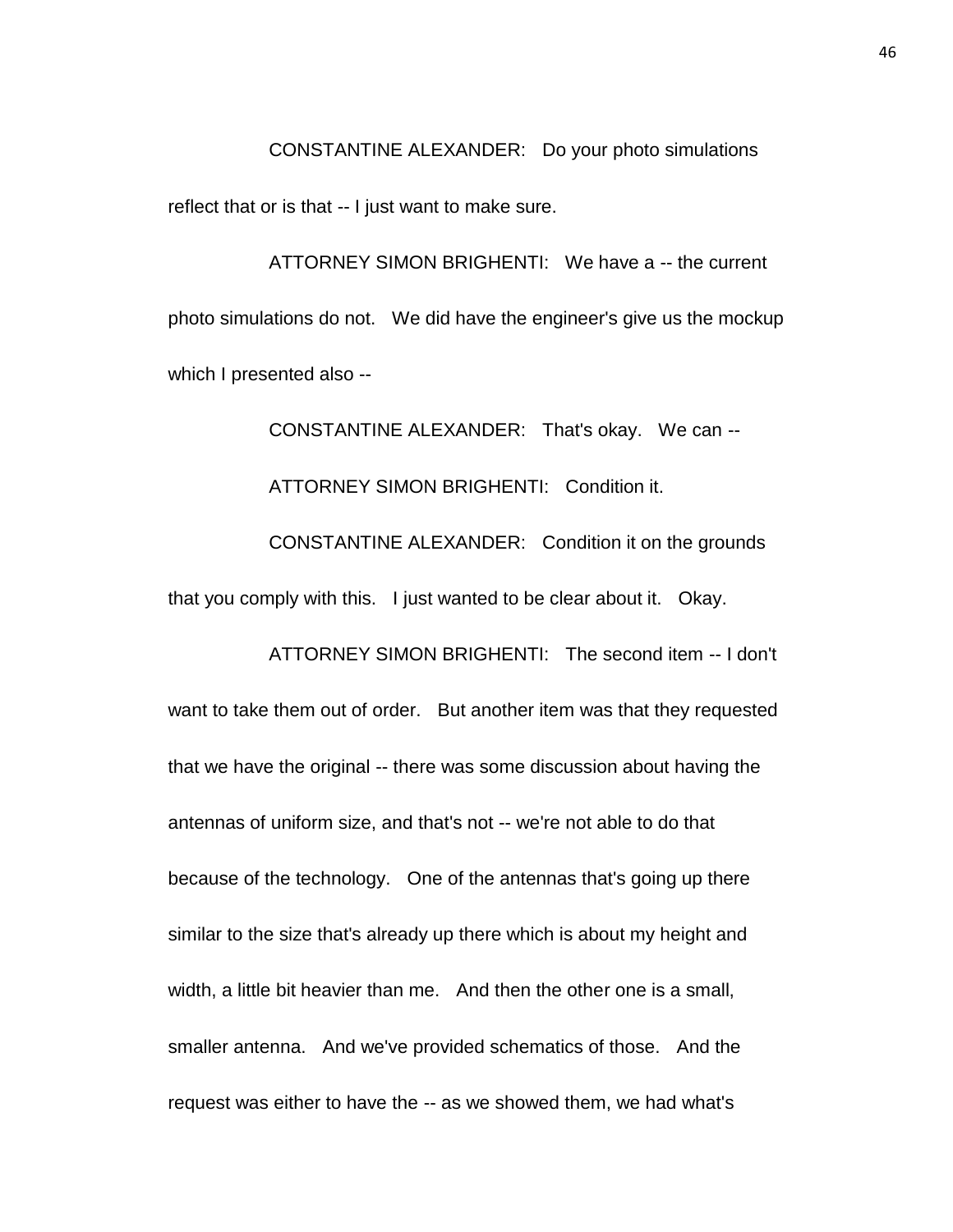CONSTANTINE ALEXANDER: Do your photo simulations reflect that or is that -- I just want to make sure.

ATTORNEY SIMON BRIGHENTI: We have a -- the current photo simulations do not. We did have the engineer's give us the mockup which I presented also --

CONSTANTINE ALEXANDER: That's okay. We can --

ATTORNEY SIMON BRIGHENTI: Condition it.

CONSTANTINE ALEXANDER: Condition it on the grounds that you comply with this. I just wanted to be clear about it. Okay.

ATTORNEY SIMON BRIGHENTI: The second item -- I don't want to take them out of order. But another item was that they requested that we have the original -- there was some discussion about having the antennas of uniform size, and that's not -- we're not able to do that because of the technology. One of the antennas that's going up there similar to the size that's already up there which is about my height and width, a little bit heavier than me. And then the other one is a small, smaller antenna. And we've provided schematics of those. And the request was either to have the -- as we showed them, we had what's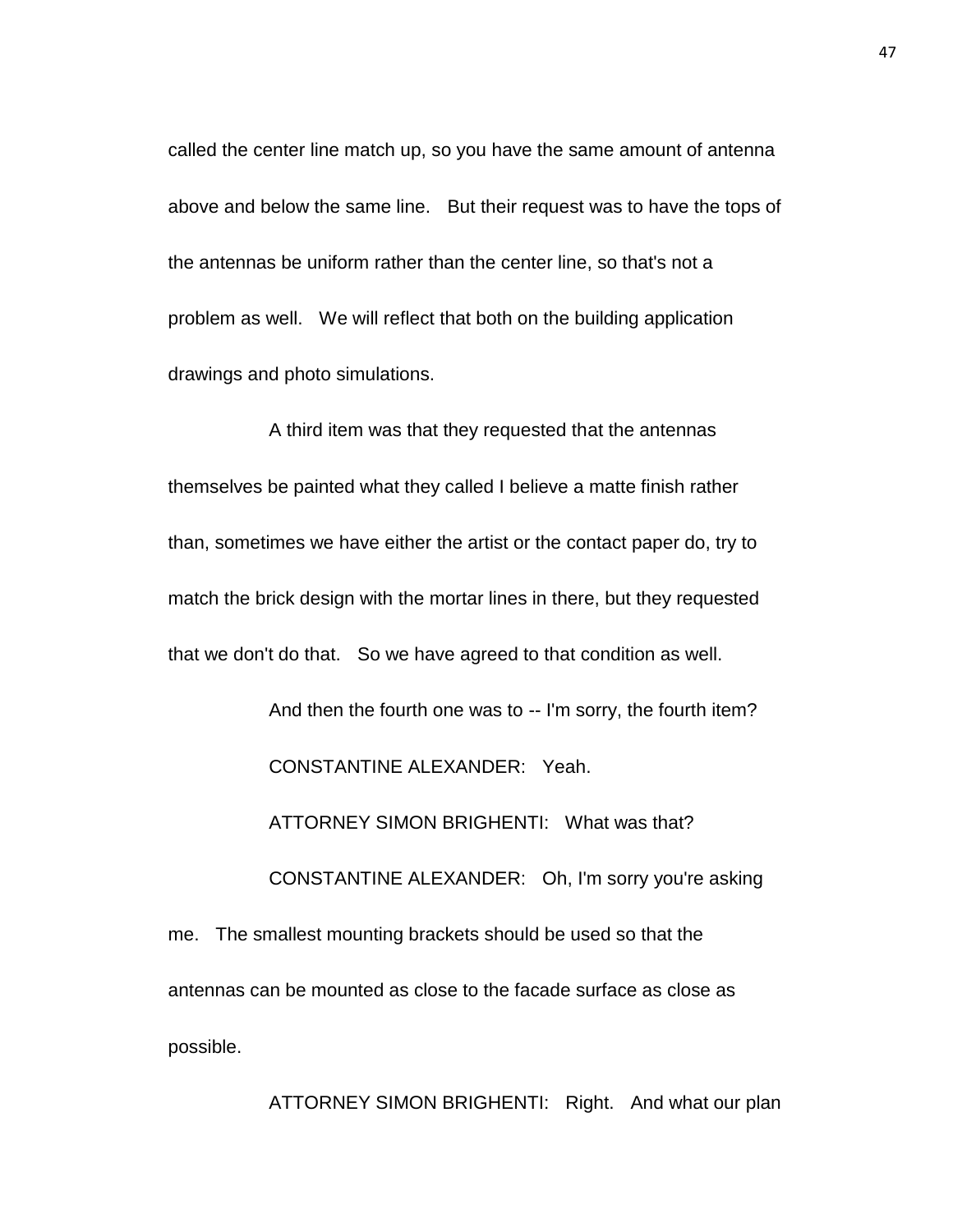called the center line match up, so you have the same amount of antenna above and below the same line. But their request was to have the tops of the antennas be uniform rather than the center line, so that's not a problem as well. We will reflect that both on the building application drawings and photo simulations.

A third item was that they requested that the antennas themselves be painted what they called I believe a matte finish rather than, sometimes we have either the artist or the contact paper do, try to match the brick design with the mortar lines in there, but they requested that we don't do that. So we have agreed to that condition as well.

And then the fourth one was to -- I'm sorry, the fourth item?

CONSTANTINE ALEXANDER: Yeah.

ATTORNEY SIMON BRIGHENTI: What was that?

CONSTANTINE ALEXANDER: Oh, I'm sorry you're asking me. The smallest mounting brackets should be used so that the antennas can be mounted as close to the facade surface as close as possible.

ATTORNEY SIMON BRIGHENTI: Right. And what our plan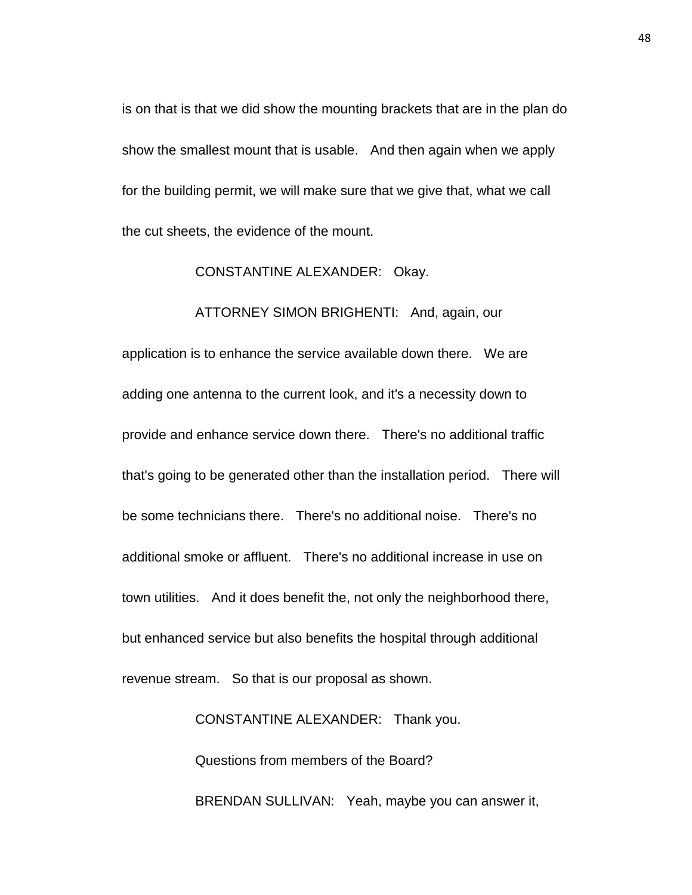is on that is that we did show the mounting brackets that are in the plan do show the smallest mount that is usable.   And then again when we apply for the building permit, we will make sure that we give that, what we call the cut sheets, the evidence of the mount.

CONSTANTINE ALEXANDER:   Okay.

ATTORNEY SIMON BRIGHENTI:   And, again, our application is to enhance the service available down there.   We are adding one antenna to the current look, and it's a necessity down to provide and enhance service down there.   There's no additional traffic that's going to be generated other than the installation period.   There will be some technicians there.   There's no additional noise.   There's no additional smoke or affluent.   There's no additional increase in use on town utilities.   And it does benefit the, not only the neighborhood there, but enhanced service but also benefits the hospital through additional revenue stream.   So that is our proposal as shown.

CONSTANTINE ALEXANDER:   Thank you.

Questions from members of the Board?

BRENDAN SULLIVAN:   Yeah, maybe you can answer it,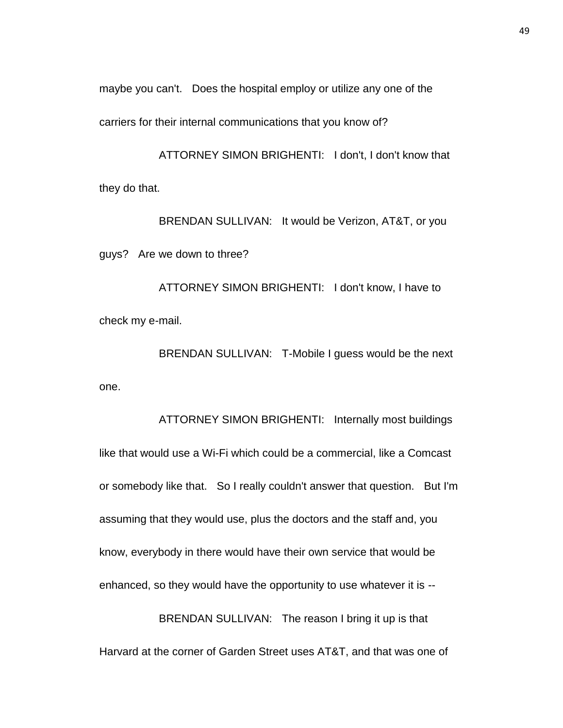maybe you can't. Does the hospital employ or utilize any one of the carriers for their internal communications that you know of?

ATTORNEY SIMON BRIGHENTI: I don't, I don't know that they do that.

BRENDAN SULLIVAN: It would be Verizon, AT&T, or you guys? Are we down to three?

ATTORNEY SIMON BRIGHENTI: I don't know, I have to check my e-mail.

BRENDAN SULLIVAN: T-Mobile I guess would be the next one.

ATTORNEY SIMON BRIGHENTI: Internally most buildings like that would use a Wi-Fi which could be a commercial, like a Comcast or somebody like that. So I really couldn't answer that question. But I'm assuming that they would use, plus the doctors and the staff and, you know, everybody in there would have their own service that would be enhanced, so they would have the opportunity to use whatever it is --

BRENDAN SULLIVAN: The reason I bring it up is that Harvard at the corner of Garden Street uses AT&T, and that was one of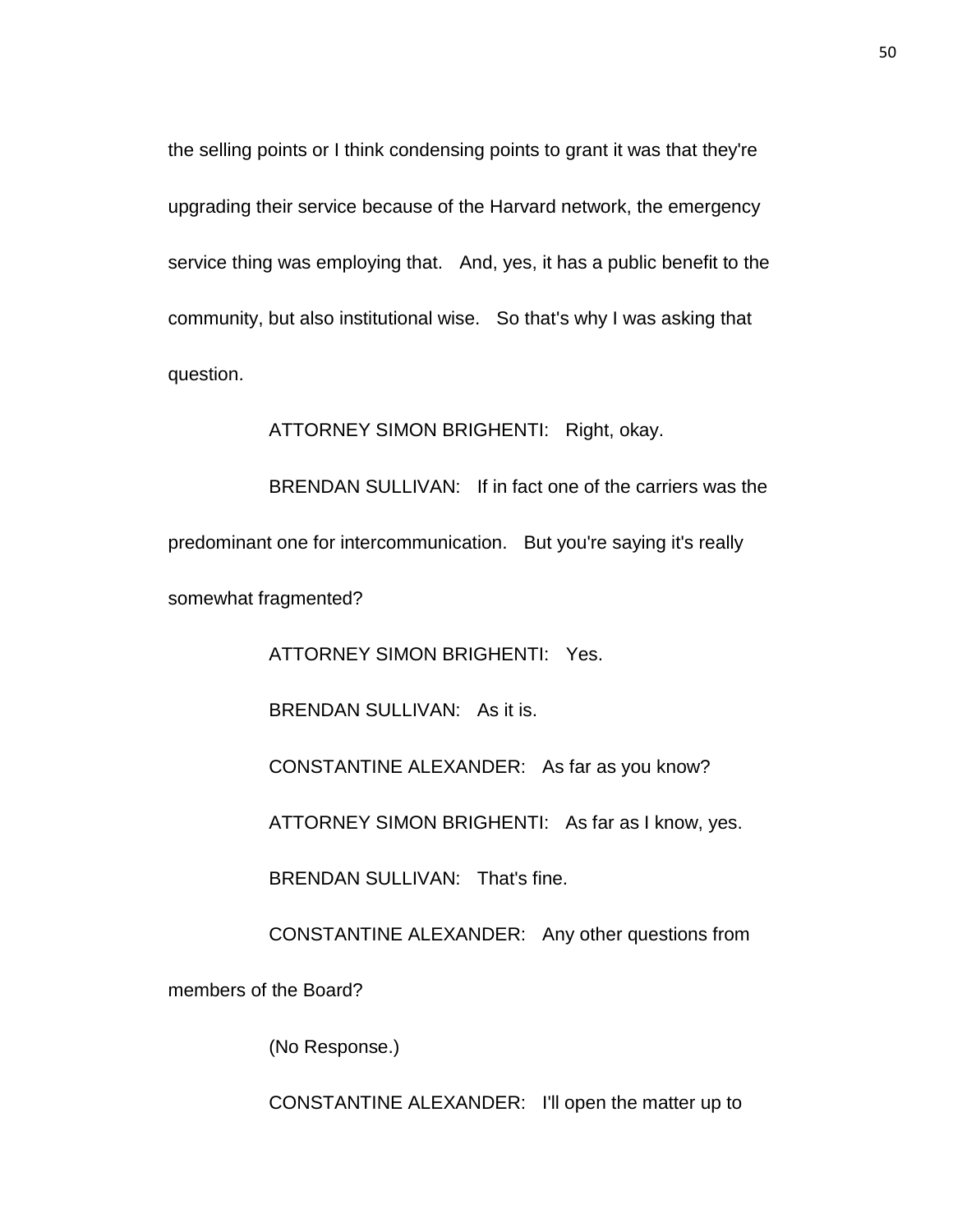the selling points or I think condensing points to grant it was that they're upgrading their service because of the Harvard network, the emergency service thing was employing that. And, yes, it has a public benefit to the community, but also institutional wise. So that's why I was asking that question.

ATTORNEY SIMON BRIGHENTI: Right, okay.

BRENDAN SULLIVAN: If in fact one of the carriers was the predominant one for intercommunication. But you're saying it's really somewhat fragmented?

ATTORNEY SIMON BRIGHENTI: Yes.

BRENDAN SULLIVAN: As it is.

CONSTANTINE ALEXANDER: As far as you know?

ATTORNEY SIMON BRIGHENTI: As far as I know, yes.

BRENDAN SULLIVAN: That's fine.

CONSTANTINE ALEXANDER: Any other questions from members of the Board?

(No Response.)

CONSTANTINE ALEXANDER: I'll open the matter up to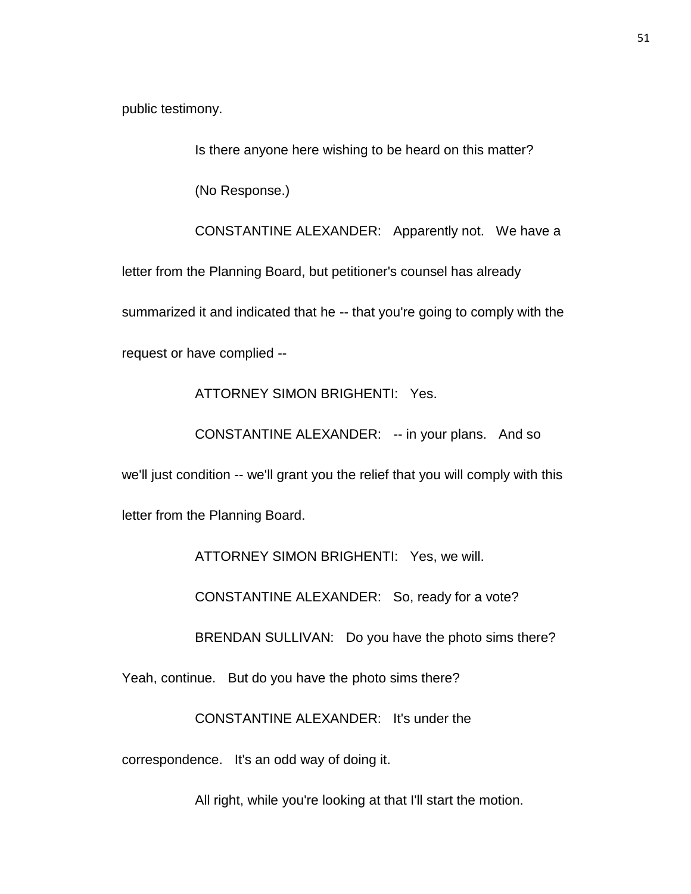public testimony.

Is there anyone here wishing to be heard on this matter?

(No Response.)

CONSTANTINE ALEXANDER: Apparently not. We have a letter from the Planning Board, but petitioner's counsel has already summarized it and indicated that he -- that you're going to comply with the request or have complied --

ATTORNEY SIMON BRIGHENTI: Yes.

CONSTANTINE ALEXANDER: -- in your plans. And so we'll just condition -- we'll grant you the relief that you will comply with this letter from the Planning Board.

ATTORNEY SIMON BRIGHENTI: Yes, we will.

CONSTANTINE ALEXANDER: So, ready for a vote?

BRENDAN SULLIVAN: Do you have the photo sims there? Yeah, continue. But do you have the photo sims there?

CONSTANTINE ALEXANDER: It's under the correspondence. It's an odd way of doing it.

All right, while you're looking at that I'll start the motion.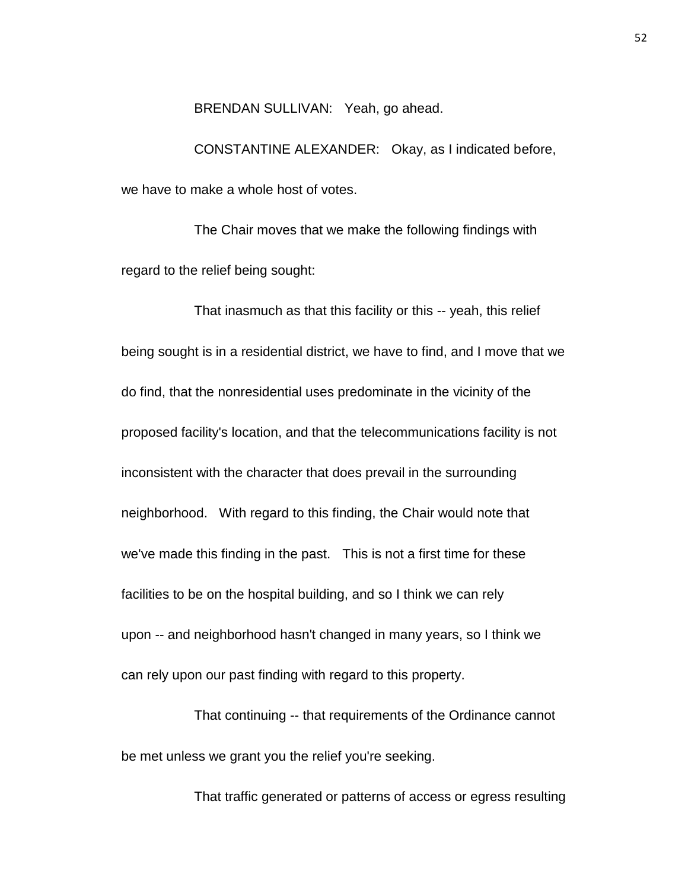BRENDAN SULLIVAN: Yeah, go ahead.

CONSTANTINE ALEXANDER: Okay, as I indicated before, we have to make a whole host of votes.

The Chair moves that we make the following findings with regard to the relief being sought:

That inasmuch as that this facility or this -- yeah, this relief being sought is in a residential district, we have to find, and I move that we do find, that the nonresidential uses predominate in the vicinity of the proposed facility's location, and that the telecommunications facility is not inconsistent with the character that does prevail in the surrounding neighborhood. With regard to this finding, the Chair would note that we've made this finding in the past. This is not a first time for these facilities to be on the hospital building, and so I think we can rely upon -- and neighborhood hasn't changed in many years, so I think we can rely upon our past finding with regard to this property.

That continuing -- that requirements of the Ordinance cannot be met unless we grant you the relief you're seeking.

That traffic generated or patterns of access or egress resulting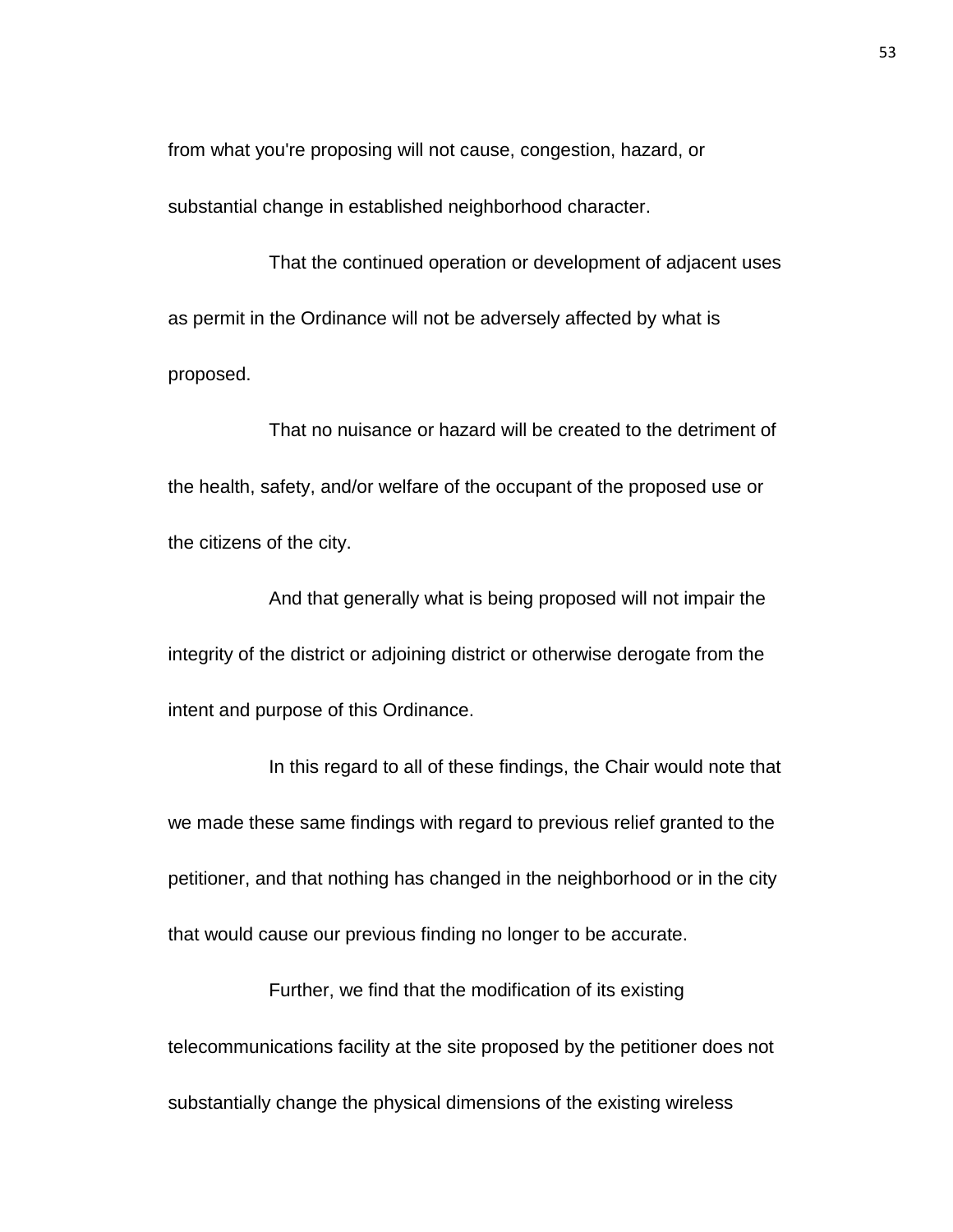from what you're proposing will not cause, congestion, hazard, or substantial change in established neighborhood character.

That the continued operation or development of adjacent uses as permit in the Ordinance will not be adversely affected by what is proposed.

That no nuisance or hazard will be created to the detriment of the health, safety, and/or welfare of the occupant of the proposed use or the citizens of the city.

And that generally what is being proposed will not impair the integrity of the district or adjoining district or otherwise derogate from the intent and purpose of this Ordinance.

In this regard to all of these findings, the Chair would note that we made these same findings with regard to previous relief granted to the petitioner, and that nothing has changed in the neighborhood or in the city that would cause our previous finding no longer to be accurate.

Further, we find that the modification of its existing telecommunications facility at the site proposed by the petitioner does not substantially change the physical dimensions of the existing wireless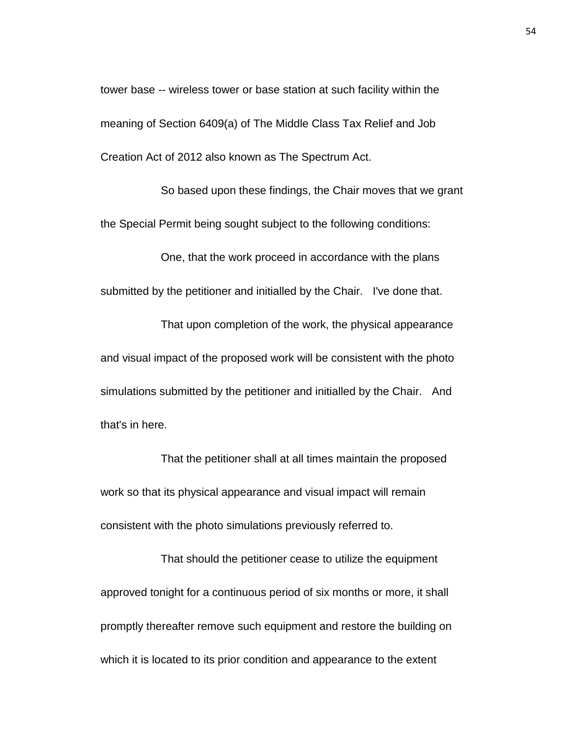tower base -- wireless tower or base station at such facility within the meaning of Section 6409(a) of The Middle Class Tax Relief and Job Creation Act of 2012 also known as The Spectrum Act.

So based upon these findings, the Chair moves that we grant the Special Permit being sought subject to the following conditions:

One, that the work proceed in accordance with the plans submitted by the petitioner and initialled by the Chair. I've done that.

That upon completion of the work, the physical appearance and visual impact of the proposed work will be consistent with the photo simulations submitted by the petitioner and initialled by the Chair. And that's in here.

That the petitioner shall at all times maintain the proposed work so that its physical appearance and visual impact will remain consistent with the photo simulations previously referred to.

That should the petitioner cease to utilize the equipment approved tonight for a continuous period of six months or more, it shall promptly thereafter remove such equipment and restore the building on which it is located to its prior condition and appearance to the extent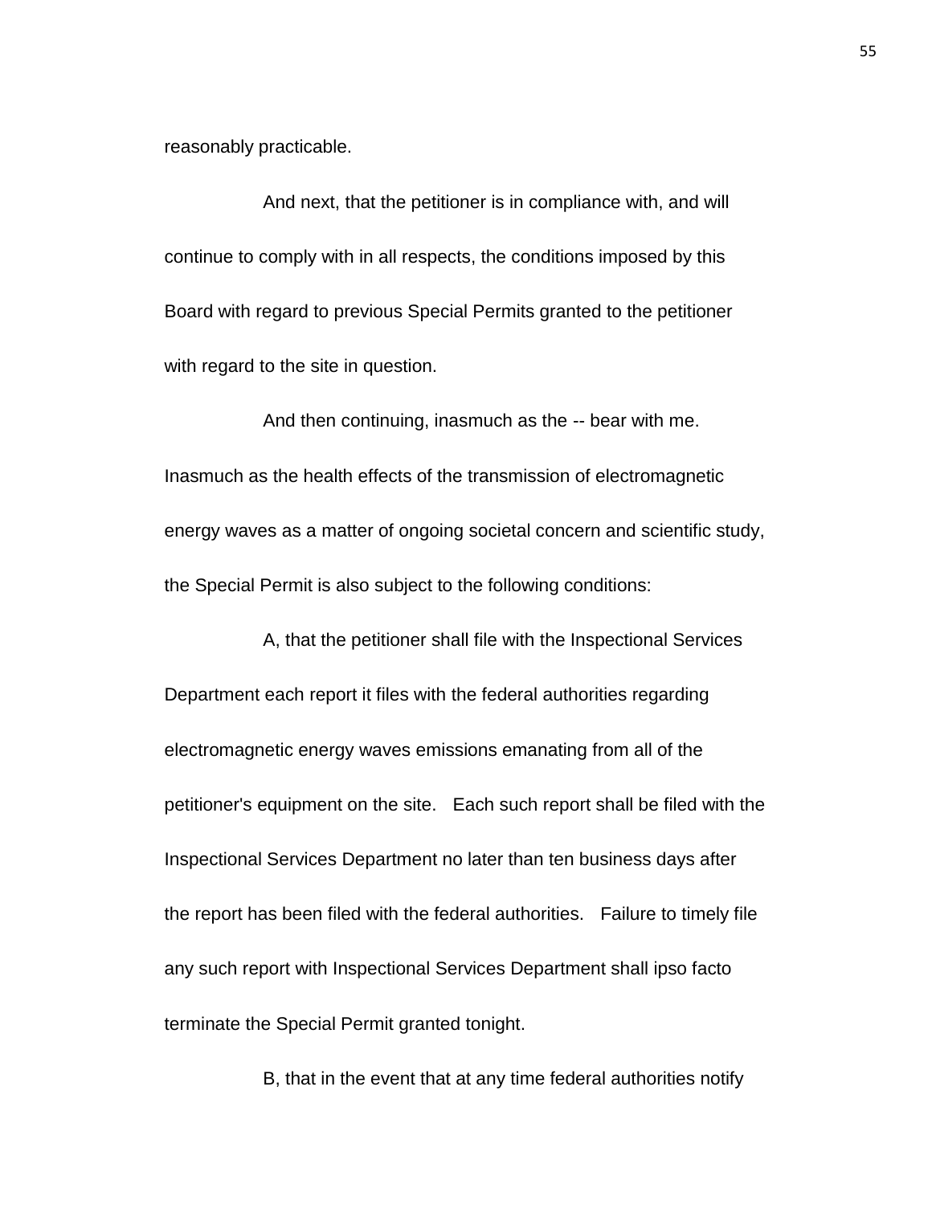reasonably practicable.

And next, that the petitioner is in compliance with, and will continue to comply with in all respects, the conditions imposed by this Board with regard to previous Special Permits granted to the petitioner with regard to the site in question.

And then continuing, inasmuch as the -- bear with me. Inasmuch as the health effects of the transmission of electromagnetic energy waves as a matter of ongoing societal concern and scientific study, the Special Permit is also subject to the following conditions:

A, that the petitioner shall file with the Inspectional Services Department each report it files with the federal authorities regarding electromagnetic energy waves emissions emanating from all of the petitioner's equipment on the site. Each such report shall be filed with the Inspectional Services Department no later than ten business days after the report has been filed with the federal authorities. Failure to timely file any such report with Inspectional Services Department shall ipso facto terminate the Special Permit granted tonight.

B, that in the event that at any time federal authorities notify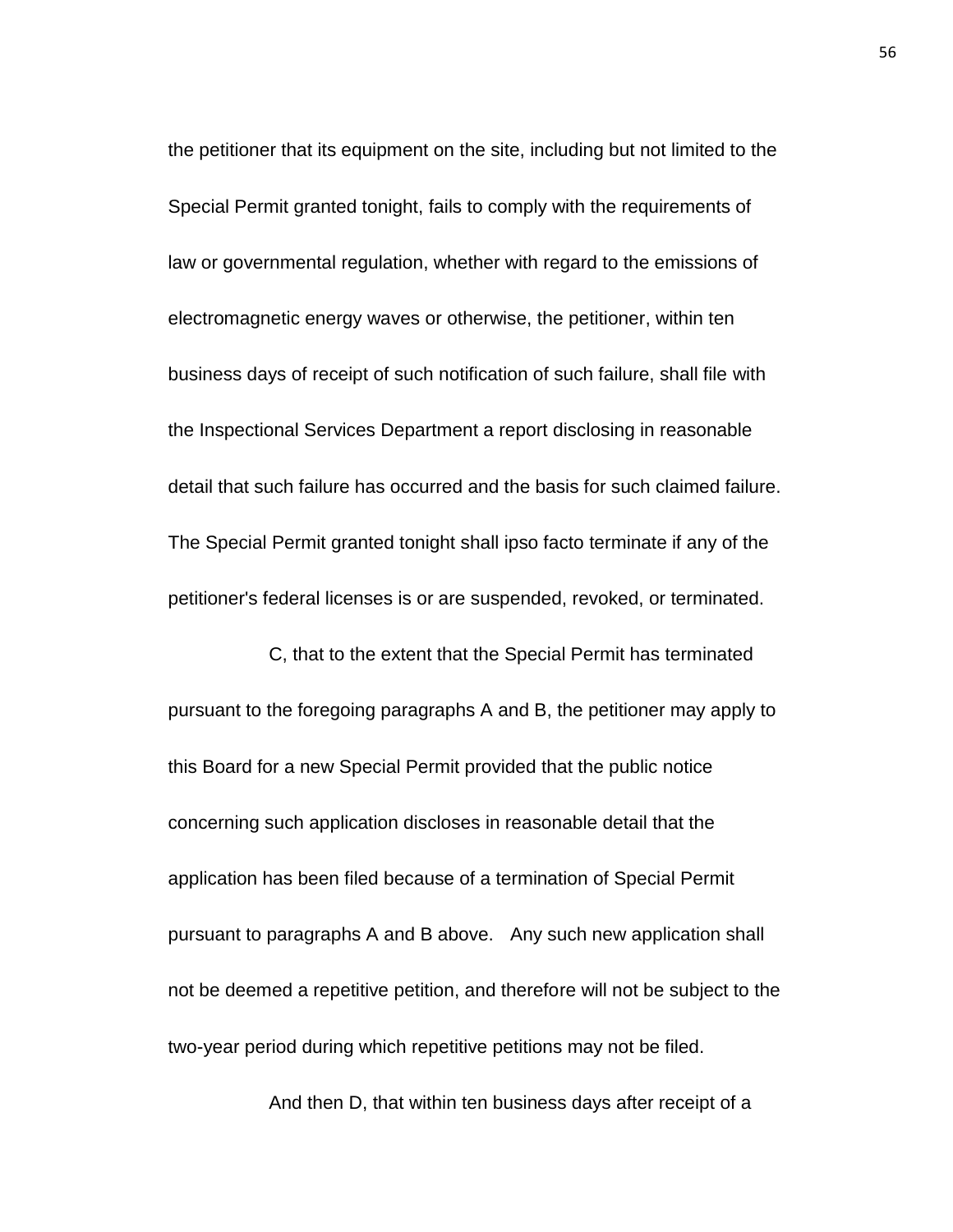the petitioner that its equipment on the site, including but not limited to the Special Permit granted tonight, fails to comply with the requirements of law or governmental regulation, whether with regard to the emissions of electromagnetic energy waves or otherwise, the petitioner, within ten business days of receipt of such notification of such failure, shall file with the Inspectional Services Department a report disclosing in reasonable detail that such failure has occurred and the basis for such claimed failure. The Special Permit granted tonight shall ipso facto terminate if any of the petitioner's federal licenses is or are suspended, revoked, or terminated.

C, that to the extent that the Special Permit has terminated pursuant to the foregoing paragraphs A and B, the petitioner may apply to this Board for a new Special Permit provided that the public notice concerning such application discloses in reasonable detail that the application has been filed because of a termination of Special Permit pursuant to paragraphs A and B above. Any such new application shall not be deemed a repetitive petition, and therefore will not be subject to the two-year period during which repetitive petitions may not be filed.

And then D, that within ten business days after receipt of a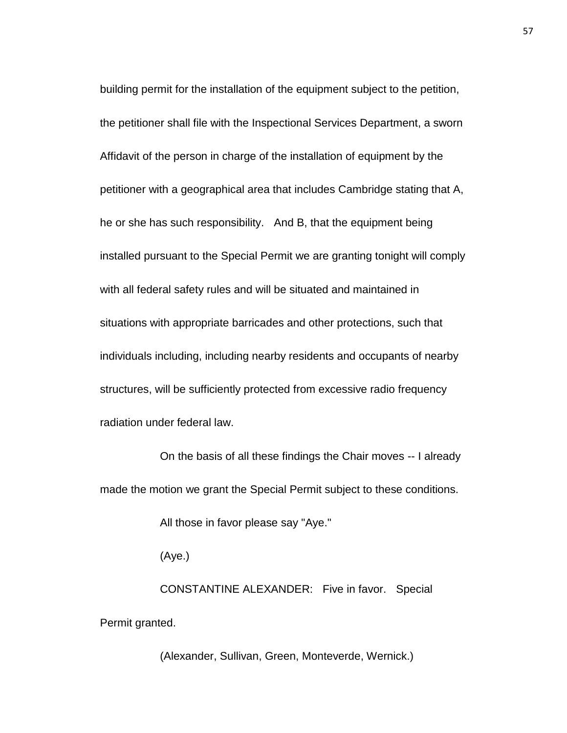building permit for the installation of the equipment subject to the petition, the petitioner shall file with the Inspectional Services Department, a sworn Affidavit of the person in charge of the installation of equipment by the petitioner with a geographical area that includes Cambridge stating that A, he or she has such responsibility. And B, that the equipment being installed pursuant to the Special Permit we are granting tonight will comply with all federal safety rules and will be situated and maintained in situations with appropriate barricades and other protections, such that individuals including, including nearby residents and occupants of nearby structures, will be sufficiently protected from excessive radio frequency radiation under federal law.

On the basis of all these findings the Chair moves -- I already made the motion we grant the Special Permit subject to these conditions.

All those in favor please say "Aye."

(Aye.)

CONSTANTINE ALEXANDER: Five in favor. Special Permit granted.

(Alexander, Sullivan, Green, Monteverde, Wernick.)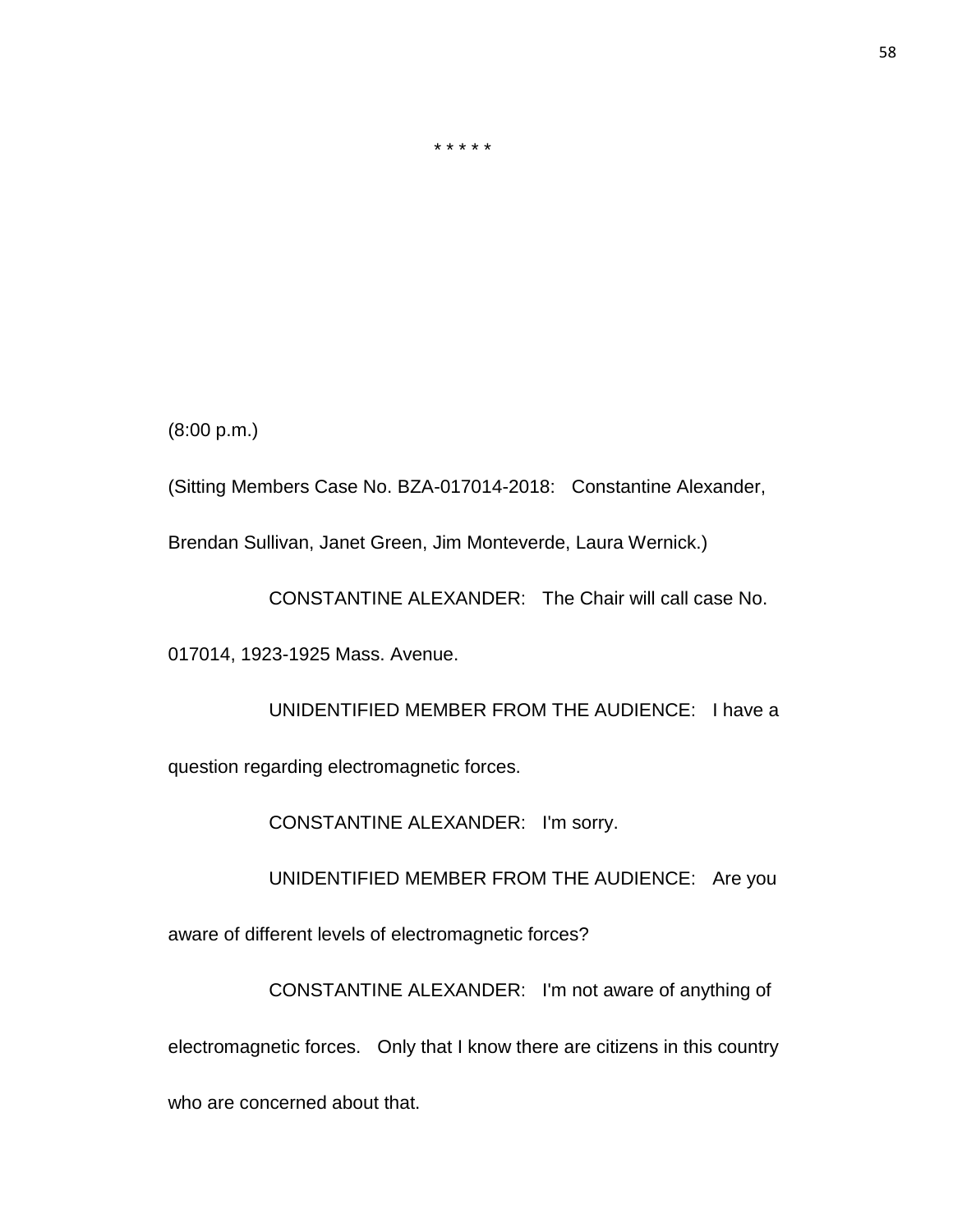* * * * *

(8:00 p.m.)

(Sitting Members Case No. BZA-017014-2018: Constantine Alexander, Brendan Sullivan, Janet Green, Jim Monteverde, Laura Wernick.)

CONSTANTINE ALEXANDER: The Chair will call case No. 017014, 1923-1925 Mass. Avenue.

UNIDENTIFIED MEMBER FROM THE AUDIENCE: I have a question regarding electromagnetic forces.

CONSTANTINE ALEXANDER: I'm sorry.

UNIDENTIFIED MEMBER FROM THE AUDIENCE: Are you aware of different levels of electromagnetic forces?

CONSTANTINE ALEXANDER: I'm not aware of anything of electromagnetic forces. Only that I know there are citizens in this country who are concerned about that.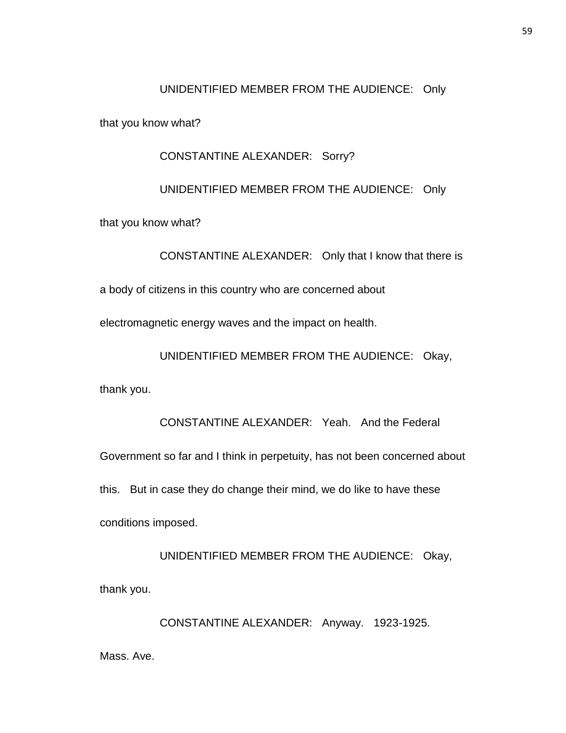UNIDENTIFIED MEMBER FROM THE AUDIENCE: Only that you know what?

CONSTANTINE ALEXANDER: Sorry?

UNIDENTIFIED MEMBER FROM THE AUDIENCE: Only that you know what?

CONSTANTINE ALEXANDER: Only that I know that there is a body of citizens in this country who are concerned about electromagnetic energy waves and the impact on health.

UNIDENTIFIED MEMBER FROM THE AUDIENCE: Okay, thank you.

CONSTANTINE ALEXANDER: Yeah. And the Federal Government so far and I think in perpetuity, has not been concerned about this. But in case they do change their mind, we do like to have these conditions imposed.

UNIDENTIFIED MEMBER FROM THE AUDIENCE: Okay, thank you.

CONSTANTINE ALEXANDER: Anyway. 1923-1925. Mass. Ave.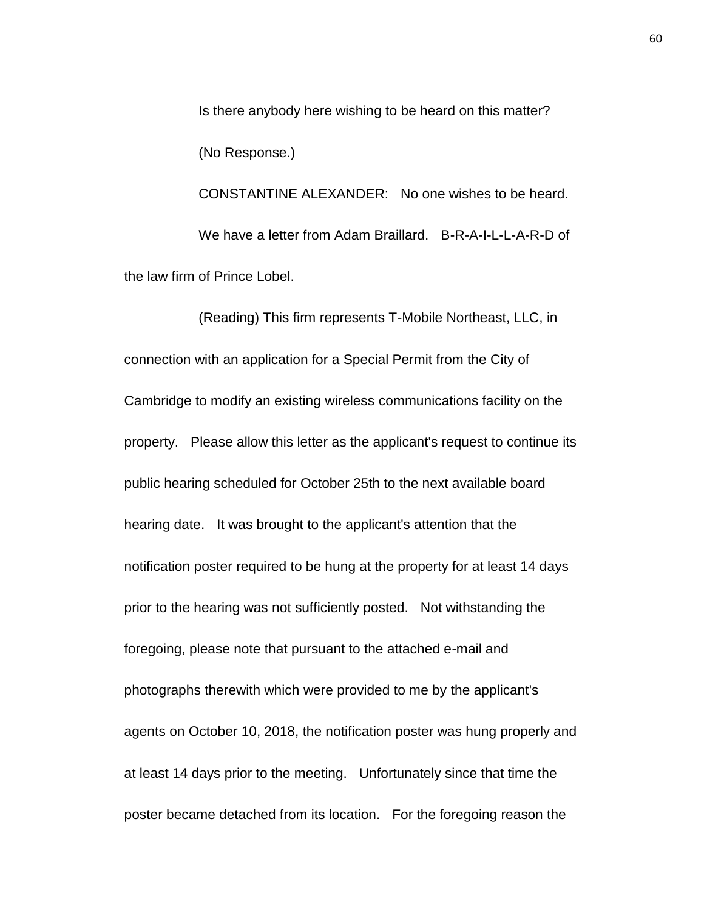Is there anybody here wishing to be heard on this matter?

(No Response.)

CONSTANTINE ALEXANDER: No one wishes to be heard.

We have a letter from Adam Braillard. B-R-A-I-L-L-A-R-D of the law firm of Prince Lobel.

(Reading) This firm represents T-Mobile Northeast, LLC, in connection with an application for a Special Permit from the City of Cambridge to modify an existing wireless communications facility on the property. Please allow this letter as the applicant's request to continue its public hearing scheduled for October 25th to the next available board hearing date. It was brought to the applicant's attention that the notification poster required to be hung at the property for at least 14 days prior to the hearing was not sufficiently posted. Not withstanding the foregoing, please note that pursuant to the attached e-mail and photographs therewith which were provided to me by the applicant's agents on October 10, 2018, the notification poster was hung properly and at least 14 days prior to the meeting. Unfortunately since that time the poster became detached from its location. For the foregoing reason the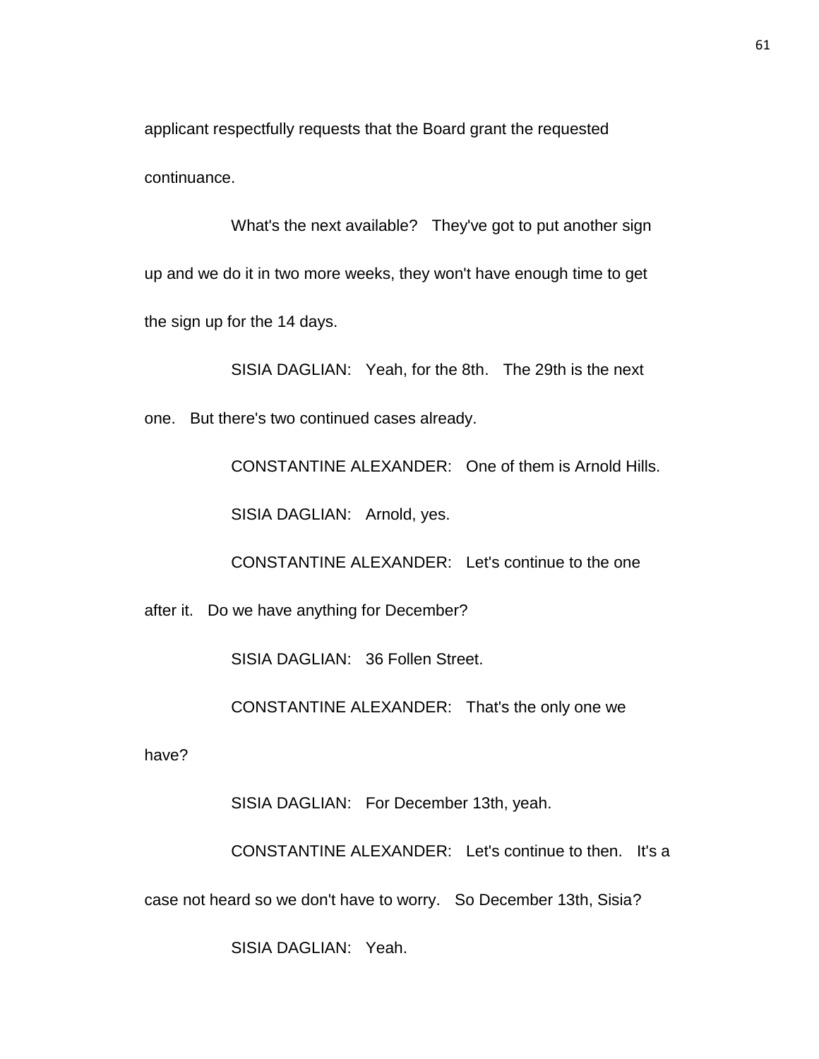applicant respectfully requests that the Board grant the requested continuance.

What's the next available? They've got to put another sign up and we do it in two more weeks, they won't have enough time to get the sign up for the 14 days.

SISIA DAGLIAN: Yeah, for the 8th. The 29th is the next one. But there's two continued cases already.

CONSTANTINE ALEXANDER: One of them is Arnold Hills.

SISIA DAGLIAN: Arnold, yes.

CONSTANTINE ALEXANDER: Let's continue to the one after it. Do we have anything for December?

SISIA DAGLIAN: 36 Follen Street.

CONSTANTINE ALEXANDER: That's the only one we have?

SISIA DAGLIAN: For December 13th, yeah.

CONSTANTINE ALEXANDER: Let's continue to then. It's a case not heard so we don't have to worry. So December 13th, Sisia?

SISIA DAGLIAN: Yeah.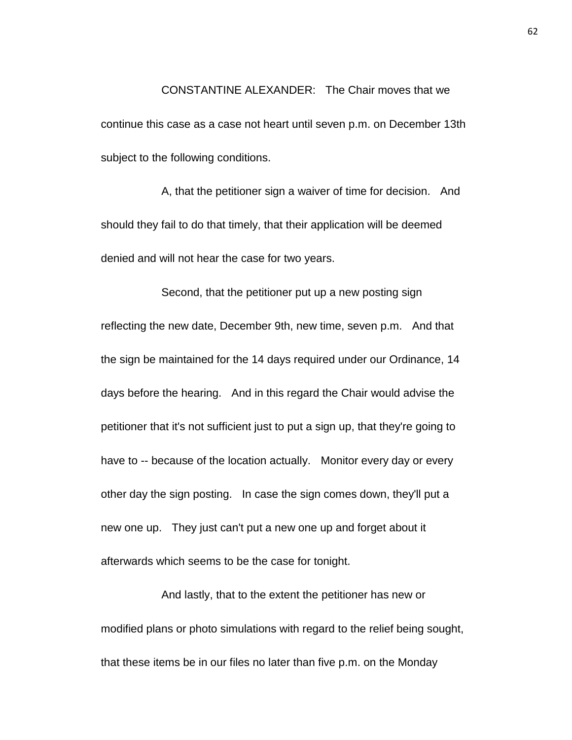CONSTANTINE ALEXANDER: The Chair moves that we continue this case as a case not heart until seven p.m. on December 13th subject to the following conditions.

A, that the petitioner sign a waiver of time for decision. And should they fail to do that timely, that their application will be deemed denied and will not hear the case for two years.

Second, that the petitioner put up a new posting sign reflecting the new date, December 9th, new time, seven p.m. And that the sign be maintained for the 14 days required under our Ordinance, 14 days before the hearing. And in this regard the Chair would advise the petitioner that it's not sufficient just to put a sign up, that they're going to have to -- because of the location actually. Monitor every day or every other day the sign posting. In case the sign comes down, they'll put a new one up. They just can't put a new one up and forget about it afterwards which seems to be the case for tonight.

And lastly, that to the extent the petitioner has new or modified plans or photo simulations with regard to the relief being sought, that these items be in our files no later than five p.m. on the Monday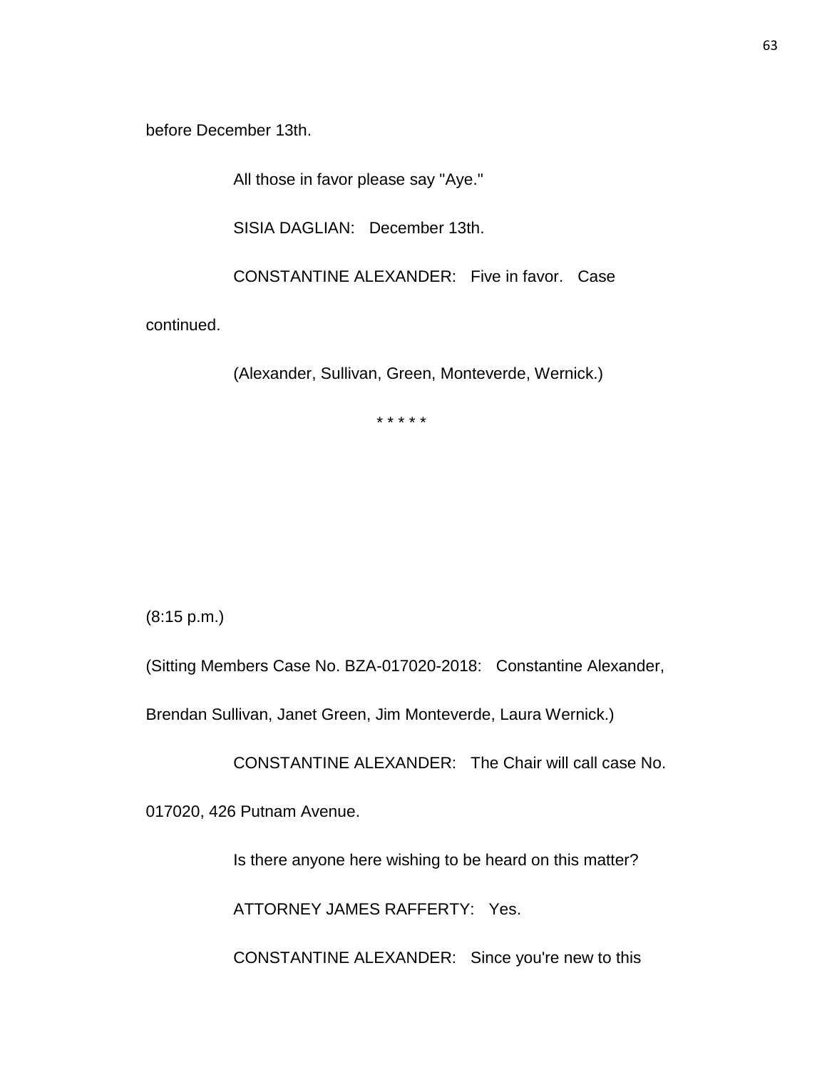before December 13th.

All those in favor please say "Aye."

SISIA DAGLIAN: December 13th.

CONSTANTINE ALEXANDER: Five in favor. Case continued.

(Alexander, Sullivan, Green, Monteverde, Wernick.)

* * * * *

(8:15 p.m.)

(Sitting Members Case No. BZA-017020-2018: Constantine Alexander, Brendan Sullivan, Janet Green, Jim Monteverde, Laura Wernick.)

CONSTANTINE ALEXANDER: The Chair will call case No. 017020, 426 Putnam Avenue.

Is there anyone here wishing to be heard on this matter?

ATTORNEY JAMES RAFFERTY: Yes.

CONSTANTINE ALEXANDER: Since you're new to this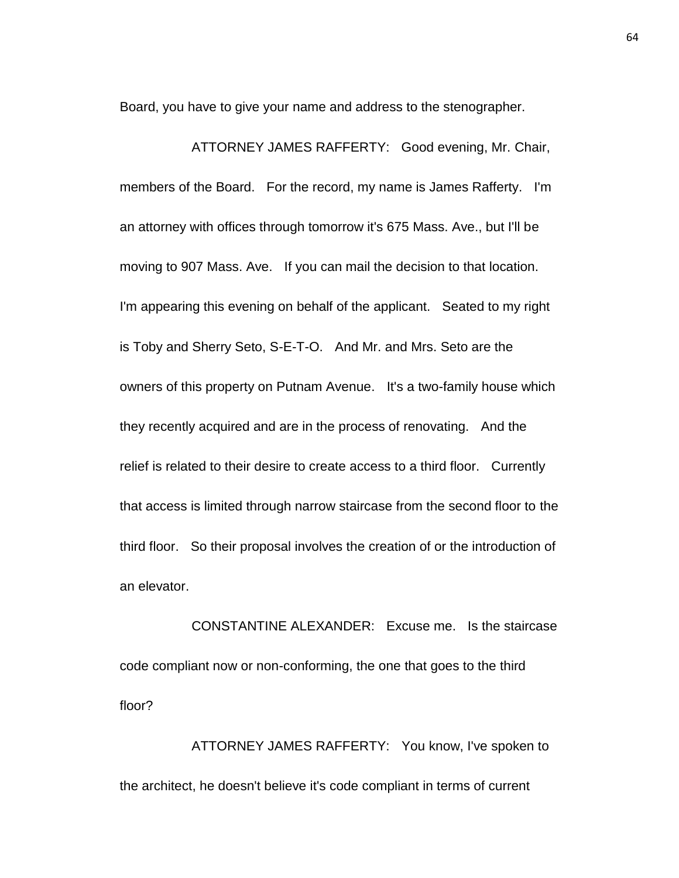Board, you have to give your name and address to the stenographer.

ATTORNEY JAMES RAFFERTY: Good evening, Mr. Chair, members of the Board. For the record, my name is James Rafferty. I'm an attorney with offices through tomorrow it's 675 Mass. Ave., but I'll be moving to 907 Mass. Ave. If you can mail the decision to that location. I'm appearing this evening on behalf of the applicant. Seated to my right is Toby and Sherry Seto, S-E-T-O. And Mr. and Mrs. Seto are the owners of this property on Putnam Avenue. It's a two-family house which they recently acquired and are in the process of renovating. And the relief is related to their desire to create access to a third floor. Currently that access is limited through narrow staircase from the second floor to the third floor. So their proposal involves the creation of or the introduction of an elevator.

CONSTANTINE ALEXANDER: Excuse me. Is the staircase code compliant now or non-conforming, the one that goes to the third floor?

ATTORNEY JAMES RAFFERTY: You know, I've spoken to the architect, he doesn't believe it's code compliant in terms of current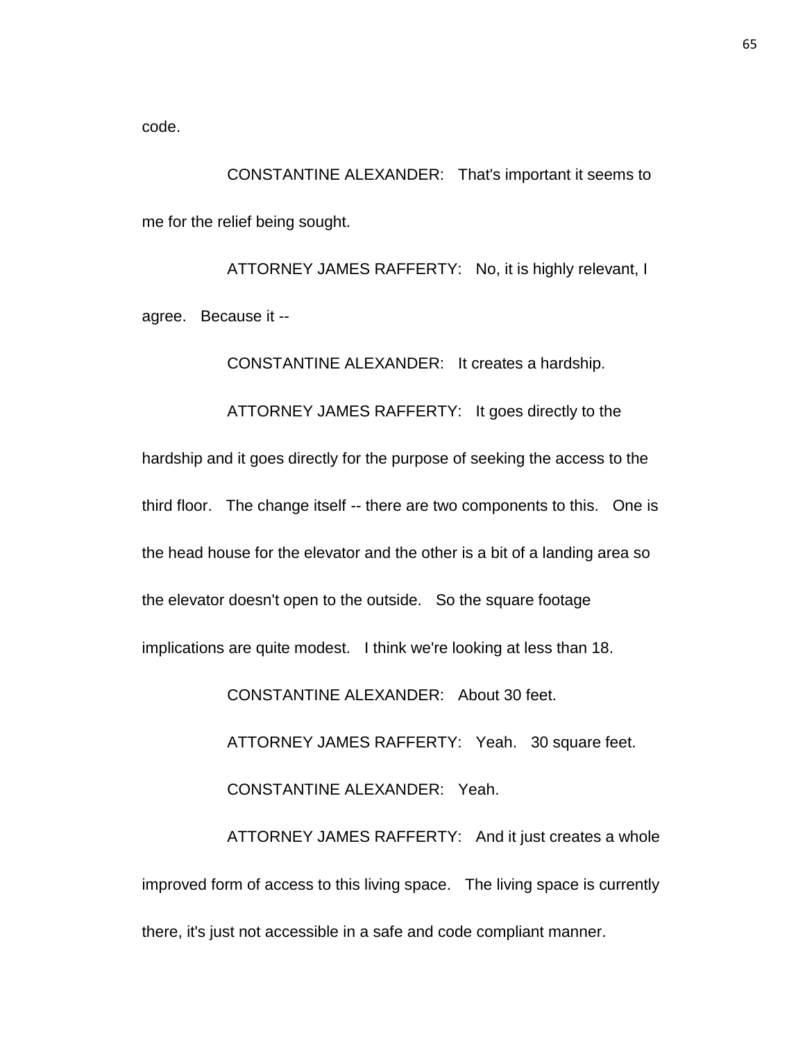code.

CONSTANTINE ALEXANDER: That's important it seems to me for the relief being sought.

ATTORNEY JAMES RAFFERTY: No, it is highly relevant, I agree. Because it --

CONSTANTINE ALEXANDER: It creates a hardship.

ATTORNEY JAMES RAFFERTY: It goes directly to the hardship and it goes directly for the purpose of seeking the access to the third floor. The change itself -- there are two components to this. One is the head house for the elevator and the other is a bit of a landing area so the elevator doesn't open to the outside. So the square footage implications are quite modest. I think we're looking at less than 18.

CONSTANTINE ALEXANDER: About 30 feet.

ATTORNEY JAMES RAFFERTY: Yeah. 30 square feet.

CONSTANTINE ALEXANDER: Yeah.

ATTORNEY JAMES RAFFERTY: And it just creates a whole improved form of access to this living space. The living space is currently there, it's just not accessible in a safe and code compliant manner.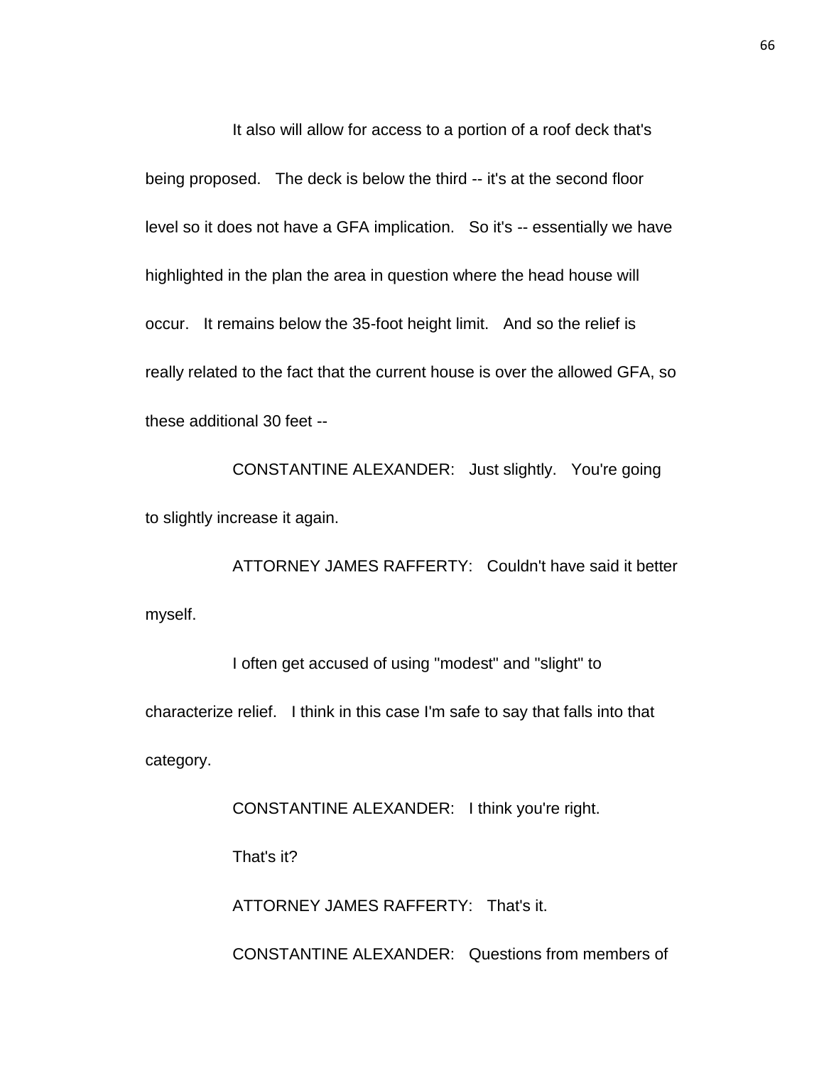It also will allow for access to a portion of a roof deck that's being proposed. The deck is below the third -- it's at the second floor level so it does not have a GFA implication. So it's -- essentially we have highlighted in the plan the area in question where the head house will occur. It remains below the 35-foot height limit. And so the relief is really related to the fact that the current house is over the allowed GFA, so these additional 30 feet --

CONSTANTINE ALEXANDER: Just slightly. You're going to slightly increase it again.

ATTORNEY JAMES RAFFERTY: Couldn't have said it better myself.

I often get accused of using "modest" and "slight" to characterize relief. I think in this case I'm safe to say that falls into that category.

CONSTANTINE ALEXANDER: I think you're right.

That's it?

ATTORNEY JAMES RAFFERTY: That's it.

CONSTANTINE ALEXANDER: Questions from members of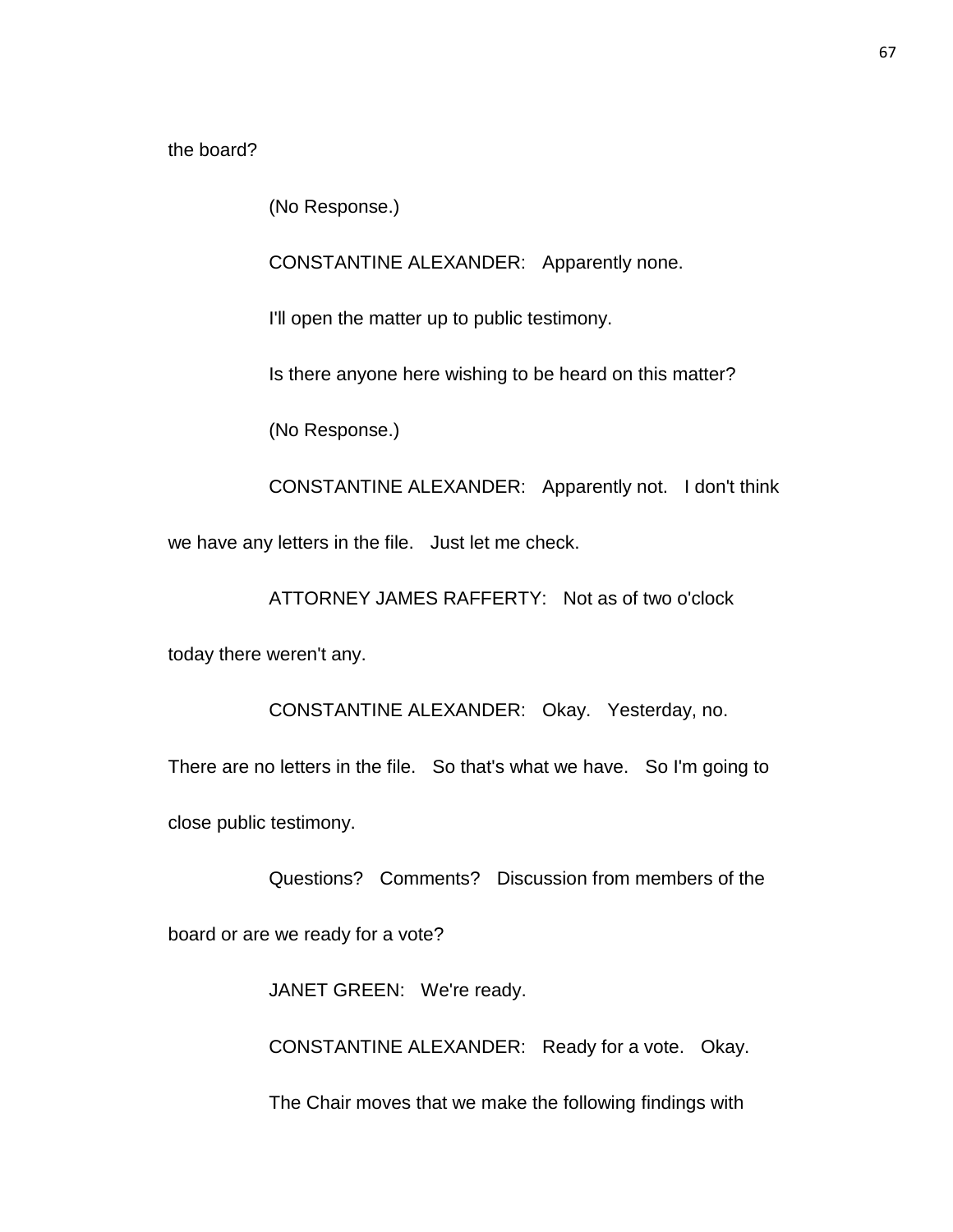the board?

(No Response.)

CONSTANTINE ALEXANDER: Apparently none.

I'll open the matter up to public testimony.

Is there anyone here wishing to be heard on this matter?

(No Response.)

CONSTANTINE ALEXANDER: Apparently not. I don't think we have any letters in the file. Just let me check.

ATTORNEY JAMES RAFFERTY: Not as of two o'clock today there weren't any.

CONSTANTINE ALEXANDER: Okay. Yesterday, no. There are no letters in the file. So that's what we have. So I'm going to close public testimony.

Questions? Comments? Discussion from members of the board or are we ready for a vote?

JANET GREEN: We're ready.

CONSTANTINE ALEXANDER: Ready for a vote. Okay.

The Chair moves that we make the following findings with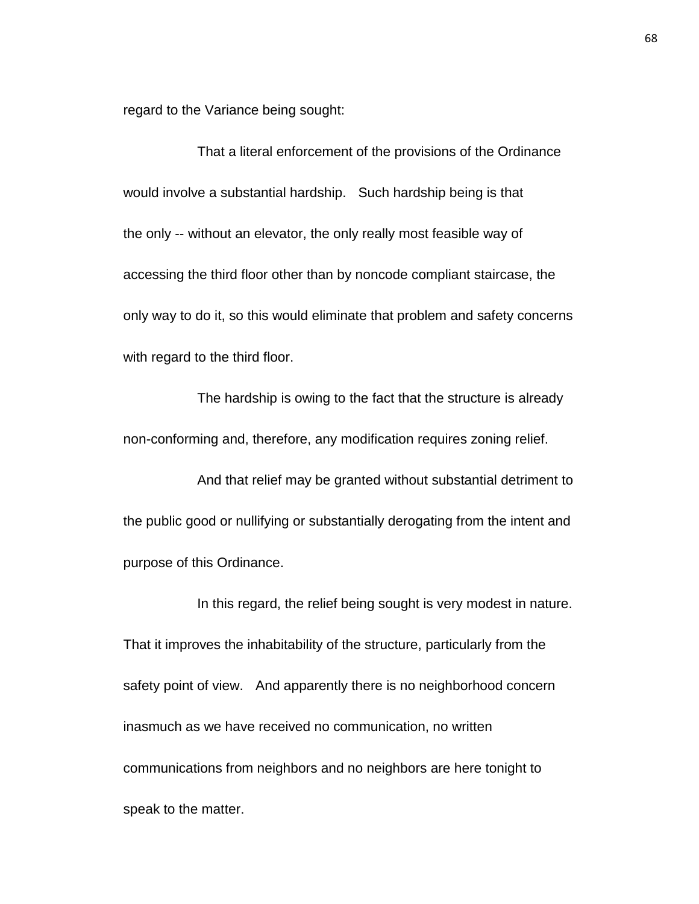regard to the Variance being sought:

That a literal enforcement of the provisions of the Ordinance would involve a substantial hardship. Such hardship being is that the only -- without an elevator, the only really most feasible way of accessing the third floor other than by noncode compliant staircase, the only way to do it, so this would eliminate that problem and safety concerns with regard to the third floor.

The hardship is owing to the fact that the structure is already non-conforming and, therefore, any modification requires zoning relief.

And that relief may be granted without substantial detriment to the public good or nullifying or substantially derogating from the intent and purpose of this Ordinance.

In this regard, the relief being sought is very modest in nature. That it improves the inhabitability of the structure, particularly from the safety point of view. And apparently there is no neighborhood concern inasmuch as we have received no communication, no written communications from neighbors and no neighbors are here tonight to speak to the matter.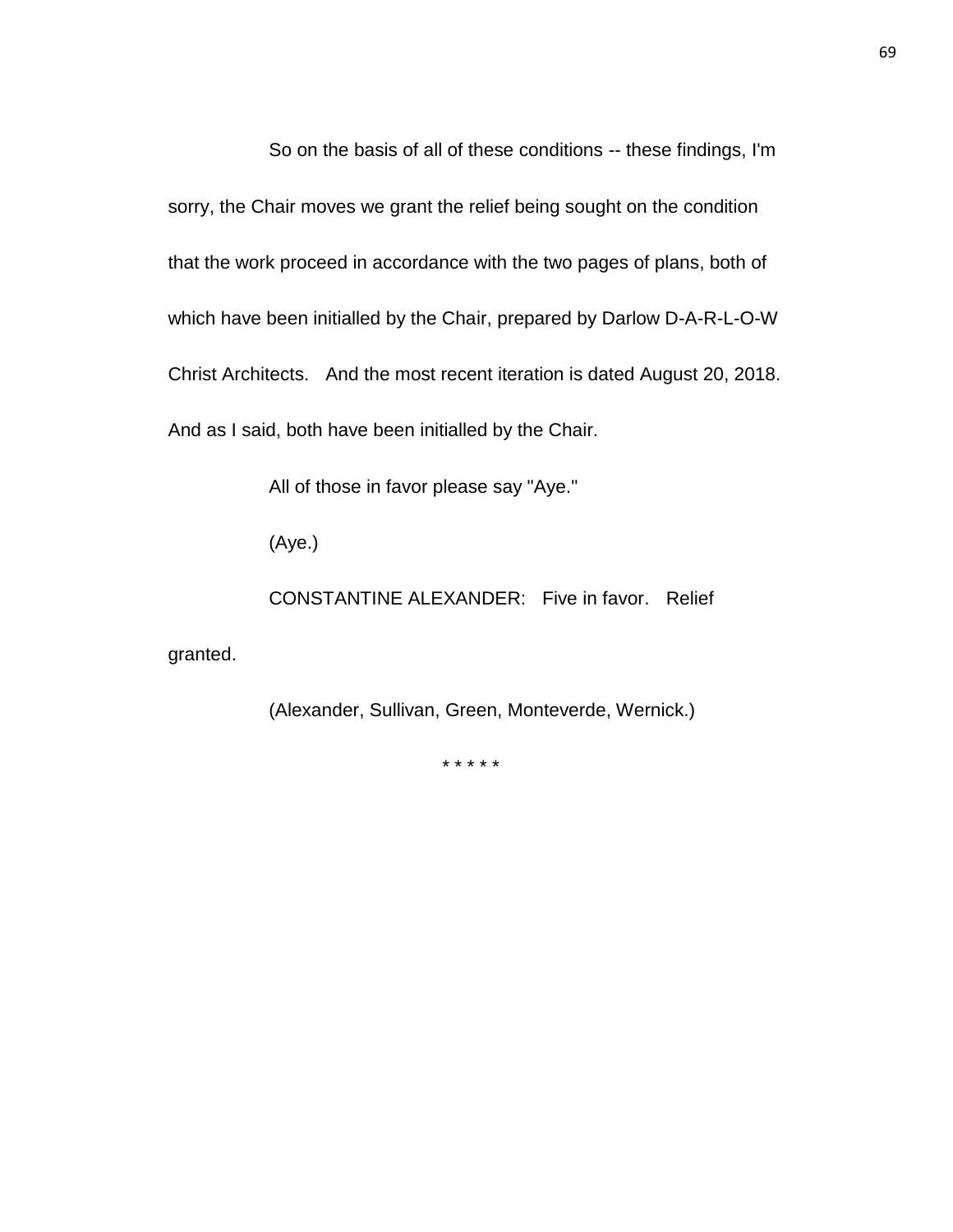So on the basis of all of these conditions -- these findings, I'm sorry, the Chair moves we grant the relief being sought on the condition that the work proceed in accordance with the two pages of plans, both of which have been initialled by the Chair, prepared by Darlow D-A-R-L-O-W Christ Architects. And the most recent iteration is dated August 20, 2018. And as I said, both have been initialled by the Chair.

All of those in favor please say "Aye."

(Aye.)

CONSTANTINE ALEXANDER: Five in favor. Relief granted.

(Alexander, Sullivan, Green, Monteverde, Wernick.)

* * * * *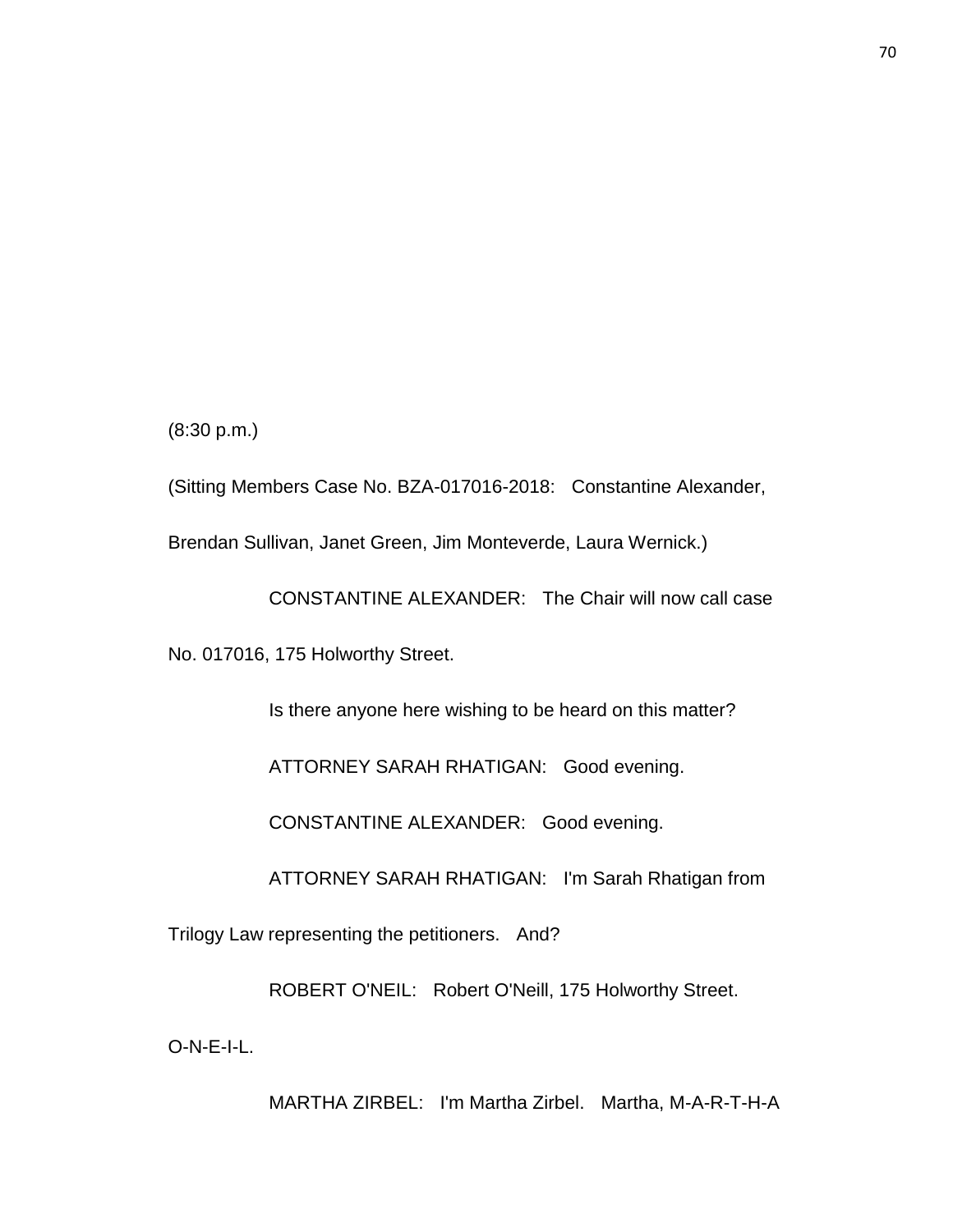(8:30 p.m.)

(Sitting Members Case No. BZA-017016-2018: Constantine Alexander, Brendan Sullivan, Janet Green, Jim Monteverde, Laura Wernick.)

CONSTANTINE ALEXANDER: The Chair will now call case No. 017016, 175 Holworthy Street.

Is there anyone here wishing to be heard on this matter?

ATTORNEY SARAH RHATIGAN: Good evening.

CONSTANTINE ALEXANDER: Good evening.

ATTORNEY SARAH RHATIGAN: I'm Sarah Rhatigan from Trilogy Law representing the petitioners. And?

ROBERT O'NEIL: Robert O'Neill, 175 Holworthy Street. O-N-E-I-L.

MARTHA ZIRBEL: I'm Martha Zirbel. Martha, M-A-R-T-H-A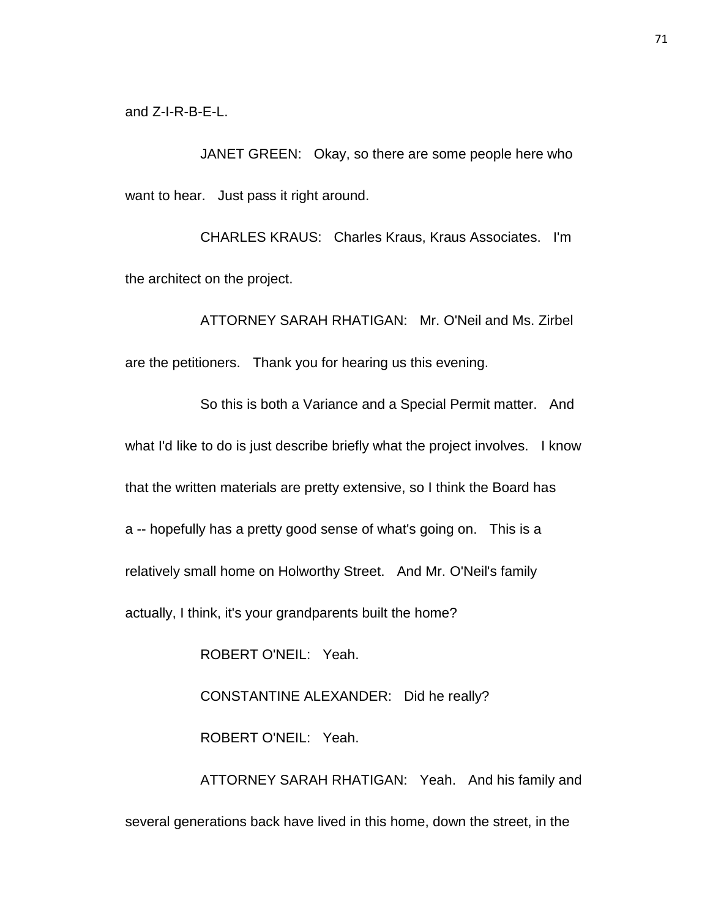and Z-I-R-B-E-L.

JANET GREEN: Okay, so there are some people here who want to hear. Just pass it right around.

CHARLES KRAUS: Charles Kraus, Kraus Associates. I'm the architect on the project.

ATTORNEY SARAH RHATIGAN: Mr. O'Neil and Ms. Zirbel are the petitioners. Thank you for hearing us this evening.

So this is both a Variance and a Special Permit matter. And what I'd like to do is just describe briefly what the project involves. I know that the written materials are pretty extensive, so I think the Board has a -- hopefully has a pretty good sense of what's going on. This is a relatively small home on Holworthy Street. And Mr. O'Neil's family actually, I think, it's your grandparents built the home?

ROBERT O'NEIL: Yeah.

CONSTANTINE ALEXANDER: Did he really?

ROBERT O'NEIL: Yeah.

ATTORNEY SARAH RHATIGAN: Yeah. And his family and several generations back have lived in this home, down the street, in the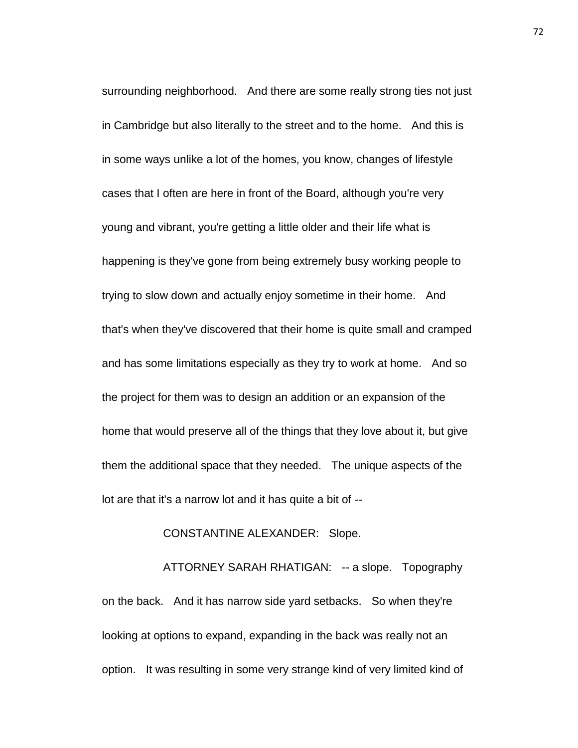surrounding neighborhood. And there are some really strong ties not just in Cambridge but also literally to the street and to the home. And this is in some ways unlike a lot of the homes, you know, changes of lifestyle cases that I often are here in front of the Board, although you're very young and vibrant, you're getting a little older and their life what is happening is they've gone from being extremely busy working people to trying to slow down and actually enjoy sometime in their home. And that's when they've discovered that their home is quite small and cramped and has some limitations especially as they try to work at home. And so the project for them was to design an addition or an expansion of the home that would preserve all of the things that they love about it, but give them the additional space that they needed. The unique aspects of the lot are that it's a narrow lot and it has quite a bit of --

CONSTANTINE ALEXANDER: Slope.

ATTORNEY SARAH RHATIGAN: -- a slope. Topography on the back. And it has narrow side yard setbacks. So when they're looking at options to expand, expanding in the back was really not an option. It was resulting in some very strange kind of very limited kind of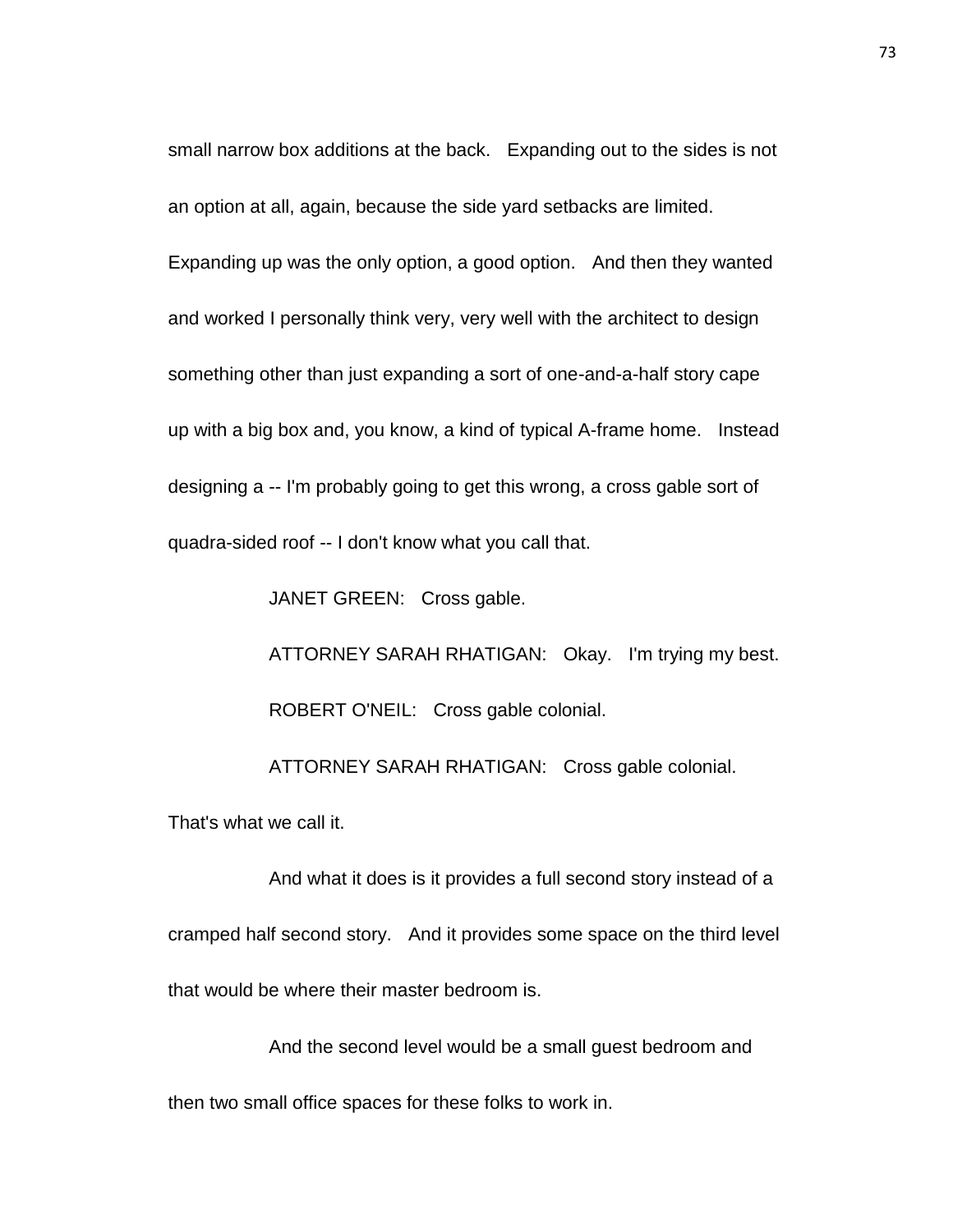small narrow box additions at the back. Expanding out to the sides is not an option at all, again, because the side yard setbacks are limited. Expanding up was the only option, a good option. And then they wanted and worked I personally think very, very well with the architect to design something other than just expanding a sort of one-and-a-half story cape up with a big box and, you know, a kind of typical A-frame home. Instead designing a -- I'm probably going to get this wrong, a cross gable sort of quadra-sided roof -- I don't know what you call that.

JANET GREEN: Cross gable.

ATTORNEY SARAH RHATIGAN: Okay. I'm trying my best.

ROBERT O'NEIL: Cross gable colonial.

ATTORNEY SARAH RHATIGAN: Cross gable colonial. That's what we call it.

And what it does is it provides a full second story instead of a cramped half second story. And it provides some space on the third level that would be where their master bedroom is.

And the second level would be a small guest bedroom and then two small office spaces for these folks to work in.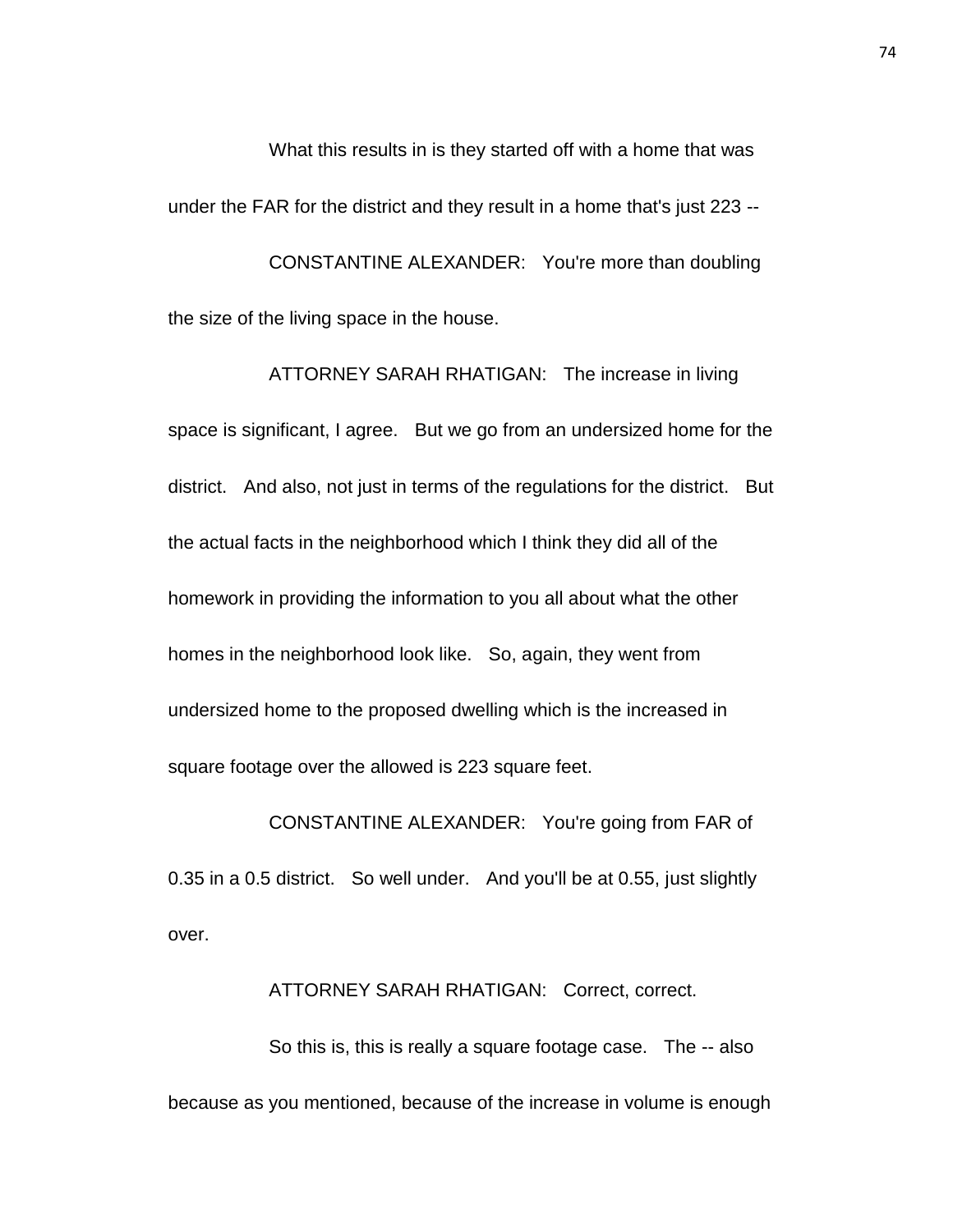What this results in is they started off with a home that was under the FAR for the district and they result in a home that's just 223 --

CONSTANTINE ALEXANDER: You're more than doubling the size of the living space in the house.

ATTORNEY SARAH RHATIGAN: The increase in living space is significant, I agree. But we go from an undersized home for the district. And also, not just in terms of the regulations for the district. But the actual facts in the neighborhood which I think they did all of the homework in providing the information to you all about what the other homes in the neighborhood look like. So, again, they went from undersized home to the proposed dwelling which is the increased in square footage over the allowed is 223 square feet.

CONSTANTINE ALEXANDER: You're going from FAR of 0.35 in a 0.5 district. So well under. And you'll be at 0.55, just slightly over.

ATTORNEY SARAH RHATIGAN: Correct, correct.

So this is, this is really a square footage case. The -- also because as you mentioned, because of the increase in volume is enough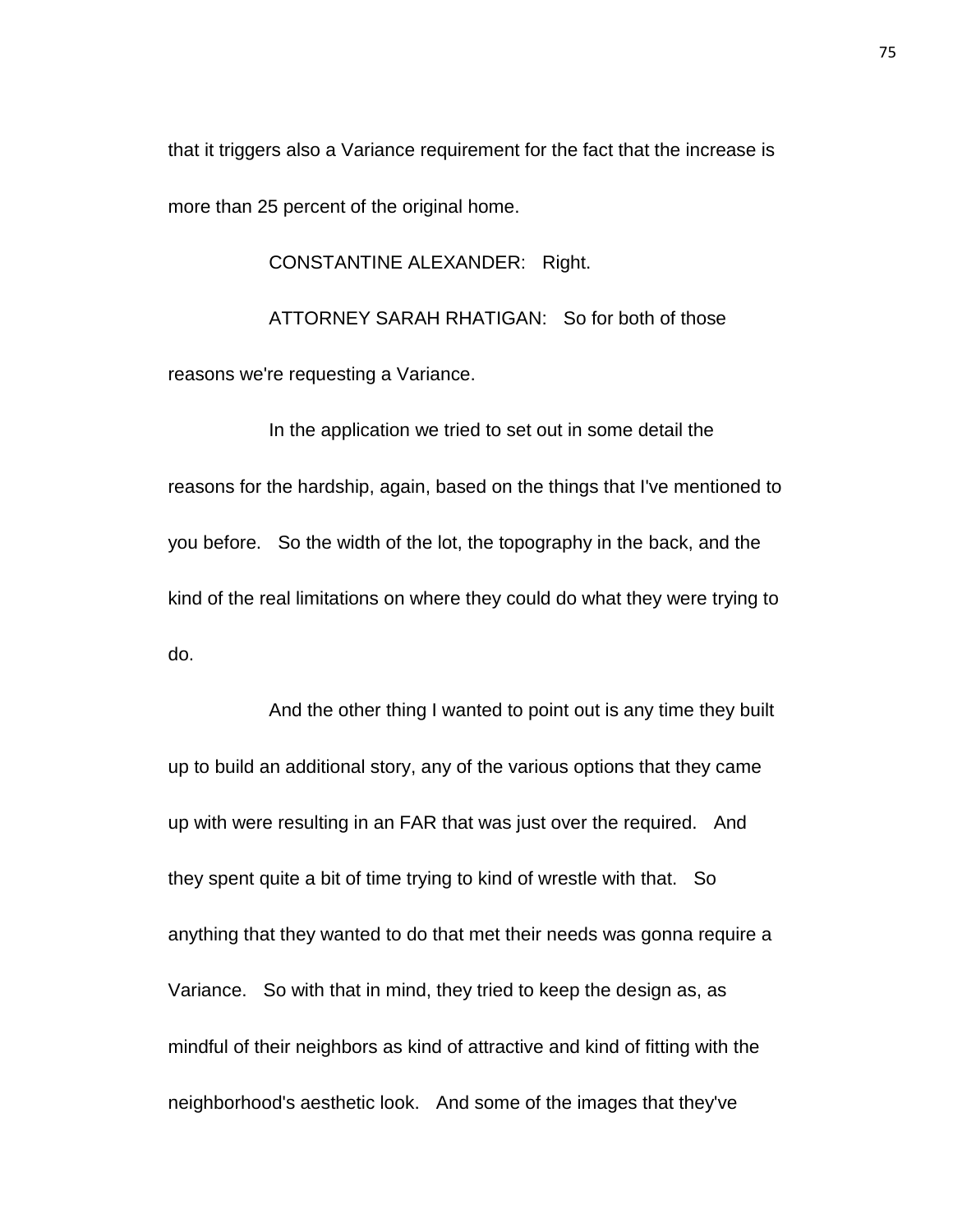that it triggers also a Variance requirement for the fact that the increase is more than 25 percent of the original home.

CONSTANTINE ALEXANDER: Right.

ATTORNEY SARAH RHATIGAN: So for both of those reasons we're requesting a Variance.

In the application we tried to set out in some detail the reasons for the hardship, again, based on the things that I've mentioned to you before. So the width of the lot, the topography in the back, and the kind of the real limitations on where they could do what they were trying to do.

And the other thing I wanted to point out is any time they built up to build an additional story, any of the various options that they came up with were resulting in an FAR that was just over the required. And they spent quite a bit of time trying to kind of wrestle with that. So anything that they wanted to do that met their needs was gonna require a Variance. So with that in mind, they tried to keep the design as, as mindful of their neighbors as kind of attractive and kind of fitting with the neighborhood's aesthetic look. And some of the images that they've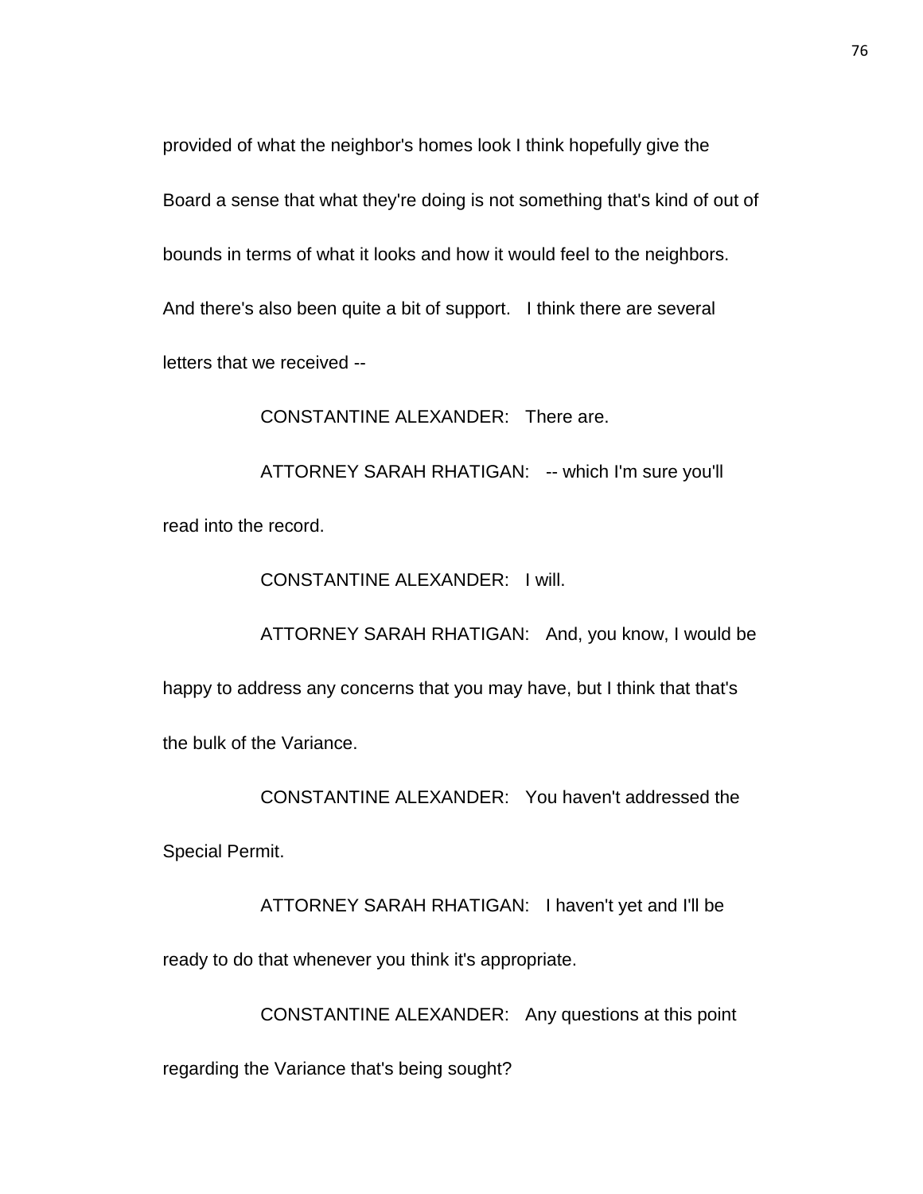provided of what the neighbor's homes look I think hopefully give the Board a sense that what they're doing is not something that's kind of out of bounds in terms of what it looks and how it would feel to the neighbors. And there's also been quite a bit of support. I think there are several letters that we received --

CONSTANTINE ALEXANDER: There are.

ATTORNEY SARAH RHATIGAN: -- which I'm sure you'll read into the record.

CONSTANTINE ALEXANDER: I will.

ATTORNEY SARAH RHATIGAN: And, you know, I would be happy to address any concerns that you may have, but I think that that's the bulk of the Variance.

CONSTANTINE ALEXANDER: You haven't addressed the Special Permit.

ATTORNEY SARAH RHATIGAN: I haven't yet and I'll be ready to do that whenever you think it's appropriate.

CONSTANTINE ALEXANDER: Any questions at this point regarding the Variance that's being sought?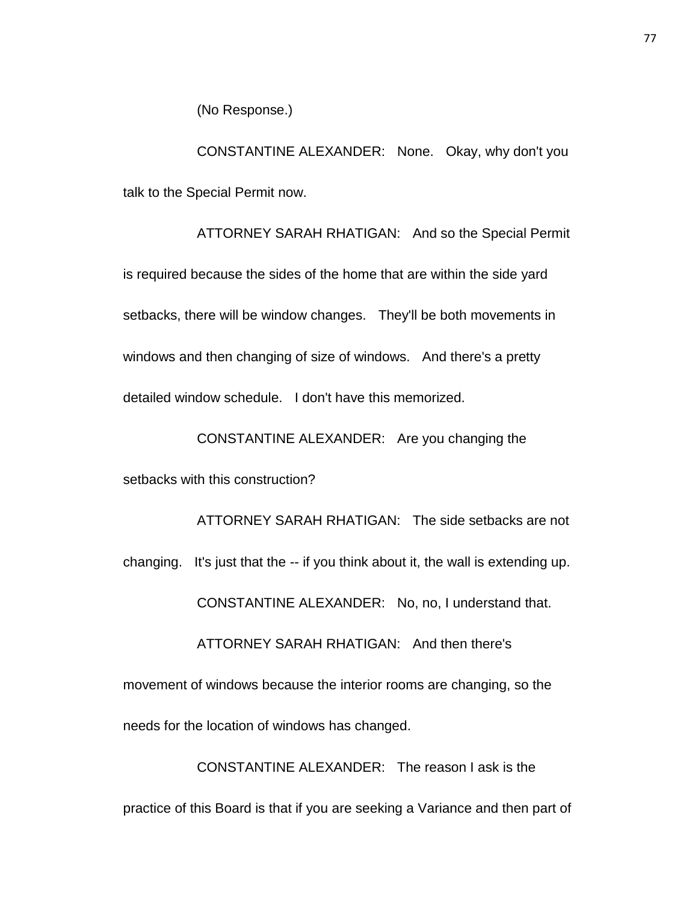(No Response.)

CONSTANTINE ALEXANDER: None. Okay, why don't you talk to the Special Permit now.

ATTORNEY SARAH RHATIGAN: And so the Special Permit is required because the sides of the home that are within the side yard setbacks, there will be window changes. They'll be both movements in windows and then changing of size of windows. And there's a pretty detailed window schedule. I don't have this memorized.

CONSTANTINE ALEXANDER: Are you changing the setbacks with this construction?

ATTORNEY SARAH RHATIGAN: The side setbacks are not changing. It's just that the -- if you think about it, the wall is extending up.

CONSTANTINE ALEXANDER: No, no, I understand that.

ATTORNEY SARAH RHATIGAN: And then there's movement of windows because the interior rooms are changing, so the needs for the location of windows has changed.

CONSTANTINE ALEXANDER: The reason I ask is the practice of this Board is that if you are seeking a Variance and then part of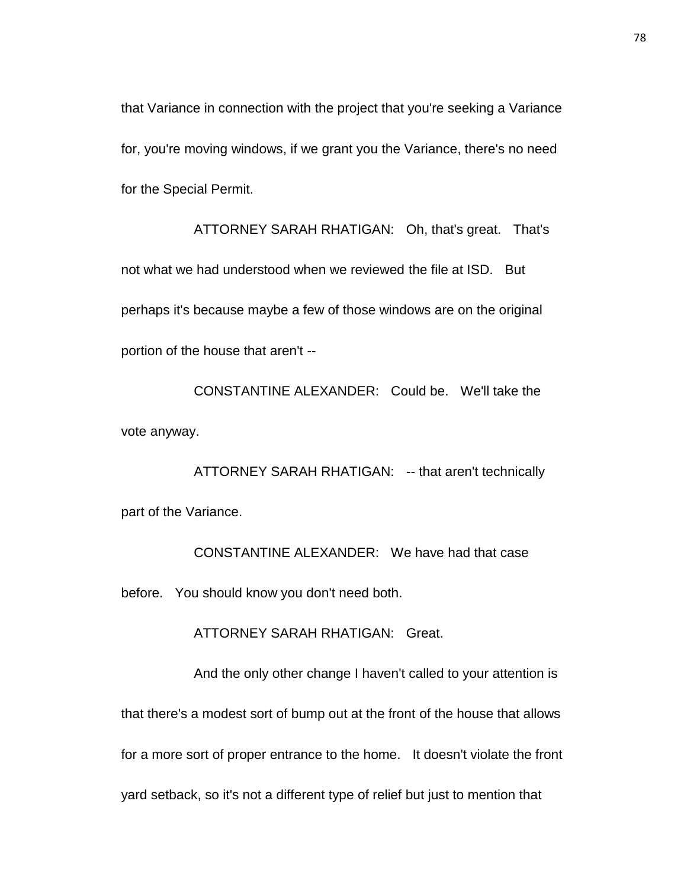that Variance in connection with the project that you're seeking a Variance for, you're moving windows, if we grant you the Variance, there's no need for the Special Permit.

ATTORNEY SARAH RHATIGAN: Oh, that's great. That's not what we had understood when we reviewed the file at ISD. But perhaps it's because maybe a few of those windows are on the original portion of the house that aren't --

CONSTANTINE ALEXANDER: Could be. We'll take the vote anyway.

ATTORNEY SARAH RHATIGAN: -- that aren't technically part of the Variance.

CONSTANTINE ALEXANDER: We have had that case before. You should know you don't need both.

ATTORNEY SARAH RHATIGAN: Great.

And the only other change I haven't called to your attention is that there's a modest sort of bump out at the front of the house that allows for a more sort of proper entrance to the home. It doesn't violate the front yard setback, so it's not a different type of relief but just to mention that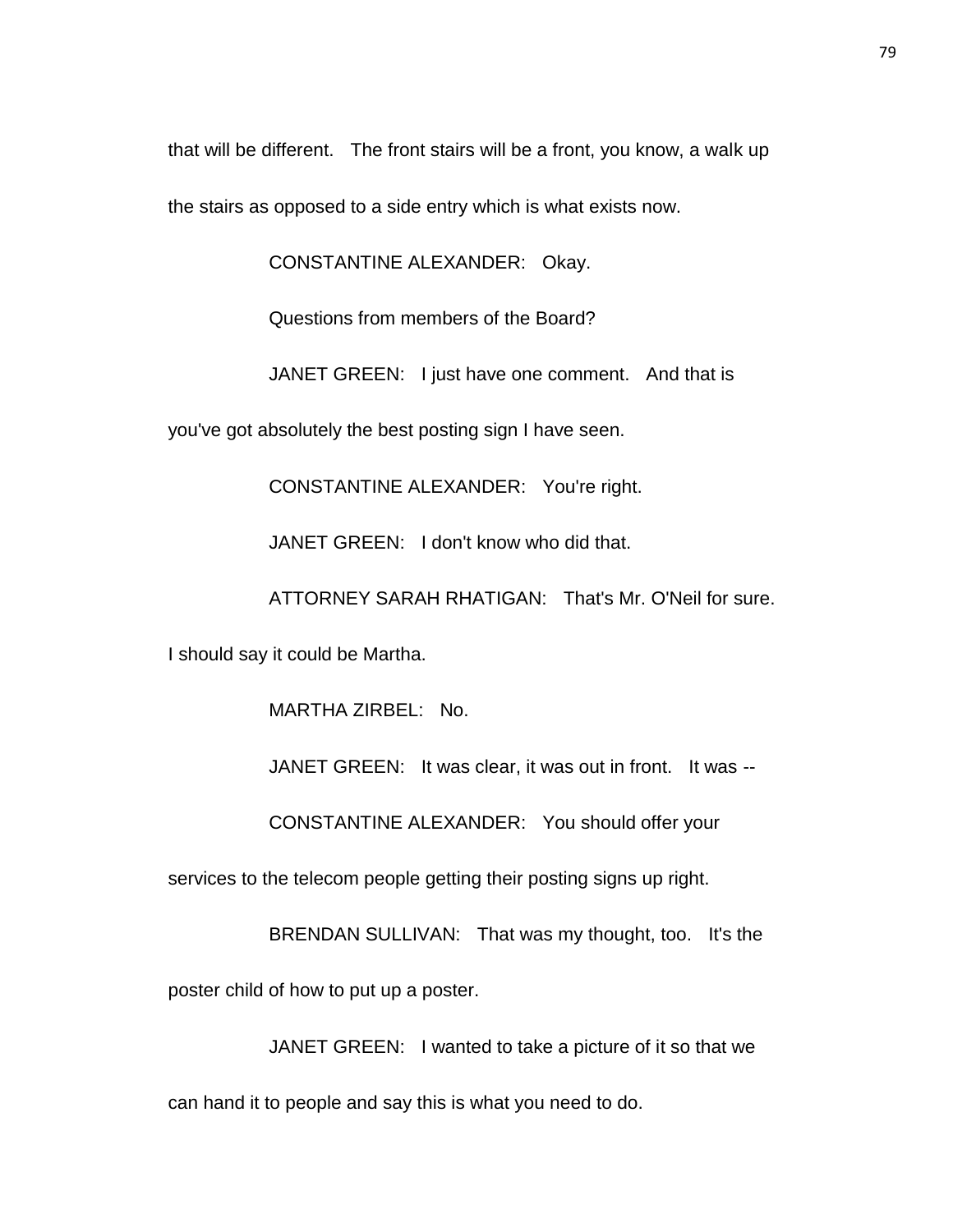that will be different. The front stairs will be a front, you know, a walk up the stairs as opposed to a side entry which is what exists now.

CONSTANTINE ALEXANDER: Okay.

Questions from members of the Board?

JANET GREEN: I just have one comment. And that is you've got absolutely the best posting sign I have seen.

CONSTANTINE ALEXANDER: You're right.

JANET GREEN: I don't know who did that.

ATTORNEY SARAH RHATIGAN: That's Mr. O'Neil for sure. I should say it could be Martha.

MARTHA ZIRBEL: No.

JANET GREEN: It was clear, it was out in front. It was --

CONSTANTINE ALEXANDER: You should offer your services to the telecom people getting their posting signs up right.

BRENDAN SULLIVAN: That was my thought, too. It's the poster child of how to put up a poster.

JANET GREEN: I wanted to take a picture of it so that we can hand it to people and say this is what you need to do.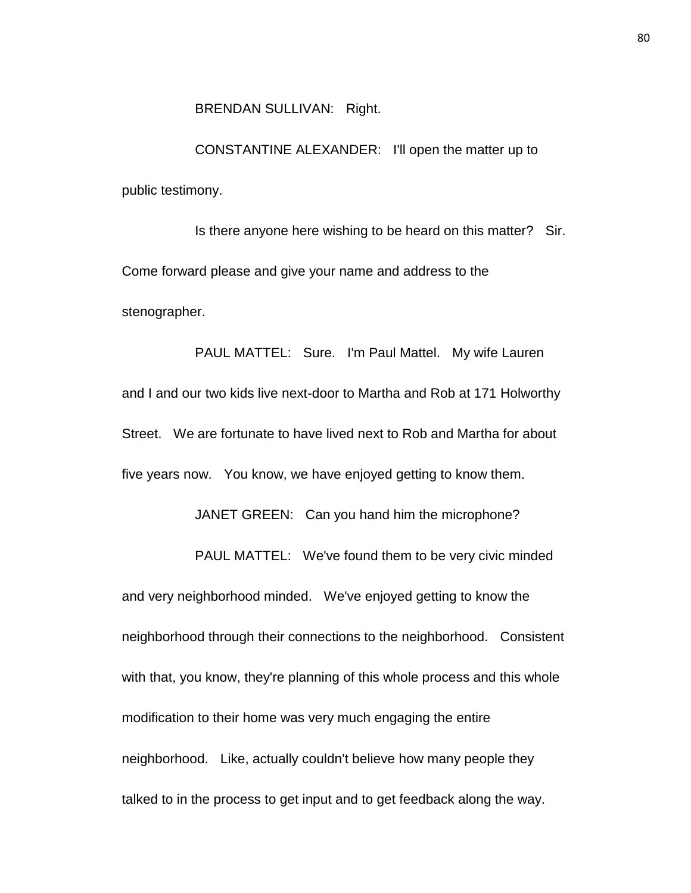BRENDAN SULLIVAN: Right.

CONSTANTINE ALEXANDER: I'll open the matter up to public testimony.

Is there anyone here wishing to be heard on this matter? Sir. Come forward please and give your name and address to the stenographer.

PAUL MATTEL: Sure. I'm Paul Mattel. My wife Lauren and I and our two kids live next-door to Martha and Rob at 171 Holworthy Street. We are fortunate to have lived next to Rob and Martha for about five years now. You know, we have enjoyed getting to know them.

JANET GREEN: Can you hand him the microphone?

PAUL MATTEL: We've found them to be very civic minded and very neighborhood minded. We've enjoyed getting to know the neighborhood through their connections to the neighborhood. Consistent with that, you know, they're planning of this whole process and this whole modification to their home was very much engaging the entire neighborhood. Like, actually couldn't believe how many people they talked to in the process to get input and to get feedback along the way.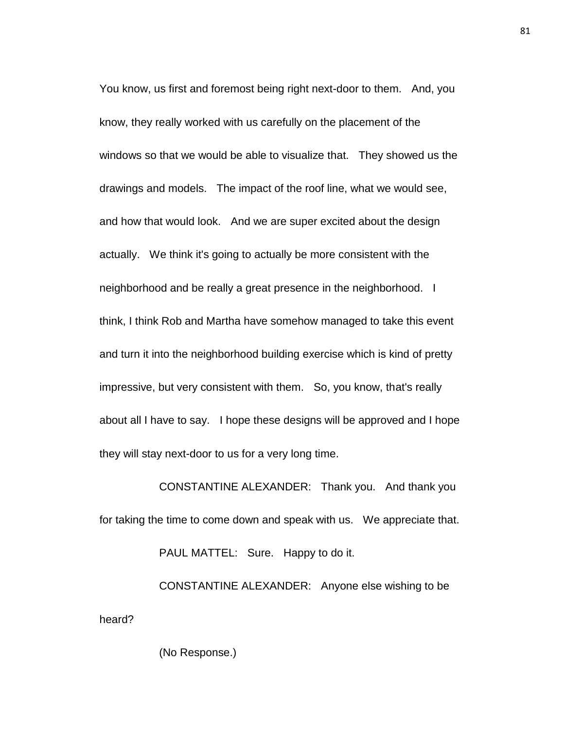You know, us first and foremost being right next-door to them. And, you know, they really worked with us carefully on the placement of the windows so that we would be able to visualize that. They showed us the drawings and models. The impact of the roof line, what we would see, and how that would look. And we are super excited about the design actually. We think it's going to actually be more consistent with the neighborhood and be really a great presence in the neighborhood. I think, I think Rob and Martha have somehow managed to take this event and turn it into the neighborhood building exercise which is kind of pretty impressive, but very consistent with them. So, you know, that's really about all I have to say. I hope these designs will be approved and I hope they will stay next-door to us for a very long time.

CONSTANTINE ALEXANDER: Thank you. And thank you for taking the time to come down and speak with us. We appreciate that.

PAUL MATTEL: Sure. Happy to do it.

CONSTANTINE ALEXANDER: Anyone else wishing to be heard?

(No Response.)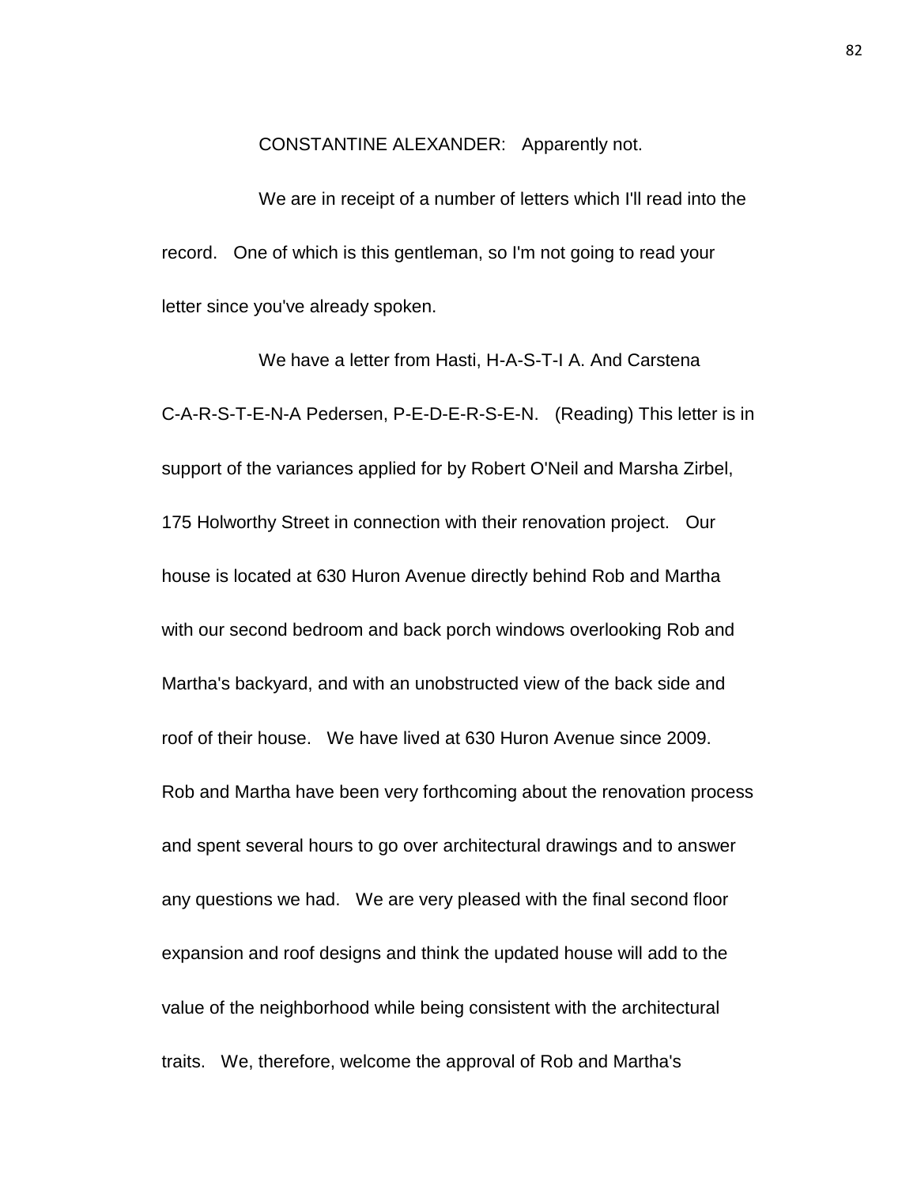CONSTANTINE ALEXANDER: Apparently not.

We are in receipt of a number of letters which I'll read into the record. One of which is this gentleman, so I'm not going to read your letter since you've already spoken.

We have a letter from Hasti, H-A-S-T-I A. And Carstena C-A-R-S-T-E-N-A Pedersen, P-E-D-E-R-S-E-N. (Reading) This letter is in support of the variances applied for by Robert O'Neil and Marsha Zirbel, 175 Holworthy Street in connection with their renovation project. Our house is located at 630 Huron Avenue directly behind Rob and Martha with our second bedroom and back porch windows overlooking Rob and Martha's backyard, and with an unobstructed view of the back side and roof of their house. We have lived at 630 Huron Avenue since 2009. Rob and Martha have been very forthcoming about the renovation process and spent several hours to go over architectural drawings and to answer any questions we had. We are very pleased with the final second floor expansion and roof designs and think the updated house will add to the value of the neighborhood while being consistent with the architectural traits. We, therefore, welcome the approval of Rob and Martha's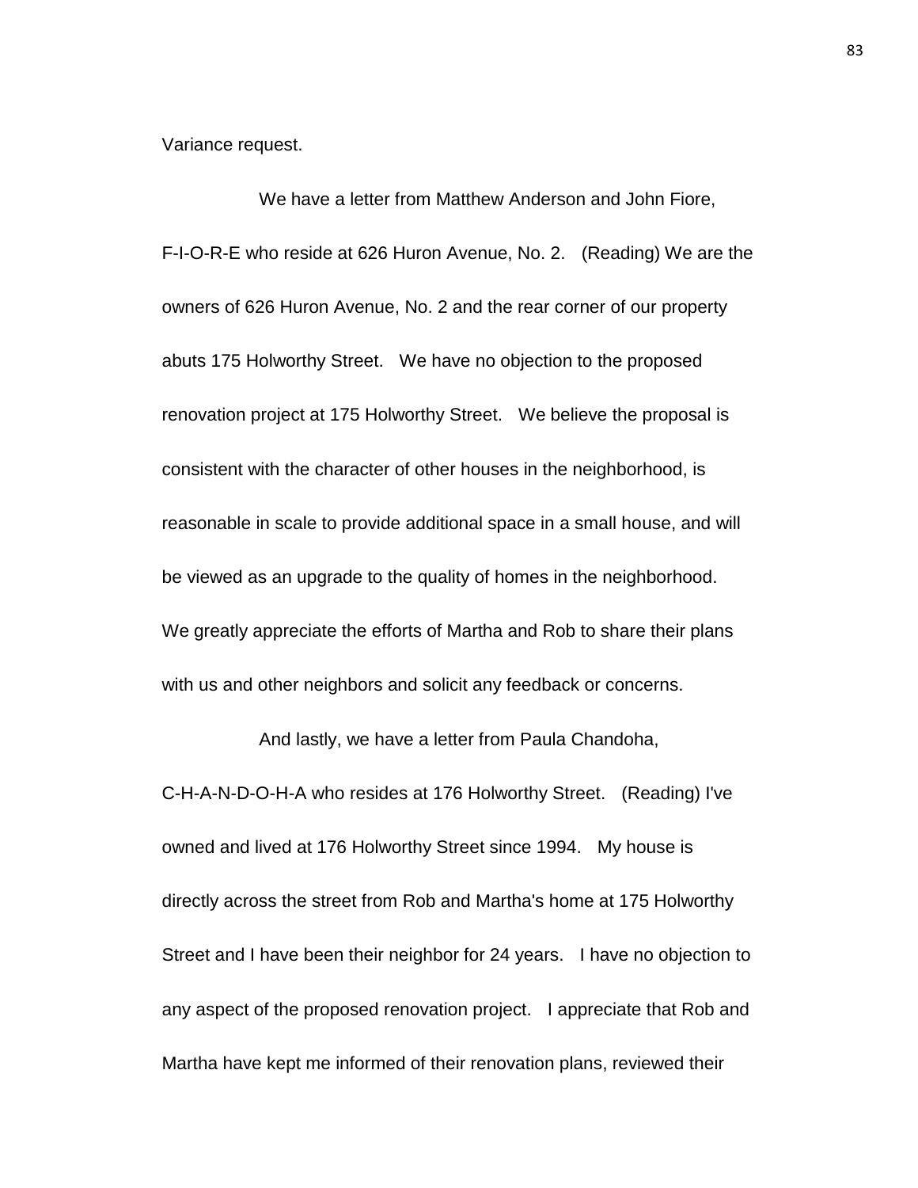Variance request.

We have a letter from Matthew Anderson and John Fiore, F-I-O-R-E who reside at 626 Huron Avenue, No. 2. (Reading) We are the owners of 626 Huron Avenue, No. 2 and the rear corner of our property abuts 175 Holworthy Street. We have no objection to the proposed renovation project at 175 Holworthy Street. We believe the proposal is consistent with the character of other houses in the neighborhood, is reasonable in scale to provide additional space in a small house, and will be viewed as an upgrade to the quality of homes in the neighborhood. We greatly appreciate the efforts of Martha and Rob to share their plans with us and other neighbors and solicit any feedback or concerns.

And lastly, we have a letter from Paula Chandoha, C-H-A-N-D-O-H-A who resides at 176 Holworthy Street. (Reading) I've owned and lived at 176 Holworthy Street since 1994. My house is directly across the street from Rob and Martha's home at 175 Holworthy Street and I have been their neighbor for 24 years. I have no objection to any aspect of the proposed renovation project. I appreciate that Rob and Martha have kept me informed of their renovation plans, reviewed their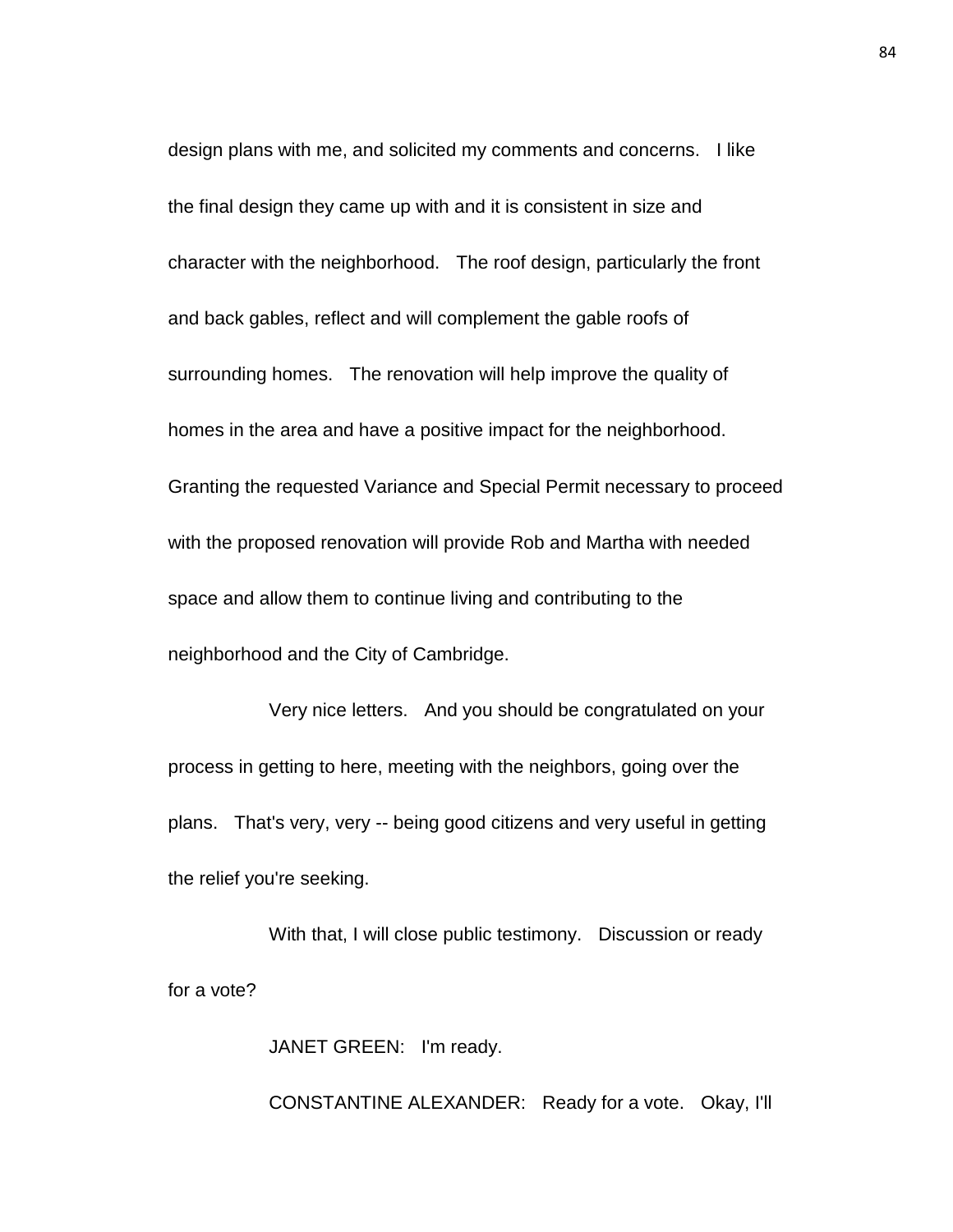design plans with me, and solicited my comments and concerns. I like the final design they came up with and it is consistent in size and character with the neighborhood. The roof design, particularly the front and back gables, reflect and will complement the gable roofs of surrounding homes. The renovation will help improve the quality of homes in the area and have a positive impact for the neighborhood. Granting the requested Variance and Special Permit necessary to proceed with the proposed renovation will provide Rob and Martha with needed space and allow them to continue living and contributing to the neighborhood and the City of Cambridge.

Very nice letters. And you should be congratulated on your process in getting to here, meeting with the neighbors, going over the plans. That's very, very -- being good citizens and very useful in getting the relief you're seeking.

With that, I will close public testimony. Discussion or ready for a vote?

JANET GREEN: I'm ready.

CONSTANTINE ALEXANDER: Ready for a vote. Okay, I'll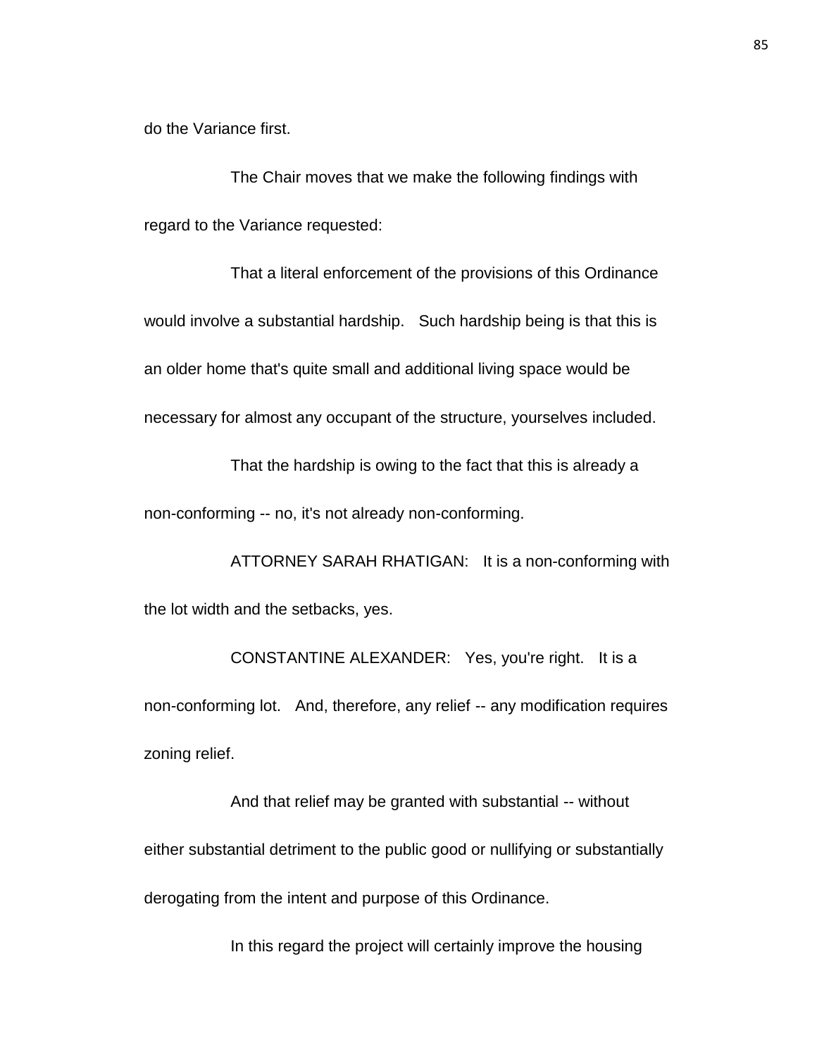do the Variance first.

The Chair moves that we make the following findings with regard to the Variance requested:

That a literal enforcement of the provisions of this Ordinance would involve a substantial hardship. Such hardship being is that this is an older home that's quite small and additional living space would be necessary for almost any occupant of the structure, yourselves included.

That the hardship is owing to the fact that this is already a non-conforming -- no, it's not already non-conforming.

ATTORNEY SARAH RHATIGAN: It is a non-conforming with the lot width and the setbacks, yes.

CONSTANTINE ALEXANDER: Yes, you're right. It is a non-conforming lot. And, therefore, any relief -- any modification requires zoning relief.

And that relief may be granted with substantial -- without either substantial detriment to the public good or nullifying or substantially derogating from the intent and purpose of this Ordinance.

In this regard the project will certainly improve the housing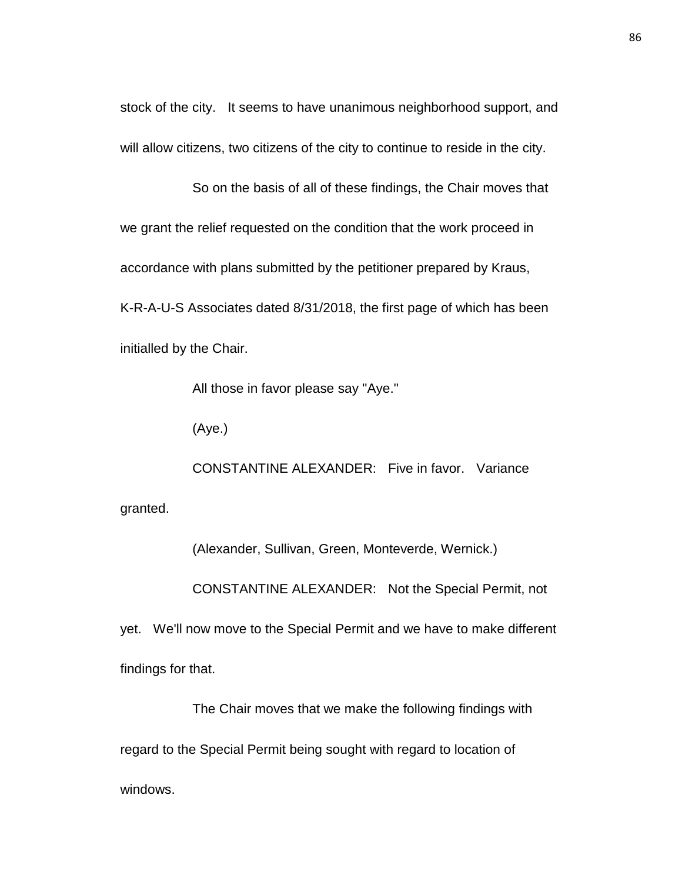stock of the city. It seems to have unanimous neighborhood support, and will allow citizens, two citizens of the city to continue to reside in the city.

So on the basis of all of these findings, the Chair moves that we grant the relief requested on the condition that the work proceed in accordance with plans submitted by the petitioner prepared by Kraus, K-R-A-U-S Associates dated 8/31/2018, the first page of which has been initialled by the Chair.

All those in favor please say "Aye."

(Aye.)

CONSTANTINE ALEXANDER: Five in favor. Variance granted.

(Alexander, Sullivan, Green, Monteverde, Wernick.)

CONSTANTINE ALEXANDER: Not the Special Permit, not yet. We'll now move to the Special Permit and we have to make different findings for that.

The Chair moves that we make the following findings with regard to the Special Permit being sought with regard to location of windows.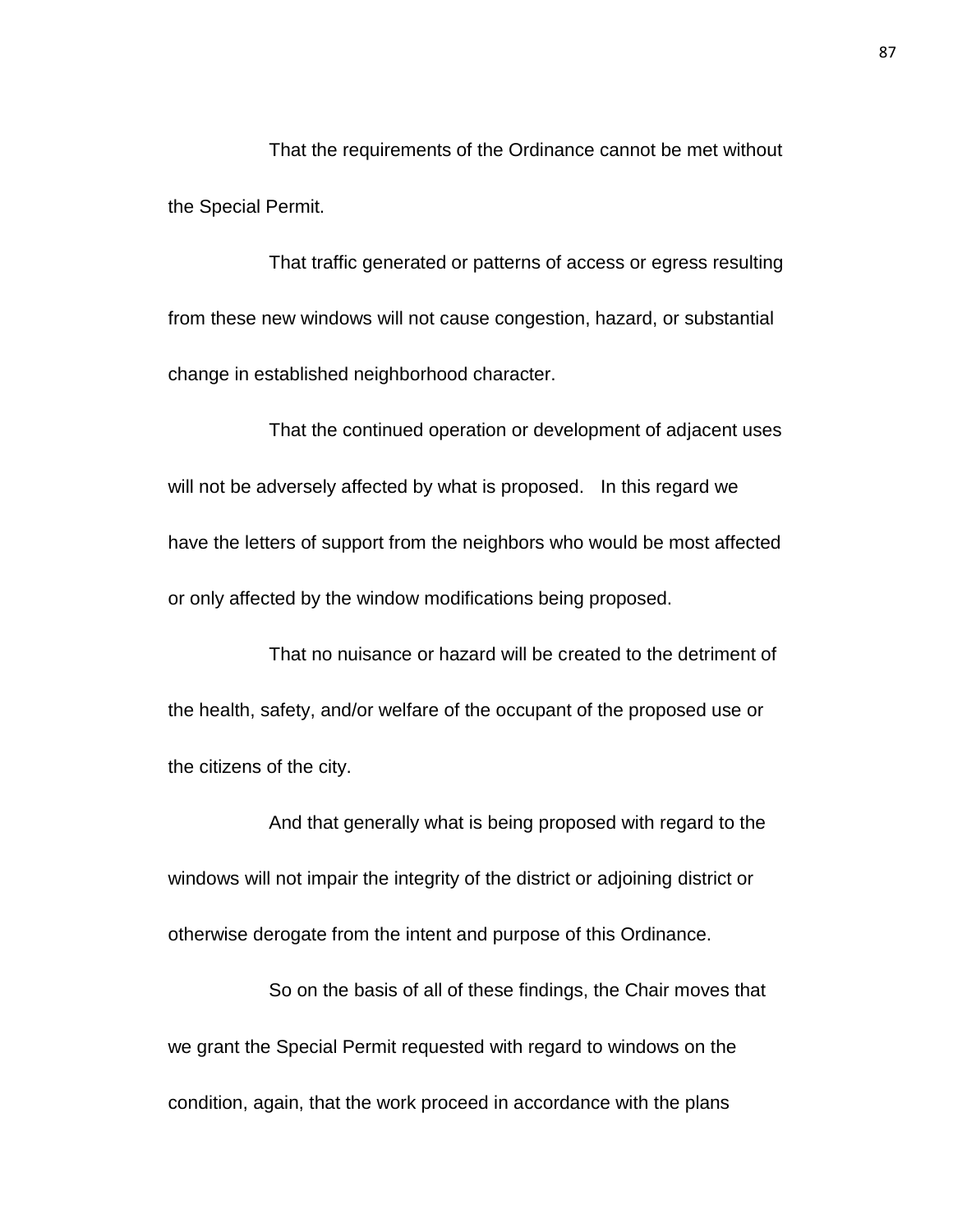That the requirements of the Ordinance cannot be met without the Special Permit.

That traffic generated or patterns of access or egress resulting from these new windows will not cause congestion, hazard, or substantial change in established neighborhood character.

That the continued operation or development of adjacent uses will not be adversely affected by what is proposed. In this regard we have the letters of support from the neighbors who would be most affected or only affected by the window modifications being proposed.

That no nuisance or hazard will be created to the detriment of the health, safety, and/or welfare of the occupant of the proposed use or the citizens of the city.

And that generally what is being proposed with regard to the windows will not impair the integrity of the district or adjoining district or otherwise derogate from the intent and purpose of this Ordinance.

So on the basis of all of these findings, the Chair moves that we grant the Special Permit requested with regard to windows on the condition, again, that the work proceed in accordance with the plans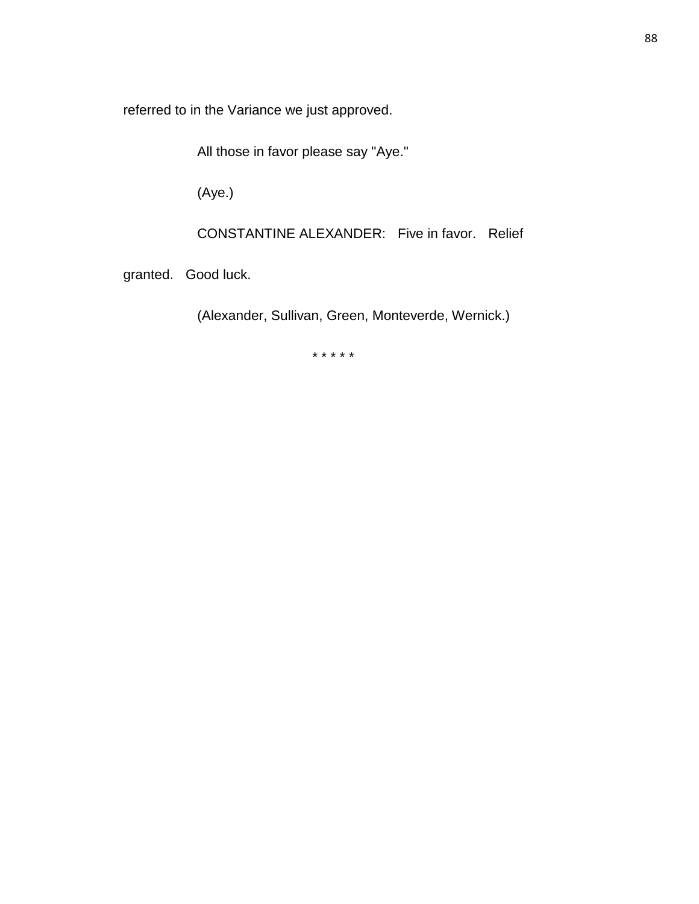referred to in the Variance we just approved.

All those in favor please say "Aye."

(Aye.)

CONSTANTINE ALEXANDER: Five in favor. Relief granted. Good luck.

(Alexander, Sullivan, Green, Monteverde, Wernick.)

* * * * *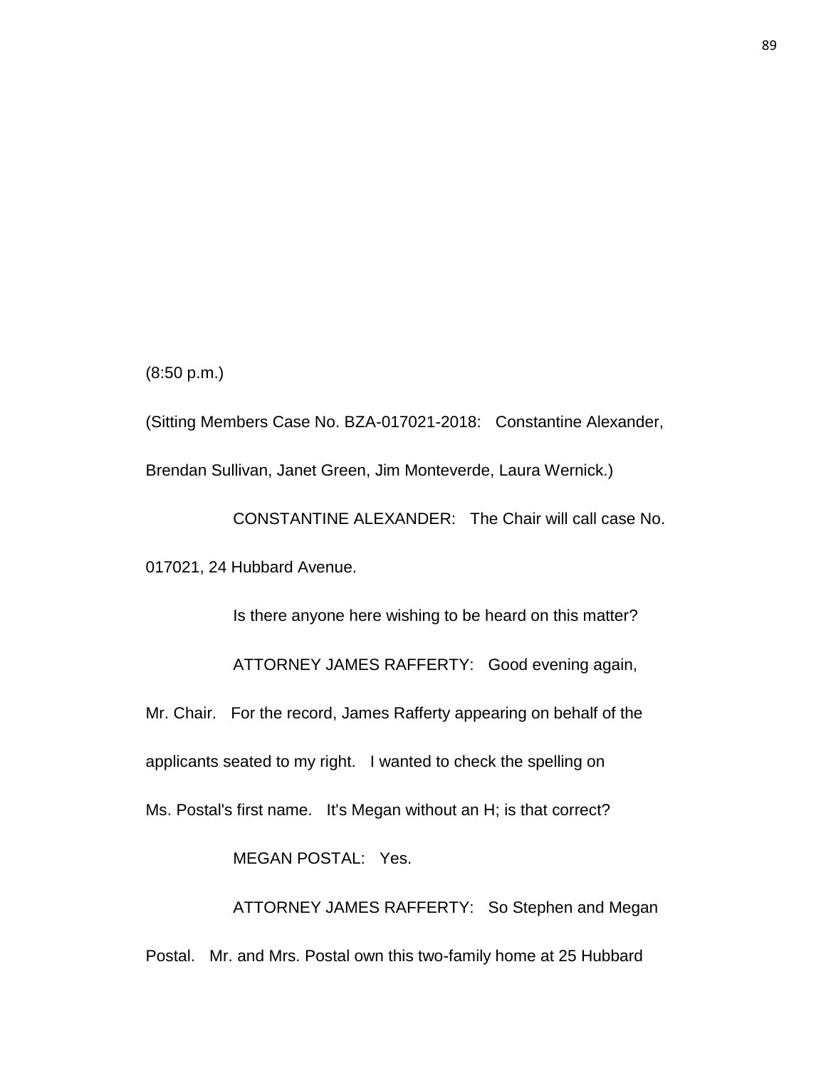(8:50 p.m.)

(Sitting Members Case No. BZA-017021-2018: Constantine Alexander, Brendan Sullivan, Janet Green, Jim Monteverde, Laura Wernick.)

CONSTANTINE ALEXANDER: The Chair will call case No. 017021, 24 Hubbard Avenue.

Is there anyone here wishing to be heard on this matter?

ATTORNEY JAMES RAFFERTY: Good evening again, Mr. Chair. For the record, James Rafferty appearing on behalf of the applicants seated to my right. I wanted to check the spelling on Ms. Postal's first name. It's Megan without an H; is that correct?

MEGAN POSTAL: Yes.

ATTORNEY JAMES RAFFERTY: So Stephen and Megan Postal. Mr. and Mrs. Postal own this two-family home at 25 Hubbard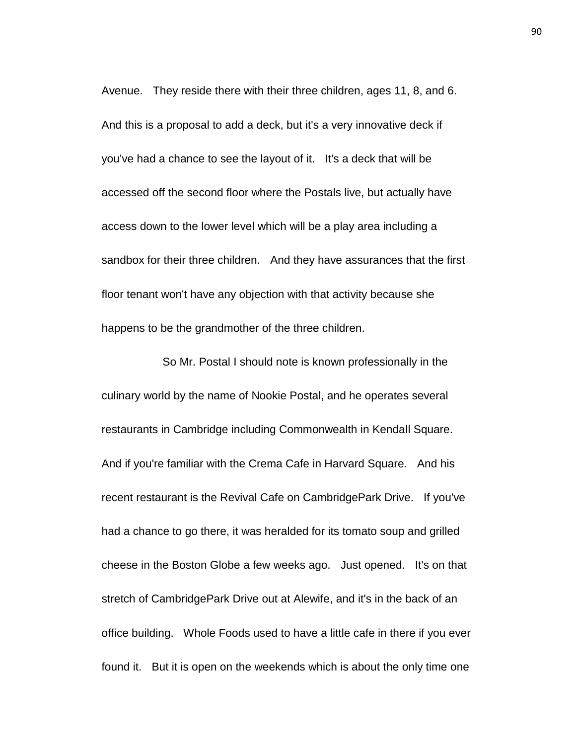Avenue. They reside there with their three children, ages 11, 8, and 6. And this is a proposal to add a deck, but it's a very innovative deck if you've had a chance to see the layout of it. It's a deck that will be accessed off the second floor where the Postals live, but actually have access down to the lower level which will be a play area including a sandbox for their three children. And they have assurances that the first floor tenant won't have any objection with that activity because she happens to be the grandmother of the three children.

So Mr. Postal I should note is known professionally in the culinary world by the name of Nookie Postal, and he operates several restaurants in Cambridge including Commonwealth in Kendall Square. And if you're familiar with the Crema Cafe in Harvard Square. And his recent restaurant is the Revival Cafe on CambridgePark Drive. If you've had a chance to go there, it was heralded for its tomato soup and grilled cheese in the Boston Globe a few weeks ago. Just opened. It's on that stretch of CambridgePark Drive out at Alewife, and it's in the back of an office building. Whole Foods used to have a little cafe in there if you ever found it. But it is open on the weekends which is about the only time one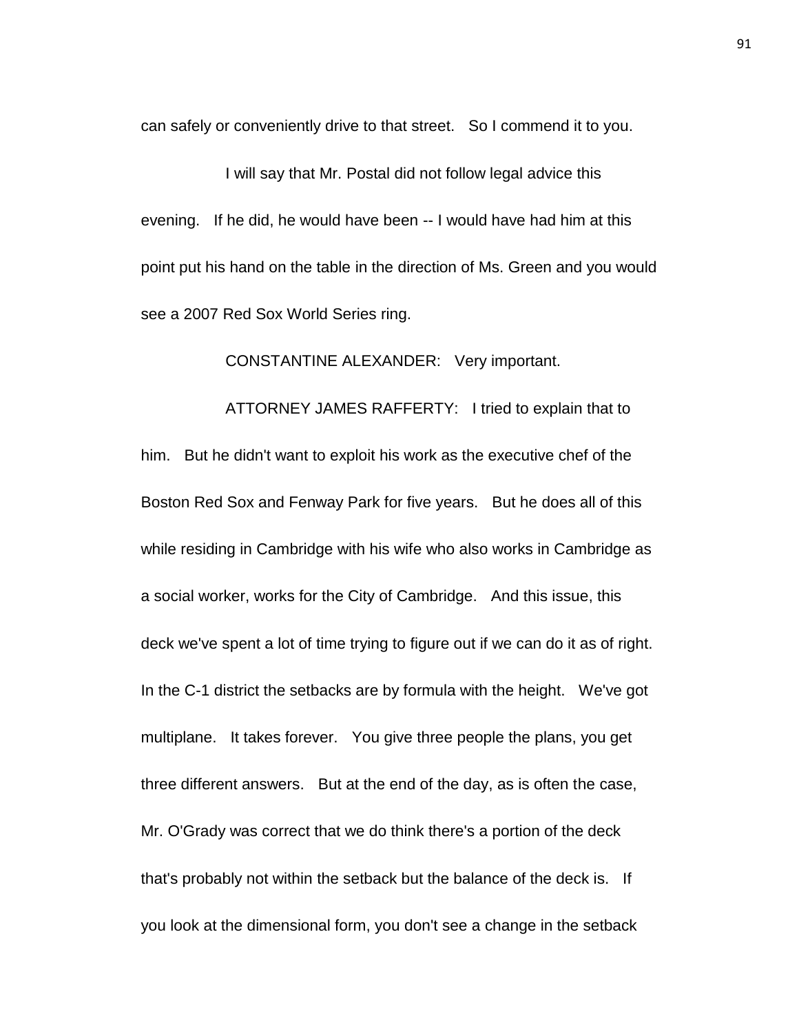can safely or conveniently drive to that street. So I commend it to you.

I will say that Mr. Postal did not follow legal advice this evening. If he did, he would have been -- I would have had him at this point put his hand on the table in the direction of Ms. Green and you would see a 2007 Red Sox World Series ring.

CONSTANTINE ALEXANDER: Very important.

ATTORNEY JAMES RAFFERTY: I tried to explain that to him. But he didn't want to exploit his work as the executive chef of the Boston Red Sox and Fenway Park for five years. But he does all of this while residing in Cambridge with his wife who also works in Cambridge as a social worker, works for the City of Cambridge. And this issue, this deck we've spent a lot of time trying to figure out if we can do it as of right. In the C-1 district the setbacks are by formula with the height. We've got multiplane. It takes forever. You give three people the plans, you get three different answers. But at the end of the day, as is often the case, Mr. O'Grady was correct that we do think there's a portion of the deck that's probably not within the setback but the balance of the deck is. If you look at the dimensional form, you don't see a change in the setback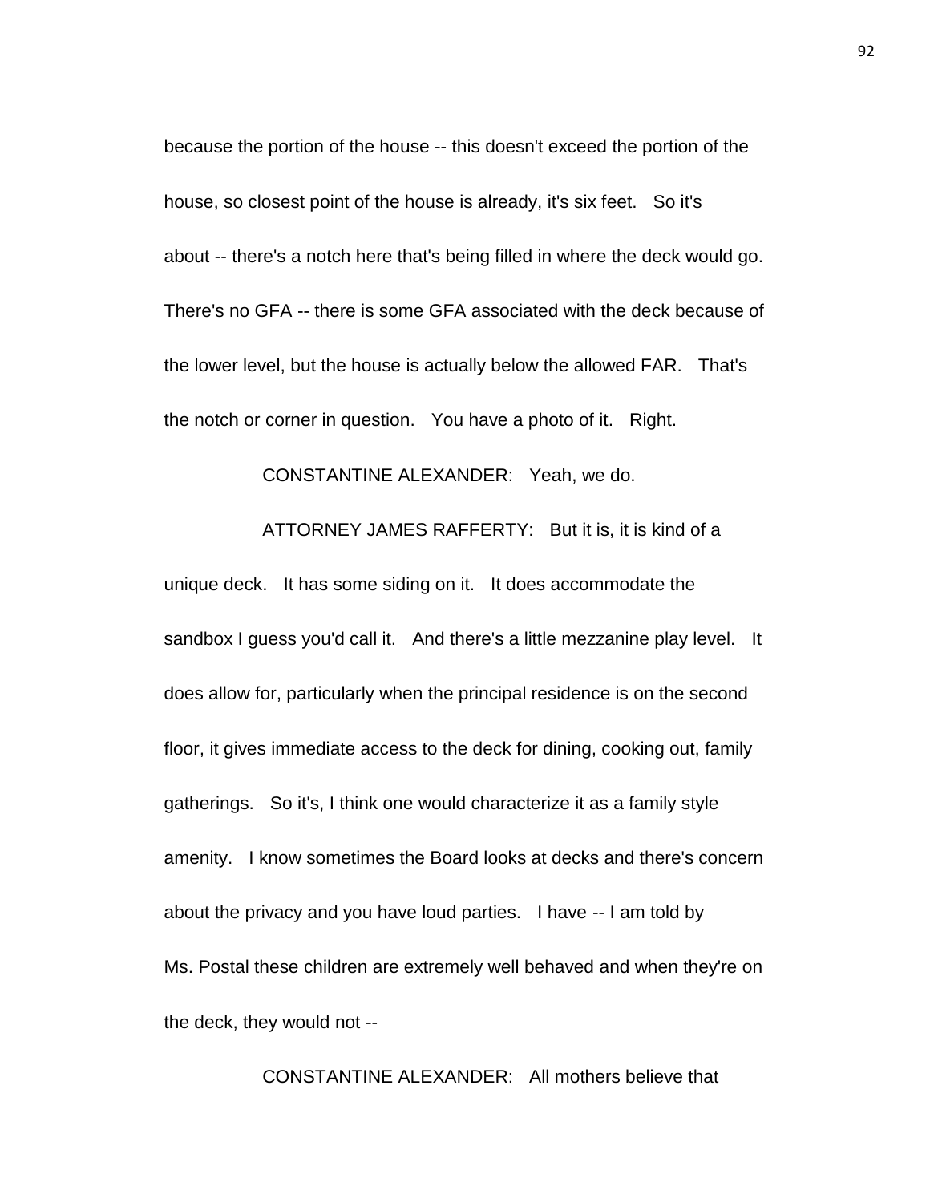because the portion of the house -- this doesn't exceed the portion of the house, so closest point of the house is already, it's six feet. So it's about -- there's a notch here that's being filled in where the deck would go. There's no GFA -- there is some GFA associated with the deck because of the lower level, but the house is actually below the allowed FAR. That's the notch or corner in question. You have a photo of it. Right.

CONSTANTINE ALEXANDER: Yeah, we do.

ATTORNEY JAMES RAFFERTY: But it is, it is kind of a unique deck. It has some siding on it. It does accommodate the sandbox I guess you'd call it. And there's a little mezzanine play level. It does allow for, particularly when the principal residence is on the second floor, it gives immediate access to the deck for dining, cooking out, family gatherings. So it's, I think one would characterize it as a family style amenity. I know sometimes the Board looks at decks and there's concern about the privacy and you have loud parties. I have -- I am told by Ms. Postal these children are extremely well behaved and when they're on the deck, they would not --

CONSTANTINE ALEXANDER: All mothers believe that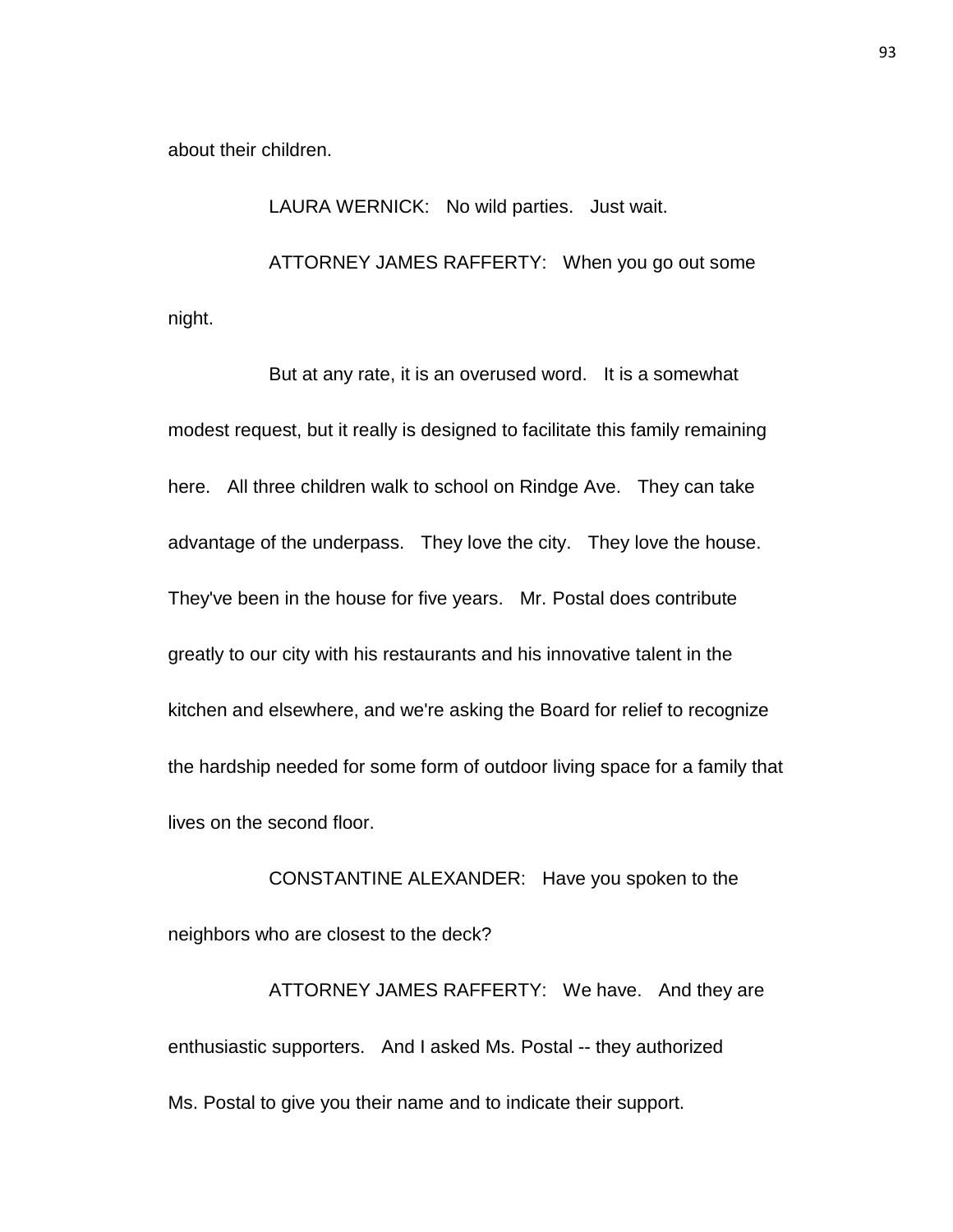about their children.

LAURA WERNICK: No wild parties. Just wait.

ATTORNEY JAMES RAFFERTY: When you go out some night.

But at any rate, it is an overused word. It is a somewhat modest request, but it really is designed to facilitate this family remaining here. All three children walk to school on Rindge Ave. They can take advantage of the underpass. They love the city. They love the house. They've been in the house for five years. Mr. Postal does contribute greatly to our city with his restaurants and his innovative talent in the kitchen and elsewhere, and we're asking the Board for relief to recognize the hardship needed for some form of outdoor living space for a family that lives on the second floor.

CONSTANTINE ALEXANDER: Have you spoken to the neighbors who are closest to the deck?

ATTORNEY JAMES RAFFERTY: We have. And they are enthusiastic supporters. And I asked Ms. Postal -- they authorized Ms. Postal to give you their name and to indicate their support.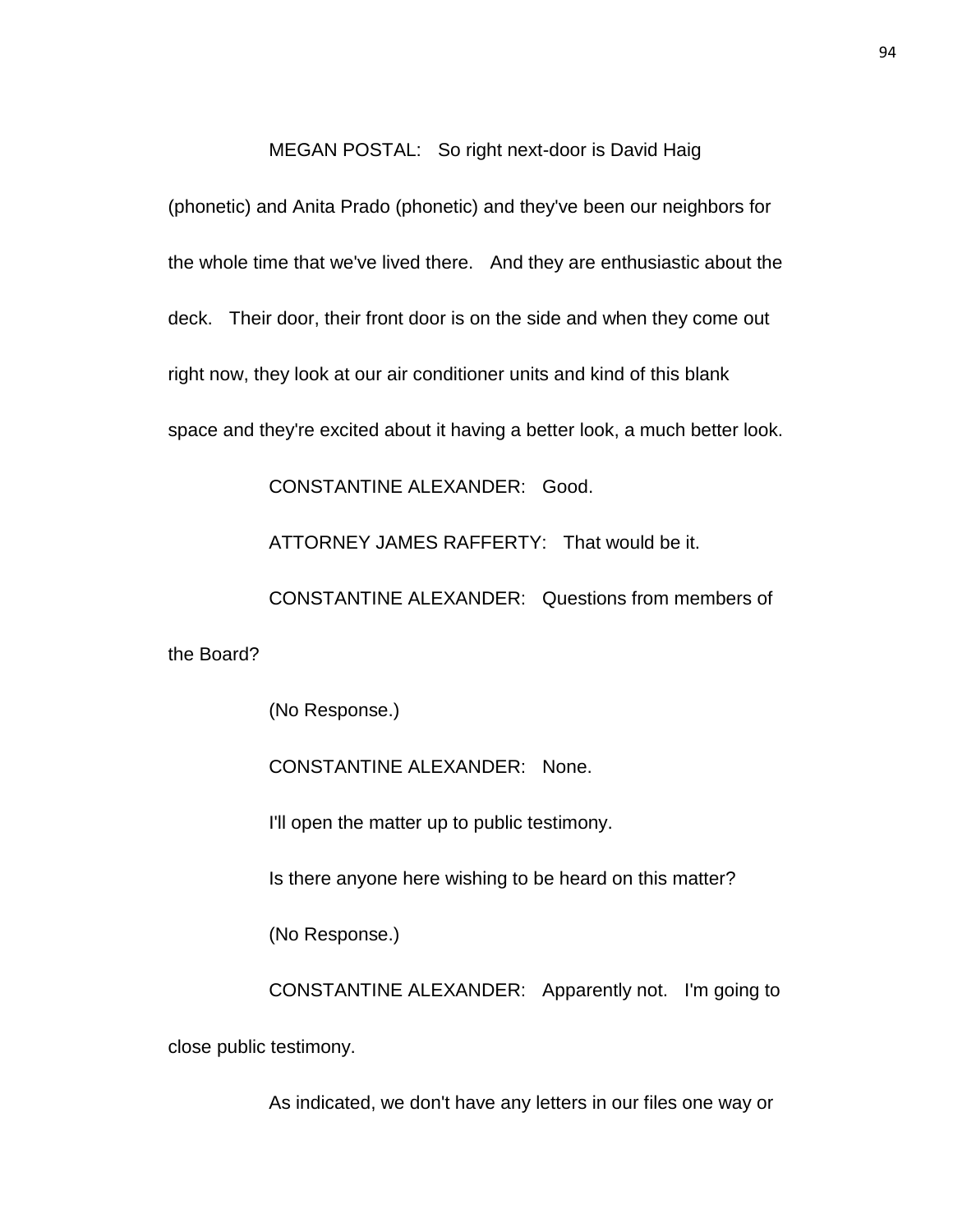MEGAN POSTAL: So right next-door is David Haig (phonetic) and Anita Prado (phonetic) and they've been our neighbors for the whole time that we've lived there. And they are enthusiastic about the deck. Their door, their front door is on the side and when they come out right now, they look at our air conditioner units and kind of this blank space and they're excited about it having a better look, a much better look.

CONSTANTINE ALEXANDER: Good.

ATTORNEY JAMES RAFFERTY: That would be it.

CONSTANTINE ALEXANDER: Questions from members of the Board?

(No Response.)

CONSTANTINE ALEXANDER: None.

I'll open the matter up to public testimony.

Is there anyone here wishing to be heard on this matter?

(No Response.)

CONSTANTINE ALEXANDER: Apparently not. I'm going to close public testimony.

As indicated, we don't have any letters in our files one way or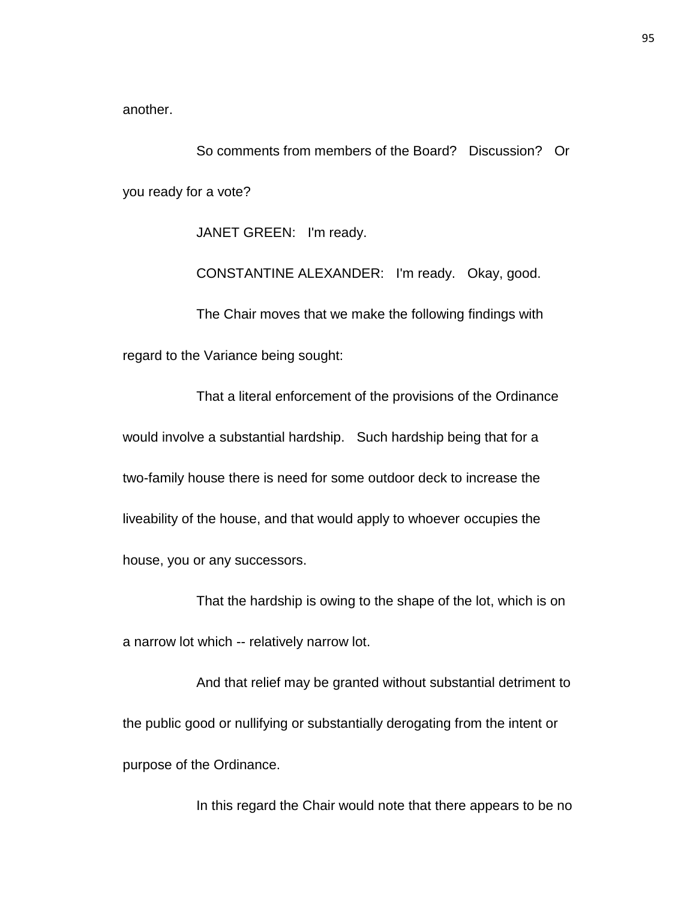another.

So comments from members of the Board? Discussion? Or you ready for a vote?

JANET GREEN: I'm ready.

CONSTANTINE ALEXANDER: I'm ready. Okay, good.

The Chair moves that we make the following findings with regard to the Variance being sought:

That a literal enforcement of the provisions of the Ordinance would involve a substantial hardship. Such hardship being that for a two-family house there is need for some outdoor deck to increase the liveability of the house, and that would apply to whoever occupies the house, you or any successors.

That the hardship is owing to the shape of the lot, which is on a narrow lot which -- relatively narrow lot.

And that relief may be granted without substantial detriment to the public good or nullifying or substantially derogating from the intent or purpose of the Ordinance.

In this regard the Chair would note that there appears to be no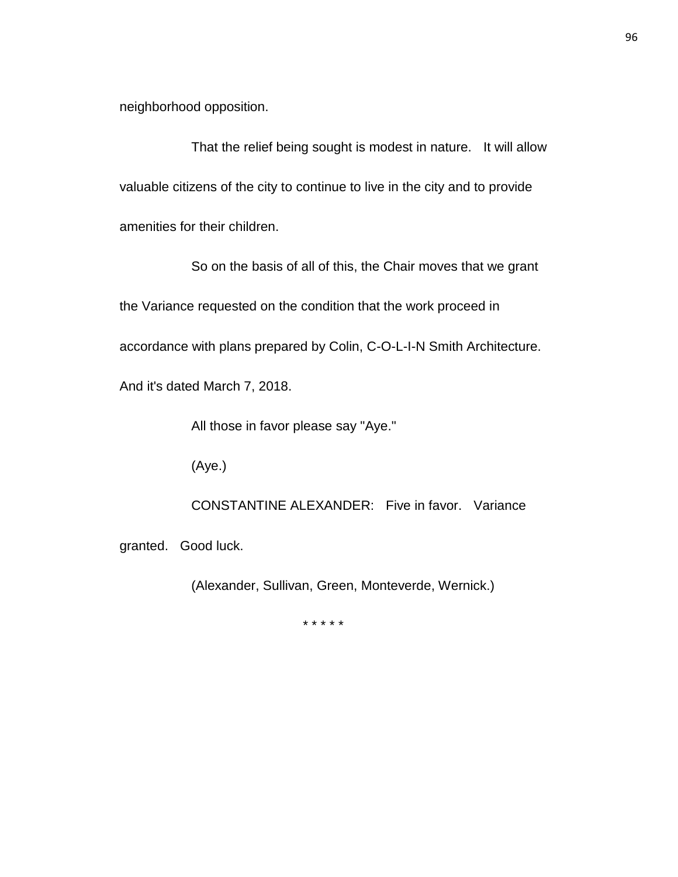neighborhood opposition.

That the relief being sought is modest in nature. It will allow valuable citizens of the city to continue to live in the city and to provide amenities for their children.

So on the basis of all of this, the Chair moves that we grant the Variance requested on the condition that the work proceed in accordance with plans prepared by Colin, C-O-L-I-N Smith Architecture. And it's dated March 7, 2018.

All those in favor please say "Aye."

(Aye.)

CONSTANTINE ALEXANDER: Five in favor. Variance granted. Good luck.

(Alexander, Sullivan, Green, Monteverde, Wernick.)

* * * * *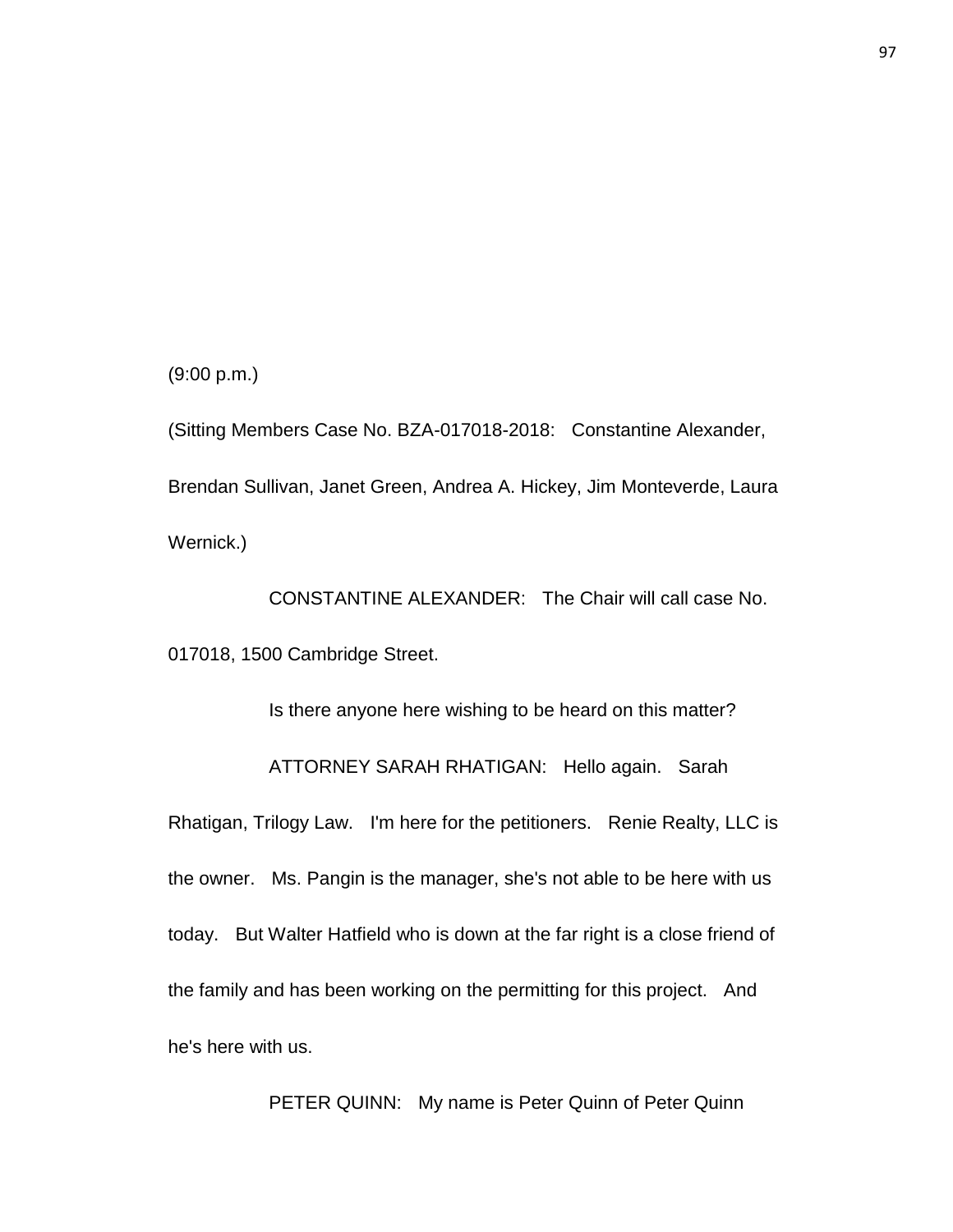(9:00 p.m.)

(Sitting Members Case No. BZA-017018-2018: Constantine Alexander, Brendan Sullivan, Janet Green, Andrea A. Hickey, Jim Monteverde, Laura Wernick.)

CONSTANTINE ALEXANDER: The Chair will call case No. 017018, 1500 Cambridge Street.

Is there anyone here wishing to be heard on this matter?

ATTORNEY SARAH RHATIGAN: Hello again. Sarah Rhatigan, Trilogy Law. I'm here for the petitioners. Renie Realty, LLC is the owner. Ms. Pangin is the manager, she's not able to be here with us today. But Walter Hatfield who is down at the far right is a close friend of the family and has been working on the permitting for this project. And he's here with us.

PETER QUINN: My name is Peter Quinn of Peter Quinn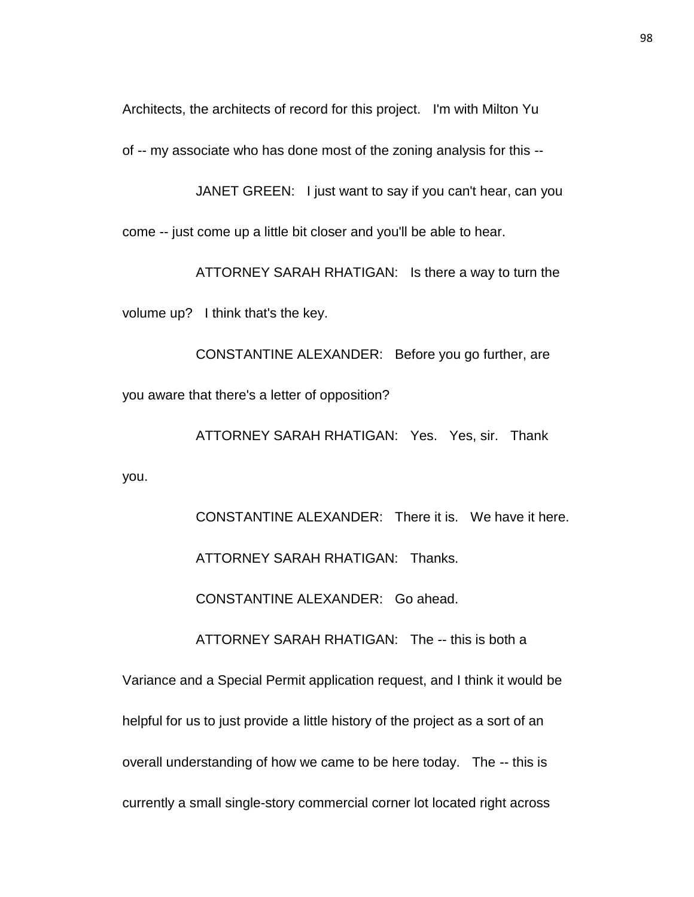Architects, the architects of record for this project. I'm with Milton Yu of -- my associate who has done most of the zoning analysis for this --

JANET GREEN: I just want to say if you can't hear, can you come -- just come up a little bit closer and you'll be able to hear.

ATTORNEY SARAH RHATIGAN: Is there a way to turn the volume up? I think that's the key.

CONSTANTINE ALEXANDER: Before you go further, are you aware that there's a letter of opposition?

ATTORNEY SARAH RHATIGAN: Yes. Yes, sir. Thank you.

CONSTANTINE ALEXANDER: There it is. We have it here.

ATTORNEY SARAH RHATIGAN: Thanks.

CONSTANTINE ALEXANDER: Go ahead.

ATTORNEY SARAH RHATIGAN: The -- this is both a Variance and a Special Permit application request, and I think it would be helpful for us to just provide a little history of the project as a sort of an overall understanding of how we came to be here today. The -- this is currently a small single-story commercial corner lot located right across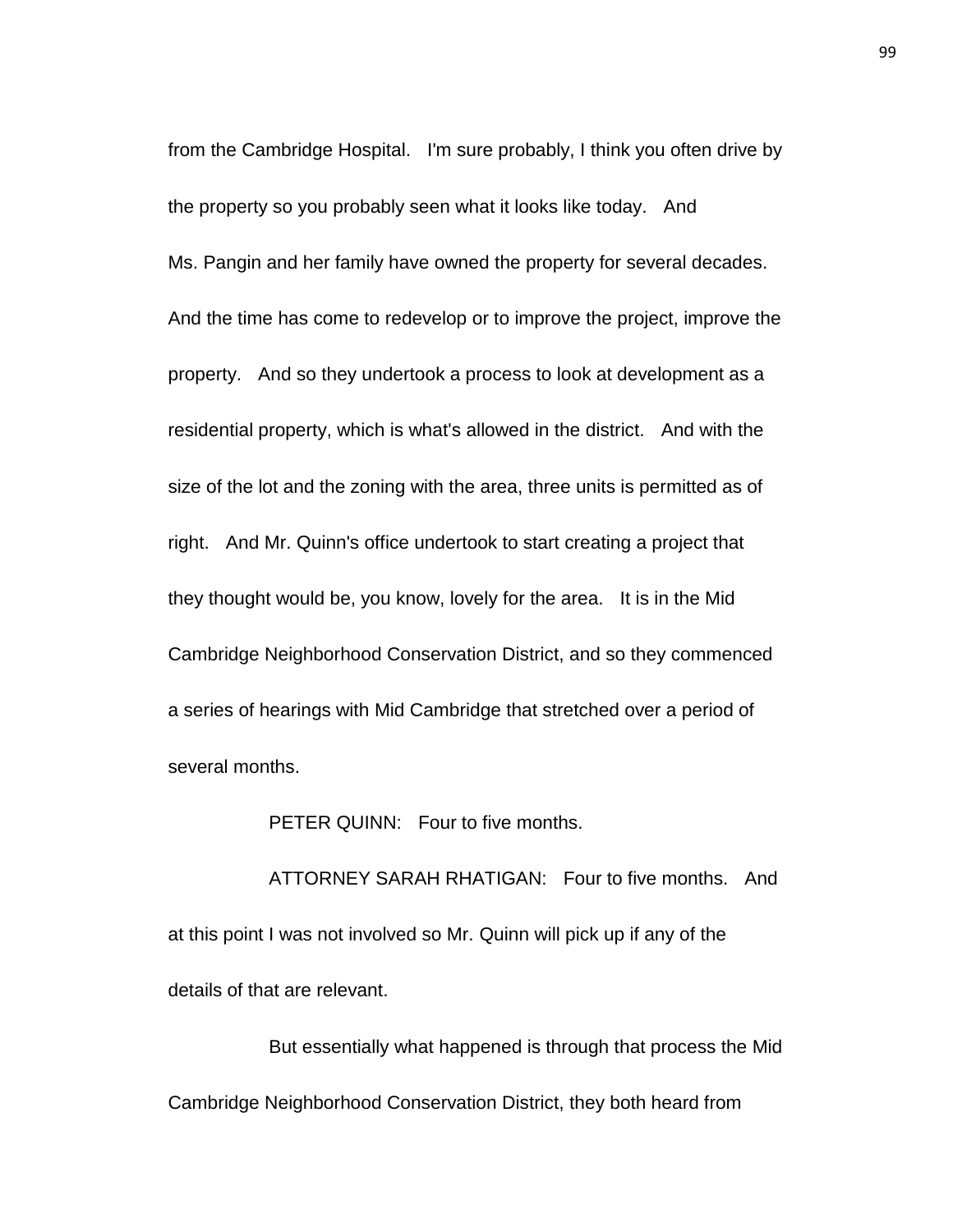from the Cambridge Hospital. I'm sure probably, I think you often drive by the property so you probably seen what it looks like today. And Ms. Pangin and her family have owned the property for several decades. And the time has come to redevelop or to improve the project, improve the property. And so they undertook a process to look at development as a residential property, which is what's allowed in the district. And with the size of the lot and the zoning with the area, three units is permitted as of right. And Mr. Quinn's office undertook to start creating a project that they thought would be, you know, lovely for the area. It is in the Mid Cambridge Neighborhood Conservation District, and so they commenced a series of hearings with Mid Cambridge that stretched over a period of several months.

PETER QUINN: Four to five months.

ATTORNEY SARAH RHATIGAN: Four to five months. And at this point I was not involved so Mr. Quinn will pick up if any of the details of that are relevant.

But essentially what happened is through that process the Mid Cambridge Neighborhood Conservation District, they both heard from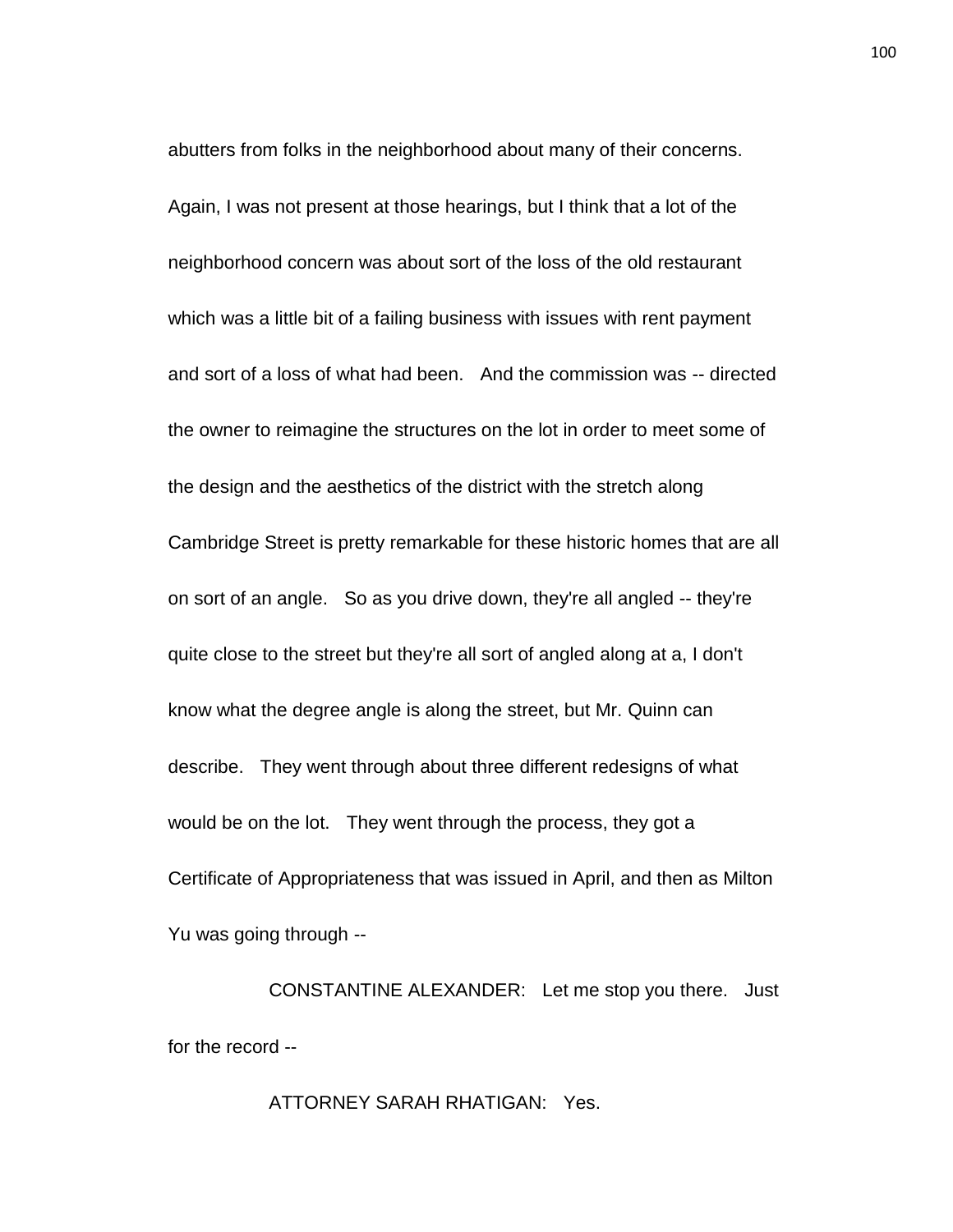abutters from folks in the neighborhood about many of their concerns. Again, I was not present at those hearings, but I think that a lot of the neighborhood concern was about sort of the loss of the old restaurant which was a little bit of a failing business with issues with rent payment and sort of a loss of what had been. And the commission was -- directed the owner to reimagine the structures on the lot in order to meet some of the design and the aesthetics of the district with the stretch along Cambridge Street is pretty remarkable for these historic homes that are all on sort of an angle. So as you drive down, they're all angled -- they're quite close to the street but they're all sort of angled along at a, I don't know what the degree angle is along the street, but Mr. Quinn can describe. They went through about three different redesigns of what would be on the lot. They went through the process, they got a Certificate of Appropriateness that was issued in April, and then as Milton Yu was going through --

CONSTANTINE ALEXANDER: Let me stop you there. Just for the record --

ATTORNEY SARAH RHATIGAN: Yes.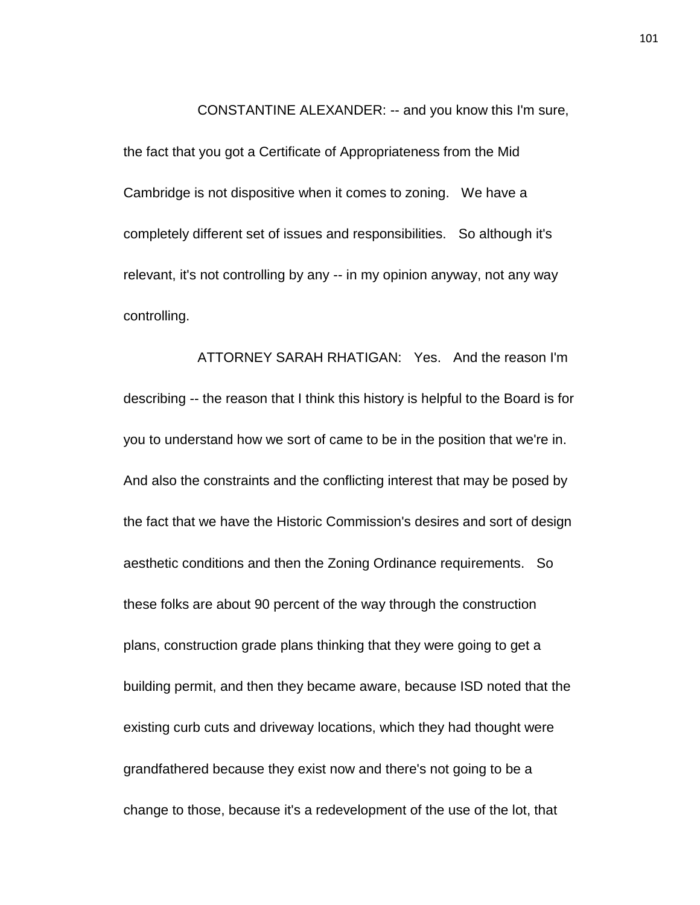CONSTANTINE ALEXANDER: -- and you know this I'm sure, the fact that you got a Certificate of Appropriateness from the Mid Cambridge is not dispositive when it comes to zoning. We have a completely different set of issues and responsibilities. So although it's relevant, it's not controlling by any -- in my opinion anyway, not any way controlling.

ATTORNEY SARAH RHATIGAN: Yes. And the reason I'm describing -- the reason that I think this history is helpful to the Board is for you to understand how we sort of came to be in the position that we're in. And also the constraints and the conflicting interest that may be posed by the fact that we have the Historic Commission's desires and sort of design aesthetic conditions and then the Zoning Ordinance requirements. So these folks are about 90 percent of the way through the construction plans, construction grade plans thinking that they were going to get a building permit, and then they became aware, because ISD noted that the existing curb cuts and driveway locations, which they had thought were grandfathered because they exist now and there's not going to be a change to those, because it's a redevelopment of the use of the lot, that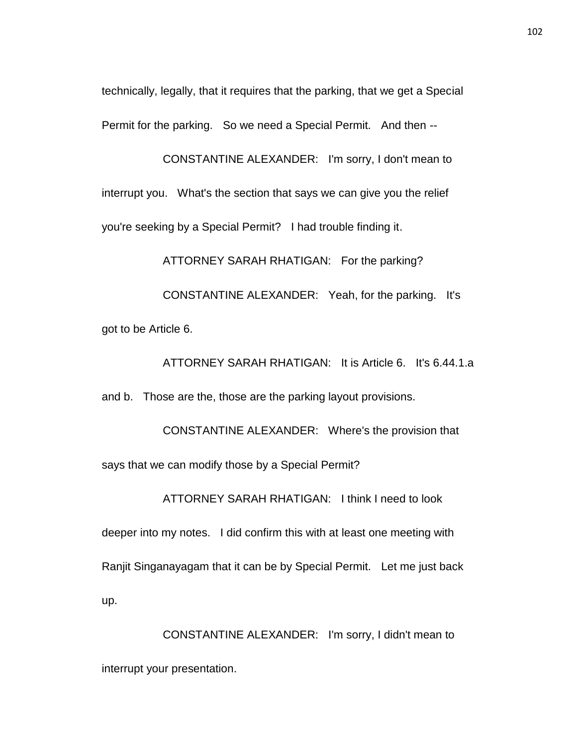technically, legally, that it requires that the parking, that we get a Special Permit for the parking. So we need a Special Permit. And then --

CONSTANTINE ALEXANDER: I'm sorry, I don't mean to interrupt you. What's the section that says we can give you the relief you're seeking by a Special Permit? I had trouble finding it.

ATTORNEY SARAH RHATIGAN: For the parking?

CONSTANTINE ALEXANDER: Yeah, for the parking. It's got to be Article 6.

ATTORNEY SARAH RHATIGAN: It is Article 6. It's 6.44.1.a and b. Those are the, those are the parking layout provisions.

CONSTANTINE ALEXANDER: Where's the provision that says that we can modify those by a Special Permit?

ATTORNEY SARAH RHATIGAN: I think I need to look deeper into my notes. I did confirm this with at least one meeting with Ranjit Singanayagam that it can be by Special Permit. Let me just back up.

CONSTANTINE ALEXANDER: I'm sorry, I didn't mean to interrupt your presentation.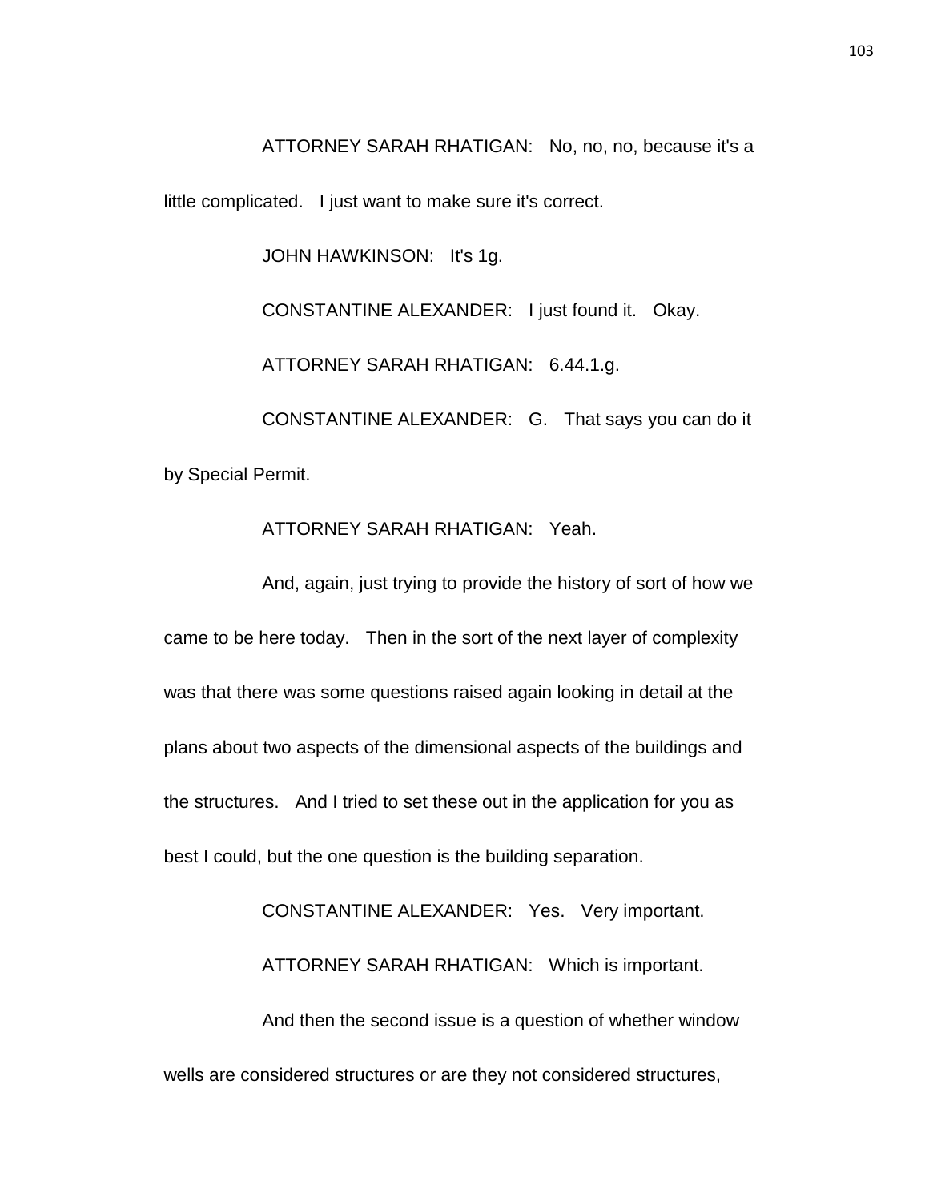ATTORNEY SARAH RHATIGAN: No, no, no, because it's a little complicated. I just want to make sure it's correct.

JOHN HAWKINSON: It's 1g.

CONSTANTINE ALEXANDER: I just found it. Okay.

ATTORNEY SARAH RHATIGAN: 6.44.1.g.

CONSTANTINE ALEXANDER: G. That says you can do it by Special Permit.

ATTORNEY SARAH RHATIGAN: Yeah.

And, again, just trying to provide the history of sort of how we came to be here today. Then in the sort of the next layer of complexity was that there was some questions raised again looking in detail at the plans about two aspects of the dimensional aspects of the buildings and the structures. And I tried to set these out in the application for you as best I could, but the one question is the building separation.

CONSTANTINE ALEXANDER: Yes. Very important.

ATTORNEY SARAH RHATIGAN: Which is important.

And then the second issue is a question of whether window wells are considered structures or are they not considered structures,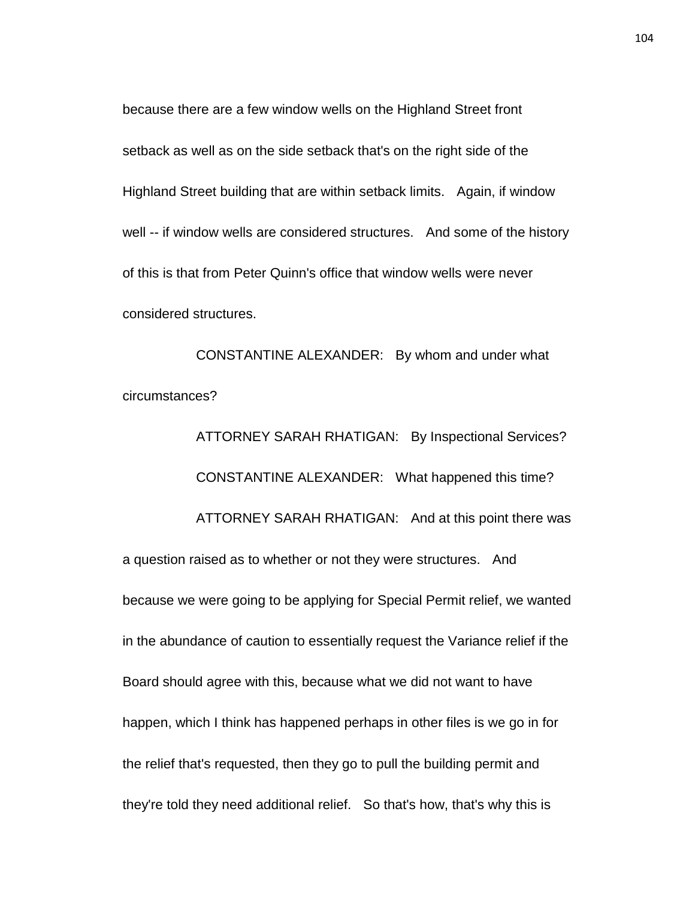because there are a few window wells on the Highland Street front setback as well as on the side setback that's on the right side of the Highland Street building that are within setback limits. Again, if window well -- if window wells are considered structures. And some of the history of this is that from Peter Quinn's office that window wells were never considered structures.

CONSTANTINE ALEXANDER: By whom and under what circumstances?

ATTORNEY SARAH RHATIGAN: By Inspectional Services?

CONSTANTINE ALEXANDER: What happened this time?

ATTORNEY SARAH RHATIGAN: And at this point there was a question raised as to whether or not they were structures. And because we were going to be applying for Special Permit relief, we wanted in the abundance of caution to essentially request the Variance relief if the Board should agree with this, because what we did not want to have happen, which I think has happened perhaps in other files is we go in for the relief that's requested, then they go to pull the building permit and they're told they need additional relief. So that's how, that's why this is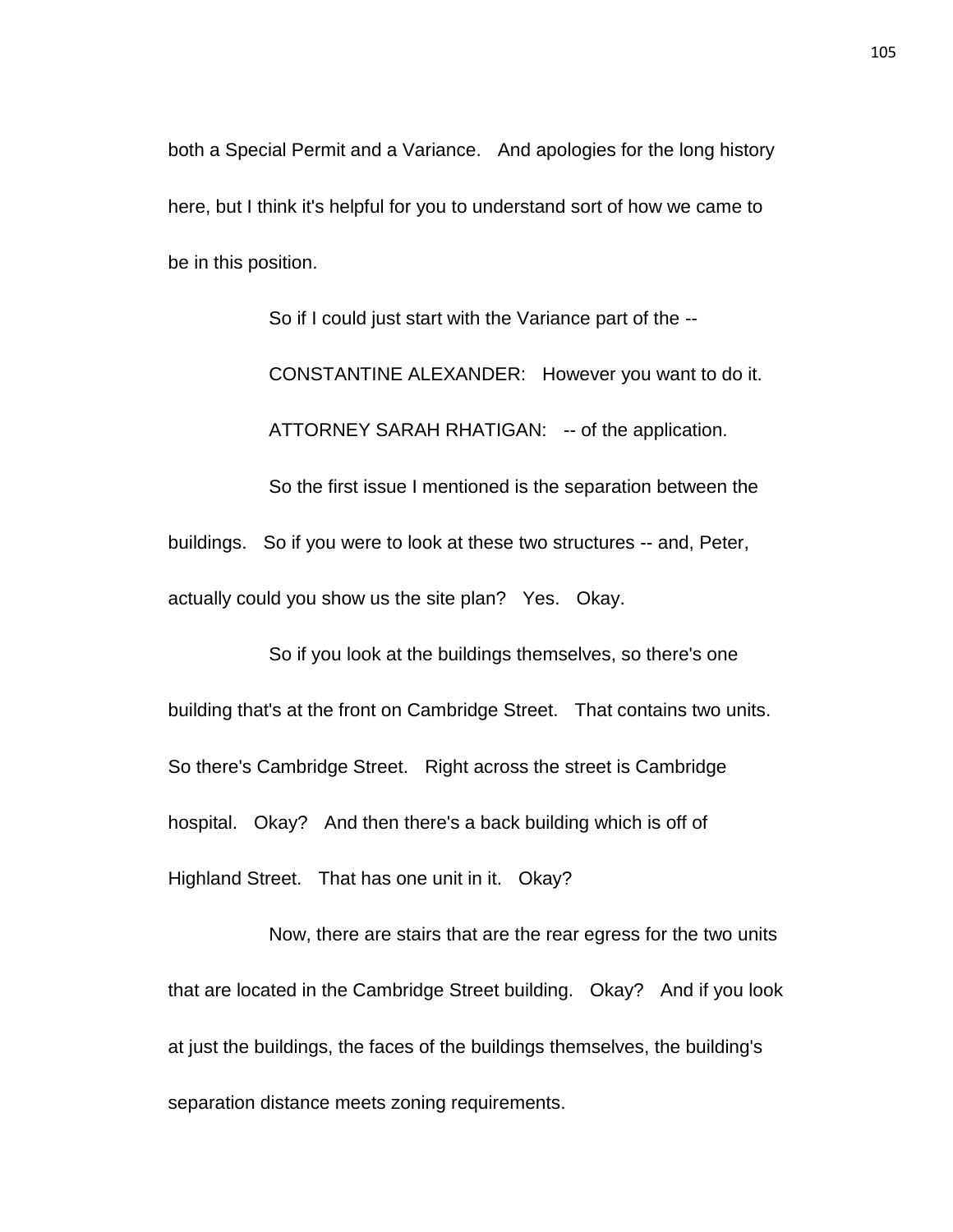both a Special Permit and a Variance. And apologies for the long history here, but I think it's helpful for you to understand sort of how we came to be in this position.

So if I could just start with the Variance part of the --

CONSTANTINE ALEXANDER: However you want to do it.

ATTORNEY SARAH RHATIGAN: -- of the application.

So the first issue I mentioned is the separation between the buildings. So if you were to look at these two structures -- and, Peter, actually could you show us the site plan? Yes. Okay.

So if you look at the buildings themselves, so there's one building that's at the front on Cambridge Street. That contains two units. So there's Cambridge Street. Right across the street is Cambridge hospital. Okay? And then there's a back building which is off of Highland Street. That has one unit in it. Okay?

Now, there are stairs that are the rear egress for the two units that are located in the Cambridge Street building. Okay? And if you look at just the buildings, the faces of the buildings themselves, the building's separation distance meets zoning requirements.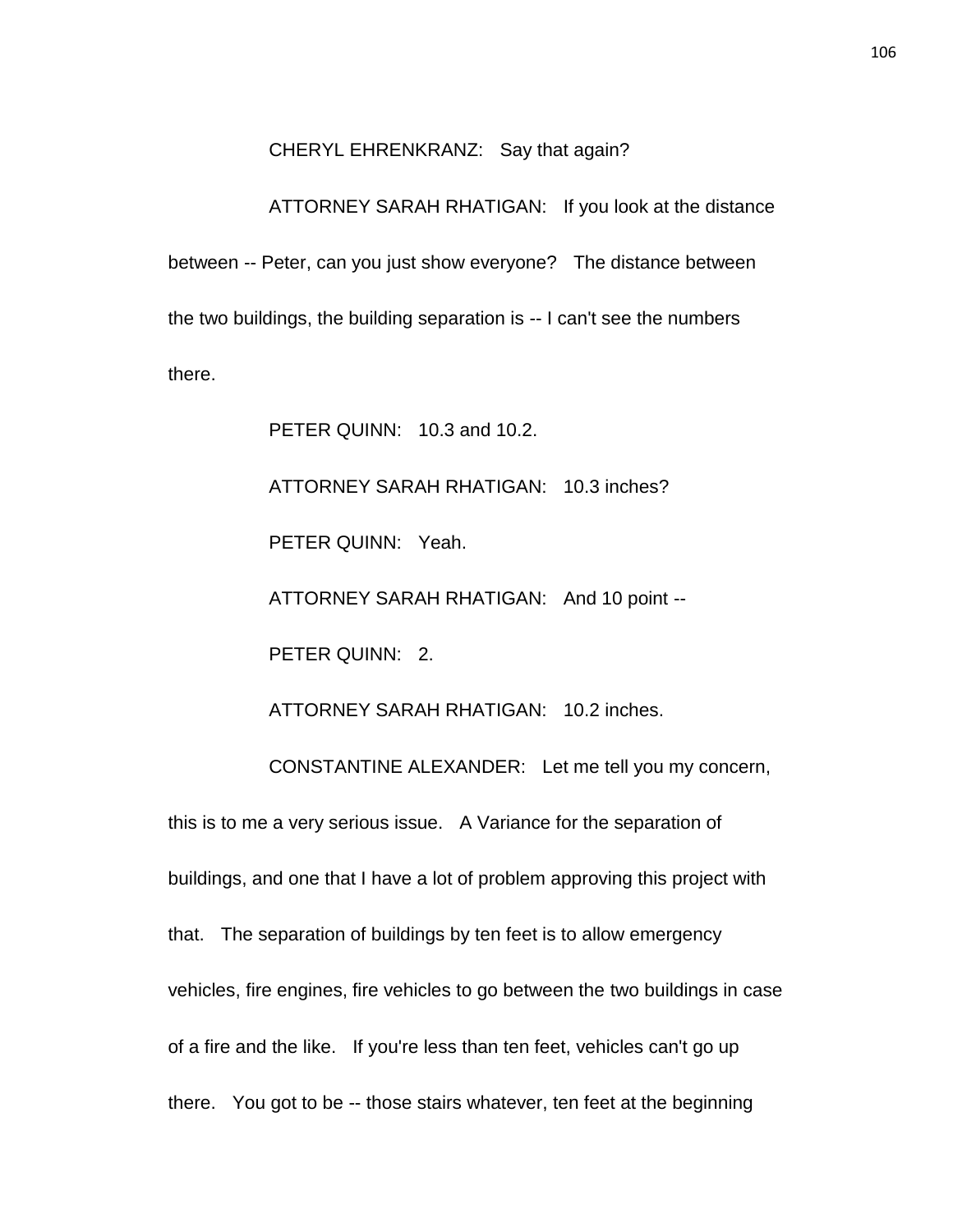CHERYL EHRENKRANZ: Say that again?

ATTORNEY SARAH RHATIGAN: If you look at the distance between -- Peter, can you just show everyone? The distance between the two buildings, the building separation is -- I can't see the numbers there.

PETER QUINN: 10.3 and 10.2.

ATTORNEY SARAH RHATIGAN: 10.3 inches?

PETER QUINN: Yeah.

ATTORNEY SARAH RHATIGAN: And 10 point --

PETER QUINN: 2.

ATTORNEY SARAH RHATIGAN: 10.2 inches.

CONSTANTINE ALEXANDER: Let me tell you my concern, this is to me a very serious issue. A Variance for the separation of buildings, and one that I have a lot of problem approving this project with that. The separation of buildings by ten feet is to allow emergency vehicles, fire engines, fire vehicles to go between the two buildings in case of a fire and the like. If you're less than ten feet, vehicles can't go up there. You got to be -- those stairs whatever, ten feet at the beginning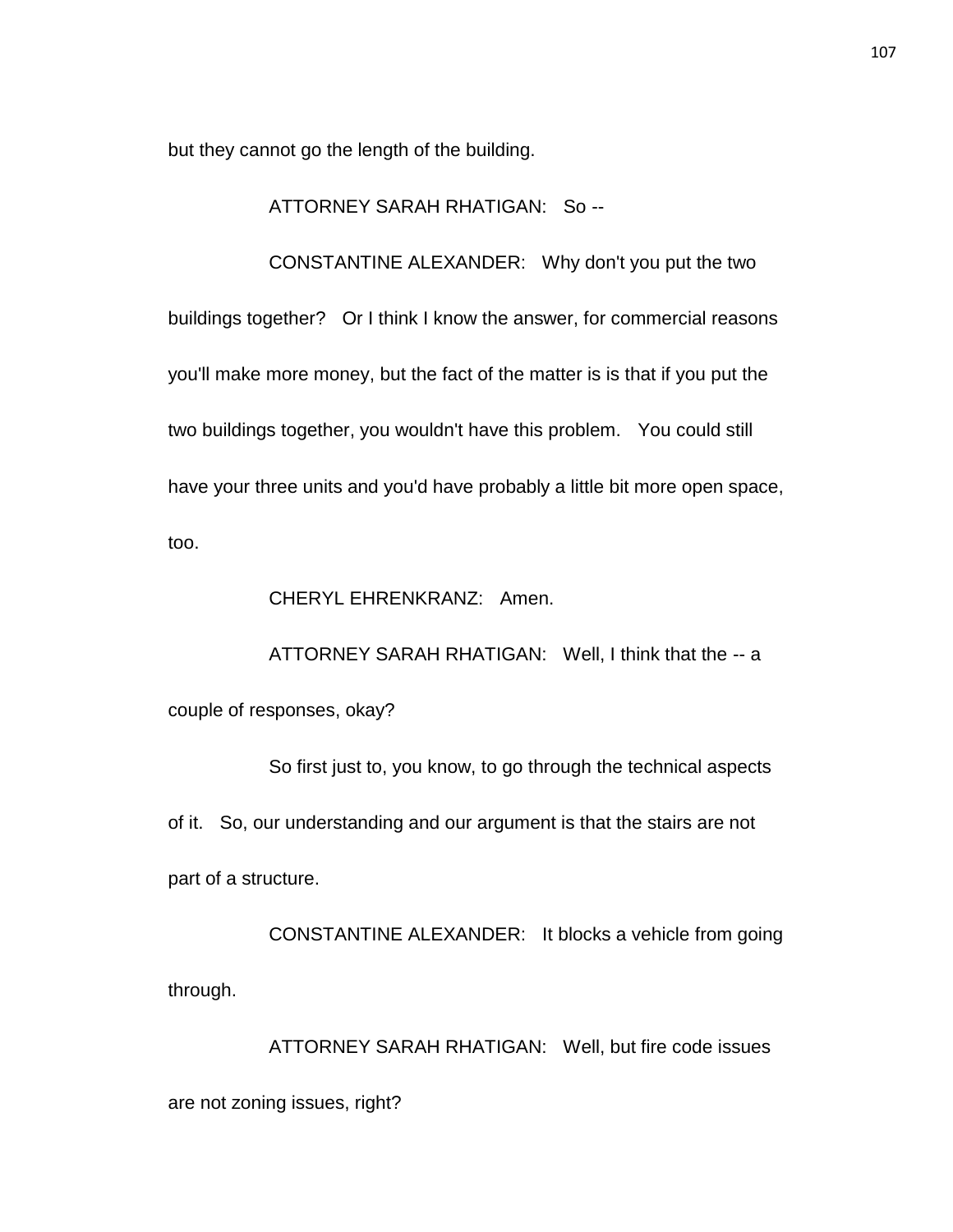but they cannot go the length of the building.

ATTORNEY SARAH RHATIGAN: So --

CONSTANTINE ALEXANDER: Why don't you put the two buildings together? Or I think I know the answer, for commercial reasons you'll make more money, but the fact of the matter is is that if you put the two buildings together, you wouldn't have this problem. You could still have your three units and you'd have probably a little bit more open space, too.

CHERYL EHRENKRANZ: Amen.

ATTORNEY SARAH RHATIGAN: Well, I think that the -- a couple of responses, okay?

So first just to, you know, to go through the technical aspects of it. So, our understanding and our argument is that the stairs are not part of a structure.

CONSTANTINE ALEXANDER: It blocks a vehicle from going through.

ATTORNEY SARAH RHATIGAN: Well, but fire code issues are not zoning issues, right?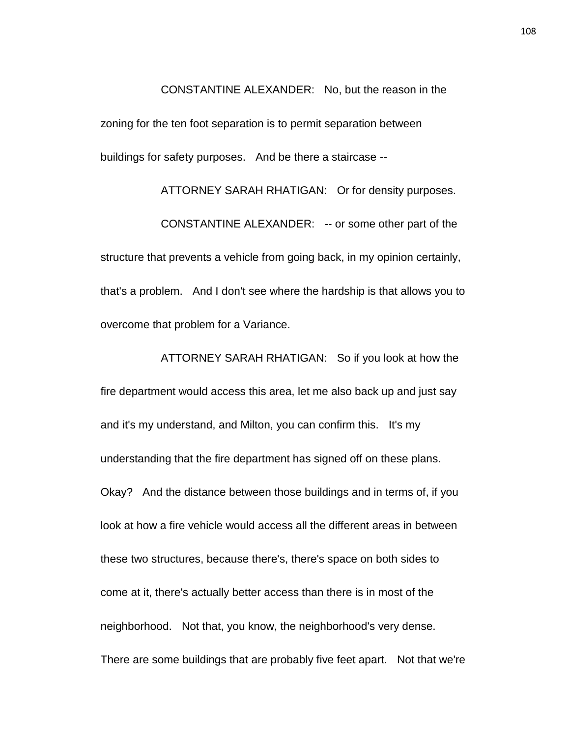CONSTANTINE ALEXANDER: No, but the reason in the zoning for the ten foot separation is to permit separation between buildings for safety purposes. And be there a staircase --

ATTORNEY SARAH RHATIGAN: Or for density purposes.

CONSTANTINE ALEXANDER: -- or some other part of the structure that prevents a vehicle from going back, in my opinion certainly, that's a problem. And I don't see where the hardship is that allows you to overcome that problem for a Variance.

ATTORNEY SARAH RHATIGAN: So if you look at how the fire department would access this area, let me also back up and just say and it's my understand, and Milton, you can confirm this. It's my understanding that the fire department has signed off on these plans. Okay? And the distance between those buildings and in terms of, if you look at how a fire vehicle would access all the different areas in between these two structures, because there's, there's space on both sides to come at it, there's actually better access than there is in most of the neighborhood. Not that, you know, the neighborhood's very dense. There are some buildings that are probably five feet apart. Not that we're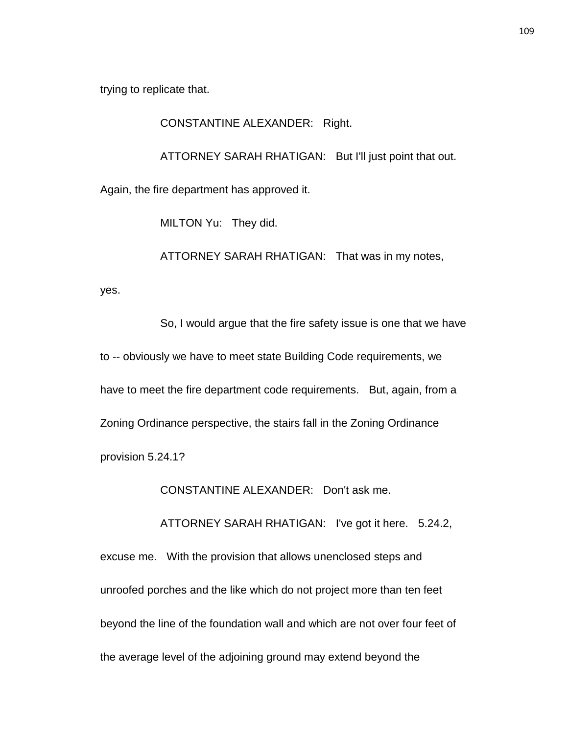trying to replicate that.

CONSTANTINE ALEXANDER: Right.

ATTORNEY SARAH RHATIGAN: But I'll just point that out. Again, the fire department has approved it.

MILTON Yu: They did.

ATTORNEY SARAH RHATIGAN: That was in my notes, yes.

So, I would argue that the fire safety issue is one that we have to -- obviously we have to meet state Building Code requirements, we have to meet the fire department code requirements. But, again, from a Zoning Ordinance perspective, the stairs fall in the Zoning Ordinance provision 5.24.1?

CONSTANTINE ALEXANDER: Don't ask me.

ATTORNEY SARAH RHATIGAN: I've got it here. 5.24.2, excuse me. With the provision that allows unenclosed steps and unroofed porches and the like which do not project more than ten feet beyond the line of the foundation wall and which are not over four feet of the average level of the adjoining ground may extend beyond the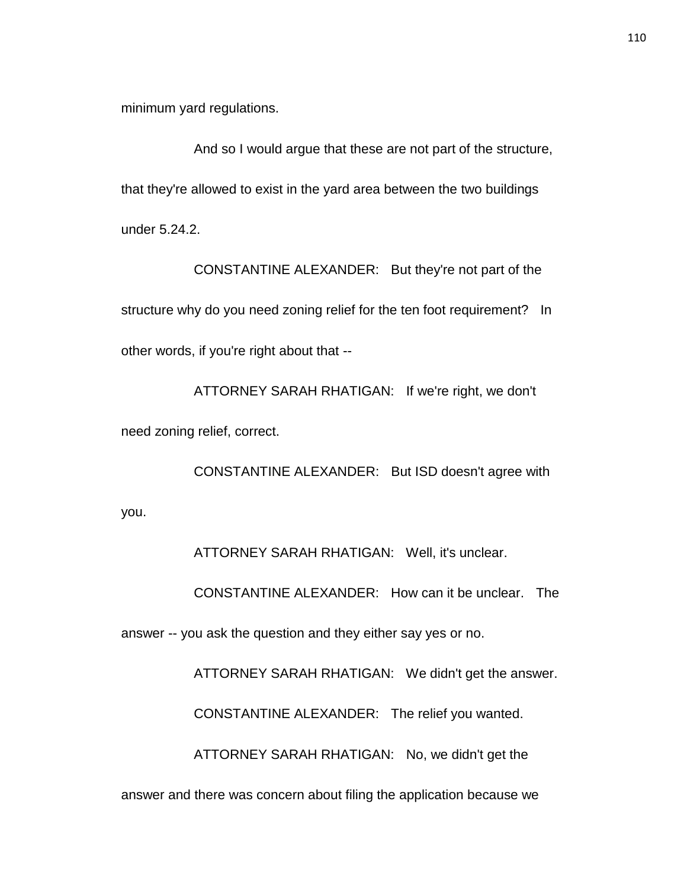minimum yard regulations.

And so I would argue that these are not part of the structure, that they're allowed to exist in the yard area between the two buildings under 5.24.2.

CONSTANTINE ALEXANDER: But they're not part of the structure why do you need zoning relief for the ten foot requirement? In other words, if you're right about that --

ATTORNEY SARAH RHATIGAN: If we're right, we don't need zoning relief, correct.

CONSTANTINE ALEXANDER: But ISD doesn't agree with you.

ATTORNEY SARAH RHATIGAN: Well, it's unclear.

CONSTANTINE ALEXANDER: How can it be unclear. The answer -- you ask the question and they either say yes or no.

ATTORNEY SARAH RHATIGAN: We didn't get the answer.

CONSTANTINE ALEXANDER: The relief you wanted.

ATTORNEY SARAH RHATIGAN: No, we didn't get the answer and there was concern about filing the application because we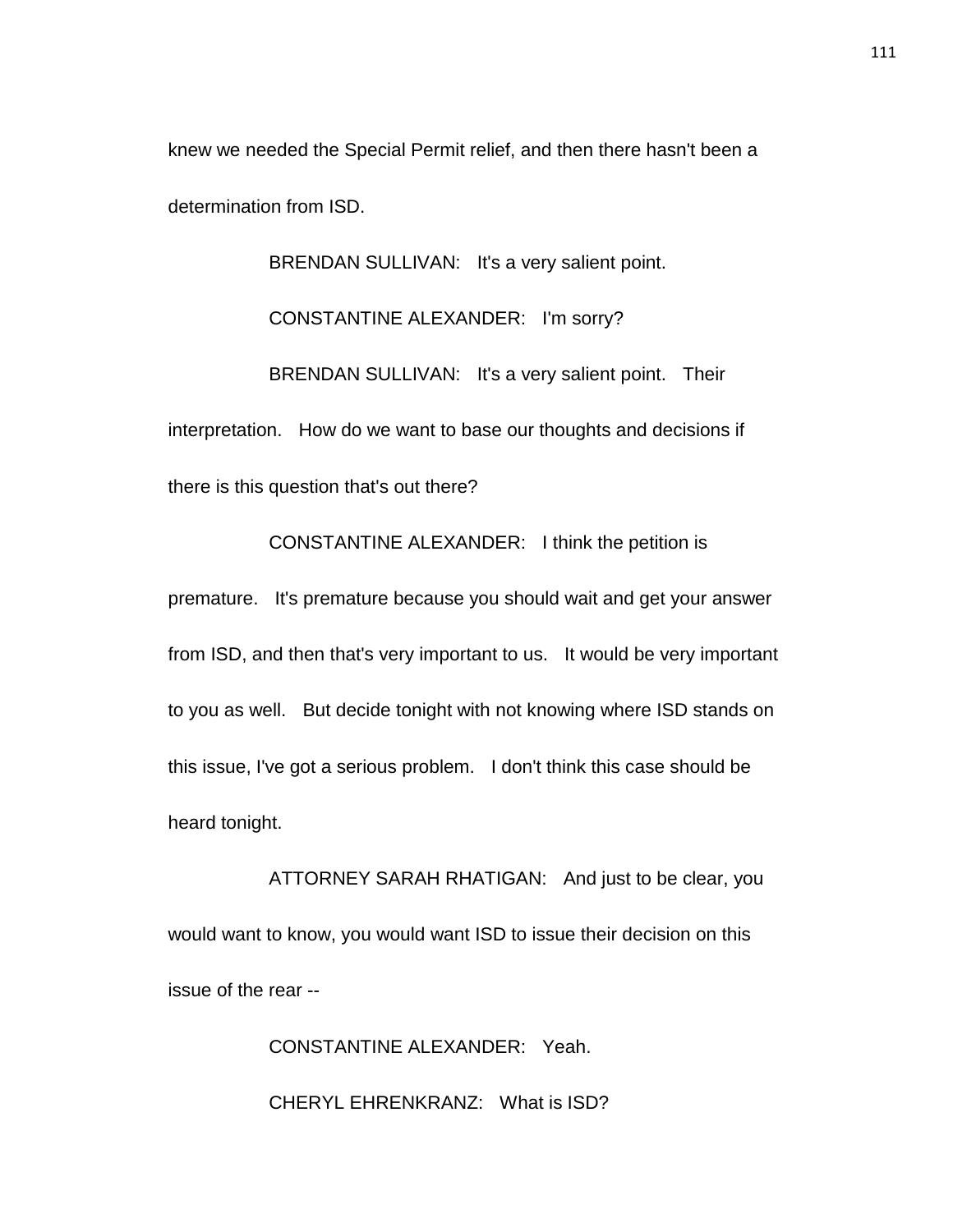knew we needed the Special Permit relief, and then there hasn't been a determination from ISD.

BRENDAN SULLIVAN: It's a very salient point.

CONSTANTINE ALEXANDER: I'm sorry?

BRENDAN SULLIVAN: It's a very salient point. Their interpretation. How do we want to base our thoughts and decisions if there is this question that's out there?

CONSTANTINE ALEXANDER: I think the petition is premature. It's premature because you should wait and get your answer from ISD, and then that's very important to us. It would be very important to you as well. But decide tonight with not knowing where ISD stands on this issue, I've got a serious problem. I don't think this case should be heard tonight.

ATTORNEY SARAH RHATIGAN: And just to be clear, you would want to know, you would want ISD to issue their decision on this issue of the rear --

CONSTANTINE ALEXANDER: Yeah.

CHERYL EHRENKRANZ: What is ISD?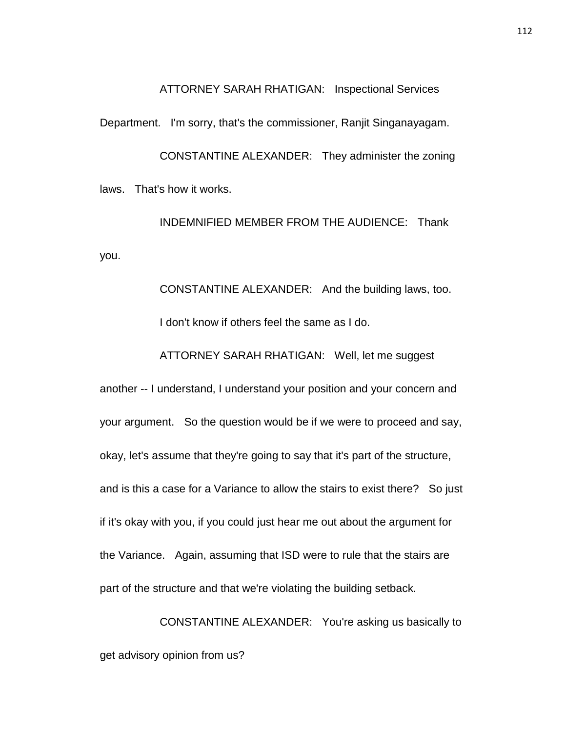ATTORNEY SARAH RHATIGAN: Inspectional Services Department. I'm sorry, that's the commissioner, Ranjit Singanayagam.

CONSTANTINE ALEXANDER: They administer the zoning laws. That's how it works.

INDEMNIFIED MEMBER FROM THE AUDIENCE: Thank you.

CONSTANTINE ALEXANDER: And the building laws, too.

I don't know if others feel the same as I do.

ATTORNEY SARAH RHATIGAN: Well, let me suggest another -- I understand, I understand your position and your concern and your argument. So the question would be if we were to proceed and say, okay, let's assume that they're going to say that it's part of the structure, and is this a case for a Variance to allow the stairs to exist there? So just if it's okay with you, if you could just hear me out about the argument for the Variance. Again, assuming that ISD were to rule that the stairs are part of the structure and that we're violating the building setback.

CONSTANTINE ALEXANDER: You're asking us basically to get advisory opinion from us?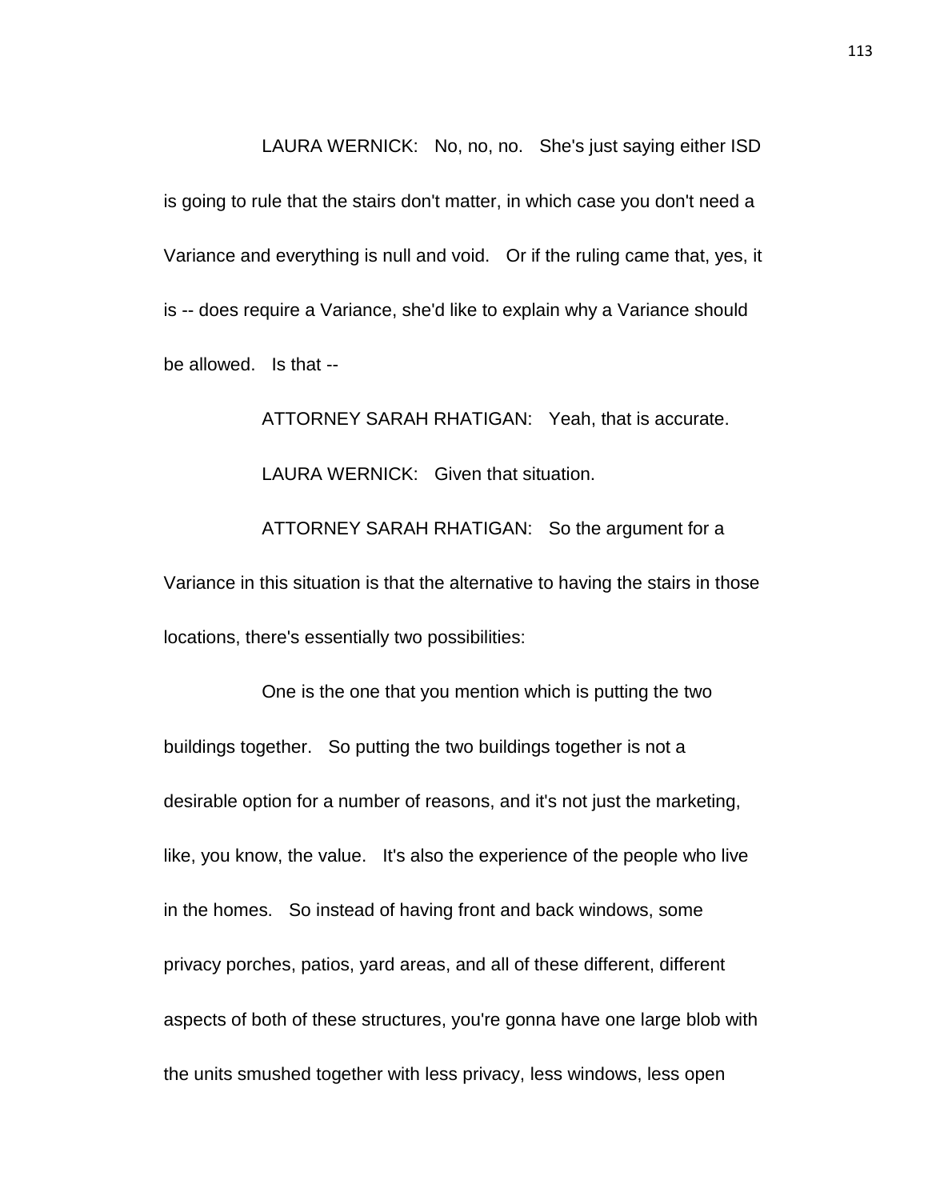LAURA WERNICK: No, no, no. She's just saying either ISD is going to rule that the stairs don't matter, in which case you don't need a Variance and everything is null and void. Or if the ruling came that, yes, it is -- does require a Variance, she'd like to explain why a Variance should be allowed. Is that --

ATTORNEY SARAH RHATIGAN: Yeah, that is accurate.

LAURA WERNICK: Given that situation.

ATTORNEY SARAH RHATIGAN: So the argument for a Variance in this situation is that the alternative to having the stairs in those locations, there's essentially two possibilities:

One is the one that you mention which is putting the two buildings together. So putting the two buildings together is not a desirable option for a number of reasons, and it's not just the marketing, like, you know, the value. It's also the experience of the people who live in the homes. So instead of having front and back windows, some privacy porches, patios, yard areas, and all of these different, different aspects of both of these structures, you're gonna have one large blob with the units smushed together with less privacy, less windows, less open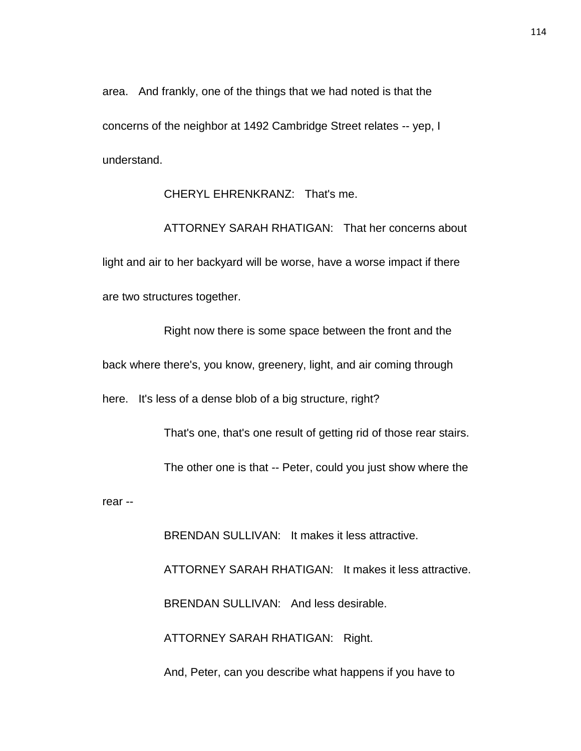area. And frankly, one of the things that we had noted is that the concerns of the neighbor at 1492 Cambridge Street relates -- yep, I understand.

CHERYL EHRENKRANZ: That's me.

ATTORNEY SARAH RHATIGAN: That her concerns about light and air to her backyard will be worse, have a worse impact if there are two structures together.

Right now there is some space between the front and the back where there's, you know, greenery, light, and air coming through here. It's less of a dense blob of a big structure, right?

That's one, that's one result of getting rid of those rear stairs.

The other one is that -- Peter, could you just show where the rear --

BRENDAN SULLIVAN: It makes it less attractive.

ATTORNEY SARAH RHATIGAN: It makes it less attractive.

BRENDAN SULLIVAN: And less desirable.

ATTORNEY SARAH RHATIGAN: Right.

And, Peter, can you describe what happens if you have to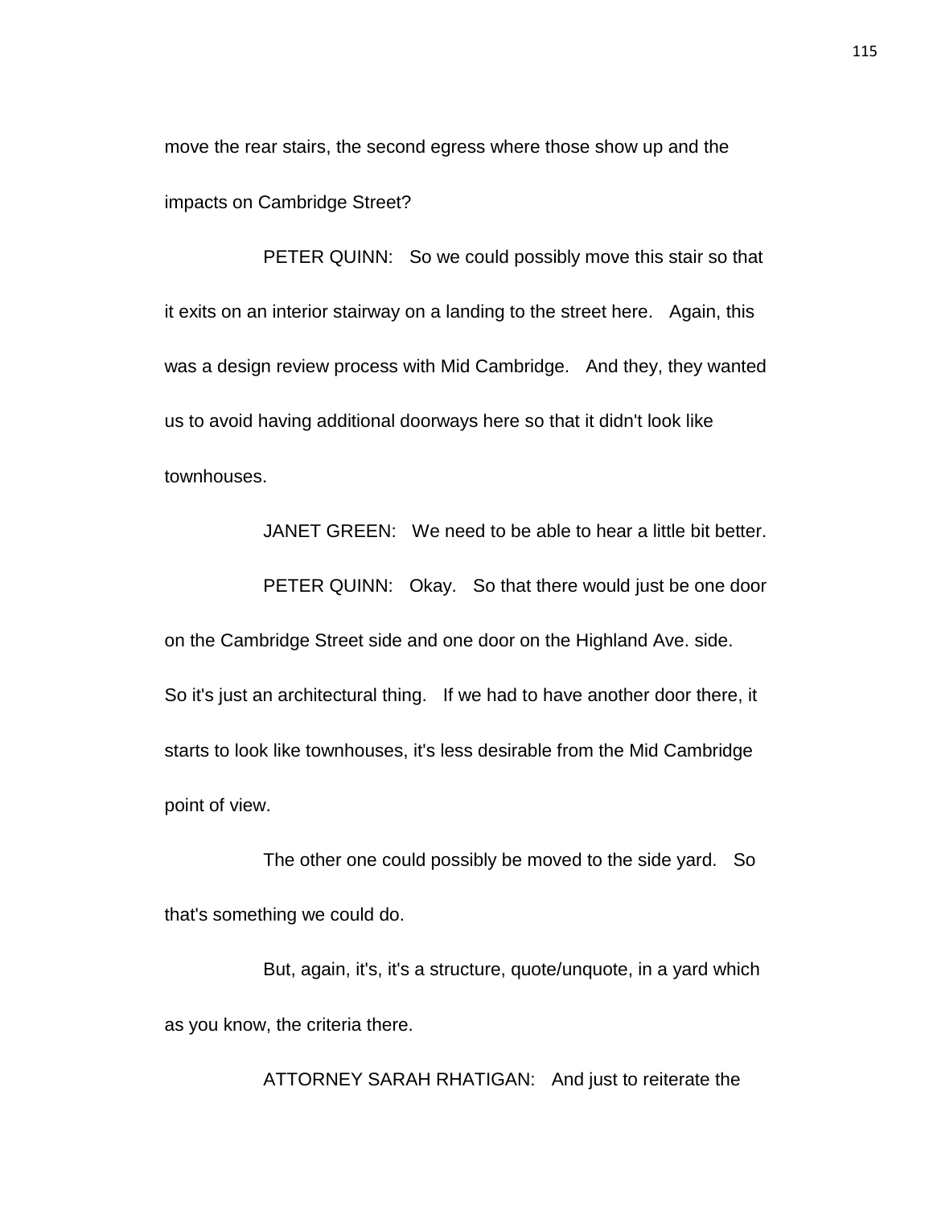move the rear stairs, the second egress where those show up and the impacts on Cambridge Street?

PETER QUINN: So we could possibly move this stair so that it exits on an interior stairway on a landing to the street here. Again, this was a design review process with Mid Cambridge. And they, they wanted us to avoid having additional doorways here so that it didn't look like townhouses.

JANET GREEN: We need to be able to hear a little bit better.

PETER QUINN: Okay. So that there would just be one door on the Cambridge Street side and one door on the Highland Ave. side. So it's just an architectural thing. If we had to have another door there, it starts to look like townhouses, it's less desirable from the Mid Cambridge point of view.

The other one could possibly be moved to the side yard. So that's something we could do.

But, again, it's, it's a structure, quote/unquote, in a yard which as you know, the criteria there.

ATTORNEY SARAH RHATIGAN: And just to reiterate the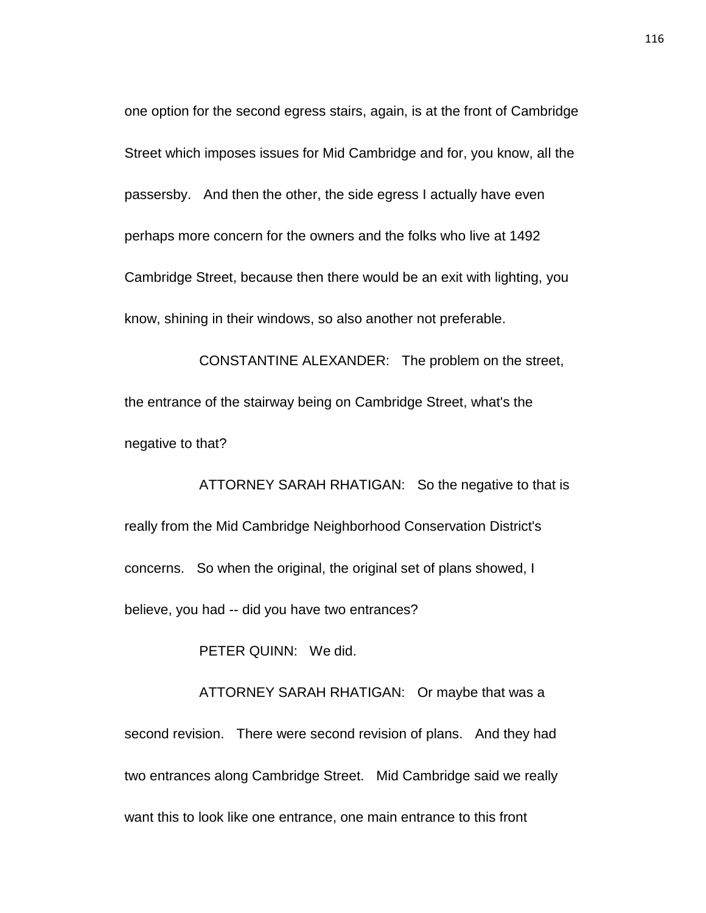one option for the second egress stairs, again, is at the front of Cambridge Street which imposes issues for Mid Cambridge and for, you know, all the passersby. And then the other, the side egress I actually have even perhaps more concern for the owners and the folks who live at 1492 Cambridge Street, because then there would be an exit with lighting, you know, shining in their windows, so also another not preferable.

CONSTANTINE ALEXANDER: The problem on the street, the entrance of the stairway being on Cambridge Street, what's the negative to that?

ATTORNEY SARAH RHATIGAN: So the negative to that is really from the Mid Cambridge Neighborhood Conservation District's concerns. So when the original, the original set of plans showed, I believe, you had -- did you have two entrances?

PETER QUINN: We did.

ATTORNEY SARAH RHATIGAN: Or maybe that was a second revision. There were second revision of plans. And they had two entrances along Cambridge Street. Mid Cambridge said we really want this to look like one entrance, one main entrance to this front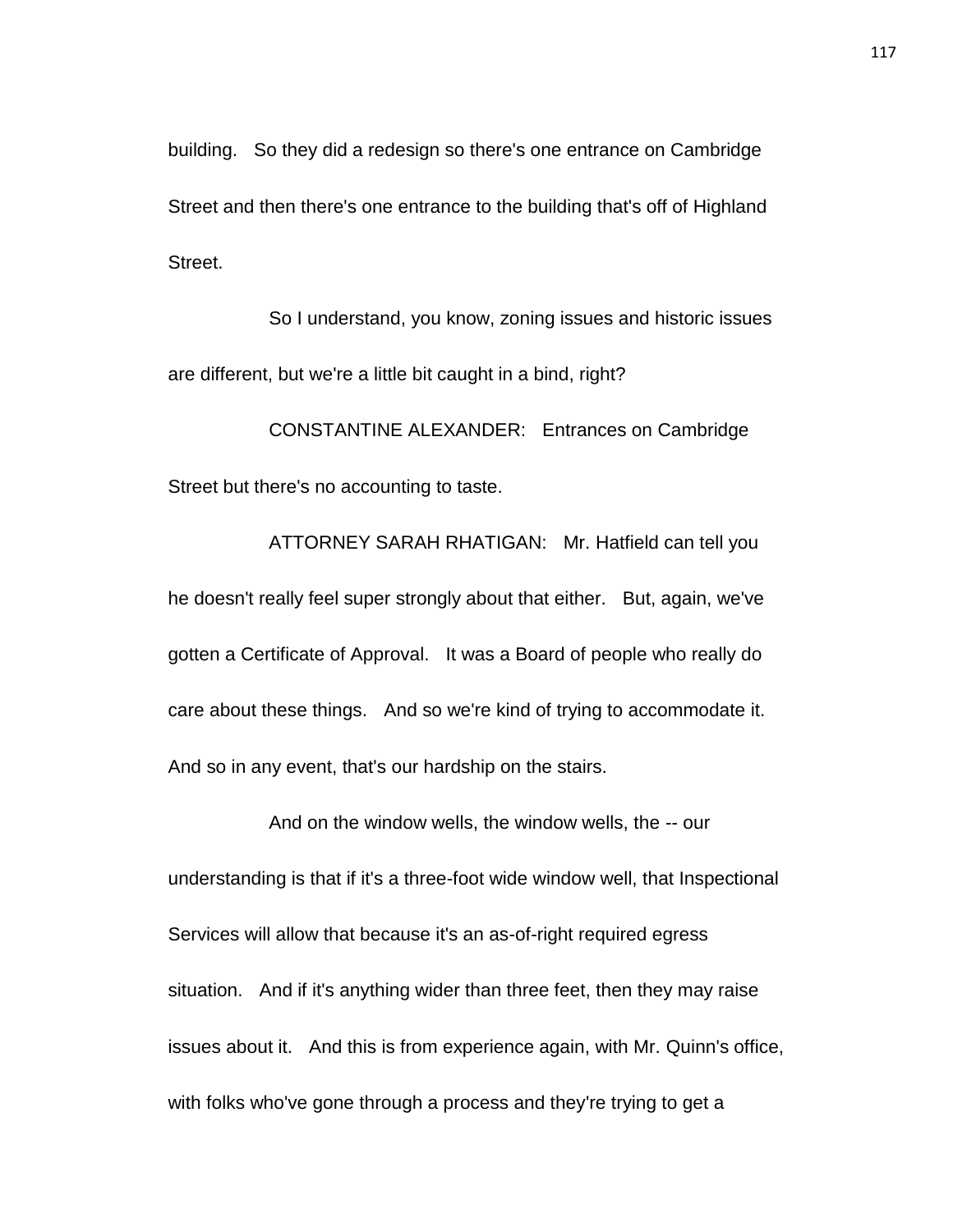building. So they did a redesign so there's one entrance on Cambridge Street and then there's one entrance to the building that's off of Highland Street.

So I understand, you know, zoning issues and historic issues are different, but we're a little bit caught in a bind, right?

CONSTANTINE ALEXANDER: Entrances on Cambridge Street but there's no accounting to taste.

ATTORNEY SARAH RHATIGAN: Mr. Hatfield can tell you he doesn't really feel super strongly about that either. But, again, we've gotten a Certificate of Approval. It was a Board of people who really do care about these things. And so we're kind of trying to accommodate it. And so in any event, that's our hardship on the stairs.

And on the window wells, the window wells, the -- our understanding is that if it's a three-foot wide window well, that Inspectional Services will allow that because it's an as-of-right required egress situation. And if it's anything wider than three feet, then they may raise issues about it. And this is from experience again, with Mr. Quinn's office, with folks who've gone through a process and they're trying to get a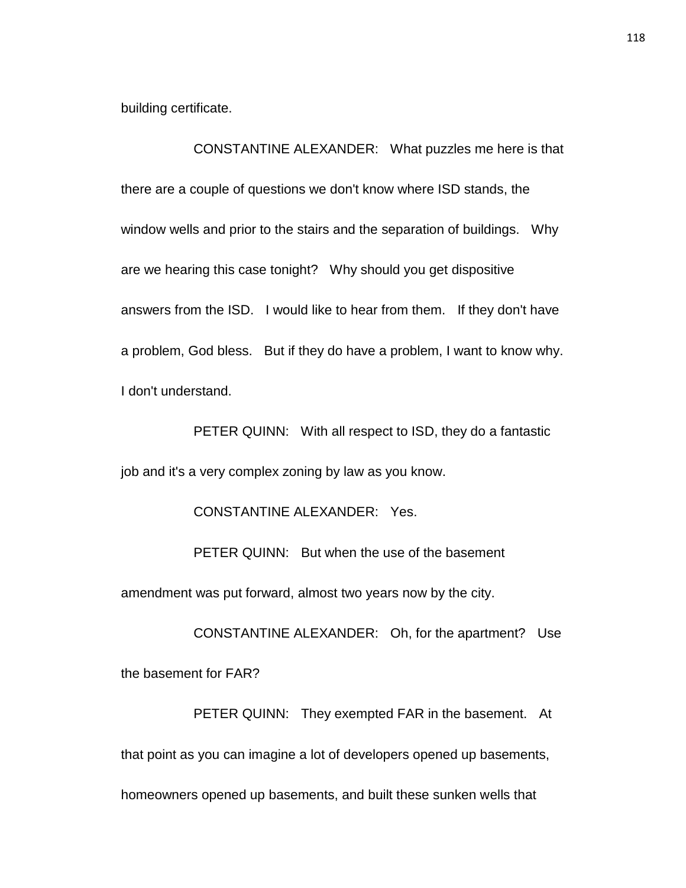building certificate.

CONSTANTINE ALEXANDER: What puzzles me here is that there are a couple of questions we don't know where ISD stands, the window wells and prior to the stairs and the separation of buildings. Why are we hearing this case tonight? Why should you get dispositive answers from the ISD. I would like to hear from them. If they don't have a problem, God bless. But if they do have a problem, I want to know why. I don't understand.

PETER QUINN: With all respect to ISD, they do a fantastic job and it's a very complex zoning by law as you know.

CONSTANTINE ALEXANDER: Yes.

PETER QUINN: But when the use of the basement amendment was put forward, almost two years now by the city.

CONSTANTINE ALEXANDER: Oh, for the apartment? Use the basement for FAR?

PETER QUINN: They exempted FAR in the basement. At that point as you can imagine a lot of developers opened up basements, homeowners opened up basements, and built these sunken wells that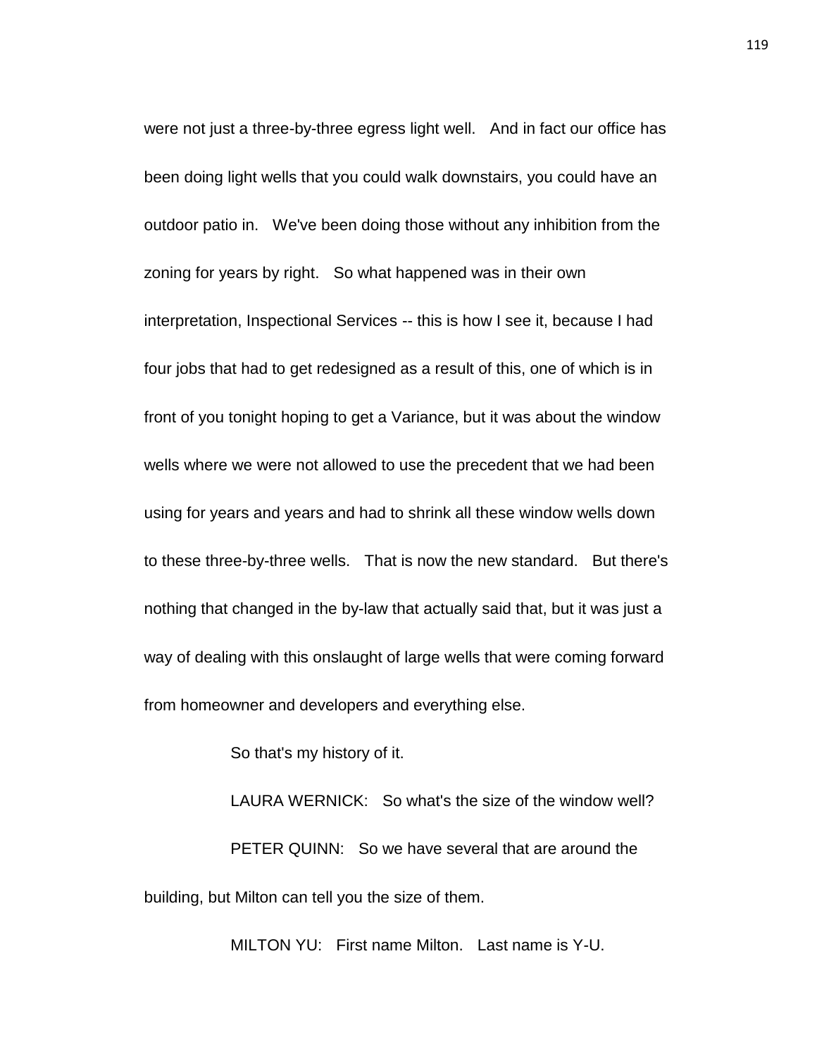were not just a three-by-three egress light well. And in fact our office has been doing light wells that you could walk downstairs, you could have an outdoor patio in. We've been doing those without any inhibition from the zoning for years by right. So what happened was in their own interpretation, Inspectional Services -- this is how I see it, because I had four jobs that had to get redesigned as a result of this, one of which is in front of you tonight hoping to get a Variance, but it was about the window wells where we were not allowed to use the precedent that we had been using for years and years and had to shrink all these window wells down to these three-by-three wells. That is now the new standard. But there's nothing that changed in the by-law that actually said that, but it was just a way of dealing with this onslaught of large wells that were coming forward from homeowner and developers and everything else.

So that's my history of it.

LAURA WERNICK: So what's the size of the window well?

PETER QUINN: So we have several that are around the building, but Milton can tell you the size of them.

MILTON YU: First name Milton. Last name is Y-U.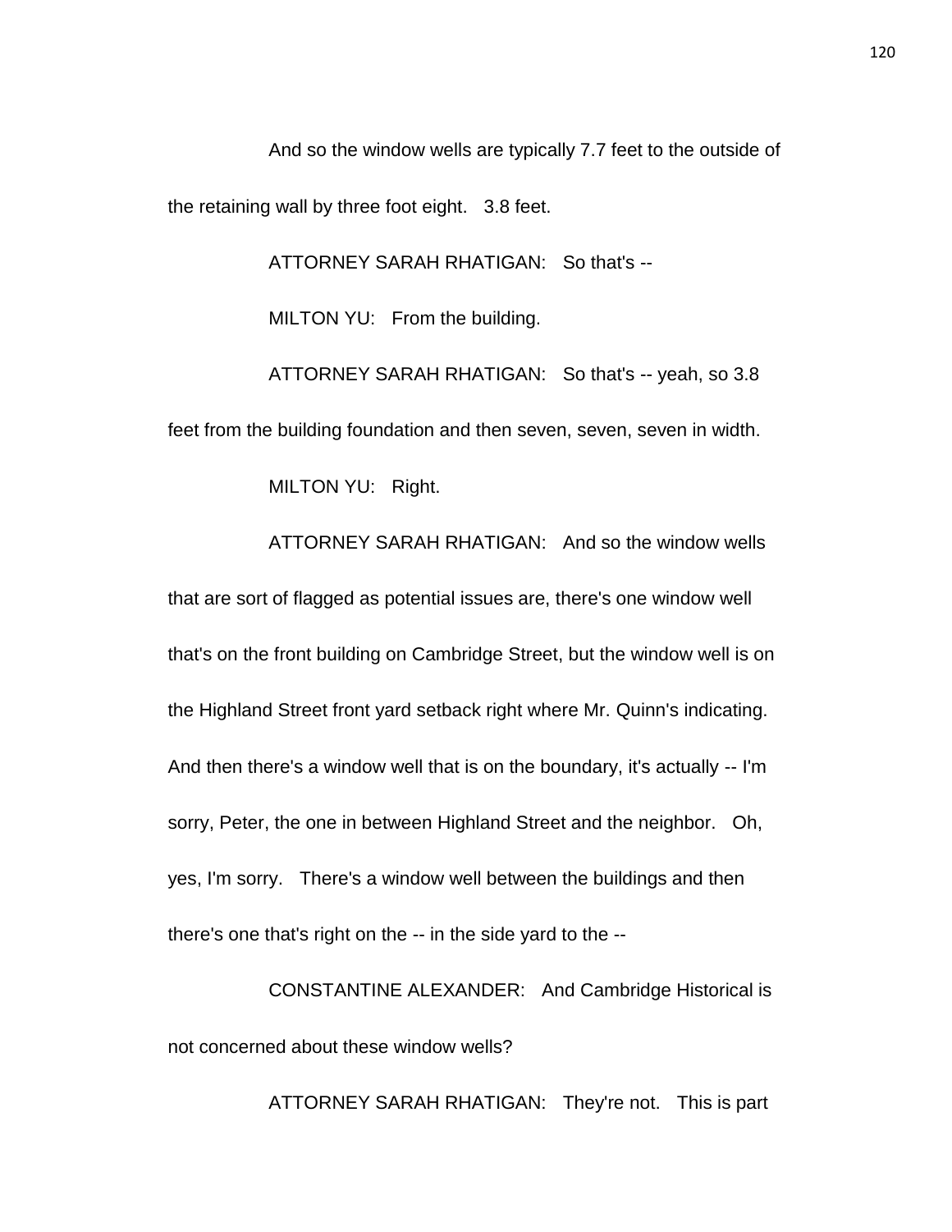And so the window wells are typically 7.7 feet to the outside of the retaining wall by three foot eight. 3.8 feet.

ATTORNEY SARAH RHATIGAN: So that's --

MILTON YU: From the building.

ATTORNEY SARAH RHATIGAN: So that's -- yeah, so 3.8 feet from the building foundation and then seven, seven, seven in width.

MILTON YU: Right.

ATTORNEY SARAH RHATIGAN: And so the window wells that are sort of flagged as potential issues are, there's one window well that's on the front building on Cambridge Street, but the window well is on the Highland Street front yard setback right where Mr. Quinn's indicating. And then there's a window well that is on the boundary, it's actually -- I'm sorry, Peter, the one in between Highland Street and the neighbor. Oh, yes, I'm sorry. There's a window well between the buildings and then there's one that's right on the -- in the side yard to the --

CONSTANTINE ALEXANDER: And Cambridge Historical is not concerned about these window wells?

ATTORNEY SARAH RHATIGAN: They're not. This is part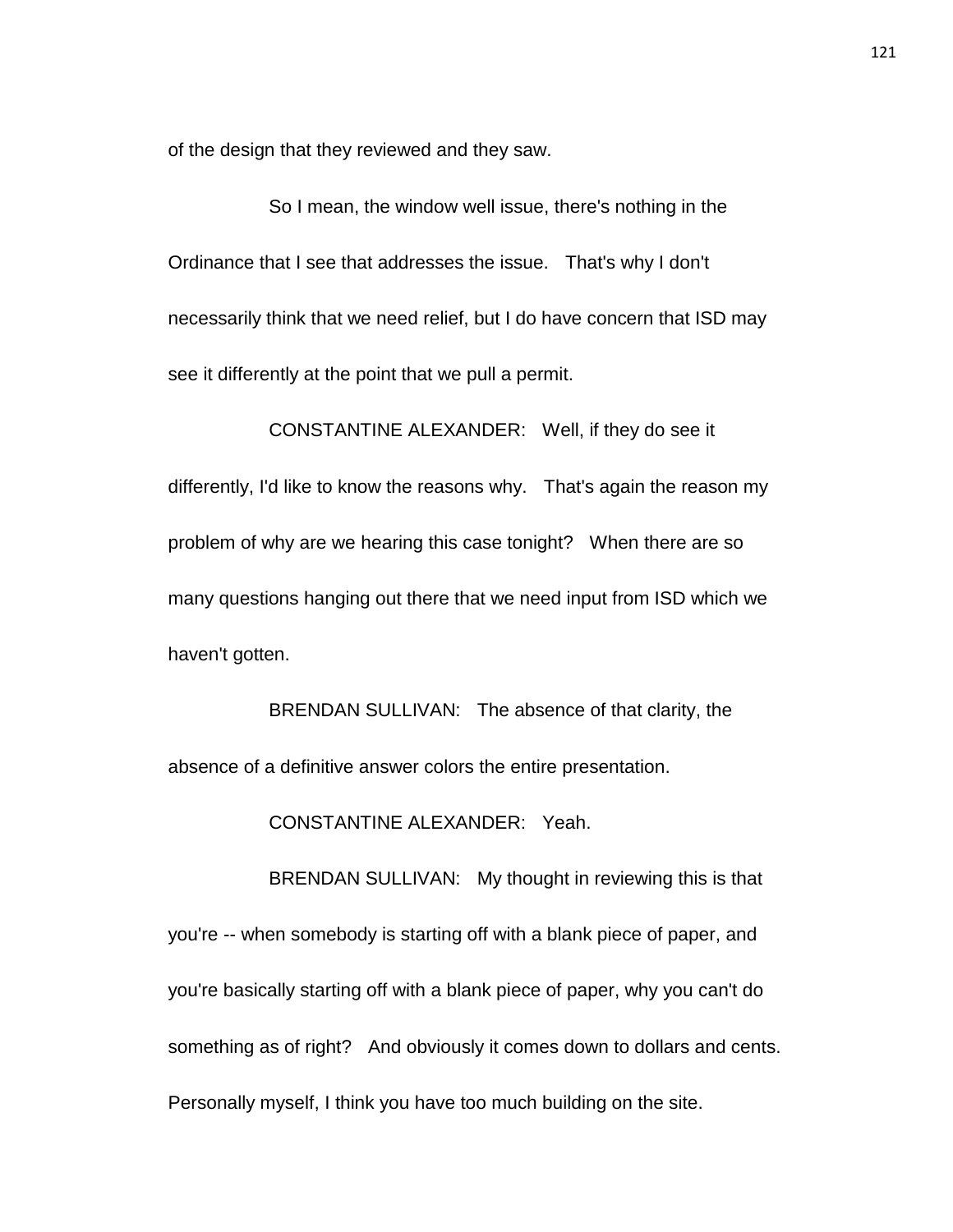of the design that they reviewed and they saw.

So I mean, the window well issue, there's nothing in the Ordinance that I see that addresses the issue. That's why I don't necessarily think that we need relief, but I do have concern that ISD may see it differently at the point that we pull a permit.

CONSTANTINE ALEXANDER: Well, if they do see it differently, I'd like to know the reasons why. That's again the reason my problem of why are we hearing this case tonight? When there are so many questions hanging out there that we need input from ISD which we haven't gotten.

BRENDAN SULLIVAN: The absence of that clarity, the absence of a definitive answer colors the entire presentation.

CONSTANTINE ALEXANDER: Yeah.

BRENDAN SULLIVAN: My thought in reviewing this is that you're -- when somebody is starting off with a blank piece of paper, and you're basically starting off with a blank piece of paper, why you can't do something as of right? And obviously it comes down to dollars and cents. Personally myself, I think you have too much building on the site.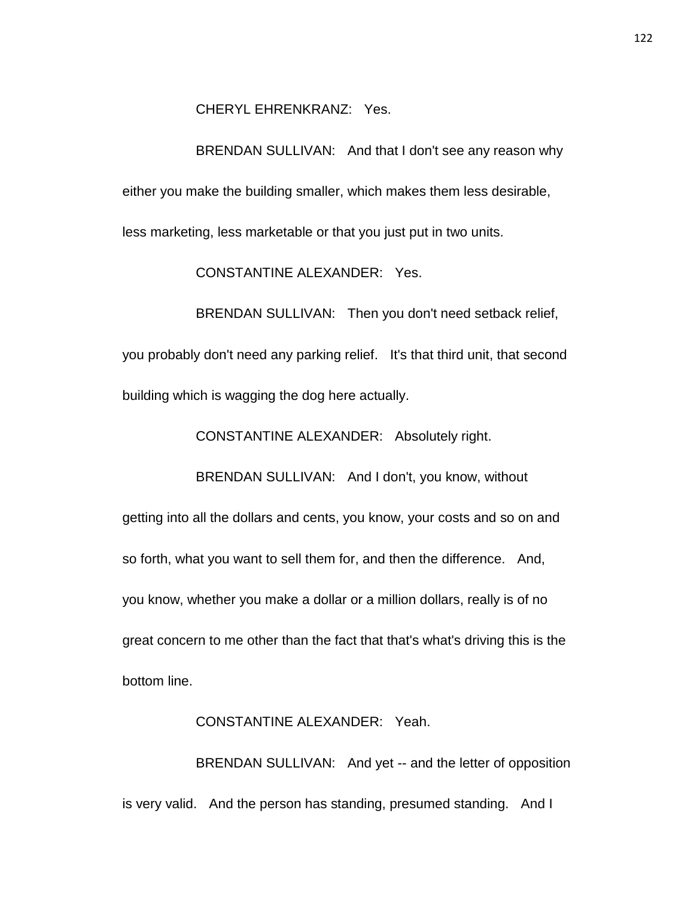CHERYL EHRENKRANZ: Yes.

BRENDAN SULLIVAN: And that I don't see any reason why either you make the building smaller, which makes them less desirable, less marketing, less marketable or that you just put in two units.

CONSTANTINE ALEXANDER: Yes.

BRENDAN SULLIVAN: Then you don't need setback relief, you probably don't need any parking relief. It's that third unit, that second building which is wagging the dog here actually.

CONSTANTINE ALEXANDER: Absolutely right.

BRENDAN SULLIVAN: And I don't, you know, without getting into all the dollars and cents, you know, your costs and so on and so forth, what you want to sell them for, and then the difference. And, you know, whether you make a dollar or a million dollars, really is of no great concern to me other than the fact that that's what's driving this is the bottom line.

CONSTANTINE ALEXANDER: Yeah.

BRENDAN SULLIVAN: And yet -- and the letter of opposition is very valid. And the person has standing, presumed standing. And I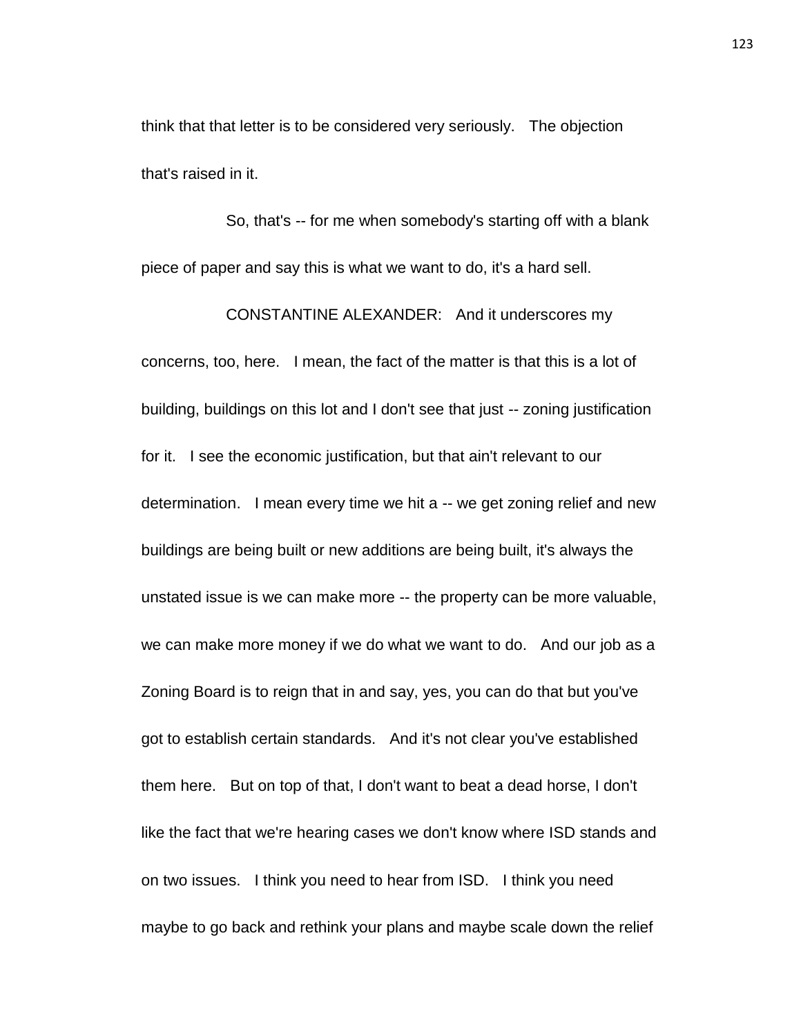think that that letter is to be considered very seriously. The objection that's raised in it.

So, that's -- for me when somebody's starting off with a blank piece of paper and say this is what we want to do, it's a hard sell.

CONSTANTINE ALEXANDER: And it underscores my concerns, too, here. I mean, the fact of the matter is that this is a lot of building, buildings on this lot and I don't see that just -- zoning justification for it. I see the economic justification, but that ain't relevant to our determination. I mean every time we hit a -- we get zoning relief and new buildings are being built or new additions are being built, it's always the unstated issue is we can make more -- the property can be more valuable, we can make more money if we do what we want to do. And our job as a Zoning Board is to reign that in and say, yes, you can do that but you've got to establish certain standards. And it's not clear you've established them here. But on top of that, I don't want to beat a dead horse, I don't like the fact that we're hearing cases we don't know where ISD stands and on two issues. I think you need to hear from ISD. I think you need maybe to go back and rethink your plans and maybe scale down the relief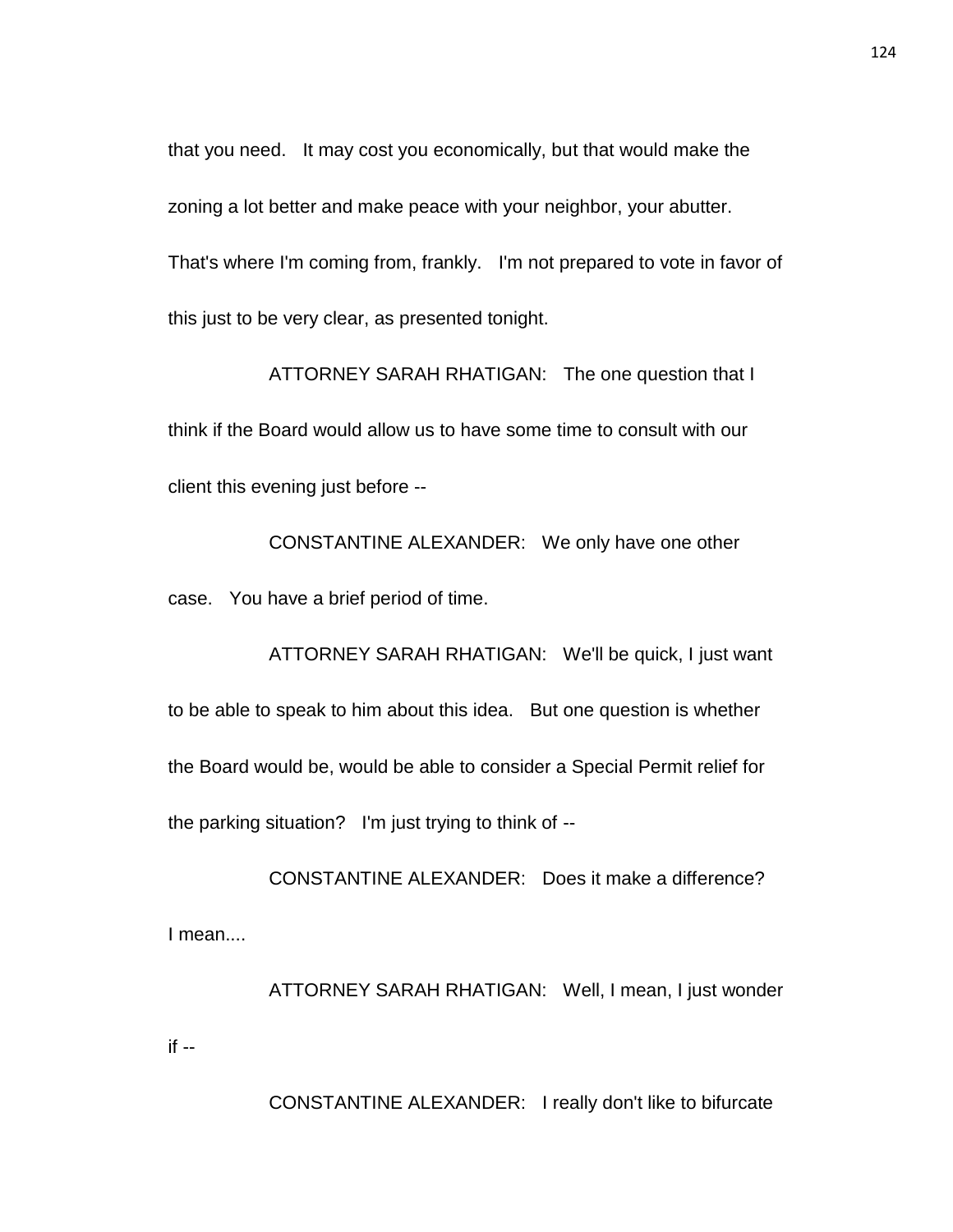that you need. It may cost you economically, but that would make the zoning a lot better and make peace with your neighbor, your abutter. That's where I'm coming from, frankly. I'm not prepared to vote in favor of this just to be very clear, as presented tonight.

ATTORNEY SARAH RHATIGAN: The one question that I think if the Board would allow us to have some time to consult with our client this evening just before --

CONSTANTINE ALEXANDER: We only have one other case. You have a brief period of time.

ATTORNEY SARAH RHATIGAN: We'll be quick, I just want to be able to speak to him about this idea. But one question is whether the Board would be, would be able to consider a Special Permit relief for the parking situation? I'm just trying to think of --

CONSTANTINE ALEXANDER: Does it make a difference? I mean....

ATTORNEY SARAH RHATIGAN: Well, I mean, I just wonder if --

CONSTANTINE ALEXANDER: I really don't like to bifurcate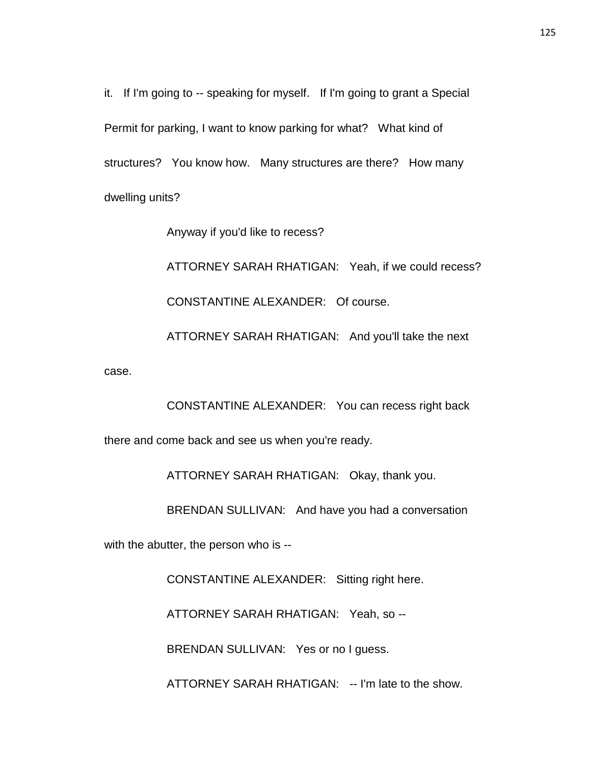it. If I'm going to -- speaking for myself. If I'm going to grant a Special Permit for parking, I want to know parking for what? What kind of structures? You know how. Many structures are there? How many dwelling units?

Anyway if you'd like to recess?

ATTORNEY SARAH RHATIGAN: Yeah, if we could recess?

CONSTANTINE ALEXANDER: Of course.

ATTORNEY SARAH RHATIGAN: And you'll take the next case.

CONSTANTINE ALEXANDER: You can recess right back there and come back and see us when you're ready.

ATTORNEY SARAH RHATIGAN: Okay, thank you.

BRENDAN SULLIVAN: And have you had a conversation with the abutter, the person who is --

CONSTANTINE ALEXANDER: Sitting right here.

ATTORNEY SARAH RHATIGAN: Yeah, so --

BRENDAN SULLIVAN: Yes or no I guess.

ATTORNEY SARAH RHATIGAN: -- I'm late to the show.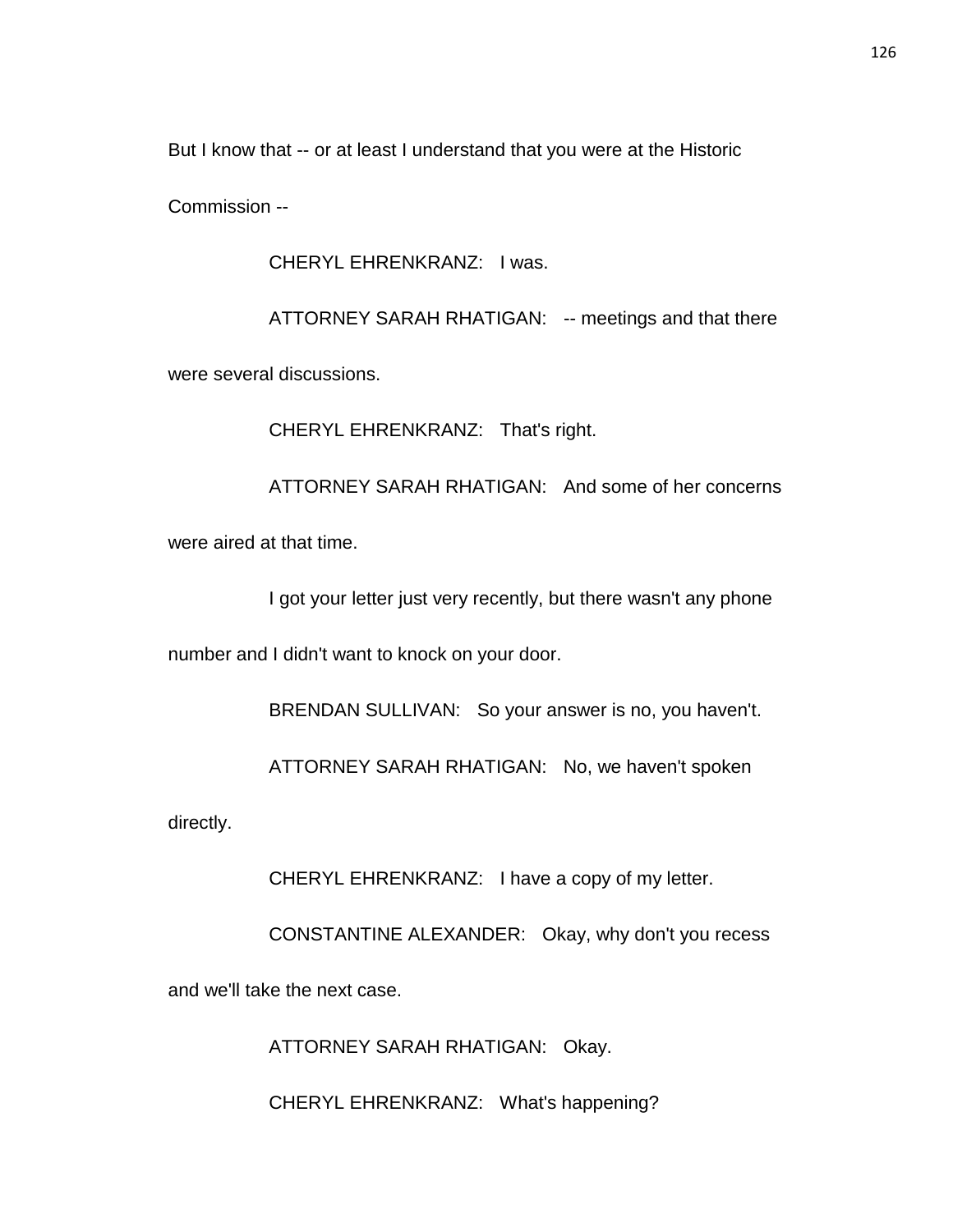But I know that -- or at least I understand that you were at the Historic Commission --

CHERYL EHRENKRANZ: I was.

ATTORNEY SARAH RHATIGAN: -- meetings and that there were several discussions.

CHERYL EHRENKRANZ: That's right.

ATTORNEY SARAH RHATIGAN: And some of her concerns were aired at that time.

I got your letter just very recently, but there wasn't any phone number and I didn't want to knock on your door.

BRENDAN SULLIVAN: So your answer is no, you haven't.

ATTORNEY SARAH RHATIGAN: No, we haven't spoken directly.

CHERYL EHRENKRANZ: I have a copy of my letter.

CONSTANTINE ALEXANDER: Okay, why don't you recess and we'll take the next case.

ATTORNEY SARAH RHATIGAN: Okay.

CHERYL EHRENKRANZ: What's happening?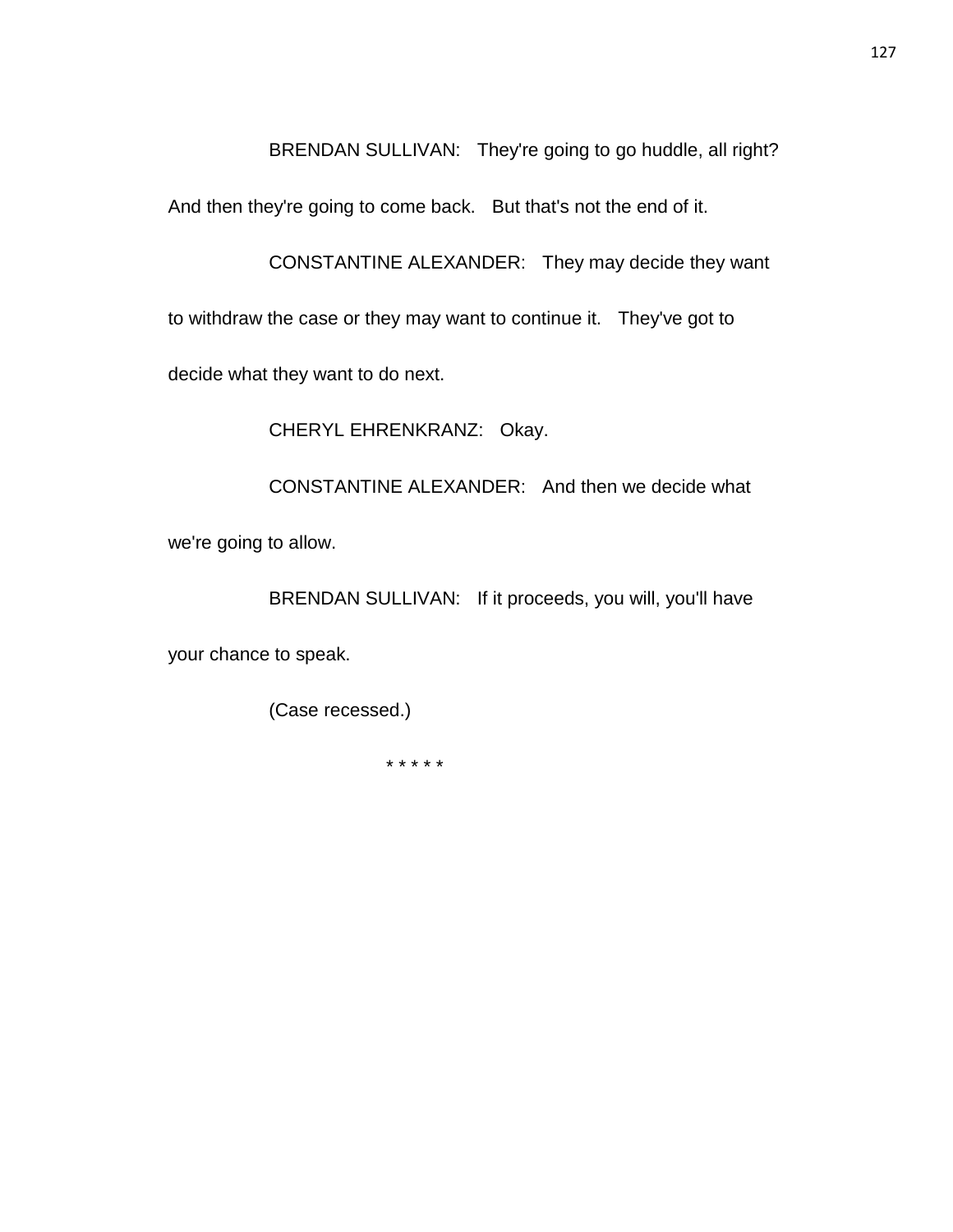BRENDAN SULLIVAN: They're going to go huddle, all right? And then they're going to come back. But that's not the end of it.

CONSTANTINE ALEXANDER: They may decide they want to withdraw the case or they may want to continue it. They've got to decide what they want to do next.

CHERYL EHRENKRANZ: Okay.

CONSTANTINE ALEXANDER: And then we decide what we're going to allow.

BRENDAN SULLIVAN: If it proceeds, you will, you'll have your chance to speak.

(Case recessed.)

* * * * *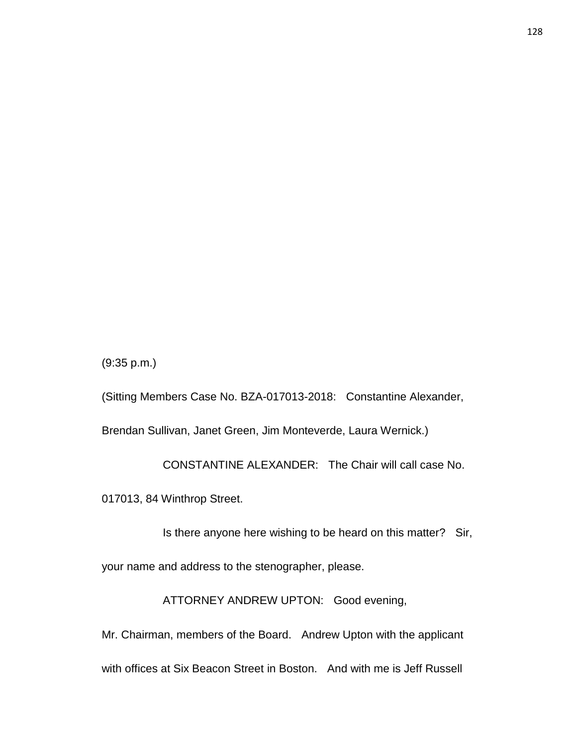(9:35 p.m.)

(Sitting Members Case No. BZA-017013-2018: Constantine Alexander, Brendan Sullivan, Janet Green, Jim Monteverde, Laura Wernick.)

CONSTANTINE ALEXANDER: The Chair will call case No. 017013, 84 Winthrop Street.

Is there anyone here wishing to be heard on this matter? Sir, your name and address to the stenographer, please.

ATTORNEY ANDREW UPTON: Good evening, Mr. Chairman, members of the Board. Andrew Upton with the applicant with offices at Six Beacon Street in Boston. And with me is Jeff Russell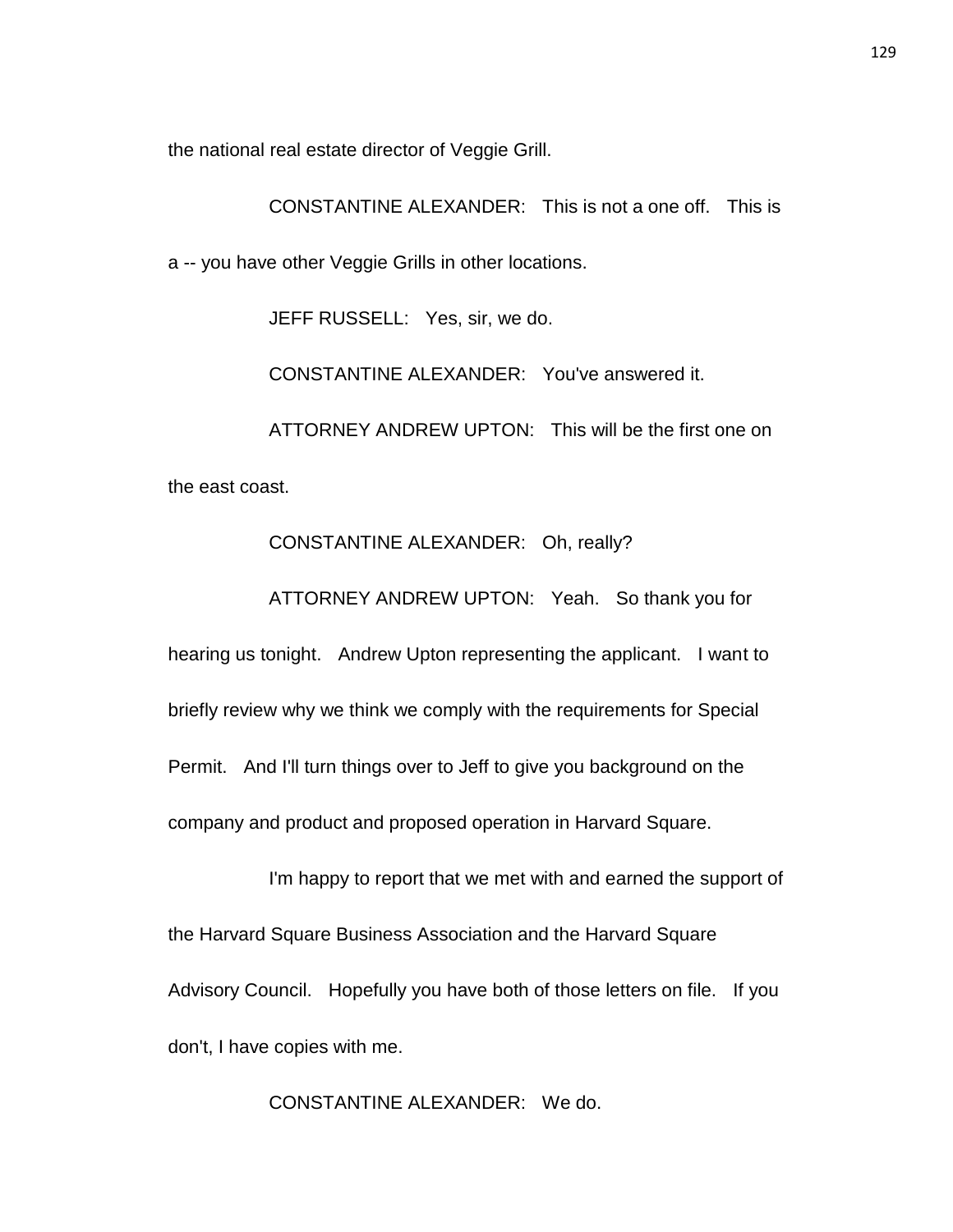the national real estate director of Veggie Grill.

CONSTANTINE ALEXANDER: This is not a one off. This is a -- you have other Veggie Grills in other locations.

JEFF RUSSELL: Yes, sir, we do.

CONSTANTINE ALEXANDER: You've answered it.

ATTORNEY ANDREW UPTON: This will be the first one on the east coast.

CONSTANTINE ALEXANDER: Oh, really?

ATTORNEY ANDREW UPTON: Yeah. So thank you for hearing us tonight. Andrew Upton representing the applicant. I want to briefly review why we think we comply with the requirements for Special Permit. And I'll turn things over to Jeff to give you background on the company and product and proposed operation in Harvard Square.

I'm happy to report that we met with and earned the support of the Harvard Square Business Association and the Harvard Square Advisory Council. Hopefully you have both of those letters on file. If you don't, I have copies with me.

CONSTANTINE ALEXANDER: We do.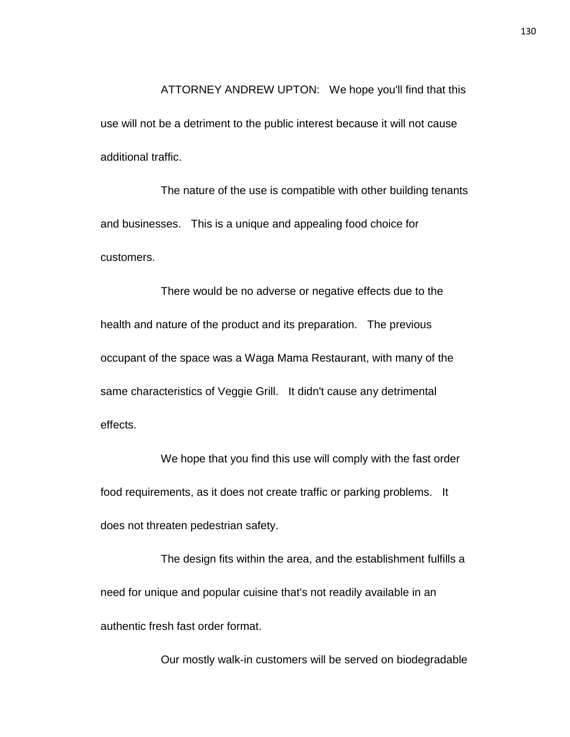ATTORNEY ANDREW UPTON: We hope you'll find that this use will not be a detriment to the public interest because it will not cause additional traffic.

The nature of the use is compatible with other building tenants and businesses. This is a unique and appealing food choice for customers.

There would be no adverse or negative effects due to the health and nature of the product and its preparation. The previous occupant of the space was a Waga Mama Restaurant, with many of the same characteristics of Veggie Grill. It didn't cause any detrimental effects.

We hope that you find this use will comply with the fast order food requirements, as it does not create traffic or parking problems. It does not threaten pedestrian safety.

The design fits within the area, and the establishment fulfills a need for unique and popular cuisine that's not readily available in an authentic fresh fast order format.

Our mostly walk-in customers will be served on biodegradable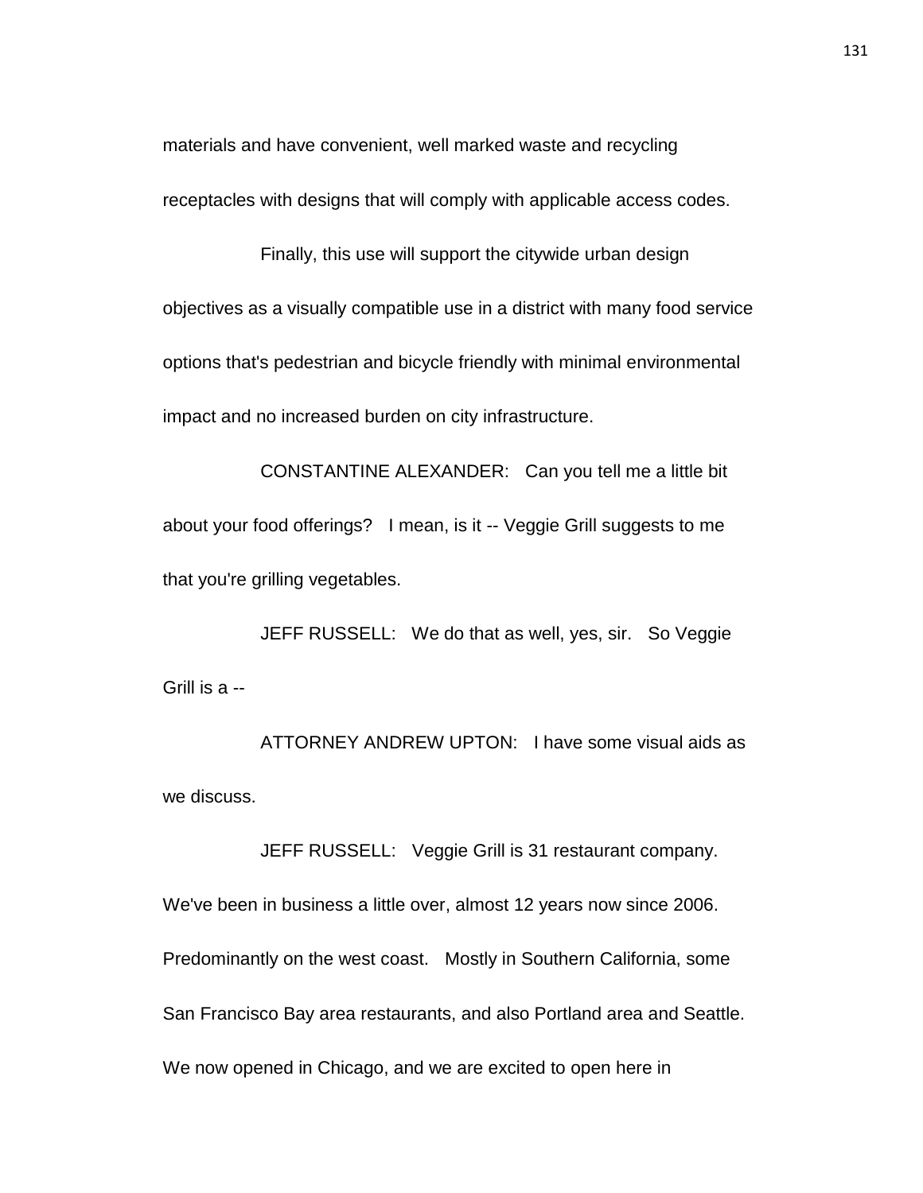materials and have convenient, well marked waste and recycling receptacles with designs that will comply with applicable access codes.

Finally, this use will support the citywide urban design objectives as a visually compatible use in a district with many food service options that's pedestrian and bicycle friendly with minimal environmental impact and no increased burden on city infrastructure.

CONSTANTINE ALEXANDER: Can you tell me a little bit about your food offerings? I mean, is it -- Veggie Grill suggests to me that you're grilling vegetables.

JEFF RUSSELL: We do that as well, yes, sir. So Veggie Grill is a --

ATTORNEY ANDREW UPTON: I have some visual aids as we discuss.

JEFF RUSSELL: Veggie Grill is 31 restaurant company. We've been in business a little over, almost 12 years now since 2006. Predominantly on the west coast. Mostly in Southern California, some San Francisco Bay area restaurants, and also Portland area and Seattle. We now opened in Chicago, and we are excited to open here in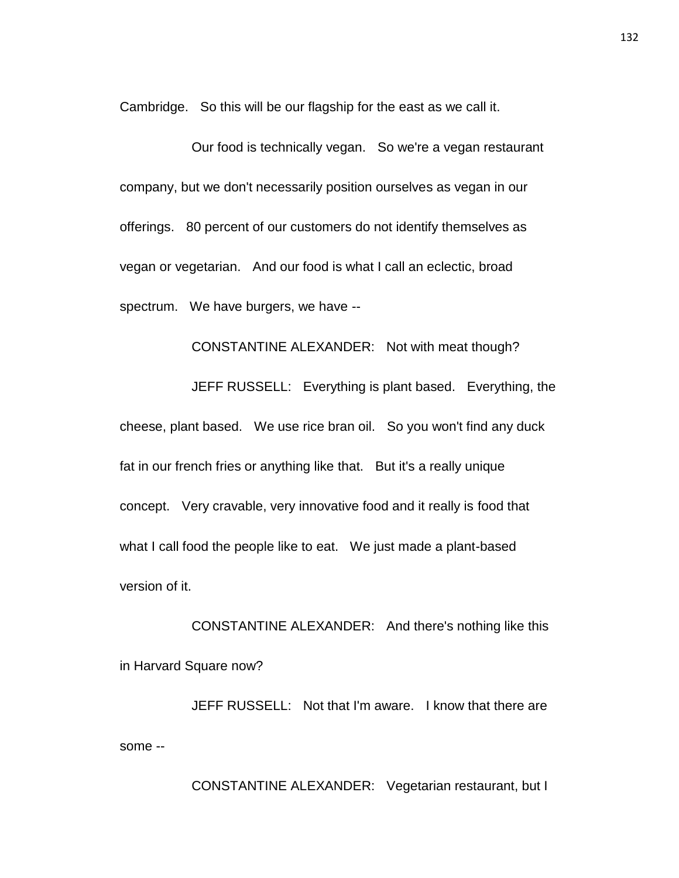Cambridge. So this will be our flagship for the east as we call it.

Our food is technically vegan. So we're a vegan restaurant company, but we don't necessarily position ourselves as vegan in our offerings. 80 percent of our customers do not identify themselves as vegan or vegetarian. And our food is what I call an eclectic, broad spectrum. We have burgers, we have --

CONSTANTINE ALEXANDER: Not with meat though?

JEFF RUSSELL: Everything is plant based. Everything, the cheese, plant based. We use rice bran oil. So you won't find any duck fat in our french fries or anything like that. But it's a really unique concept. Very cravable, very innovative food and it really is food that what I call food the people like to eat. We just made a plant-based version of it.

CONSTANTINE ALEXANDER: And there's nothing like this in Harvard Square now?

JEFF RUSSELL: Not that I'm aware. I know that there are some --

CONSTANTINE ALEXANDER: Vegetarian restaurant, but I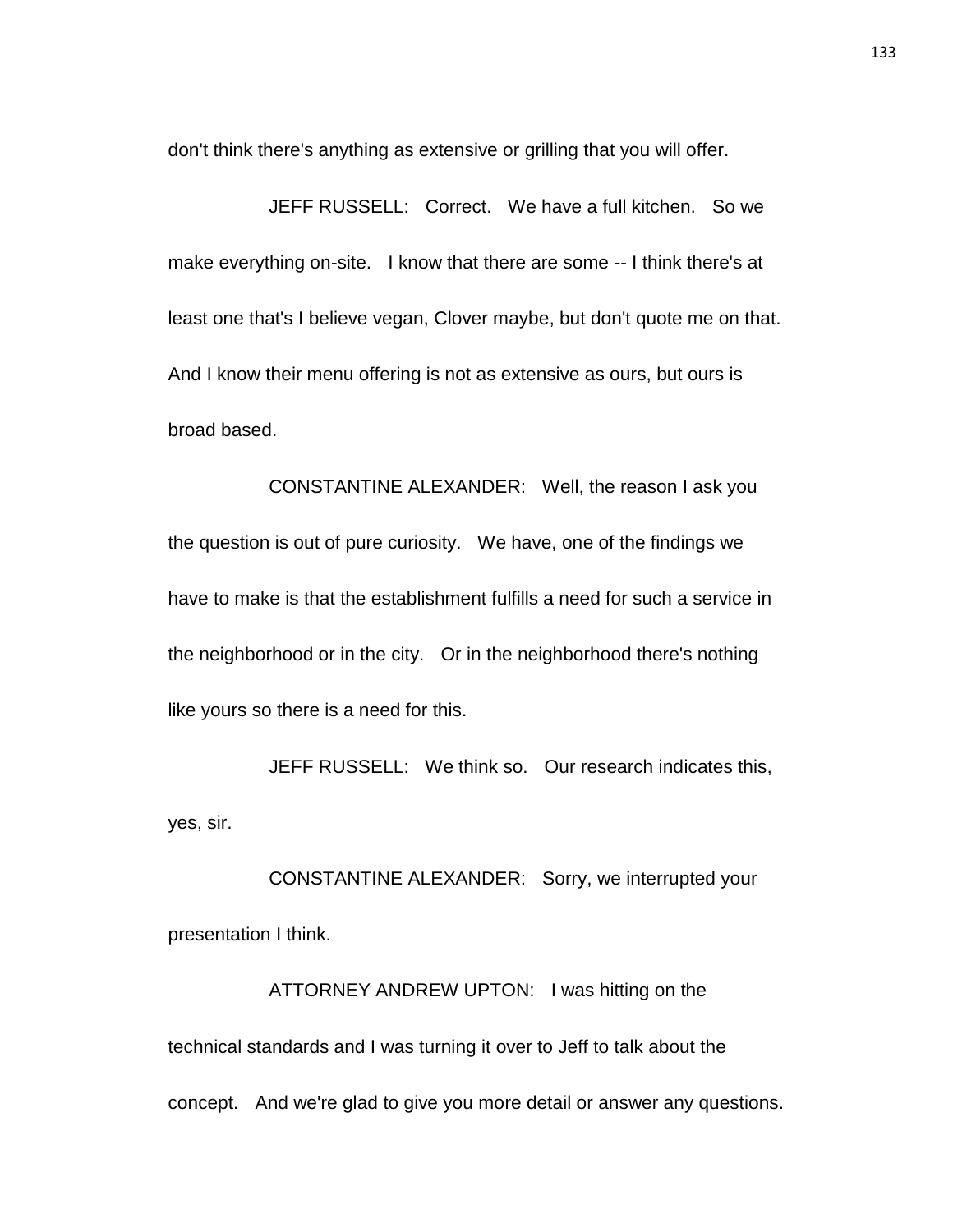don't think there's anything as extensive or grilling that you will offer.

JEFF RUSSELL: Correct. We have a full kitchen. So we make everything on-site. I know that there are some -- I think there's at least one that's I believe vegan, Clover maybe, but don't quote me on that. And I know their menu offering is not as extensive as ours, but ours is broad based.

CONSTANTINE ALEXANDER: Well, the reason I ask you the question is out of pure curiosity. We have, one of the findings we have to make is that the establishment fulfills a need for such a service in the neighborhood or in the city. Or in the neighborhood there's nothing like yours so there is a need for this.

JEFF RUSSELL: We think so. Our research indicates this, yes, sir.

CONSTANTINE ALEXANDER: Sorry, we interrupted your presentation I think.

ATTORNEY ANDREW UPTON: I was hitting on the technical standards and I was turning it over to Jeff to talk about the concept. And we're glad to give you more detail or answer any questions.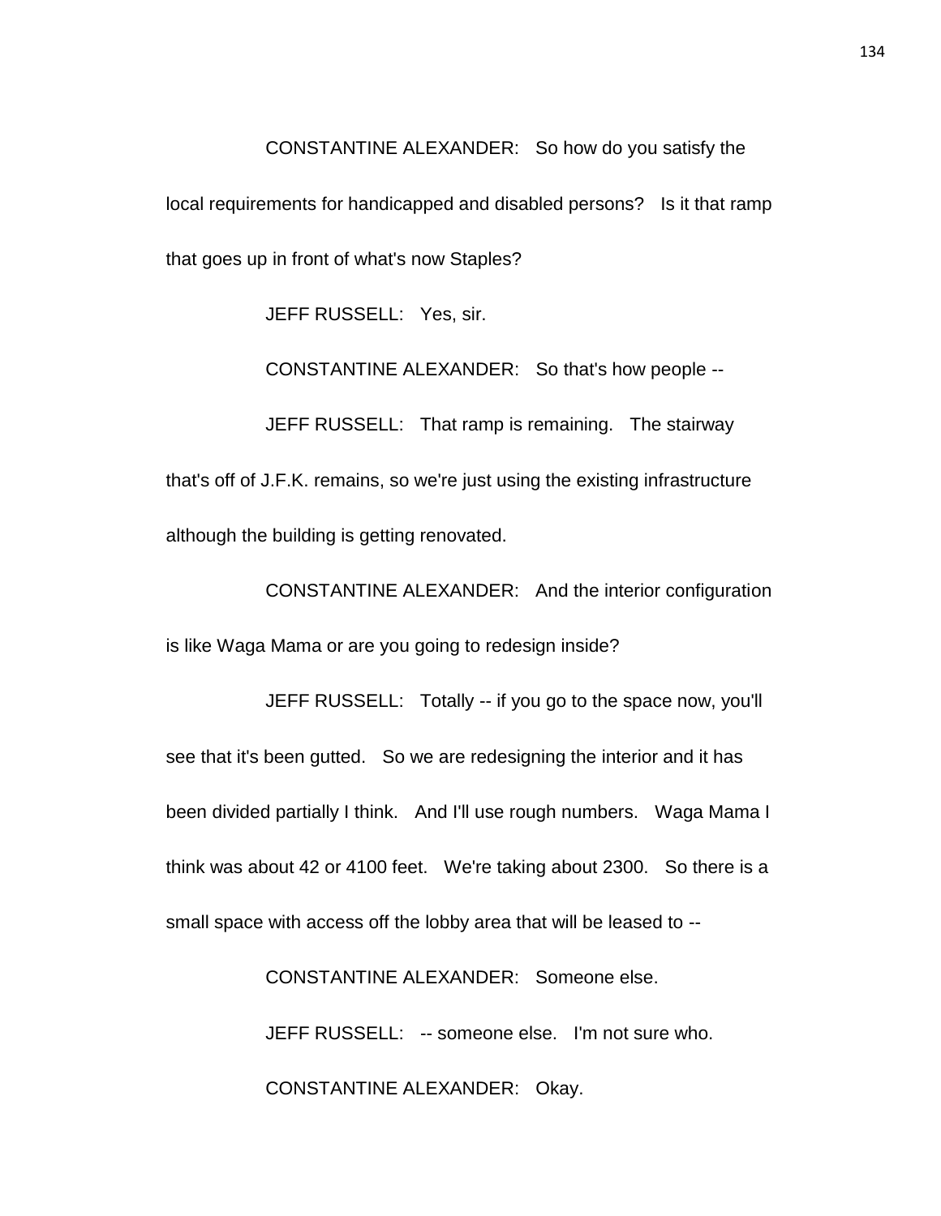CONSTANTINE ALEXANDER: So how do you satisfy the local requirements for handicapped and disabled persons? Is it that ramp that goes up in front of what's now Staples?

JEFF RUSSELL: Yes, sir.

CONSTANTINE ALEXANDER: So that's how people --

JEFF RUSSELL: That ramp is remaining. The stairway that's off of J.F.K. remains, so we're just using the existing infrastructure although the building is getting renovated.

CONSTANTINE ALEXANDER: And the interior configuration is like Waga Mama or are you going to redesign inside?

JEFF RUSSELL: Totally -- if you go to the space now, you'll see that it's been gutted. So we are redesigning the interior and it has been divided partially I think. And I'll use rough numbers. Waga Mama I think was about 42 or 4100 feet. We're taking about 2300. So there is a small space with access off the lobby area that will be leased to --

CONSTANTINE ALEXANDER: Someone else.

JEFF RUSSELL: -- someone else. I'm not sure who.

CONSTANTINE ALEXANDER: Okay.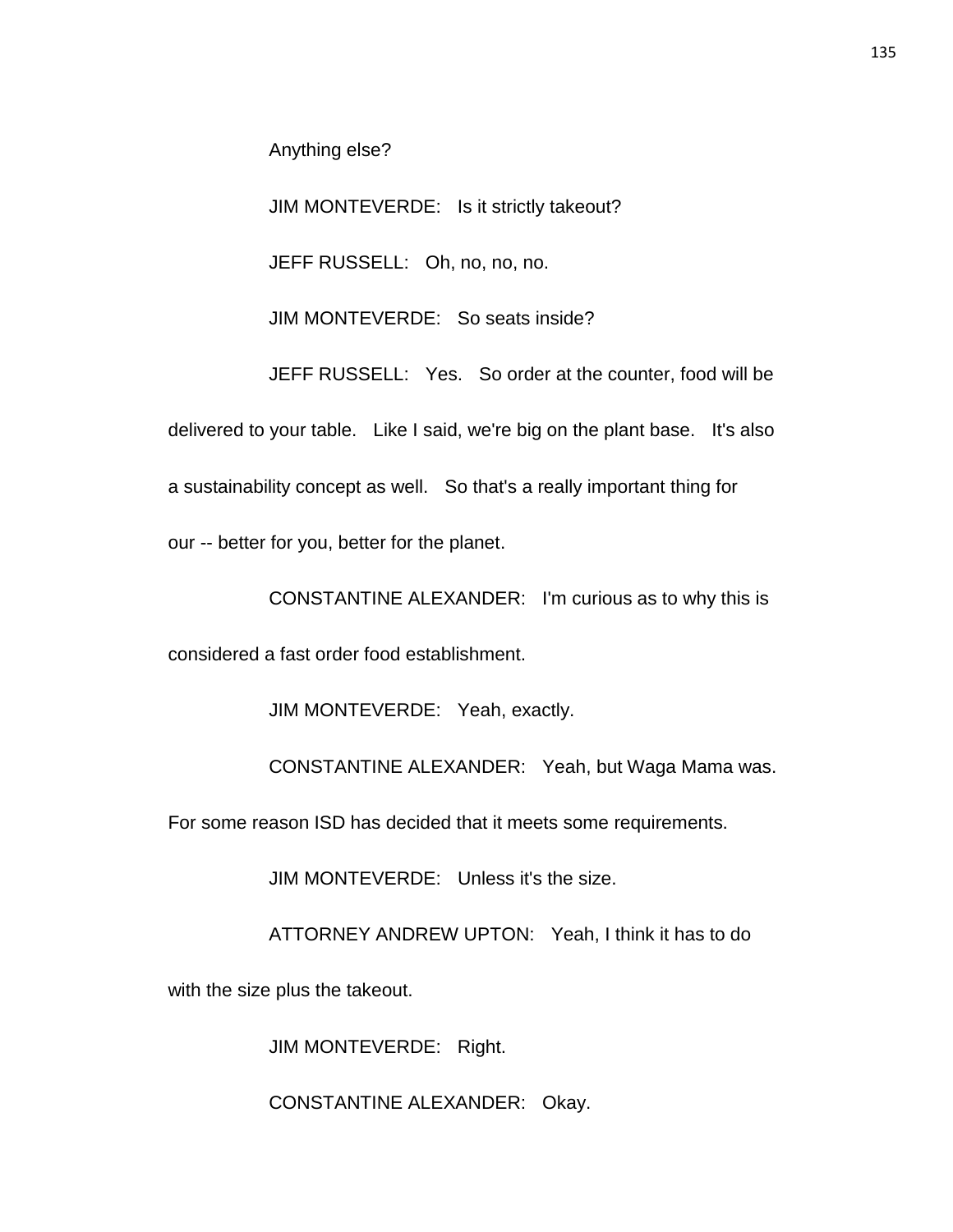Anything else?

JIM MONTEVERDE: Is it strictly takeout?

JEFF RUSSELL: Oh, no, no, no.

JIM MONTEVERDE: So seats inside?

JEFF RUSSELL: Yes. So order at the counter, food will be delivered to your table. Like I said, we're big on the plant base. It's also a sustainability concept as well. So that's a really important thing for our -- better for you, better for the planet.

CONSTANTINE ALEXANDER: I'm curious as to why this is considered a fast order food establishment.

JIM MONTEVERDE: Yeah, exactly.

CONSTANTINE ALEXANDER: Yeah, but Waga Mama was. For some reason ISD has decided that it meets some requirements.

JIM MONTEVERDE: Unless it's the size.

ATTORNEY ANDREW UPTON: Yeah, I think it has to do with the size plus the takeout.

JIM MONTEVERDE: Right.

CONSTANTINE ALEXANDER: Okay.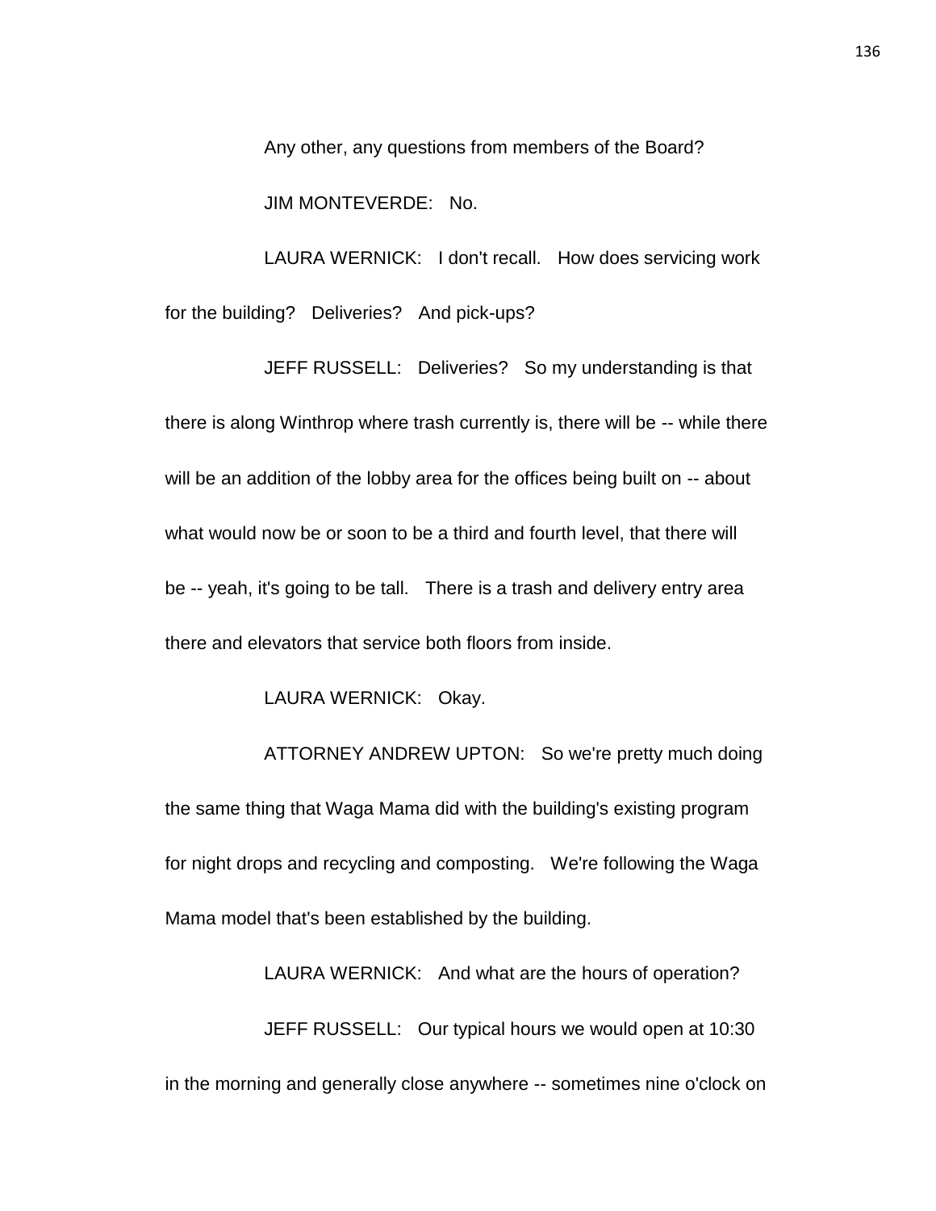Any other, any questions from members of the Board?

JIM MONTEVERDE: No.

LAURA WERNICK: I don't recall. How does servicing work for the building? Deliveries? And pick-ups?

JEFF RUSSELL: Deliveries? So my understanding is that there is along Winthrop where trash currently is, there will be -- while there will be an addition of the lobby area for the offices being built on -- about what would now be or soon to be a third and fourth level, that there will be -- yeah, it's going to be tall. There is a trash and delivery entry area there and elevators that service both floors from inside.

LAURA WERNICK: Okay.

ATTORNEY ANDREW UPTON: So we're pretty much doing the same thing that Waga Mama did with the building's existing program for night drops and recycling and composting. We're following the Waga Mama model that's been established by the building.

LAURA WERNICK: And what are the hours of operation?

JEFF RUSSELL: Our typical hours we would open at 10:30 in the morning and generally close anywhere -- sometimes nine o'clock on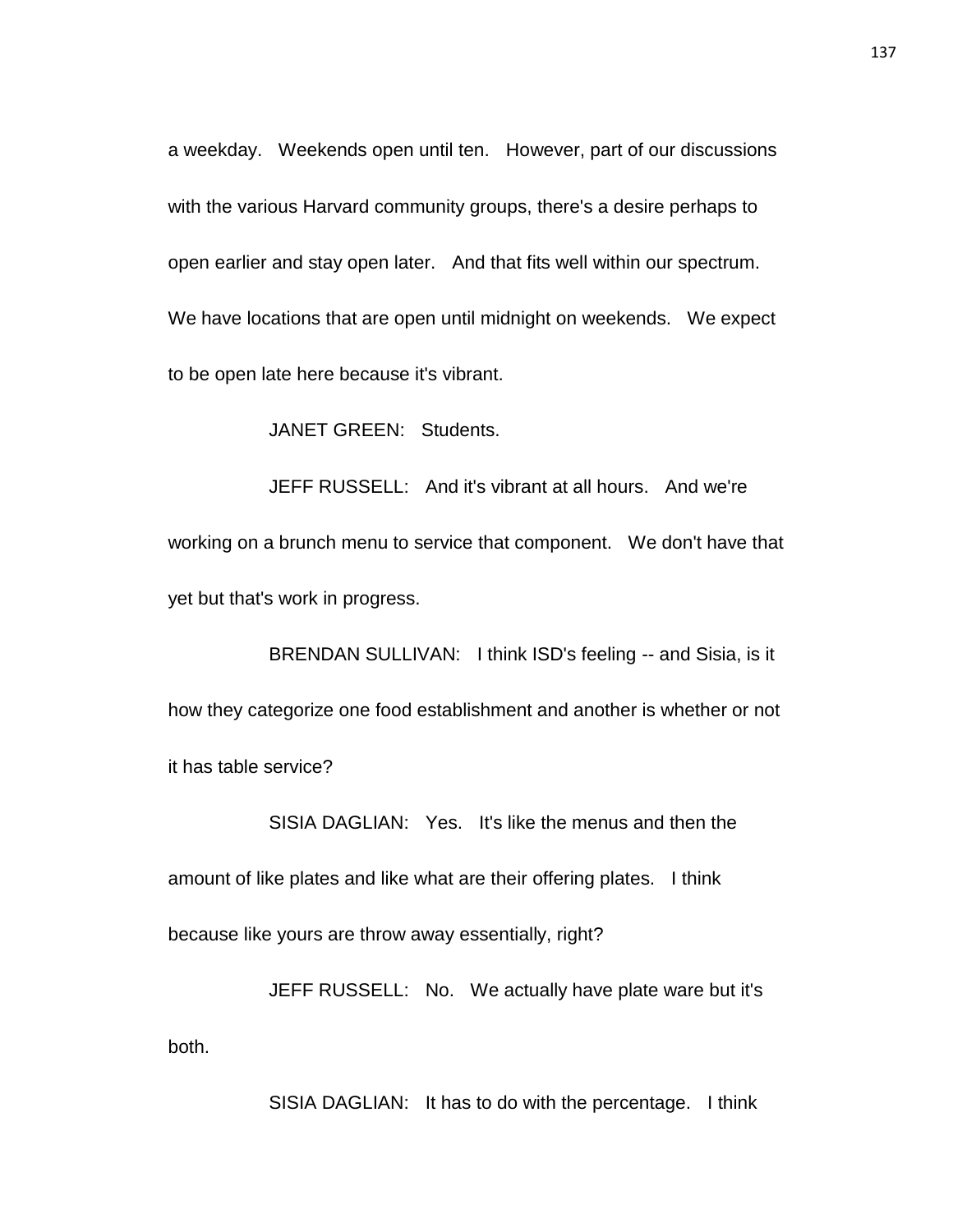a weekday. Weekends open until ten. However, part of our discussions with the various Harvard community groups, there's a desire perhaps to open earlier and stay open later. And that fits well within our spectrum. We have locations that are open until midnight on weekends. We expect to be open late here because it's vibrant.

JANET GREEN: Students.

JEFF RUSSELL: And it's vibrant at all hours. And we're working on a brunch menu to service that component. We don't have that yet but that's work in progress.

BRENDAN SULLIVAN: I think ISD's feeling -- and Sisia, is it how they categorize one food establishment and another is whether or not it has table service?

SISIA DAGLIAN: Yes. It's like the menus and then the amount of like plates and like what are their offering plates. I think because like yours are throw away essentially, right?

JEFF RUSSELL: No. We actually have plate ware but it's both.

SISIA DAGLIAN: It has to do with the percentage. I think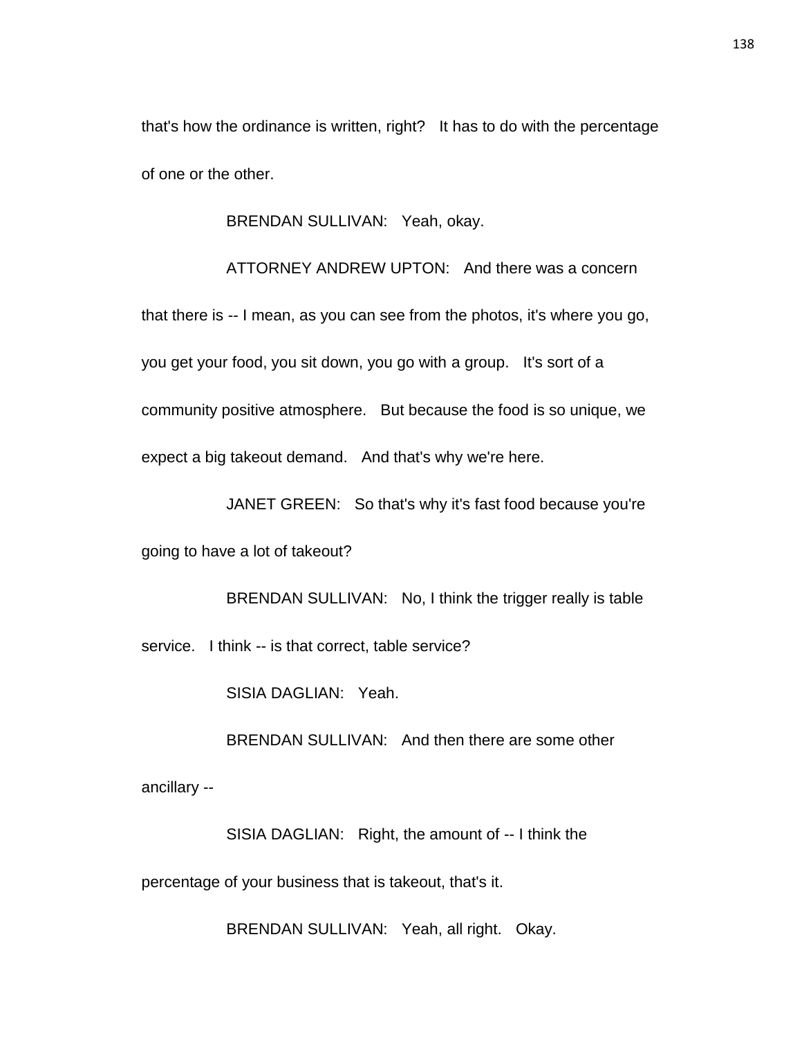that's how the ordinance is written, right? It has to do with the percentage of one or the other.

BRENDAN SULLIVAN: Yeah, okay.

ATTORNEY ANDREW UPTON: And there was a concern that there is -- I mean, as you can see from the photos, it's where you go, you get your food, you sit down, you go with a group. It's sort of a community positive atmosphere. But because the food is so unique, we expect a big takeout demand. And that's why we're here.

JANET GREEN: So that's why it's fast food because you're going to have a lot of takeout?

BRENDAN SULLIVAN: No, I think the trigger really is table service. I think -- is that correct, table service?

SISIA DAGLIAN: Yeah.

BRENDAN SULLIVAN: And then there are some other ancillary --

SISIA DAGLIAN: Right, the amount of -- I think the percentage of your business that is takeout, that's it.

BRENDAN SULLIVAN: Yeah, all right. Okay.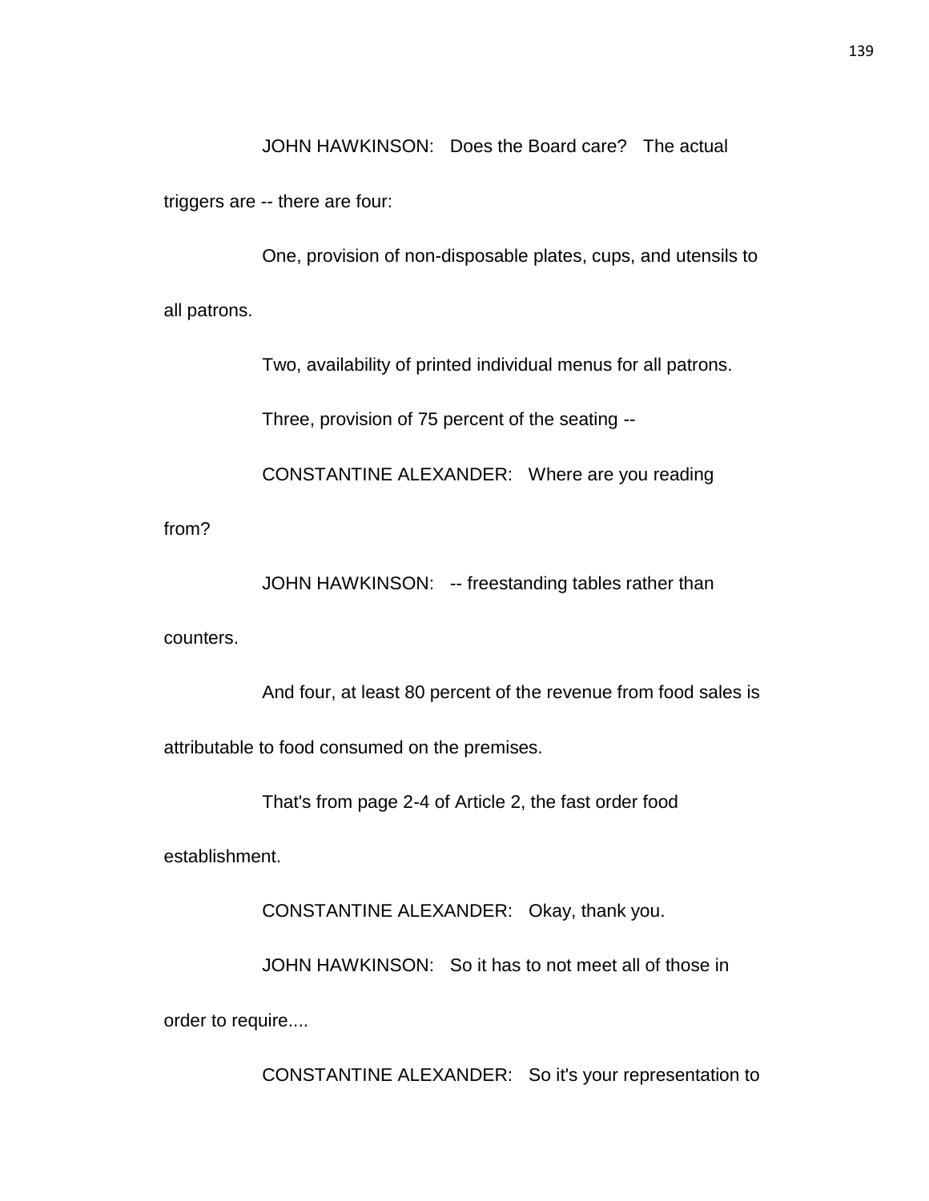JOHN HAWKINSON: Does the Board care? The actual triggers are -- there are four:

One, provision of non-disposable plates, cups, and utensils to all patrons.

Two, availability of printed individual menus for all patrons.

Three, provision of 75 percent of the seating --

CONSTANTINE ALEXANDER: Where are you reading from?

JOHN HAWKINSON: -- freestanding tables rather than counters.

And four, at least 80 percent of the revenue from food sales is attributable to food consumed on the premises.

That's from page 2-4 of Article 2, the fast order food establishment.

CONSTANTINE ALEXANDER: Okay, thank you.

JOHN HAWKINSON: So it has to not meet all of those in order to require....

CONSTANTINE ALEXANDER: So it's your representation to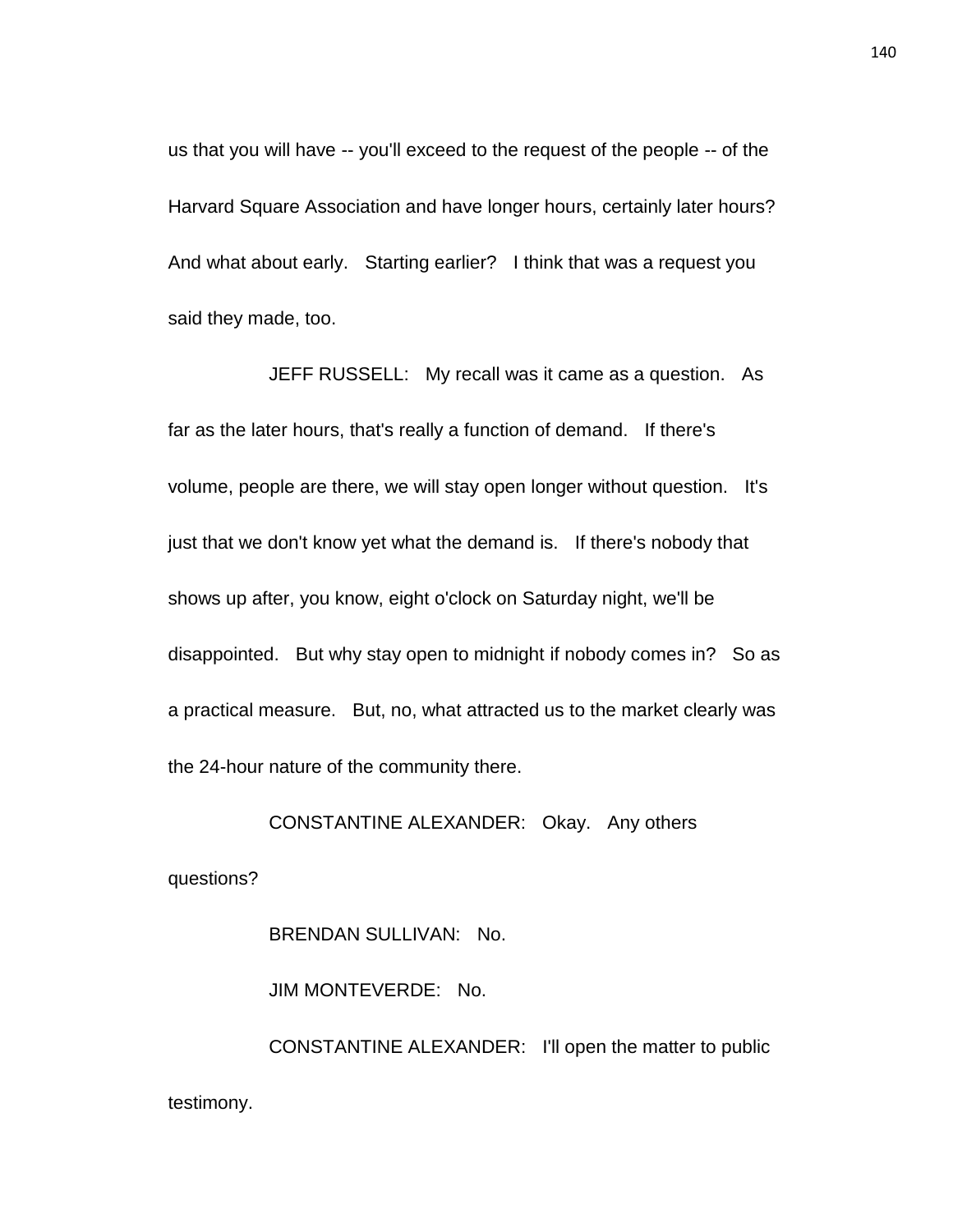us that you will have -- you'll exceed to the request of the people -- of the Harvard Square Association and have longer hours, certainly later hours? And what about early. Starting earlier? I think that was a request you said they made, too.

JEFF RUSSELL: My recall was it came as a question. As far as the later hours, that's really a function of demand. If there's volume, people are there, we will stay open longer without question. It's just that we don't know yet what the demand is. If there's nobody that shows up after, you know, eight o'clock on Saturday night, we'll be disappointed. But why stay open to midnight if nobody comes in? So as a practical measure. But, no, what attracted us to the market clearly was the 24-hour nature of the community there.

CONSTANTINE ALEXANDER: Okay. Any others questions?

BRENDAN SULLIVAN: No.

JIM MONTEVERDE: No.

CONSTANTINE ALEXANDER: I'll open the matter to public testimony.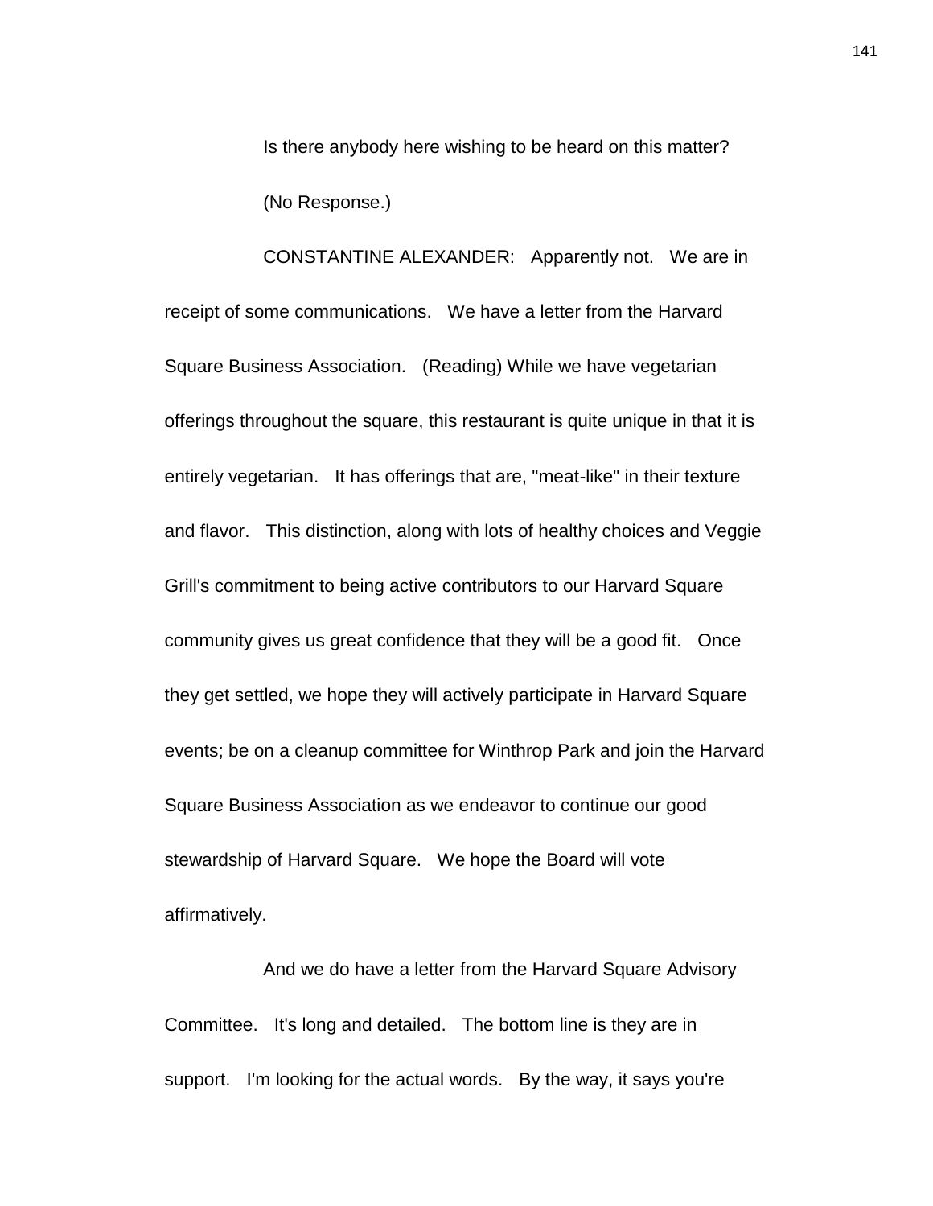Is there anybody here wishing to be heard on this matter?

(No Response.)

CONSTANTINE ALEXANDER: Apparently not. We are in receipt of some communications. We have a letter from the Harvard Square Business Association. (Reading) While we have vegetarian offerings throughout the square, this restaurant is quite unique in that it is entirely vegetarian. It has offerings that are, "meat-like" in their texture and flavor. This distinction, along with lots of healthy choices and Veggie Grill's commitment to being active contributors to our Harvard Square community gives us great confidence that they will be a good fit. Once they get settled, we hope they will actively participate in Harvard Square events; be on a cleanup committee for Winthrop Park and join the Harvard Square Business Association as we endeavor to continue our good stewardship of Harvard Square. We hope the Board will vote affirmatively.

And we do have a letter from the Harvard Square Advisory Committee. It's long and detailed. The bottom line is they are in support. I'm looking for the actual words. By the way, it says you're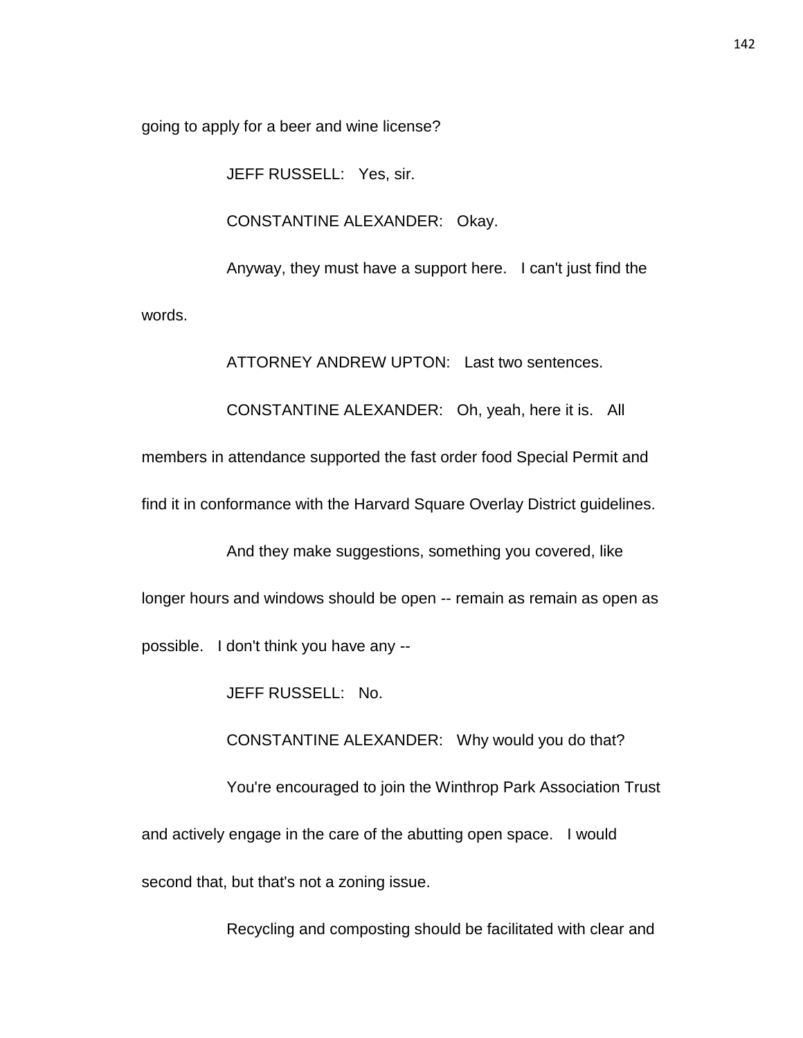going to apply for a beer and wine license?

JEFF RUSSELL: Yes, sir.

CONSTANTINE ALEXANDER: Okay.

Anyway, they must have a support here. I can't just find the words.

ATTORNEY ANDREW UPTON: Last two sentences.

CONSTANTINE ALEXANDER: Oh, yeah, here it is. All members in attendance supported the fast order food Special Permit and find it in conformance with the Harvard Square Overlay District guidelines.

And they make suggestions, something you covered, like longer hours and windows should be open -- remain as remain as open as possible. I don't think you have any --

JEFF RUSSELL: No.

CONSTANTINE ALEXANDER: Why would you do that?

You're encouraged to join the Winthrop Park Association Trust and actively engage in the care of the abutting open space. I would second that, but that's not a zoning issue.

Recycling and composting should be facilitated with clear and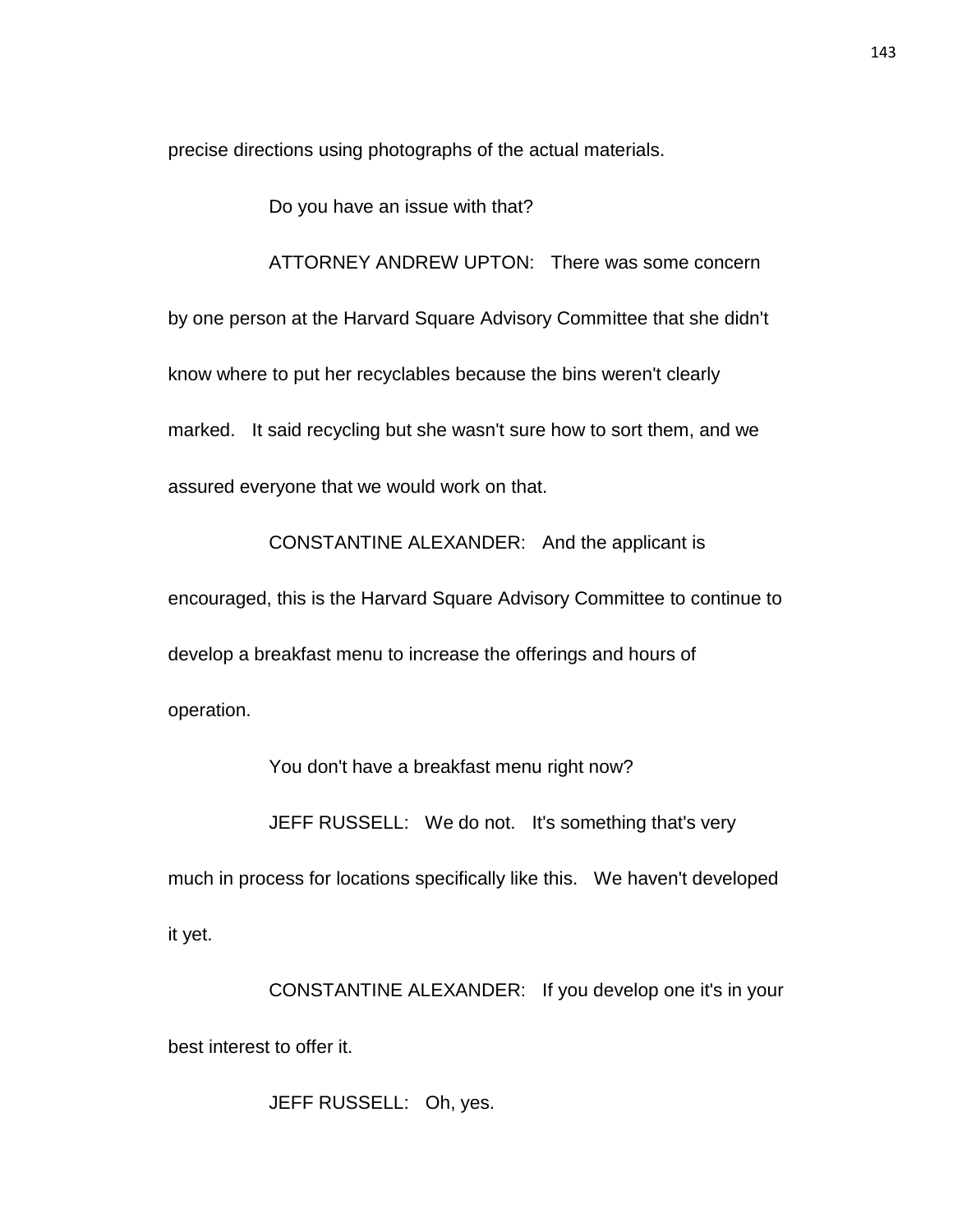precise directions using photographs of the actual materials.

Do you have an issue with that?

ATTORNEY ANDREW UPTON: There was some concern by one person at the Harvard Square Advisory Committee that she didn't know where to put her recyclables because the bins weren't clearly marked. It said recycling but she wasn't sure how to sort them, and we assured everyone that we would work on that.

CONSTANTINE ALEXANDER: And the applicant is encouraged, this is the Harvard Square Advisory Committee to continue to develop a breakfast menu to increase the offerings and hours of operation.

You don't have a breakfast menu right now?

JEFF RUSSELL: We do not. It's something that's very much in process for locations specifically like this. We haven't developed it yet.

CONSTANTINE ALEXANDER: If you develop one it's in your best interest to offer it.

JEFF RUSSELL: Oh, yes.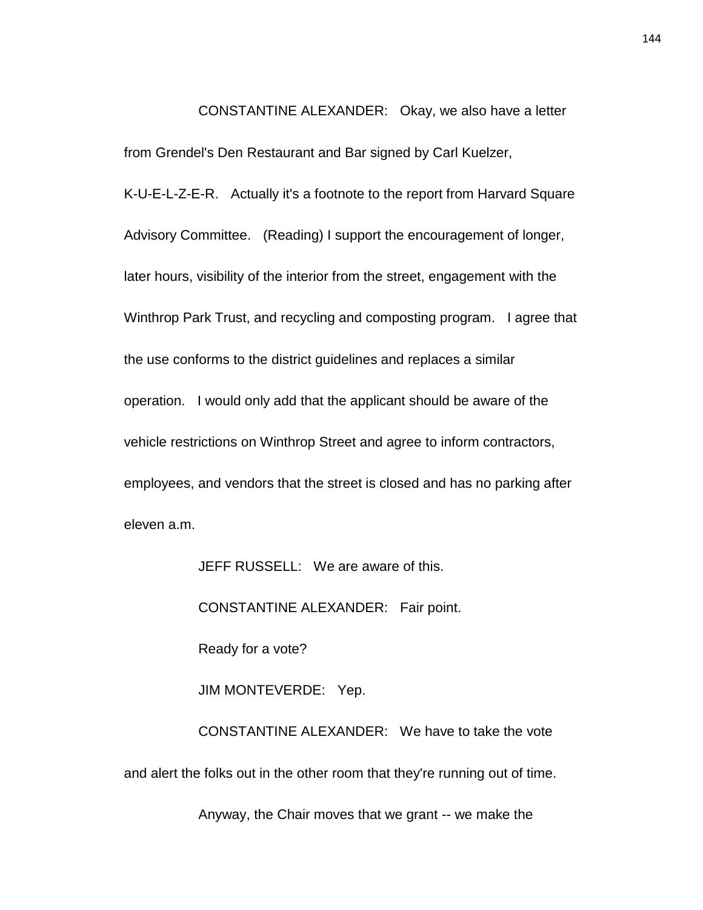CONSTANTINE ALEXANDER: Okay, we also have a letter from Grendel's Den Restaurant and Bar signed by Carl Kuelzer, K-U-E-L-Z-E-R. Actually it's a footnote to the report from Harvard Square Advisory Committee. (Reading) I support the encouragement of longer, later hours, visibility of the interior from the street, engagement with the Winthrop Park Trust, and recycling and composting program. I agree that the use conforms to the district guidelines and replaces a similar operation. I would only add that the applicant should be aware of the vehicle restrictions on Winthrop Street and agree to inform contractors, employees, and vendors that the street is closed and has no parking after eleven a.m.

JEFF RUSSELL: We are aware of this.

CONSTANTINE ALEXANDER: Fair point.

Ready for a vote?

JIM MONTEVERDE: Yep.

CONSTANTINE ALEXANDER: We have to take the vote and alert the folks out in the other room that they're running out of time.

Anyway, the Chair moves that we grant -- we make the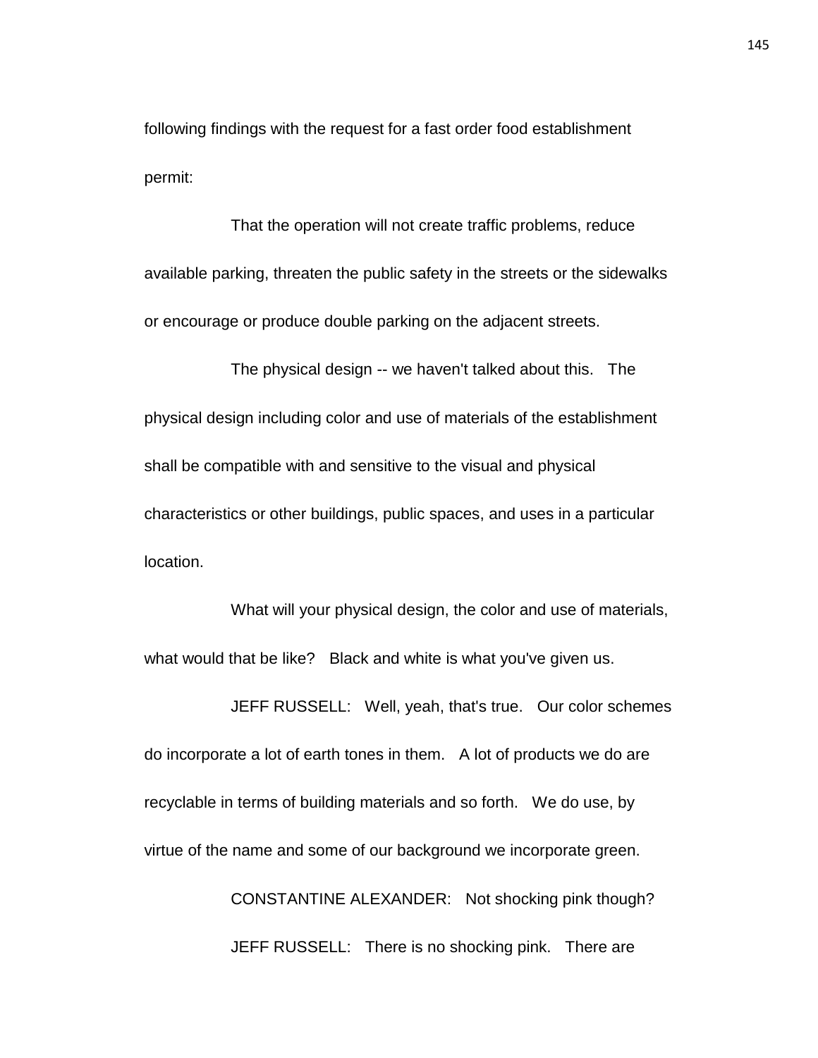following findings with the request for a fast order food establishment permit:

That the operation will not create traffic problems, reduce available parking, threaten the public safety in the streets or the sidewalks or encourage or produce double parking on the adjacent streets.

The physical design -- we haven't talked about this. The physical design including color and use of materials of the establishment shall be compatible with and sensitive to the visual and physical characteristics or other buildings, public spaces, and uses in a particular location.

What will your physical design, the color and use of materials, what would that be like? Black and white is what you've given us.

JEFF RUSSELL: Well, yeah, that's true. Our color schemes do incorporate a lot of earth tones in them. A lot of products we do are recyclable in terms of building materials and so forth. We do use, by virtue of the name and some of our background we incorporate green.

CONSTANTINE ALEXANDER: Not shocking pink though?

JEFF RUSSELL: There is no shocking pink. There are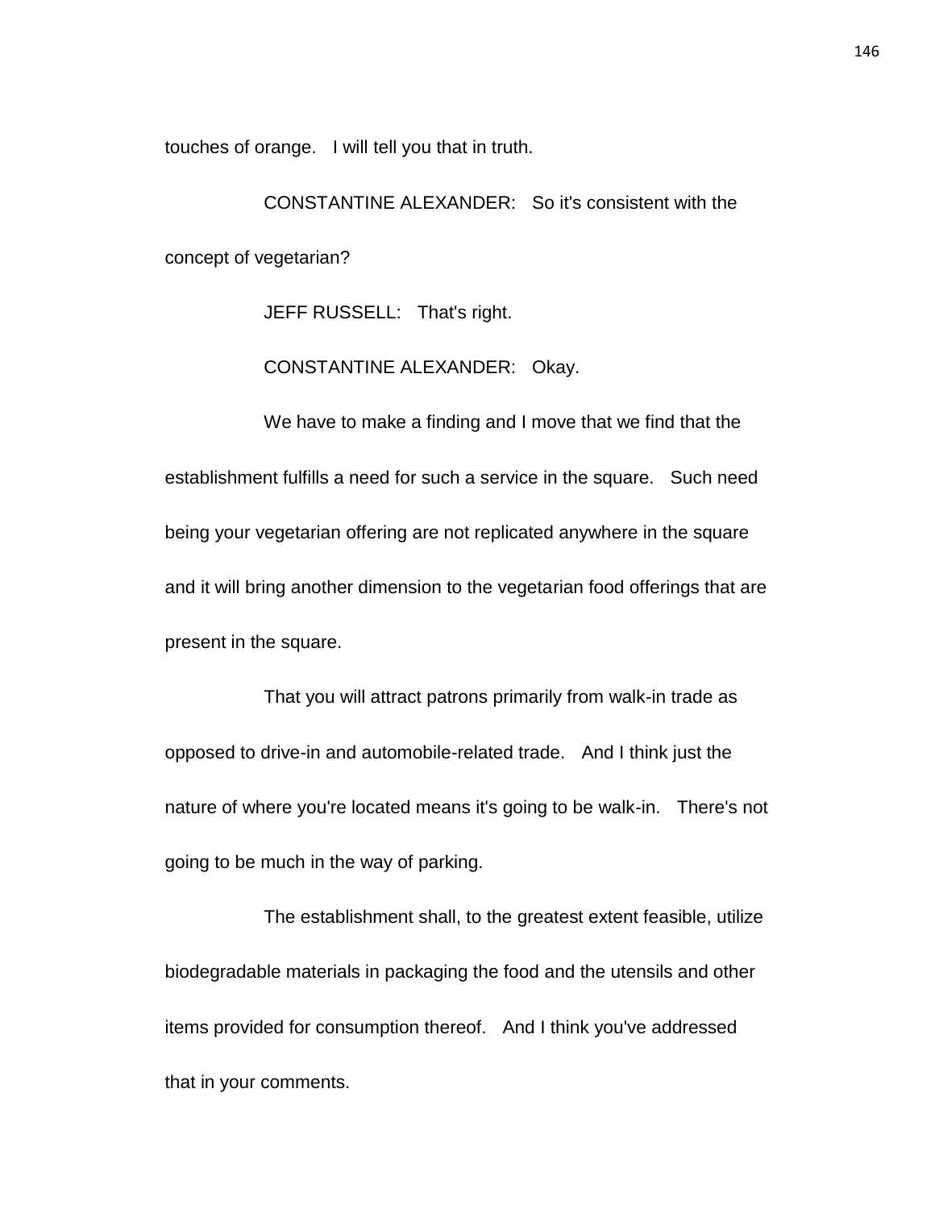touches of orange. I will tell you that in truth.

CONSTANTINE ALEXANDER: So it's consistent with the concept of vegetarian?

JEFF RUSSELL: That's right.

CONSTANTINE ALEXANDER: Okay.

We have to make a finding and I move that we find that the establishment fulfills a need for such a service in the square. Such need being your vegetarian offering are not replicated anywhere in the square and it will bring another dimension to the vegetarian food offerings that are present in the square.

That you will attract patrons primarily from walk-in trade as opposed to drive-in and automobile-related trade. And I think just the nature of where you're located means it's going to be walk-in. There's not going to be much in the way of parking.

The establishment shall, to the greatest extent feasible, utilize biodegradable materials in packaging the food and the utensils and other items provided for consumption thereof. And I think you've addressed that in your comments.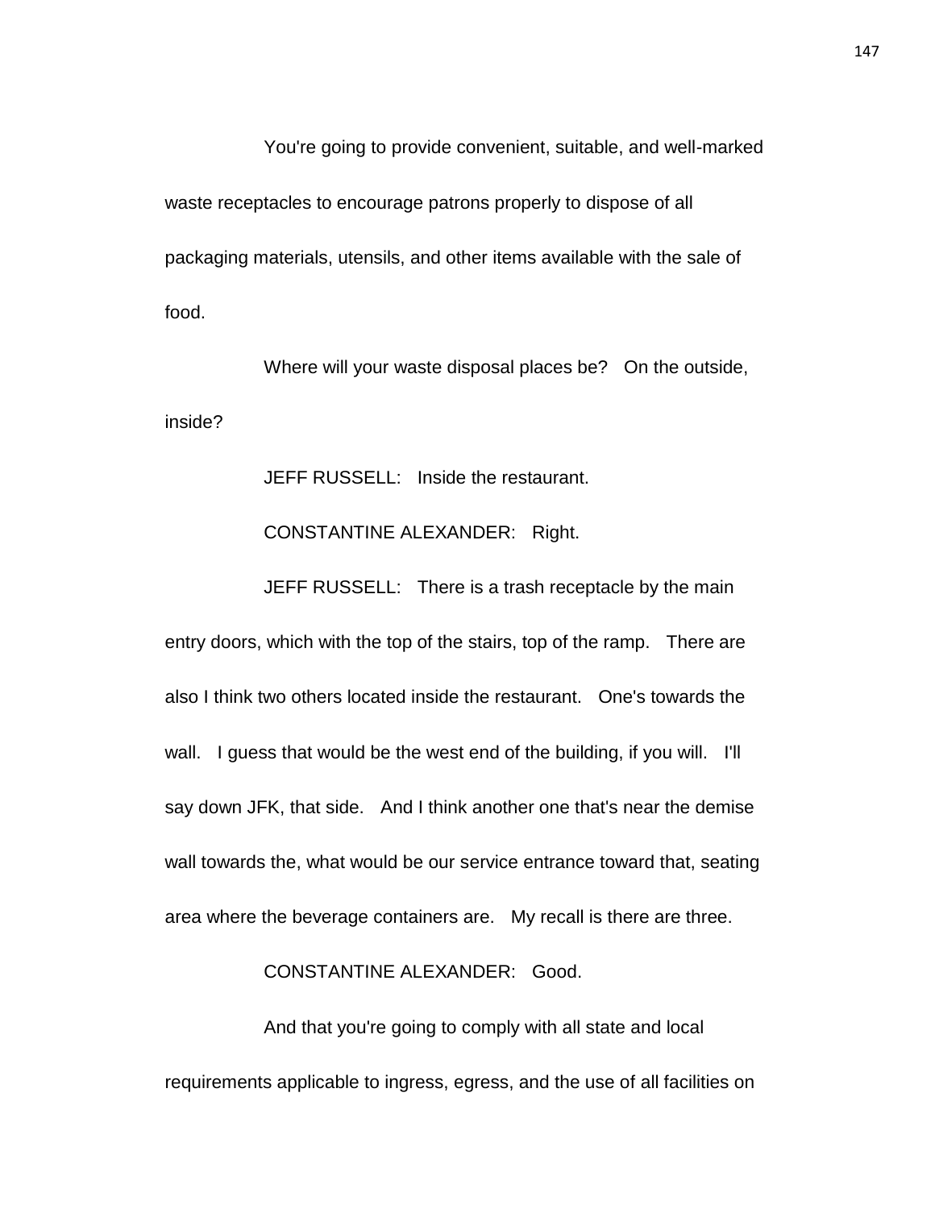You're going to provide convenient, suitable, and well-marked waste receptacles to encourage patrons properly to dispose of all packaging materials, utensils, and other items available with the sale of food.

Where will your waste disposal places be? On the outside, inside?

JEFF RUSSELL: Inside the restaurant.

CONSTANTINE ALEXANDER: Right.

JEFF RUSSELL: There is a trash receptacle by the main entry doors, which with the top of the stairs, top of the ramp. There are also I think two others located inside the restaurant. One's towards the wall. I guess that would be the west end of the building, if you will. I'll say down JFK, that side. And I think another one that's near the demise wall towards the, what would be our service entrance toward that, seating area where the beverage containers are. My recall is there are three.

CONSTANTINE ALEXANDER: Good.

And that you're going to comply with all state and local requirements applicable to ingress, egress, and the use of all facilities on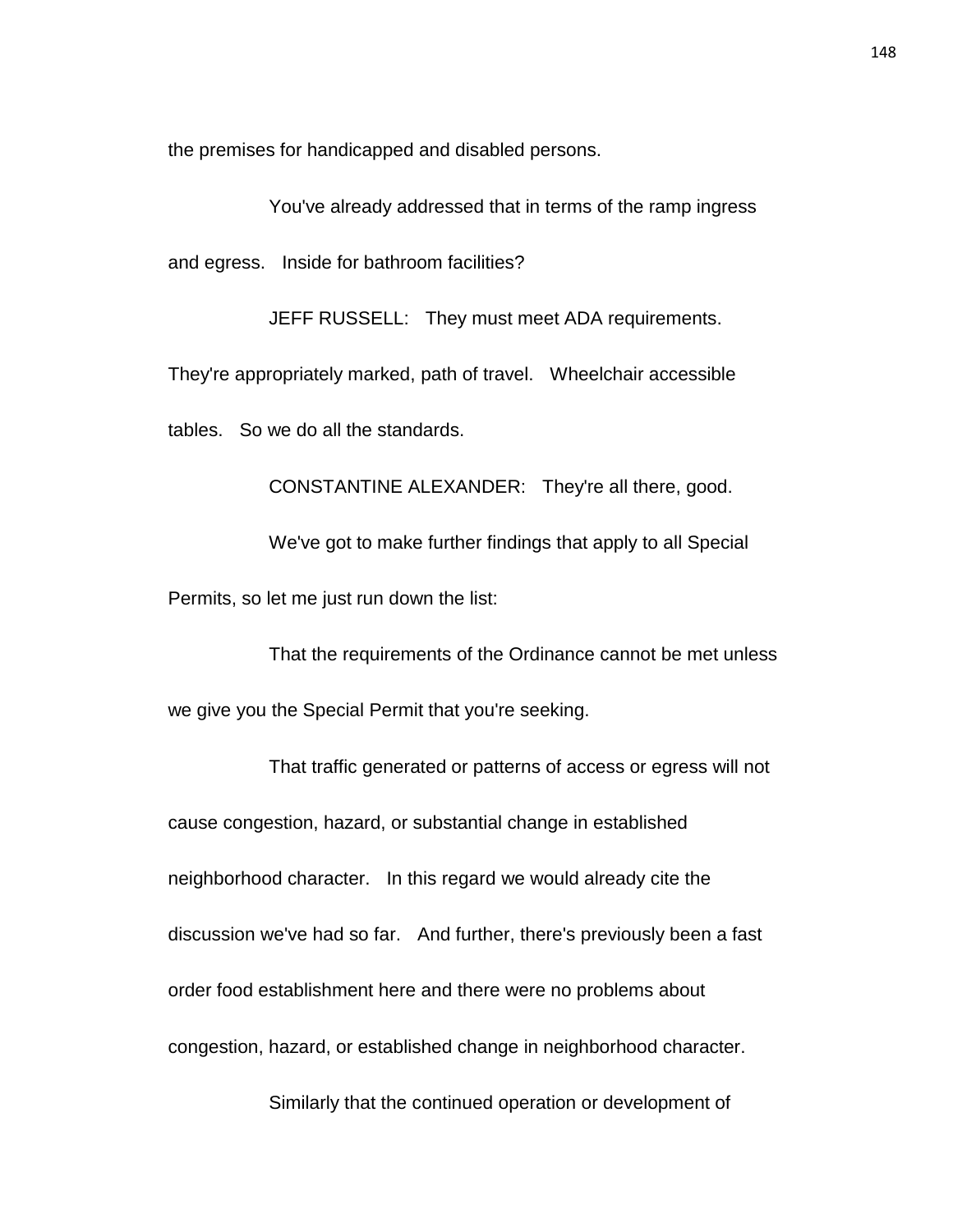the premises for handicapped and disabled persons.

You've already addressed that in terms of the ramp ingress and egress. Inside for bathroom facilities?

JEFF RUSSELL: They must meet ADA requirements. They're appropriately marked, path of travel. Wheelchair accessible tables. So we do all the standards.

CONSTANTINE ALEXANDER: They're all there, good.

We've got to make further findings that apply to all Special Permits, so let me just run down the list:

That the requirements of the Ordinance cannot be met unless we give you the Special Permit that you're seeking.

That traffic generated or patterns of access or egress will not cause congestion, hazard, or substantial change in established neighborhood character. In this regard we would already cite the discussion we've had so far. And further, there's previously been a fast order food establishment here and there were no problems about congestion, hazard, or established change in neighborhood character.

Similarly that the continued operation or development of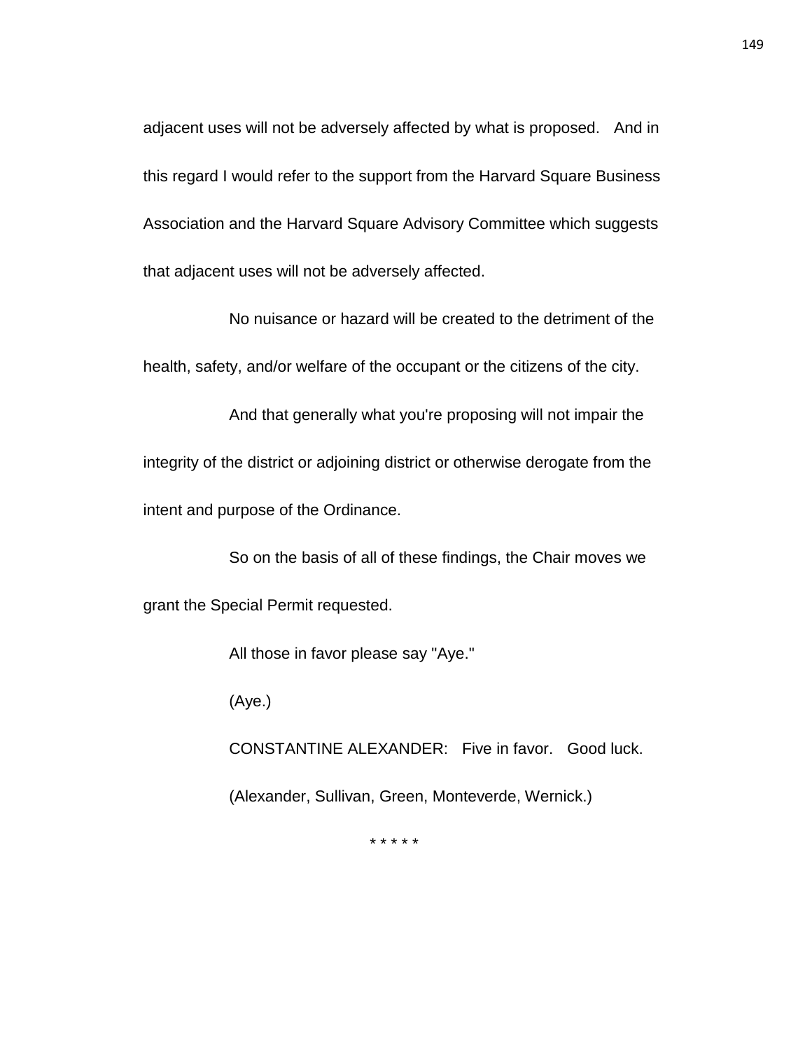adjacent uses will not be adversely affected by what is proposed. And in this regard I would refer to the support from the Harvard Square Business Association and the Harvard Square Advisory Committee which suggests that adjacent uses will not be adversely affected.

No nuisance or hazard will be created to the detriment of the health, safety, and/or welfare of the occupant or the citizens of the city.

And that generally what you're proposing will not impair the integrity of the district or adjoining district or otherwise derogate from the intent and purpose of the Ordinance.

So on the basis of all of these findings, the Chair moves we grant the Special Permit requested.

All those in favor please say "Aye."

(Aye.)

CONSTANTINE ALEXANDER: Five in favor. Good luck.

(Alexander, Sullivan, Green, Monteverde, Wernick.)

* * * * *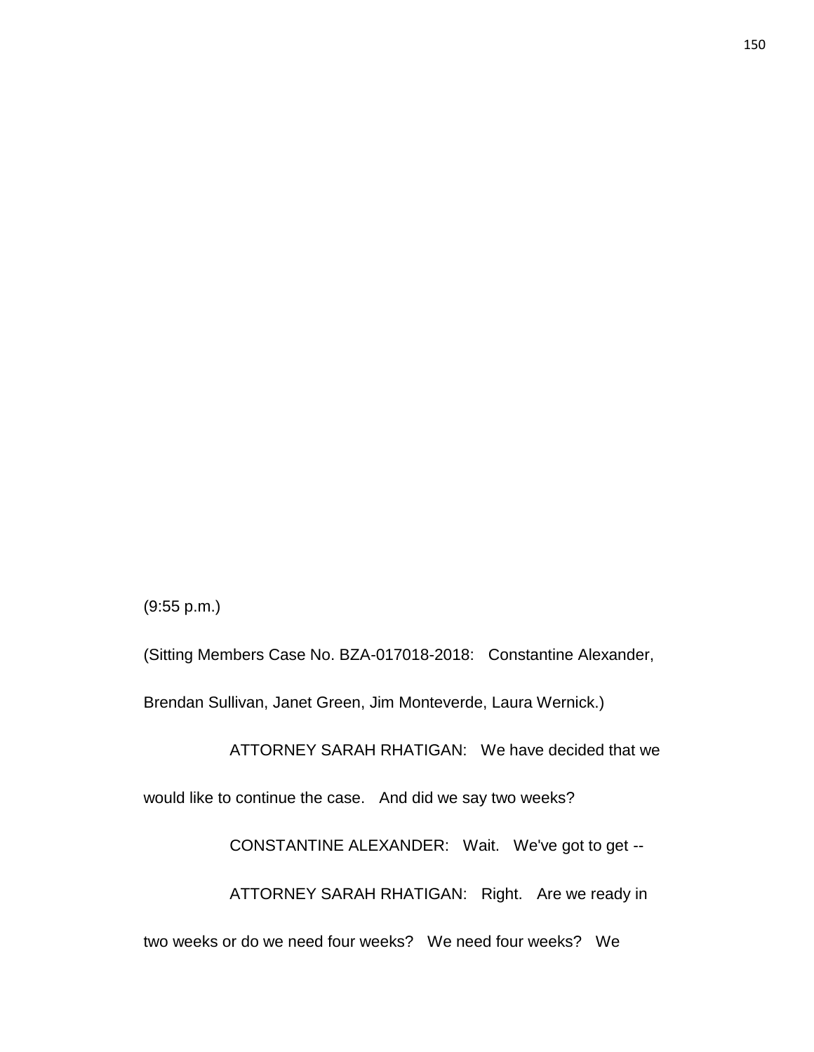(9:55 p.m.)

(Sitting Members Case No. BZA-017018-2018: Constantine Alexander, Brendan Sullivan, Janet Green, Jim Monteverde, Laura Wernick.)

ATTORNEY SARAH RHATIGAN: We have decided that we would like to continue the case. And did we say two weeks?

CONSTANTINE ALEXANDER: Wait. We've got to get --

ATTORNEY SARAH RHATIGAN: Right. Are we ready in two weeks or do we need four weeks? We need four weeks? We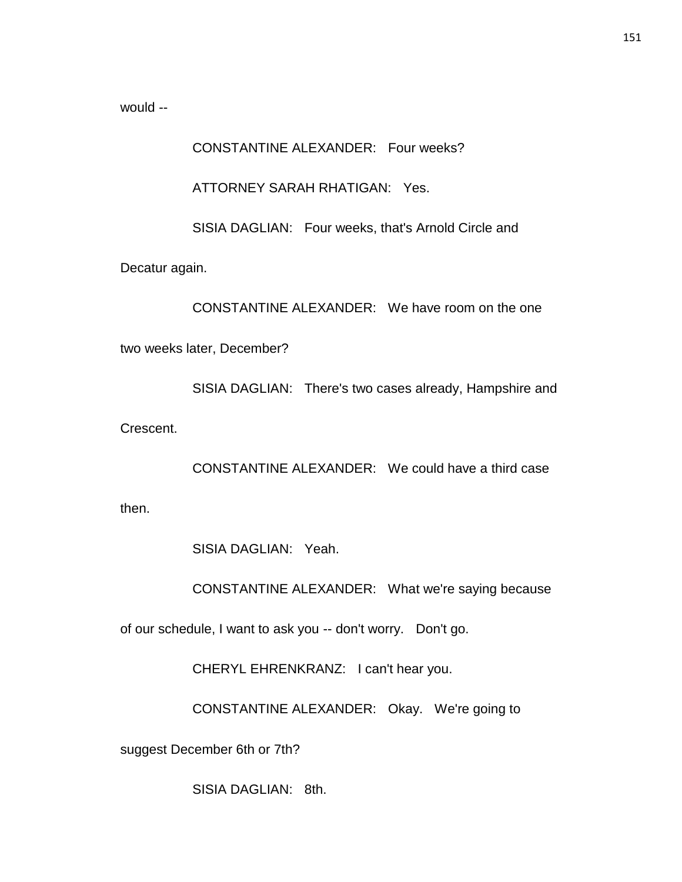would --

CONSTANTINE ALEXANDER: Four weeks?

ATTORNEY SARAH RHATIGAN: Yes.

SISIA DAGLIAN: Four weeks, that's Arnold Circle and Decatur again.

CONSTANTINE ALEXANDER: We have room on the one two weeks later, December?

SISIA DAGLIAN: There's two cases already, Hampshire and Crescent.

CONSTANTINE ALEXANDER: We could have a third case then.

SISIA DAGLIAN: Yeah.

CONSTANTINE ALEXANDER: What we're saying because of our schedule, I want to ask you -- don't worry. Don't go.

CHERYL EHRENKRANZ: I can't hear you.

CONSTANTINE ALEXANDER: Okay. We're going to suggest December 6th or 7th?

SISIA DAGLIAN: 8th.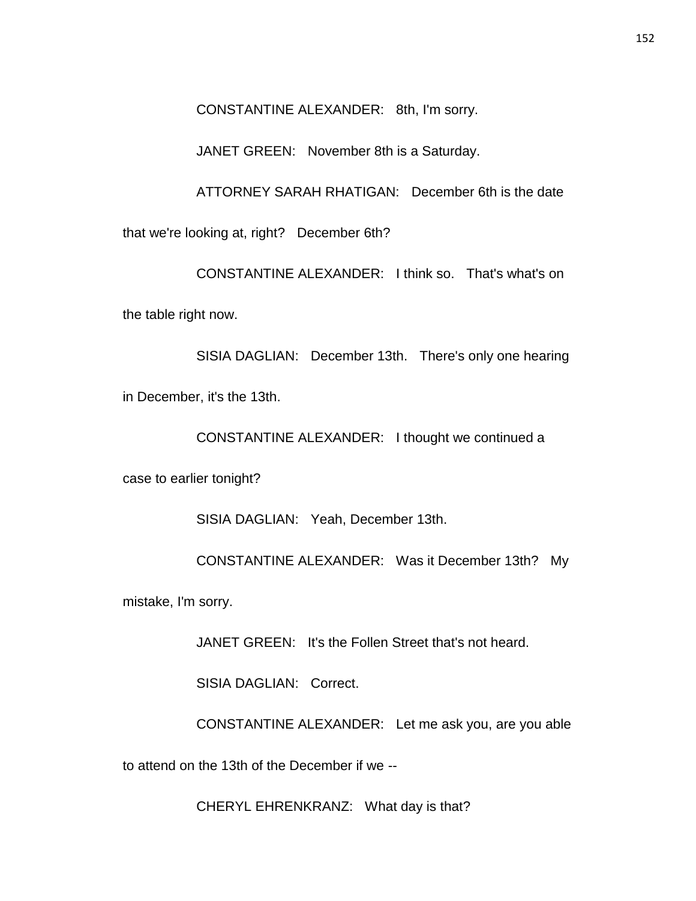CONSTANTINE ALEXANDER: 8th, I'm sorry.

JANET GREEN: November 8th is a Saturday.

ATTORNEY SARAH RHATIGAN: December 6th is the date that we're looking at, right? December 6th?

CONSTANTINE ALEXANDER: I think so. That's what's on the table right now.

SISIA DAGLIAN: December 13th. There's only one hearing in December, it's the 13th.

CONSTANTINE ALEXANDER: I thought we continued a case to earlier tonight?

SISIA DAGLIAN: Yeah, December 13th.

CONSTANTINE ALEXANDER: Was it December 13th? My mistake, I'm sorry.

JANET GREEN: It's the Follen Street that's not heard.

SISIA DAGLIAN: Correct.

CONSTANTINE ALEXANDER: Let me ask you, are you able to attend on the 13th of the December if we --

CHERYL EHRENKRANZ: What day is that?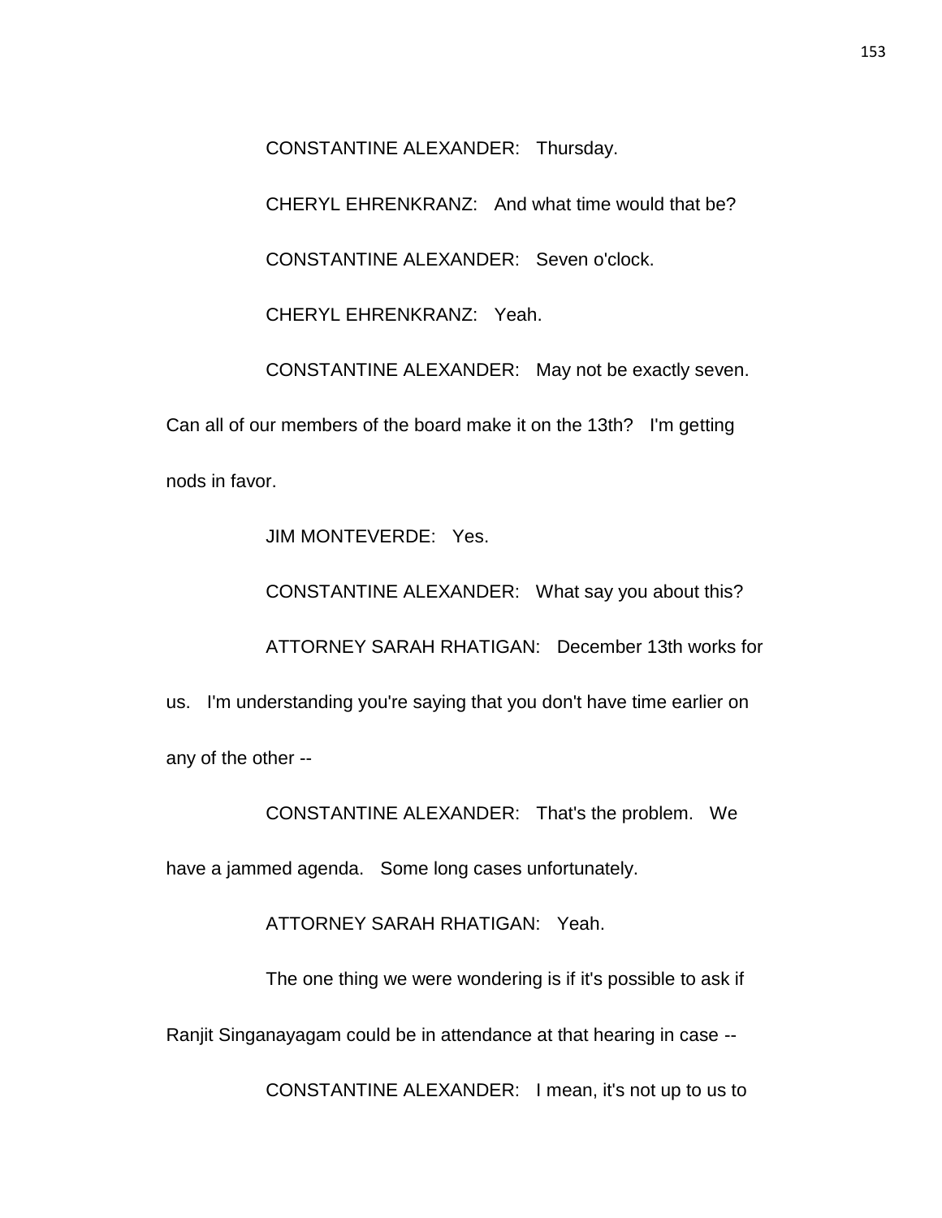CONSTANTINE ALEXANDER: Thursday.

CHERYL EHRENKRANZ: And what time would that be?

CONSTANTINE ALEXANDER: Seven o'clock.

CHERYL EHRENKRANZ: Yeah.

CONSTANTINE ALEXANDER: May not be exactly seven. Can all of our members of the board make it on the 13th? I'm getting nods in favor.

JIM MONTEVERDE: Yes.

CONSTANTINE ALEXANDER: What say you about this?

ATTORNEY SARAH RHATIGAN: December 13th works for us. I'm understanding you're saying that you don't have time earlier on any of the other --

CONSTANTINE ALEXANDER: That's the problem. We have a jammed agenda. Some long cases unfortunately.

ATTORNEY SARAH RHATIGAN: Yeah.

The one thing we were wondering is if it's possible to ask if Ranjit Singanayagam could be in attendance at that hearing in case --

CONSTANTINE ALEXANDER: I mean, it's not up to us to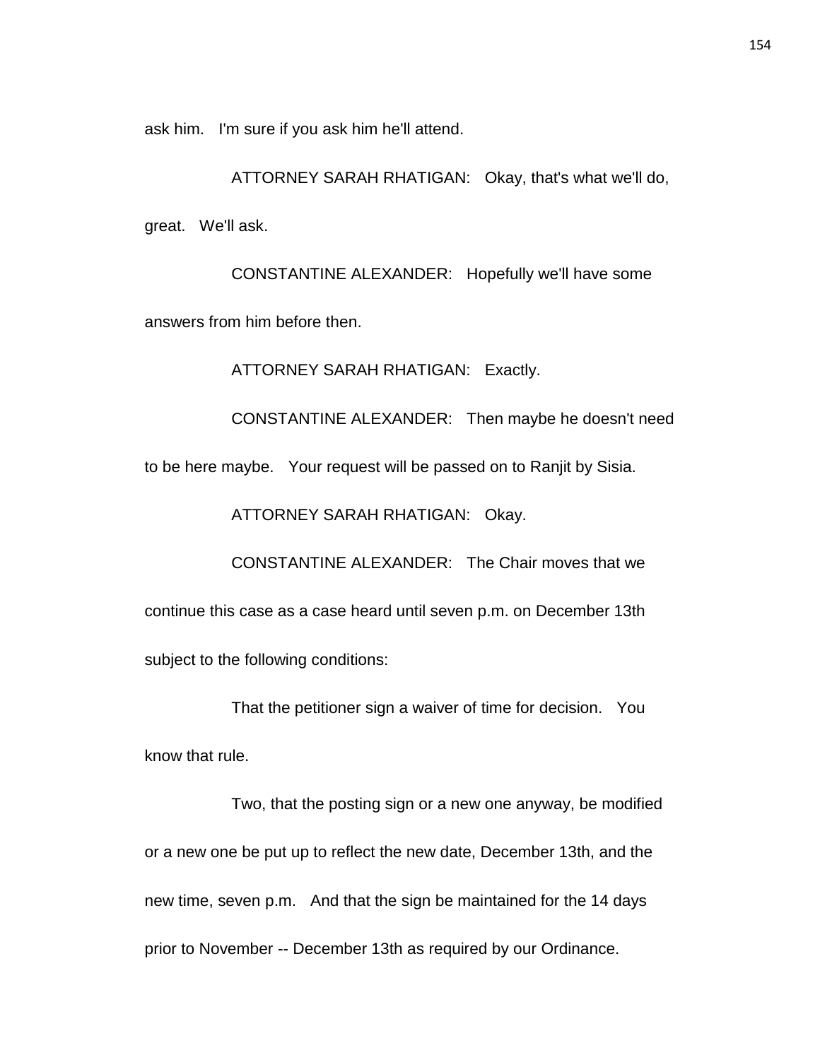ask him. I'm sure if you ask him he'll attend.

ATTORNEY SARAH RHATIGAN: Okay, that's what we'll do, great. We'll ask.

CONSTANTINE ALEXANDER: Hopefully we'll have some answers from him before then.

ATTORNEY SARAH RHATIGAN: Exactly.

CONSTANTINE ALEXANDER: Then maybe he doesn't need to be here maybe. Your request will be passed on to Ranjit by Sisia.

ATTORNEY SARAH RHATIGAN: Okay.

CONSTANTINE ALEXANDER: The Chair moves that we continue this case as a case heard until seven p.m. on December 13th subject to the following conditions:

That the petitioner sign a waiver of time for decision. You know that rule.

Two, that the posting sign or a new one anyway, be modified or a new one be put up to reflect the new date, December 13th, and the new time, seven p.m. And that the sign be maintained for the 14 days prior to November -- December 13th as required by our Ordinance.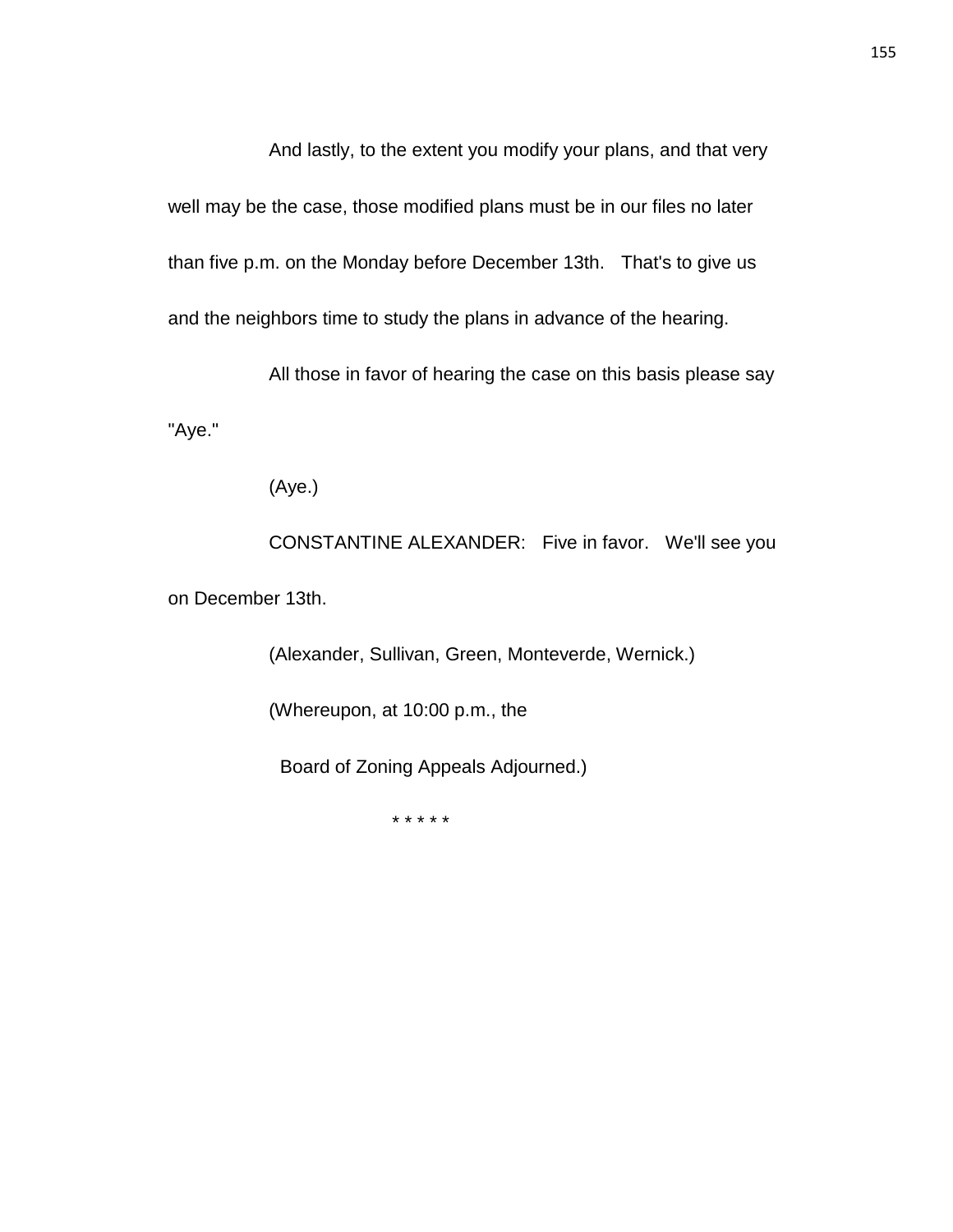And lastly, to the extent you modify your plans, and that very well may be the case, those modified plans must be in our files no later than five p.m. on the Monday before December 13th. That's to give us and the neighbors time to study the plans in advance of the hearing.

All those in favor of hearing the case on this basis please say "Aye."

(Aye.)

CONSTANTINE ALEXANDER: Five in favor. We'll see you on December 13th.

(Alexander, Sullivan, Green, Monteverde, Wernick.)

(Whereupon, at 10:00 p.m., the

Board of Zoning Appeals Adjourned.)

* * * * *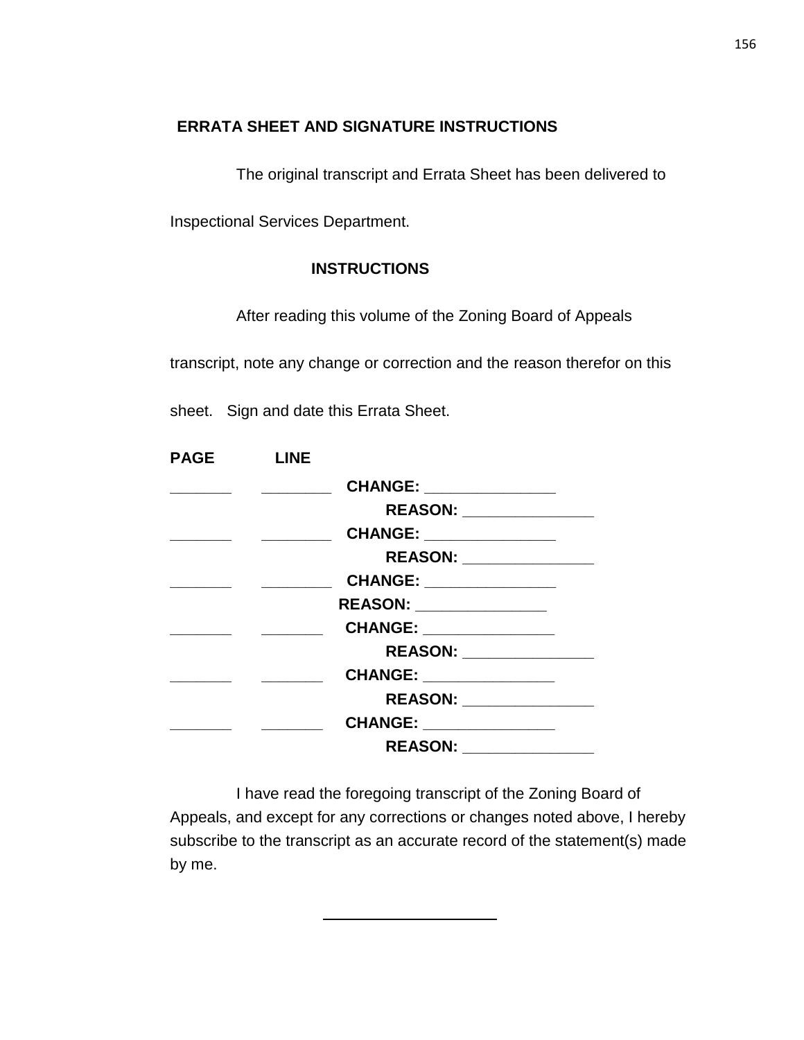**ERRATA SHEET AND SIGNATURE INSTRUCTIONS**

The original transcript and Errata Sheet has been delivered to Inspectional Services Department.

**INSTRUCTIONS**

After reading this volume of the Zoning Board of Appeals transcript, note any change or correction and the reason therefor on this sheet. Sign and date this Errata Sheet.

**PAGE** **LINE**

_______ ________ **CHANGE:** _______________

**REASON:** _______________

_______ ________ **CHANGE:** _______________

**REASON:** _______________

_______ ________ **CHANGE:** _______________

**REASON:** _______________

_______ _______ **CHANGE:** _______________

**REASON:** _______________

_______ _______ **CHANGE:** _______________

**REASON:** _______________

_______ _______ **CHANGE:** _______________

**REASON:** _______________

I have read the foregoing transcript of the Zoning Board of Appeals, and except for any corrections or changes noted above, I hereby subscribe to the transcript as an accurate record of the statement(s) made by me.

_____________________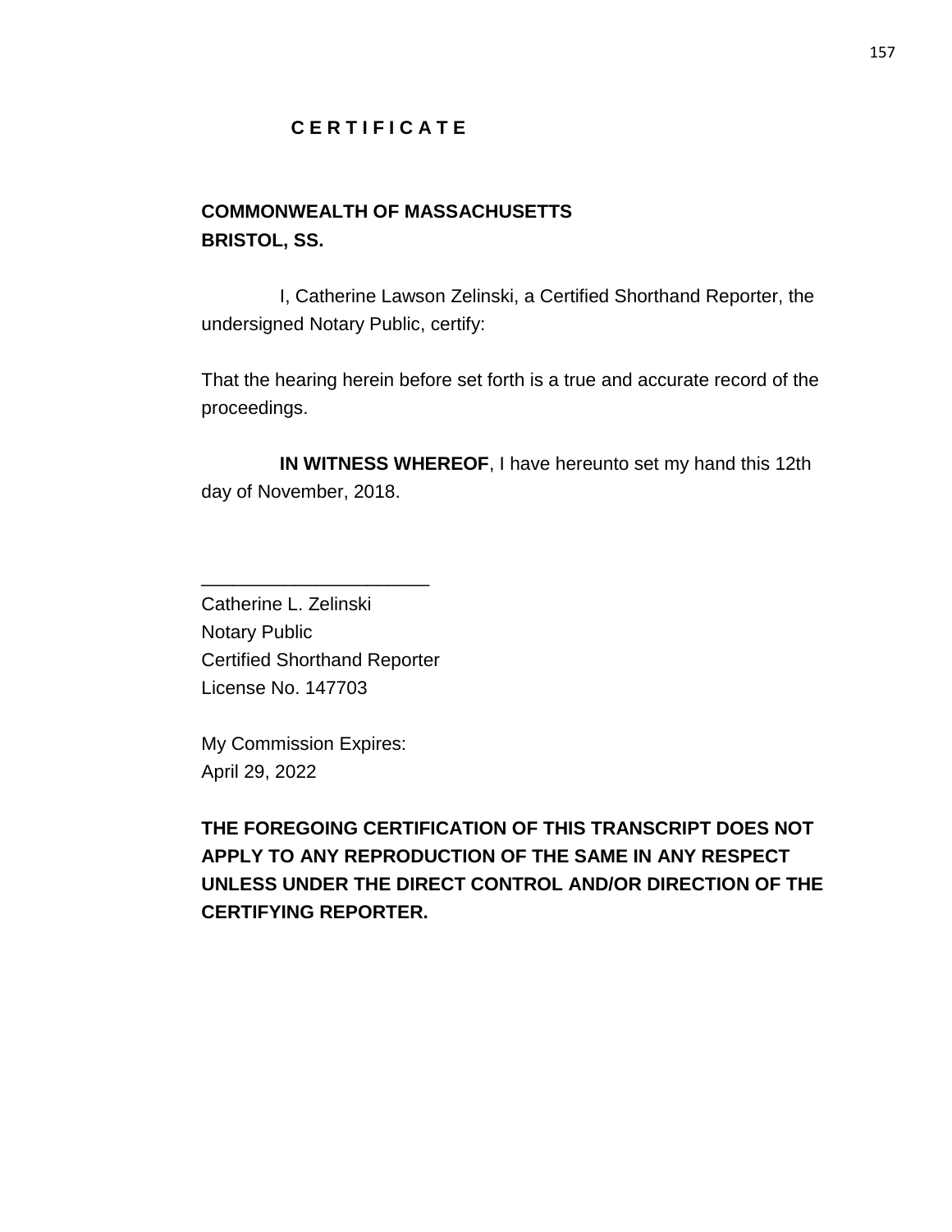# C E R T I F I C A T E

**COMMONWEALTH OF MASSACHUSETTS**
**BRISTOL, SS.**

I, Catherine Lawson Zelinski, a Certified Shorthand Reporter, the undersigned Notary Public, certify:

That the hearing herein before set forth is a true and accurate record of the proceedings.

**IN WITNESS WHEREOF**, I have hereunto set my hand this 12th day of November, 2018.

______________________
Catherine L. Zelinski
Notary Public
Certified Shorthand Reporter
License No. 147703

My Commission Expires:
April 29, 2022

**THE FOREGOING CERTIFICATION OF THIS TRANSCRIPT DOES NOT APPLY TO ANY REPRODUCTION OF THE SAME IN ANY RESPECT UNLESS UNDER THE DIRECT CONTROL AND/OR DIRECTION OF THE CERTIFYING REPORTER.**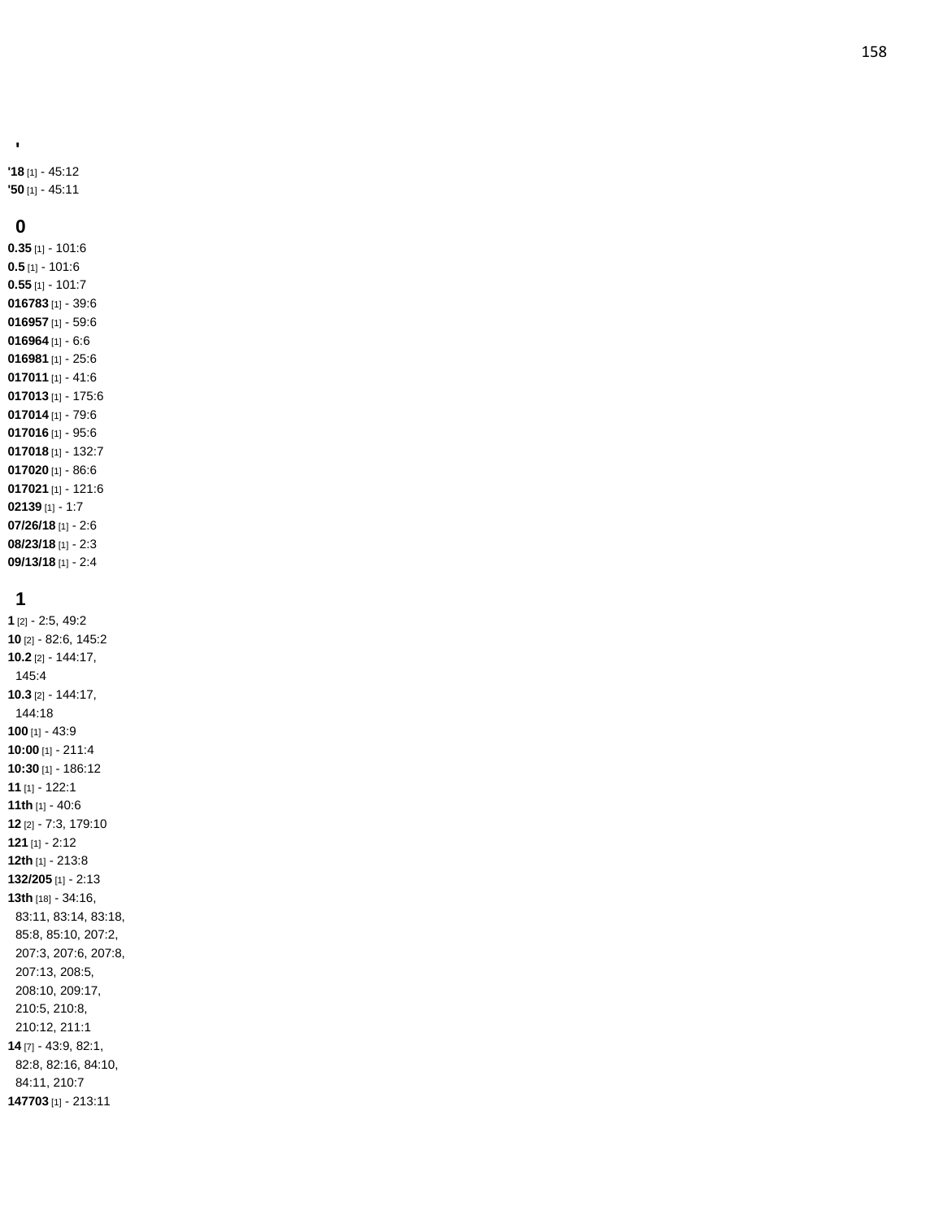## '

**'18** [1] - 45:12
**'50** [1] - 45:11

## 0

**0.35** [1] - 101:6
**0.5** [1] - 101:6
**0.55** [1] - 101:7
**016783** [1] - 39:6
**016957** [1] - 59:6
**016964** [1] - 6:6
**016981** [1] - 25:6
**017011** [1] - 41:6
**017013** [1] - 175:6
**017014** [1] - 79:6
**017016** [1] - 95:6
**017018** [1] - 132:7
**017020** [1] - 86:6
**017021** [1] - 121:6
**02139** [1] - 1:7
**07/26/18** [1] - 2:6
**08/23/18** [1] - 2:3
**09/13/18** [1] - 2:4

## 1

**1** [2] - 2:5, 49:2
**10** [2] - 82:6, 145:2
**10.2** [2] - 144:17, 145:4
**10.3** [2] - 144:17, 144:18
**100** [1] - 43:9
**10:00** [1] - 211:4
**10:30** [1] - 186:12
**11** [1] - 122:1
**11th** [1] - 40:6
**12** [2] - 7:3, 179:10
**121** [1] - 2:12
**12th** [1] - 213:8
**132/205** [1] - 2:13
**13th** [18] - 34:16, 83:11, 83:14, 83:18, 85:8, 85:10, 207:2, 207:3, 207:6, 207:8, 207:13, 208:5, 208:10, 209:17, 210:5, 210:8, 210:12, 211:1
**14** [7] - 43:9, 82:1, 82:8, 82:16, 84:10, 84:11, 210:7
**147703** [1] - 213:11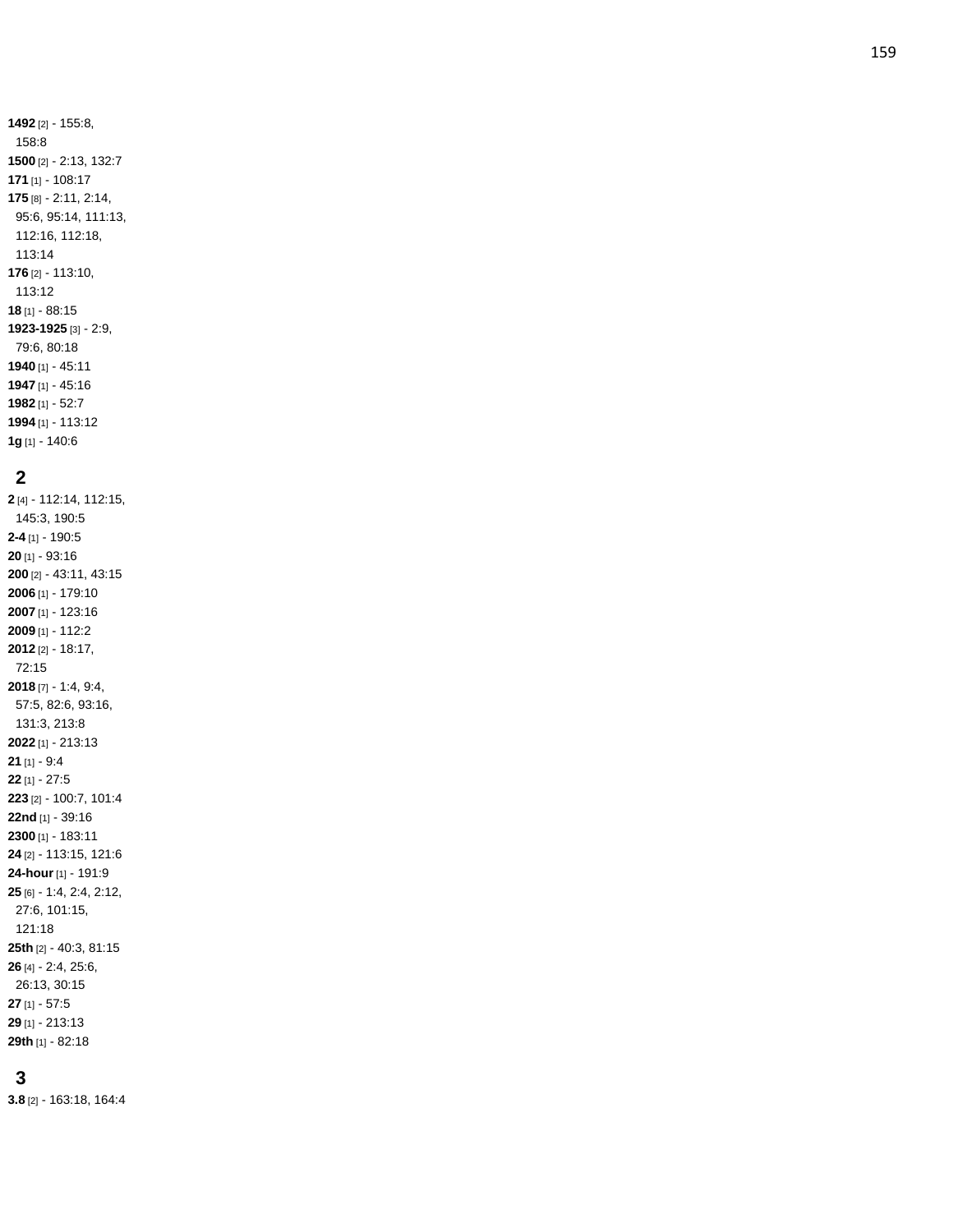**1492** [2] - 155:8, 158:8
**1500** [2] - 2:13, 132:7
**171** [1] - 108:17
**175** [8] - 2:11, 2:14, 95:6, 95:14, 111:13, 112:16, 112:18, 113:14
**176** [2] - 113:10, 113:12
**18** [1] - 88:15
**1923-1925** [3] - 2:9, 79:6, 80:18
**1940** [1] - 45:11
**1947** [1] - 45:16
**1982** [1] - 52:7
**1994** [1] - 113:12
**1g** [1] - 140:6

## 2

**2** [4] - 112:14, 112:15, 145:3, 190:5
**2-4** [1] - 190:5
**20** [1] - 93:16
**200** [2] - 43:11, 43:15
**2006** [1] - 179:10
**2007** [1] - 123:16
**2009** [1] - 112:2
**2012** [2] - 18:17, 72:15
**2018** [7] - 1:4, 9:4, 57:5, 82:6, 93:16, 131:3, 213:8
**2022** [1] - 213:13
**21** [1] - 9:4
**22** [1] - 27:5
**223** [2] - 100:7, 101:4
**22nd** [1] - 39:16
**2300** [1] - 183:11
**24** [2] - 113:15, 121:6
**24-hour** [1] - 191:9
**25** [6] - 1:4, 2:4, 2:12, 27:6, 101:15, 121:18
**25th** [2] - 40:3, 81:15
**26** [4] - 2:4, 25:6, 26:13, 30:15
**27** [1] - 57:5
**29** [1] - 213:13
**29th** [1] - 82:18

## 3

**3.8** [2] - 163:18, 164:4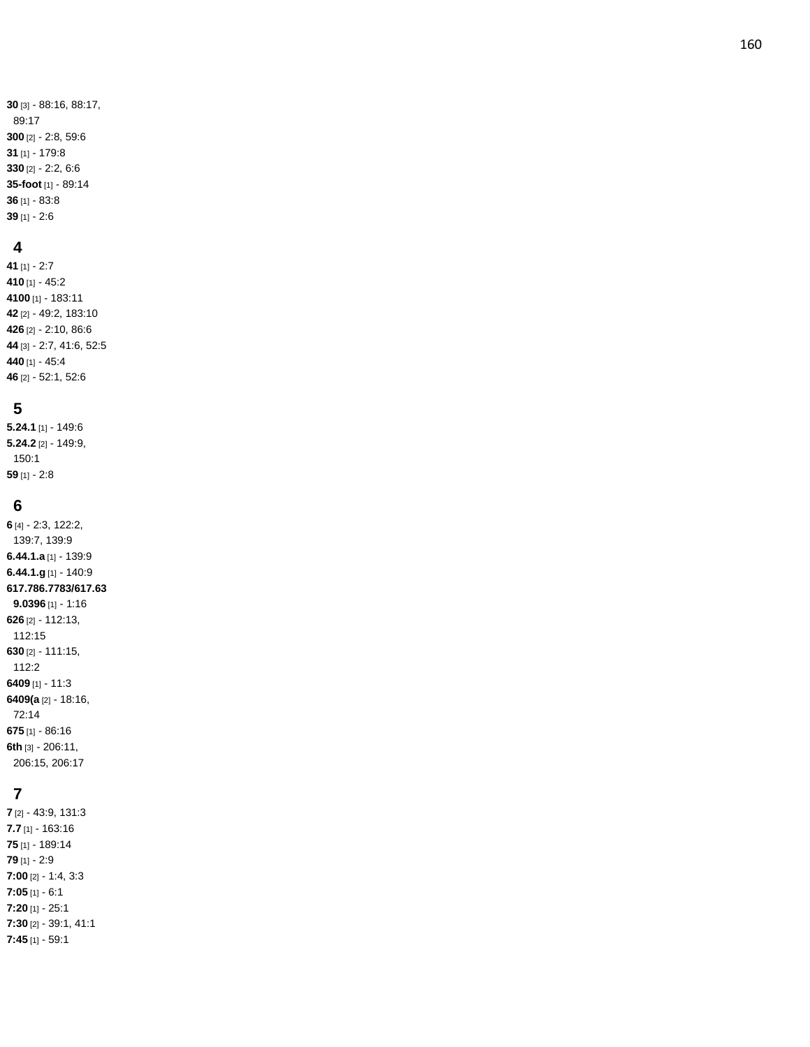**30** [3] - 88:16, 88:17, 89:17
**300** [2] - 2:8, 59:6
**31** [1] - 179:8
**330** [2] - 2:2, 6:6
**35-foot** [1] - 89:14
**36** [1] - 83:8
**39** [1] - 2:6

## 4

**41** [1] - 2:7
**410** [1] - 45:2
**4100** [1] - 183:11
**42** [2] - 49:2, 183:10
**426** [2] - 2:10, 86:6
**44** [3] - 2:7, 41:6, 52:5
**440** [1] - 45:4
**46** [2] - 52:1, 52:6

## 5

**5.24.1** [1] - 149:6
**5.24.2** [2] - 149:9, 150:1
**59** [1] - 2:8

## 6

**6** [4] - 2:3, 122:2, 139:7, 139:9
**6.44.1.a** [1] - 139:9
**6.44.1.g** [1] - 140:9
**617.786.7783/617.639.0396** [1] - 1:16
**626** [2] - 112:13, 112:15
**630** [2] - 111:15, 112:2
**6409** [1] - 11:3
**6409(a** [2] - 18:16, 72:14
**675** [1] - 86:16
**6th** [3] - 206:11, 206:15, 206:17

## 7

**7** [2] - 43:9, 131:3
**7.7** [1] - 163:16
**75** [1] - 189:14
**79** [1] - 2:9
**7:00** [2] - 1:4, 3:3
**7:05** [1] - 6:1
**7:20** [1] - 25:1
**7:30** [2] - 39:1, 41:1
**7:45** [1] - 59:1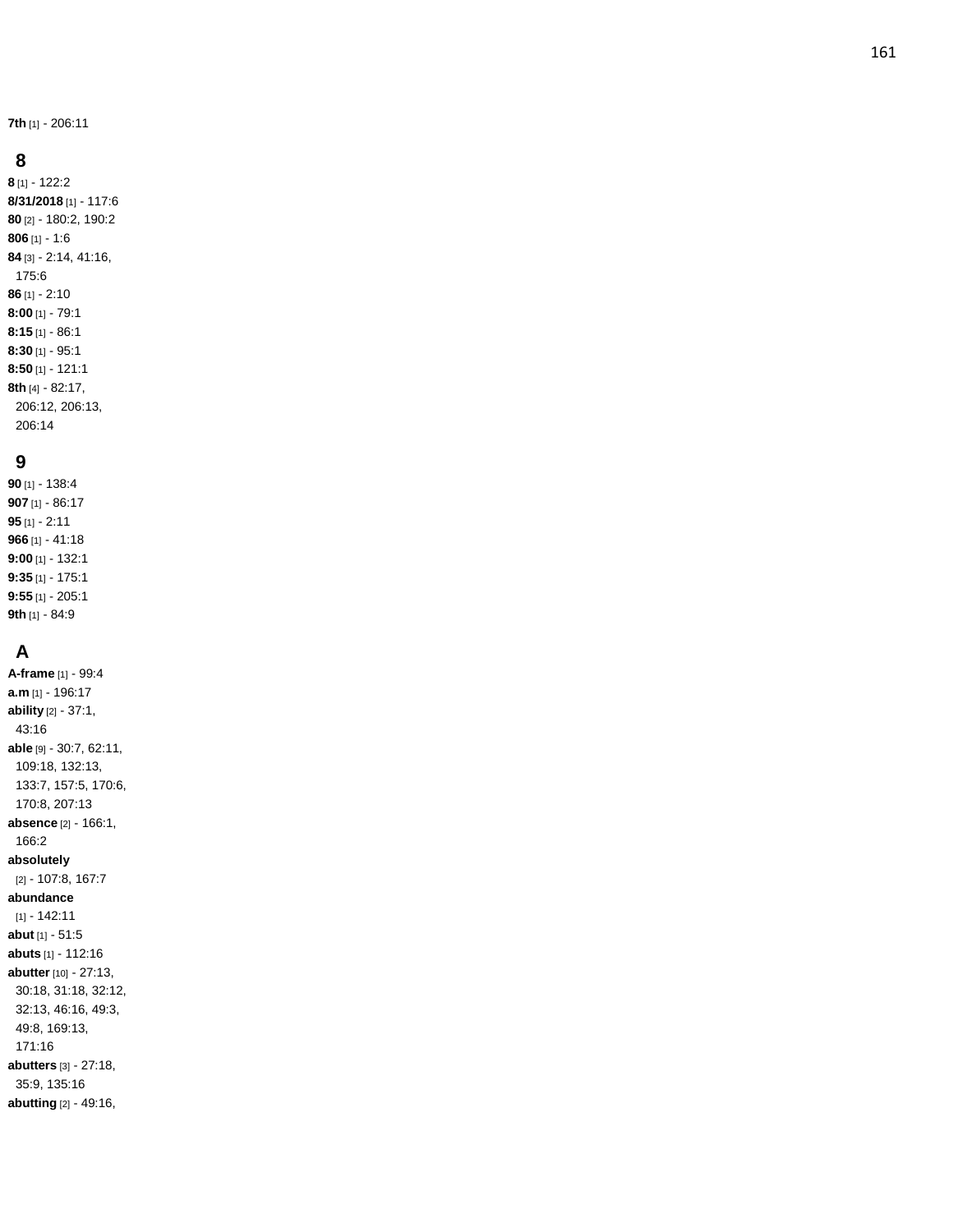**7th** [1] - 206:11

## 8

**8** [1] - 122:2
**8/31/2018** [1] - 117:6
**80** [2] - 180:2, 190:2
**806** [1] - 1:6
**84** [3] - 2:14, 41:16, 175:6
**86** [1] - 2:10
**8:00** [1] - 79:1
**8:15** [1] - 86:1
**8:30** [1] - 95:1
**8:50** [1] - 121:1
**8th** [4] - 82:17, 206:12, 206:13, 206:14

## 9

**90** [1] - 138:4
**907** [1] - 86:17
**95** [1] - 2:11
**966** [1] - 41:18
**9:00** [1] - 132:1
**9:35** [1] - 175:1
**9:55** [1] - 205:1
**9th** [1] - 84:9

## A

**A-frame** [1] - 99:4
**a.m** [1] - 196:17
**ability** [2] - 37:1, 43:16
**able** [9] - 30:7, 62:11, 109:18, 132:13, 133:7, 157:5, 170:6, 170:8, 207:13
**absence** [2] - 166:1, 166:2
**absolutely** [2] - 107:8, 167:7
**abundance** [1] - 142:11
**abut** [1] - 51:5
**abuts** [1] - 112:16
**abutter** [10] - 27:13, 30:18, 31:18, 32:12, 32:13, 46:16, 49:3, 49:8, 169:13, 171:16
**abutters** [3] - 27:18, 35:9, 135:16
**abutting** [2] - 49:16,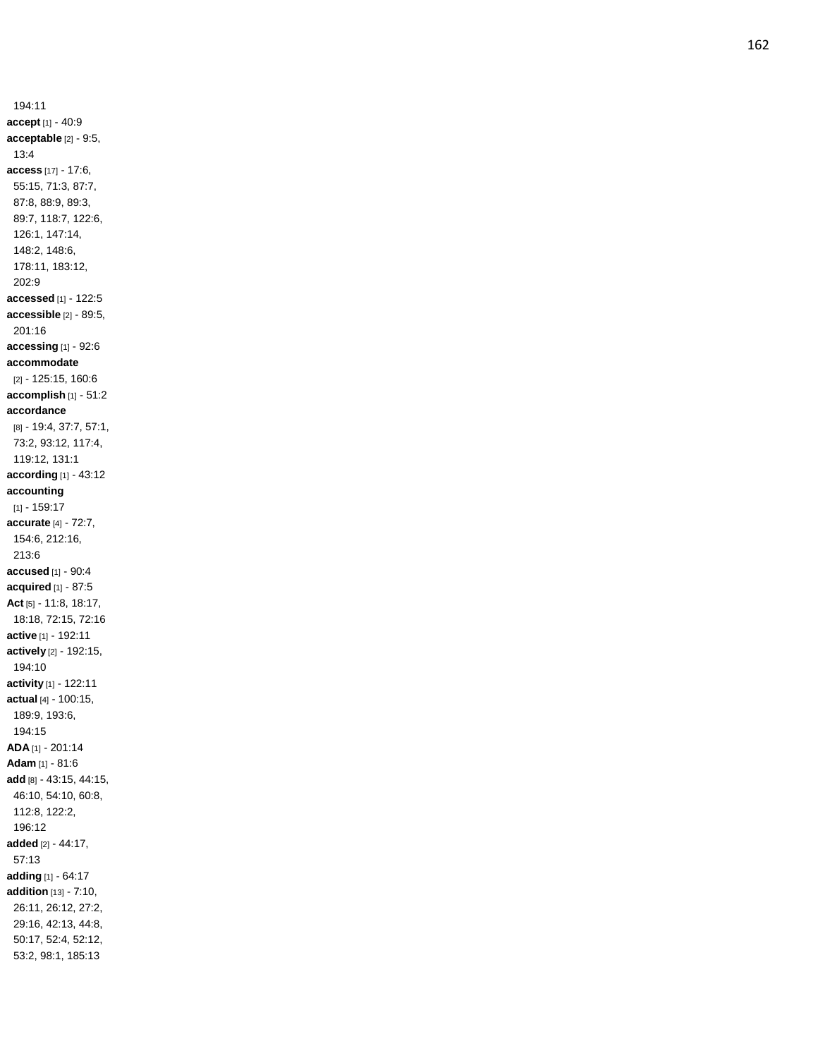194:11

**accept** [1] - 40:9

**acceptable** [2] - 9:5, 13:4

**access** [17] - 17:6, 55:15, 71:3, 87:7, 87:8, 88:9, 89:3, 89:7, 118:7, 122:6, 126:1, 147:14, 148:2, 148:6, 178:11, 183:12, 202:9

**accessed** [1] - 122:5

**accessible** [2] - 89:5, 201:16

**accessing** [1] - 92:6

**accommodate** [2] - 125:15, 160:6

**accomplish** [1] - 51:2

**accordance** [8] - 19:4, 37:7, 57:1, 73:2, 93:12, 117:4, 119:12, 131:1

**according** [1] - 43:12

**accounting** [1] - 159:17

**accurate** [4] - 72:7, 154:6, 212:16, 213:6

**accused** [1] - 90:4

**acquired** [1] - 87:5

**Act** [5] - 11:8, 18:17, 18:18, 72:15, 72:16

**active** [1] - 192:11

**actively** [2] - 192:15, 194:10

**activity** [1] - 122:11

**actual** [4] - 100:15, 189:9, 193:6, 194:15

**ADA** [1] - 201:14

**Adam** [1] - 81:6

**add** [8] - 43:15, 44:15, 46:10, 54:10, 60:8, 112:8, 122:2, 196:12

**added** [2] - 44:17, 57:13

**adding** [1] - 64:17

**addition** [13] - 7:10, 26:11, 26:12, 27:2, 29:16, 42:13, 44:8, 50:17, 52:4, 52:12, 53:2, 98:1, 185:13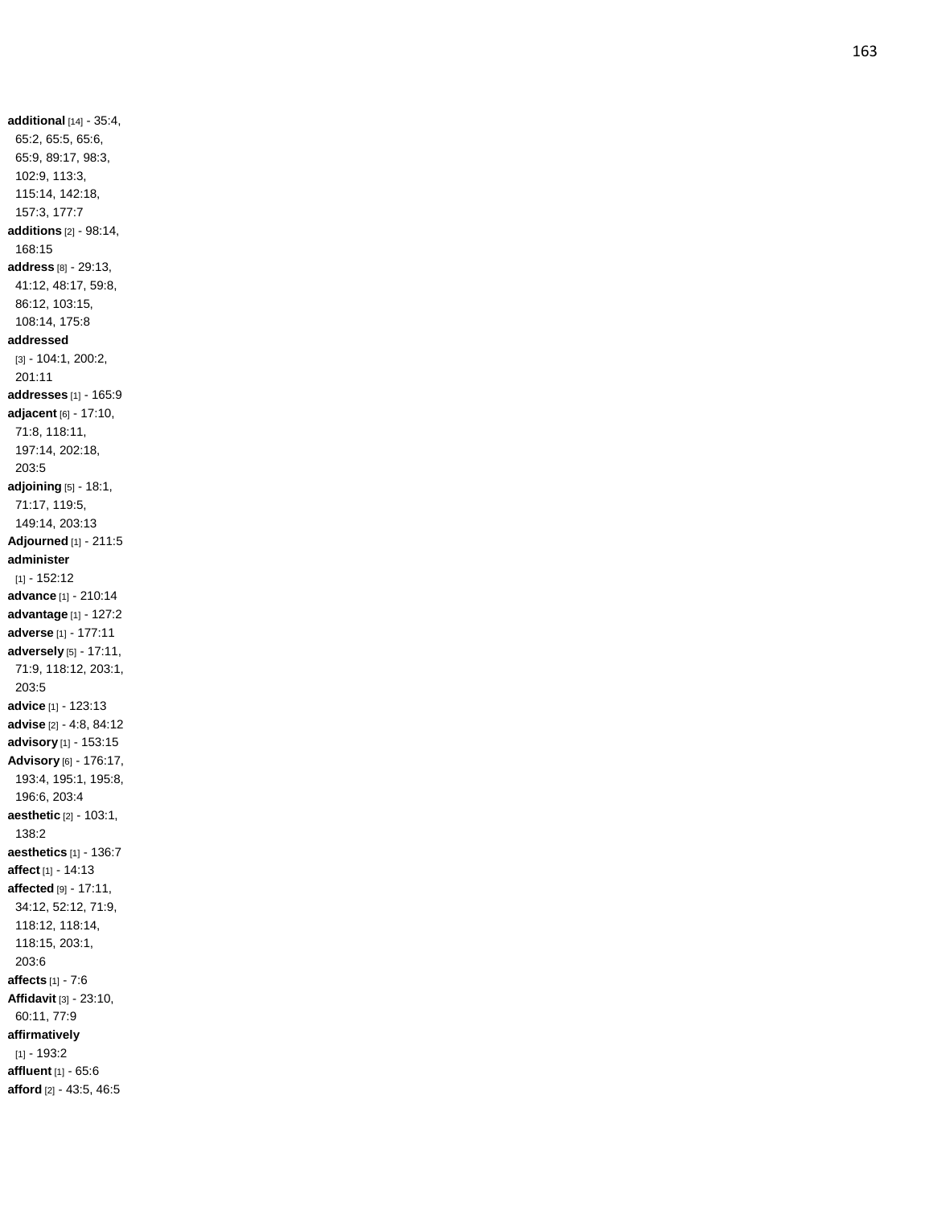**additional** [14] - 35:4, 65:2, 65:5, 65:6, 65:9, 89:17, 98:3, 102:9, 113:3, 115:14, 142:18, 157:3, 177:7

**additions** [2] - 98:14, 168:15

**address** [8] - 29:13, 41:12, 48:17, 59:8, 86:12, 103:15, 108:14, 175:8

**addressed** [3] - 104:1, 200:2, 201:11

**addresses** [1] - 165:9

**adjacent** [6] - 17:10, 71:8, 118:11, 197:14, 202:18, 203:5

**adjoining** [5] - 18:1, 71:17, 119:5, 149:14, 203:13

**Adjourned** [1] - 211:5

**administer** [1] - 152:12

**advance** [1] - 210:14

**advantage** [1] - 127:2

**adverse** [1] - 177:11

**adversely** [5] - 17:11, 71:9, 118:12, 203:1, 203:5

**advice** [1] - 123:13

**advise** [2] - 4:8, 84:12

**advisory** [1] - 153:15

**Advisory** [6] - 176:17, 193:4, 195:1, 195:8, 196:6, 203:4

**aesthetic** [2] - 103:1, 138:2

**aesthetics** [1] - 136:7

**affect** [1] - 14:13

**affected** [9] - 17:11, 34:12, 52:12, 71:9, 118:12, 118:14, 118:15, 203:1, 203:6

**affects** [1] - 7:6

**Affidavit** [3] - 23:10, 60:11, 77:9

**affirmatively** [1] - 193:2

**affluent** [1] - 65:6

**afford** [2] - 43:5, 46:5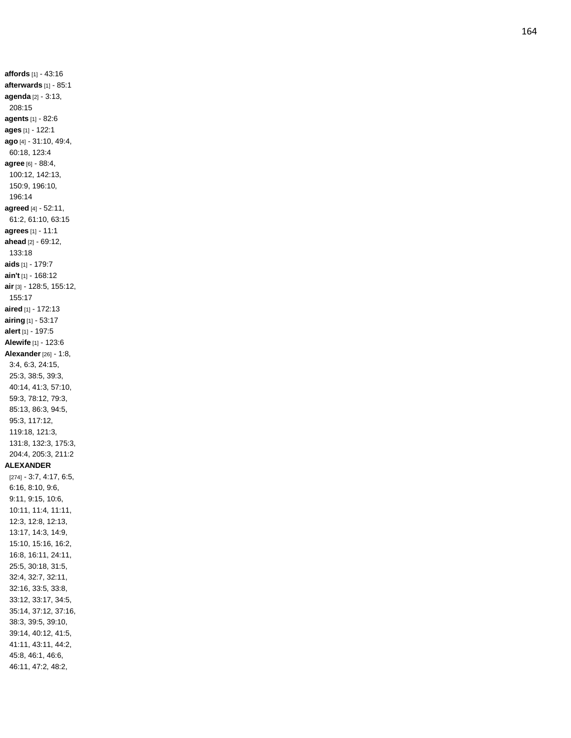**affords** [1] - 43:16
**afterwards** [1] - 85:1
**agenda** [2] - 3:13, 208:15
**agents** [1] - 82:6
**ages** [1] - 122:1
**ago** [4] - 31:10, 49:4, 60:18, 123:4
**agree** [6] - 88:4, 100:12, 142:13, 150:9, 196:10, 196:14
**agreed** [4] - 52:11, 61:2, 61:10, 63:15
**agrees** [1] - 11:1
**ahead** [2] - 69:12, 133:18
**aids** [1] - 179:7
**ain't** [1] - 168:12
**air** [3] - 128:5, 155:12, 155:17
**aired** [1] - 172:13
**airing** [1] - 53:17
**alert** [1] - 197:5
**Alewife** [1] - 123:6
**Alexander** [26] - 1:8, 3:4, 6:3, 24:15, 25:3, 38:5, 39:3, 40:14, 41:3, 57:10, 59:3, 78:12, 79:3, 85:13, 86:3, 94:5, 95:3, 117:12, 119:18, 121:3, 131:8, 132:3, 175:3, 204:4, 205:3, 211:2
**ALEXANDER** [274] - 3:7, 4:17, 6:5, 6:16, 8:10, 9:6, 9:11, 9:15, 10:6, 10:11, 11:4, 11:11, 12:3, 12:8, 12:13, 13:17, 14:3, 14:9, 15:10, 15:16, 16:2, 16:8, 16:11, 24:11, 25:5, 30:18, 31:5, 32:4, 32:7, 32:11, 32:16, 33:5, 33:8, 33:12, 33:17, 34:5, 35:14, 37:12, 37:16, 38:3, 39:5, 39:10, 39:14, 40:12, 41:5, 41:11, 43:11, 44:2, 45:8, 46:1, 46:6, 46:11, 47:2, 48:2,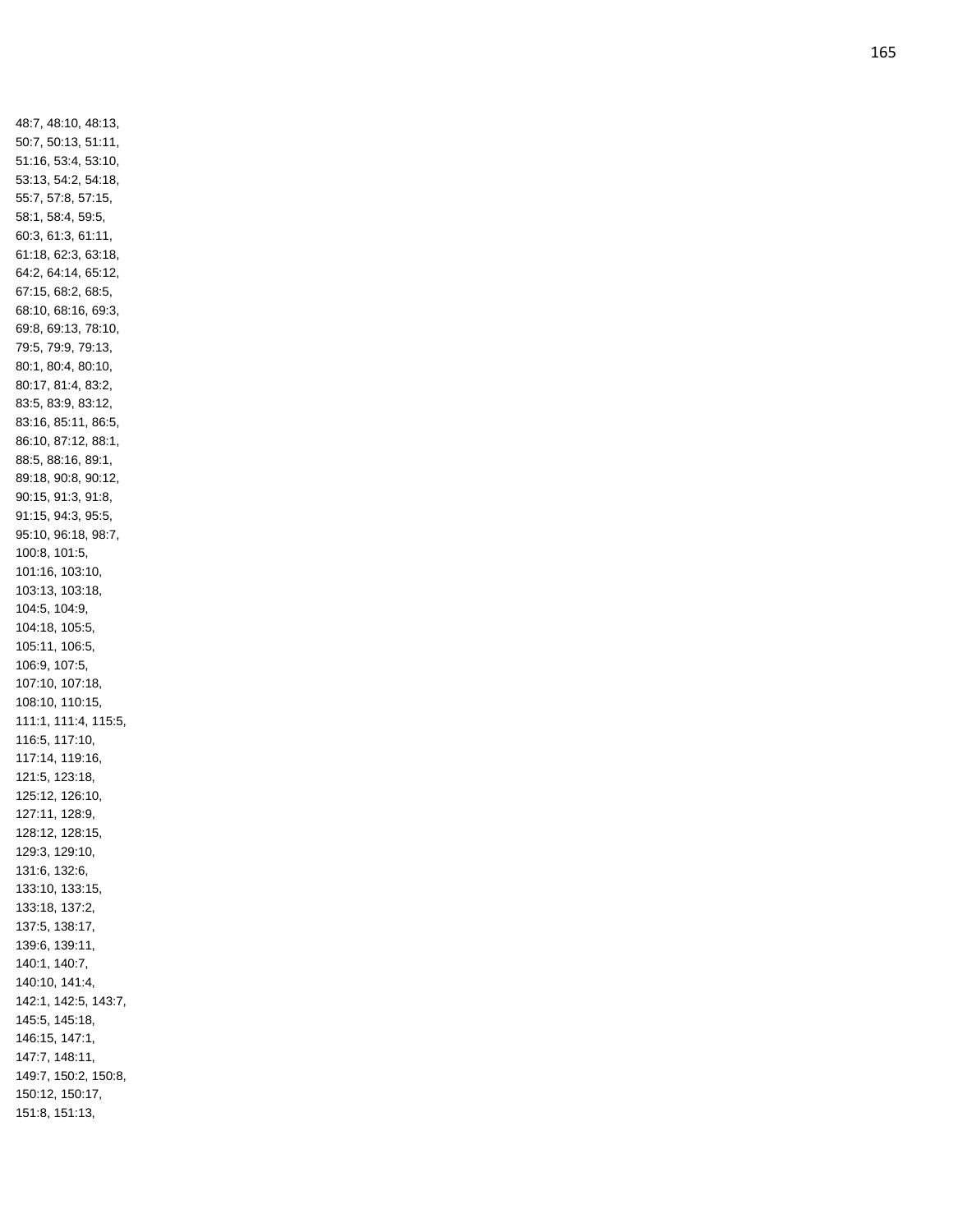48:7, 48:10, 48:13,
50:7, 50:13, 51:11,
51:16, 53:4, 53:10,
53:13, 54:2, 54:18,
55:7, 57:8, 57:15,
58:1, 58:4, 59:5,
60:3, 61:3, 61:11,
61:18, 62:3, 63:18,
64:2, 64:14, 65:12,
67:15, 68:2, 68:5,
68:10, 68:16, 69:3,
69:8, 69:13, 78:10,
79:5, 79:9, 79:13,
80:1, 80:4, 80:10,
80:17, 81:4, 83:2,
83:5, 83:9, 83:12,
83:16, 85:11, 86:5,
86:10, 87:12, 88:1,
88:5, 88:16, 89:1,
89:18, 90:8, 90:12,
90:15, 91:3, 91:8,
91:15, 94:3, 95:5,
95:10, 96:18, 98:7,
100:8, 101:5,
101:16, 103:10,
103:13, 103:18,
104:5, 104:9,
104:18, 105:5,
105:11, 106:5,
106:9, 107:5,
107:10, 107:18,
108:10, 110:15,
111:1, 111:4, 115:5,
116:5, 117:10,
117:14, 119:16,
121:5, 123:18,
125:12, 126:10,
127:11, 128:9,
128:12, 128:15,
129:3, 129:10,
131:6, 132:6,
133:10, 133:15,
133:18, 137:2,
137:5, 138:17,
139:6, 139:11,
140:1, 140:7,
140:10, 141:4,
142:1, 142:5, 143:7,
145:5, 145:18,
146:15, 147:1,
147:7, 148:11,
149:7, 150:2, 150:8,
150:12, 150:17,
151:8, 151:13,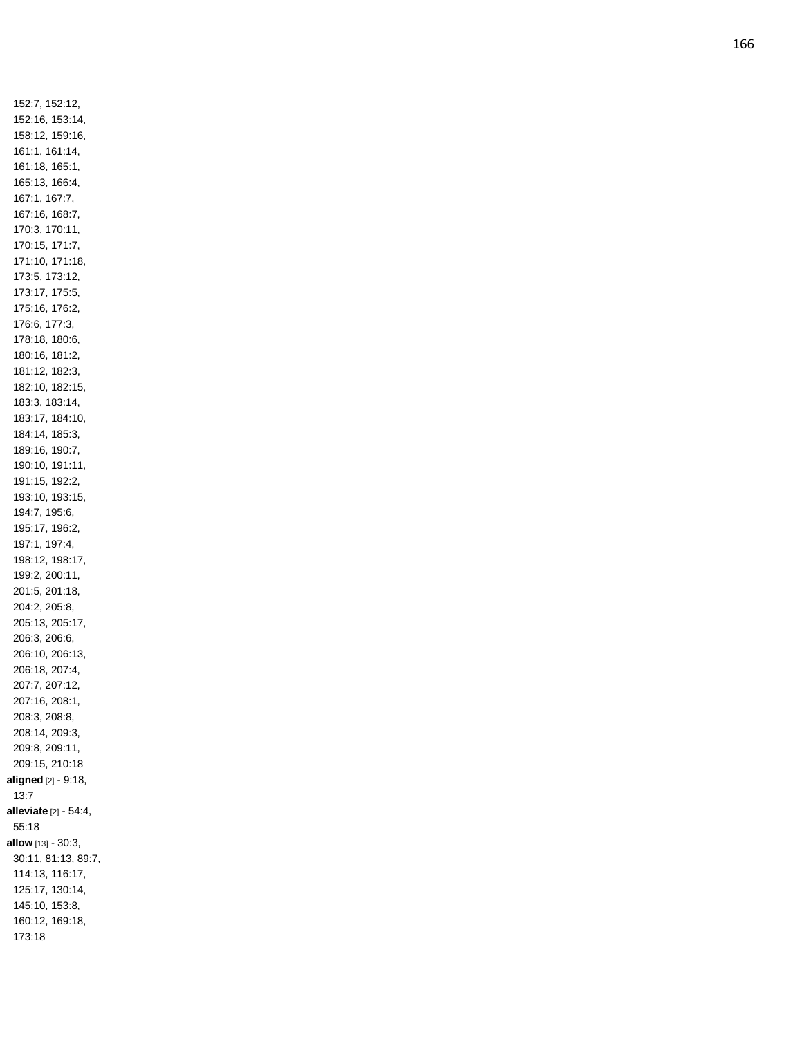152:7, 152:12, 152:16, 153:14, 158:12, 159:16, 161:1, 161:14, 161:18, 165:1, 165:13, 166:4, 167:1, 167:7, 167:16, 168:7, 170:3, 170:11, 170:15, 171:7, 171:10, 171:18, 173:5, 173:12, 173:17, 175:5, 175:16, 176:2, 176:6, 177:3, 178:18, 180:6, 180:16, 181:2, 181:12, 182:3, 182:10, 182:15, 183:3, 183:14, 183:17, 184:10, 184:14, 185:3, 189:16, 190:7, 190:10, 191:11, 191:15, 192:2, 193:10, 193:15, 194:7, 195:6, 195:17, 196:2, 197:1, 197:4, 198:12, 198:17, 199:2, 200:11, 201:5, 201:18, 204:2, 205:8, 205:13, 205:17, 206:3, 206:6, 206:10, 206:13, 206:18, 207:4, 207:7, 207:12, 207:16, 208:1, 208:3, 208:8, 208:14, 209:3, 209:8, 209:11, 209:15, 210:18

**aligned** [2] - 9:18, 13:7

**alleviate** [2] - 54:4, 55:18

**allow** [13] - 30:3, 30:11, 81:13, 89:7, 114:13, 116:17, 125:17, 130:14, 145:10, 153:8, 160:12, 169:18, 173:18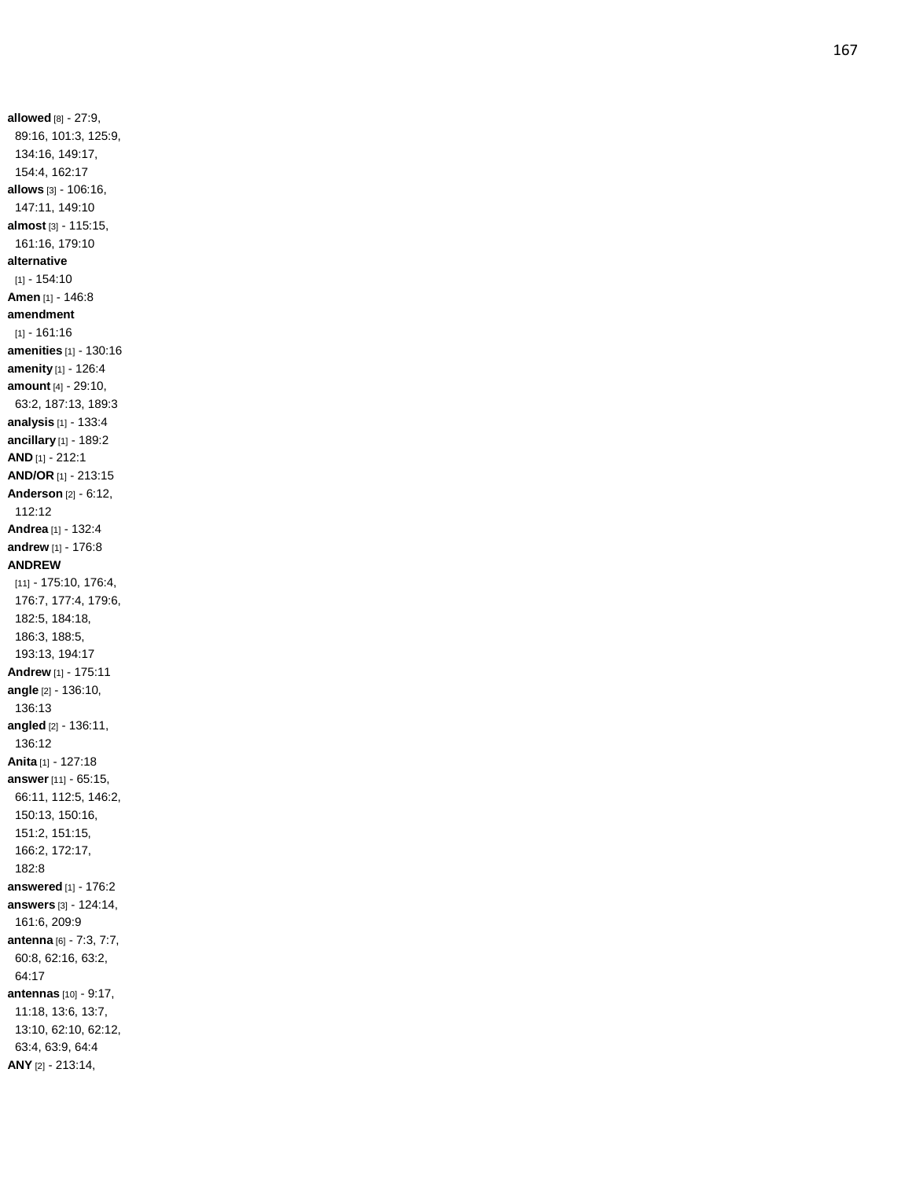**allowed** [8] - 27:9, 89:16, 101:3, 125:9, 134:16, 149:17, 154:4, 162:17
**allows** [3] - 106:16, 147:11, 149:10
**almost** [3] - 115:15, 161:16, 179:10
**alternative** [1] - 154:10
**Amen** [1] - 146:8
**amendment** [1] - 161:16
**amenities** [1] - 130:16
**amenity** [1] - 126:4
**amount** [4] - 29:10, 63:2, 187:13, 189:3
**analysis** [1] - 133:4
**ancillary** [1] - 189:2
**AND** [1] - 212:1
**AND/OR** [1] - 213:15
**Anderson** [2] - 6:12, 112:12
**Andrea** [1] - 132:4
**andrew** [1] - 176:8
**ANDREW** [11] - 175:10, 176:4, 176:7, 177:4, 179:6, 182:5, 184:18, 186:3, 188:5, 193:13, 194:17
**Andrew** [1] - 175:11
**angle** [2] - 136:10, 136:13
**angled** [2] - 136:11, 136:12
**Anita** [1] - 127:18
**answer** [11] - 65:15, 66:11, 112:5, 146:2, 150:13, 150:16, 151:2, 151:15, 166:2, 172:17, 182:8
**answered** [1] - 176:2
**answers** [3] - 124:14, 161:6, 209:9
**antenna** [6] - 7:3, 7:7, 60:8, 62:16, 63:2, 64:17
**antennas** [10] - 9:17, 11:18, 13:6, 13:7, 13:10, 62:10, 62:12, 63:4, 63:9, 64:4
**ANY** [2] - 213:14,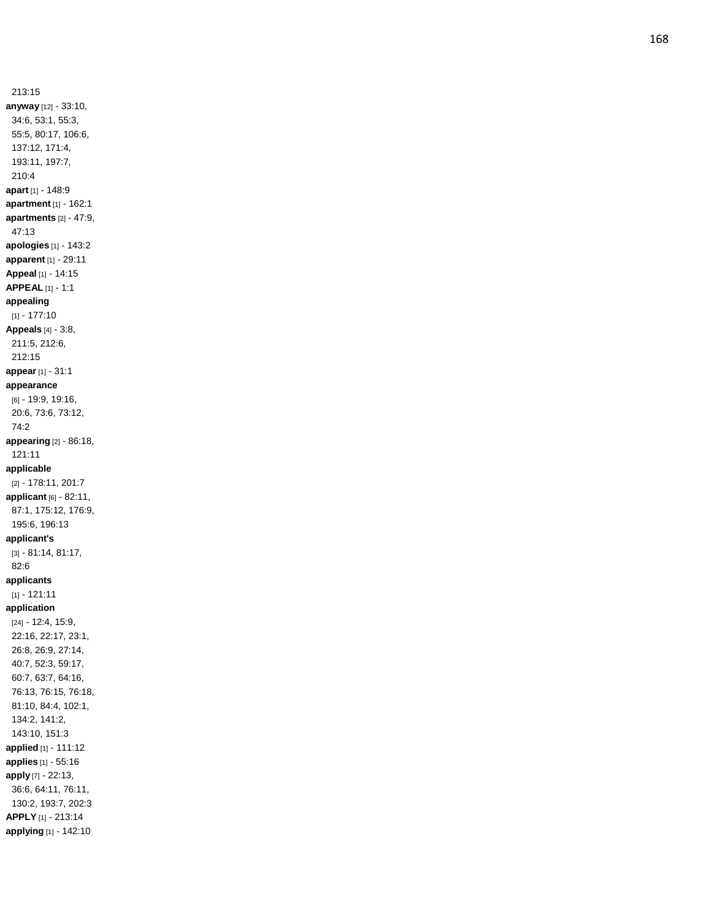213:15

**anyway** [12] - 33:10, 34:6, 53:1, 55:3, 55:5, 80:17, 106:6, 137:12, 171:4, 193:11, 197:7, 210:4

**apart** [1] - 148:9

**apartment** [1] - 162:1

**apartments** [2] - 47:9, 47:13

**apologies** [1] - 143:2

**apparent** [1] - 29:11

**Appeal** [1] - 14:15

**APPEAL** [1] - 1:1

**appealing** [1] - 177:10

**Appeals** [4] - 3:8, 211:5, 212:6, 212:15

**appear** [1] - 31:1

**appearance** [6] - 19:9, 19:16, 20:6, 73:6, 73:12, 74:2

**appearing** [2] - 86:18, 121:11

**applicable** [2] - 178:11, 201:7

**applicant** [6] - 82:11, 87:1, 175:12, 176:9, 195:6, 196:13

**applicant's** [3] - 81:14, 81:17, 82:6

**applicants** [1] - 121:11

**application** [24] - 12:4, 15:9, 22:16, 22:17, 23:1, 26:8, 26:9, 27:14, 40:7, 52:3, 59:17, 60:7, 63:7, 64:16, 76:13, 76:15, 76:18, 81:10, 84:4, 102:1, 134:2, 141:2, 143:10, 151:3

**applied** [1] - 111:12

**applies** [1] - 55:16

**apply** [7] - 22:13, 36:6, 64:11, 76:11, 130:2, 193:7, 202:3

**APPLY** [1] - 213:14

**applying** [1] - 142:10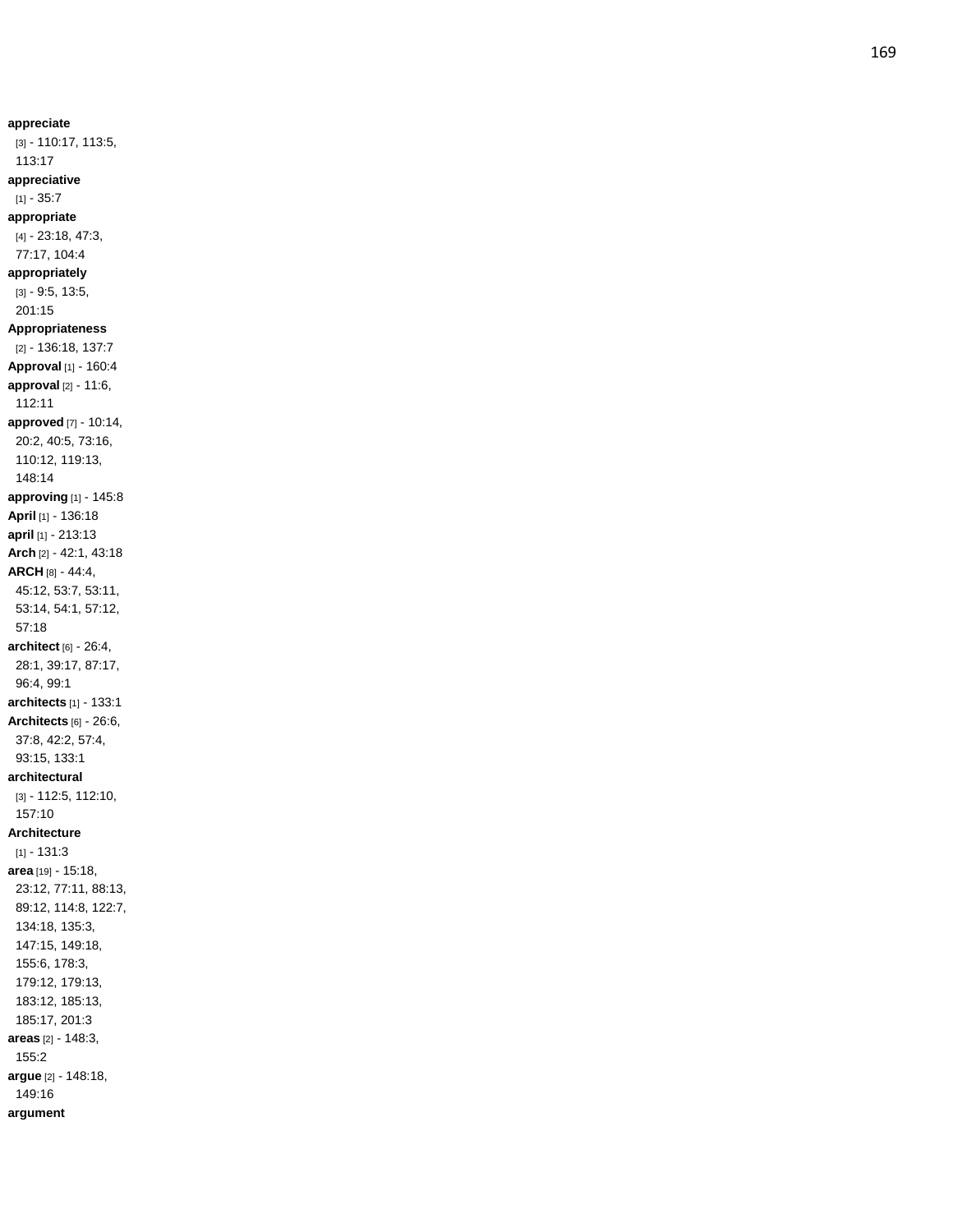**appreciate** [3] - 110:17, 113:5, 113:17
**appreciative** [1] - 35:7
**appropriate** [4] - 23:18, 47:3, 77:17, 104:4
**appropriately** [3] - 9:5, 13:5, 201:15
**Appropriateness** [2] - 136:18, 137:7
**Approval** [1] - 160:4
**approval** [2] - 11:6, 112:11
**approved** [7] - 10:14, 20:2, 40:5, 73:16, 110:12, 119:13, 148:14
**approving** [1] - 145:8
**April** [1] - 136:18
**april** [1] - 213:13
**Arch** [2] - 42:1, 43:18
**ARCH** [8] - 44:4, 45:12, 53:7, 53:11, 53:14, 54:1, 57:12, 57:18
**architect** [6] - 26:4, 28:1, 39:17, 87:17, 96:4, 99:1
**architects** [1] - 133:1
**Architects** [6] - 26:6, 37:8, 42:2, 57:4, 93:15, 133:1
**architectural** [3] - 112:5, 112:10, 157:10
**Architecture** [1] - 131:3
**area** [19] - 15:18, 23:12, 77:11, 88:13, 89:12, 114:8, 122:7, 134:18, 135:3, 147:15, 149:18, 155:6, 178:3, 179:12, 179:13, 183:12, 185:13, 185:17, 201:3
**areas** [2] - 148:3, 155:2
**argue** [2] - 148:18, 149:16
**argument**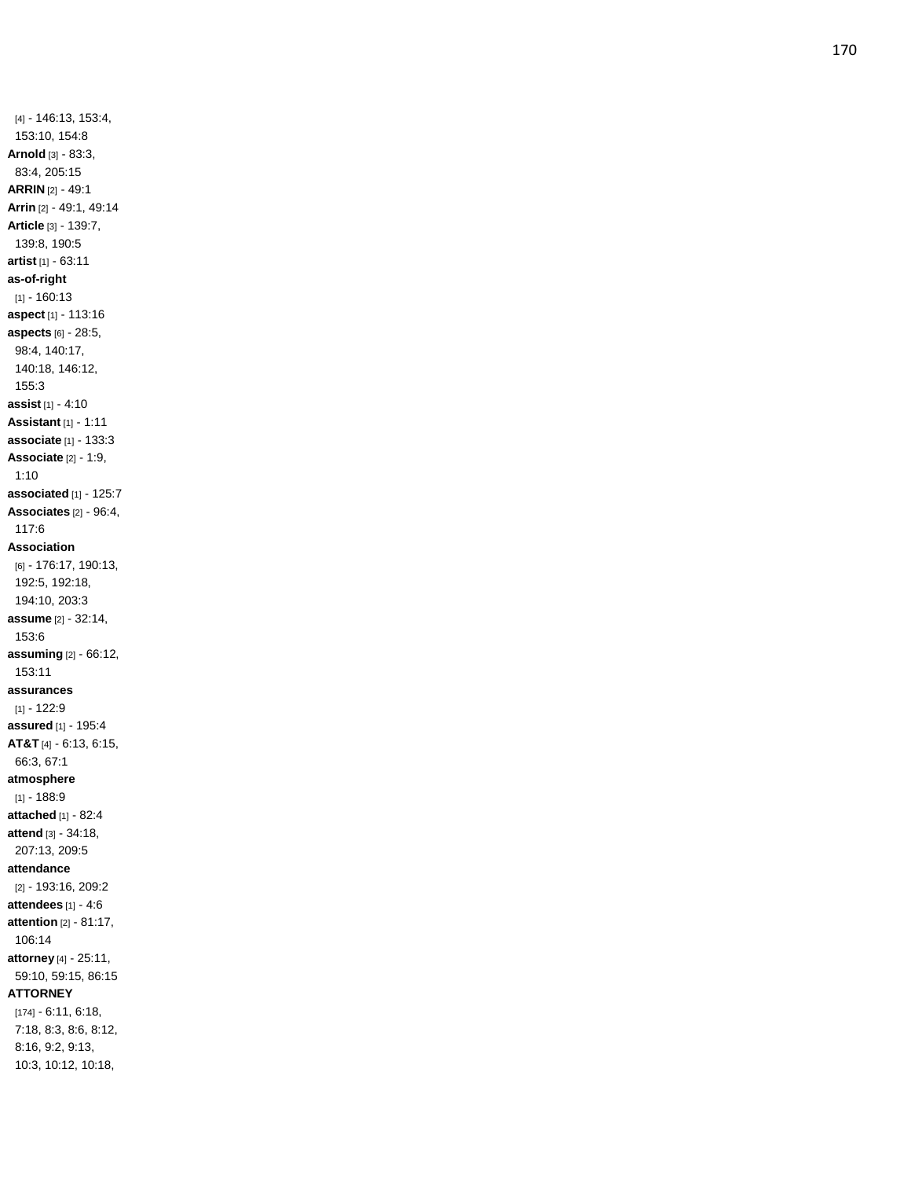[4] - 146:13, 153:4, 153:10, 154:8

**Arnold** [3] - 83:3, 83:4, 205:15

**ARRIN** [2] - 49:1

**Arrin** [2] - 49:1, 49:14

**Article** [3] - 139:7, 139:8, 190:5

**artist** [1] - 63:11

**as-of-right** [1] - 160:13

**aspect** [1] - 113:16

**aspects** [6] - 28:5, 98:4, 140:17, 140:18, 146:12, 155:3

**assist** [1] - 4:10

**Assistant** [1] - 1:11

**associate** [1] - 133:3

**Associate** [2] - 1:9, 1:10

**associated** [1] - 125:7

**Associates** [2] - 96:4, 117:6

**Association** [6] - 176:17, 190:13, 192:5, 192:18, 194:10, 203:3

**assume** [2] - 32:14, 153:6

**assuming** [2] - 66:12, 153:11

**assurances** [1] - 122:9

**assured** [1] - 195:4

**AT&T** [4] - 6:13, 6:15, 66:3, 67:1

**atmosphere** [1] - 188:9

**attached** [1] - 82:4

**attend** [3] - 34:18, 207:13, 209:5

**attendance** [2] - 193:16, 209:2

**attendees** [1] - 4:6

**attention** [2] - 81:17, 106:14

**attorney** [4] - 25:11, 59:10, 59:15, 86:15

**ATTORNEY** [174] - 6:11, 6:18, 7:18, 8:3, 8:6, 8:12, 8:16, 9:2, 9:13, 10:3, 10:12, 10:18,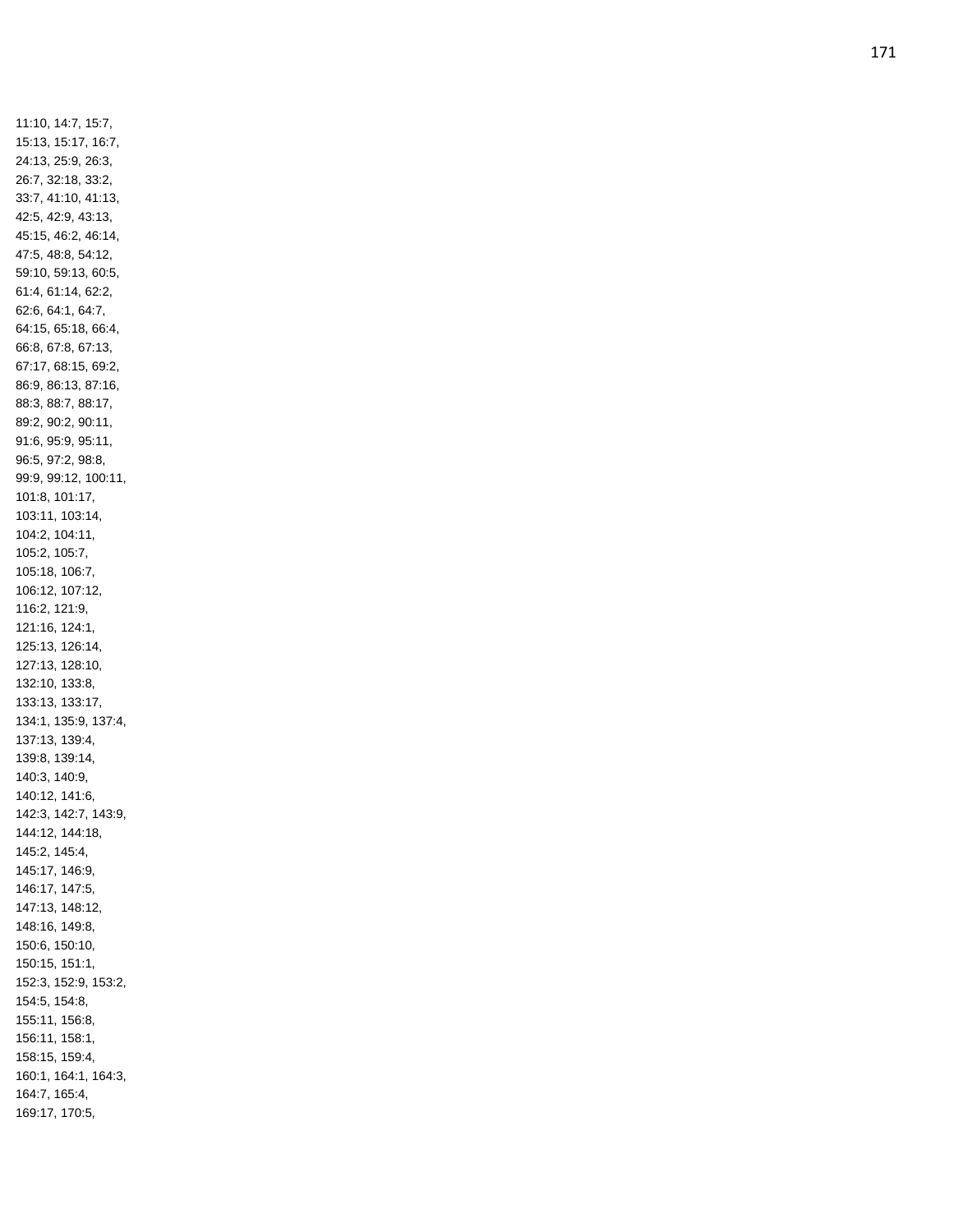11:10, 14:7, 15:7,
15:13, 15:17, 16:7,
24:13, 25:9, 26:3,
26:7, 32:18, 33:2,
33:7, 41:10, 41:13,
42:5, 42:9, 43:13,
45:15, 46:2, 46:14,
47:5, 48:8, 54:12,
59:10, 59:13, 60:5,
61:4, 61:14, 62:2,
62:6, 64:1, 64:7,
64:15, 65:18, 66:4,
66:8, 67:8, 67:13,
67:17, 68:15, 69:2,
86:9, 86:13, 87:16,
88:3, 88:7, 88:17,
89:2, 90:2, 90:11,
91:6, 95:9, 95:11,
96:5, 97:2, 98:8,
99:9, 99:12, 100:11,
101:8, 101:17,
103:11, 103:14,
104:2, 104:11,
105:2, 105:7,
105:18, 106:7,
106:12, 107:12,
116:2, 121:9,
121:16, 124:1,
125:13, 126:14,
127:13, 128:10,
132:10, 133:8,
133:13, 133:17,
134:1, 135:9, 137:4,
137:13, 139:4,
139:8, 139:14,
140:3, 140:9,
140:12, 141:6,
142:3, 142:7, 143:9,
144:12, 144:18,
145:2, 145:4,
145:17, 146:9,
146:17, 147:5,
147:13, 148:12,
148:16, 149:8,
150:6, 150:10,
150:15, 151:1,
152:3, 152:9, 153:2,
154:5, 154:8,
155:11, 156:8,
156:11, 158:1,
158:15, 159:4,
160:1, 164:1, 164:3,
164:7, 165:4,
169:17, 170:5,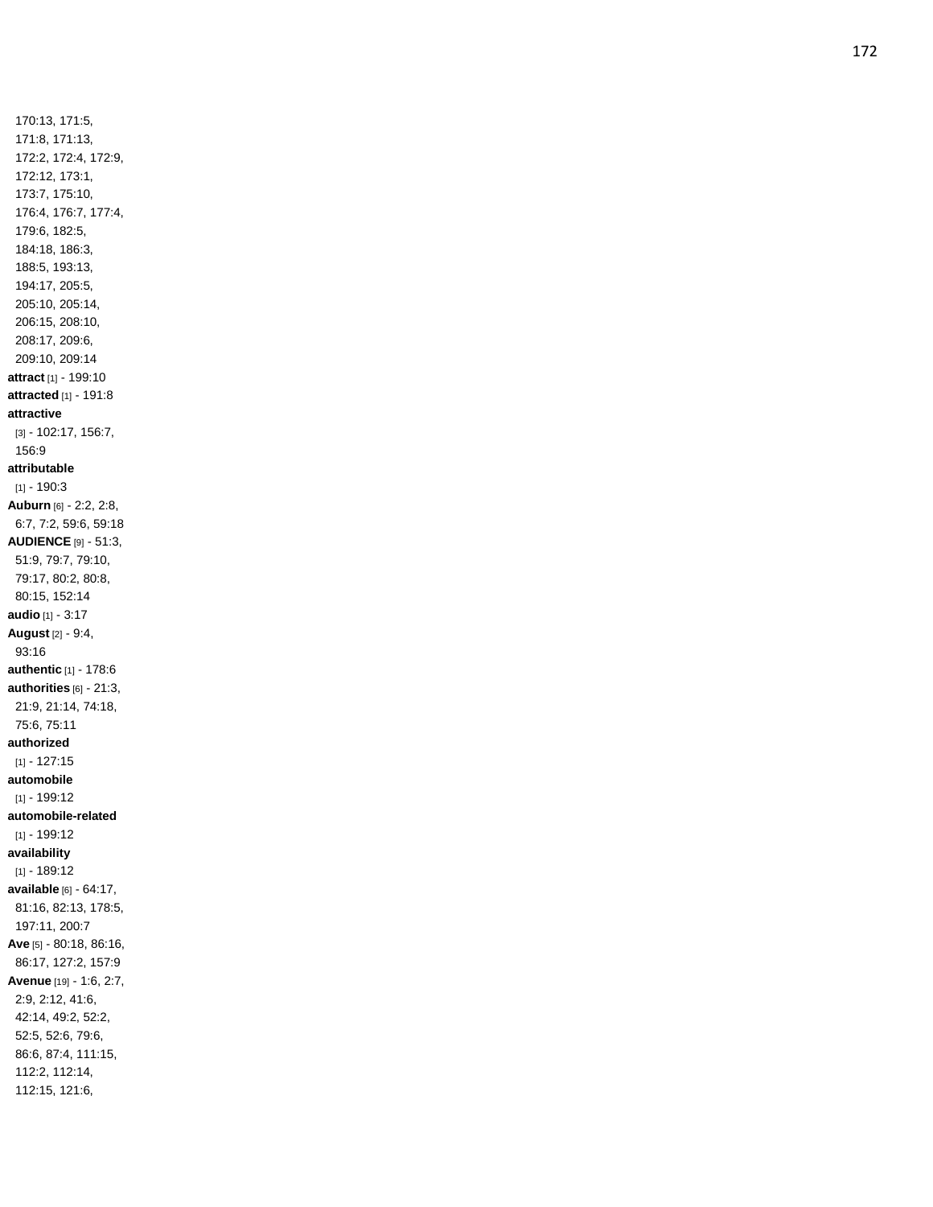170:13, 171:5, 171:8, 171:13, 172:2, 172:4, 172:9, 172:12, 173:1, 173:7, 175:10, 176:4, 176:7, 177:4, 179:6, 182:5, 184:18, 186:3, 188:5, 193:13, 194:17, 205:5, 205:10, 205:14, 206:15, 208:10, 208:17, 209:6, 209:10, 209:14

**attract** [1] - 199:10

**attracted** [1] - 191:8

**attractive** [3] - 102:17, 156:7, 156:9

**attributable** [1] - 190:3

**Auburn** [6] - 2:2, 2:8, 6:7, 7:2, 59:6, 59:18

**AUDIENCE** [9] - 51:3, 51:9, 79:7, 79:10, 79:17, 80:2, 80:8, 80:15, 152:14

**audio** [1] - 3:17

**August** [2] - 9:4, 93:16

**authentic** [1] - 178:6

**authorities** [6] - 21:3, 21:9, 21:14, 74:18, 75:6, 75:11

**authorized** [1] - 127:15

**automobile** [1] - 199:12

**automobile-related** [1] - 199:12

**availability** [1] - 189:12

**available** [6] - 64:17, 81:16, 82:13, 178:5, 197:11, 200:7

**Ave** [5] - 80:18, 86:16, 86:17, 127:2, 157:9

**Avenue** [19] - 1:6, 2:7, 2:9, 2:12, 41:6, 42:14, 49:2, 52:2, 52:5, 52:6, 79:6, 86:6, 87:4, 111:15, 112:2, 112:14, 112:15, 121:6,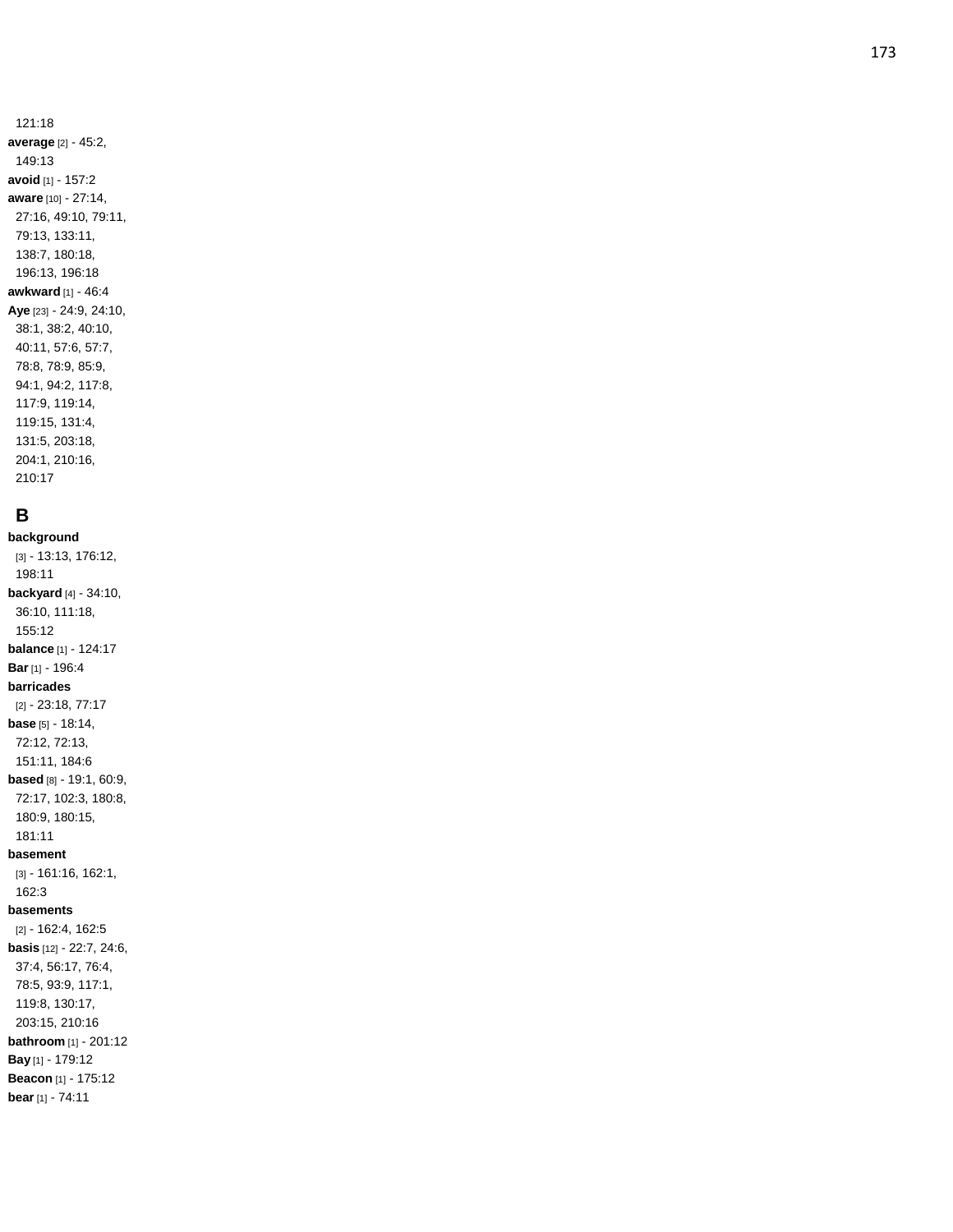121:18

**average** [2] - 45:2, 149:13

**avoid** [1] - 157:2

**aware** [10] - 27:14, 27:16, 49:10, 79:11, 79:13, 133:11, 138:7, 180:18, 196:13, 196:18

**awkward** [1] - 46:4

**Aye** [23] - 24:9, 24:10, 38:1, 38:2, 40:10, 40:11, 57:6, 57:7, 78:8, 78:9, 85:9, 94:1, 94:2, 117:8, 117:9, 119:14, 119:15, 131:4, 131:5, 203:18, 204:1, 210:16, 210:17

## B

**background** [3] - 13:13, 176:12, 198:11

**backyard** [4] - 34:10, 36:10, 111:18, 155:12

**balance** [1] - 124:17

**Bar** [1] - 196:4

**barricades** [2] - 23:18, 77:17

**base** [5] - 18:14, 72:12, 72:13, 151:11, 184:6

**based** [8] - 19:1, 60:9, 72:17, 102:3, 180:8, 180:9, 180:15, 181:11

**basement** [3] - 161:16, 162:1, 162:3

**basements** [2] - 162:4, 162:5

**basis** [12] - 22:7, 24:6, 37:4, 56:17, 76:4, 78:5, 93:9, 117:1, 119:8, 130:17, 203:15, 210:16

**bathroom** [1] - 201:12

**Bay** [1] - 179:12

**Beacon** [1] - 175:12

**bear** [1] - 74:11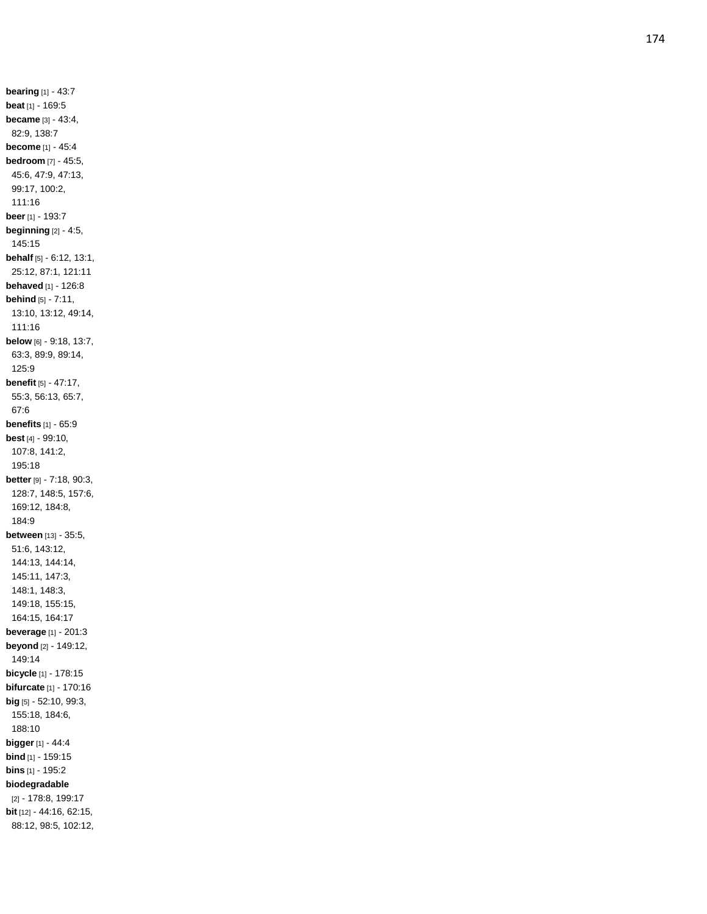**bearing** [1] - 43:7
**beat** [1] - 169:5
**became** [3] - 43:4, 82:9, 138:7
**become** [1] - 45:4
**bedroom** [7] - 45:5, 45:6, 47:9, 47:13, 99:17, 100:2, 111:16
**beer** [1] - 193:7
**beginning** [2] - 4:5, 145:15
**behalf** [5] - 6:12, 13:1, 25:12, 87:1, 121:11
**behaved** [1] - 126:8
**behind** [5] - 7:11, 13:10, 13:12, 49:14, 111:16
**below** [6] - 9:18, 13:7, 63:3, 89:9, 89:14, 125:9
**benefit** [5] - 47:17, 55:3, 56:13, 65:7, 67:6
**benefits** [1] - 65:9
**best** [4] - 99:10, 107:8, 141:2, 195:18
**better** [9] - 7:18, 90:3, 128:7, 148:5, 157:6, 169:12, 184:8, 184:9
**between** [13] - 35:5, 51:6, 143:12, 144:13, 144:14, 145:11, 147:3, 148:1, 148:3, 149:18, 155:15, 164:15, 164:17
**beverage** [1] - 201:3
**beyond** [2] - 149:12, 149:14
**bicycle** [1] - 178:15
**bifurcate** [1] - 170:16
**big** [5] - 52:10, 99:3, 155:18, 184:6, 188:10
**bigger** [1] - 44:4
**bind** [1] - 159:15
**bins** [1] - 195:2
**biodegradable** [2] - 178:8, 199:17
**bit** [12] - 44:16, 62:15, 88:12, 98:5, 102:12,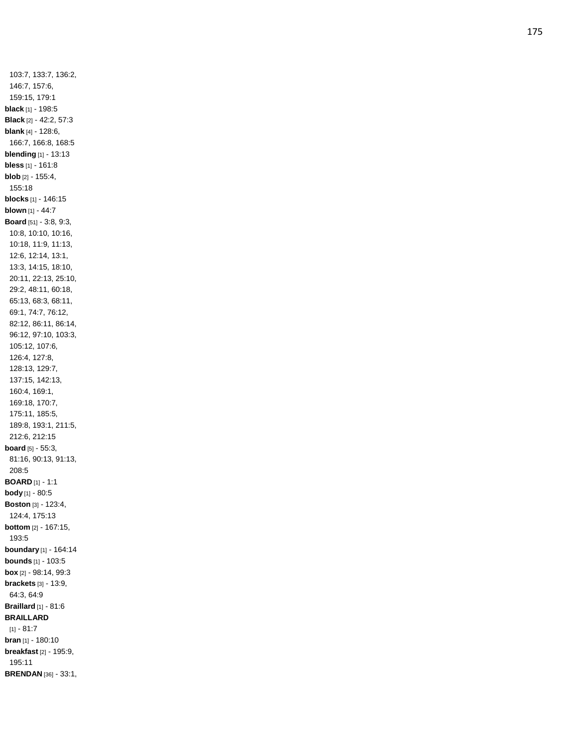103:7, 133:7, 136:2, 146:7, 157:6, 159:15, 179:1

**black** [1] - 198:5

**Black** [2] - 42:2, 57:3

**blank** [4] - 128:6, 166:7, 166:8, 168:5

**blending** [1] - 13:13

**bless** [1] - 161:8

**blob** [2] - 155:4, 155:18

**blocks** [1] - 146:15

**blown** [1] - 44:7

**Board** [51] - 3:8, 9:3, 10:8, 10:10, 10:16, 10:18, 11:9, 11:13, 12:6, 12:14, 13:1, 13:3, 14:15, 18:10, 20:11, 22:13, 25:10, 29:2, 48:11, 60:18, 65:13, 68:3, 68:11, 69:1, 74:7, 76:12, 82:12, 86:11, 86:14, 96:12, 97:10, 103:3, 105:12, 107:6, 126:4, 127:8, 128:13, 129:7, 137:15, 142:13, 160:4, 169:1, 169:18, 170:7, 175:11, 185:5, 189:8, 193:1, 211:5, 212:6, 212:15

**board** [5] - 55:3, 81:16, 90:13, 91:13, 208:5

**BOARD** [1] - 1:1

**body** [1] - 80:5

**Boston** [3] - 123:4, 124:4, 175:13

**bottom** [2] - 167:15, 193:5

**boundary** [1] - 164:14

**bounds** [1] - 103:5

**box** [2] - 98:14, 99:3

**brackets** [3] - 13:9, 64:3, 64:9

**Braillard** [1] - 81:6

**BRAILLARD** [1] - 81:7

**bran** [1] - 180:10

**breakfast** [2] - 195:9, 195:11

**BRENDAN** [36] - 33:1,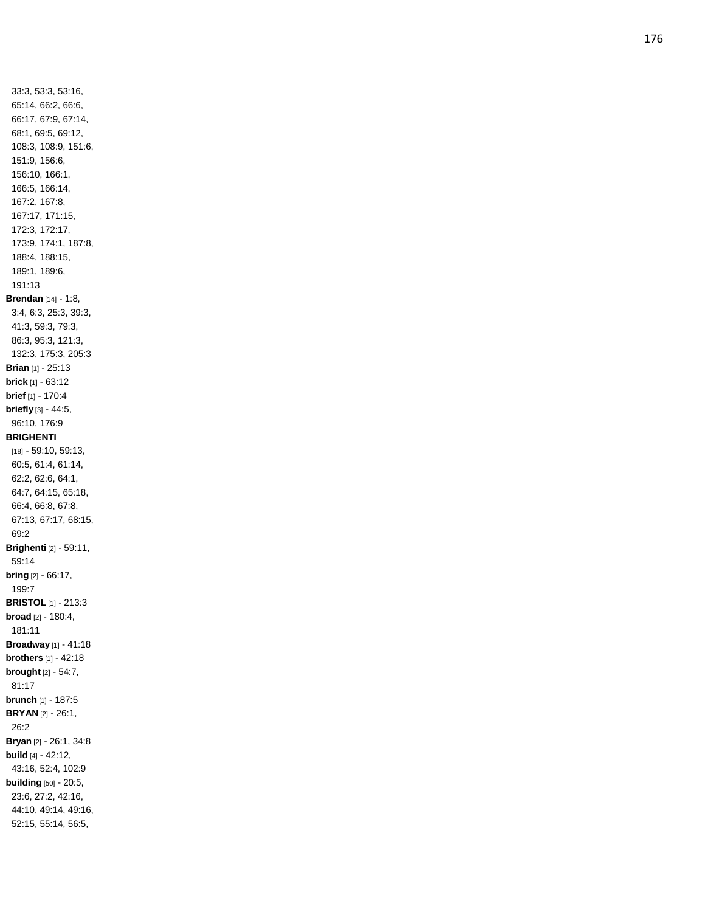33:3, 53:3, 53:16, 65:14, 66:2, 66:6, 66:17, 67:9, 67:14, 68:1, 69:5, 69:12, 108:3, 108:9, 151:6, 151:9, 156:6, 156:10, 166:1, 166:5, 166:14, 167:2, 167:8, 167:17, 171:15, 172:3, 172:17, 173:9, 174:1, 187:8, 188:4, 188:15, 189:1, 189:6, 191:13

**Brendan** [14] - 1:8, 3:4, 6:3, 25:3, 39:3, 41:3, 59:3, 79:3, 86:3, 95:3, 121:3, 132:3, 175:3, 205:3

**Brian** [1] - 25:13

**brick** [1] - 63:12

**brief** [1] - 170:4

**briefly** [3] - 44:5, 96:10, 176:9

**BRIGHENTI** [18] - 59:10, 59:13, 60:5, 61:4, 61:14, 62:2, 62:6, 64:1, 64:7, 64:15, 65:18, 66:4, 66:8, 67:8, 67:13, 67:17, 68:15, 69:2

**Brighenti** [2] - 59:11, 59:14

**bring** [2] - 66:17, 199:7

**BRISTOL** [1] - 213:3

**broad** [2] - 180:4, 181:11

**Broadway** [1] - 41:18

**brothers** [1] - 42:18

**brought** [2] - 54:7, 81:17

**brunch** [1] - 187:5

**BRYAN** [2] - 26:1, 26:2

**Bryan** [2] - 26:1, 34:8

**build** [4] - 42:12, 43:16, 52:4, 102:9

**building** [50] - 20:5, 23:6, 27:2, 42:16, 44:10, 49:14, 49:16, 52:15, 55:14, 56:5,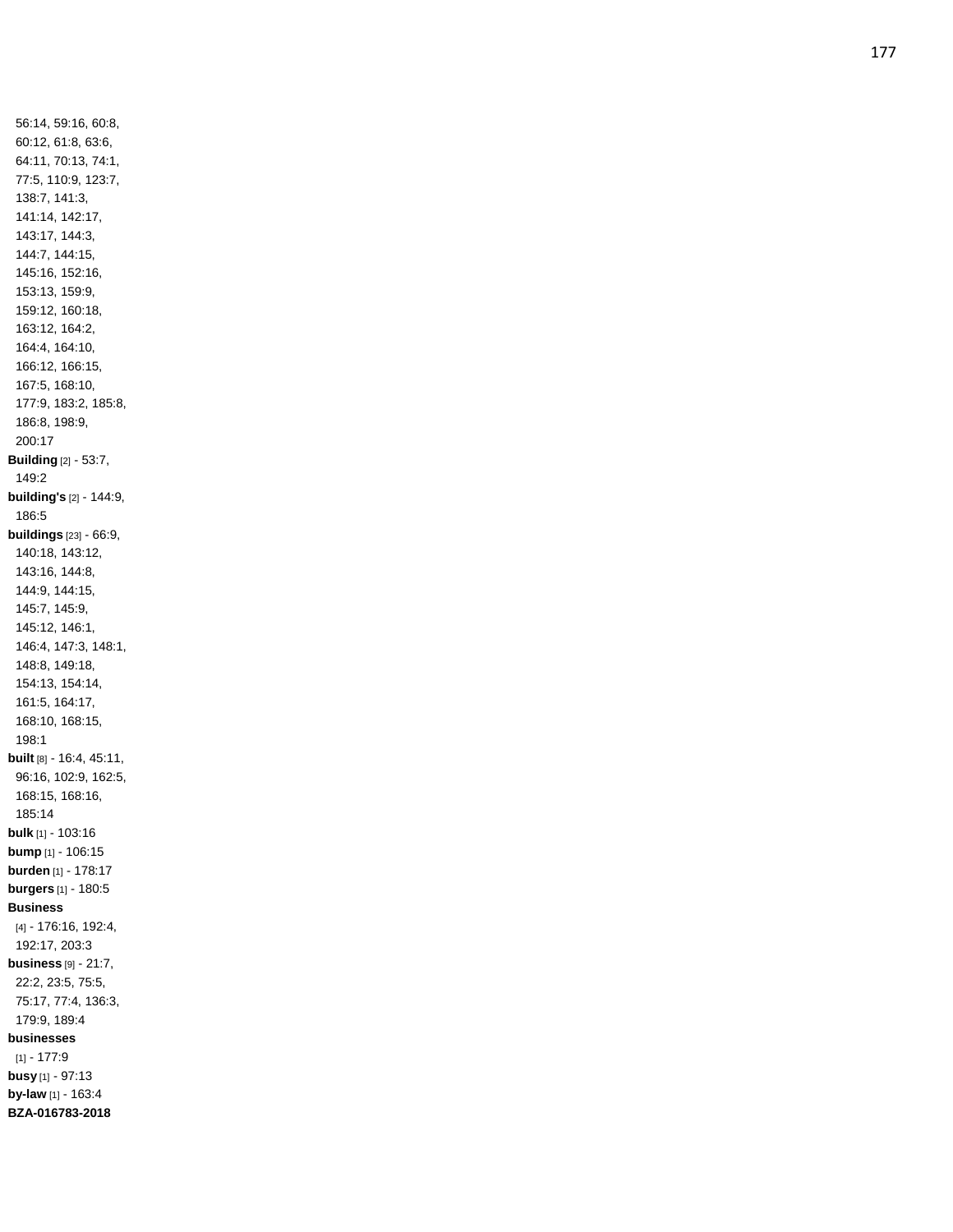56:14, 59:16, 60:8, 60:12, 61:8, 63:6, 64:11, 70:13, 74:1, 77:5, 110:9, 123:7, 138:7, 141:3, 141:14, 142:17, 143:17, 144:3, 144:7, 144:15, 145:16, 152:16, 153:13, 159:9, 159:12, 160:18, 163:12, 164:2, 164:4, 164:10, 166:12, 166:15, 167:5, 168:10, 177:9, 183:2, 185:8, 186:8, 198:9, 200:17

**Building** [2] - 53:7, 149:2

**building's** [2] - 144:9, 186:5

**buildings** [23] - 66:9, 140:18, 143:12, 143:16, 144:8, 144:9, 144:15, 145:7, 145:9, 145:12, 146:1, 146:4, 147:3, 148:1, 148:8, 149:18, 154:13, 154:14, 161:5, 164:17, 168:10, 168:15, 198:1

**built** [8] - 16:4, 45:11, 96:16, 102:9, 162:5, 168:15, 168:16, 185:14

**bulk** [1] - 103:16

**bump** [1] - 106:15

**burden** [1] - 178:17

**burgers** [1] - 180:5

**Business** [4] - 176:16, 192:4, 192:17, 203:3

**business** [9] - 21:7, 22:2, 23:5, 75:5, 75:17, 77:4, 136:3, 179:9, 189:4

**businesses** [1] - 177:9

**busy** [1] - 97:13

**by-law** [1] - 163:4

**BZA-016783-2018**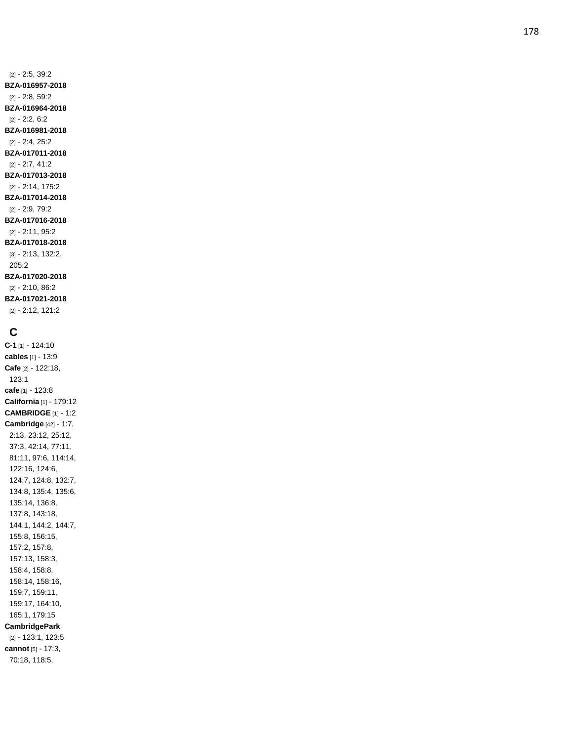[2] - 2:5, 39:2

**BZA-016957-2018** [2] - 2:8, 59:2

**BZA-016964-2018** [2] - 2:2, 6:2

**BZA-016981-2018** [2] - 2:4, 25:2

**BZA-017011-2018** [2] - 2:7, 41:2

**BZA-017013-2018** [2] - 2:14, 175:2

**BZA-017014-2018** [2] - 2:9, 79:2

**BZA-017016-2018** [2] - 2:11, 95:2

**BZA-017018-2018** [3] - 2:13, 132:2, 205:2

**BZA-017020-2018** [2] - 2:10, 86:2

**BZA-017021-2018** [2] - 2:12, 121:2

## C

**C-1** [1] - 124:10

**cables** [1] - 13:9

**Cafe** [2] - 122:18, 123:1

**cafe** [1] - 123:8

**California** [1] - 179:12

**CAMBRIDGE** [1] - 1:2

**Cambridge** [42] - 1:7, 2:13, 23:12, 25:12, 37:3, 42:14, 77:11, 81:11, 97:6, 114:14, 122:16, 124:6, 124:7, 124:8, 132:7, 134:8, 135:4, 135:6, 135:14, 136:8, 137:8, 143:18, 144:1, 144:2, 144:7, 155:8, 156:15, 157:2, 157:8, 157:13, 158:3, 158:4, 158:8, 158:14, 158:16, 159:7, 159:11, 159:17, 164:10, 165:1, 179:15

**CambridgePark** [2] - 123:1, 123:5

**cannot** [5] - 17:3, 70:18, 118:5,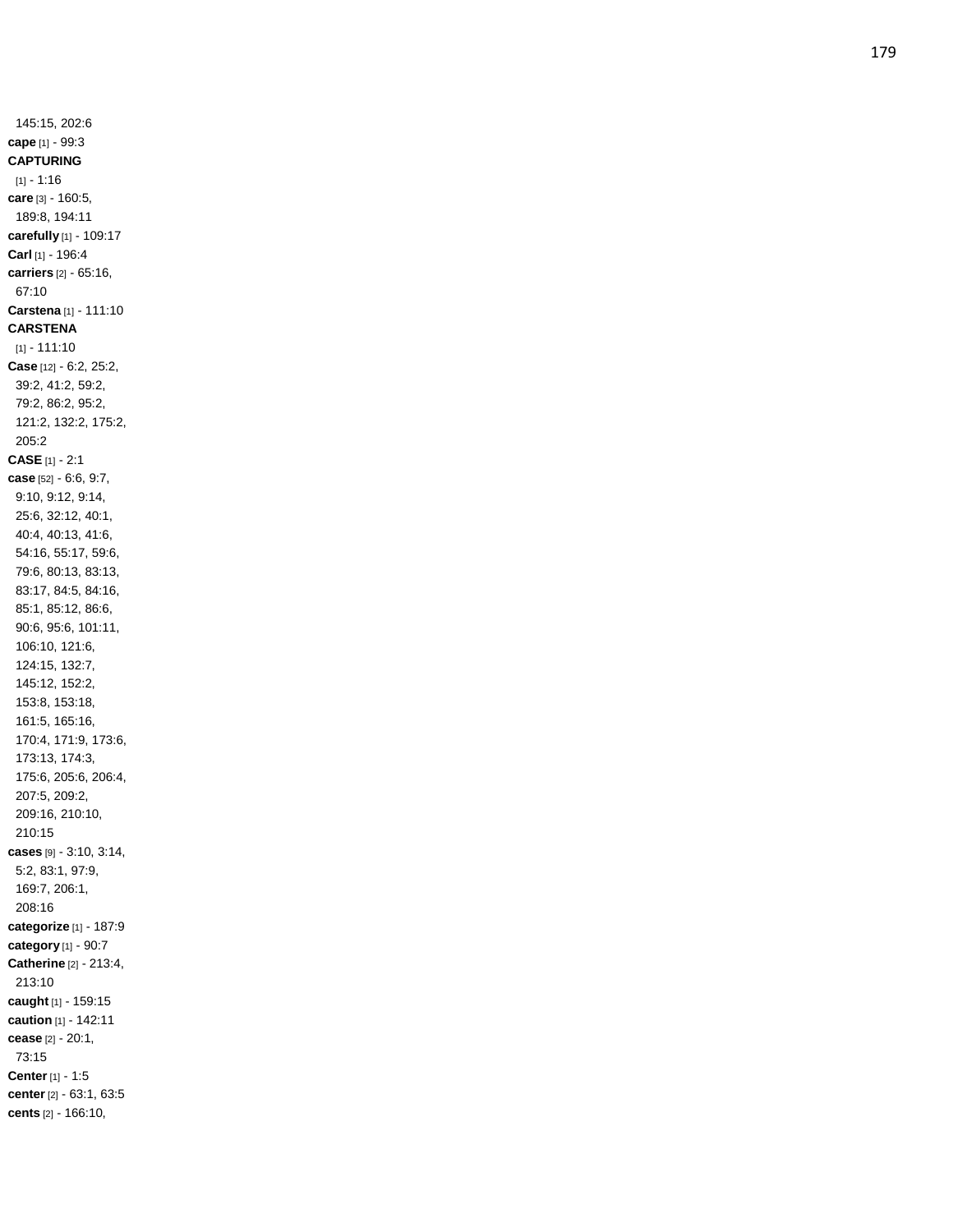145:15, 202:6

**cape** [1] - 99:3

**CAPTURING** [1] - 1:16

**care** [3] - 160:5, 189:8, 194:11

**carefully** [1] - 109:17

**Carl** [1] - 196:4

**carriers** [2] - 65:16, 67:10

**Carstena** [1] - 111:10

**CARSTENA** [1] - 111:10

**Case** [12] - 6:2, 25:2, 39:2, 41:2, 59:2, 79:2, 86:2, 95:2, 121:2, 132:2, 175:2, 205:2

**CASE** [1] - 2:1

**case** [52] - 6:6, 9:7, 9:10, 9:12, 9:14, 25:6, 32:12, 40:1, 40:4, 40:13, 41:6, 54:16, 55:17, 59:6, 79:6, 80:13, 83:13, 83:17, 84:5, 84:16, 85:1, 85:12, 86:6, 90:6, 95:6, 101:11, 106:10, 121:6, 124:15, 132:7, 145:12, 152:2, 153:8, 153:18, 161:5, 165:16, 170:4, 171:9, 173:6, 173:13, 174:3, 175:6, 205:6, 206:4, 207:5, 209:2, 209:16, 210:10, 210:15

**cases** [9] - 3:10, 3:14, 5:2, 83:1, 97:9, 169:7, 206:1, 208:16

**categorize** [1] - 187:9

**category** [1] - 90:7

**Catherine** [2] - 213:4, 213:10

**caught** [1] - 159:15

**caution** [1] - 142:11

**cease** [2] - 20:1, 73:15

**Center** [1] - 1:5

**center** [2] - 63:1, 63:5

**cents** [2] - 166:10,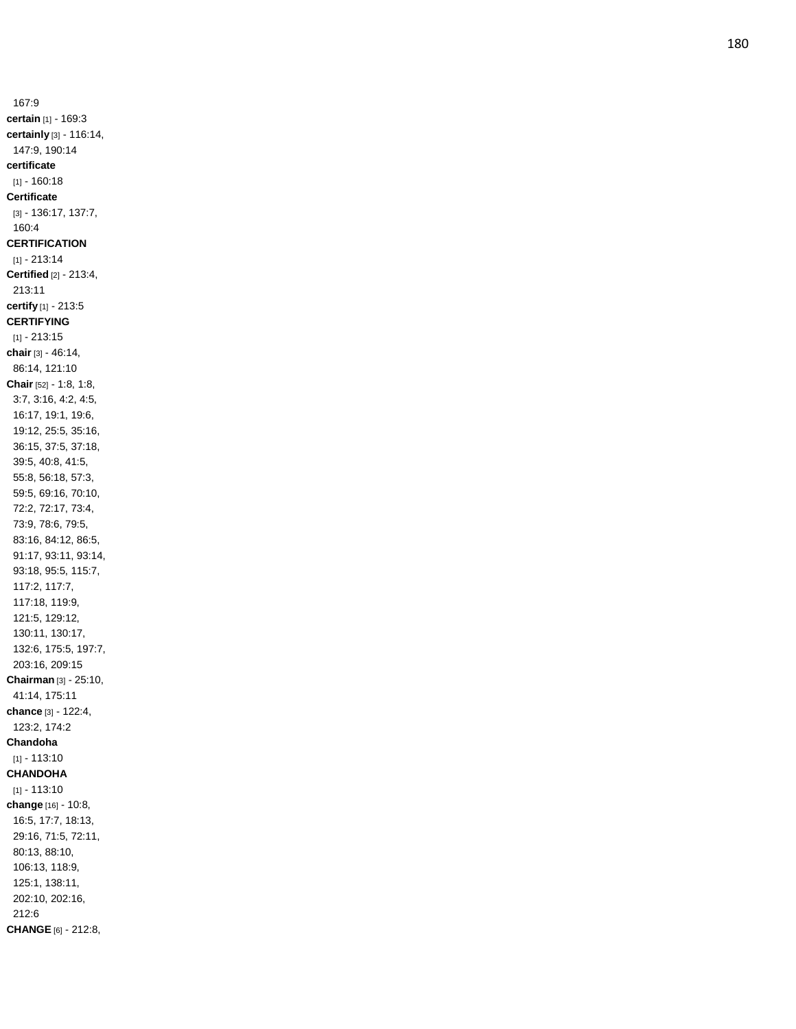167:9

**certain** [1] - 169:3

**certainly** [3] - 116:14, 147:9, 190:14

**certificate** [1] - 160:18

**Certificate** [3] - 136:17, 137:7, 160:4

**CERTIFICATION** [1] - 213:14

**Certified** [2] - 213:4, 213:11

**certify** [1] - 213:5

**CERTIFYING** [1] - 213:15

**chair** [3] - 46:14, 86:14, 121:10

**Chair** [52] - 1:8, 1:8, 3:7, 3:16, 4:2, 4:5, 16:17, 19:1, 19:6, 19:12, 25:5, 35:16, 36:15, 37:5, 37:18, 39:5, 40:8, 41:5, 55:8, 56:18, 57:3, 59:5, 69:16, 70:10, 72:2, 72:17, 73:4, 73:9, 78:6, 79:5, 83:16, 84:12, 86:5, 91:17, 93:11, 93:14, 93:18, 95:5, 115:7, 117:2, 117:7, 117:18, 119:9, 121:5, 129:12, 130:11, 130:17, 132:6, 175:5, 197:7, 203:16, 209:15

**Chairman** [3] - 25:10, 41:14, 175:11

**chance** [3] - 122:4, 123:2, 174:2

**Chandoha** [1] - 113:10

**CHANDOHA** [1] - 113:10

**change** [16] - 10:8, 16:5, 17:7, 18:13, 29:16, 71:5, 72:11, 80:13, 88:10, 106:13, 118:9, 125:1, 138:11, 202:10, 202:16, 212:6

**CHANGE** [6] - 212:8,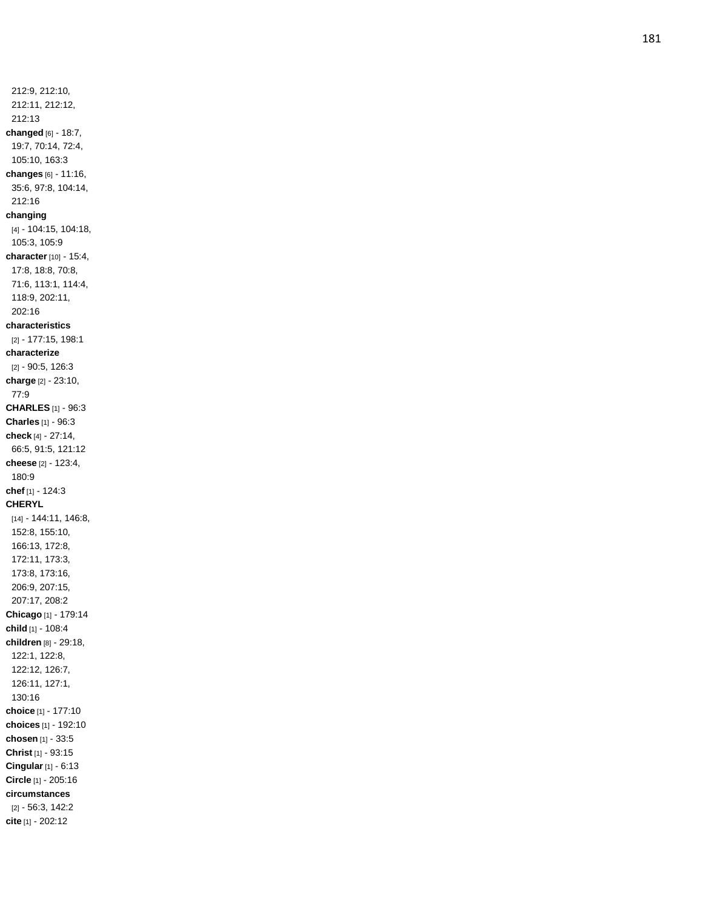212:9, 212:10, 212:11, 212:12, 212:13

**changed** [6] - 18:7, 19:7, 70:14, 72:4, 105:10, 163:3

**changes** [6] - 11:16, 35:6, 97:8, 104:14, 212:16

**changing** [4] - 104:15, 104:18, 105:3, 105:9

**character** [10] - 15:4, 17:8, 18:8, 70:8, 71:6, 113:1, 114:4, 118:9, 202:11, 202:16

**characteristics** [2] - 177:15, 198:1

**characterize** [2] - 90:5, 126:3

**charge** [2] - 23:10, 77:9

**CHARLES** [1] - 96:3

**Charles** [1] - 96:3

**check** [4] - 27:14, 66:5, 91:5, 121:12

**cheese** [2] - 123:4, 180:9

**chef** [1] - 124:3

**CHERYL** [14] - 144:11, 146:8, 152:8, 155:10, 166:13, 172:8, 172:11, 173:3, 173:8, 173:16, 206:9, 207:15, 207:17, 208:2

**Chicago** [1] - 179:14

**child** [1] - 108:4

**children** [8] - 29:18, 122:1, 122:8, 122:12, 126:7, 126:11, 127:1, 130:16

**choice** [1] - 177:10

**choices** [1] - 192:10

**chosen** [1] - 33:5

**Christ** [1] - 93:15

**Cingular** [1] - 6:13

**Circle** [1] - 205:16

**circumstances** [2] - 56:3, 142:2

**cite** [1] - 202:12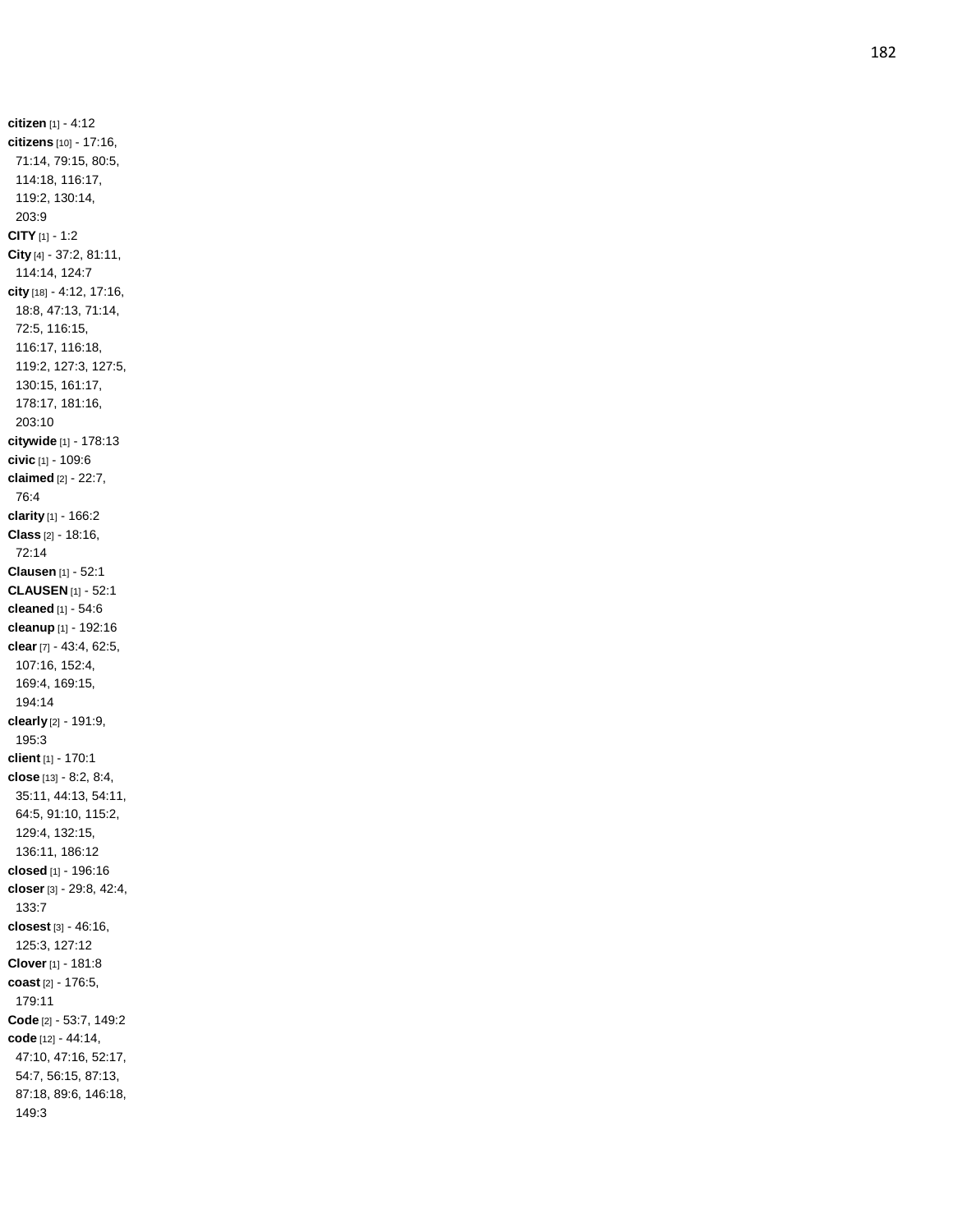**citizen** [1] - 4:12
**citizens** [10] - 17:16, 71:14, 79:15, 80:5, 114:18, 116:17, 119:2, 130:14, 203:9
**CITY** [1] - 1:2
**City** [4] - 37:2, 81:11, 114:14, 124:7
**city** [18] - 4:12, 17:16, 18:8, 47:13, 71:14, 72:5, 116:15, 116:17, 116:18, 119:2, 127:3, 127:5, 130:15, 161:17, 178:17, 181:16, 203:10
**citywide** [1] - 178:13
**civic** [1] - 109:6
**claimed** [2] - 22:7, 76:4
**clarity** [1] - 166:2
**Class** [2] - 18:16, 72:14
**Clausen** [1] - 52:1
**CLAUSEN** [1] - 52:1
**cleaned** [1] - 54:6
**cleanup** [1] - 192:16
**clear** [7] - 43:4, 62:5, 107:16, 152:4, 169:4, 169:15, 194:14
**clearly** [2] - 191:9, 195:3
**client** [1] - 170:1
**close** [13] - 8:2, 8:4, 35:11, 44:13, 54:11, 64:5, 91:10, 115:2, 129:4, 132:15, 136:11, 186:12
**closed** [1] - 196:16
**closer** [3] - 29:8, 42:4, 133:7
**closest** [3] - 46:16, 125:3, 127:12
**Clover** [1] - 181:8
**coast** [2] - 176:5, 179:11
**Code** [2] - 53:7, 149:2
**code** [12] - 44:14, 47:10, 47:16, 52:17, 54:7, 56:15, 87:13, 87:18, 89:6, 146:18, 149:3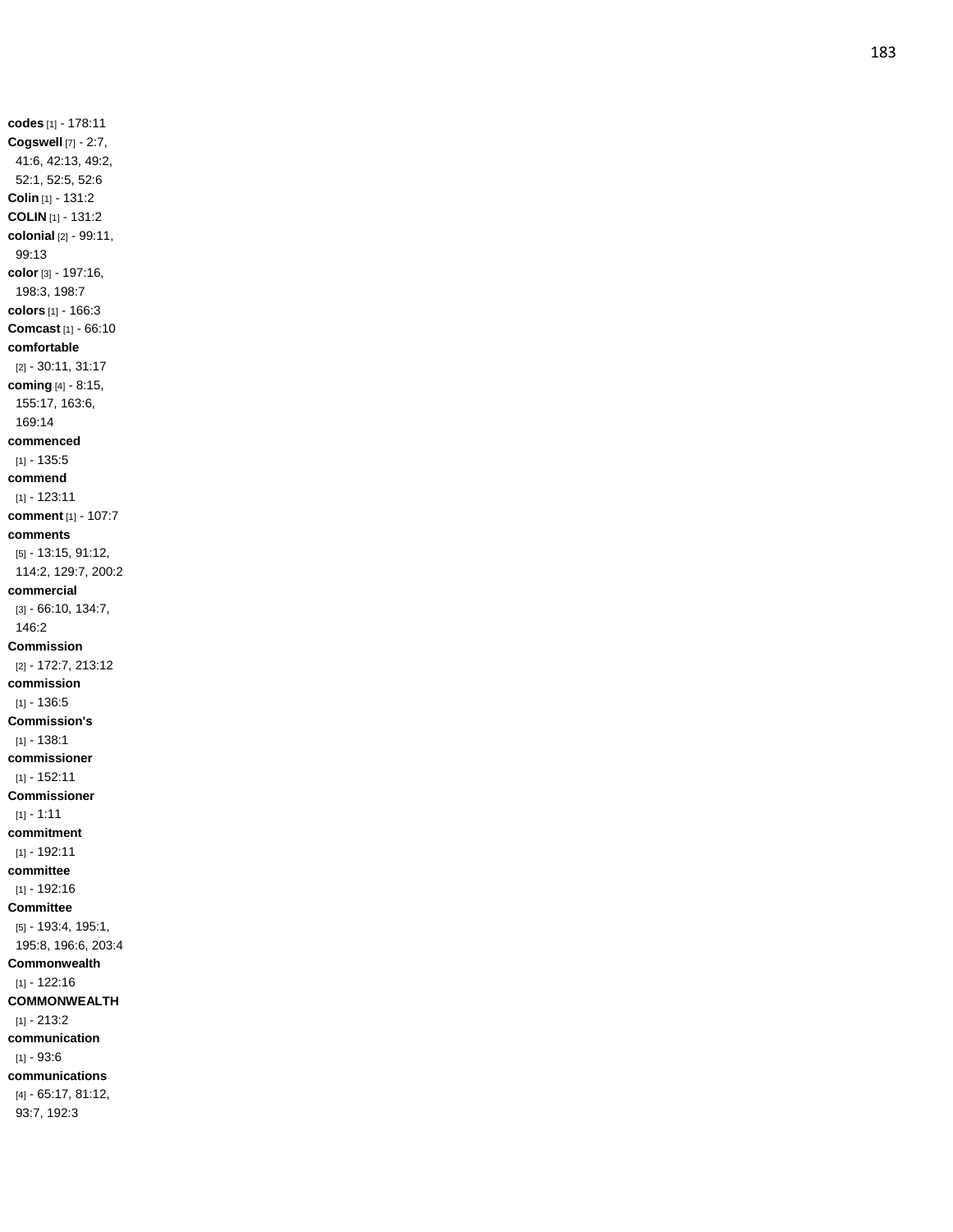**codes** [1] - 178:11
**Cogswell** [7] - 2:7, 41:6, 42:13, 49:2, 52:1, 52:5, 52:6
**Colin** [1] - 131:2
**COLIN** [1] - 131:2
**colonial** [2] - 99:11, 99:13
**color** [3] - 197:16, 198:3, 198:7
**colors** [1] - 166:3
**Comcast** [1] - 66:10
**comfortable** [2] - 30:11, 31:17
**coming** [4] - 8:15, 155:17, 163:6, 169:14
**commenced** [1] - 135:5
**commend** [1] - 123:11
**comment** [1] - 107:7
**comments** [5] - 13:15, 91:12, 114:2, 129:7, 200:2
**commercial** [3] - 66:10, 134:7, 146:2
**Commission** [2] - 172:7, 213:12
**commission** [1] - 136:5
**Commission's** [1] - 138:1
**commissioner** [1] - 152:11
**Commissioner** [1] - 1:11
**commitment** [1] - 192:11
**committee** [1] - 192:16
**Committee** [5] - 193:4, 195:1, 195:8, 196:6, 203:4
**Commonwealth** [1] - 122:16
**COMMONWEALTH** [1] - 213:2
**communication** [1] - 93:6
**communications** [4] - 65:17, 81:12, 93:7, 192:3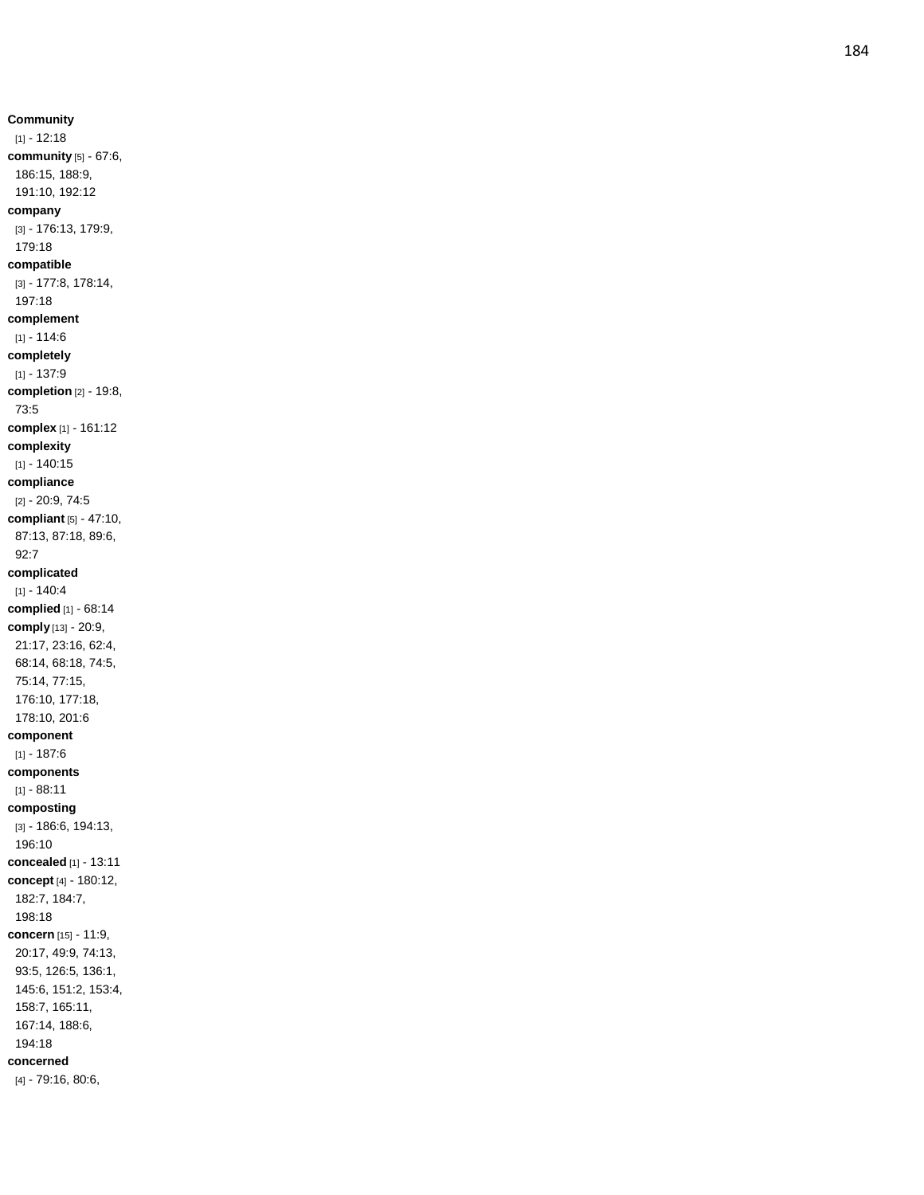**Community** [1] - 12:18

**community** [5] - 67:6, 186:15, 188:9, 191:10, 192:12

**company** [3] - 176:13, 179:9, 179:18

**compatible** [3] - 177:8, 178:14, 197:18

**complement** [1] - 114:6

**completely** [1] - 137:9

**completion** [2] - 19:8, 73:5

**complex** [1] - 161:12

**complexity** [1] - 140:15

**compliance** [2] - 20:9, 74:5

**compliant** [5] - 47:10, 87:13, 87:18, 89:6, 92:7

**complicated** [1] - 140:4

**complied** [1] - 68:14

**comply** [13] - 20:9, 21:17, 23:16, 62:4, 68:14, 68:18, 74:5, 75:14, 77:15, 176:10, 177:18, 178:10, 201:6

**component** [1] - 187:6

**components** [1] - 88:11

**composting** [3] - 186:6, 194:13, 196:10

**concealed** [1] - 13:11

**concept** [4] - 180:12, 182:7, 184:7, 198:18

**concern** [15] - 11:9, 20:17, 49:9, 74:13, 93:5, 126:5, 136:1, 145:6, 151:2, 153:4, 158:7, 165:11, 167:14, 188:6, 194:18

**concerned** [4] - 79:16, 80:6,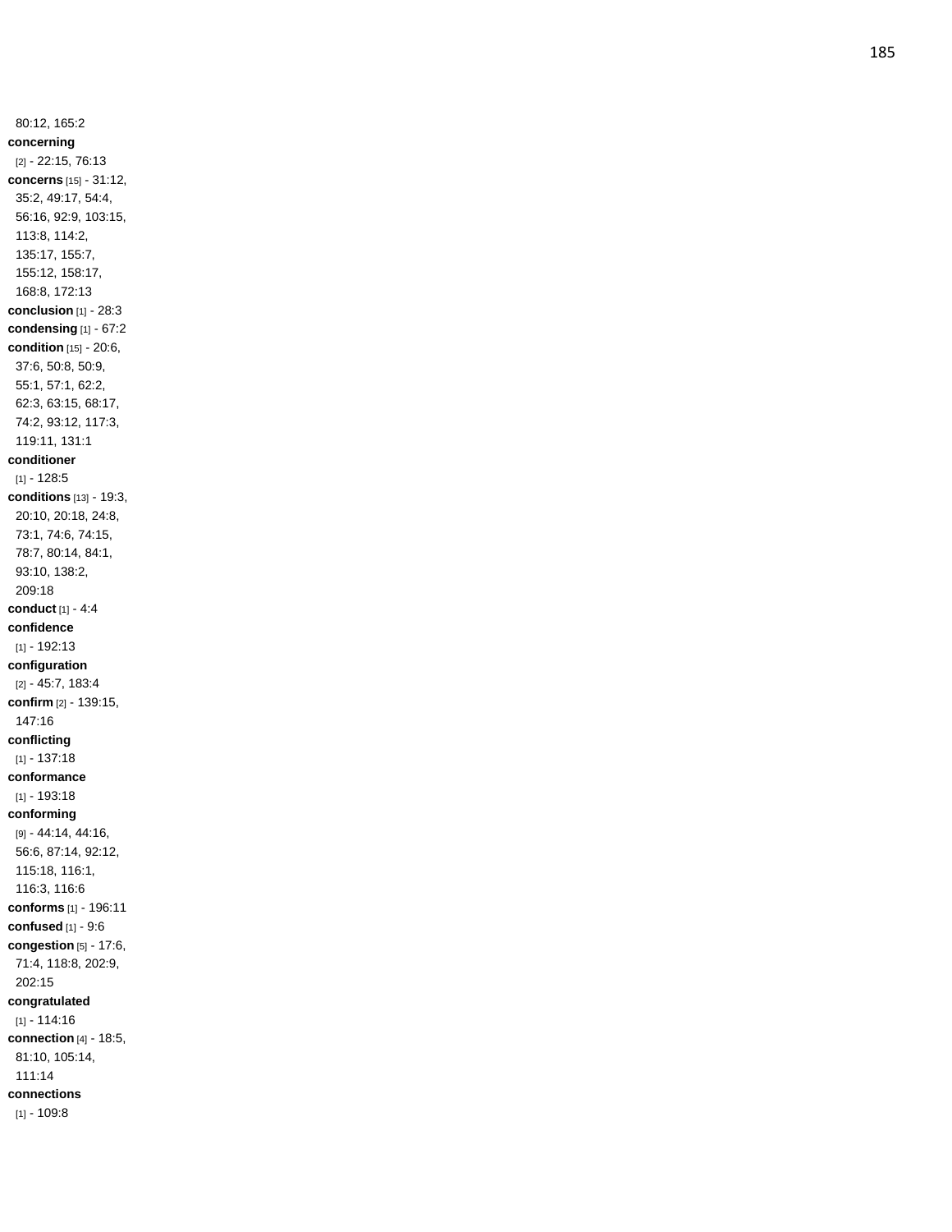80:12, 165:2

**concerning** [2] - 22:15, 76:13

**concerns** [15] - 31:12, 35:2, 49:17, 54:4, 56:16, 92:9, 103:15, 113:8, 114:2, 135:17, 155:7, 155:12, 158:17, 168:8, 172:13

**conclusion** [1] - 28:3

**condensing** [1] - 67:2

**condition** [15] - 20:6, 37:6, 50:8, 50:9, 55:1, 57:1, 62:2, 62:3, 63:15, 68:17, 74:2, 93:12, 117:3, 119:11, 131:1

**conditioner** [1] - 128:5

**conditions** [13] - 19:3, 20:10, 20:18, 24:8, 73:1, 74:6, 74:15, 78:7, 80:14, 84:1, 93:10, 138:2, 209:18

**conduct** [1] - 4:4

**confidence** [1] - 192:13

**configuration** [2] - 45:7, 183:4

**confirm** [2] - 139:15, 147:16

**conflicting** [1] - 137:18

**conformance** [1] - 193:18

**conforming** [9] - 44:14, 44:16, 56:6, 87:14, 92:12, 115:18, 116:1, 116:3, 116:6

**conforms** [1] - 196:11

**confused** [1] - 9:6

**congestion** [5] - 17:6, 71:4, 118:8, 202:9, 202:15

**congratulated** [1] - 114:16

**connection** [4] - 18:5, 81:10, 105:14, 111:14

**connections** [1] - 109:8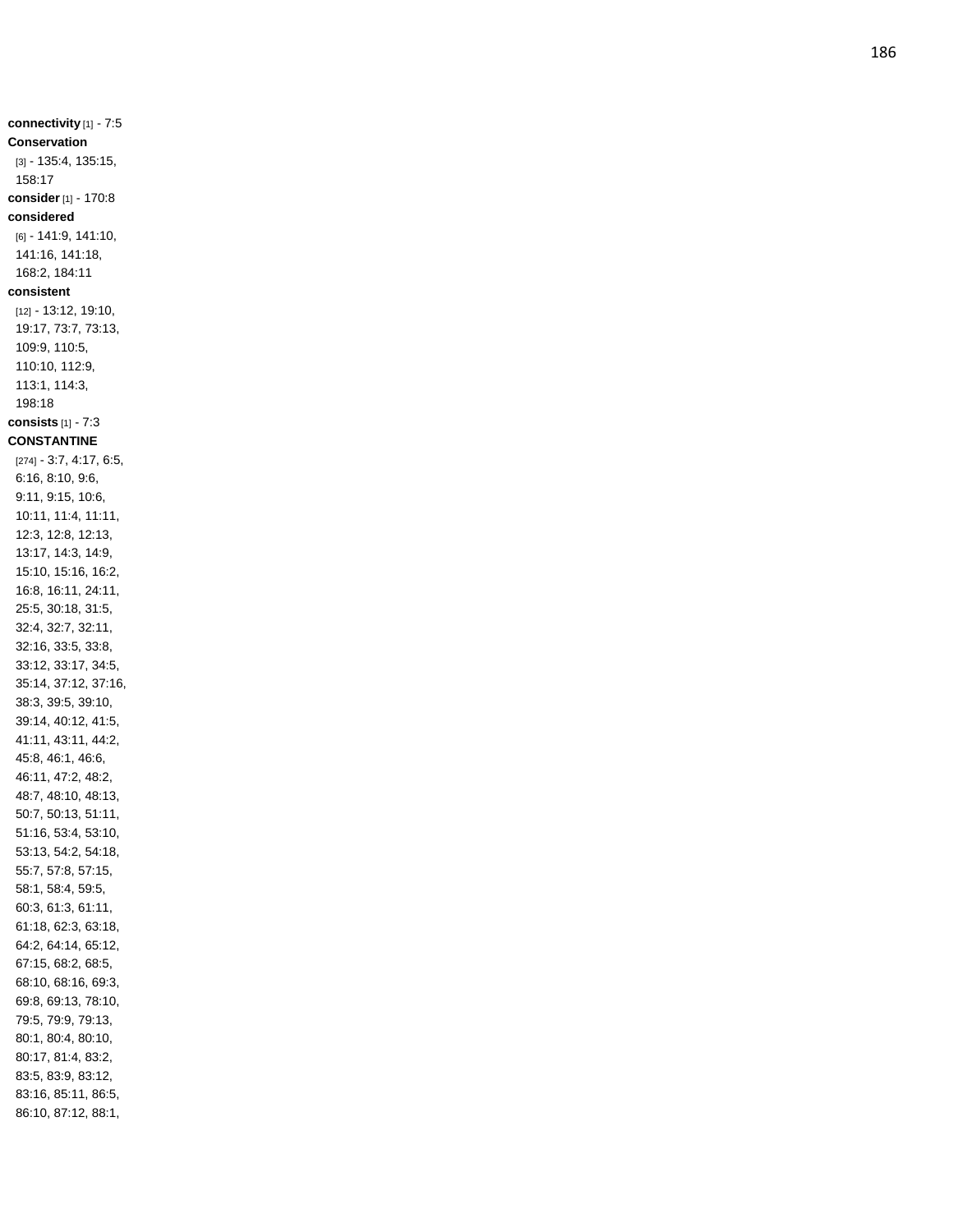**connectivity** [1] - 7:5
**Conservation** [3] - 135:4, 135:15, 158:17
**consider** [1] - 170:8
**considered** [6] - 141:9, 141:10, 141:16, 141:18, 168:2, 184:11
**consistent** [12] - 13:12, 19:10, 19:17, 73:7, 73:13, 109:9, 110:5, 110:10, 112:9, 113:1, 114:3, 198:18
**consists** [1] - 7:3
**CONSTANTINE** [274] - 3:7, 4:17, 6:5, 6:16, 8:10, 9:6, 9:11, 9:15, 10:6, 10:11, 11:4, 11:11, 12:3, 12:8, 12:13, 13:17, 14:3, 14:9, 15:10, 15:16, 16:2, 16:8, 16:11, 24:11, 25:5, 30:18, 31:5, 32:4, 32:7, 32:11, 32:16, 33:5, 33:8, 33:12, 33:17, 34:5, 35:14, 37:12, 37:16, 38:3, 39:5, 39:10, 39:14, 40:12, 41:5, 41:11, 43:11, 44:2, 45:8, 46:1, 46:6, 46:11, 47:2, 48:2, 48:7, 48:10, 48:13, 50:7, 50:13, 51:11, 51:16, 53:4, 53:10, 53:13, 54:2, 54:18, 55:7, 57:8, 57:15, 58:1, 58:4, 59:5, 60:3, 61:3, 61:11, 61:18, 62:3, 63:18, 64:2, 64:14, 65:12, 67:15, 68:2, 68:5, 68:10, 68:16, 69:3, 69:8, 69:13, 78:10, 79:5, 79:9, 79:13, 80:1, 80:4, 80:10, 80:17, 81:4, 83:2, 83:5, 83:9, 83:12, 83:16, 85:11, 86:5, 86:10, 87:12, 88:1,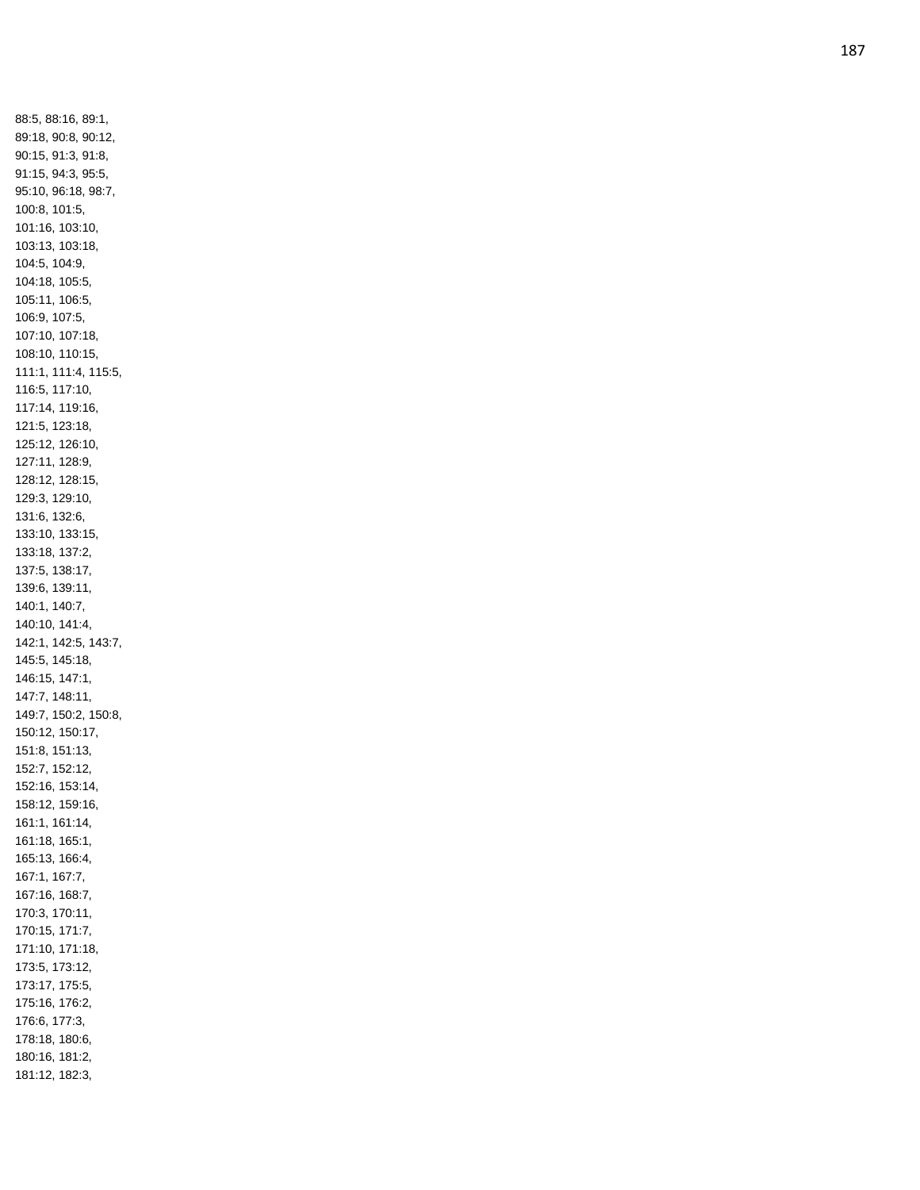88:5, 88:16, 89:1,
89:18, 90:8, 90:12,
90:15, 91:3, 91:8,
91:15, 94:3, 95:5,
95:10, 96:18, 98:7,
100:8, 101:5,
101:16, 103:10,
103:13, 103:18,
104:5, 104:9,
104:18, 105:5,
105:11, 106:5,
106:9, 107:5,
107:10, 107:18,
108:10, 110:15,
111:1, 111:4, 115:5,
116:5, 117:10,
117:14, 119:16,
121:5, 123:18,
125:12, 126:10,
127:11, 128:9,
128:12, 128:15,
129:3, 129:10,
131:6, 132:6,
133:10, 133:15,
133:18, 137:2,
137:5, 138:17,
139:6, 139:11,
140:1, 140:7,
140:10, 141:4,
142:1, 142:5, 143:7,
145:5, 145:18,
146:15, 147:1,
147:7, 148:11,
149:7, 150:2, 150:8,
150:12, 150:17,
151:8, 151:13,
152:7, 152:12,
152:16, 153:14,
158:12, 159:16,
161:1, 161:14,
161:18, 165:1,
165:13, 166:4,
167:1, 167:7,
167:16, 168:7,
170:3, 170:11,
170:15, 171:7,
171:10, 171:18,
173:5, 173:12,
173:17, 175:5,
175:16, 176:2,
176:6, 177:3,
178:18, 180:6,
180:16, 181:2,
181:12, 182:3,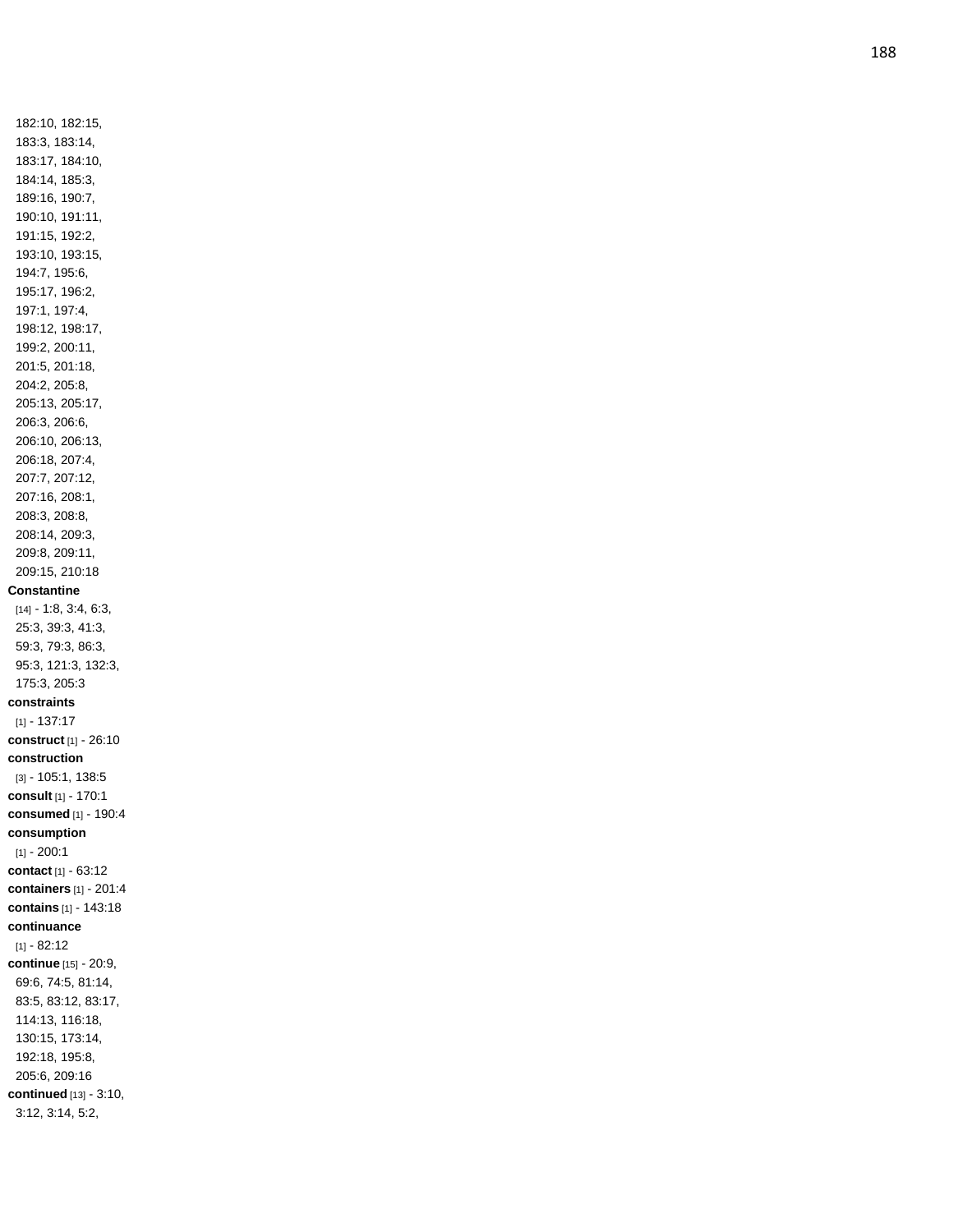182:10, 182:15,
183:3, 183:14,
183:17, 184:10,
184:14, 185:3,
189:16, 190:7,
190:10, 191:11,
191:15, 192:2,
193:10, 193:15,
194:7, 195:6,
195:17, 196:2,
197:1, 197:4,
198:12, 198:17,
199:2, 200:11,
201:5, 201:18,
204:2, 205:8,
205:13, 205:17,
206:3, 206:6,
206:10, 206:13,
206:18, 207:4,
207:7, 207:12,
207:16, 208:1,
208:3, 208:8,
208:14, 209:3,
209:8, 209:11,
209:15, 210:18

**Constantine** [14] - 1:8, 3:4, 6:3, 25:3, 39:3, 41:3, 59:3, 79:3, 86:3, 95:3, 121:3, 132:3, 175:3, 205:3

**constraints** [1] - 137:17

**construct** [1] - 26:10

**construction** [3] - 105:1, 138:5

**consult** [1] - 170:1

**consumed** [1] - 190:4

**consumption** [1] - 200:1

**contact** [1] - 63:12

**containers** [1] - 201:4

**contains** [1] - 143:18

**continuance** [1] - 82:12

**continue** [15] - 20:9, 69:6, 74:5, 81:14, 83:5, 83:12, 83:17, 114:13, 116:18, 130:15, 173:14, 192:18, 195:8, 205:6, 209:16

**continued** [13] - 3:10, 3:12, 3:14, 5:2,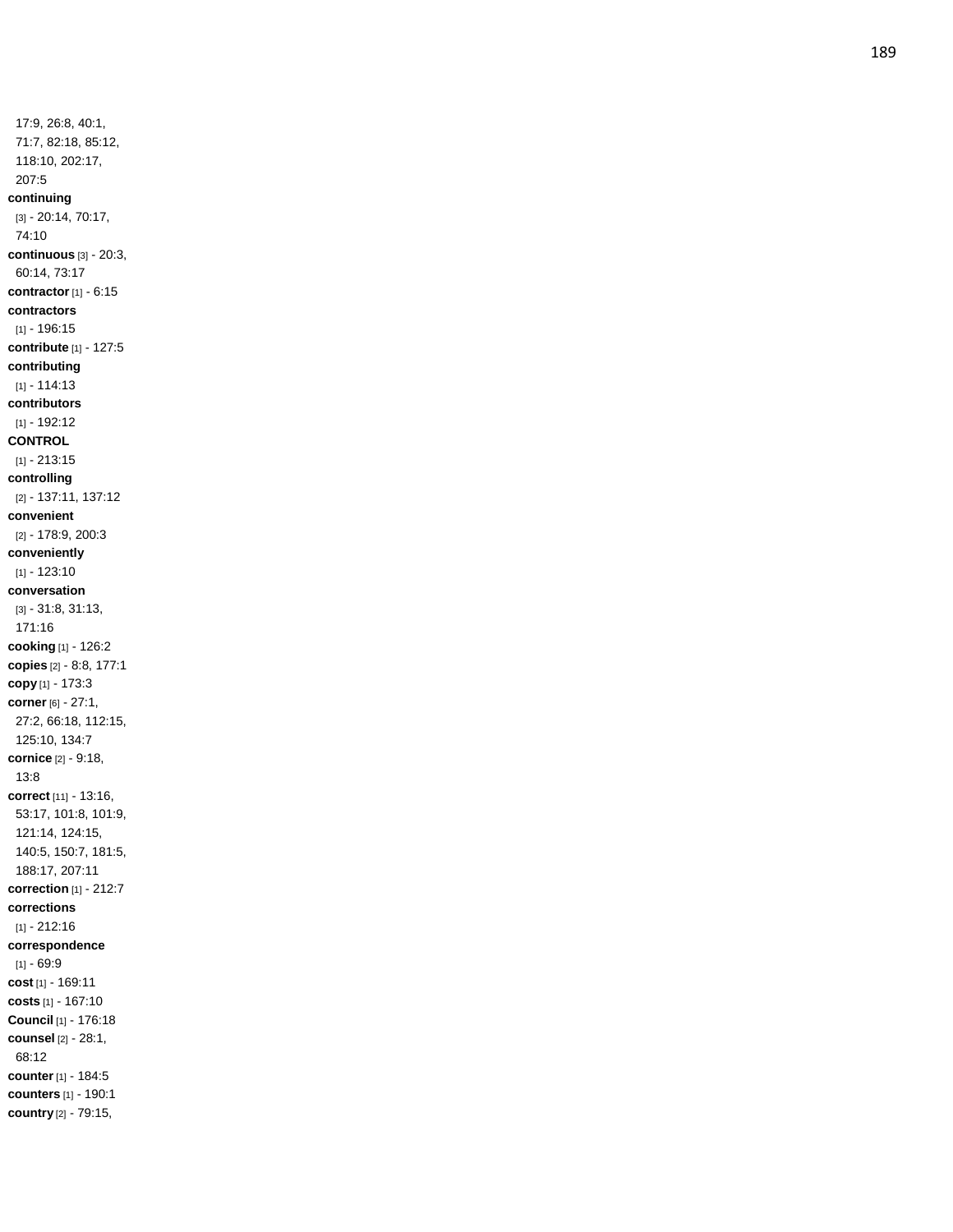17:9, 26:8, 40:1, 71:7, 82:18, 85:12, 118:10, 202:17, 207:5

**continuing** [3] - 20:14, 70:17, 74:10

**continuous** [3] - 20:3, 60:14, 73:17

**contractor** [1] - 6:15

**contractors** [1] - 196:15

**contribute** [1] - 127:5

**contributing** [1] - 114:13

**contributors** [1] - 192:12

**CONTROL** [1] - 213:15

**controlling** [2] - 137:11, 137:12

**convenient** [2] - 178:9, 200:3

**conveniently** [1] - 123:10

**conversation** [3] - 31:8, 31:13, 171:16

**cooking** [1] - 126:2

**copies** [2] - 8:8, 177:1

**copy** [1] - 173:3

**corner** [6] - 27:1, 27:2, 66:18, 112:15, 125:10, 134:7

**cornice** [2] - 9:18, 13:8

**correct** [11] - 13:16, 53:17, 101:8, 101:9, 121:14, 124:15, 140:5, 150:7, 181:5, 188:17, 207:11

**correction** [1] - 212:7

**corrections** [1] - 212:16

**correspondence** [1] - 69:9

**cost** [1] - 169:11

**costs** [1] - 167:10

**Council** [1] - 176:18

**counsel** [2] - 28:1, 68:12

**counter** [1] - 184:5

**counters** [1] - 190:1

**country** [2] - 79:15,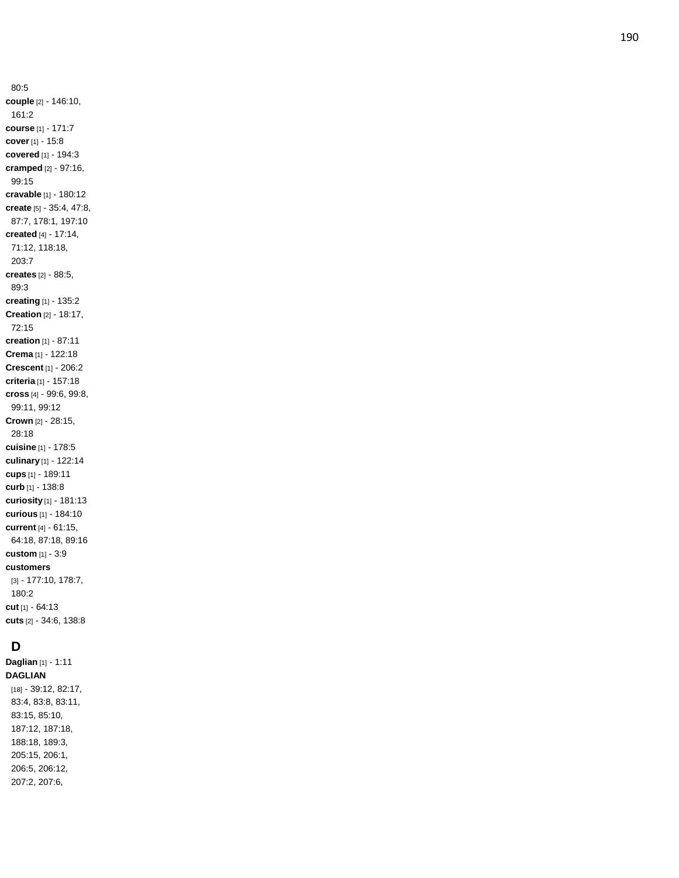80:5

**couple** [2] - 146:10, 161:2

**course** [1] - 171:7

**cover** [1] - 15:8

**covered** [1] - 194:3

**cramped** [2] - 97:16, 99:15

**cravable** [1] - 180:12

**create** [5] - 35:4, 47:8, 87:7, 178:1, 197:10

**created** [4] - 17:14, 71:12, 118:18, 203:7

**creates** [2] - 88:5, 89:3

**creating** [1] - 135:2

**Creation** [2] - 18:17, 72:15

**creation** [1] - 87:11

**Crema** [1] - 122:18

**Crescent** [1] - 206:2

**criteria** [1] - 157:18

**cross** [4] - 99:6, 99:8, 99:11, 99:12

**Crown** [2] - 28:15, 28:18

**cuisine** [1] - 178:5

**culinary** [1] - 122:14

**cups** [1] - 189:11

**curb** [1] - 138:8

**curiosity** [1] - 181:13

**curious** [1] - 184:10

**current** [4] - 61:15, 64:18, 87:18, 89:16

**custom** [1] - 3:9

**customers** [3] - 177:10, 178:7, 180:2

**cut** [1] - 64:13

**cuts** [2] - 34:6, 138:8

## D

**Daglian** [1] - 1:11

**DAGLIAN** [18] - 39:12, 82:17, 83:4, 83:8, 83:11, 83:15, 85:10, 187:12, 187:18, 188:18, 189:3, 205:15, 206:1, 206:5, 206:12, 207:2, 207:6,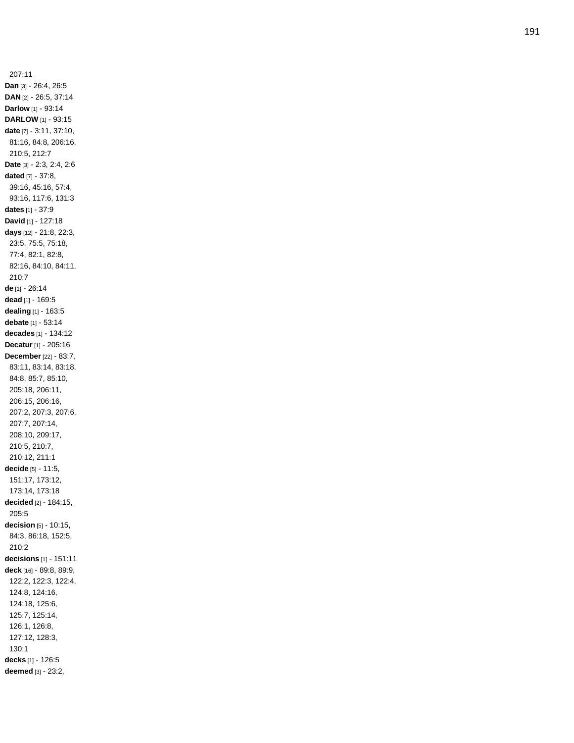207:11

**Dan** [3] - 26:4, 26:5

**DAN** [2] - 26:5, 37:14

**Darlow** [1] - 93:14

**DARLOW** [1] - 93:15

**date** [7] - 3:11, 37:10, 81:16, 84:8, 206:16, 210:5, 212:7

**Date** [3] - 2:3, 2:4, 2:6

**dated** [7] - 37:8, 39:16, 45:16, 57:4, 93:16, 117:6, 131:3

**dates** [1] - 37:9

**David** [1] - 127:18

**days** [12] - 21:8, 22:3, 23:5, 75:5, 75:18, 77:4, 82:1, 82:8, 82:16, 84:10, 84:11, 210:7

**de** [1] - 26:14

**dead** [1] - 169:5

**dealing** [1] - 163:5

**debate** [1] - 53:14

**decades** [1] - 134:12

**Decatur** [1] - 205:16

**December** [22] - 83:7, 83:11, 83:14, 83:18, 84:8, 85:7, 85:10, 205:18, 206:11, 206:15, 206:16, 207:2, 207:3, 207:6, 207:7, 207:14, 208:10, 209:17, 210:5, 210:7, 210:12, 211:1

**decide** [5] - 11:5, 151:17, 173:12, 173:14, 173:18

**decided** [2] - 184:15, 205:5

**decision** [5] - 10:15, 84:3, 86:18, 152:5, 210:2

**decisions** [1] - 151:11

**deck** [16] - 89:8, 89:9, 122:2, 122:3, 122:4, 124:8, 124:16, 124:18, 125:6, 125:7, 125:14, 126:1, 126:8, 127:12, 128:3, 130:1

**decks** [1] - 126:5

**deemed** [3] - 23:2,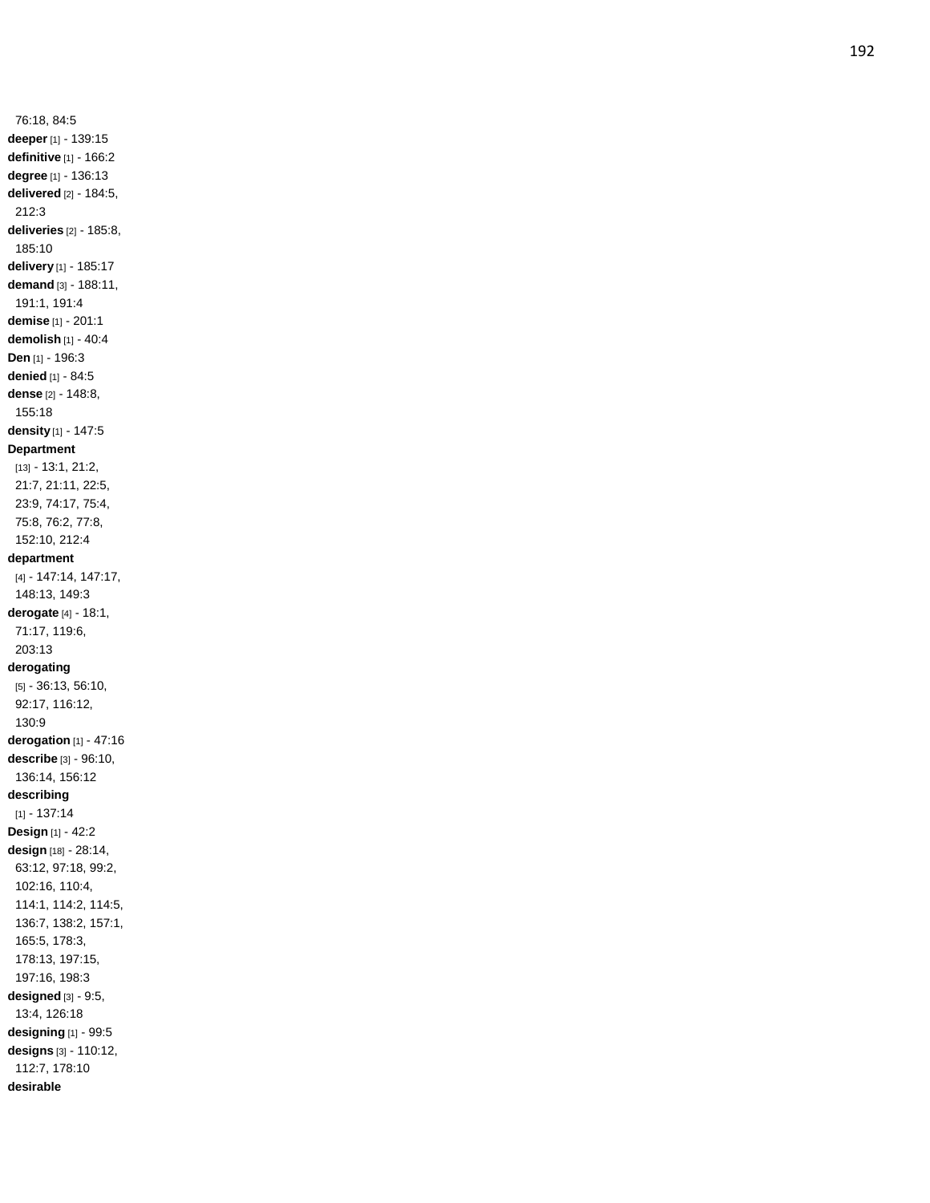76:18, 84:5
**deeper** [1] - 139:15
**definitive** [1] - 166:2
**degree** [1] - 136:13
**delivered** [2] - 184:5, 212:3
**deliveries** [2] - 185:8, 185:10
**delivery** [1] - 185:17
**demand** [3] - 188:11, 191:1, 191:4
**demise** [1] - 201:1
**demolish** [1] - 40:4
**Den** [1] - 196:3
**denied** [1] - 84:5
**dense** [2] - 148:8, 155:18
**density** [1] - 147:5
**Department** [13] - 13:1, 21:2, 21:7, 21:11, 22:5, 23:9, 74:17, 75:4, 75:8, 76:2, 77:8, 152:10, 212:4
**department** [4] - 147:14, 147:17, 148:13, 149:3
**derogate** [4] - 18:1, 71:17, 119:6, 203:13
**derogating** [5] - 36:13, 56:10, 92:17, 116:12, 130:9
**derogation** [1] - 47:16
**describe** [3] - 96:10, 136:14, 156:12
**describing** [1] - 137:14
**Design** [1] - 42:2
**design** [18] - 28:14, 63:12, 97:18, 99:2, 102:16, 110:4, 114:1, 114:2, 114:5, 136:7, 138:2, 157:1, 165:5, 178:3, 178:13, 197:15, 197:16, 198:3
**designed** [3] - 9:5, 13:4, 126:18
**designing** [1] - 99:5
**designs** [3] - 110:12, 112:7, 178:10
**desirable**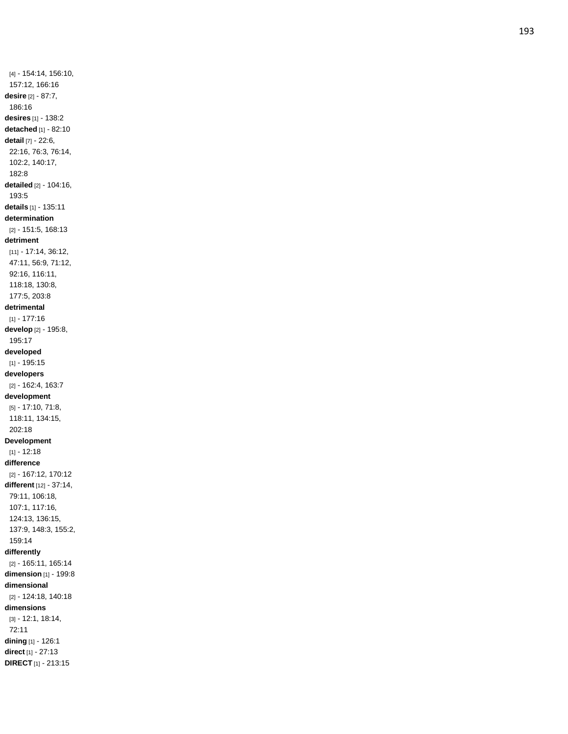[4] - 154:14, 156:10, 157:12, 166:16

**desire** [2] - 87:7, 186:16

**desires** [1] - 138:2

**detached** [1] - 82:10

**detail** [7] - 22:6, 22:16, 76:3, 76:14, 102:2, 140:17, 182:8

**detailed** [2] - 104:16, 193:5

**details** [1] - 135:11

**determination** [2] - 151:5, 168:13

**detriment** [11] - 17:14, 36:12, 47:11, 56:9, 71:12, 92:16, 116:11, 118:18, 130:8, 177:5, 203:8

**detrimental** [1] - 177:16

**develop** [2] - 195:8, 195:17

**developed** [1] - 195:15

**developers** [2] - 162:4, 163:7

**development** [5] - 17:10, 71:8, 118:11, 134:15, 202:18

**Development** [1] - 12:18

**difference** [2] - 167:12, 170:12

**different** [12] - 37:14, 79:11, 106:18, 107:1, 117:16, 124:13, 136:15, 137:9, 148:3, 155:2, 159:14

**differently** [2] - 165:11, 165:14

**dimension** [1] - 199:8

**dimensional** [2] - 124:18, 140:18

**dimensions** [3] - 12:1, 18:14, 72:11

**dining** [1] - 126:1

**direct** [1] - 27:13

**DIRECT** [1] - 213:15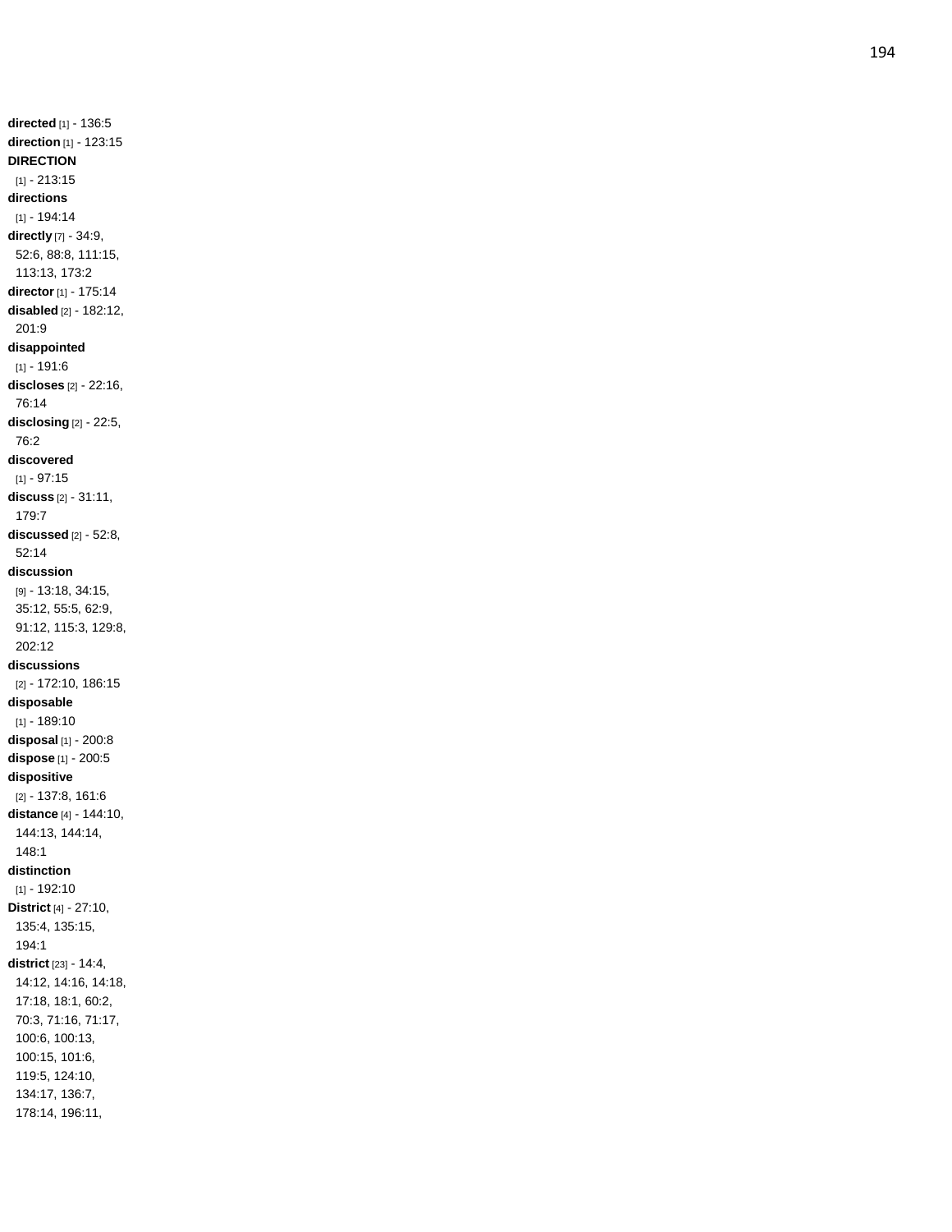**directed** [1] - 136:5
**direction** [1] - 123:15
**DIRECTION** [1] - 213:15
**directions** [1] - 194:14
**directly** [7] - 34:9, 52:6, 88:8, 111:15, 113:13, 173:2
**director** [1] - 175:14
**disabled** [2] - 182:12, 201:9
**disappointed** [1] - 191:6
**discloses** [2] - 22:16, 76:14
**disclosing** [2] - 22:5, 76:2
**discovered** [1] - 97:15
**discuss** [2] - 31:11, 179:7
**discussed** [2] - 52:8, 52:14
**discussion** [9] - 13:18, 34:15, 35:12, 55:5, 62:9, 91:12, 115:3, 129:8, 202:12
**discussions** [2] - 172:10, 186:15
**disposable** [1] - 189:10
**disposal** [1] - 200:8
**dispose** [1] - 200:5
**dispositive** [2] - 137:8, 161:6
**distance** [4] - 144:10, 144:13, 144:14, 148:1
**distinction** [1] - 192:10
**District** [4] - 27:10, 135:4, 135:15, 194:1
**district** [23] - 14:4, 14:12, 14:16, 14:18, 17:18, 18:1, 60:2, 70:3, 71:16, 71:17, 100:6, 100:13, 100:15, 101:6, 119:5, 124:10, 134:17, 136:7, 178:14, 196:11,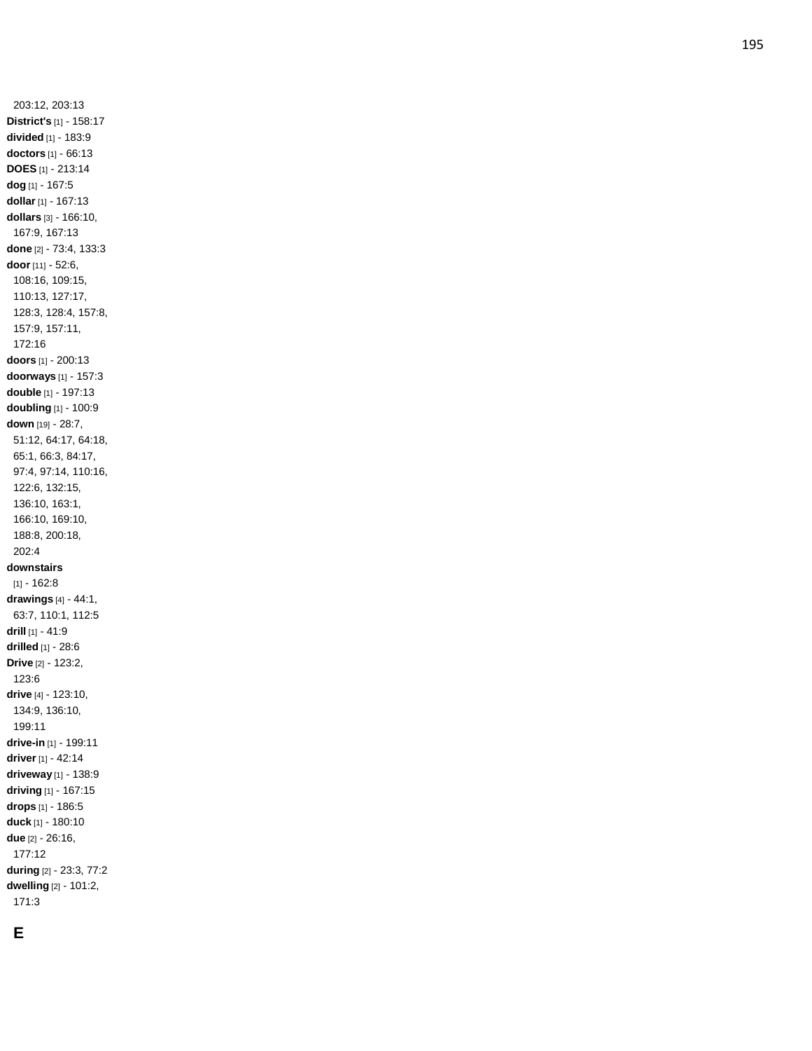203:12, 203:13

**District's** [1] - 158:17

**divided** [1] - 183:9

**doctors** [1] - 66:13

**DOES** [1] - 213:14

**dog** [1] - 167:5

**dollar** [1] - 167:13

**dollars** [3] - 166:10, 167:9, 167:13

**done** [2] - 73:4, 133:3

**door** [11] - 52:6, 108:16, 109:15, 110:13, 127:17, 128:3, 128:4, 157:8, 157:9, 157:11, 172:16

**doors** [1] - 200:13

**doorways** [1] - 157:3

**double** [1] - 197:13

**doubling** [1] - 100:9

**down** [19] - 28:7, 51:12, 64:17, 64:18, 65:1, 66:3, 84:17, 97:4, 97:14, 110:16, 122:6, 132:15, 136:10, 163:1, 166:10, 169:10, 188:8, 200:18, 202:4

**downstairs** [1] - 162:8

**drawings** [4] - 44:1, 63:7, 110:1, 112:5

**drill** [1] - 41:9

**drilled** [1] - 28:6

**Drive** [2] - 123:2, 123:6

**drive** [4] - 123:10, 134:9, 136:10, 199:11

**drive-in** [1] - 199:11

**driver** [1] - 42:14

**driveway** [1] - 138:9

**driving** [1] - 167:15

**drops** [1] - 186:5

**duck** [1] - 180:10

**due** [2] - 26:16, 177:12

**during** [2] - 23:3, 77:2

**dwelling** [2] - 101:2, 171:3

## E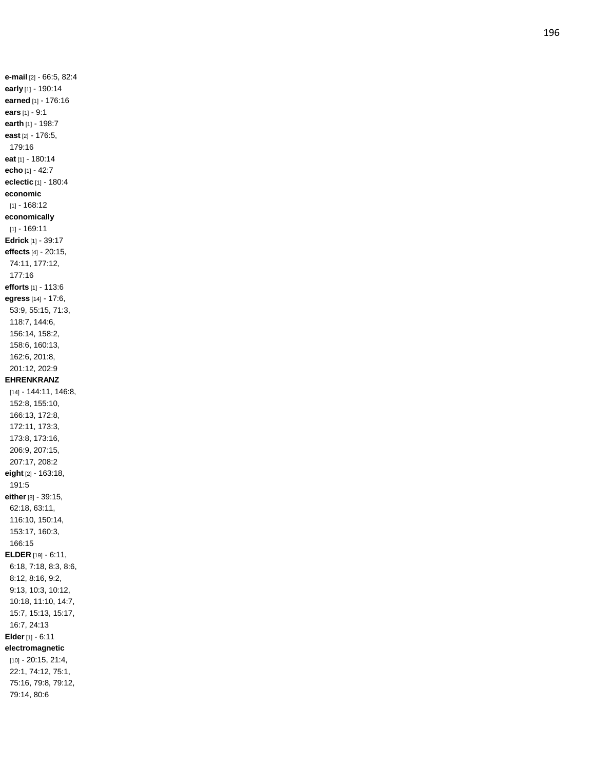**e-mail** [2] - 66:5, 82:4
**early** [1] - 190:14
**earned** [1] - 176:16
**ears** [1] - 9:1
**earth** [1] - 198:7
**east** [2] - 176:5, 179:16
**eat** [1] - 180:14
**echo** [1] - 42:7
**eclectic** [1] - 180:4
**economic** [1] - 168:12
**economically** [1] - 169:11
**Edrick** [1] - 39:17
**effects** [4] - 20:15, 74:11, 177:12, 177:16
**efforts** [1] - 113:6
**egress** [14] - 17:6, 53:9, 55:15, 71:3, 118:7, 144:6, 156:14, 158:2, 158:6, 160:13, 162:6, 201:8, 201:12, 202:9
**EHRENKRANZ** [14] - 144:11, 146:8, 152:8, 155:10, 166:13, 172:8, 172:11, 173:3, 173:8, 173:16, 206:9, 207:15, 207:17, 208:2
**eight** [2] - 163:18, 191:5
**either** [8] - 39:15, 62:18, 63:11, 116:10, 150:14, 153:17, 160:3, 166:15
**ELDER** [19] - 6:11, 6:18, 7:18, 8:3, 8:6, 8:12, 8:16, 9:2, 9:13, 10:3, 10:12, 10:18, 11:10, 14:7, 15:7, 15:13, 15:17, 16:7, 24:13
**Elder** [1] - 6:11
**electromagnetic** [10] - 20:15, 21:4, 22:1, 74:12, 75:1, 75:16, 79:8, 79:12, 79:14, 80:6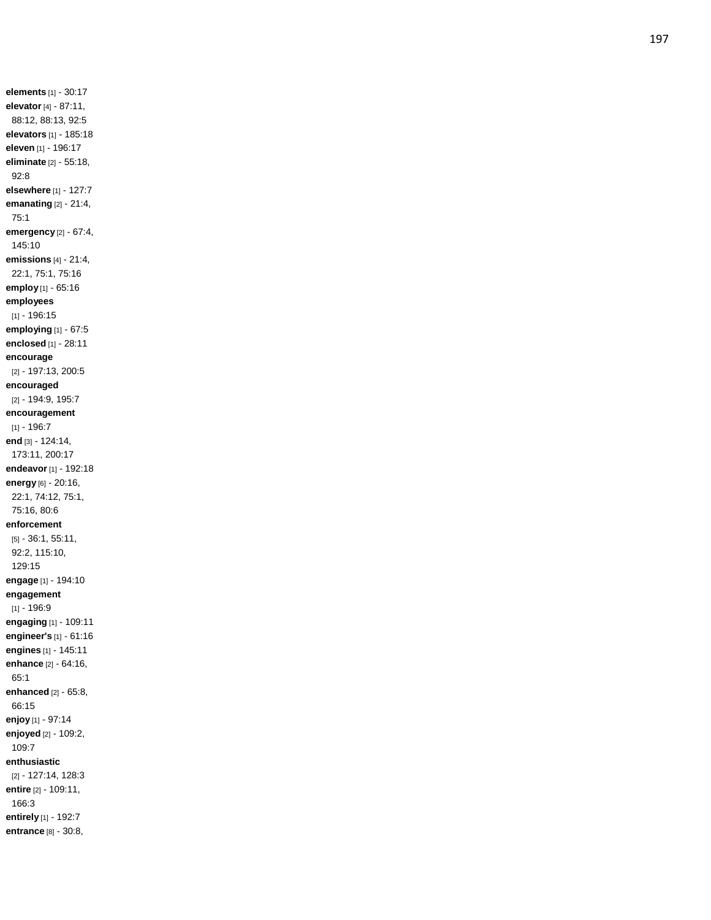**elements** [1] - 30:17
**elevator** [4] - 87:11, 88:12, 88:13, 92:5
**elevators** [1] - 185:18
**eleven** [1] - 196:17
**eliminate** [2] - 55:18, 92:8
**elsewhere** [1] - 127:7
**emanating** [2] - 21:4, 75:1
**emergency** [2] - 67:4, 145:10
**emissions** [4] - 21:4, 22:1, 75:1, 75:16
**employ** [1] - 65:16
**employees** [1] - 196:15
**employing** [1] - 67:5
**enclosed** [1] - 28:11
**encourage** [2] - 197:13, 200:5
**encouraged** [2] - 194:9, 195:7
**encouragement** [1] - 196:7
**end** [3] - 124:14, 173:11, 200:17
**endeavor** [1] - 192:18
**energy** [6] - 20:16, 22:1, 74:12, 75:1, 75:16, 80:6
**enforcement** [5] - 36:1, 55:11, 92:2, 115:10, 129:15
**engage** [1] - 194:10
**engagement** [1] - 196:9
**engaging** [1] - 109:11
**engineer's** [1] - 61:16
**engines** [1] - 145:11
**enhance** [2] - 64:16, 65:1
**enhanced** [2] - 65:8, 66:15
**enjoy** [1] - 97:14
**enjoyed** [2] - 109:2, 109:7
**enthusiastic** [2] - 127:14, 128:3
**entire** [2] - 109:11, 166:3
**entirely** [1] - 192:7
**entrance** [8] - 30:8,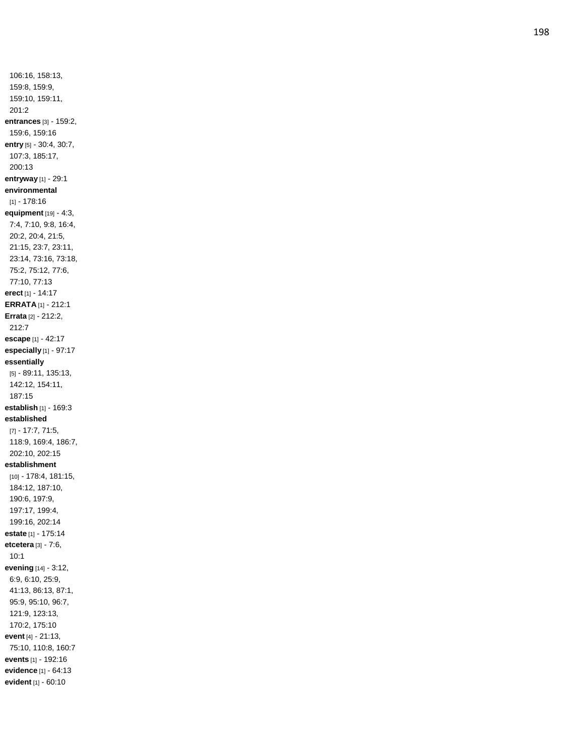106:16, 158:13, 159:8, 159:9, 159:10, 159:11, 201:2

**entrances** [3] - 159:2, 159:6, 159:16

**entry** [5] - 30:4, 30:7, 107:3, 185:17, 200:13

**entryway** [1] - 29:1

**environmental** [1] - 178:16

**equipment** [19] - 4:3, 7:4, 7:10, 9:8, 16:4, 20:2, 20:4, 21:5, 21:15, 23:7, 23:11, 23:14, 73:16, 73:18, 75:2, 75:12, 77:6, 77:10, 77:13

**erect** [1] - 14:17

**ERRATA** [1] - 212:1

**Errata** [2] - 212:2, 212:7

**escape** [1] - 42:17

**especially** [1] - 97:17

**essentially** [5] - 89:11, 135:13, 142:12, 154:11, 187:15

**establish** [1] - 169:3

**established** [7] - 17:7, 71:5, 118:9, 169:4, 186:7, 202:10, 202:15

**establishment** [10] - 178:4, 181:15, 184:12, 187:10, 190:6, 197:9, 197:17, 199:4, 199:16, 202:14

**estate** [1] - 175:14

**etcetera** [3] - 7:6, 10:1

**evening** [14] - 3:12, 6:9, 6:10, 25:9, 41:13, 86:13, 87:1, 95:9, 95:10, 96:7, 121:9, 123:13, 170:2, 175:10

**event** [4] - 21:13, 75:10, 110:8, 160:7

**events** [1] - 192:16

**evidence** [1] - 64:13

**evident** [1] - 60:10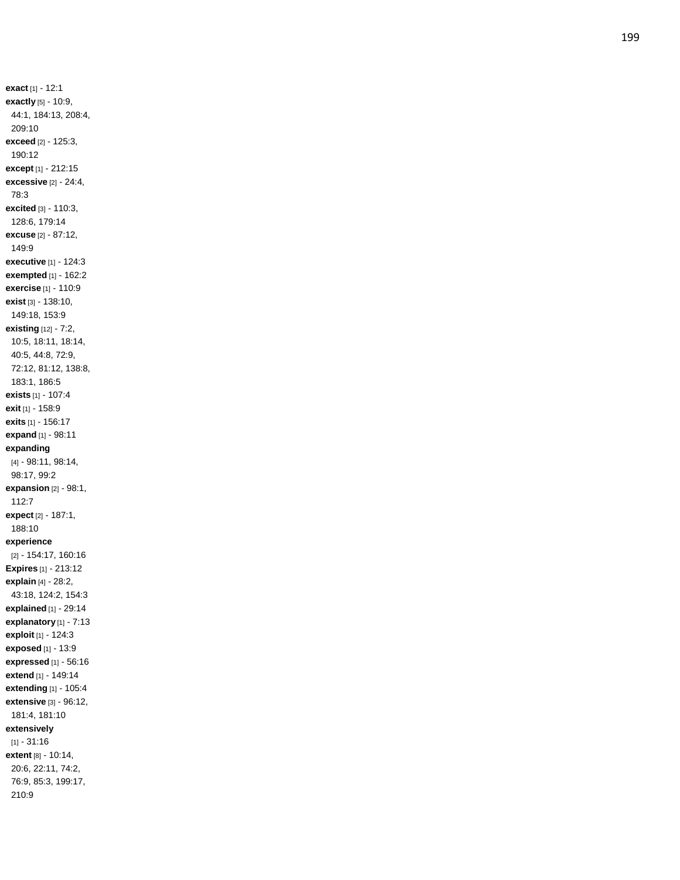**exact** [1] - 12:1
**exactly** [5] - 10:9, 44:1, 184:13, 208:4, 209:10
**exceed** [2] - 125:3, 190:12
**except** [1] - 212:15
**excessive** [2] - 24:4, 78:3
**excited** [3] - 110:3, 128:6, 179:14
**excuse** [2] - 87:12, 149:9
**executive** [1] - 124:3
**exempted** [1] - 162:2
**exercise** [1] - 110:9
**exist** [3] - 138:10, 149:18, 153:9
**existing** [12] - 7:2, 10:5, 18:11, 18:14, 40:5, 44:8, 72:9, 72:12, 81:12, 138:8, 183:1, 186:5
**exists** [1] - 107:4
**exit** [1] - 158:9
**exits** [1] - 156:17
**expand** [1] - 98:11
**expanding** [4] - 98:11, 98:14, 98:17, 99:2
**expansion** [2] - 98:1, 112:7
**expect** [2] - 187:1, 188:10
**experience** [2] - 154:17, 160:16
**Expires** [1] - 213:12
**explain** [4] - 28:2, 43:18, 124:2, 154:3
**explained** [1] - 29:14
**explanatory** [1] - 7:13
**exploit** [1] - 124:3
**exposed** [1] - 13:9
**expressed** [1] - 56:16
**extend** [1] - 149:14
**extending** [1] - 105:4
**extensive** [3] - 96:12, 181:4, 181:10
**extensively** [1] - 31:16
**extent** [8] - 10:14, 20:6, 22:11, 74:2, 76:9, 85:3, 199:17, 210:9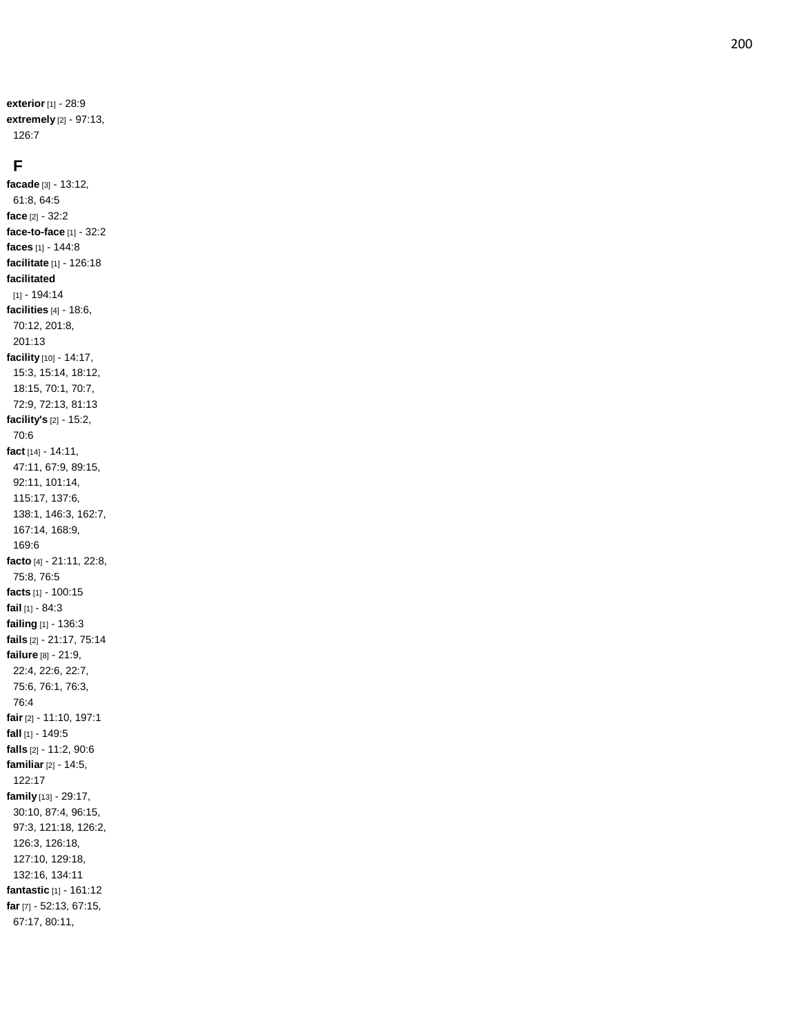**exterior** [1] - 28:9
**extremely** [2] - 97:13, 126:7

## F

**facade** [3] - 13:12, 61:8, 64:5
**face** [2] - 32:2
**face-to-face** [1] - 32:2
**faces** [1] - 144:8
**facilitate** [1] - 126:18
**facilitated** [1] - 194:14
**facilities** [4] - 18:6, 70:12, 201:8, 201:13
**facility** [10] - 14:17, 15:3, 15:14, 18:12, 18:15, 70:1, 70:7, 72:9, 72:13, 81:13
**facility's** [2] - 15:2, 70:6
**fact** [14] - 14:11, 47:11, 67:9, 89:15, 92:11, 101:14, 115:17, 137:6, 138:1, 146:3, 162:7, 167:14, 168:9, 169:6
**facto** [4] - 21:11, 22:8, 75:8, 76:5
**facts** [1] - 100:15
**fail** [1] - 84:3
**failing** [1] - 136:3
**fails** [2] - 21:17, 75:14
**failure** [8] - 21:9, 22:4, 22:6, 22:7, 75:6, 76:1, 76:3, 76:4
**fair** [2] - 11:10, 197:1
**fall** [1] - 149:5
**falls** [2] - 11:2, 90:6
**familiar** [2] - 14:5, 122:17
**family** [13] - 29:17, 30:10, 87:4, 96:15, 97:3, 121:18, 126:2, 126:3, 126:18, 127:10, 129:18, 132:16, 134:11
**fantastic** [1] - 161:12
**far** [7] - 52:13, 67:15, 67:17, 80:11,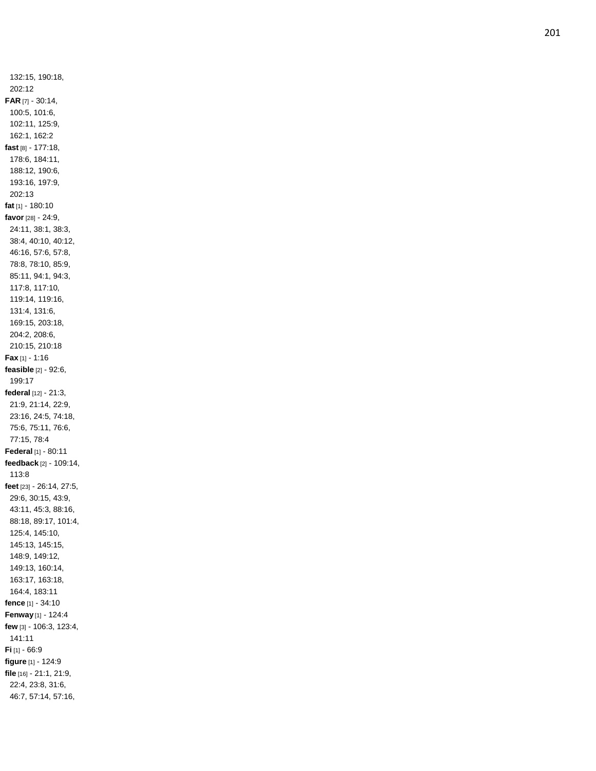132:15, 190:18, 202:12

**FAR** [7] - 30:14, 100:5, 101:6, 102:11, 125:9, 162:1, 162:2

**fast** [8] - 177:18, 178:6, 184:11, 188:12, 190:6, 193:16, 197:9, 202:13

**fat** [1] - 180:10

**favor** [28] - 24:9, 24:11, 38:1, 38:3, 38:4, 40:10, 40:12, 46:16, 57:6, 57:8, 78:8, 78:10, 85:9, 85:11, 94:1, 94:3, 117:8, 117:10, 119:14, 119:16, 131:4, 131:6, 169:15, 203:18, 204:2, 208:6, 210:15, 210:18

**Fax** [1] - 1:16

**feasible** [2] - 92:6, 199:17

**federal** [12] - 21:3, 21:9, 21:14, 22:9, 23:16, 24:5, 74:18, 75:6, 75:11, 76:6, 77:15, 78:4

**Federal** [1] - 80:11

**feedback** [2] - 109:14, 113:8

**feet** [23] - 26:14, 27:5, 29:6, 30:15, 43:9, 43:11, 45:3, 88:16, 88:18, 89:17, 101:4, 125:4, 145:10, 145:13, 145:15, 148:9, 149:12, 149:13, 160:14, 163:17, 163:18, 164:4, 183:11

**fence** [1] - 34:10

**Fenway** [1] - 124:4

**few** [3] - 106:3, 123:4, 141:11

**Fi** [1] - 66:9

**figure** [1] - 124:9

**file** [16] - 21:1, 21:9, 22:4, 23:8, 31:6, 46:7, 57:14, 57:16,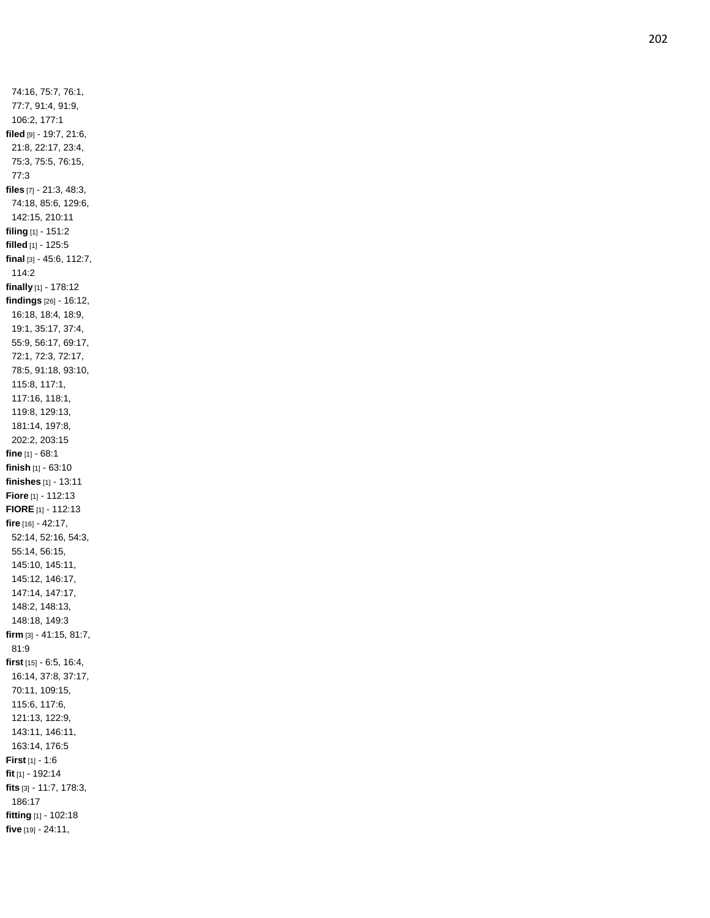74:16, 75:7, 76:1, 77:7, 91:4, 91:9, 106:2, 177:1

**filed** [9] - 19:7, 21:6, 21:8, 22:17, 23:4, 75:3, 75:5, 76:15, 77:3

**files** [7] - 21:3, 48:3, 74:18, 85:6, 129:6, 142:15, 210:11

**filing** [1] - 151:2

**filled** [1] - 125:5

**final** [3] - 45:6, 112:7, 114:2

**finally** [1] - 178:12

**findings** [26] - 16:12, 16:18, 18:4, 18:9, 19:1, 35:17, 37:4, 55:9, 56:17, 69:17, 72:1, 72:3, 72:17, 78:5, 91:18, 93:10, 115:8, 117:1, 117:16, 118:1, 119:8, 129:13, 181:14, 197:8, 202:2, 203:15

**fine** [1] - 68:1

**finish** [1] - 63:10

**finishes** [1] - 13:11

**Fiore** [1] - 112:13

**FIORE** [1] - 112:13

**fire** [16] - 42:17, 52:14, 52:16, 54:3, 55:14, 56:15, 145:10, 145:11, 145:12, 146:17, 147:14, 147:17, 148:2, 148:13, 148:18, 149:3

**firm** [3] - 41:15, 81:7, 81:9

**first** [15] - 6:5, 16:4, 16:14, 37:8, 37:17, 70:11, 109:15, 115:6, 117:6, 121:13, 122:9, 143:11, 146:11, 163:14, 176:5

**First** [1] - 1:6

**fit** [1] - 192:14

**fits** [3] - 11:7, 178:3, 186:17

**fitting** [1] - 102:18

**five** [19] - 24:11,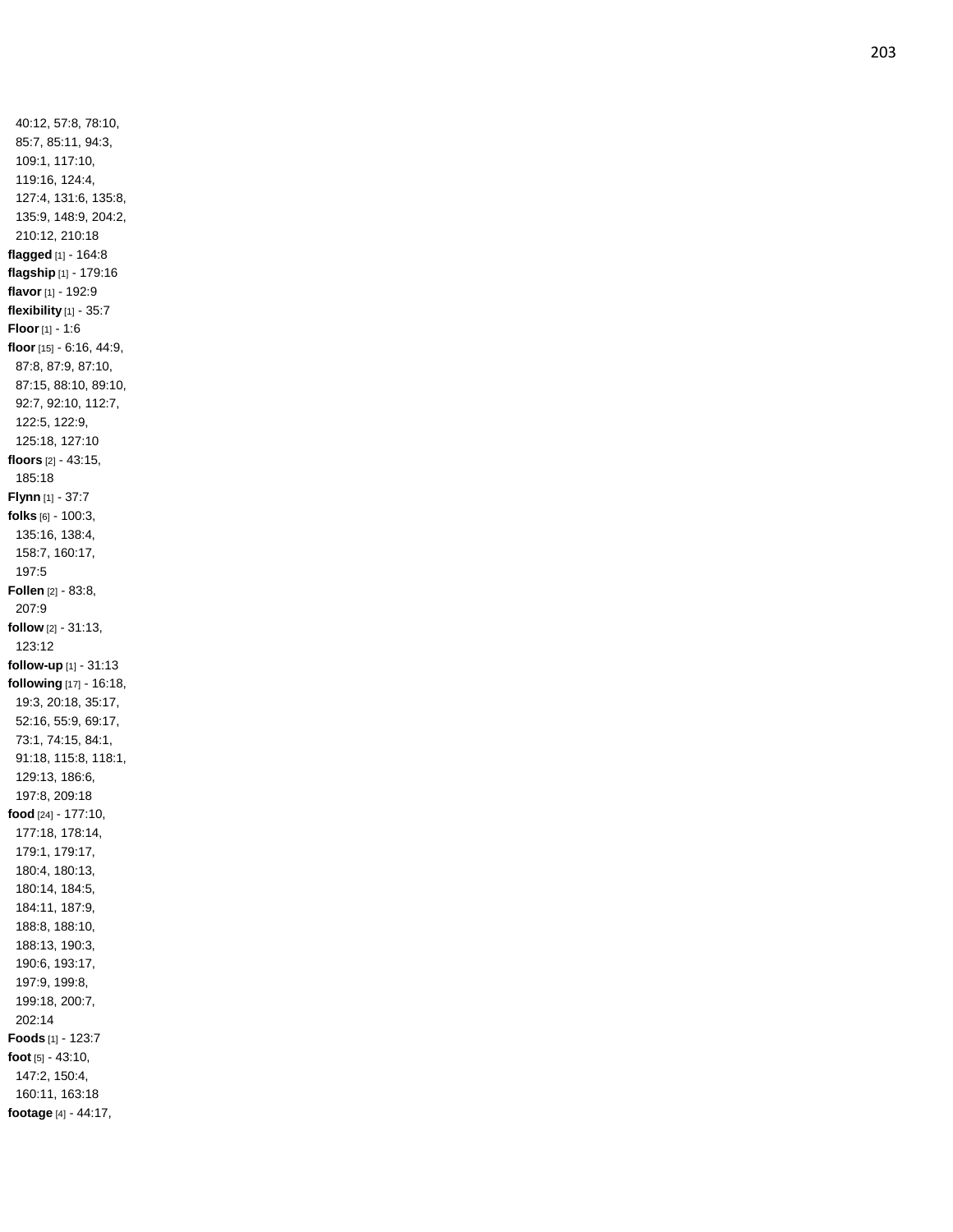40:12, 57:8, 78:10, 85:7, 85:11, 94:3, 109:1, 117:10, 119:16, 124:4, 127:4, 131:6, 135:8, 135:9, 148:9, 204:2, 210:12, 210:18

**flagged** [1] - 164:8

**flagship** [1] - 179:16

**flavor** [1] - 192:9

**flexibility** [1] - 35:7

**Floor** [1] - 1:6

**floor** [15] - 6:16, 44:9, 87:8, 87:9, 87:10, 87:15, 88:10, 89:10, 92:7, 92:10, 112:7, 122:5, 122:9, 125:18, 127:10

**floors** [2] - 43:15, 185:18

**Flynn** [1] - 37:7

**folks** [6] - 100:3, 135:16, 138:4, 158:7, 160:17, 197:5

**Follen** [2] - 83:8, 207:9

**follow** [2] - 31:13, 123:12

**follow-up** [1] - 31:13

**following** [17] - 16:18, 19:3, 20:18, 35:17, 52:16, 55:9, 69:17, 73:1, 74:15, 84:1, 91:18, 115:8, 118:1, 129:13, 186:6, 197:8, 209:18

**food** [24] - 177:10, 177:18, 178:14, 179:1, 179:17, 180:4, 180:13, 180:14, 184:5, 184:11, 187:9, 188:8, 188:10, 188:13, 190:3, 190:6, 193:17, 197:9, 199:8, 199:18, 200:7, 202:14

**Foods** [1] - 123:7

**foot** [5] - 43:10, 147:2, 150:4, 160:11, 163:18

**footage** [4] - 44:17,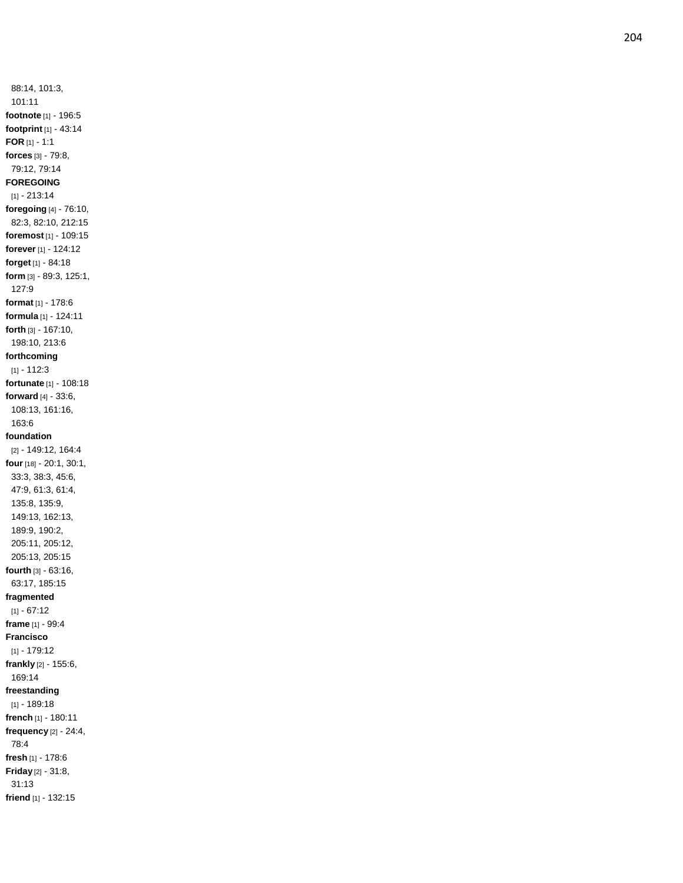88:14, 101:3, 101:11

**footnote** [1] - 196:5

**footprint** [1] - 43:14

**FOR** [1] - 1:1

**forces** [3] - 79:8, 79:12, 79:14

**FOREGOING** [1] - 213:14

**foregoing** [4] - 76:10, 82:3, 82:10, 212:15

**foremost** [1] - 109:15

**forever** [1] - 124:12

**forget** [1] - 84:18

**form** [3] - 89:3, 125:1, 127:9

**format** [1] - 178:6

**formula** [1] - 124:11

**forth** [3] - 167:10, 198:10, 213:6

**forthcoming** [1] - 112:3

**fortunate** [1] - 108:18

**forward** [4] - 33:6, 108:13, 161:16, 163:6

**foundation** [2] - 149:12, 164:4

**four** [18] - 20:1, 30:1, 33:3, 38:3, 45:6, 47:9, 61:3, 61:4, 135:8, 135:9, 149:13, 162:13, 189:9, 190:2, 205:11, 205:12, 205:13, 205:15

**fourth** [3] - 63:16, 63:17, 185:15

**fragmented** [1] - 67:12

**frame** [1] - 99:4

**Francisco** [1] - 179:12

**frankly** [2] - 155:6, 169:14

**freestanding** [1] - 189:18

**french** [1] - 180:11

**frequency** [2] - 24:4, 78:4

**fresh** [1] - 178:6

**Friday** [2] - 31:8, 31:13

**friend** [1] - 132:15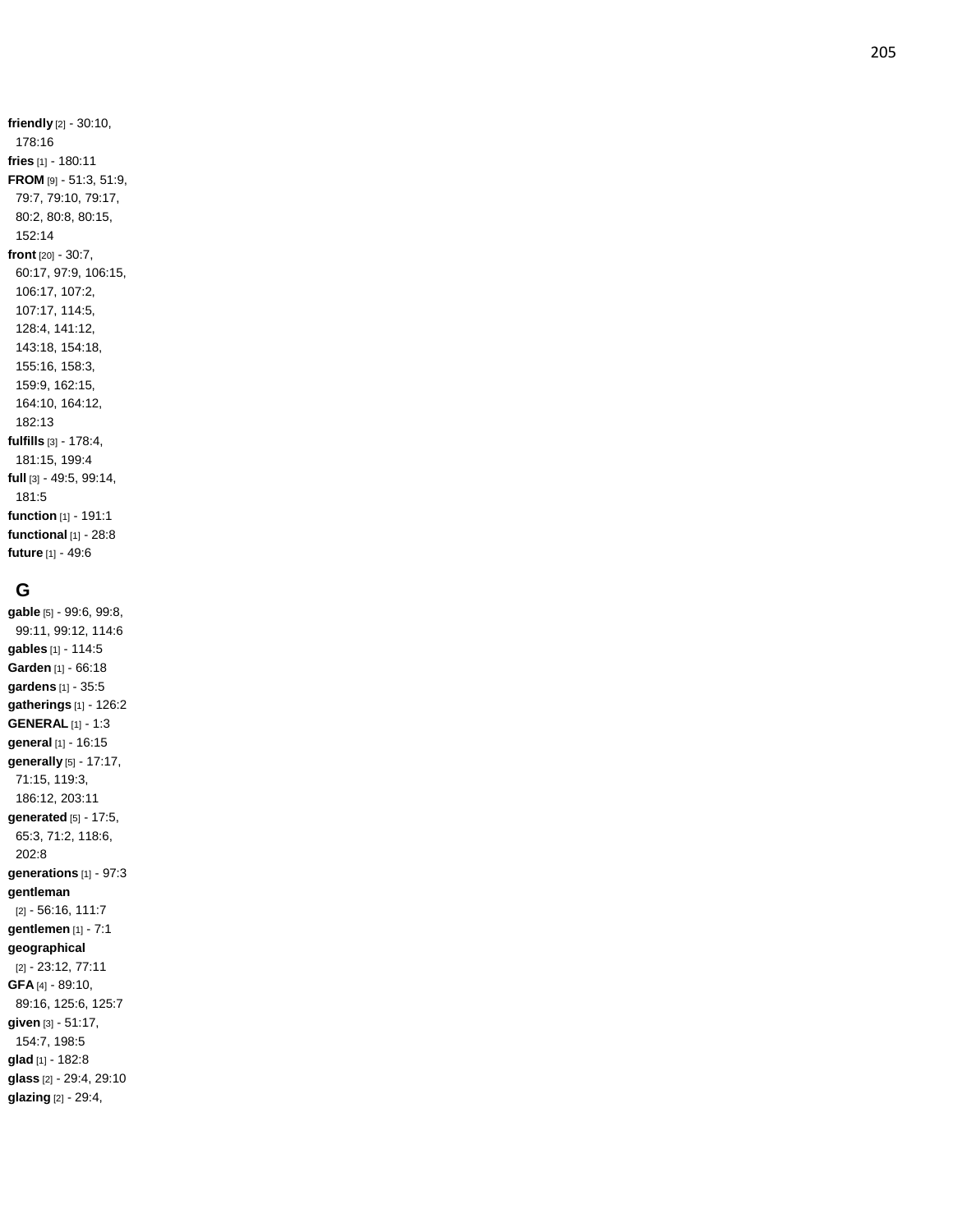**friendly** [2] - 30:10, 178:16
**fries** [1] - 180:11
**FROM** [9] - 51:3, 51:9, 79:7, 79:10, 79:17, 80:2, 80:8, 80:15, 152:14
**front** [20] - 30:7, 60:17, 97:9, 106:15, 106:17, 107:2, 107:17, 114:5, 128:4, 141:12, 143:18, 154:18, 155:16, 158:3, 159:9, 162:15, 164:10, 164:12, 182:13
**fulfills** [3] - 178:4, 181:15, 199:4
**full** [3] - 49:5, 99:14, 181:5
**function** [1] - 191:1
**functional** [1] - 28:8
**future** [1] - 49:6

## G

**gable** [5] - 99:6, 99:8, 99:11, 99:12, 114:6
**gables** [1] - 114:5
**Garden** [1] - 66:18
**gardens** [1] - 35:5
**gatherings** [1] - 126:2
**GENERAL** [1] - 1:3
**general** [1] - 16:15
**generally** [5] - 17:17, 71:15, 119:3, 186:12, 203:11
**generated** [5] - 17:5, 65:3, 71:2, 118:6, 202:8
**generations** [1] - 97:3
**gentleman** [2] - 56:16, 111:7
**gentlemen** [1] - 7:1
**geographical** [2] - 23:12, 77:11
**GFA** [4] - 89:10, 89:16, 125:6, 125:7
**given** [3] - 51:17, 154:7, 198:5
**glad** [1] - 182:8
**glass** [2] - 29:4, 29:10
**glazing** [2] - 29:4,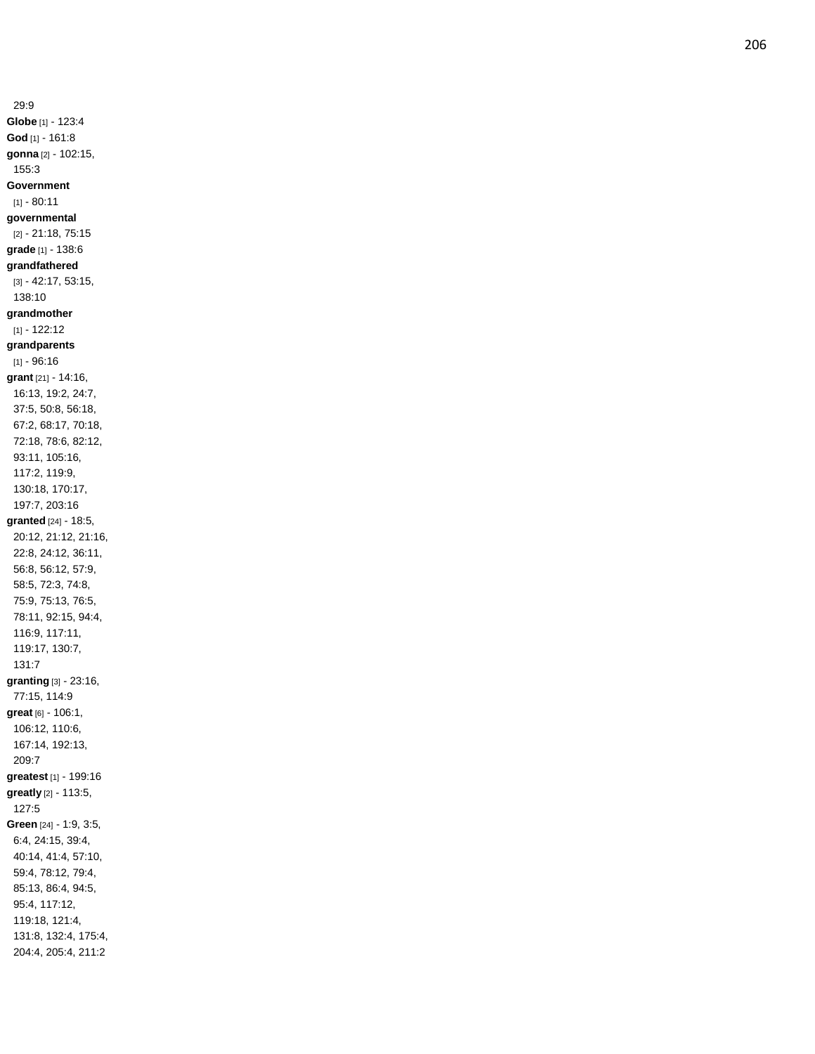29:9

**Globe** [1] - 123:4

**God** [1] - 161:8

**gonna** [2] - 102:15, 155:3

**Government** [1] - 80:11

**governmental** [2] - 21:18, 75:15

**grade** [1] - 138:6

**grandfathered** [3] - 42:17, 53:15, 138:10

**grandmother** [1] - 122:12

**grandparents** [1] - 96:16

**grant** [21] - 14:16, 16:13, 19:2, 24:7, 37:5, 50:8, 56:18, 67:2, 68:17, 70:18, 72:18, 78:6, 82:12, 93:11, 105:16, 117:2, 119:9, 130:18, 170:17, 197:7, 203:16

**granted** [24] - 18:5, 20:12, 21:12, 21:16, 22:8, 24:12, 36:11, 56:8, 56:12, 57:9, 58:5, 72:3, 74:8, 75:9, 75:13, 76:5, 78:11, 92:15, 94:4, 116:9, 117:11, 119:17, 130:7, 131:7

**granting** [3] - 23:16, 77:15, 114:9

**great** [6] - 106:1, 106:12, 110:6, 167:14, 192:13, 209:7

**greatest** [1] - 199:16

**greatly** [2] - 113:5, 127:5

**Green** [24] - 1:9, 3:5, 6:4, 24:15, 39:4, 40:14, 41:4, 57:10, 59:4, 78:12, 79:4, 85:13, 86:4, 94:5, 95:4, 117:12, 119:18, 121:4, 131:8, 132:4, 175:4, 204:4, 205:4, 211:2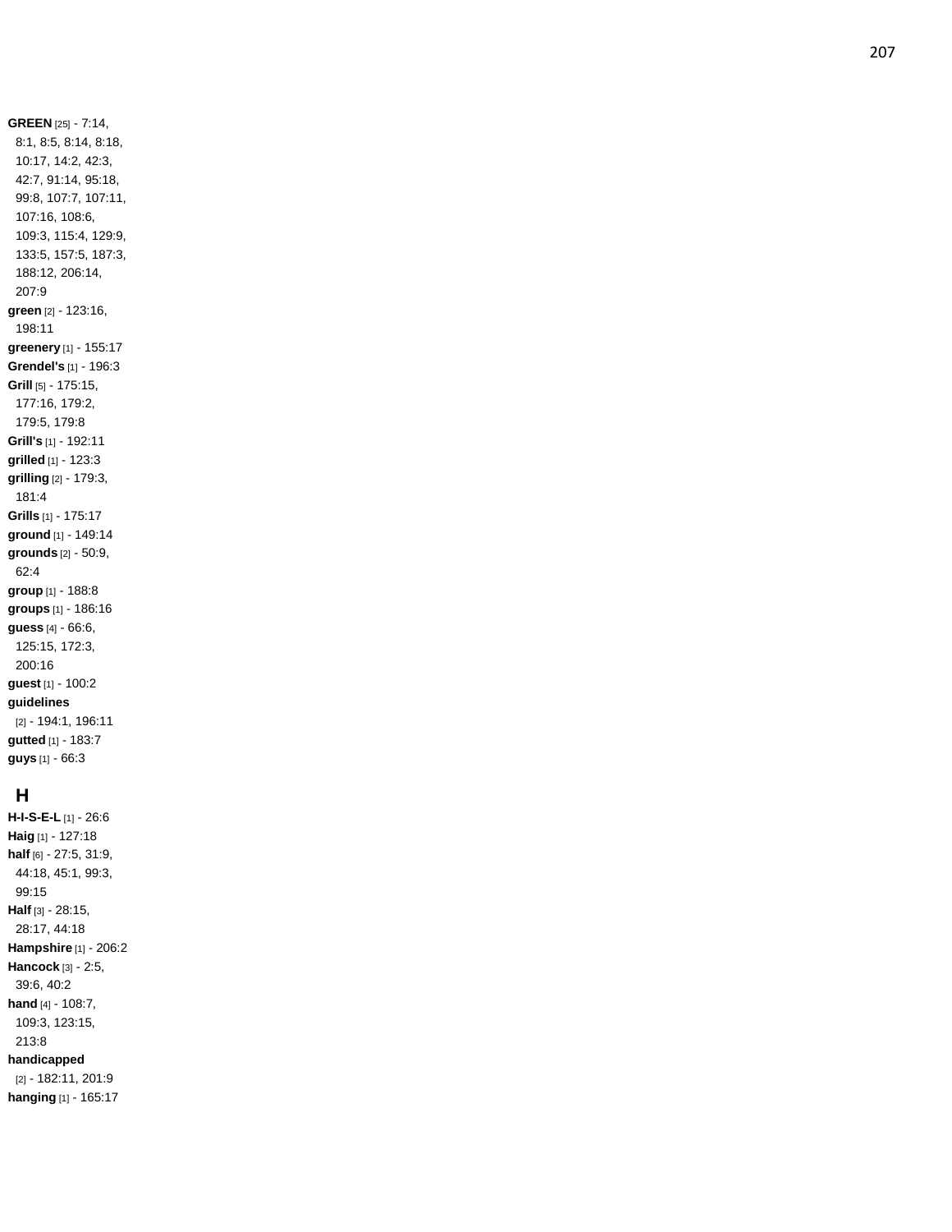**GREEN** [25] - 7:14, 8:1, 8:5, 8:14, 8:18, 10:17, 14:2, 42:3, 42:7, 91:14, 95:18, 99:8, 107:7, 107:11, 107:16, 108:6, 109:3, 115:4, 129:9, 133:5, 157:5, 187:3, 188:12, 206:14, 207:9

**green** [2] - 123:16, 198:11

**greenery** [1] - 155:17

**Grendel's** [1] - 196:3

**Grill** [5] - 175:15, 177:16, 179:2, 179:5, 179:8

**Grill's** [1] - 192:11

**grilled** [1] - 123:3

**grilling** [2] - 179:3, 181:4

**Grills** [1] - 175:17

**ground** [1] - 149:14

**grounds** [2] - 50:9, 62:4

**group** [1] - 188:8

**groups** [1] - 186:16

**guess** [4] - 66:6, 125:15, 172:3, 200:16

**guest** [1] - 100:2

**guidelines** [2] - 194:1, 196:11

**gutted** [1] - 183:7

**guys** [1] - 66:3

## H

**H-I-S-E-L** [1] - 26:6

**Haig** [1] - 127:18

**half** [6] - 27:5, 31:9, 44:18, 45:1, 99:3, 99:15

**Half** [3] - 28:15, 28:17, 44:18

**Hampshire** [1] - 206:2

**Hancock** [3] - 2:5, 39:6, 40:2

**hand** [4] - 108:7, 109:3, 123:15, 213:8

**handicapped** [2] - 182:11, 201:9

**hanging** [1] - 165:17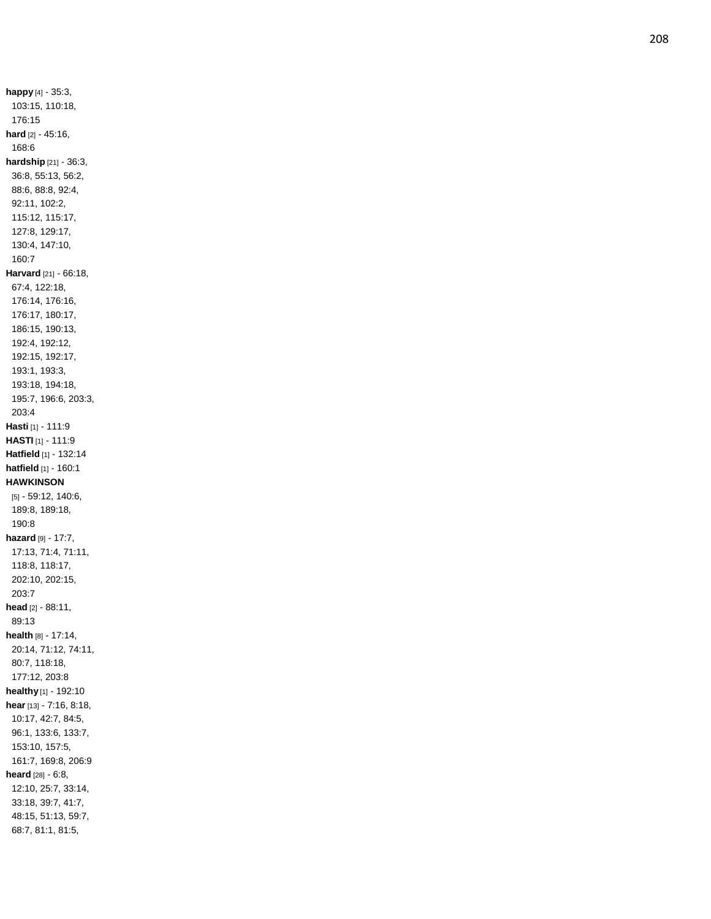**happy** [4] - 35:3, 103:15, 110:18, 176:15

**hard** [2] - 45:16, 168:6

**hardship** [21] - 36:3, 36:8, 55:13, 56:2, 88:6, 88:8, 92:4, 92:11, 102:2, 115:12, 115:17, 127:8, 129:17, 130:4, 147:10, 160:7

**Harvard** [21] - 66:18, 67:4, 122:18, 176:14, 176:16, 176:17, 180:17, 186:15, 190:13, 192:4, 192:12, 192:15, 192:17, 193:1, 193:3, 193:18, 194:18, 195:7, 196:6, 203:3, 203:4

**Hasti** [1] - 111:9

**HASTI** [1] - 111:9

**Hatfield** [1] - 132:14

**hatfield** [1] - 160:1

**HAWKINSON** [5] - 59:12, 140:6, 189:8, 189:18, 190:8

**hazard** [9] - 17:7, 17:13, 71:4, 71:11, 118:8, 118:17, 202:10, 202:15, 203:7

**head** [2] - 88:11, 89:13

**health** [8] - 17:14, 20:14, 71:12, 74:11, 80:7, 118:18, 177:12, 203:8

**healthy** [1] - 192:10

**hear** [13] - 7:16, 8:18, 10:17, 42:7, 84:5, 96:1, 133:6, 133:7, 153:10, 157:5, 161:7, 169:8, 206:9

**heard** [28] - 6:8, 12:10, 25:7, 33:14, 33:18, 39:7, 41:7, 48:15, 51:13, 59:7, 68:7, 81:1, 81:5,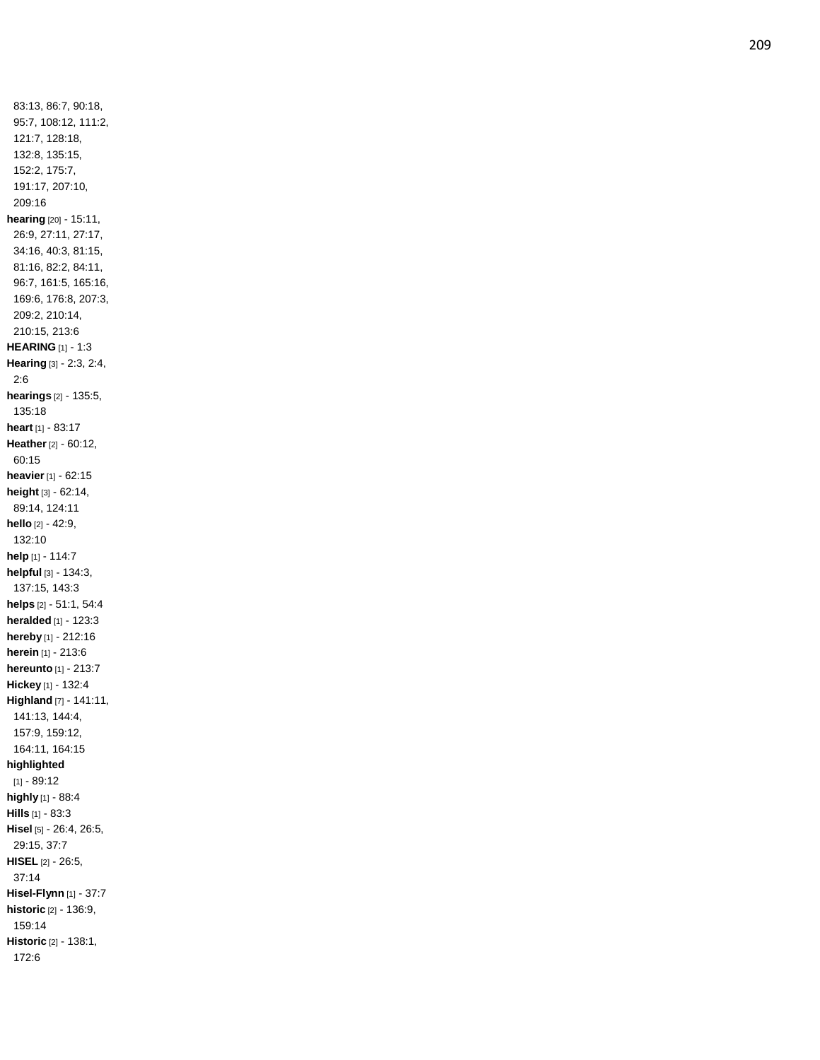83:13, 86:7, 90:18, 95:7, 108:12, 111:2, 121:7, 128:18, 132:8, 135:15, 152:2, 175:7, 191:17, 207:10, 209:16

**hearing** [20] - 15:11, 26:9, 27:11, 27:17, 34:16, 40:3, 81:15, 81:16, 82:2, 84:11, 96:7, 161:5, 165:16, 169:6, 176:8, 207:3, 209:2, 210:14, 210:15, 213:6

**HEARING** [1] - 1:3

**Hearing** [3] - 2:3, 2:4, 2:6

**hearings** [2] - 135:5, 135:18

**heart** [1] - 83:17

**Heather** [2] - 60:12, 60:15

**heavier** [1] - 62:15

**height** [3] - 62:14, 89:14, 124:11

**hello** [2] - 42:9, 132:10

**help** [1] - 114:7

**helpful** [3] - 134:3, 137:15, 143:3

**helps** [2] - 51:1, 54:4

**heralded** [1] - 123:3

**hereby** [1] - 212:16

**herein** [1] - 213:6

**hereunto** [1] - 213:7

**Hickey** [1] - 132:4

**Highland** [7] - 141:11, 141:13, 144:4, 157:9, 159:12, 164:11, 164:15

**highlighted** [1] - 89:12

**highly** [1] - 88:4

**Hills** [1] - 83:3

**Hisel** [5] - 26:4, 26:5, 29:15, 37:7

**HISEL** [2] - 26:5, 37:14

**Hisel-Flynn** [1] - 37:7

**historic** [2] - 136:9, 159:14

**Historic** [2] - 138:1, 172:6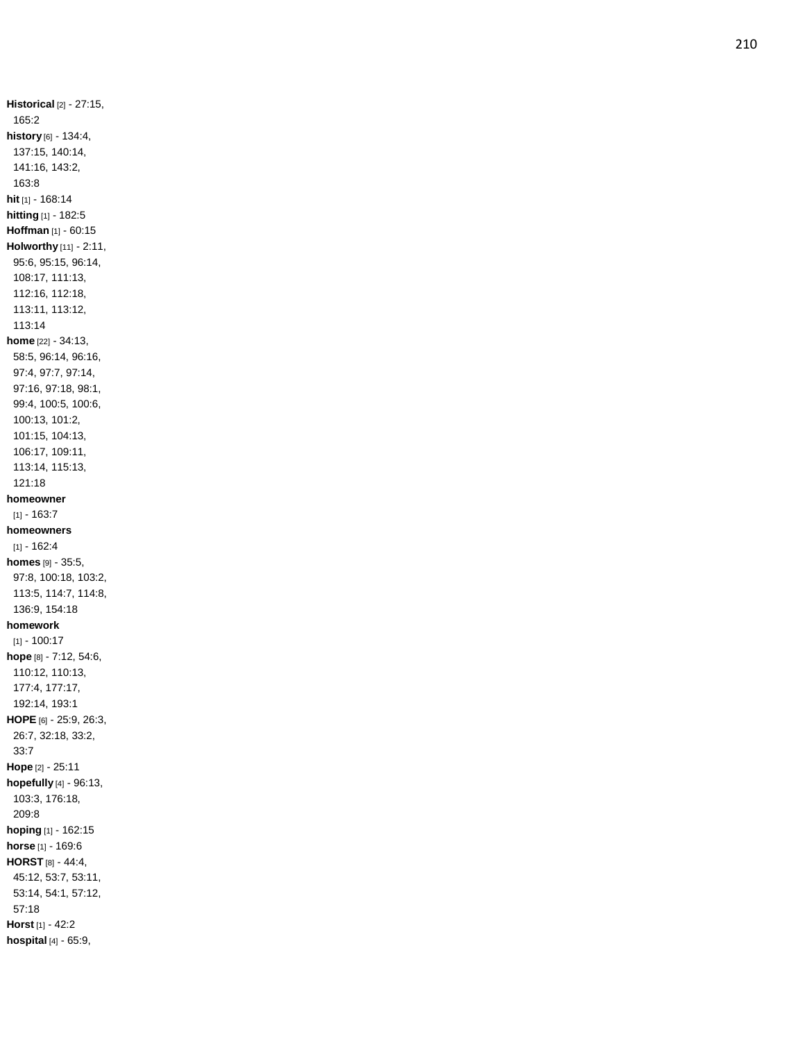**Historical** [2] - 27:15, 165:2

**history** [6] - 134:4, 137:15, 140:14, 141:16, 143:2, 163:8

**hit** [1] - 168:14

**hitting** [1] - 182:5

**Hoffman** [1] - 60:15

**Holworthy** [11] - 2:11, 95:6, 95:15, 96:14, 108:17, 111:13, 112:16, 112:18, 113:11, 113:12, 113:14

**home** [22] - 34:13, 58:5, 96:14, 96:16, 97:4, 97:7, 97:14, 97:16, 97:18, 98:1, 99:4, 100:5, 100:6, 100:13, 101:2, 101:15, 104:13, 106:17, 109:11, 113:14, 115:13, 121:18

**homeowner** [1] - 163:7

**homeowners** [1] - 162:4

**homes** [9] - 35:5, 97:8, 100:18, 103:2, 113:5, 114:7, 114:8, 136:9, 154:18

**homework** [1] - 100:17

**hope** [8] - 7:12, 54:6, 110:12, 110:13, 177:4, 177:17, 192:14, 193:1

**HOPE** [6] - 25:9, 26:3, 26:7, 32:18, 33:2, 33:7

**Hope** [2] - 25:11

**hopefully** [4] - 96:13, 103:3, 176:18, 209:8

**hoping** [1] - 162:15

**horse** [1] - 169:6

**HORST** [8] - 44:4, 45:12, 53:7, 53:11, 53:14, 54:1, 57:12, 57:18

**Horst** [1] - 42:2

**hospital** [4] - 65:9,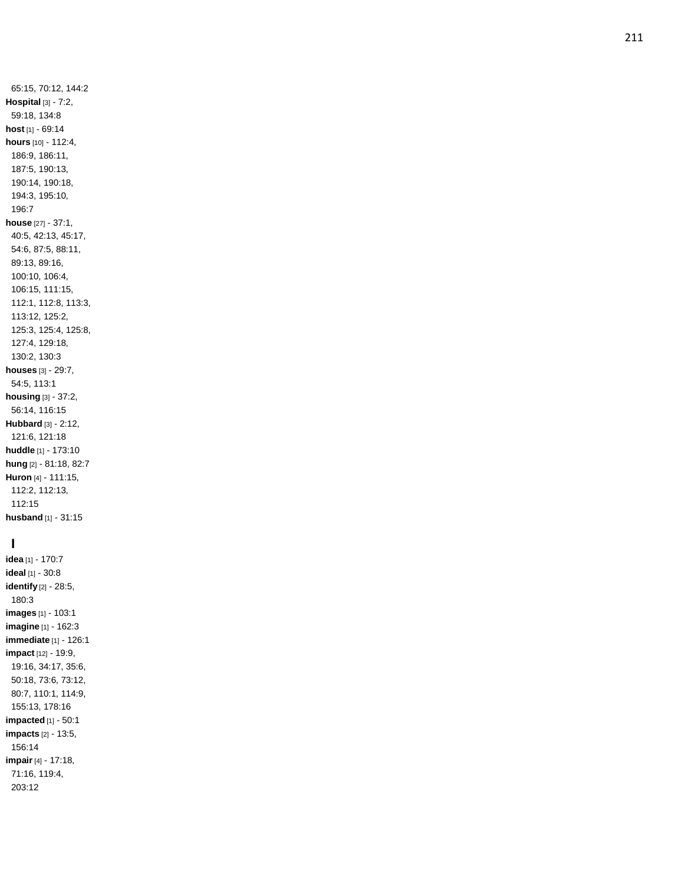65:15, 70:12, 144:2

**Hospital** [3] - 7:2, 59:18, 134:8

**host** [1] - 69:14

**hours** [10] - 112:4, 186:9, 186:11, 187:5, 190:13, 190:14, 190:18, 194:3, 195:10, 196:7

**house** [27] - 37:1, 40:5, 42:13, 45:17, 54:6, 87:5, 88:11, 89:13, 89:16, 100:10, 106:4, 106:15, 111:15, 112:1, 112:8, 113:3, 113:12, 125:2, 125:3, 125:4, 125:8, 127:4, 129:18, 130:2, 130:3

**houses** [3] - 29:7, 54:5, 113:1

**housing** [3] - 37:2, 56:14, 116:15

**Hubbard** [3] - 2:12, 121:6, 121:18

**huddle** [1] - 173:10

**hung** [2] - 81:18, 82:7

**Huron** [4] - 111:15, 112:2, 112:13, 112:15

**husband** [1] - 31:15

## I

**idea** [1] - 170:7

**ideal** [1] - 30:8

**identify** [2] - 28:5, 180:3

**images** [1] - 103:1

**imagine** [1] - 162:3

**immediate** [1] - 126:1

**impact** [12] - 19:9, 19:16, 34:17, 35:6, 50:18, 73:6, 73:12, 80:7, 110:1, 114:9, 155:13, 178:16

**impacted** [1] - 50:1

**impacts** [2] - 13:5, 156:14

**impair** [4] - 17:18, 71:16, 119:4, 203:12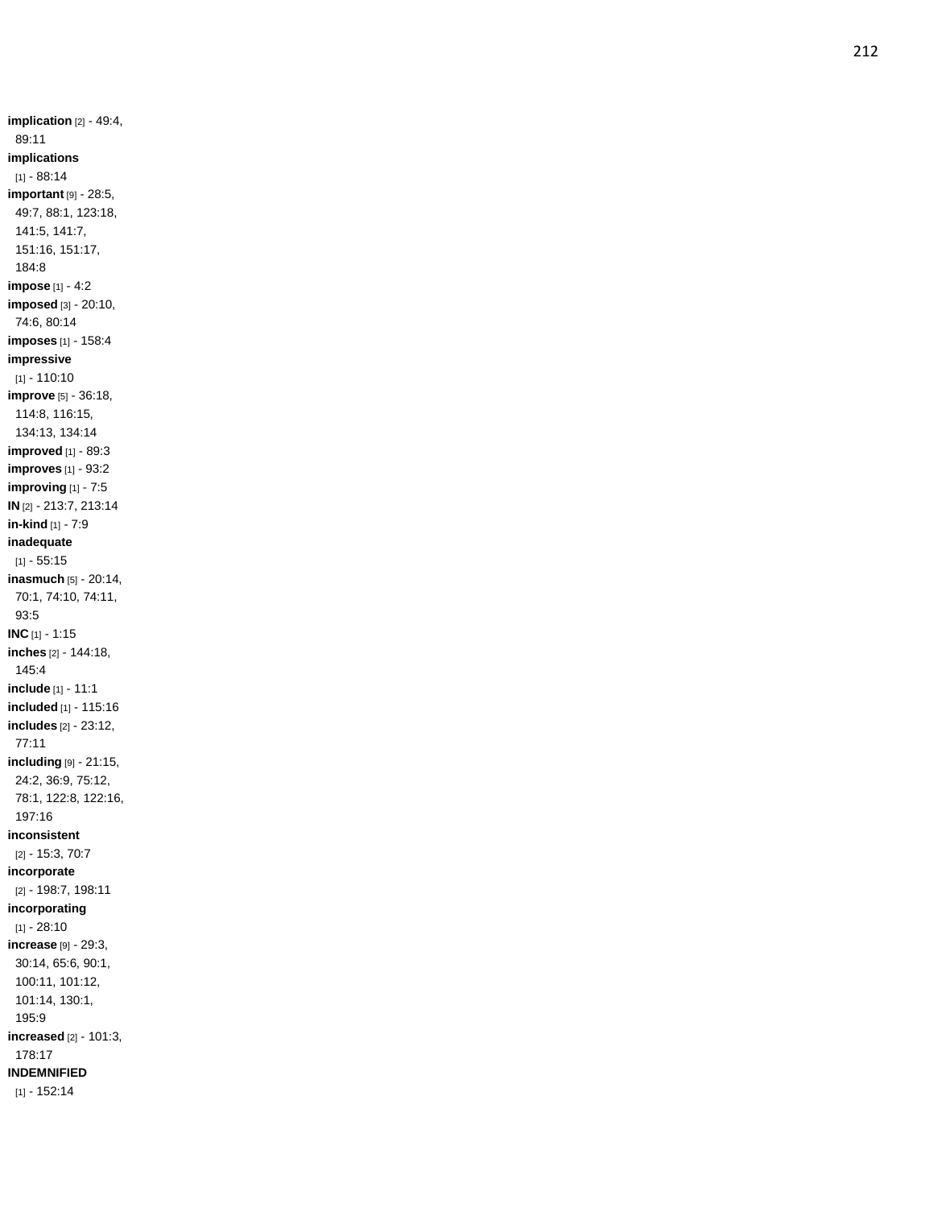**implication** [2] - 49:4, 89:11

**implications** [1] - 88:14

**important** [9] - 28:5, 49:7, 88:1, 123:18, 141:5, 141:7, 151:16, 151:17, 184:8

**impose** [1] - 4:2

**imposed** [3] - 20:10, 74:6, 80:14

**imposes** [1] - 158:4

**impressive** [1] - 110:10

**improve** [5] - 36:18, 114:8, 116:15, 134:13, 134:14

**improved** [1] - 89:3

**improves** [1] - 93:2

**improving** [1] - 7:5

**IN** [2] - 213:7, 213:14

**in-kind** [1] - 7:9

**inadequate** [1] - 55:15

**inasmuch** [5] - 20:14, 70:1, 74:10, 74:11, 93:5

**INC** [1] - 1:15

**inches** [2] - 144:18, 145:4

**include** [1] - 11:1

**included** [1] - 115:16

**includes** [2] - 23:12, 77:11

**including** [9] - 21:15, 24:2, 36:9, 75:12, 78:1, 122:8, 122:16, 197:16

**inconsistent** [2] - 15:3, 70:7

**incorporate** [2] - 198:7, 198:11

**incorporating** [1] - 28:10

**increase** [9] - 29:3, 30:14, 65:6, 90:1, 100:11, 101:12, 101:14, 130:1, 195:9

**increased** [2] - 101:3, 178:17

**INDEMNIFIED** [1] - 152:14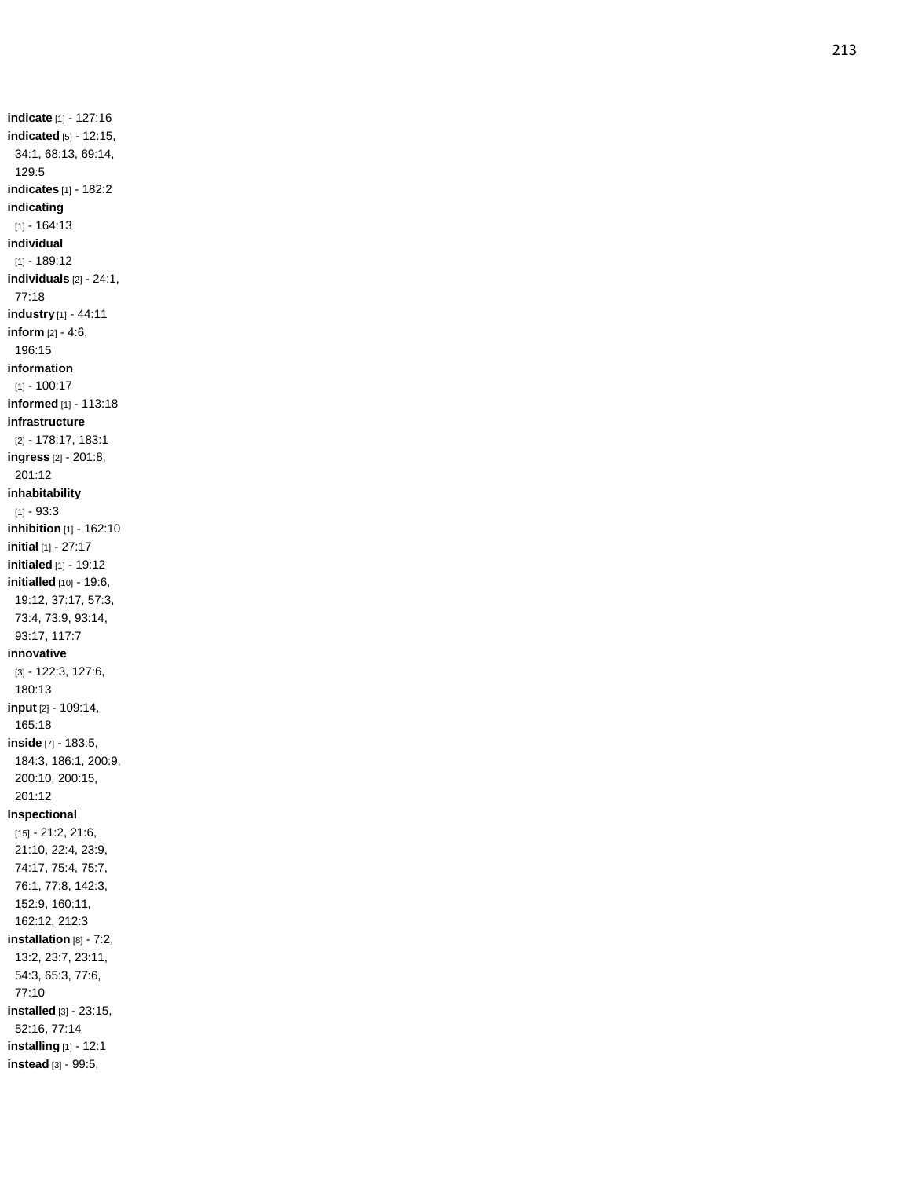**indicate** [1] - 127:16
**indicated** [5] - 12:15, 34:1, 68:13, 69:14, 129:5
**indicates** [1] - 182:2
**indicating** [1] - 164:13
**individual** [1] - 189:12
**individuals** [2] - 24:1, 77:18
**industry** [1] - 44:11
**inform** [2] - 4:6, 196:15
**information** [1] - 100:17
**informed** [1] - 113:18
**infrastructure** [2] - 178:17, 183:1
**ingress** [2] - 201:8, 201:12
**inhabitability** [1] - 93:3
**inhibition** [1] - 162:10
**initial** [1] - 27:17
**initialed** [1] - 19:12
**initialled** [10] - 19:6, 19:12, 37:17, 57:3, 73:4, 73:9, 93:14, 93:17, 117:7
**innovative** [3] - 122:3, 127:6, 180:13
**input** [2] - 109:14, 165:18
**inside** [7] - 183:5, 184:3, 186:1, 200:9, 200:10, 200:15, 201:12
**Inspectional** [15] - 21:2, 21:6, 21:10, 22:4, 23:9, 74:17, 75:4, 75:7, 76:1, 77:8, 142:3, 152:9, 160:11, 162:12, 212:3
**installation** [8] - 7:2, 13:2, 23:7, 23:11, 54:3, 65:3, 77:6, 77:10
**installed** [3] - 23:15, 52:16, 77:14
**installing** [1] - 12:1
**instead** [3] - 99:5,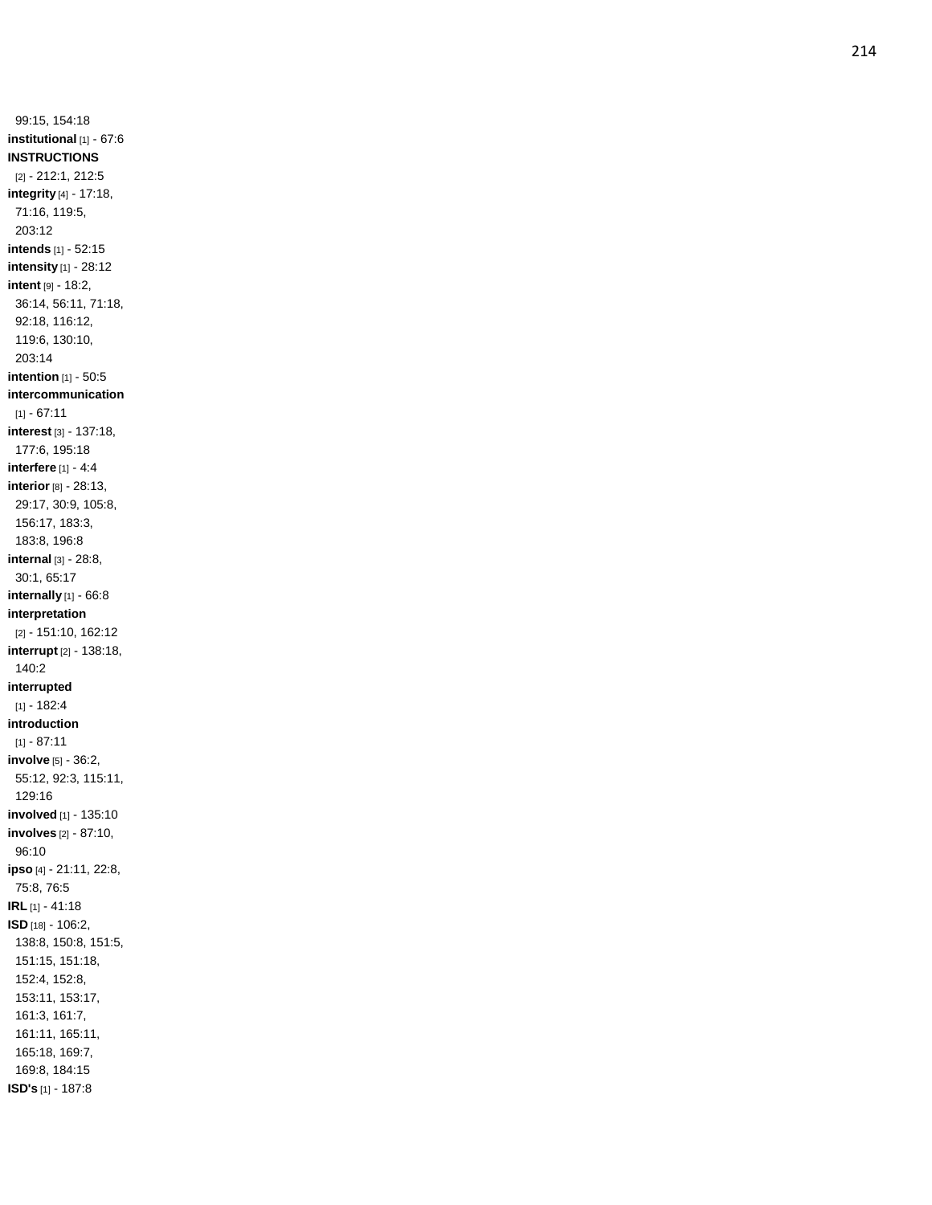99:15, 154:18

**institutional** [1] - 67:6

**INSTRUCTIONS** [2] - 212:1, 212:5

**integrity** [4] - 17:18, 71:16, 119:5, 203:12

**intends** [1] - 52:15

**intensity** [1] - 28:12

**intent** [9] - 18:2, 36:14, 56:11, 71:18, 92:18, 116:12, 119:6, 130:10, 203:14

**intention** [1] - 50:5

**intercommunication** [1] - 67:11

**interest** [3] - 137:18, 177:6, 195:18

**interfere** [1] - 4:4

**interior** [8] - 28:13, 29:17, 30:9, 105:8, 156:17, 183:3, 183:8, 196:8

**internal** [3] - 28:8, 30:1, 65:17

**internally** [1] - 66:8

**interpretation** [2] - 151:10, 162:12

**interrupt** [2] - 138:18, 140:2

**interrupted** [1] - 182:4

**introduction** [1] - 87:11

**involve** [5] - 36:2, 55:12, 92:3, 115:11, 129:16

**involved** [1] - 135:10

**involves** [2] - 87:10, 96:10

**ipso** [4] - 21:11, 22:8, 75:8, 76:5

**IRL** [1] - 41:18

**ISD** [18] - 106:2, 138:8, 150:8, 151:5, 151:15, 151:18, 152:4, 152:8, 153:11, 153:17, 161:3, 161:7, 161:11, 165:11, 165:18, 169:7, 169:8, 184:15

**ISD's** [1] - 187:8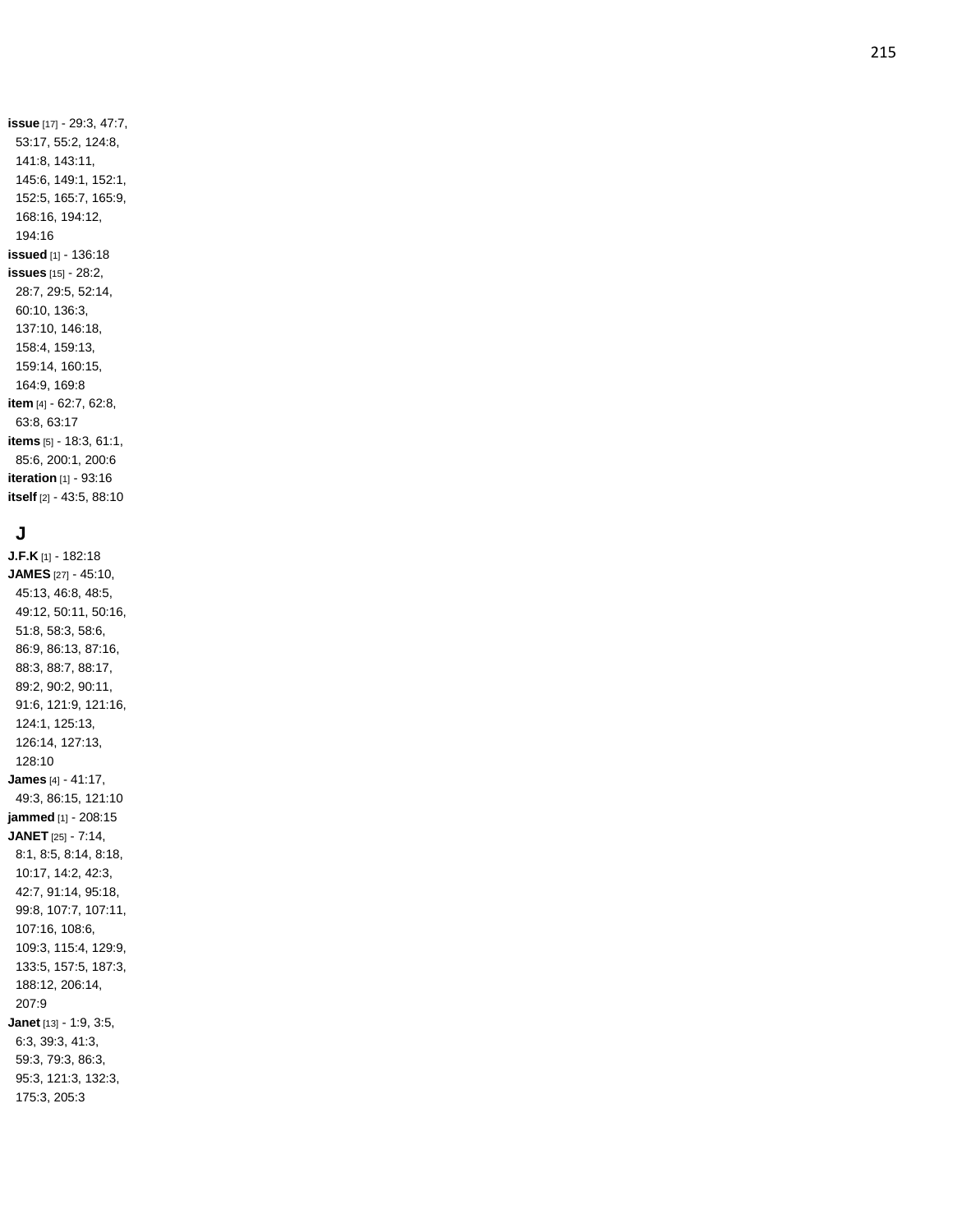**issue** [17] - 29:3, 47:7, 53:17, 55:2, 124:8, 141:8, 143:11, 145:6, 149:1, 152:1, 152:5, 165:7, 165:9, 168:16, 194:12, 194:16

**issued** [1] - 136:18

**issues** [15] - 28:2, 28:7, 29:5, 52:14, 60:10, 136:3, 137:10, 146:18, 158:4, 159:13, 159:14, 160:15, 164:9, 169:8

**item** [4] - 62:7, 62:8, 63:8, 63:17

**items** [5] - 18:3, 61:1, 85:6, 200:1, 200:6

**iteration** [1] - 93:16

**itself** [2] - 43:5, 88:10

## J

**J.F.K** [1] - 182:18

**JAMES** [27] - 45:10, 45:13, 46:8, 48:5, 49:12, 50:11, 50:16, 51:8, 58:3, 58:6, 86:9, 86:13, 87:16, 88:3, 88:7, 88:17, 89:2, 90:2, 90:11, 91:6, 121:9, 121:16, 124:1, 125:13, 126:14, 127:13, 128:10

**James** [4] - 41:17, 49:3, 86:15, 121:10

**jammed** [1] - 208:15

**JANET** [25] - 7:14, 8:1, 8:5, 8:14, 8:18, 10:17, 14:2, 42:3, 42:7, 91:14, 95:18, 99:8, 107:7, 107:11, 107:16, 108:6, 109:3, 115:4, 129:9, 133:5, 157:5, 187:3, 188:12, 206:14, 207:9

**Janet** [13] - 1:9, 3:5, 6:3, 39:3, 41:3, 59:3, 79:3, 86:3, 95:3, 121:3, 132:3, 175:3, 205:3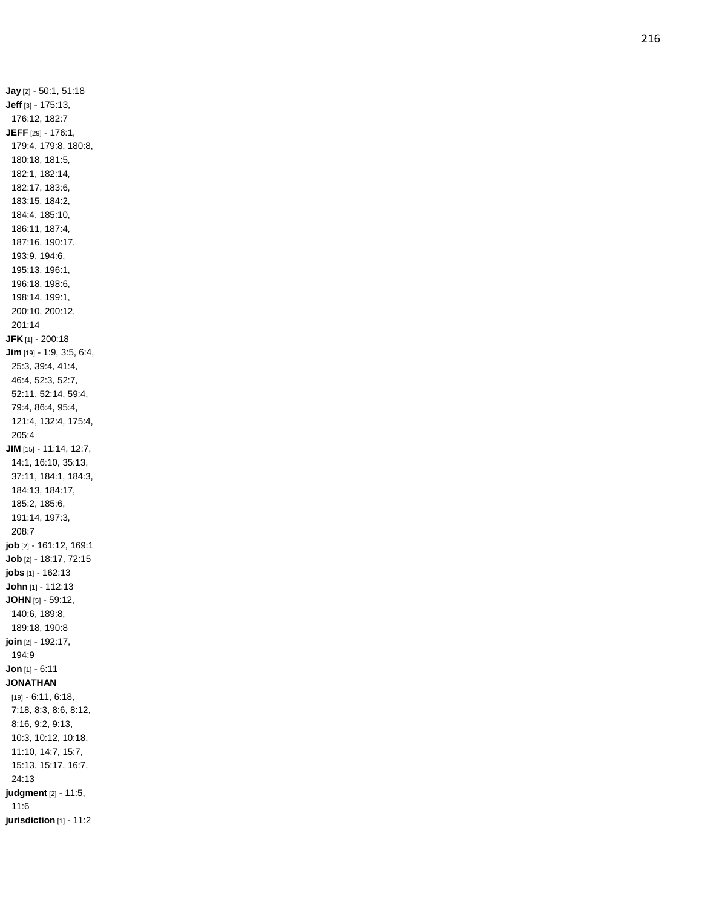**Jay** [2] - 50:1, 51:18
**Jeff** [3] - 175:13, 176:12, 182:7
**JEFF** [29] - 176:1, 179:4, 179:8, 180:8, 180:18, 181:5, 182:1, 182:14, 182:17, 183:6, 183:15, 184:2, 184:4, 185:10, 186:11, 187:4, 187:16, 190:17, 193:9, 194:6, 195:13, 196:1, 196:18, 198:6, 198:14, 199:1, 200:10, 200:12, 201:14
**JFK** [1] - 200:18
**Jim** [19] - 1:9, 3:5, 6:4, 25:3, 39:4, 41:4, 46:4, 52:3, 52:7, 52:11, 52:14, 59:4, 79:4, 86:4, 95:4, 121:4, 132:4, 175:4, 205:4
**JIM** [15] - 11:14, 12:7, 14:1, 16:10, 35:13, 37:11, 184:1, 184:3, 184:13, 184:17, 185:2, 185:6, 191:14, 197:3, 208:7
**job** [2] - 161:12, 169:1
**Job** [2] - 18:17, 72:15
**jobs** [1] - 162:13
**John** [1] - 112:13
**JOHN** [5] - 59:12, 140:6, 189:8, 189:18, 190:8
**join** [2] - 192:17, 194:9
**Jon** [1] - 6:11
**JONATHAN** [19] - 6:11, 6:18, 7:18, 8:3, 8:6, 8:12, 8:16, 9:2, 9:13, 10:3, 10:12, 10:18, 11:10, 14:7, 15:7, 15:13, 15:17, 16:7, 24:13
**judgment** [2] - 11:5, 11:6
**jurisdiction** [1] - 11:2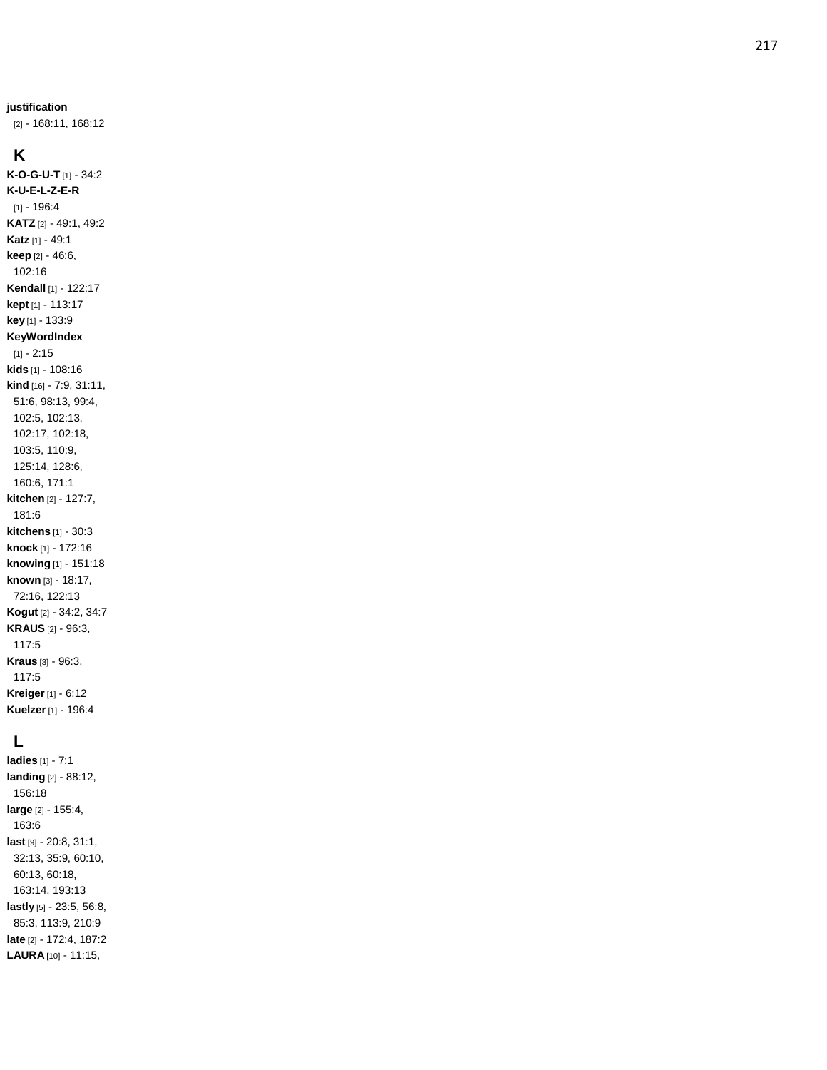**justification** [2] - 168:11, 168:12

## K

**K-O-G-U-T** [1] - 34:2
**K-U-E-L-Z-E-R** [1] - 196:4
**KATZ** [2] - 49:1, 49:2
**Katz** [1] - 49:1
**keep** [2] - 46:6, 102:16
**Kendall** [1] - 122:17
**kept** [1] - 113:17
**key** [1] - 133:9
**KeyWordIndex** [1] - 2:15
**kids** [1] - 108:16
**kind** [16] - 7:9, 31:11, 51:6, 98:13, 99:4, 102:5, 102:13, 102:17, 102:18, 103:5, 110:9, 125:14, 128:6, 160:6, 171:1
**kitchen** [2] - 127:7, 181:6
**kitchens** [1] - 30:3
**knock** [1] - 172:16
**knowing** [1] - 151:18
**known** [3] - 18:17, 72:16, 122:13
**Kogut** [2] - 34:2, 34:7
**KRAUS** [2] - 96:3, 117:5
**Kraus** [3] - 96:3, 117:5
**Kreiger** [1] - 6:12
**Kuelzer** [1] - 196:4

## L

**ladies** [1] - 7:1
**landing** [2] - 88:12, 156:18
**large** [2] - 155:4, 163:6
**last** [9] - 20:8, 31:1, 32:13, 35:9, 60:10, 60:13, 60:18, 163:14, 193:13
**lastly** [5] - 23:5, 56:8, 85:3, 113:9, 210:9
**late** [2] - 172:4, 187:2
**LAURA** [10] - 11:15,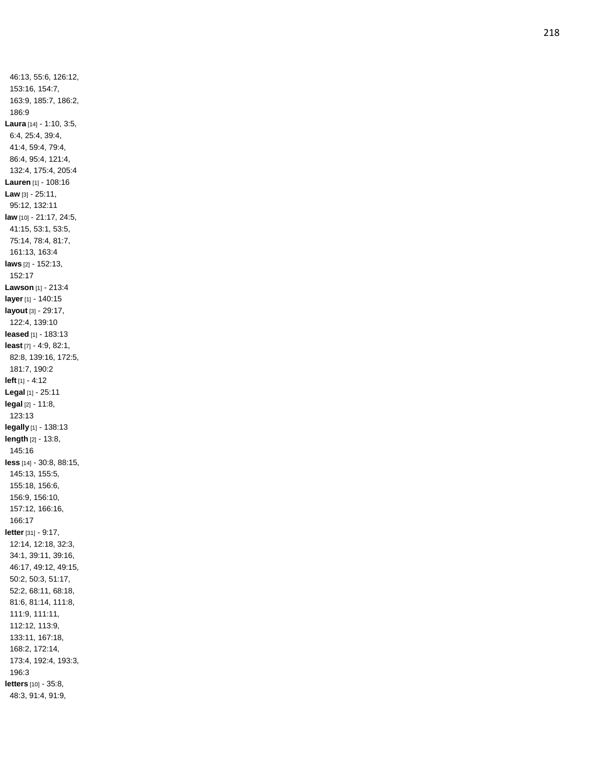46:13, 55:6, 126:12, 153:16, 154:7, 163:9, 185:7, 186:2, 186:9

**Laura** [14] - 1:10, 3:5, 6:4, 25:4, 39:4, 41:4, 59:4, 79:4, 86:4, 95:4, 121:4, 132:4, 175:4, 205:4

**Lauren** [1] - 108:16

**Law** [3] - 25:11, 95:12, 132:11

**law** [10] - 21:17, 24:5, 41:15, 53:1, 53:5, 75:14, 78:4, 81:7, 161:13, 163:4

**laws** [2] - 152:13, 152:17

**Lawson** [1] - 213:4

**layer** [1] - 140:15

**layout** [3] - 29:17, 122:4, 139:10

**leased** [1] - 183:13

**least** [7] - 4:9, 82:1, 82:8, 139:16, 172:5, 181:7, 190:2

**left** [1] - 4:12

**Legal** [1] - 25:11

**legal** [2] - 11:8, 123:13

**legally** [1] - 138:13

**length** [2] - 13:8, 145:16

**less** [14] - 30:8, 88:15, 145:13, 155:5, 155:18, 156:6, 156:9, 156:10, 157:12, 166:16, 166:17

**letter** [31] - 9:17, 12:14, 12:18, 32:3, 34:1, 39:11, 39:16, 46:17, 49:12, 49:15, 50:2, 50:3, 51:17, 52:2, 68:11, 68:18, 81:6, 81:14, 111:8, 111:9, 111:11, 112:12, 113:9, 133:11, 167:18, 168:2, 172:14, 173:4, 192:4, 193:3, 196:3

**letters** [10] - 35:8, 48:3, 91:4, 91:9,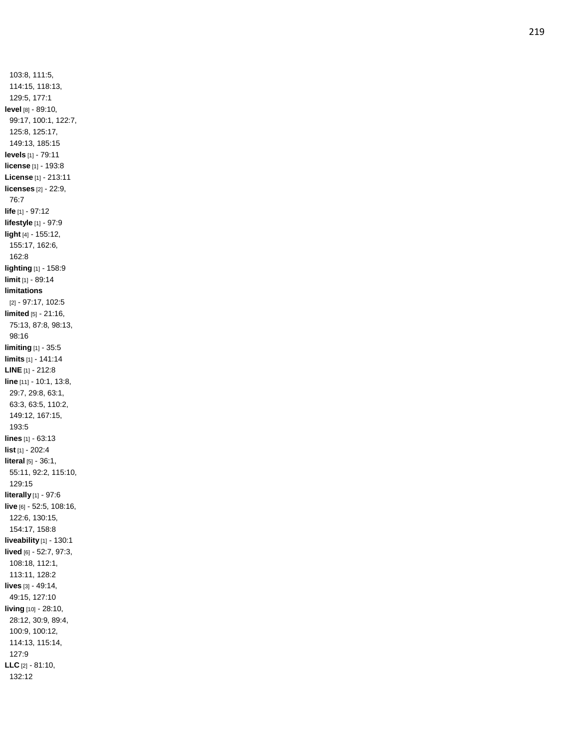103:8, 111:5, 114:15, 118:13, 129:5, 177:1

**level** [8] - 89:10, 99:17, 100:1, 122:7, 125:8, 125:17, 149:13, 185:15

**levels** [1] - 79:11

**license** [1] - 193:8

**License** [1] - 213:11

**licenses** [2] - 22:9, 76:7

**life** [1] - 97:12

**lifestyle** [1] - 97:9

**light** [4] - 155:12, 155:17, 162:6, 162:8

**lighting** [1] - 158:9

**limit** [1] - 89:14

**limitations** [2] - 97:17, 102:5

**limited** [5] - 21:16, 75:13, 87:8, 98:13, 98:16

**limiting** [1] - 35:5

**limits** [1] - 141:14

**LINE** [1] - 212:8

**line** [11] - 10:1, 13:8, 29:7, 29:8, 63:1, 63:3, 63:5, 110:2, 149:12, 167:15, 193:5

**lines** [1] - 63:13

**list** [1] - 202:4

**literal** [5] - 36:1, 55:11, 92:2, 115:10, 129:15

**literally** [1] - 97:6

**live** [6] - 52:5, 108:16, 122:6, 130:15, 154:17, 158:8

**liveability** [1] - 130:1

**lived** [6] - 52:7, 97:3, 108:18, 112:1, 113:11, 128:2

**lives** [3] - 49:14, 49:15, 127:10

**living** [10] - 28:10, 28:12, 30:9, 89:4, 100:9, 100:12, 114:13, 115:14, 127:9

**LLC** [2] - 81:10, 132:12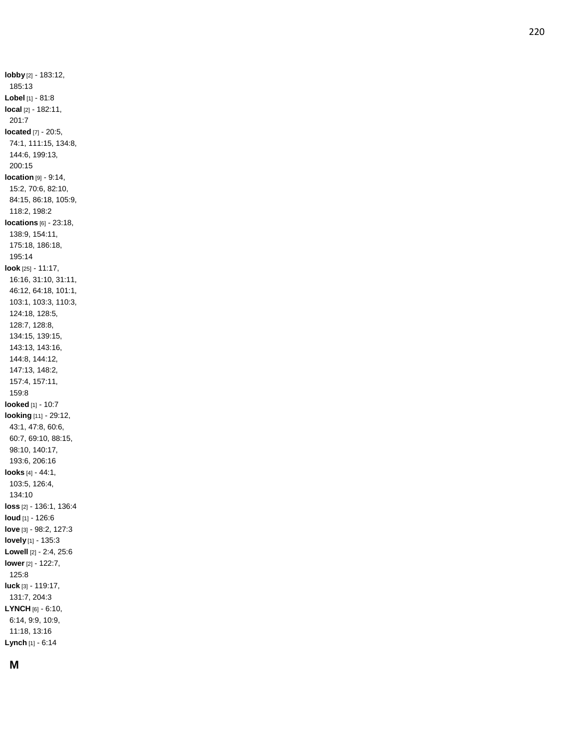**lobby** [2] - 183:12, 185:13
**Lobel** [1] - 81:8
**local** [2] - 182:11, 201:7
**located** [7] - 20:5, 74:1, 111:15, 134:8, 144:6, 199:13, 200:15
**location** [9] - 9:14, 15:2, 70:6, 82:10, 84:15, 86:18, 105:9, 118:2, 198:2
**locations** [6] - 23:18, 138:9, 154:11, 175:18, 186:18, 195:14
**look** [25] - 11:17, 16:16, 31:10, 31:11, 46:12, 64:18, 101:1, 103:1, 103:3, 110:3, 124:18, 128:5, 128:7, 128:8, 134:15, 139:15, 143:13, 143:16, 144:8, 144:12, 147:13, 148:2, 157:4, 157:11, 159:8
**looked** [1] - 10:7
**looking** [11] - 29:12, 43:1, 47:8, 60:6, 60:7, 69:10, 88:15, 98:10, 140:17, 193:6, 206:16
**looks** [4] - 44:1, 103:5, 126:4, 134:10
**loss** [2] - 136:1, 136:4
**loud** [1] - 126:6
**love** [3] - 98:2, 127:3
**lovely** [1] - 135:3
**Lowell** [2] - 2:4, 25:6
**lower** [2] - 122:7, 125:8
**luck** [3] - 119:17, 131:7, 204:3
**LYNCH** [6] - 6:10, 6:14, 9:9, 10:9, 11:18, 13:16
**Lynch** [1] - 6:14

## M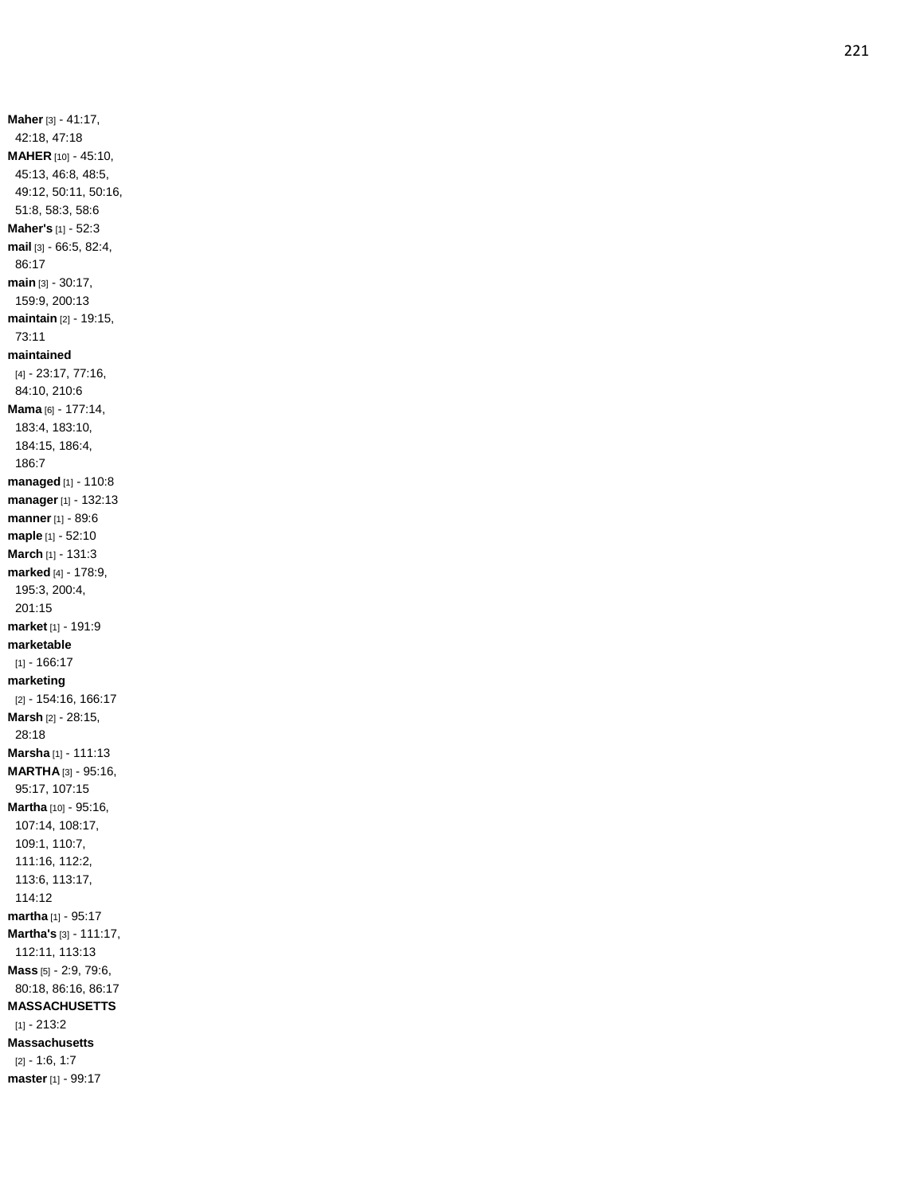**Maher** [3] - 41:17, 42:18, 47:18
**MAHER** [10] - 45:10, 45:13, 46:8, 48:5, 49:12, 50:11, 50:16, 51:8, 58:3, 58:6
**Maher's** [1] - 52:3
**mail** [3] - 66:5, 82:4, 86:17
**main** [3] - 30:17, 159:9, 200:13
**maintain** [2] - 19:15, 73:11
**maintained** [4] - 23:17, 77:16, 84:10, 210:6
**Mama** [6] - 177:14, 183:4, 183:10, 184:15, 186:4, 186:7
**managed** [1] - 110:8
**manager** [1] - 132:13
**manner** [1] - 89:6
**maple** [1] - 52:10
**March** [1] - 131:3
**marked** [4] - 178:9, 195:3, 200:4, 201:15
**market** [1] - 191:9
**marketable** [1] - 166:17
**marketing** [2] - 154:16, 166:17
**Marsh** [2] - 28:15, 28:18
**Marsha** [1] - 111:13
**MARTHA** [3] - 95:16, 95:17, 107:15
**Martha** [10] - 95:16, 107:14, 108:17, 109:1, 110:7, 111:16, 112:2, 113:6, 113:17, 114:12
**martha** [1] - 95:17
**Martha's** [3] - 111:17, 112:11, 113:13
**Mass** [5] - 2:9, 79:6, 80:18, 86:16, 86:17
**MASSACHUSETTS** [1] - 213:2
**Massachusetts** [2] - 1:6, 1:7
**master** [1] - 99:17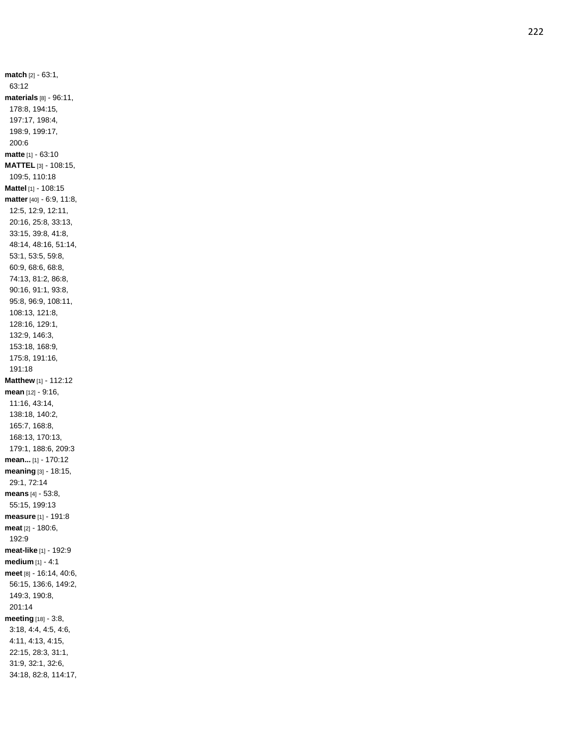**match** [2] - 63:1, 63:12

**materials** [8] - 96:11, 178:8, 194:15, 197:17, 198:4, 198:9, 199:17, 200:6

**matte** [1] - 63:10

**MATTEL** [3] - 108:15, 109:5, 110:18

**Mattel** [1] - 108:15

**matter** [40] - 6:9, 11:8, 12:5, 12:9, 12:11, 20:16, 25:8, 33:13, 33:15, 39:8, 41:8, 48:14, 48:16, 51:14, 53:1, 53:5, 59:8, 60:9, 68:6, 68:8, 74:13, 81:2, 86:8, 90:16, 91:1, 93:8, 95:8, 96:9, 108:11, 108:13, 121:8, 128:16, 129:1, 132:9, 146:3, 153:18, 168:9, 175:8, 191:16, 191:18

**Matthew** [1] - 112:12

**mean** [12] - 9:16, 11:16, 43:14, 138:18, 140:2, 165:7, 168:8, 168:13, 170:13, 179:1, 188:6, 209:3

**mean...** [1] - 170:12

**meaning** [3] - 18:15, 29:1, 72:14

**means** [4] - 53:8, 55:15, 199:13

**measure** [1] - 191:8

**meat** [2] - 180:6, 192:9

**meat-like** [1] - 192:9

**medium** [1] - 4:1

**meet** [8] - 16:14, 40:6, 56:15, 136:6, 149:2, 149:3, 190:8, 201:14

**meeting** [18] - 3:8, 3:18, 4:4, 4:5, 4:6, 4:11, 4:13, 4:15, 22:15, 28:3, 31:1, 31:9, 32:1, 32:6, 34:18, 82:8, 114:17,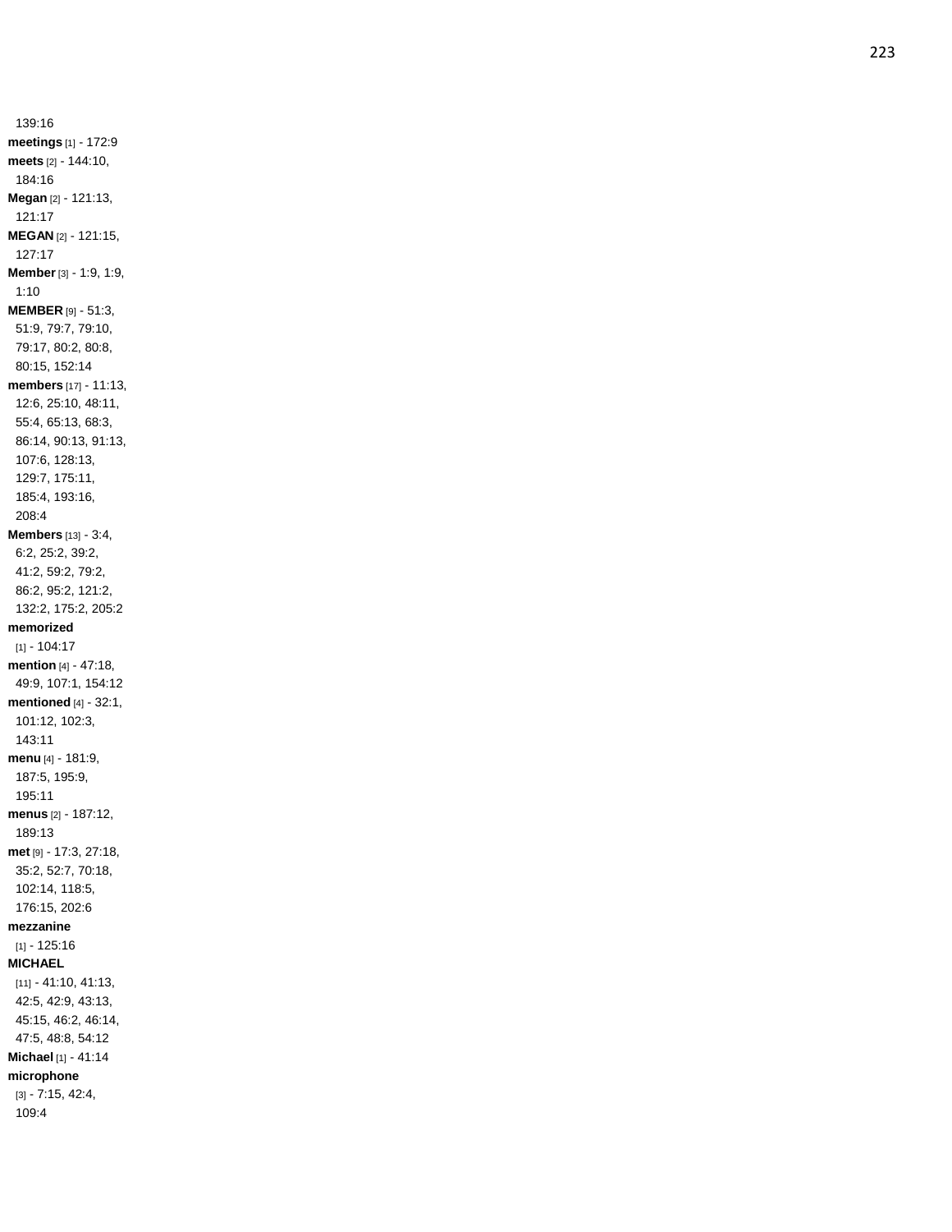139:16

**meetings** [1] - 172:9

**meets** [2] - 144:10, 184:16

**Megan** [2] - 121:13, 121:17

**MEGAN** [2] - 121:15, 127:17

**Member** [3] - 1:9, 1:9, 1:10

**MEMBER** [9] - 51:3, 51:9, 79:7, 79:10, 79:17, 80:2, 80:8, 80:15, 152:14

**members** [17] - 11:13, 12:6, 25:10, 48:11, 55:4, 65:13, 68:3, 86:14, 90:13, 91:13, 107:6, 128:13, 129:7, 175:11, 185:4, 193:16, 208:4

**Members** [13] - 3:4, 6:2, 25:2, 39:2, 41:2, 59:2, 79:2, 86:2, 95:2, 121:2, 132:2, 175:2, 205:2

**memorized** [1] - 104:17

**mention** [4] - 47:18, 49:9, 107:1, 154:12

**mentioned** [4] - 32:1, 101:12, 102:3, 143:11

**menu** [4] - 181:9, 187:5, 195:9, 195:11

**menus** [2] - 187:12, 189:13

**met** [9] - 17:3, 27:18, 35:2, 52:7, 70:18, 102:14, 118:5, 176:15, 202:6

**mezzanine** [1] - 125:16

**MICHAEL** [11] - 41:10, 41:13, 42:5, 42:9, 43:13, 45:15, 46:2, 46:14, 47:5, 48:8, 54:12

**Michael** [1] - 41:14

**microphone** [3] - 7:15, 42:4, 109:4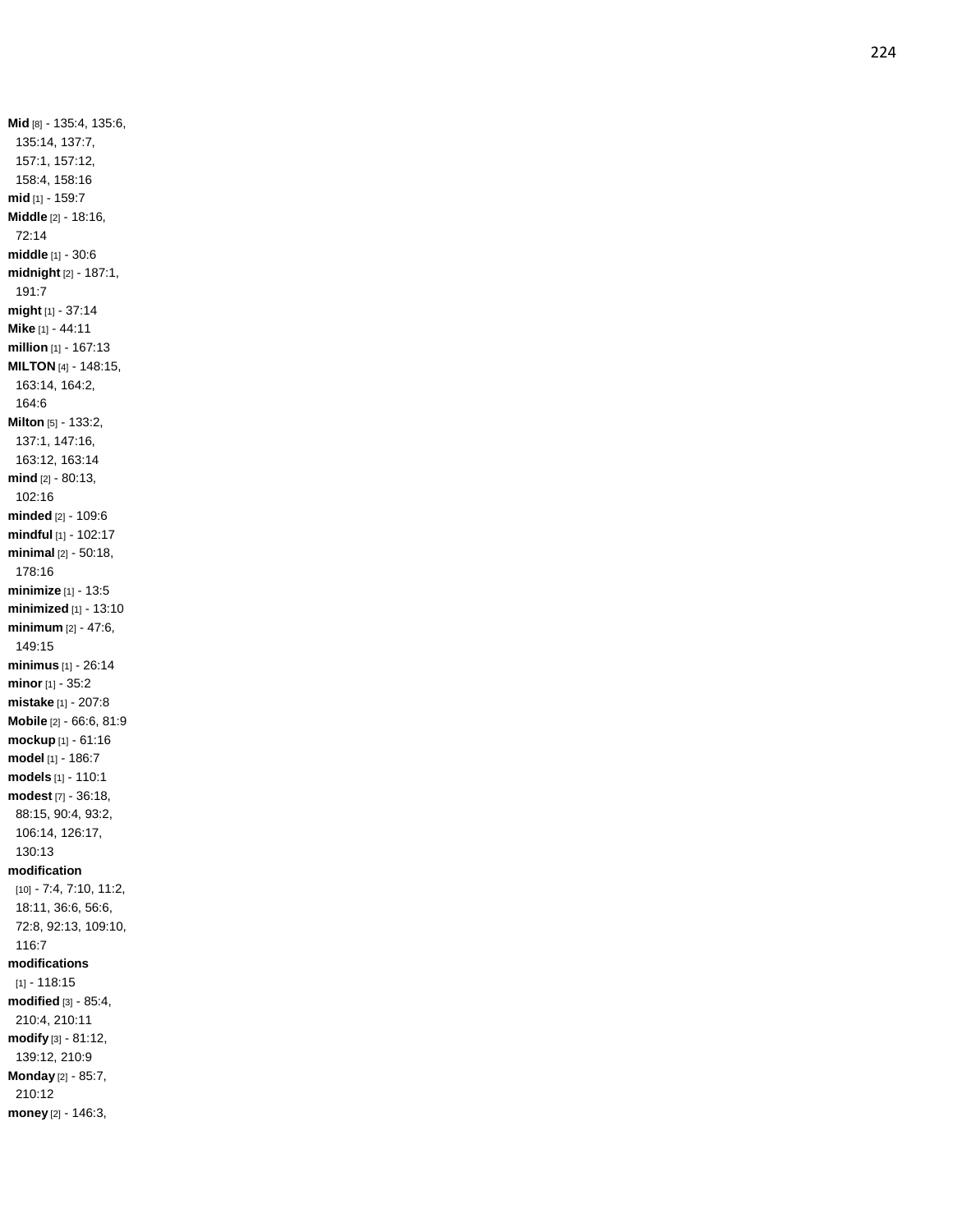**Mid** [8] - 135:4, 135:6, 135:14, 137:7, 157:1, 157:12, 158:4, 158:16
**mid** [1] - 159:7
**Middle** [2] - 18:16, 72:14
**middle** [1] - 30:6
**midnight** [2] - 187:1, 191:7
**might** [1] - 37:14
**Mike** [1] - 44:11
**million** [1] - 167:13
**MILTON** [4] - 148:15, 163:14, 164:2, 164:6
**Milton** [5] - 133:2, 137:1, 147:16, 163:12, 163:14
**mind** [2] - 80:13, 102:16
**minded** [2] - 109:6
**mindful** [1] - 102:17
**minimal** [2] - 50:18, 178:16
**minimize** [1] - 13:5
**minimized** [1] - 13:10
**minimum** [2] - 47:6, 149:15
**minimus** [1] - 26:14
**minor** [1] - 35:2
**mistake** [1] - 207:8
**Mobile** [2] - 66:6, 81:9
**mockup** [1] - 61:16
**model** [1] - 186:7
**models** [1] - 110:1
**modest** [7] - 36:18, 88:15, 90:4, 93:2, 106:14, 126:17, 130:13
**modification** [10] - 7:4, 7:10, 11:2, 18:11, 36:6, 56:6, 72:8, 92:13, 109:10, 116:7
**modifications** [1] - 118:15
**modified** [3] - 85:4, 210:4, 210:11
**modify** [3] - 81:12, 139:12, 210:9
**Monday** [2] - 85:7, 210:12
**money** [2] - 146:3,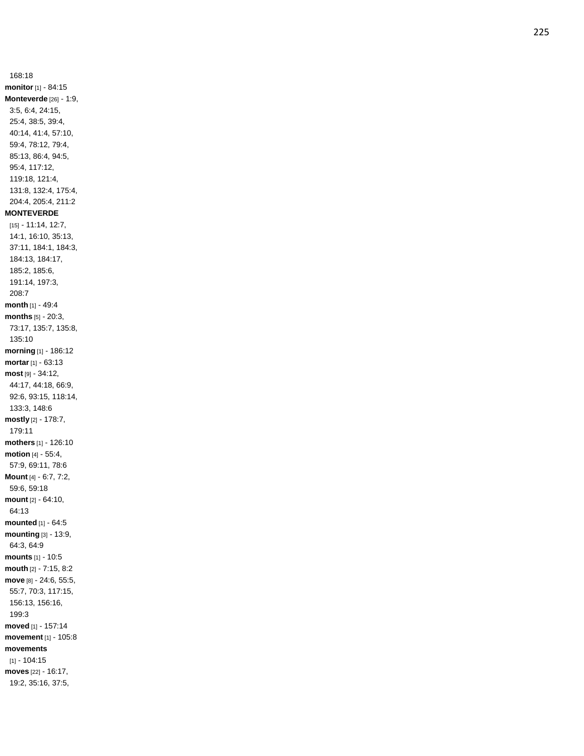168:18

**monitor** [1] - 84:15

**Monteverde** [26] - 1:9, 3:5, 6:4, 24:15, 25:4, 38:5, 39:4, 40:14, 41:4, 57:10, 59:4, 78:12, 79:4, 85:13, 86:4, 94:5, 95:4, 117:12, 119:18, 121:4, 131:8, 132:4, 175:4, 204:4, 205:4, 211:2

**MONTEVERDE** [15] - 11:14, 12:7, 14:1, 16:10, 35:13, 37:11, 184:1, 184:3, 184:13, 184:17, 185:2, 185:6, 191:14, 197:3, 208:7

**month** [1] - 49:4

**months** [5] - 20:3, 73:17, 135:7, 135:8, 135:10

**morning** [1] - 186:12

**mortar** [1] - 63:13

**most** [9] - 34:12, 44:17, 44:18, 66:9, 92:6, 93:15, 118:14, 133:3, 148:6

**mostly** [2] - 178:7, 179:11

**mothers** [1] - 126:10

**motion** [4] - 55:4, 57:9, 69:11, 78:6

**Mount** [4] - 6:7, 7:2, 59:6, 59:18

**mount** [2] - 64:10, 64:13

**mounted** [1] - 64:5

**mounting** [3] - 13:9, 64:3, 64:9

**mounts** [1] - 10:5

**mouth** [2] - 7:15, 8:2

**move** [8] - 24:6, 55:5, 55:7, 70:3, 117:15, 156:13, 156:16, 199:3

**moved** [1] - 157:14

**movement** [1] - 105:8

**movements** [1] - 104:15

**moves** [22] - 16:17, 19:2, 35:16, 37:5,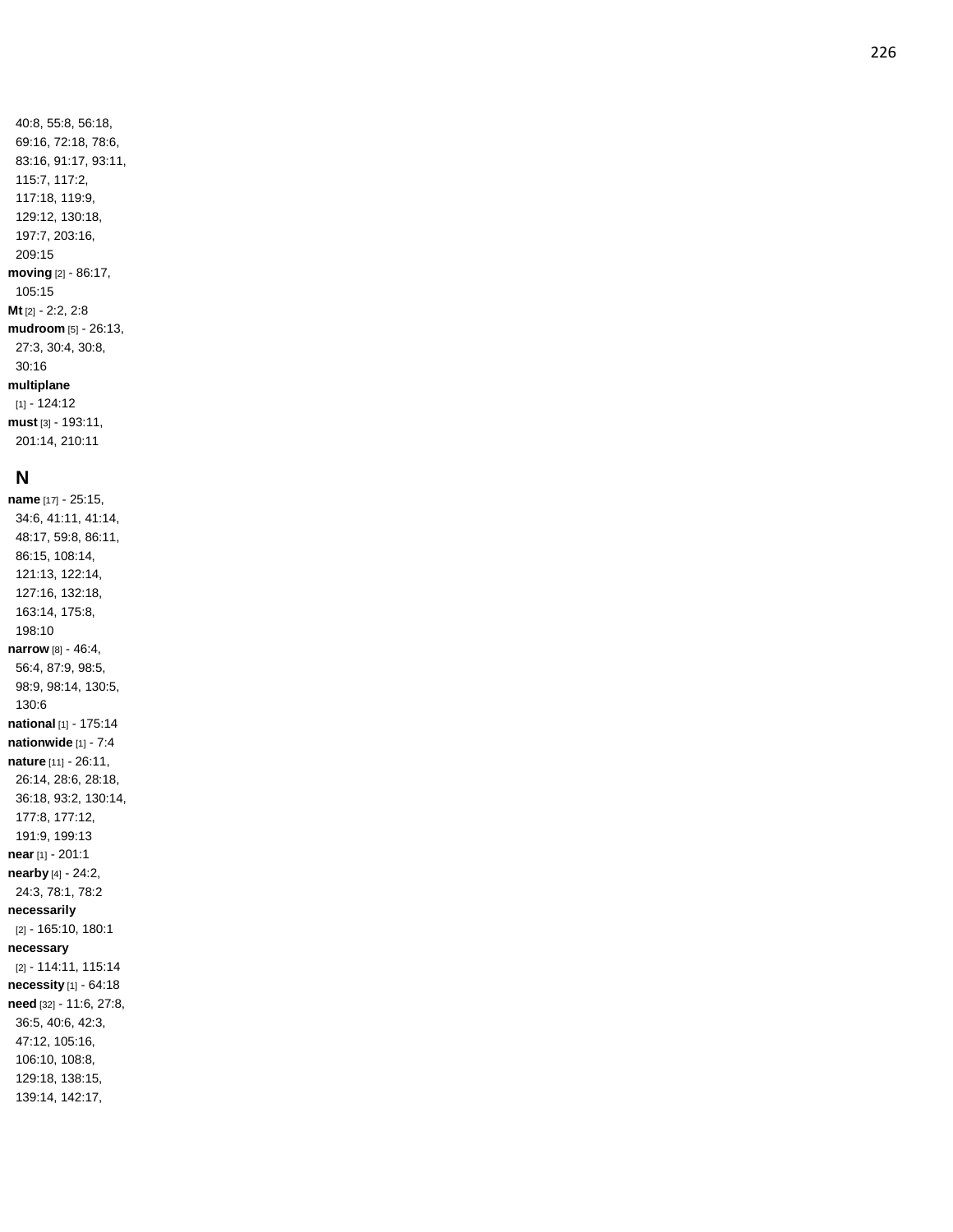40:8, 55:8, 56:18, 69:16, 72:18, 78:6, 83:16, 91:17, 93:11, 115:7, 117:2, 117:18, 119:9, 129:12, 130:18, 197:7, 203:16, 209:15

**moving** [2] - 86:17, 105:15

**Mt** [2] - 2:2, 2:8

**mudroom** [5] - 26:13, 27:3, 30:4, 30:8, 30:16

**multiplane** [1] - 124:12

**must** [3] - 193:11, 201:14, 210:11

## N

**name** [17] - 25:15, 34:6, 41:11, 41:14, 48:17, 59:8, 86:11, 86:15, 108:14, 121:13, 122:14, 127:16, 132:18, 163:14, 175:8, 198:10

**narrow** [8] - 46:4, 56:4, 87:9, 98:5, 98:9, 98:14, 130:5, 130:6

**national** [1] - 175:14

**nationwide** [1] - 7:4

**nature** [11] - 26:11, 26:14, 28:6, 28:18, 36:18, 93:2, 130:14, 177:8, 177:12, 191:9, 199:13

**near** [1] - 201:1

**nearby** [4] - 24:2, 24:3, 78:1, 78:2

**necessarily** [2] - 165:10, 180:1

**necessary** [2] - 114:11, 115:14

**necessity** [1] - 64:18

**need** [32] - 11:6, 27:8, 36:5, 40:6, 42:3, 47:12, 105:16, 106:10, 108:8, 129:18, 138:15, 139:14, 142:17,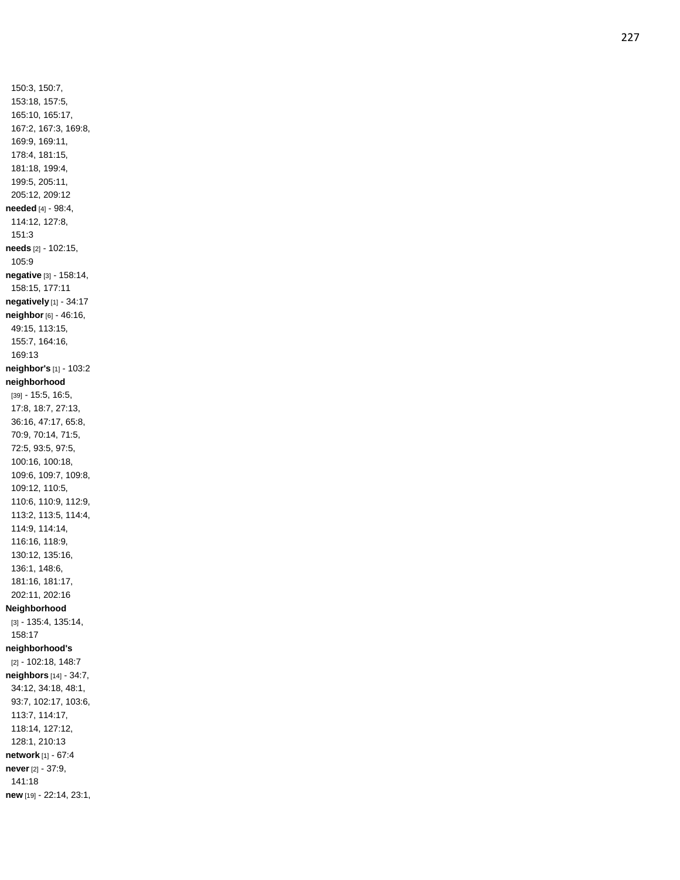150:3, 150:7, 153:18, 157:5, 165:10, 165:17, 167:2, 167:3, 169:8, 169:9, 169:11, 178:4, 181:15, 181:18, 199:4, 199:5, 205:11, 205:12, 209:12

**needed** [4] - 98:4, 114:12, 127:8, 151:3

**needs** [2] - 102:15, 105:9

**negative** [3] - 158:14, 158:15, 177:11

**negatively** [1] - 34:17

**neighbor** [6] - 46:16, 49:15, 113:15, 155:7, 164:16, 169:13

**neighbor's** [1] - 103:2

**neighborhood** [39] - 15:5, 16:5, 17:8, 18:7, 27:13, 36:16, 47:17, 65:8, 70:9, 70:14, 71:5, 72:5, 93:5, 97:5, 100:16, 100:18, 109:6, 109:7, 109:8, 109:12, 110:5, 110:6, 110:9, 112:9, 113:2, 113:5, 114:4, 114:9, 114:14, 116:16, 118:9, 130:12, 135:16, 136:1, 148:6, 181:16, 181:17, 202:11, 202:16

**Neighborhood** [3] - 135:4, 135:14, 158:17

**neighborhood's** [2] - 102:18, 148:7

**neighbors** [14] - 34:7, 34:12, 34:18, 48:1, 93:7, 102:17, 103:6, 113:7, 114:17, 118:14, 127:12, 128:1, 210:13

**network** [1] - 67:4

**never** [2] - 37:9, 141:18

**new** [19] - 22:14, 23:1,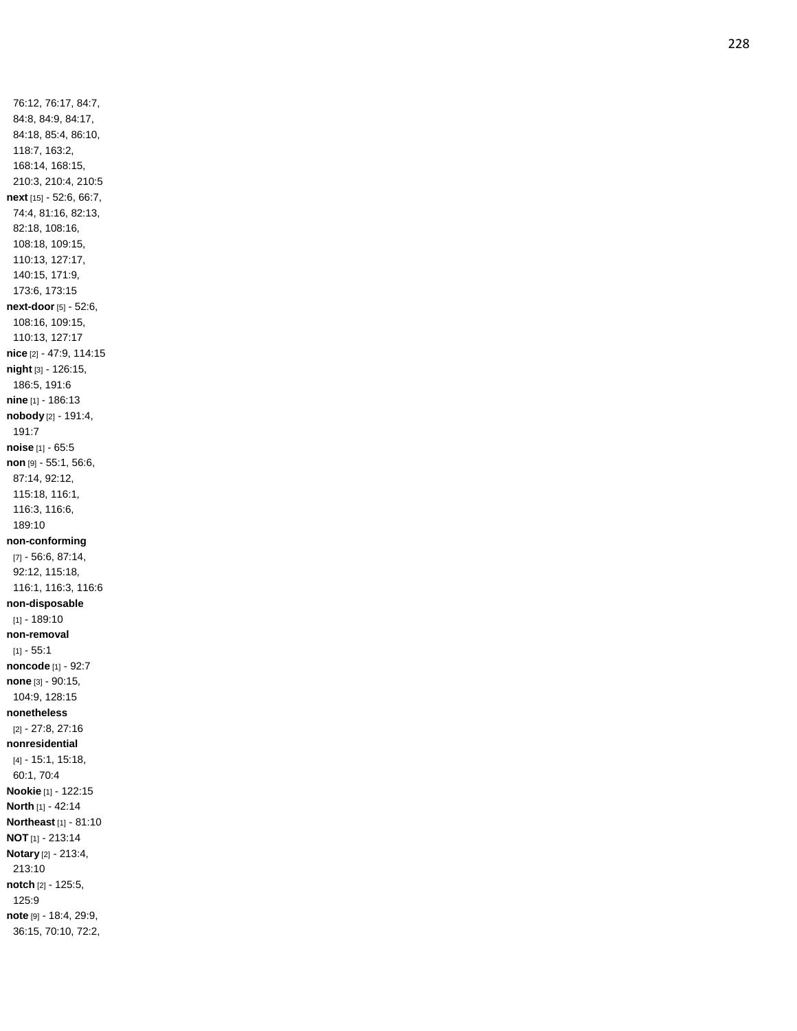76:12, 76:17, 84:7, 84:8, 84:9, 84:17, 84:18, 85:4, 86:10, 118:7, 163:2, 168:14, 168:15, 210:3, 210:4, 210:5

**next** [15] - 52:6, 66:7, 74:4, 81:16, 82:13, 82:18, 108:16, 108:18, 109:15, 110:13, 127:17, 140:15, 171:9, 173:6, 173:15

**next-door** [5] - 52:6, 108:16, 109:15, 110:13, 127:17

**nice** [2] - 47:9, 114:15

**night** [3] - 126:15, 186:5, 191:6

**nine** [1] - 186:13

**nobody** [2] - 191:4, 191:7

**noise** [1] - 65:5

**non** [9] - 55:1, 56:6, 87:14, 92:12, 115:18, 116:1, 116:3, 116:6, 189:10

**non-conforming** [7] - 56:6, 87:14, 92:12, 115:18, 116:1, 116:3, 116:6

**non-disposable** [1] - 189:10

**non-removal** [1] - 55:1

**noncode** [1] - 92:7

**none** [3] - 90:15, 104:9, 128:15

**nonetheless** [2] - 27:8, 27:16

**nonresidential** [4] - 15:1, 15:18, 60:1, 70:4

**Nookie** [1] - 122:15

**North** [1] - 42:14

**Northeast** [1] - 81:10

**NOT** [1] - 213:14

**Notary** [2] - 213:4, 213:10

**notch** [2] - 125:5, 125:9

**note** [9] - 18:4, 29:9, 36:15, 70:10, 72:2,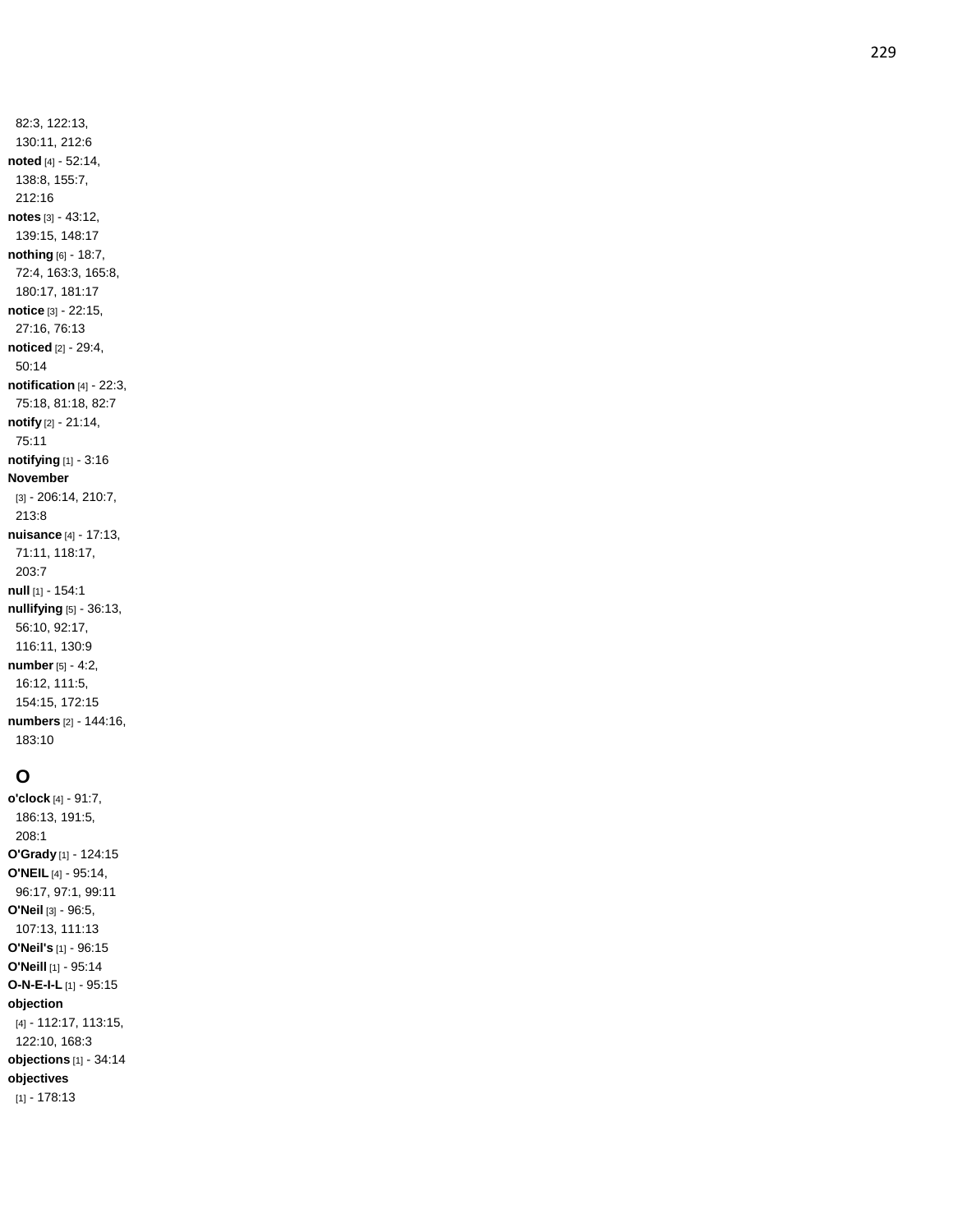82:3, 122:13, 130:11, 212:6

**noted** [4] - 52:14, 138:8, 155:7, 212:16

**notes** [3] - 43:12, 139:15, 148:17

**nothing** [6] - 18:7, 72:4, 163:3, 165:8, 180:17, 181:17

**notice** [3] - 22:15, 27:16, 76:13

**noticed** [2] - 29:4, 50:14

**notification** [4] - 22:3, 75:18, 81:18, 82:7

**notify** [2] - 21:14, 75:11

**notifying** [1] - 3:16

**November** [3] - 206:14, 210:7, 213:8

**nuisance** [4] - 17:13, 71:11, 118:17, 203:7

**null** [1] - 154:1

**nullifying** [5] - 36:13, 56:10, 92:17, 116:11, 130:9

**number** [5] - 4:2, 16:12, 111:5, 154:15, 172:15

**numbers** [2] - 144:16, 183:10

## O

**o'clock** [4] - 91:7, 186:13, 191:5, 208:1

**O'Grady** [1] - 124:15

**O'NEIL** [4] - 95:14, 96:17, 97:1, 99:11

**O'Neil** [3] - 96:5, 107:13, 111:13

**O'Neil's** [1] - 96:15

**O'Neill** [1] - 95:14

**O-N-E-I-L** [1] - 95:15

**objection** [4] - 112:17, 113:15, 122:10, 168:3

**objections** [1] - 34:14

**objectives** [1] - 178:13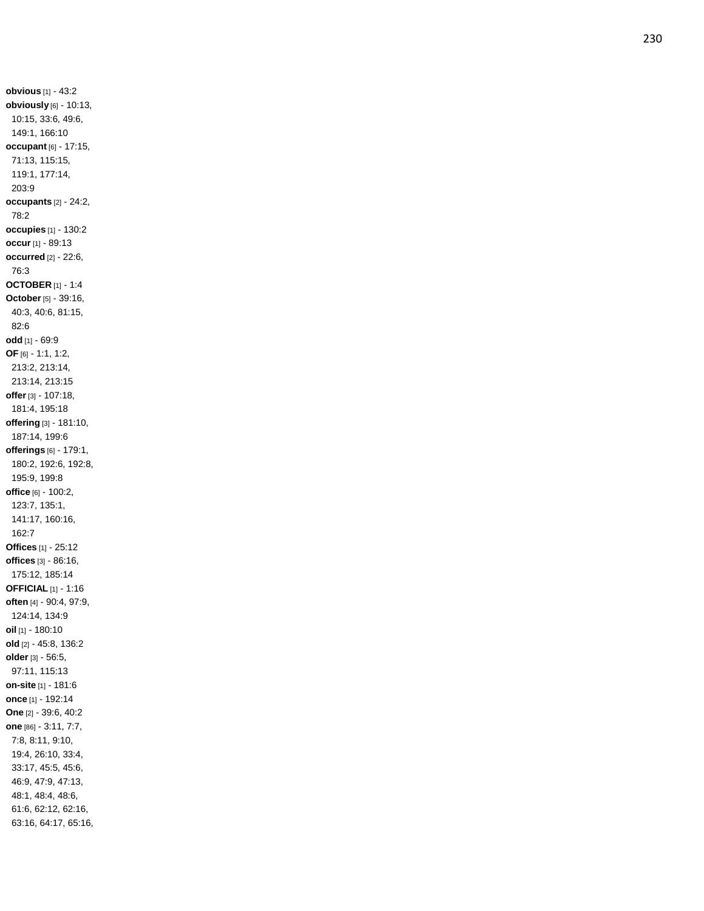**obvious** [1] - 43:2
**obviously** [6] - 10:13, 10:15, 33:6, 49:6, 149:1, 166:10
**occupant** [6] - 17:15, 71:13, 115:15, 119:1, 177:14, 203:9
**occupants** [2] - 24:2, 78:2
**occupies** [1] - 130:2
**occur** [1] - 89:13
**occurred** [2] - 22:6, 76:3
**OCTOBER** [1] - 1:4
**October** [5] - 39:16, 40:3, 40:6, 81:15, 82:6
**odd** [1] - 69:9
**OF** [6] - 1:1, 1:2, 213:2, 213:14, 213:14, 213:15
**offer** [3] - 107:18, 181:4, 195:18
**offering** [3] - 181:10, 187:14, 199:6
**offerings** [6] - 179:1, 180:2, 192:6, 192:8, 195:9, 199:8
**office** [6] - 100:2, 123:7, 135:1, 141:17, 160:16, 162:7
**Offices** [1] - 25:12
**offices** [3] - 86:16, 175:12, 185:14
**OFFICIAL** [1] - 1:16
**often** [4] - 90:4, 97:9, 124:14, 134:9
**oil** [1] - 180:10
**old** [2] - 45:8, 136:2
**older** [3] - 56:5, 97:11, 115:13
**on-site** [1] - 181:6
**once** [1] - 192:14
**One** [2] - 39:6, 40:2
**one** [86] - 3:11, 7:7, 7:8, 8:11, 9:10, 19:4, 26:10, 33:4, 33:17, 45:5, 45:6, 46:9, 47:9, 47:13, 48:1, 48:4, 48:6, 61:6, 62:12, 62:16, 63:16, 64:17, 65:16,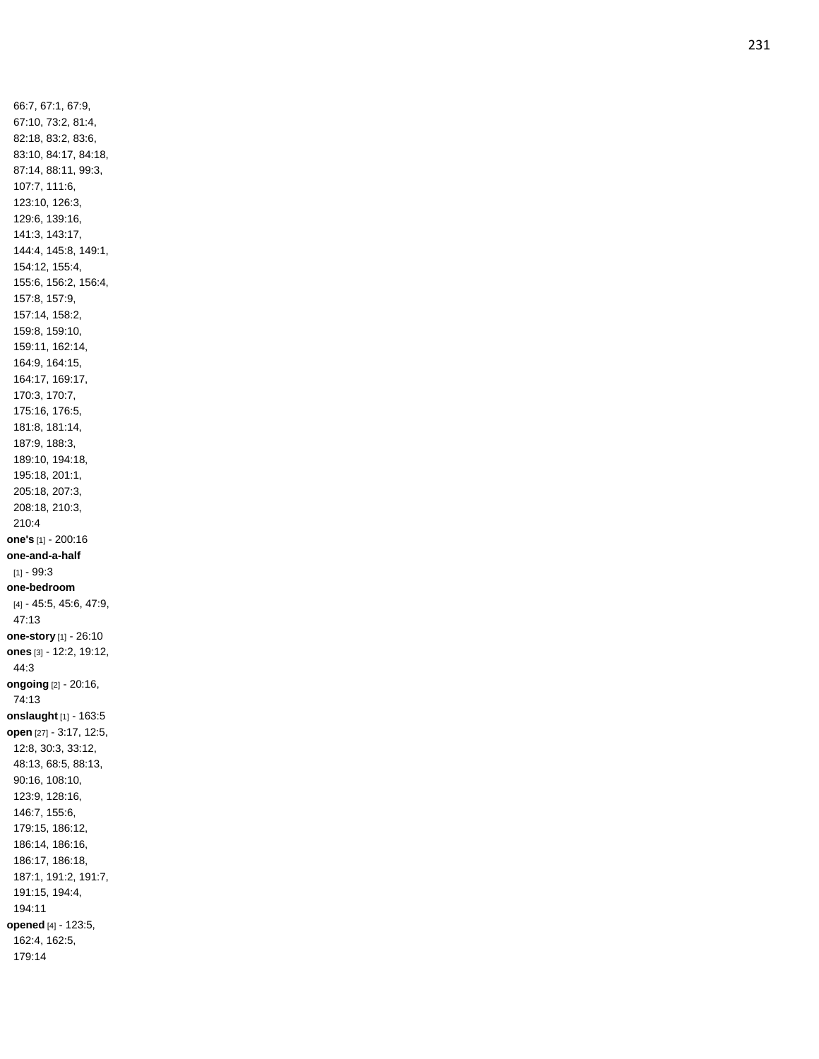66:7, 67:1, 67:9, 67:10, 73:2, 81:4, 82:18, 83:2, 83:6, 83:10, 84:17, 84:18, 87:14, 88:11, 99:3, 107:7, 111:6, 123:10, 126:3, 129:6, 139:16, 141:3, 143:17, 144:4, 145:8, 149:1, 154:12, 155:4, 155:6, 156:2, 156:4, 157:8, 157:9, 157:14, 158:2, 159:8, 159:10, 159:11, 162:14, 164:9, 164:15, 164:17, 169:17, 170:3, 170:7, 175:16, 176:5, 181:8, 181:14, 187:9, 188:3, 189:10, 194:18, 195:18, 201:1, 205:18, 207:3, 208:18, 210:3, 210:4

**one's** [1] - 200:16

**one-and-a-half** [1] - 99:3

**one-bedroom** [4] - 45:5, 45:6, 47:9, 47:13

**one-story** [1] - 26:10

**ones** [3] - 12:2, 19:12, 44:3

**ongoing** [2] - 20:16, 74:13

**onslaught** [1] - 163:5

**open** [27] - 3:17, 12:5, 12:8, 30:3, 33:12, 48:13, 68:5, 88:13, 90:16, 108:10, 123:9, 128:16, 146:7, 155:6, 179:15, 186:12, 186:14, 186:16, 186:17, 186:18, 187:1, 191:2, 191:7, 191:15, 194:4, 194:11

**opened** [4] - 123:5, 162:4, 162:5, 179:14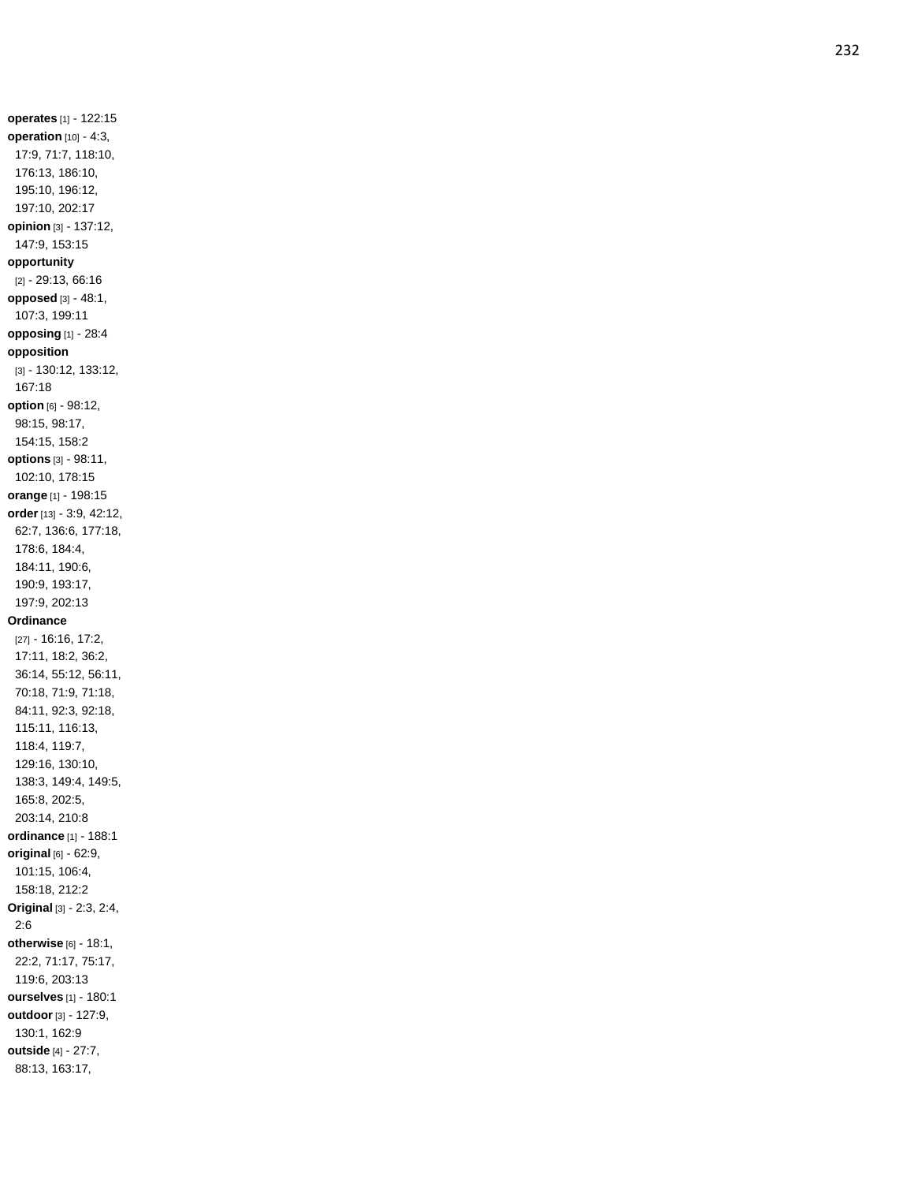**operates** [1] - 122:15
**operation** [10] - 4:3, 17:9, 71:7, 118:10, 176:13, 186:10, 195:10, 196:12, 197:10, 202:17
**opinion** [3] - 137:12, 147:9, 153:15
**opportunity** [2] - 29:13, 66:16
**opposed** [3] - 48:1, 107:3, 199:11
**opposing** [1] - 28:4
**opposition** [3] - 130:12, 133:12, 167:18
**option** [6] - 98:12, 98:15, 98:17, 154:15, 158:2
**options** [3] - 98:11, 102:10, 178:15
**orange** [1] - 198:15
**order** [13] - 3:9, 42:12, 62:7, 136:6, 177:18, 178:6, 184:4, 184:11, 190:6, 190:9, 193:17, 197:9, 202:13
**Ordinance** [27] - 16:16, 17:2, 17:11, 18:2, 36:2, 36:14, 55:12, 56:11, 70:18, 71:9, 71:18, 84:11, 92:3, 92:18, 115:11, 116:13, 118:4, 119:7, 129:16, 130:10, 138:3, 149:4, 149:5, 165:8, 202:5, 203:14, 210:8
**ordinance** [1] - 188:1
**original** [6] - 62:9, 101:15, 106:4, 158:18, 212:2
**Original** [3] - 2:3, 2:4, 2:6
**otherwise** [6] - 18:1, 22:2, 71:17, 75:17, 119:6, 203:13
**ourselves** [1] - 180:1
**outdoor** [3] - 127:9, 130:1, 162:9
**outside** [4] - 27:7, 88:13, 163:17,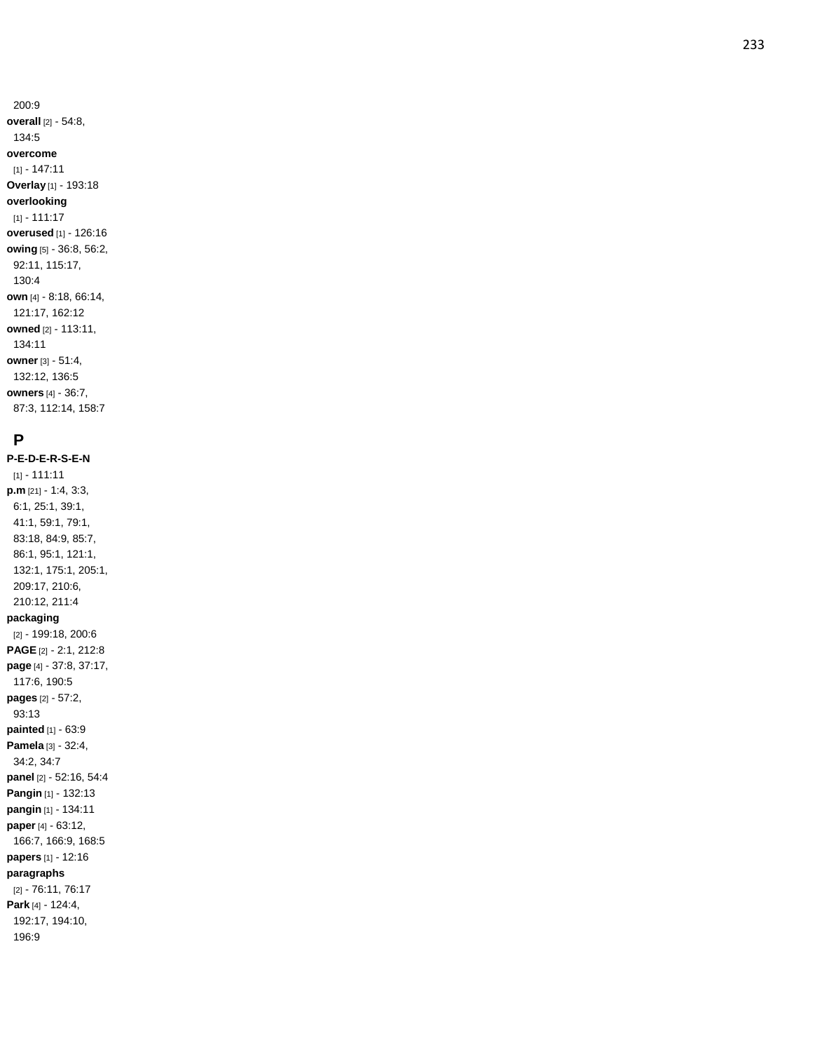200:9

**overall** [2] - 54:8, 134:5

**overcome** [1] - 147:11

**Overlay** [1] - 193:18

**overlooking** [1] - 111:17

**overused** [1] - 126:16

**owing** [5] - 36:8, 56:2, 92:11, 115:17, 130:4

**own** [4] - 8:18, 66:14, 121:17, 162:12

**owned** [2] - 113:11, 134:11

**owner** [3] - 51:4, 132:12, 136:5

**owners** [4] - 36:7, 87:3, 112:14, 158:7

## P

**P-E-D-E-R-S-E-N** [1] - 111:11

**p.m** [21] - 1:4, 3:3, 6:1, 25:1, 39:1, 41:1, 59:1, 79:1, 83:18, 84:9, 85:7, 86:1, 95:1, 121:1, 132:1, 175:1, 205:1, 209:17, 210:6, 210:12, 211:4

**packaging** [2] - 199:18, 200:6

**PAGE** [2] - 2:1, 212:8

**page** [4] - 37:8, 37:17, 117:6, 190:5

**pages** [2] - 57:2, 93:13

**painted** [1] - 63:9

**Pamela** [3] - 32:4, 34:2, 34:7

**panel** [2] - 52:16, 54:4

**Pangin** [1] - 132:13

**pangin** [1] - 134:11

**paper** [4] - 63:12, 166:7, 166:9, 168:5

**papers** [1] - 12:16

**paragraphs** [2] - 76:11, 76:17

**Park** [4] - 124:4, 192:17, 194:10, 196:9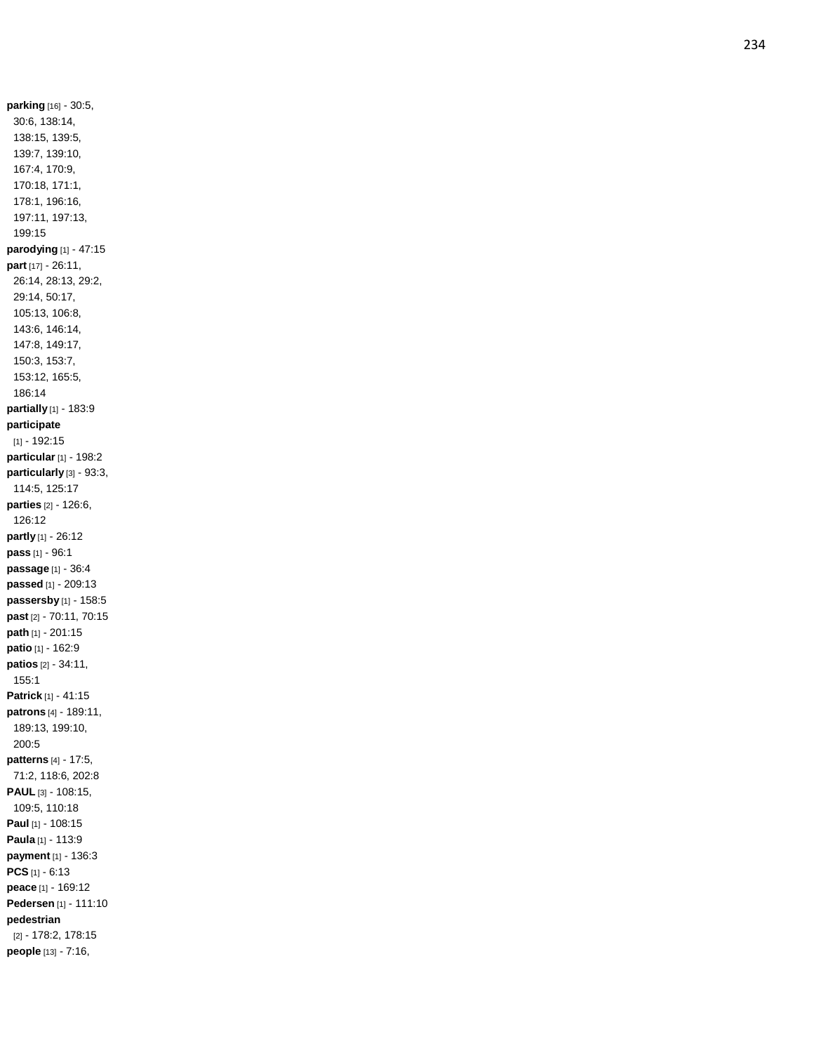**parking** [16] - 30:5, 30:6, 138:14, 138:15, 139:5, 139:7, 139:10, 167:4, 170:9, 170:18, 171:1, 178:1, 196:16, 197:11, 197:13, 199:15

**parodying** [1] - 47:15

**part** [17] - 26:11, 26:14, 28:13, 29:2, 29:14, 50:17, 105:13, 106:8, 143:6, 146:14, 147:8, 149:17, 150:3, 153:7, 153:12, 165:5, 186:14

**partially** [1] - 183:9

**participate** [1] - 192:15

**particular** [1] - 198:2

**particularly** [3] - 93:3, 114:5, 125:17

**parties** [2] - 126:6, 126:12

**partly** [1] - 26:12

**pass** [1] - 96:1

**passage** [1] - 36:4

**passed** [1] - 209:13

**passersby** [1] - 158:5

**past** [2] - 70:11, 70:15

**path** [1] - 201:15

**patio** [1] - 162:9

**patios** [2] - 34:11, 155:1

**Patrick** [1] - 41:15

**patrons** [4] - 189:11, 189:13, 199:10, 200:5

**patterns** [4] - 17:5, 71:2, 118:6, 202:8

**PAUL** [3] - 108:15, 109:5, 110:18

**Paul** [1] - 108:15

**Paula** [1] - 113:9

**payment** [1] - 136:3

**PCS** [1] - 6:13

**peace** [1] - 169:12

**Pedersen** [1] - 111:10

**pedestrian** [2] - 178:2, 178:15

**people** [13] - 7:16,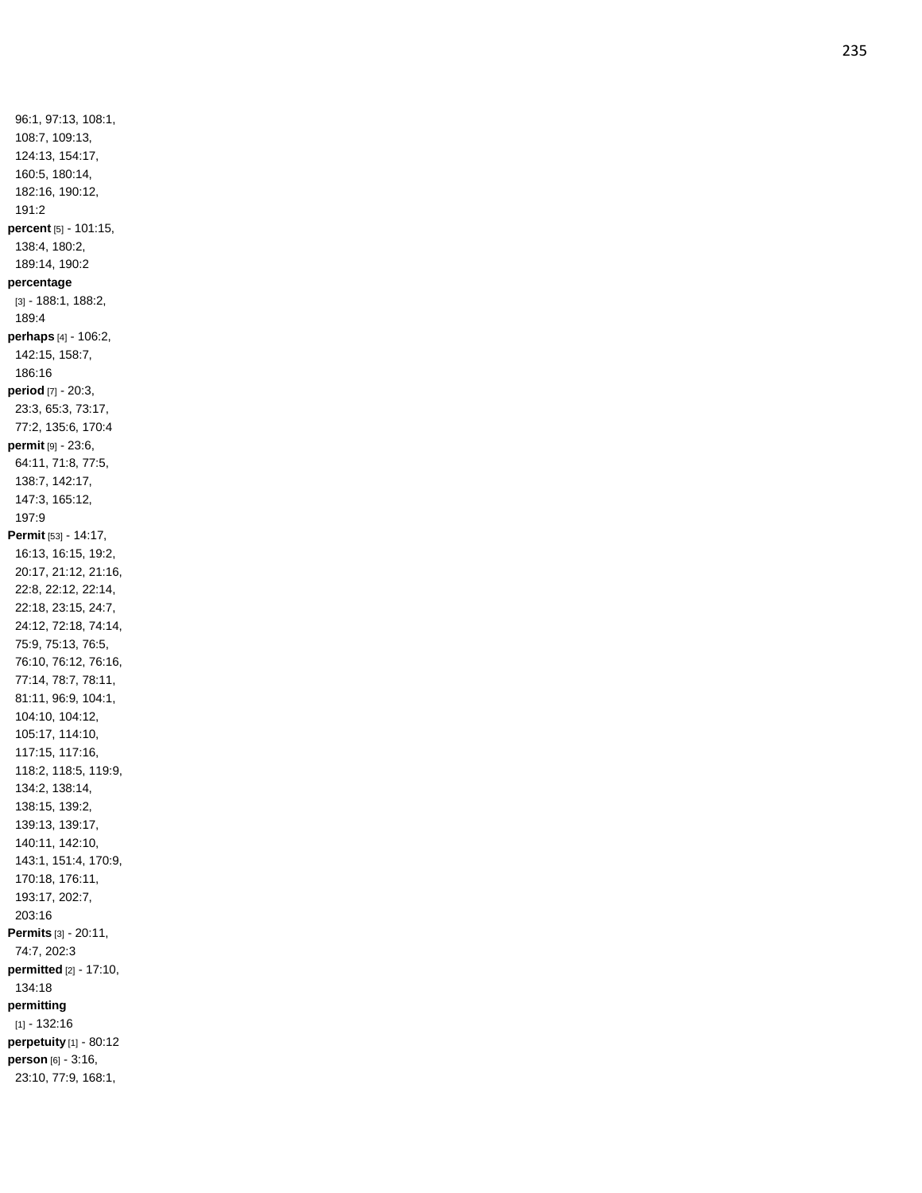96:1, 97:13, 108:1, 108:7, 109:13, 124:13, 154:17, 160:5, 180:14, 182:16, 190:12, 191:2

**percent** [5] - 101:15, 138:4, 180:2, 189:14, 190:2

**percentage** [3] - 188:1, 188:2, 189:4

**perhaps** [4] - 106:2, 142:15, 158:7, 186:16

**period** [7] - 20:3, 23:3, 65:3, 73:17, 77:2, 135:6, 170:4

**permit** [9] - 23:6, 64:11, 71:8, 77:5, 138:7, 142:17, 147:3, 165:12, 197:9

**Permit** [53] - 14:17, 16:13, 16:15, 19:2, 20:17, 21:12, 21:16, 22:8, 22:12, 22:14, 22:18, 23:15, 24:7, 24:12, 72:18, 74:14, 75:9, 75:13, 76:5, 76:10, 76:12, 76:16, 77:14, 78:7, 78:11, 81:11, 96:9, 104:1, 104:10, 104:12, 105:17, 114:10, 117:15, 117:16, 118:2, 118:5, 119:9, 134:2, 138:14, 138:15, 139:2, 139:13, 139:17, 140:11, 142:10, 143:1, 151:4, 170:9, 170:18, 176:11, 193:17, 202:7, 203:16

**Permits** [3] - 20:11, 74:7, 202:3

**permitted** [2] - 17:10, 134:18

**permitting** [1] - 132:16

**perpetuity** [1] - 80:12

**person** [6] - 3:16, 23:10, 77:9, 168:1,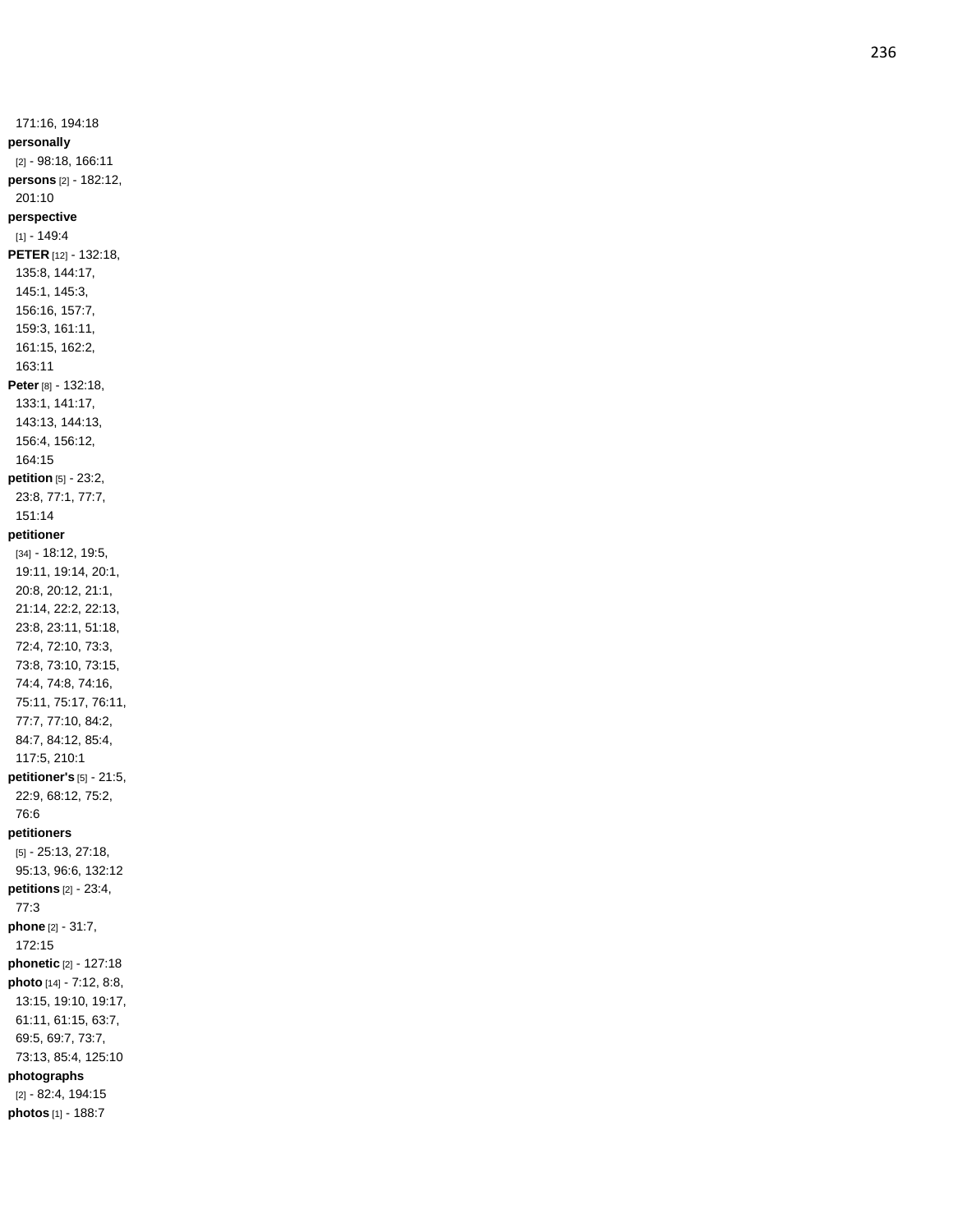171:16, 194:18

**personally** [2] - 98:18, 166:11

**persons** [2] - 182:12, 201:10

**perspective** [1] - 149:4

**PETER** [12] - 132:18, 135:8, 144:17, 145:1, 145:3, 156:16, 157:7, 159:3, 161:11, 161:15, 162:2, 163:11

**Peter** [8] - 132:18, 133:1, 141:17, 143:13, 144:13, 156:4, 156:12, 164:15

**petition** [5] - 23:2, 23:8, 77:1, 77:7, 151:14

**petitioner** [34] - 18:12, 19:5, 19:11, 19:14, 20:1, 20:8, 20:12, 21:1, 21:14, 22:2, 22:13, 23:8, 23:11, 51:18, 72:4, 72:10, 73:3, 73:8, 73:10, 73:15, 74:4, 74:8, 74:16, 75:11, 75:17, 76:11, 77:7, 77:10, 84:2, 84:7, 84:12, 85:4, 117:5, 210:1

**petitioner's** [5] - 21:5, 22:9, 68:12, 75:2, 76:6

**petitioners** [5] - 25:13, 27:18, 95:13, 96:6, 132:12

**petitions** [2] - 23:4, 77:3

**phone** [2] - 31:7, 172:15

**phonetic** [2] - 127:18

**photo** [14] - 7:12, 8:8, 13:15, 19:10, 19:17, 61:11, 61:15, 63:7, 69:5, 69:7, 73:7, 73:13, 85:4, 125:10

**photographs** [2] - 82:4, 194:15

**photos** [1] - 188:7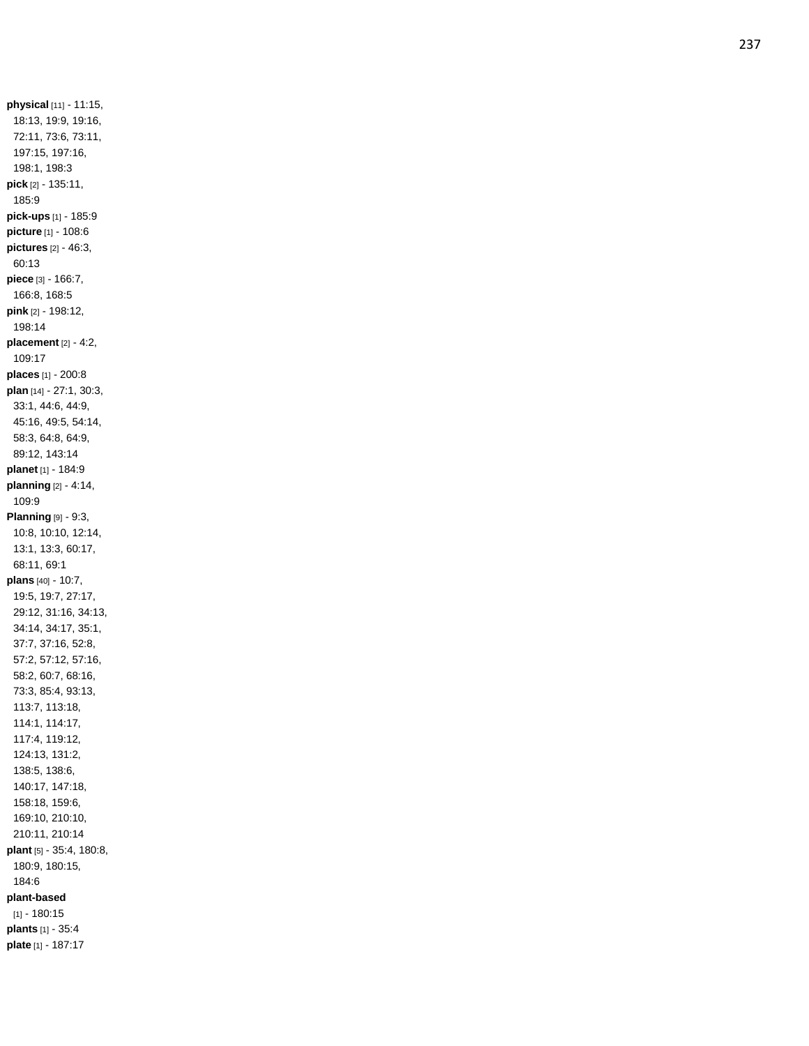**physical** [11] - 11:15, 18:13, 19:9, 19:16, 72:11, 73:6, 73:11, 197:15, 197:16, 198:1, 198:3

**pick** [2] - 135:11, 185:9

**pick-ups** [1] - 185:9

**picture** [1] - 108:6

**pictures** [2] - 46:3, 60:13

**piece** [3] - 166:7, 166:8, 168:5

**pink** [2] - 198:12, 198:14

**placement** [2] - 4:2, 109:17

**places** [1] - 200:8

**plan** [14] - 27:1, 30:3, 33:1, 44:6, 44:9, 45:16, 49:5, 54:14, 58:3, 64:8, 64:9, 89:12, 143:14

**planet** [1] - 184:9

**planning** [2] - 4:14, 109:9

**Planning** [9] - 9:3, 10:8, 10:10, 12:14, 13:1, 13:3, 60:17, 68:11, 69:1

**plans** [40] - 10:7, 19:5, 19:7, 27:17, 29:12, 31:16, 34:13, 34:14, 34:17, 35:1, 37:7, 37:16, 52:8, 57:2, 57:12, 57:16, 58:2, 60:7, 68:16, 73:3, 85:4, 93:13, 113:7, 113:18, 114:1, 114:17, 117:4, 119:12, 124:13, 131:2, 138:5, 138:6, 140:17, 147:18, 158:18, 159:6, 169:10, 210:10, 210:11, 210:14

**plant** [5] - 35:4, 180:8, 180:9, 180:15, 184:6

**plant-based** [1] - 180:15

**plants** [1] - 35:4

**plate** [1] - 187:17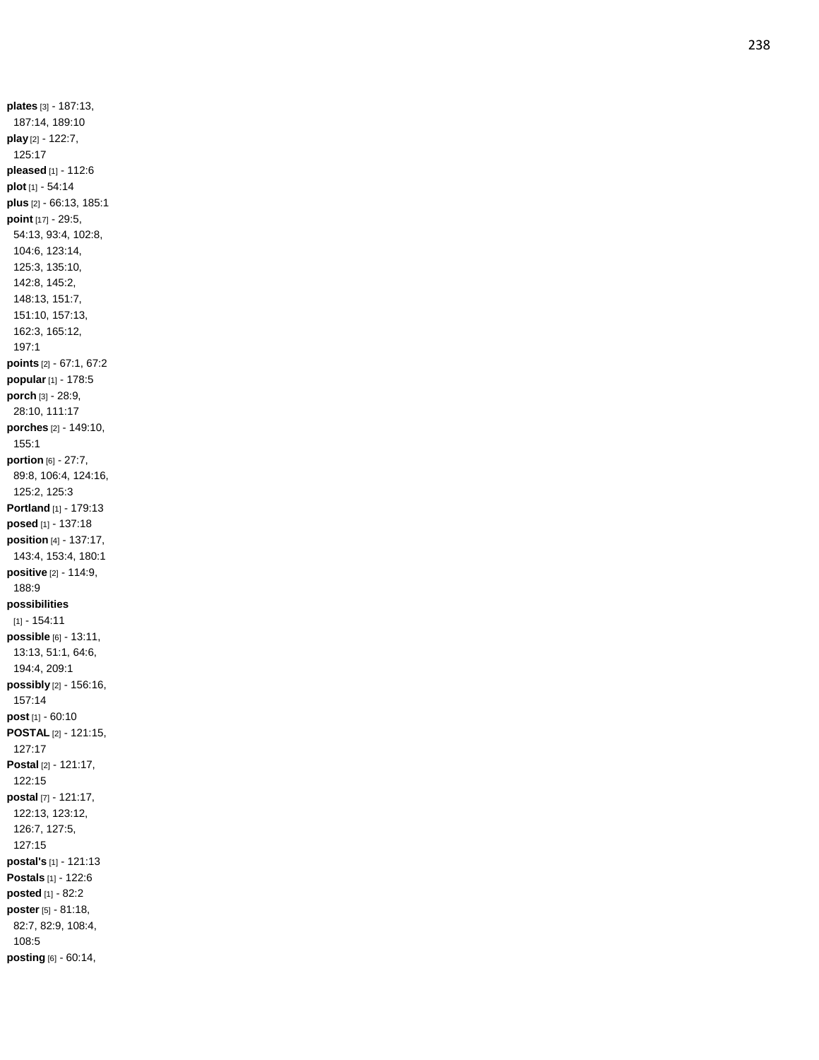**plates** [3] - 187:13, 187:14, 189:10

**play** [2] - 122:7, 125:17

**pleased** [1] - 112:6

**plot** [1] - 54:14

**plus** [2] - 66:13, 185:1

**point** [17] - 29:5, 54:13, 93:4, 102:8, 104:6, 123:14, 125:3, 135:10, 142:8, 145:2, 148:13, 151:7, 151:10, 157:13, 162:3, 165:12, 197:1

**points** [2] - 67:1, 67:2

**popular** [1] - 178:5

**porch** [3] - 28:9, 28:10, 111:17

**porches** [2] - 149:10, 155:1

**portion** [6] - 27:7, 89:8, 106:4, 124:16, 125:2, 125:3

**Portland** [1] - 179:13

**posed** [1] - 137:18

**position** [4] - 137:17, 143:4, 153:4, 180:1

**positive** [2] - 114:9, 188:9

**possibilities** [1] - 154:11

**possible** [6] - 13:11, 13:13, 51:1, 64:6, 194:4, 209:1

**possibly** [2] - 156:16, 157:14

**post** [1] - 60:10

**POSTAL** [2] - 121:15, 127:17

**Postal** [2] - 121:17, 122:15

**postal** [7] - 121:17, 122:13, 123:12, 126:7, 127:5, 127:15

**postal's** [1] - 121:13

**Postals** [1] - 122:6

**posted** [1] - 82:2

**poster** [5] - 81:18, 82:7, 82:9, 108:4, 108:5

**posting** [6] - 60:14,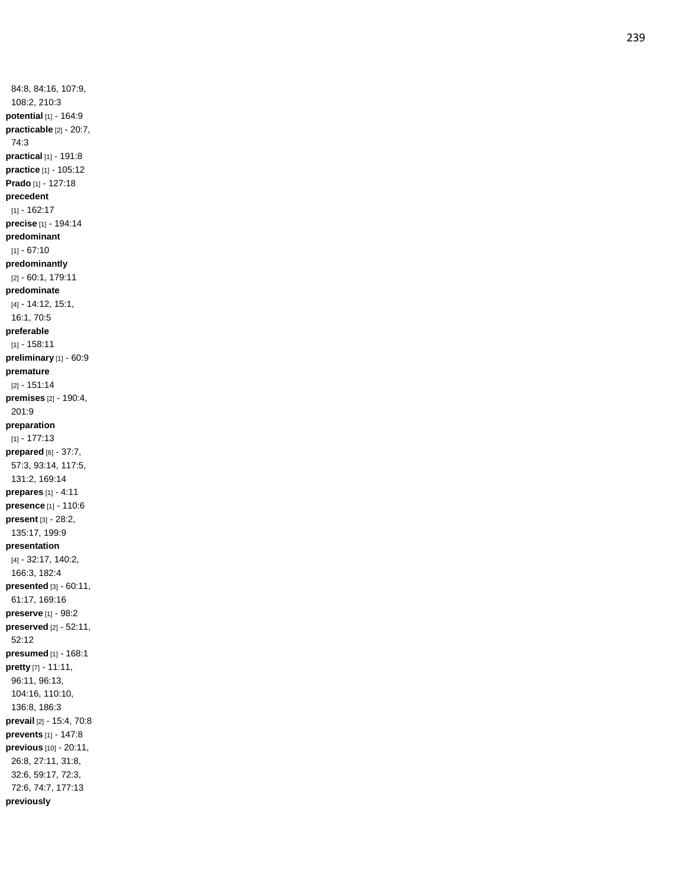84:8, 84:16, 107:9, 108:2, 210:3

**potential** [1] - 164:9

**practicable** [2] - 20:7, 74:3

**practical** [1] - 191:8

**practice** [1] - 105:12

**Prado** [1] - 127:18

**precedent** [1] - 162:17

**precise** [1] - 194:14

**predominant** [1] - 67:10

**predominantly** [2] - 60:1, 179:11

**predominate** [4] - 14:12, 15:1, 16:1, 70:5

**preferable** [1] - 158:11

**preliminary** [1] - 60:9

**premature** [2] - 151:14

**premises** [2] - 190:4, 201:9

**preparation** [1] - 177:13

**prepared** [6] - 37:7, 57:3, 93:14, 117:5, 131:2, 169:14

**prepares** [1] - 4:11

**presence** [1] - 110:6

**present** [3] - 28:2, 135:17, 199:9

**presentation** [4] - 32:17, 140:2, 166:3, 182:4

**presented** [3] - 60:11, 61:17, 169:16

**preserve** [1] - 98:2

**preserved** [2] - 52:11, 52:12

**presumed** [1] - 168:1

**pretty** [7] - 11:11, 96:11, 96:13, 104:16, 110:10, 136:8, 186:3

**prevail** [2] - 15:4, 70:8

**prevents** [1] - 147:8

**previous** [10] - 20:11, 26:8, 27:11, 31:8, 32:6, 59:17, 72:3, 72:6, 74:7, 177:13

**previously**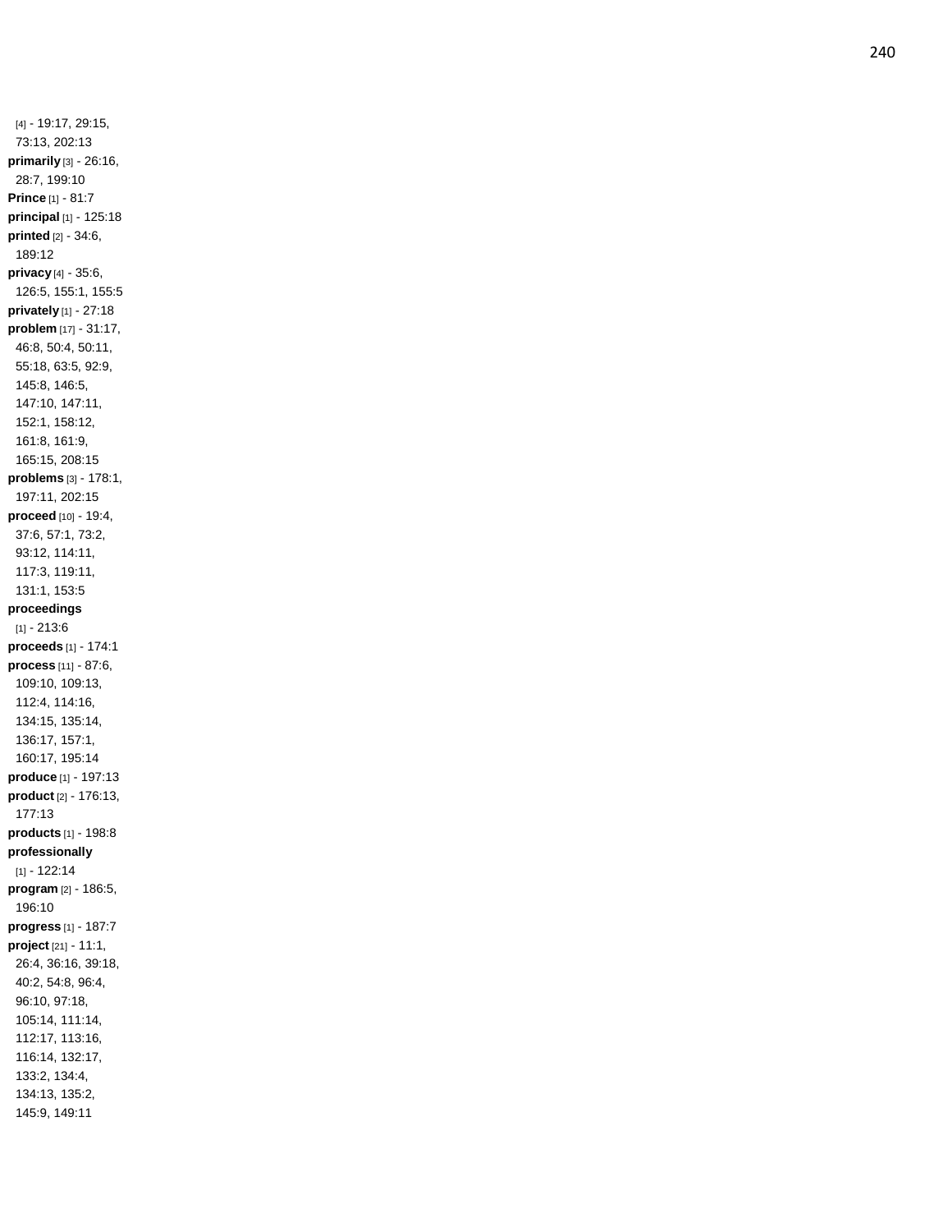[4] - 19:17, 29:15, 73:13, 202:13

**primarily** [3] - 26:16, 28:7, 199:10

**Prince** [1] - 81:7

**principal** [1] - 125:18

**printed** [2] - 34:6, 189:12

**privacy** [4] - 35:6, 126:5, 155:1, 155:5

**privately** [1] - 27:18

**problem** [17] - 31:17, 46:8, 50:4, 50:11, 55:18, 63:5, 92:9, 145:8, 146:5, 147:10, 147:11, 152:1, 158:12, 161:8, 161:9, 165:15, 208:15

**problems** [3] - 178:1, 197:11, 202:15

**proceed** [10] - 19:4, 37:6, 57:1, 73:2, 93:12, 114:11, 117:3, 119:11, 131:1, 153:5

**proceedings** [1] - 213:6

**proceeds** [1] - 174:1

**process** [11] - 87:6, 109:10, 109:13, 112:4, 114:16, 134:15, 135:14, 136:17, 157:1, 160:17, 195:14

**produce** [1] - 197:13

**product** [2] - 176:13, 177:13

**products** [1] - 198:8

**professionally** [1] - 122:14

**program** [2] - 186:5, 196:10

**progress** [1] - 187:7

**project** [21] - 11:1, 26:4, 36:16, 39:18, 40:2, 54:8, 96:4, 96:10, 97:18, 105:14, 111:14, 112:17, 113:16, 116:14, 132:17, 133:2, 134:4, 134:13, 135:2, 145:9, 149:11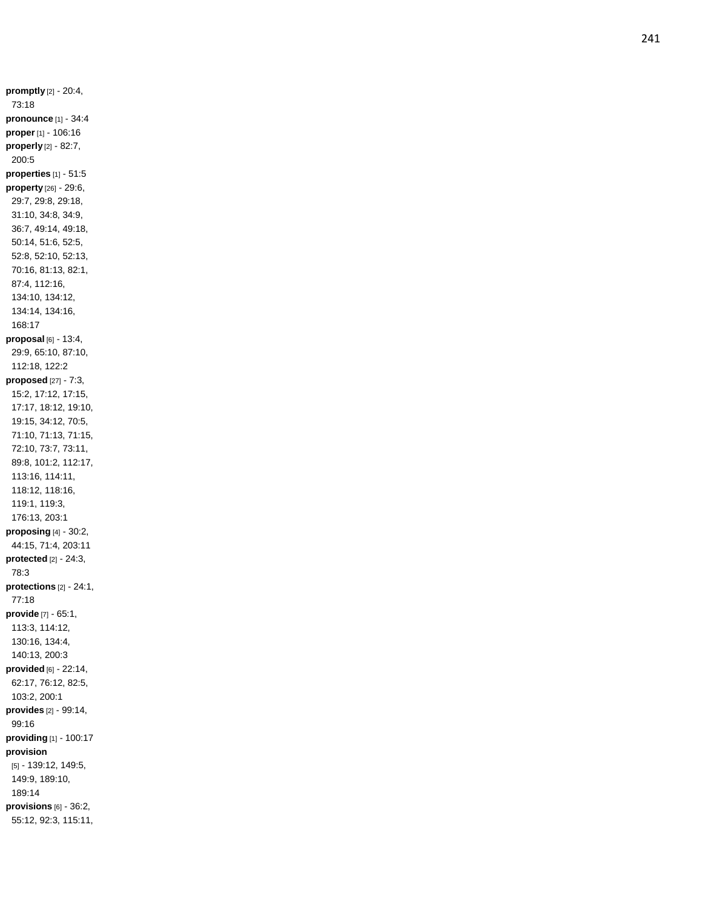**promptly** [2] - 20:4, 73:18
**pronounce** [1] - 34:4
**proper** [1] - 106:16
**properly** [2] - 82:7, 200:5
**properties** [1] - 51:5
**property** [26] - 29:6, 29:7, 29:8, 29:18, 31:10, 34:8, 34:9, 36:7, 49:14, 49:18, 50:14, 51:6, 52:5, 52:8, 52:10, 52:13, 70:16, 81:13, 82:1, 87:4, 112:16, 134:10, 134:12, 134:14, 134:16, 168:17
**proposal** [6] - 13:4, 29:9, 65:10, 87:10, 112:18, 122:2
**proposed** [27] - 7:3, 15:2, 17:12, 17:15, 17:17, 18:12, 19:10, 19:15, 34:12, 70:5, 71:10, 71:13, 71:15, 72:10, 73:7, 73:11, 89:8, 101:2, 112:17, 113:16, 114:11, 118:12, 118:16, 119:1, 119:3, 176:13, 203:1
**proposing** [4] - 30:2, 44:15, 71:4, 203:11
**protected** [2] - 24:3, 78:3
**protections** [2] - 24:1, 77:18
**provide** [7] - 65:1, 113:3, 114:12, 130:16, 134:4, 140:13, 200:3
**provided** [6] - 22:14, 62:17, 76:12, 82:5, 103:2, 200:1
**provides** [2] - 99:14, 99:16
**providing** [1] - 100:17
**provision** [5] - 139:12, 149:5, 149:9, 189:10, 189:14
**provisions** [6] - 36:2, 55:12, 92:3, 115:11,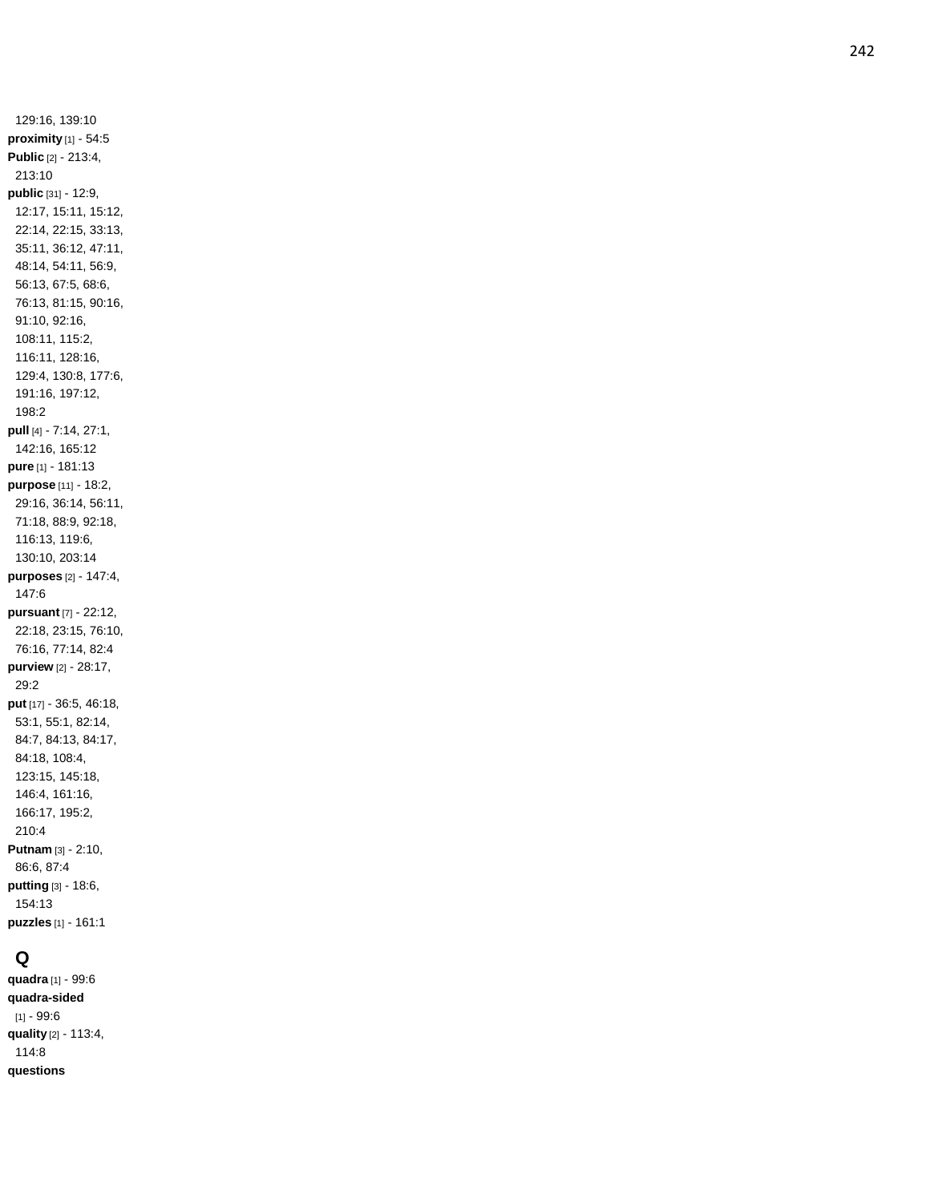129:16, 139:10

**proximity** [1] - 54:5

**Public** [2] - 213:4, 213:10

**public** [31] - 12:9, 12:17, 15:11, 15:12, 22:14, 22:15, 33:13, 35:11, 36:12, 47:11, 48:14, 54:11, 56:9, 56:13, 67:5, 68:6, 76:13, 81:15, 90:16, 91:10, 92:16, 108:11, 115:2, 116:11, 128:16, 129:4, 130:8, 177:6, 191:16, 197:12, 198:2

**pull** [4] - 7:14, 27:1, 142:16, 165:12

**pure** [1] - 181:13

**purpose** [11] - 18:2, 29:16, 36:14, 56:11, 71:18, 88:9, 92:18, 116:13, 119:6, 130:10, 203:14

**purposes** [2] - 147:4, 147:6

**pursuant** [7] - 22:12, 22:18, 23:15, 76:10, 76:16, 77:14, 82:4

**purview** [2] - 28:17, 29:2

**put** [17] - 36:5, 46:18, 53:1, 55:1, 82:14, 84:7, 84:13, 84:17, 84:18, 108:4, 123:15, 145:18, 146:4, 161:16, 166:17, 195:2, 210:4

**Putnam** [3] - 2:10, 86:6, 87:4

**putting** [3] - 18:6, 154:13

**puzzles** [1] - 161:1

## Q

**quadra** [1] - 99:6

**quadra-sided** [1] - 99:6

**quality** [2] - 113:4, 114:8

**questions**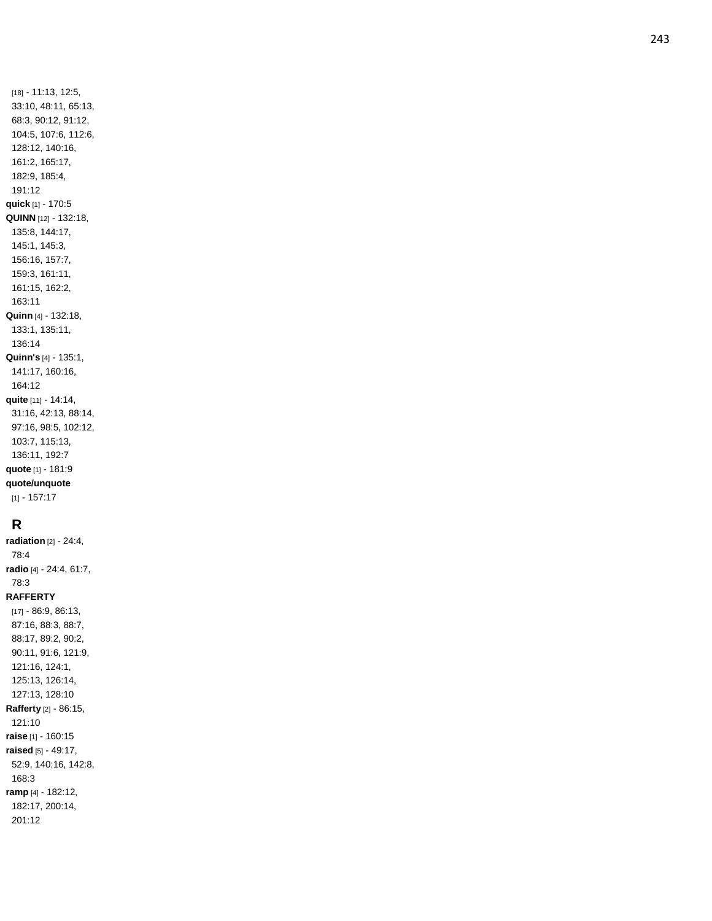[18] - 11:13, 12:5, 33:10, 48:11, 65:13, 68:3, 90:12, 91:12, 104:5, 107:6, 112:6, 128:12, 140:16, 161:2, 165:17, 182:9, 185:4, 191:12

**quick** [1] - 170:5

**QUINN** [12] - 132:18, 135:8, 144:17, 145:1, 145:3, 156:16, 157:7, 159:3, 161:11, 161:15, 162:2, 163:11

**Quinn** [4] - 132:18, 133:1, 135:11, 136:14

**Quinn's** [4] - 135:1, 141:17, 160:16, 164:12

**quite** [11] - 14:14, 31:16, 42:13, 88:14, 97:16, 98:5, 102:12, 103:7, 115:13, 136:11, 192:7

**quote** [1] - 181:9

**quote/unquote** [1] - 157:17

## R

**radiation** [2] - 24:4, 78:4

**radio** [4] - 24:4, 61:7, 78:3

**RAFFERTY** [17] - 86:9, 86:13, 87:16, 88:3, 88:7, 88:17, 89:2, 90:2, 90:11, 91:6, 121:9, 121:16, 124:1, 125:13, 126:14, 127:13, 128:10

**Rafferty** [2] - 86:15, 121:10

**raise** [1] - 160:15

**raised** [5] - 49:17, 52:9, 140:16, 142:8, 168:3

**ramp** [4] - 182:12, 182:17, 200:14, 201:12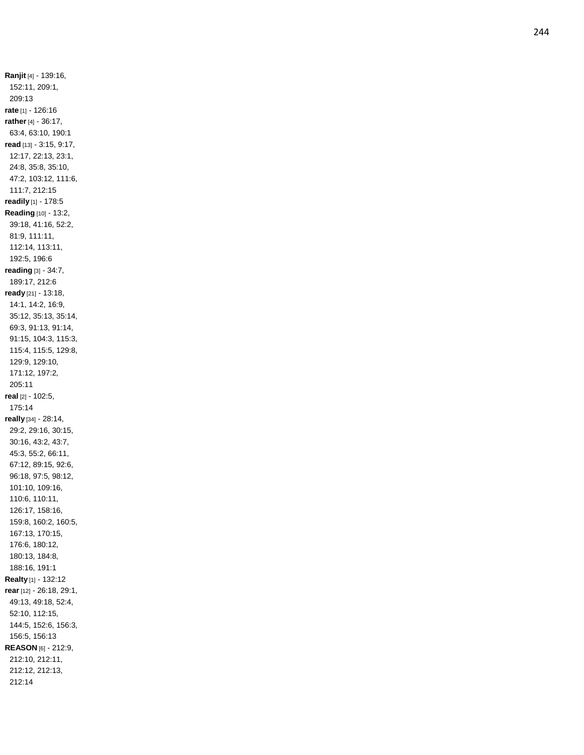**Ranjit** [4] - 139:16, 152:11, 209:1, 209:13

**rate** [1] - 126:16

**rather** [4] - 36:17, 63:4, 63:10, 190:1

**read** [13] - 3:15, 9:17, 12:17, 22:13, 23:1, 24:8, 35:8, 35:10, 47:2, 103:12, 111:6, 111:7, 212:15

**readily** [1] - 178:5

**Reading** [10] - 13:2, 39:18, 41:16, 52:2, 81:9, 111:11, 112:14, 113:11, 192:5, 196:6

**reading** [3] - 34:7, 189:17, 212:6

**ready** [21] - 13:18, 14:1, 14:2, 16:9, 35:12, 35:13, 35:14, 69:3, 91:13, 91:14, 91:15, 104:3, 115:3, 115:4, 115:5, 129:8, 129:9, 129:10, 171:12, 197:2, 205:11

**real** [2] - 102:5, 175:14

**really** [34] - 28:14, 29:2, 29:16, 30:15, 30:16, 43:2, 43:7, 45:3, 55:2, 66:11, 67:12, 89:15, 92:6, 96:18, 97:5, 98:12, 101:10, 109:16, 110:6, 110:11, 126:17, 158:16, 159:8, 160:2, 160:5, 167:13, 170:15, 176:6, 180:12, 180:13, 184:8, 188:16, 191:1

**Realty** [1] - 132:12

**rear** [12] - 26:18, 29:1, 49:13, 49:18, 52:4, 52:10, 112:15, 144:5, 152:6, 156:3, 156:5, 156:13

**REASON** [6] - 212:9, 212:10, 212:11, 212:12, 212:13, 212:14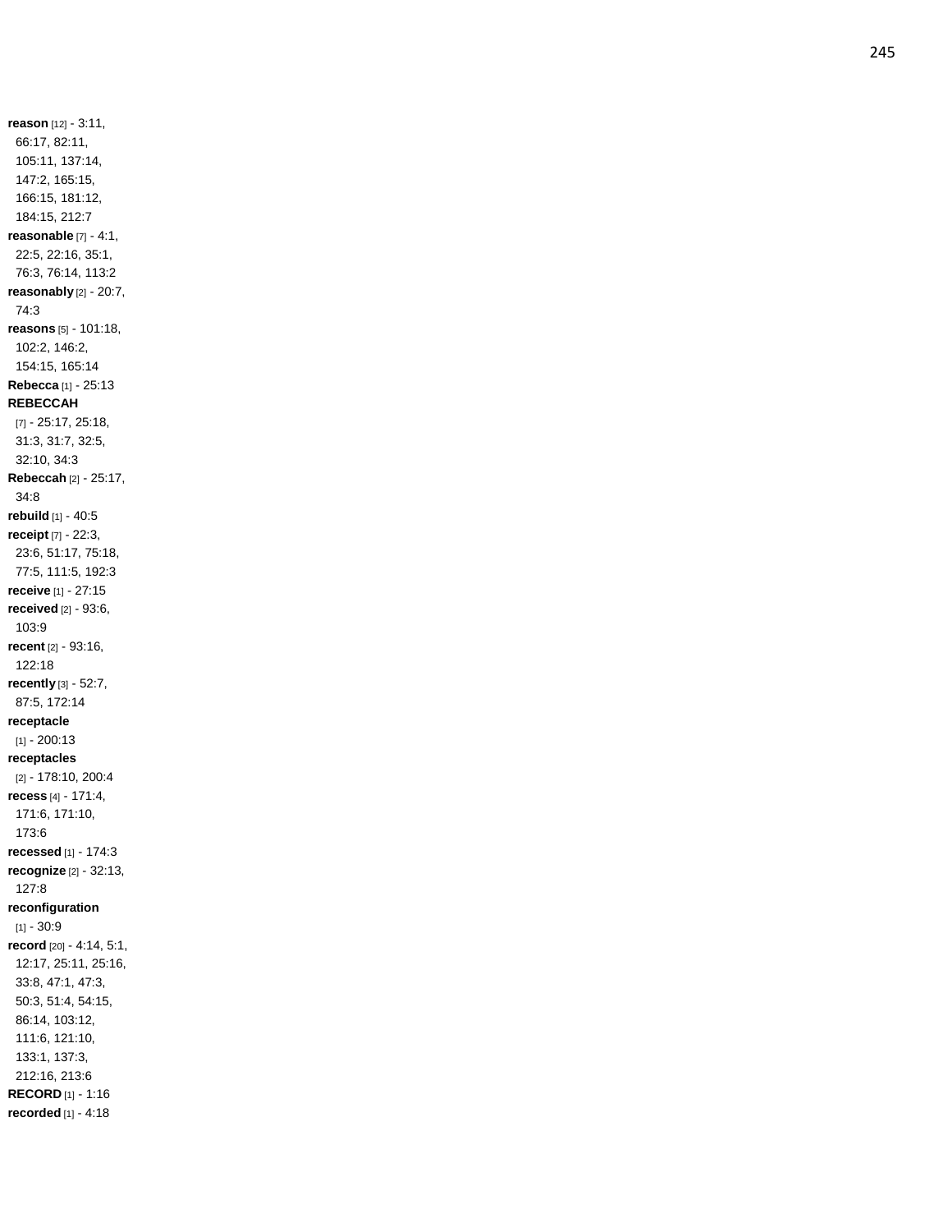**reason** [12] - 3:11, 66:17, 82:11, 105:11, 137:14, 147:2, 165:15, 166:15, 181:12, 184:15, 212:7

**reasonable** [7] - 4:1, 22:5, 22:16, 35:1, 76:3, 76:14, 113:2

**reasonably** [2] - 20:7, 74:3

**reasons** [5] - 101:18, 102:2, 146:2, 154:15, 165:14

**Rebecca** [1] - 25:13

**REBECCAH** [7] - 25:17, 25:18, 31:3, 31:7, 32:5, 32:10, 34:3

**Rebeccah** [2] - 25:17, 34:8

**rebuild** [1] - 40:5

**receipt** [7] - 22:3, 23:6, 51:17, 75:18, 77:5, 111:5, 192:3

**receive** [1] - 27:15

**received** [2] - 93:6, 103:9

**recent** [2] - 93:16, 122:18

**recently** [3] - 52:7, 87:5, 172:14

**receptacle** [1] - 200:13

**receptacles** [2] - 178:10, 200:4

**recess** [4] - 171:4, 171:6, 171:10, 173:6

**recessed** [1] - 174:3

**recognize** [2] - 32:13, 127:8

**reconfiguration** [1] - 30:9

**record** [20] - 4:14, 5:1, 12:17, 25:11, 25:16, 33:8, 47:1, 47:3, 50:3, 51:4, 54:15, 86:14, 103:12, 111:6, 121:10, 133:1, 137:3, 212:16, 213:6

**RECORD** [1] - 1:16

**recorded** [1] - 4:18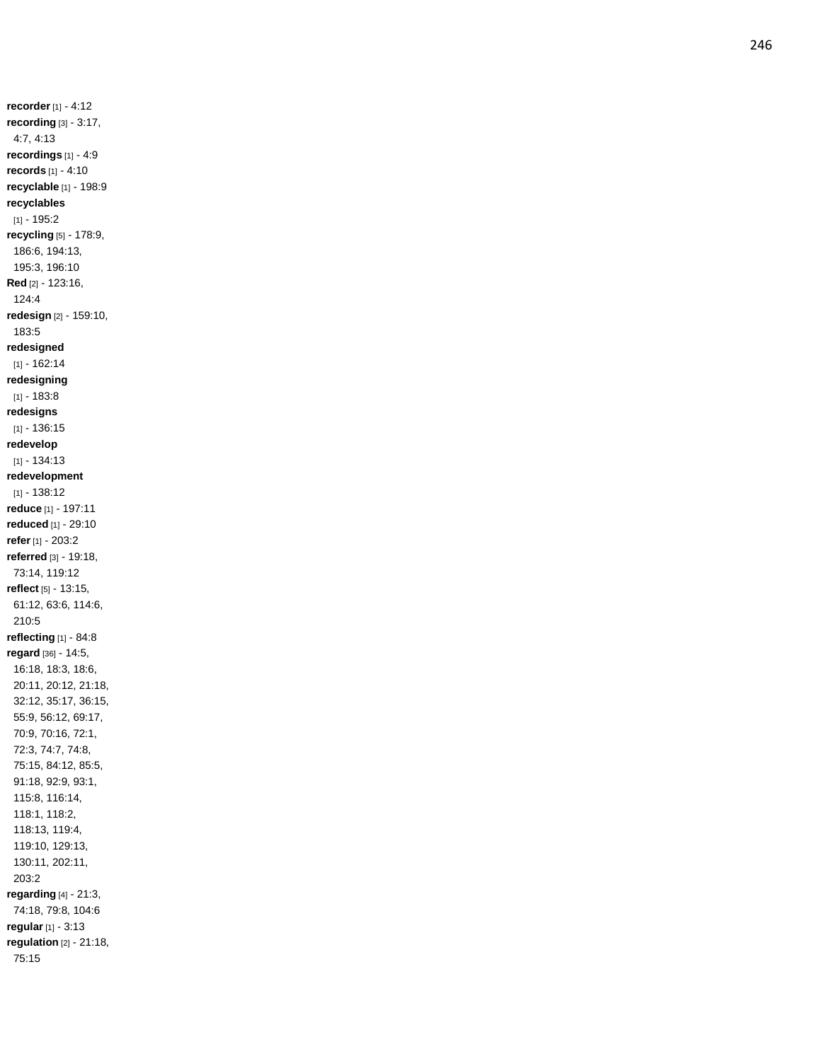**recorder** [1] - 4:12
**recording** [3] - 3:17, 4:7, 4:13
**recordings** [1] - 4:9
**records** [1] - 4:10
**recyclable** [1] - 198:9
**recyclables** [1] - 195:2
**recycling** [5] - 178:9, 186:6, 194:13, 195:3, 196:10
**Red** [2] - 123:16, 124:4
**redesign** [2] - 159:10, 183:5
**redesigned** [1] - 162:14
**redesigning** [1] - 183:8
**redesigns** [1] - 136:15
**redevelop** [1] - 134:13
**redevelopment** [1] - 138:12
**reduce** [1] - 197:11
**reduced** [1] - 29:10
**refer** [1] - 203:2
**referred** [3] - 19:18, 73:14, 119:12
**reflect** [5] - 13:15, 61:12, 63:6, 114:6, 210:5
**reflecting** [1] - 84:8
**regard** [36] - 14:5, 16:18, 18:3, 18:6, 20:11, 20:12, 21:18, 32:12, 35:17, 36:15, 55:9, 56:12, 69:17, 70:9, 70:16, 72:1, 72:3, 74:7, 74:8, 75:15, 84:12, 85:5, 91:18, 92:9, 93:1, 115:8, 116:14, 118:1, 118:2, 118:13, 119:4, 119:10, 129:13, 130:11, 202:11, 203:2
**regarding** [4] - 21:3, 74:18, 79:8, 104:6
**regular** [1] - 3:13
**regulation** [2] - 21:18, 75:15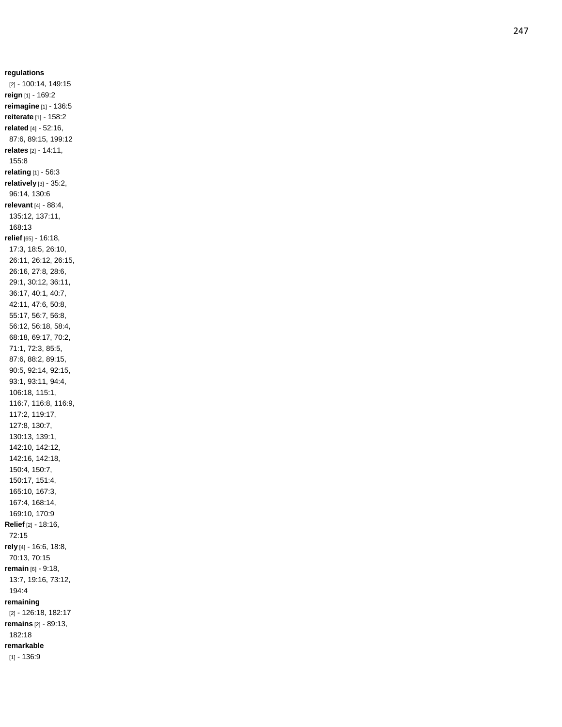**regulations** [2] - 100:14, 149:15
**reign** [1] - 169:2
**reimagine** [1] - 136:5
**reiterate** [1] - 158:2
**related** [4] - 52:16, 87:6, 89:15, 199:12
**relates** [2] - 14:11, 155:8
**relating** [1] - 56:3
**relatively** [3] - 35:2, 96:14, 130:6
**relevant** [4] - 88:4, 135:12, 137:11, 168:13
**relief** [65] - 16:18, 17:3, 18:5, 26:10, 26:11, 26:12, 26:15, 26:16, 27:8, 28:6, 29:1, 30:12, 36:11, 36:17, 40:1, 40:7, 42:11, 47:6, 50:8, 55:17, 56:7, 56:8, 56:12, 56:18, 58:4, 68:18, 69:17, 70:2, 71:1, 72:3, 85:5, 87:6, 88:2, 89:15, 90:5, 92:14, 92:15, 93:1, 93:11, 94:4, 106:18, 115:1, 116:7, 116:8, 116:9, 117:2, 119:17, 127:8, 130:7, 130:13, 139:1, 142:10, 142:12, 142:16, 142:18, 150:4, 150:7, 150:17, 151:4, 165:10, 167:3, 167:4, 168:14, 169:10, 170:9
**Relief** [2] - 18:16, 72:15
**rely** [4] - 16:6, 18:8, 70:13, 70:15
**remain** [6] - 9:18, 13:7, 19:16, 73:12, 194:4
**remaining** [2] - 126:18, 182:17
**remains** [2] - 89:13, 182:18
**remarkable** [1] - 136:9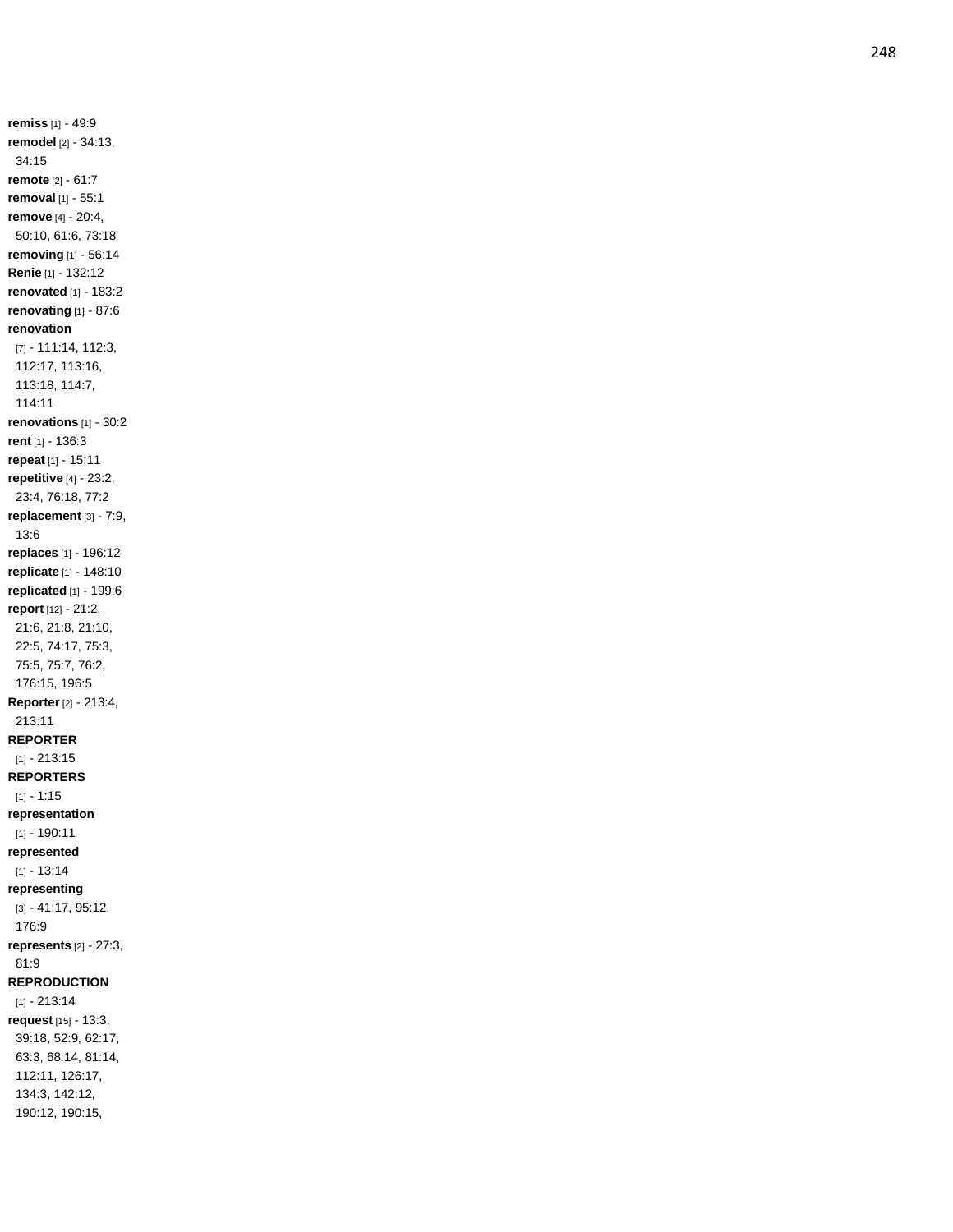**remiss** [1] - 49:9
**remodel** [2] - 34:13, 34:15
**remote** [2] - 61:7
**removal** [1] - 55:1
**remove** [4] - 20:4, 50:10, 61:6, 73:18
**removing** [1] - 56:14
**Renie** [1] - 132:12
**renovated** [1] - 183:2
**renovating** [1] - 87:6
**renovation** [7] - 111:14, 112:3, 112:17, 113:16, 113:18, 114:7, 114:11
**renovations** [1] - 30:2
**rent** [1] - 136:3
**repeat** [1] - 15:11
**repetitive** [4] - 23:2, 23:4, 76:18, 77:2
**replacement** [3] - 7:9, 13:6
**replaces** [1] - 196:12
**replicate** [1] - 148:10
**replicated** [1] - 199:6
**report** [12] - 21:2, 21:6, 21:8, 21:10, 22:5, 74:17, 75:3, 75:5, 75:7, 76:2, 176:15, 196:5
**Reporter** [2] - 213:4, 213:11
**REPORTER** [1] - 213:15
**REPORTERS** [1] - 1:15
**representation** [1] - 190:11
**represented** [1] - 13:14
**representing** [3] - 41:17, 95:12, 176:9
**represents** [2] - 27:3, 81:9
**REPRODUCTION** [1] - 213:14
**request** [15] - 13:3, 39:18, 52:9, 62:17, 63:3, 68:14, 81:14, 112:11, 126:17, 134:3, 142:12, 190:12, 190:15,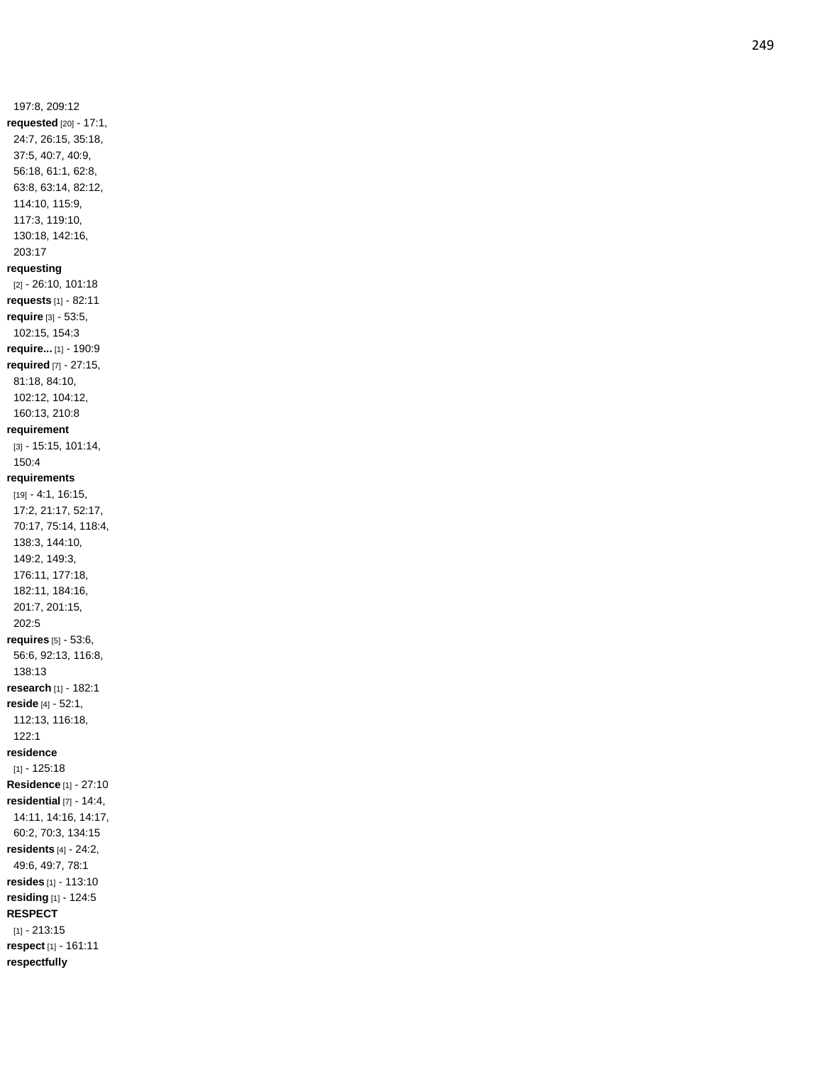197:8, 209:12
**requested** [20] - 17:1, 24:7, 26:15, 35:18, 37:5, 40:7, 40:9, 56:18, 61:1, 62:8, 63:8, 63:14, 82:12, 114:10, 115:9, 117:3, 119:10, 130:18, 142:16, 203:17
**requesting** [2] - 26:10, 101:18
**requests** [1] - 82:11
**require** [3] - 53:5, 102:15, 154:3
**require...** [1] - 190:9
**required** [7] - 27:15, 81:18, 84:10, 102:12, 104:12, 160:13, 210:8
**requirement** [3] - 15:15, 101:14, 150:4
**requirements** [19] - 4:1, 16:15, 17:2, 21:17, 52:17, 70:17, 75:14, 118:4, 138:3, 144:10, 149:2, 149:3, 176:11, 177:18, 182:11, 184:16, 201:7, 201:15, 202:5
**requires** [5] - 53:6, 56:6, 92:13, 116:8, 138:13
**research** [1] - 182:1
**reside** [4] - 52:1, 112:13, 116:18, 122:1
**residence** [1] - 125:18
**Residence** [1] - 27:10
**residential** [7] - 14:4, 14:11, 14:16, 14:17, 60:2, 70:3, 134:15
**residents** [4] - 24:2, 49:6, 49:7, 78:1
**resides** [1] - 113:10
**residing** [1] - 124:5
**RESPECT** [1] - 213:15
**respect** [1] - 161:11
**respectfully**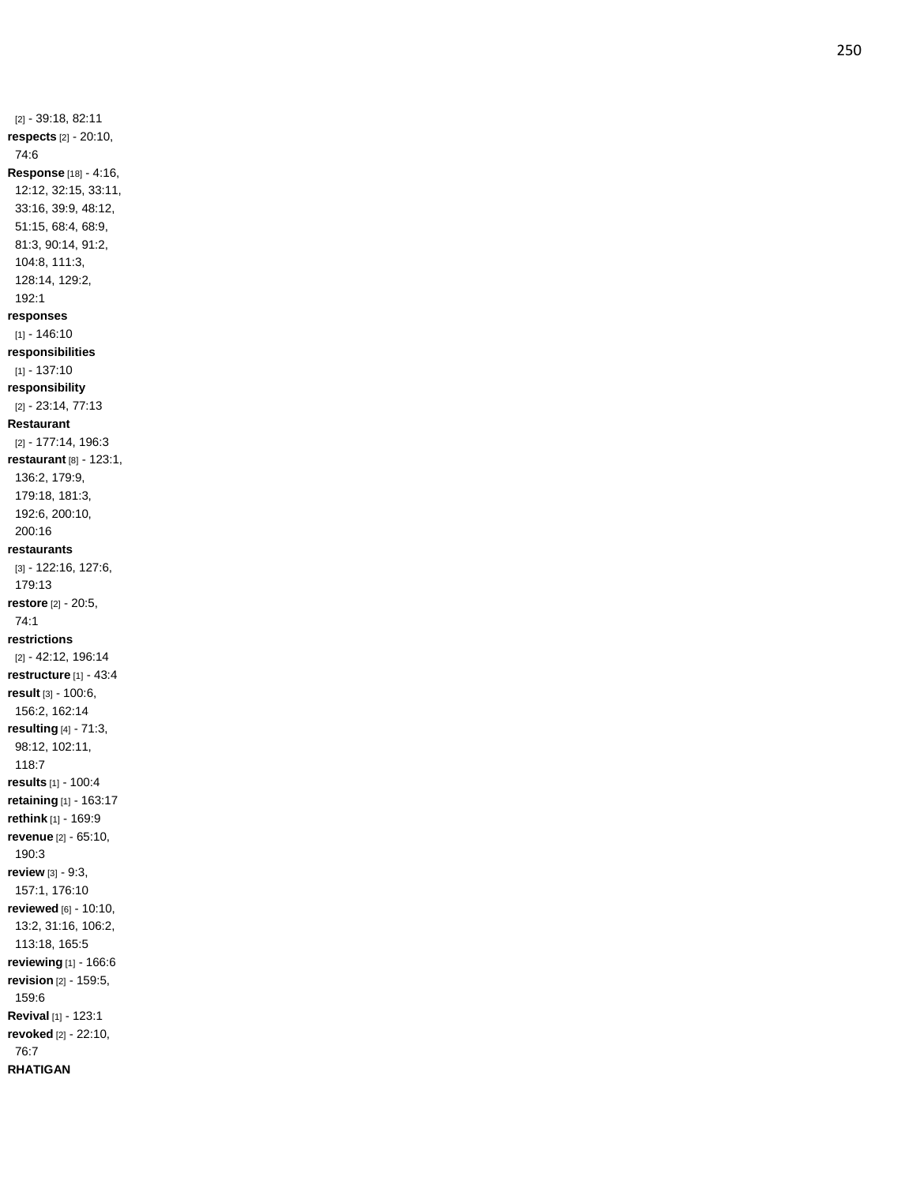[2] - 39:18, 82:11

**respects** [2] - 20:10, 74:6

**Response** [18] - 4:16, 12:12, 32:15, 33:11, 33:16, 39:9, 48:12, 51:15, 68:4, 68:9, 81:3, 90:14, 91:2, 104:8, 111:3, 128:14, 129:2, 192:1

**responses** [1] - 146:10

**responsibilities** [1] - 137:10

**responsibility** [2] - 23:14, 77:13

**Restaurant** [2] - 177:14, 196:3

**restaurant** [8] - 123:1, 136:2, 179:9, 179:18, 181:3, 192:6, 200:10, 200:16

**restaurants** [3] - 122:16, 127:6, 179:13

**restore** [2] - 20:5, 74:1

**restrictions** [2] - 42:12, 196:14

**restructure** [1] - 43:4

**result** [3] - 100:6, 156:2, 162:14

**resulting** [4] - 71:3, 98:12, 102:11, 118:7

**results** [1] - 100:4

**retaining** [1] - 163:17

**rethink** [1] - 169:9

**revenue** [2] - 65:10, 190:3

**review** [3] - 9:3, 157:1, 176:10

**reviewed** [6] - 10:10, 13:2, 31:16, 106:2, 113:18, 165:5

**reviewing** [1] - 166:6

**revision** [2] - 159:5, 159:6

**Revival** [1] - 123:1

**revoked** [2] - 22:10, 76:7

**RHATIGAN**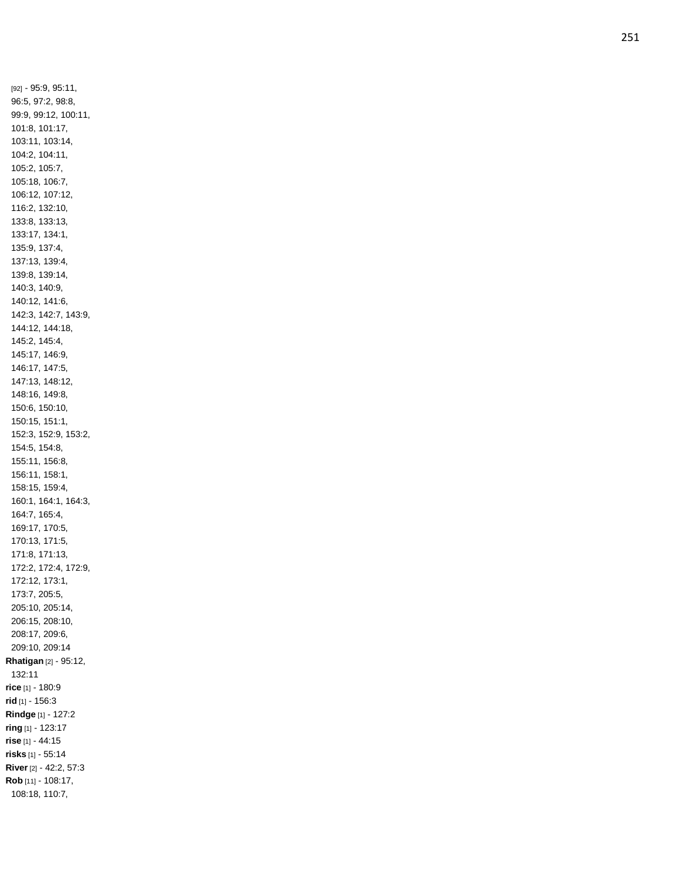[92] - 95:9, 95:11, 96:5, 97:2, 98:8, 99:9, 99:12, 100:11, 101:8, 101:17, 103:11, 103:14, 104:2, 104:11, 105:2, 105:7, 105:18, 106:7, 106:12, 107:12, 116:2, 132:10, 133:8, 133:13, 133:17, 134:1, 135:9, 137:4, 137:13, 139:4, 139:8, 139:14, 140:3, 140:9, 140:12, 141:6, 142:3, 142:7, 143:9, 144:12, 144:18, 145:2, 145:4, 145:17, 146:9, 146:17, 147:5, 147:13, 148:12, 148:16, 149:8, 150:6, 150:10, 150:15, 151:1, 152:3, 152:9, 153:2, 154:5, 154:8, 155:11, 156:8, 156:11, 158:1, 158:15, 159:4, 160:1, 164:1, 164:3, 164:7, 165:4, 169:17, 170:5, 170:13, 171:5, 171:8, 171:13, 172:2, 172:4, 172:9, 172:12, 173:1, 173:7, 205:5, 205:10, 205:14, 206:15, 208:10, 208:17, 209:6, 209:10, 209:14

**Rhatigan** [2] - 95:12, 132:11

**rice** [1] - 180:9

**rid** [1] - 156:3

**Rindge** [1] - 127:2

**ring** [1] - 123:17

**rise** [1] - 44:15

**risks** [1] - 55:14

**River** [2] - 42:2, 57:3

**Rob** [11] - 108:17, 108:18, 110:7,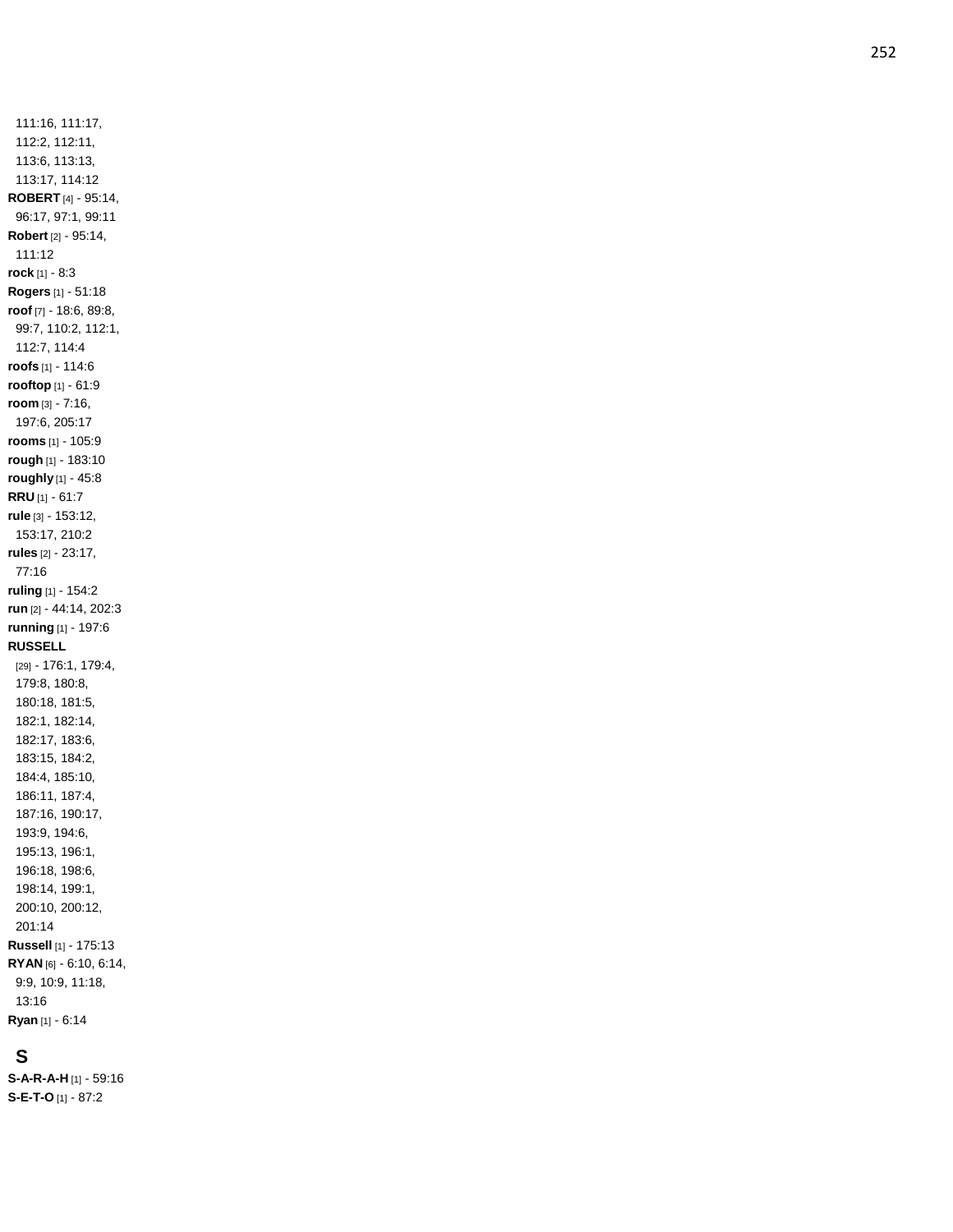111:16, 111:17, 112:2, 112:11, 113:6, 113:13, 113:17, 114:12

**ROBERT** [4] - 95:14, 96:17, 97:1, 99:11

**Robert** [2] - 95:14, 111:12

**rock** [1] - 8:3

**Rogers** [1] - 51:18

**roof** [7] - 18:6, 89:8, 99:7, 110:2, 112:1, 112:7, 114:4

**roofs** [1] - 114:6

**rooftop** [1] - 61:9

**room** [3] - 7:16, 197:6, 205:17

**rooms** [1] - 105:9

**rough** [1] - 183:10

**roughly** [1] - 45:8

**RRU** [1] - 61:7

**rule** [3] - 153:12, 153:17, 210:2

**rules** [2] - 23:17, 77:16

**ruling** [1] - 154:2

**run** [2] - 44:14, 202:3

**running** [1] - 197:6

**RUSSELL** [29] - 176:1, 179:4, 179:8, 180:8, 180:18, 181:5, 182:1, 182:14, 182:17, 183:6, 183:15, 184:2, 184:4, 185:10, 186:11, 187:4, 187:16, 190:17, 193:9, 194:6, 195:13, 196:1, 196:18, 198:6, 198:14, 199:1, 200:10, 200:12, 201:14

**Russell** [1] - 175:13

**RYAN** [6] - 6:10, 6:14, 9:9, 10:9, 11:18, 13:16

**Ryan** [1] - 6:14

## S

**S-A-R-A-H** [1] - 59:16

**S-E-T-O** [1] - 87:2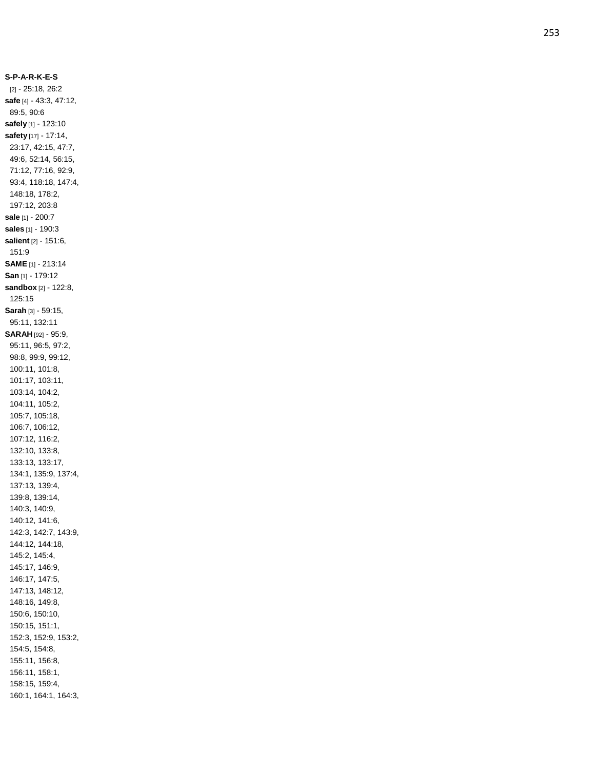**S-P-A-R-K-E-S** [2] - 25:18, 26:2

**safe** [4] - 43:3, 47:12, 89:5, 90:6

**safely** [1] - 123:10

**safety** [17] - 17:14, 23:17, 42:15, 47:7, 49:6, 52:14, 56:15, 71:12, 77:16, 92:9, 93:4, 118:18, 147:4, 148:18, 178:2, 197:12, 203:8

**sale** [1] - 200:7

**sales** [1] - 190:3

**salient** [2] - 151:6, 151:9

**SAME** [1] - 213:14

**San** [1] - 179:12

**sandbox** [2] - 122:8, 125:15

**Sarah** [3] - 59:15, 95:11, 132:11

**SARAH** [92] - 95:9, 95:11, 96:5, 97:2, 98:8, 99:9, 99:12, 100:11, 101:8, 101:17, 103:11, 103:14, 104:2, 104:11, 105:2, 105:7, 105:18, 106:7, 106:12, 107:12, 116:2, 132:10, 133:8, 133:13, 133:17, 134:1, 135:9, 137:4, 137:13, 139:4, 139:8, 139:14, 140:3, 140:9, 140:12, 141:6, 142:3, 142:7, 143:9, 144:12, 144:18, 145:2, 145:4, 145:17, 146:9, 146:17, 147:5, 147:13, 148:12, 148:16, 149:8, 150:6, 150:10, 150:15, 151:1, 152:3, 152:9, 153:2, 154:5, 154:8, 155:11, 156:8, 156:11, 158:1, 158:15, 159:4, 160:1, 164:1, 164:3,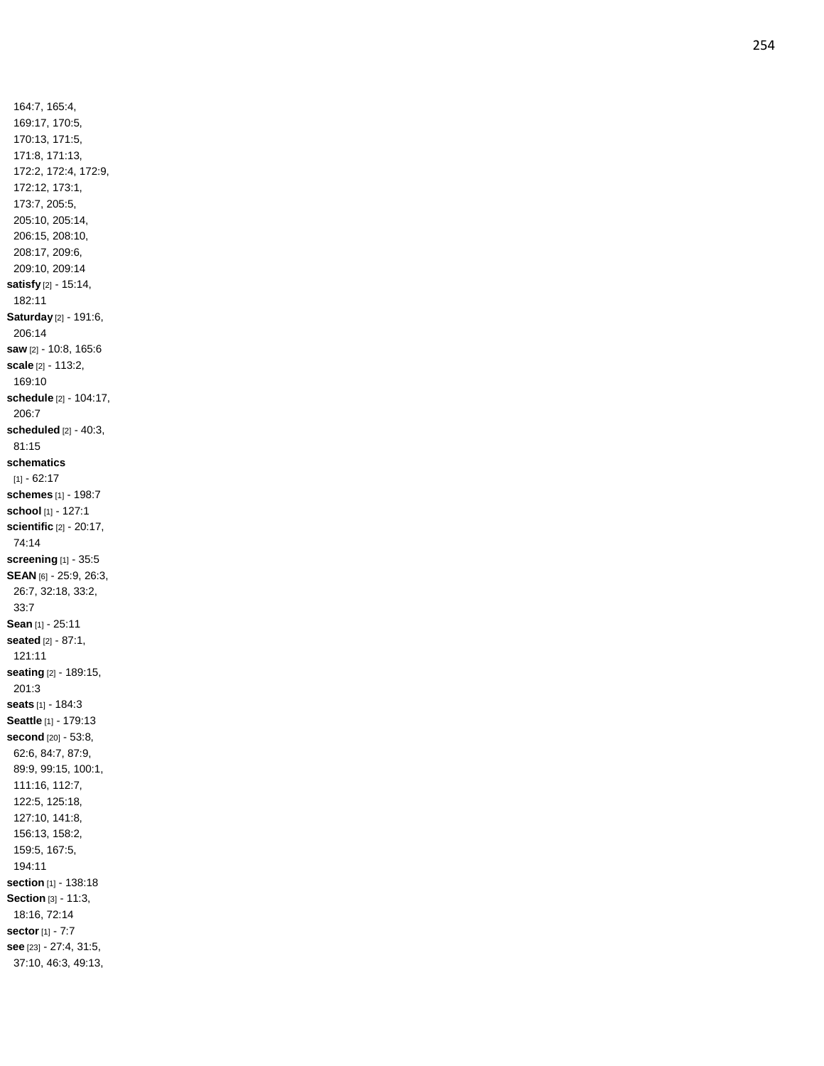164:7, 165:4, 169:17, 170:5, 170:13, 171:5, 171:8, 171:13, 172:2, 172:4, 172:9, 172:12, 173:1, 173:7, 205:5, 205:10, 205:14, 206:15, 208:10, 208:17, 209:6, 209:10, 209:14

**satisfy** [2] - 15:14, 182:11

**Saturday** [2] - 191:6, 206:14

**saw** [2] - 10:8, 165:6

**scale** [2] - 113:2, 169:10

**schedule** [2] - 104:17, 206:7

**scheduled** [2] - 40:3, 81:15

**schematics** [1] - 62:17

**schemes** [1] - 198:7

**school** [1] - 127:1

**scientific** [2] - 20:17, 74:14

**screening** [1] - 35:5

**SEAN** [6] - 25:9, 26:3, 26:7, 32:18, 33:2, 33:7

**Sean** [1] - 25:11

**seated** [2] - 87:1, 121:11

**seating** [2] - 189:15, 201:3

**seats** [1] - 184:3

**Seattle** [1] - 179:13

**second** [20] - 53:8, 62:6, 84:7, 87:9, 89:9, 99:15, 100:1, 111:16, 112:7, 122:5, 125:18, 127:10, 141:8, 156:13, 158:2, 159:5, 167:5, 194:11

**section** [1] - 138:18

**Section** [3] - 11:3, 18:16, 72:14

**sector** [1] - 7:7

**see** [23] - 27:4, 31:5, 37:10, 46:3, 49:13,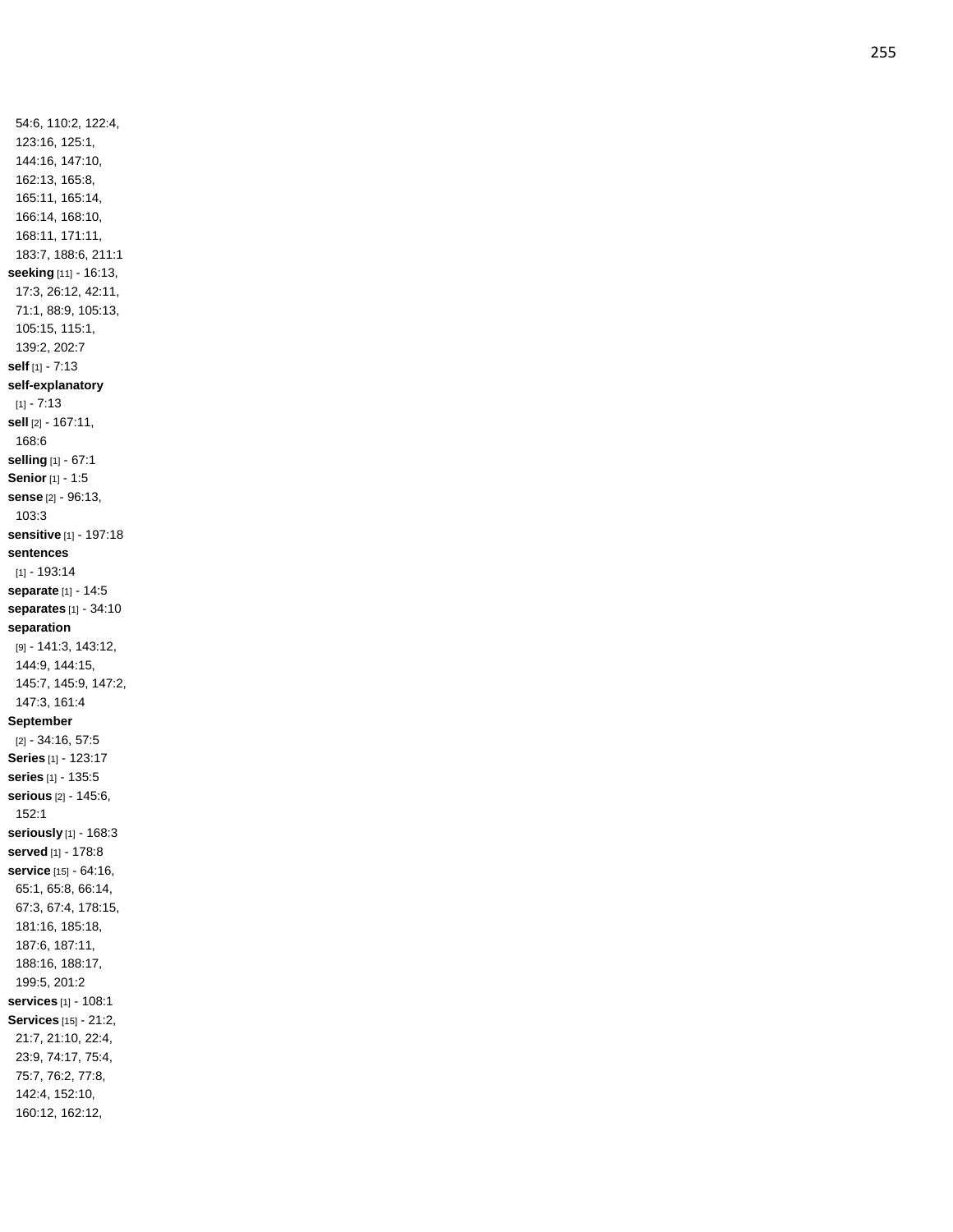54:6, 110:2, 122:4, 123:16, 125:1, 144:16, 147:10, 162:13, 165:8, 165:11, 165:14, 166:14, 168:10, 168:11, 171:11, 183:7, 188:6, 211:1

**seeking** [11] - 16:13, 17:3, 26:12, 42:11, 71:1, 88:9, 105:13, 105:15, 115:1, 139:2, 202:7

**self** [1] - 7:13

**self-explanatory** [1] - 7:13

**sell** [2] - 167:11, 168:6

**selling** [1] - 67:1

**Senior** [1] - 1:5

**sense** [2] - 96:13, 103:3

**sensitive** [1] - 197:18

**sentences** [1] - 193:14

**separate** [1] - 14:5

**separates** [1] - 34:10

**separation** [9] - 141:3, 143:12, 144:9, 144:15, 145:7, 145:9, 147:2, 147:3, 161:4

**September** [2] - 34:16, 57:5

**Series** [1] - 123:17

**series** [1] - 135:5

**serious** [2] - 145:6, 152:1

**seriously** [1] - 168:3

**served** [1] - 178:8

**service** [15] - 64:16, 65:1, 65:8, 66:14, 67:3, 67:4, 178:15, 181:16, 185:18, 187:6, 187:11, 188:16, 188:17, 199:5, 201:2

**services** [1] - 108:1

**Services** [15] - 21:2, 21:7, 21:10, 22:4, 23:9, 74:17, 75:4, 75:7, 76:2, 77:8, 142:4, 152:10, 160:12, 162:12,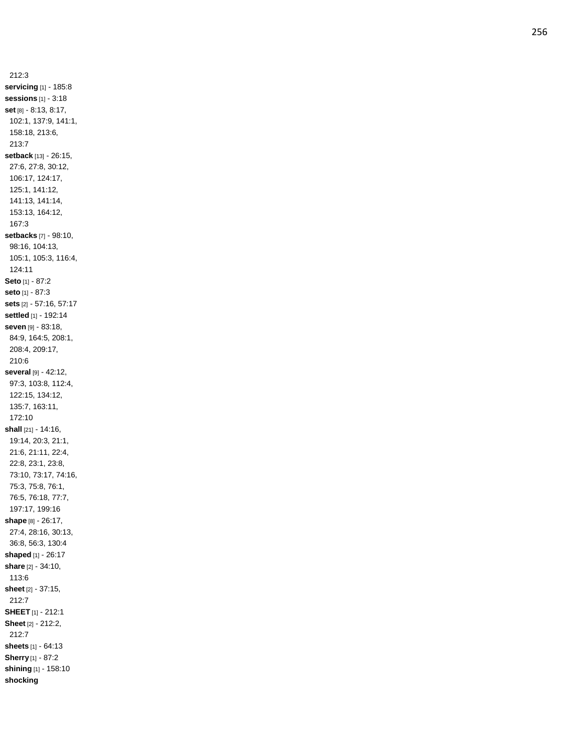212:3

**servicing** [1] - 185:8

**sessions** [1] - 3:18

**set** [8] - 8:13, 8:17, 102:1, 137:9, 141:1, 158:18, 213:6, 213:7

**setback** [13] - 26:15, 27:6, 27:8, 30:12, 106:17, 124:17, 125:1, 141:12, 141:13, 141:14, 153:13, 164:12, 167:3

**setbacks** [7] - 98:10, 98:16, 104:13, 105:1, 105:3, 116:4, 124:11

**Seto** [1] - 87:2

**seto** [1] - 87:3

**sets** [2] - 57:16, 57:17

**settled** [1] - 192:14

**seven** [9] - 83:18, 84:9, 164:5, 208:1, 208:4, 209:17, 210:6

**several** [9] - 42:12, 97:3, 103:8, 112:4, 122:15, 134:12, 135:7, 163:11, 172:10

**shall** [21] - 14:16, 19:14, 20:3, 21:1, 21:6, 21:11, 22:4, 22:8, 23:1, 23:8, 73:10, 73:17, 74:16, 75:3, 75:8, 76:1, 76:5, 76:18, 77:7, 197:17, 199:16

**shape** [8] - 26:17, 27:4, 28:16, 30:13, 36:8, 56:3, 130:4

**shaped** [1] - 26:17

**share** [2] - 34:10, 113:6

**sheet** [2] - 37:15, 212:7

**SHEET** [1] - 212:1

**Sheet** [2] - 212:2, 212:7

**sheets** [1] - 64:13

**Sherry** [1] - 87:2

**shining** [1] - 158:10

**shocking**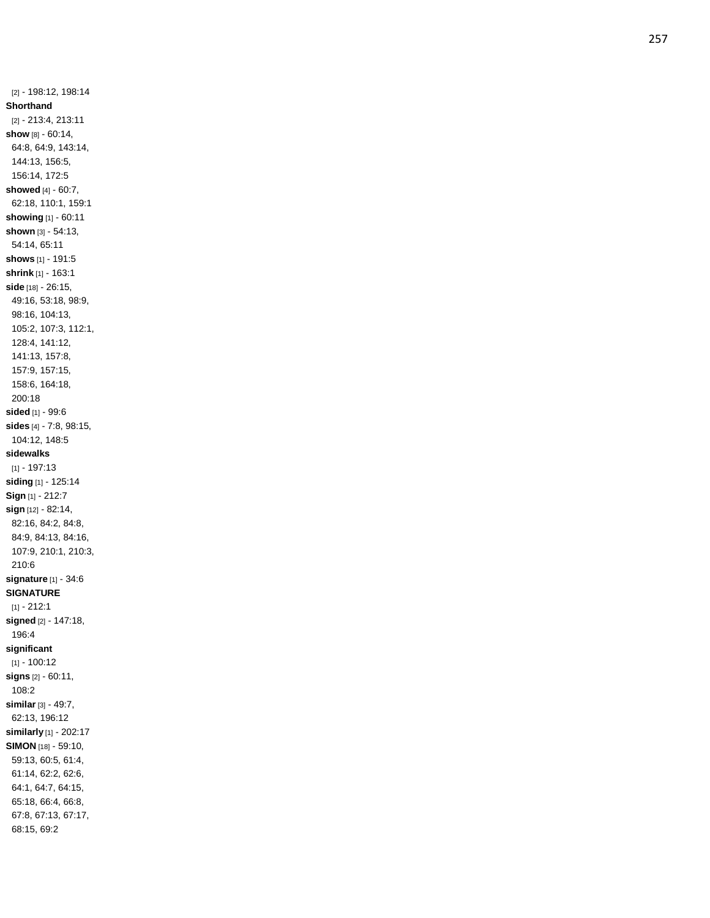[2] - 198:12, 198:14
**Shorthand** [2] - 213:4, 213:11
**show** [8] - 60:14, 64:8, 64:9, 143:14, 144:13, 156:5, 156:14, 172:5
**showed** [4] - 60:7, 62:18, 110:1, 159:1
**showing** [1] - 60:11
**shown** [3] - 54:13, 54:14, 65:11
**shows** [1] - 191:5
**shrink** [1] - 163:1
**side** [18] - 26:15, 49:16, 53:18, 98:9, 98:16, 104:13, 105:2, 107:3, 112:1, 128:4, 141:12, 141:13, 157:8, 157:9, 157:15, 158:6, 164:18, 200:18
**sided** [1] - 99:6
**sides** [4] - 7:8, 98:15, 104:12, 148:5
**sidewalks** [1] - 197:13
**siding** [1] - 125:14
**Sign** [1] - 212:7
**sign** [12] - 82:14, 82:16, 84:2, 84:8, 84:9, 84:13, 84:16, 107:9, 210:1, 210:3, 210:6
**signature** [1] - 34:6
**SIGNATURE** [1] - 212:1
**signed** [2] - 147:18, 196:4
**significant** [1] - 100:12
**signs** [2] - 60:11, 108:2
**similar** [3] - 49:7, 62:13, 196:12
**similarly** [1] - 202:17
**SIMON** [18] - 59:10, 59:13, 60:5, 61:4, 61:14, 62:2, 62:6, 64:1, 64:7, 64:15, 65:18, 66:4, 66:8, 67:8, 67:13, 67:17, 68:15, 69:2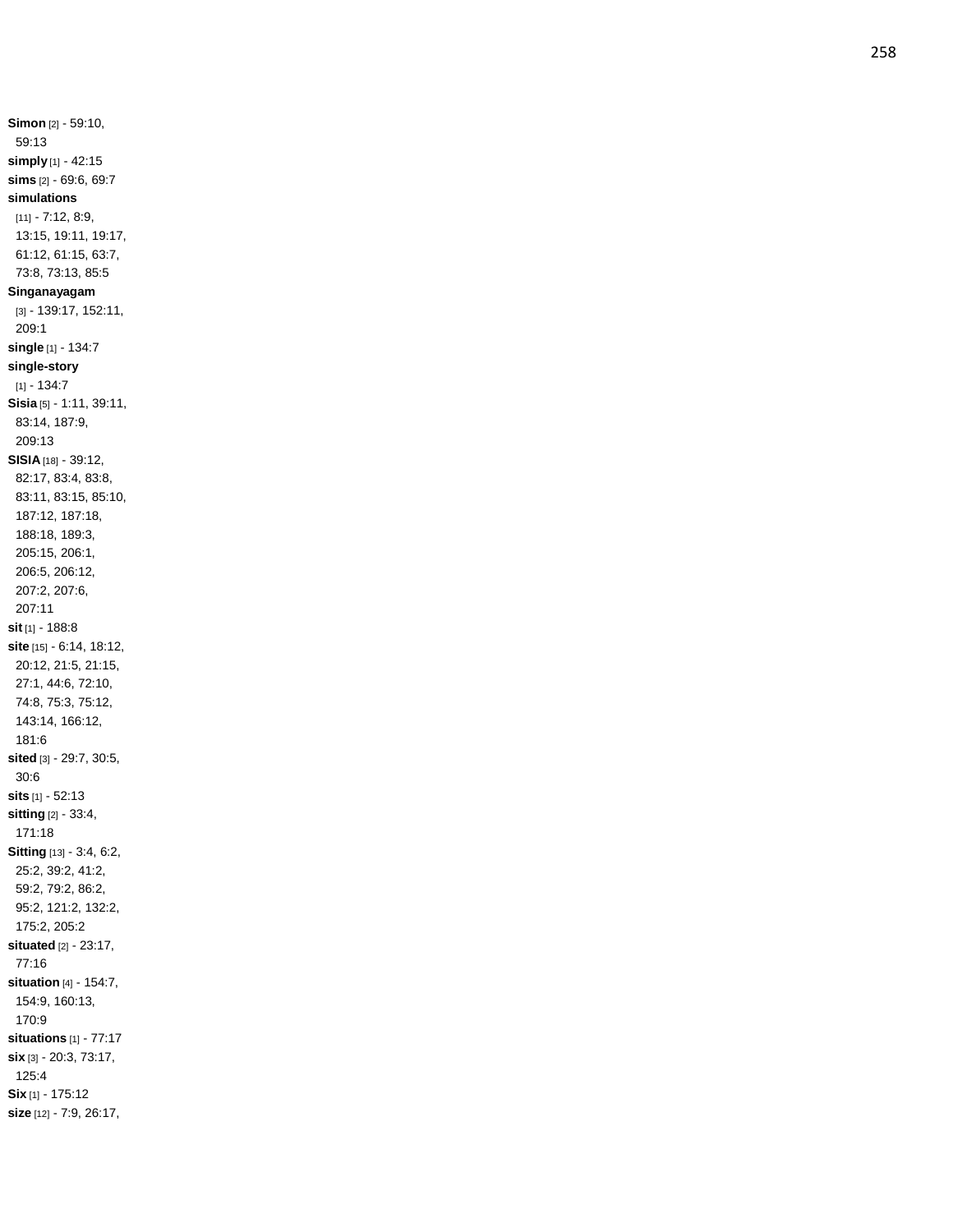**Simon** [2] - 59:10, 59:13
**simply** [1] - 42:15
**sims** [2] - 69:6, 69:7
**simulations** [11] - 7:12, 8:9, 13:15, 19:11, 19:17, 61:12, 61:15, 63:7, 73:8, 73:13, 85:5
**Singanayagam** [3] - 139:17, 152:11, 209:1
**single** [1] - 134:7
**single-story** [1] - 134:7
**Sisia** [5] - 1:11, 39:11, 83:14, 187:9, 209:13
**SISIA** [18] - 39:12, 82:17, 83:4, 83:8, 83:11, 83:15, 85:10, 187:12, 187:18, 188:18, 189:3, 205:15, 206:1, 206:5, 206:12, 207:2, 207:6, 207:11
**sit** [1] - 188:8
**site** [15] - 6:14, 18:12, 20:12, 21:5, 21:15, 27:1, 44:6, 72:10, 74:8, 75:3, 75:12, 143:14, 166:12, 181:6
**sited** [3] - 29:7, 30:5, 30:6
**sits** [1] - 52:13
**sitting** [2] - 33:4, 171:18
**Sitting** [13] - 3:4, 6:2, 25:2, 39:2, 41:2, 59:2, 79:2, 86:2, 95:2, 121:2, 132:2, 175:2, 205:2
**situated** [2] - 23:17, 77:16
**situation** [4] - 154:7, 154:9, 160:13, 170:9
**situations** [1] - 77:17
**six** [3] - 20:3, 73:17, 125:4
**Six** [1] - 175:12
**size** [12] - 7:9, 26:17,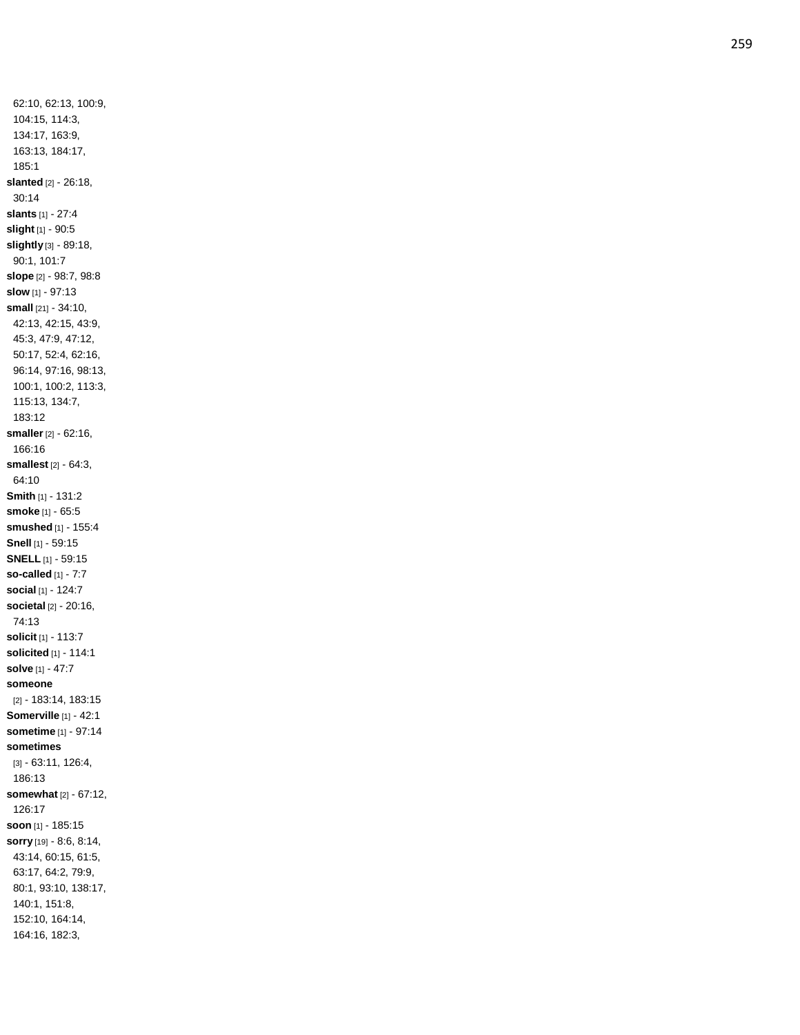62:10, 62:13, 100:9, 104:15, 114:3, 134:17, 163:9, 163:13, 184:17, 185:1

**slanted** [2] - 26:18, 30:14

**slants** [1] - 27:4

**slight** [1] - 90:5

**slightly** [3] - 89:18, 90:1, 101:7

**slope** [2] - 98:7, 98:8

**slow** [1] - 97:13

**small** [21] - 34:10, 42:13, 42:15, 43:9, 45:3, 47:9, 47:12, 50:17, 52:4, 62:16, 96:14, 97:16, 98:13, 100:1, 100:2, 113:3, 115:13, 134:7, 183:12

**smaller** [2] - 62:16, 166:16

**smallest** [2] - 64:3, 64:10

**Smith** [1] - 131:2

**smoke** [1] - 65:5

**smushed** [1] - 155:4

**Snell** [1] - 59:15

**SNELL** [1] - 59:15

**so-called** [1] - 7:7

**social** [1] - 124:7

**societal** [2] - 20:16, 74:13

**solicit** [1] - 113:7

**solicited** [1] - 114:1

**solve** [1] - 47:7

**someone** [2] - 183:14, 183:15

**Somerville** [1] - 42:1

**sometime** [1] - 97:14

**sometimes** [3] - 63:11, 126:4, 186:13

**somewhat** [2] - 67:12, 126:17

**soon** [1] - 185:15

**sorry** [19] - 8:6, 8:14, 43:14, 60:15, 61:5, 63:17, 64:2, 79:9, 80:1, 93:10, 138:17, 140:1, 151:8, 152:10, 164:14, 164:16, 182:3,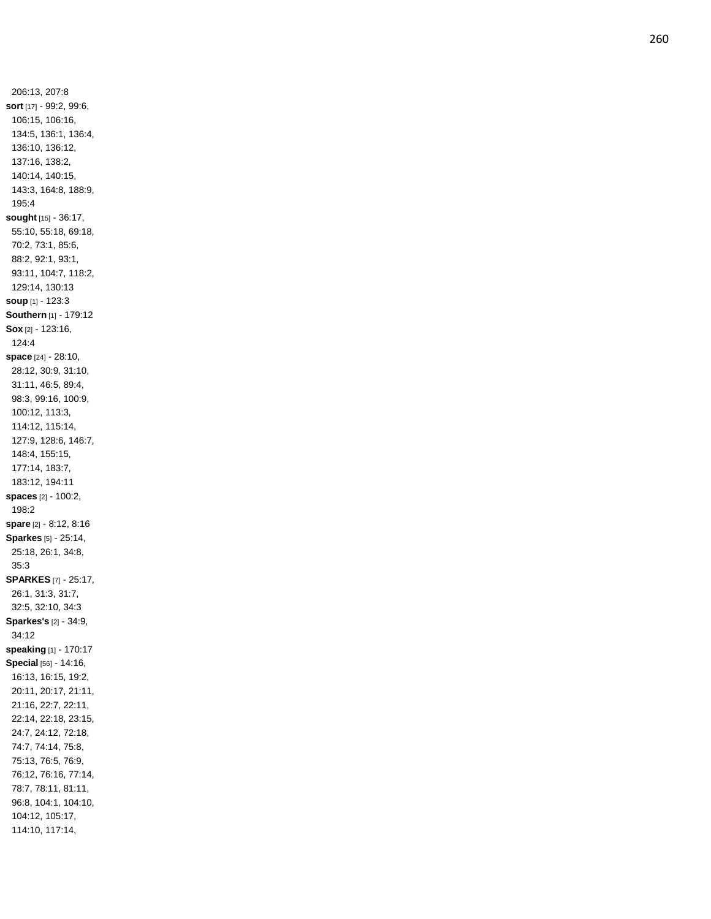206:13, 207:8

**sort** [17] - 99:2, 99:6, 106:15, 106:16, 134:5, 136:1, 136:4, 136:10, 136:12, 137:16, 138:2, 140:14, 140:15, 143:3, 164:8, 188:9, 195:4

**sought** [15] - 36:17, 55:10, 55:18, 69:18, 70:2, 73:1, 85:6, 88:2, 92:1, 93:1, 93:11, 104:7, 118:2, 129:14, 130:13

**soup** [1] - 123:3

**Southern** [1] - 179:12

**Sox** [2] - 123:16, 124:4

**space** [24] - 28:10, 28:12, 30:9, 31:10, 31:11, 46:5, 89:4, 98:3, 99:16, 100:9, 100:12, 113:3, 114:12, 115:14, 127:9, 128:6, 146:7, 148:4, 155:15, 177:14, 183:7, 183:12, 194:11

**spaces** [2] - 100:2, 198:2

**spare** [2] - 8:12, 8:16

**Sparkes** [5] - 25:14, 25:18, 26:1, 34:8, 35:3

**SPARKES** [7] - 25:17, 26:1, 31:3, 31:7, 32:5, 32:10, 34:3

**Sparkes's** [2] - 34:9, 34:12

**speaking** [1] - 170:17

**Special** [56] - 14:16, 16:13, 16:15, 19:2, 20:11, 20:17, 21:11, 21:16, 22:7, 22:11, 22:14, 22:18, 23:15, 24:7, 24:12, 72:18, 74:7, 74:14, 75:8, 75:13, 76:5, 76:9, 76:12, 76:16, 77:14, 78:7, 78:11, 81:11, 96:8, 104:1, 104:10, 104:12, 105:17, 114:10, 117:14,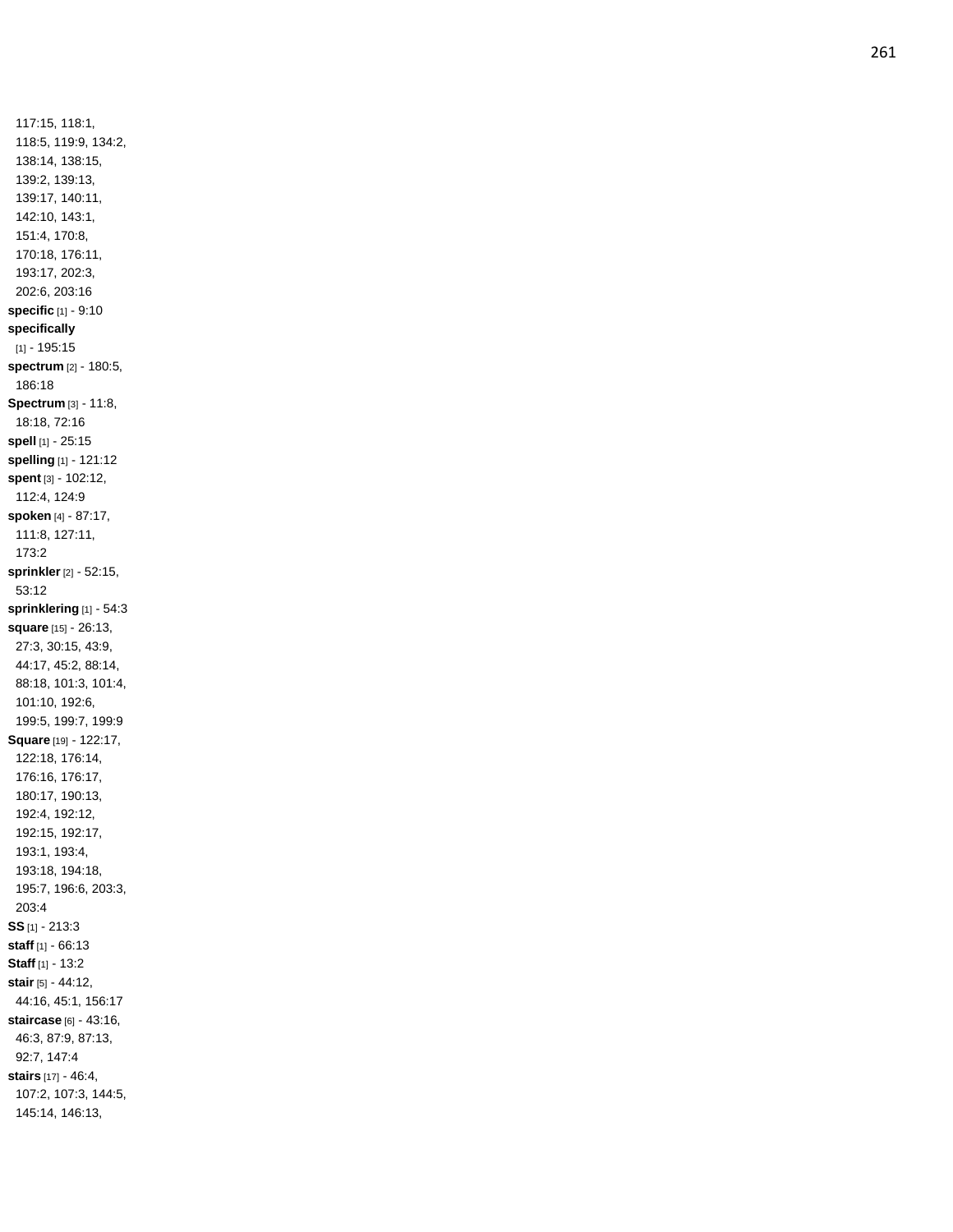117:15, 118:1, 118:5, 119:9, 134:2, 138:14, 138:15, 139:2, 139:13, 139:17, 140:11, 142:10, 143:1, 151:4, 170:8, 170:18, 176:11, 193:17, 202:3, 202:6, 203:16

**specific** [1] - 9:10

**specifically** [1] - 195:15

**spectrum** [2] - 180:5, 186:18

**Spectrum** [3] - 11:8, 18:18, 72:16

**spell** [1] - 25:15

**spelling** [1] - 121:12

**spent** [3] - 102:12, 112:4, 124:9

**spoken** [4] - 87:17, 111:8, 127:11, 173:2

**sprinkler** [2] - 52:15, 53:12

**sprinklering** [1] - 54:3

**square** [15] - 26:13, 27:3, 30:15, 43:9, 44:17, 45:2, 88:14, 88:18, 101:3, 101:4, 101:10, 192:6, 199:5, 199:7, 199:9

**Square** [19] - 122:17, 122:18, 176:14, 176:16, 176:17, 180:17, 190:13, 192:4, 192:12, 192:15, 192:17, 193:1, 193:4, 193:18, 194:18, 195:7, 196:6, 203:3, 203:4

**SS** [1] - 213:3

**staff** [1] - 66:13

**Staff** [1] - 13:2

**stair** [5] - 44:12, 44:16, 45:1, 156:17

**staircase** [6] - 43:16, 46:3, 87:9, 87:13, 92:7, 147:4

**stairs** [17] - 46:4, 107:2, 107:3, 144:5, 145:14, 146:13,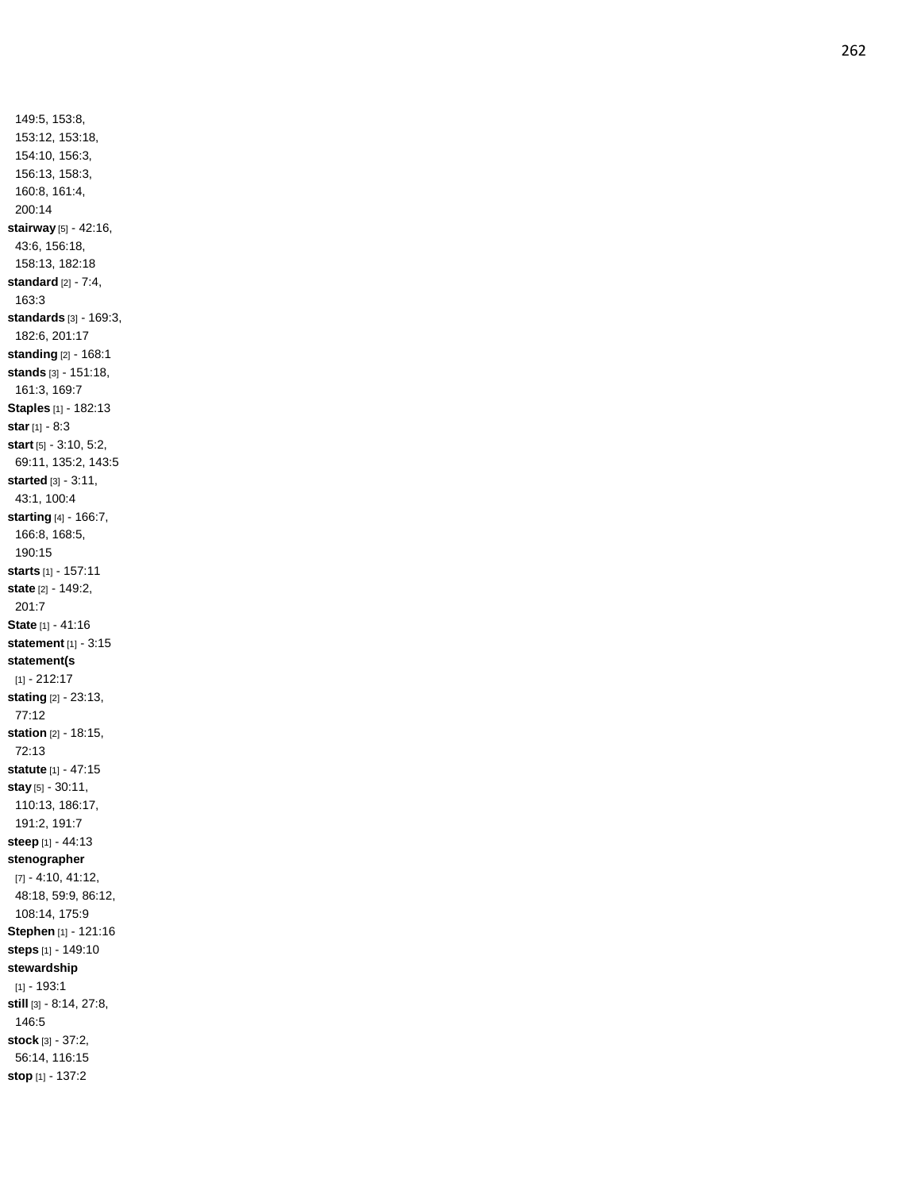149:5, 153:8, 153:12, 153:18, 154:10, 156:3, 156:13, 158:3, 160:8, 161:4, 200:14

**stairway** [5] - 42:16, 43:6, 156:18, 158:13, 182:18

**standard** [2] - 7:4, 163:3

**standards** [3] - 169:3, 182:6, 201:17

**standing** [2] - 168:1

**stands** [3] - 151:18, 161:3, 169:7

**Staples** [1] - 182:13

**star** [1] - 8:3

**start** [5] - 3:10, 5:2, 69:11, 135:2, 143:5

**started** [3] - 3:11, 43:1, 100:4

**starting** [4] - 166:7, 166:8, 168:5, 190:15

**starts** [1] - 157:11

**state** [2] - 149:2, 201:7

**State** [1] - 41:16

**statement** [1] - 3:15

**statement(s** [1] - 212:17

**stating** [2] - 23:13, 77:12

**station** [2] - 18:15, 72:13

**statute** [1] - 47:15

**stay** [5] - 30:11, 110:13, 186:17, 191:2, 191:7

**steep** [1] - 44:13

**stenographer** [7] - 4:10, 41:12, 48:18, 59:9, 86:12, 108:14, 175:9

**Stephen** [1] - 121:16

**steps** [1] - 149:10

**stewardship** [1] - 193:1

**still** [3] - 8:14, 27:8, 146:5

**stock** [3] - 37:2, 56:14, 116:15

**stop** [1] - 137:2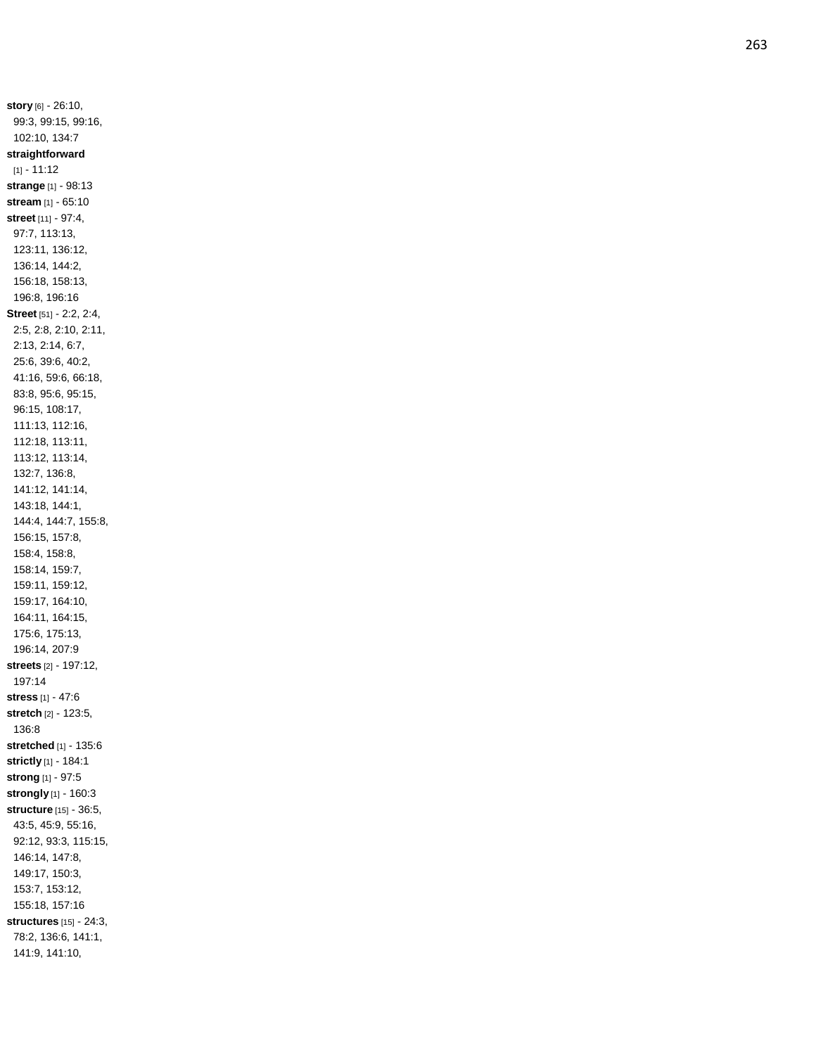**story** [6] - 26:10, 99:3, 99:15, 99:16, 102:10, 134:7
**straightforward** [1] - 11:12
**strange** [1] - 98:13
**stream** [1] - 65:10
**street** [11] - 97:4, 97:7, 113:13, 123:11, 136:12, 136:14, 144:2, 156:18, 158:13, 196:8, 196:16
**Street** [51] - 2:2, 2:4, 2:5, 2:8, 2:10, 2:11, 2:13, 2:14, 6:7, 25:6, 39:6, 40:2, 41:16, 59:6, 66:18, 83:8, 95:6, 95:15, 96:15, 108:17, 111:13, 112:16, 112:18, 113:11, 113:12, 113:14, 132:7, 136:8, 141:12, 141:14, 143:18, 144:1, 144:4, 144:7, 155:8, 156:15, 157:8, 158:4, 158:8, 158:14, 159:7, 159:11, 159:12, 159:17, 164:10, 164:11, 164:15, 175:6, 175:13, 196:14, 207:9
**streets** [2] - 197:12, 197:14
**stress** [1] - 47:6
**stretch** [2] - 123:5, 136:8
**stretched** [1] - 135:6
**strictly** [1] - 184:1
**strong** [1] - 97:5
**strongly** [1] - 160:3
**structure** [15] - 36:5, 43:5, 45:9, 55:16, 92:12, 93:3, 115:15, 146:14, 147:8, 149:17, 150:3, 153:7, 153:12, 155:18, 157:16
**structures** [15] - 24:3, 78:2, 136:6, 141:1, 141:9, 141:10,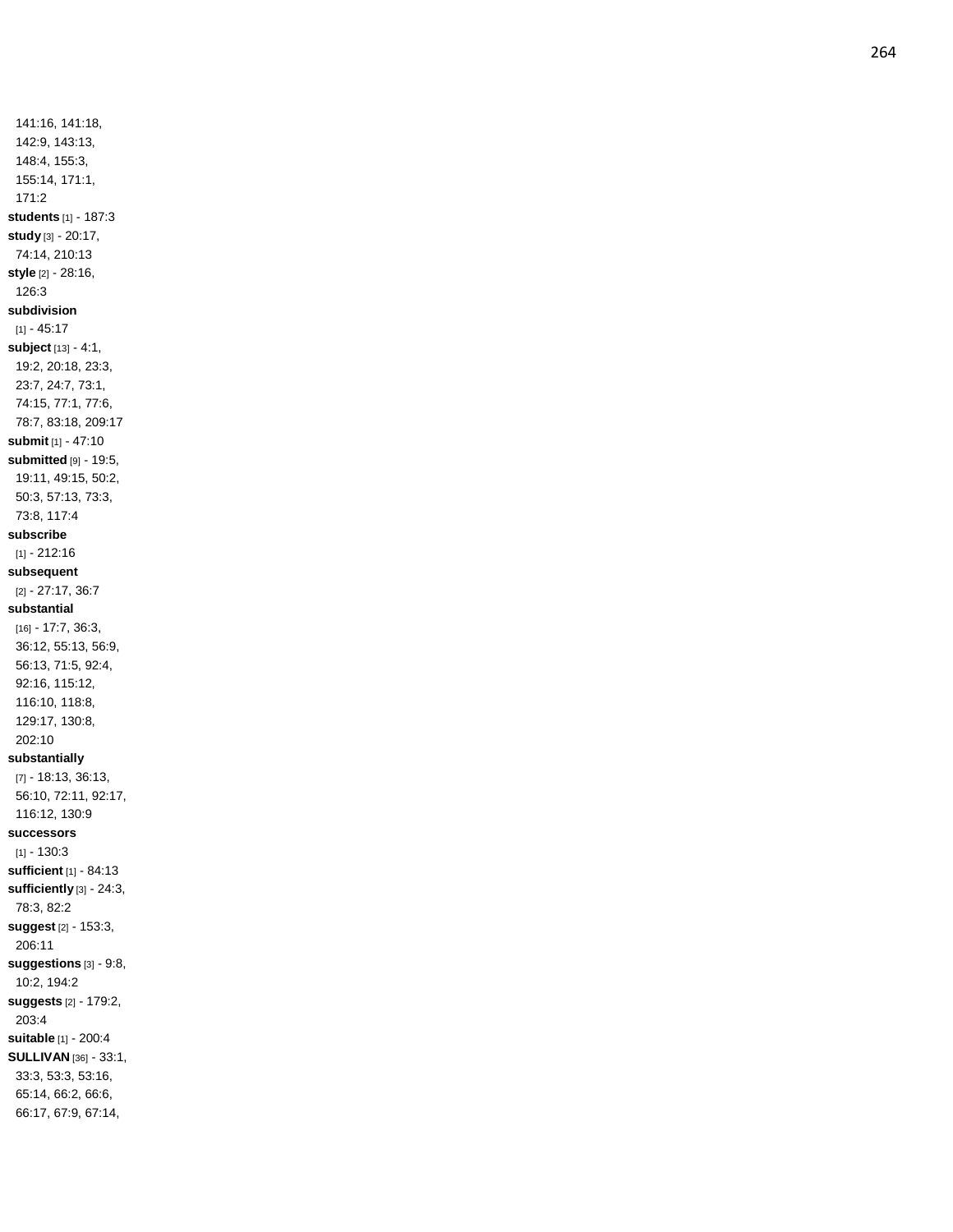141:16, 141:18, 142:9, 143:13, 148:4, 155:3, 155:14, 171:1, 171:2

**students** [1] - 187:3

**study** [3] - 20:17, 74:14, 210:13

**style** [2] - 28:16, 126:3

**subdivision** [1] - 45:17

**subject** [13] - 4:1, 19:2, 20:18, 23:3, 23:7, 24:7, 73:1, 74:15, 77:1, 77:6, 78:7, 83:18, 209:17

**submit** [1] - 47:10

**submitted** [9] - 19:5, 19:11, 49:15, 50:2, 50:3, 57:13, 73:3, 73:8, 117:4

**subscribe** [1] - 212:16

**subsequent** [2] - 27:17, 36:7

**substantial** [16] - 17:7, 36:3, 36:12, 55:13, 56:9, 56:13, 71:5, 92:4, 92:16, 115:12, 116:10, 118:8, 129:17, 130:8, 202:10

**substantially** [7] - 18:13, 36:13, 56:10, 72:11, 92:17, 116:12, 130:9

**successors** [1] - 130:3

**sufficient** [1] - 84:13

**sufficiently** [3] - 24:3, 78:3, 82:2

**suggest** [2] - 153:3, 206:11

**suggestions** [3] - 9:8, 10:2, 194:2

**suggests** [2] - 179:2, 203:4

**suitable** [1] - 200:4

**SULLIVAN** [36] - 33:1, 33:3, 53:3, 53:16, 65:14, 66:2, 66:6, 66:17, 67:9, 67:14,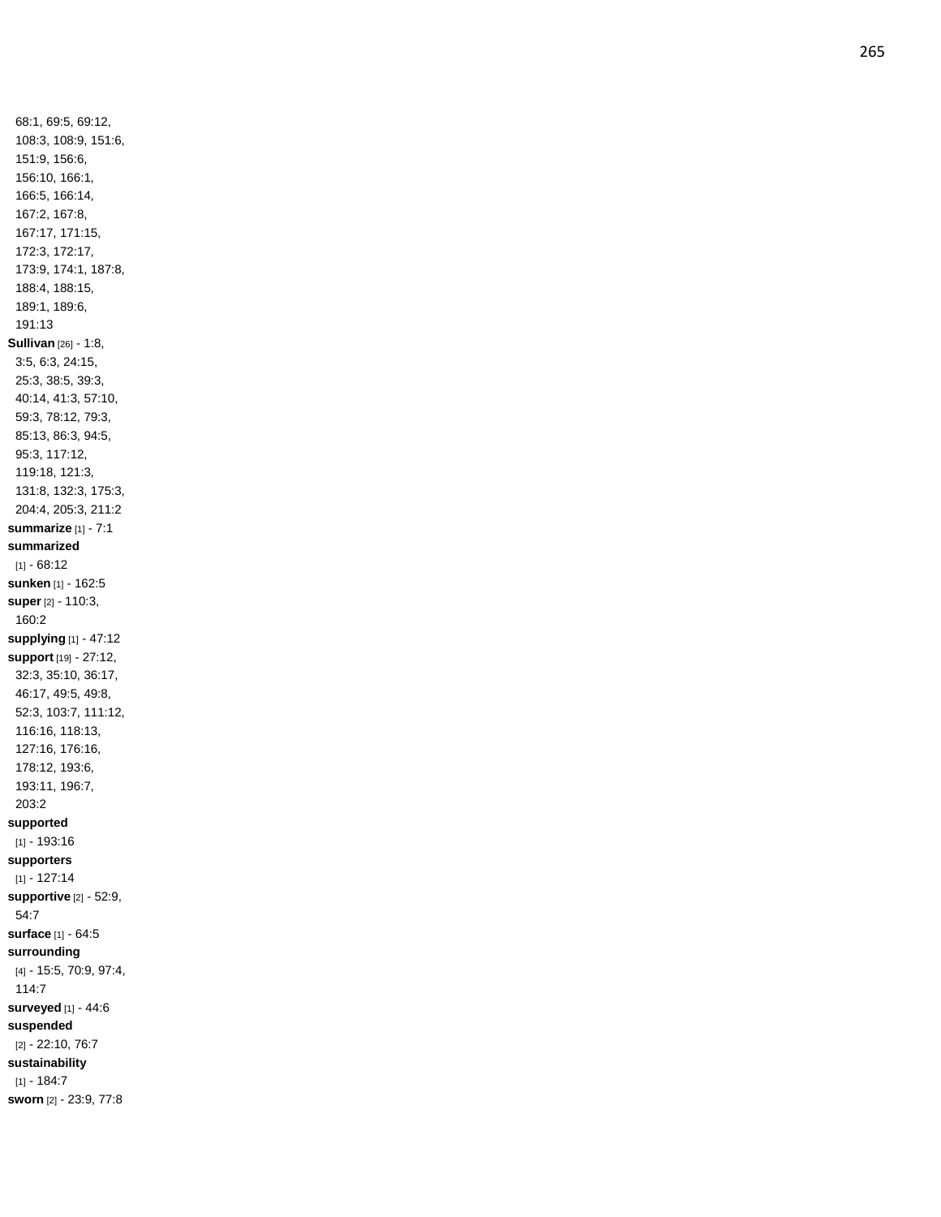68:1, 69:5, 69:12, 108:3, 108:9, 151:6, 151:9, 156:6, 156:10, 166:1, 166:5, 166:14, 167:2, 167:8, 167:17, 171:15, 172:3, 172:17, 173:9, 174:1, 187:8, 188:4, 188:15, 189:1, 189:6, 191:13

**Sullivan** [26] - 1:8, 3:5, 6:3, 24:15, 25:3, 38:5, 39:3, 40:14, 41:3, 57:10, 59:3, 78:12, 79:3, 85:13, 86:3, 94:5, 95:3, 117:12, 119:18, 121:3, 131:8, 132:3, 175:3, 204:4, 205:3, 211:2

**summarize** [1] - 7:1

**summarized** [1] - 68:12

**sunken** [1] - 162:5

**super** [2] - 110:3, 160:2

**supplying** [1] - 47:12

**support** [19] - 27:12, 32:3, 35:10, 36:17, 46:17, 49:5, 49:8, 52:3, 103:7, 111:12, 116:16, 118:13, 127:16, 176:16, 178:12, 193:6, 193:11, 196:7, 203:2

**supported** [1] - 193:16

**supporters** [1] - 127:14

**supportive** [2] - 52:9, 54:7

**surface** [1] - 64:5

**surrounding** [4] - 15:5, 70:9, 97:4, 114:7

**surveyed** [1] - 44:6

**suspended** [2] - 22:10, 76:7

**sustainability** [1] - 184:7

**sworn** [2] - 23:9, 77:8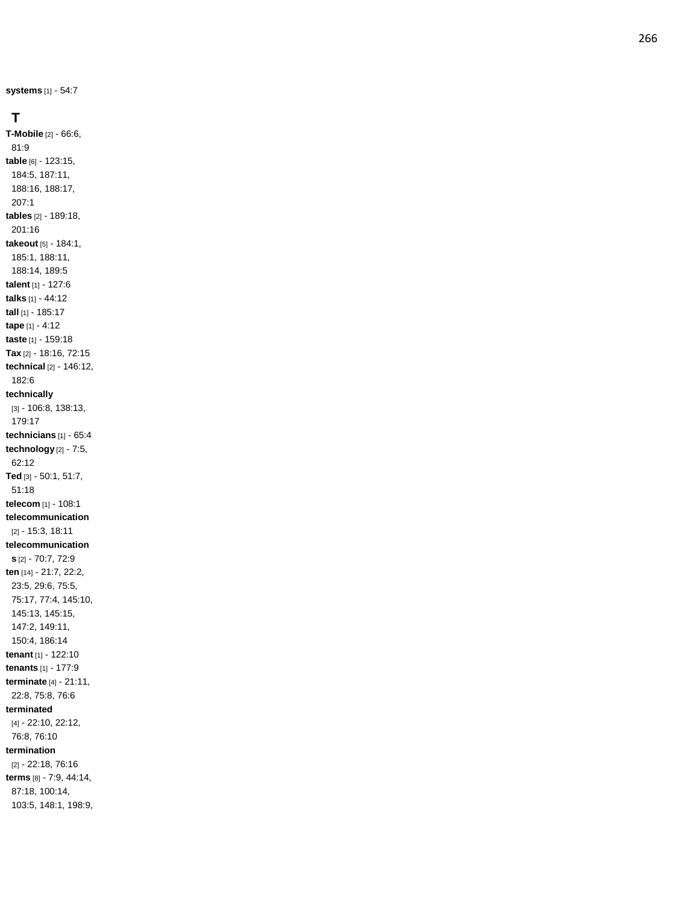**systems** [1] - 54:7

## T

**T-Mobile** [2] - 66:6, 81:9
**table** [6] - 123:15, 184:5, 187:11, 188:16, 188:17, 207:1
**tables** [2] - 189:18, 201:16
**takeout** [5] - 184:1, 185:1, 188:11, 188:14, 189:5
**talent** [1] - 127:6
**talks** [1] - 44:12
**tall** [1] - 185:17
**tape** [1] - 4:12
**taste** [1] - 159:18
**Tax** [2] - 18:16, 72:15
**technical** [2] - 146:12, 182:6
**technically** [3] - 106:8, 138:13, 179:17
**technicians** [1] - 65:4
**technology** [2] - 7:5, 62:12
**Ted** [3] - 50:1, 51:7, 51:18
**telecom** [1] - 108:1
**telecommunication** [2] - 15:3, 18:11
**telecommunications** [2] - 70:7, 72:9
**ten** [14] - 21:7, 22:2, 23:5, 29:6, 75:5, 75:17, 77:4, 145:10, 145:13, 145:15, 147:2, 149:11, 150:4, 186:14
**tenant** [1] - 122:10
**tenants** [1] - 177:9
**terminate** [4] - 21:11, 22:8, 75:8, 76:6
**terminated** [4] - 22:10, 22:12, 76:8, 76:10
**termination** [2] - 22:18, 76:16
**terms** [8] - 7:9, 44:14, 87:18, 100:14, 103:5, 148:1, 198:9,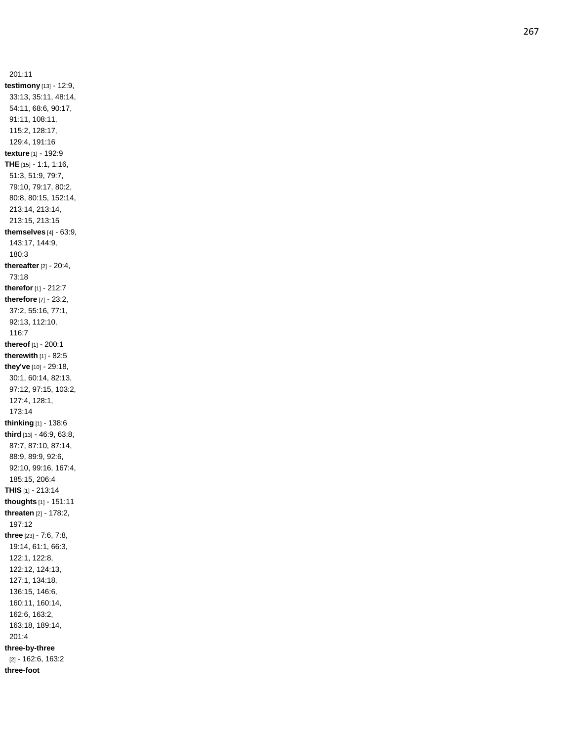201:11

**testimony** [13] - 12:9, 33:13, 35:11, 48:14, 54:11, 68:6, 90:17, 91:11, 108:11, 115:2, 128:17, 129:4, 191:16

**texture** [1] - 192:9

**THE** [15] - 1:1, 1:16, 51:3, 51:9, 79:7, 79:10, 79:17, 80:2, 80:8, 80:15, 152:14, 213:14, 213:14, 213:15, 213:15

**themselves** [4] - 63:9, 143:17, 144:9, 180:3

**thereafter** [2] - 20:4, 73:18

**therefor** [1] - 212:7

**therefore** [7] - 23:2, 37:2, 55:16, 77:1, 92:13, 112:10, 116:7

**thereof** [1] - 200:1

**therewith** [1] - 82:5

**they've** [10] - 29:18, 30:1, 60:14, 82:13, 97:12, 97:15, 103:2, 127:4, 128:1, 173:14

**thinking** [1] - 138:6

**third** [13] - 46:9, 63:8, 87:7, 87:10, 87:14, 88:9, 89:9, 92:6, 92:10, 99:16, 167:4, 185:15, 206:4

**THIS** [1] - 213:14

**thoughts** [1] - 151:11

**threaten** [2] - 178:2, 197:12

**three** [23] - 7:6, 7:8, 19:14, 61:1, 66:3, 122:1, 122:8, 122:12, 124:13, 127:1, 134:18, 136:15, 146:6, 160:11, 160:14, 162:6, 163:2, 163:18, 189:14, 201:4

**three-by-three** [2] - 162:6, 163:2

**three-foot**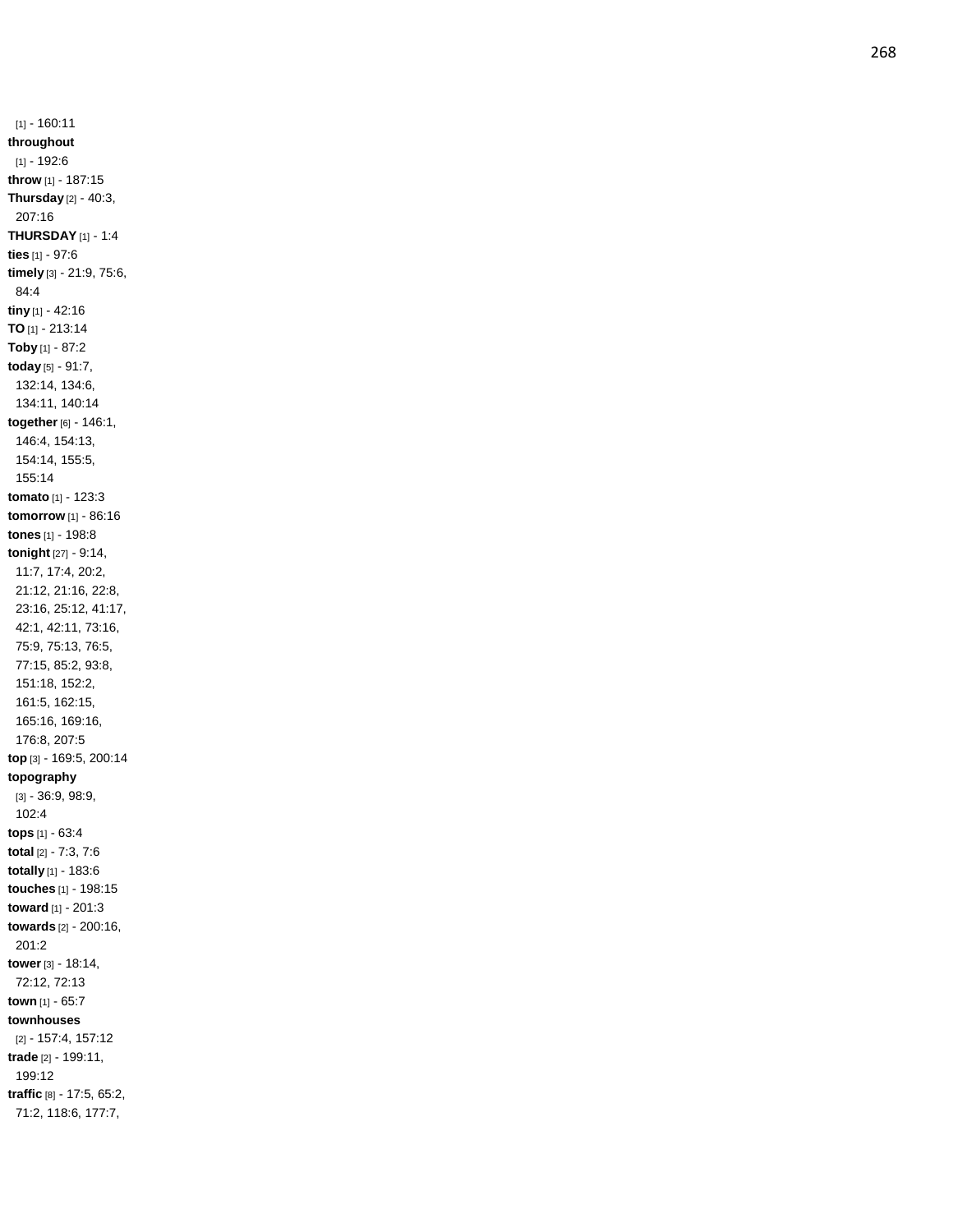[1] - 160:11
**throughout** [1] - 192:6
**throw** [1] - 187:15
**Thursday** [2] - 40:3, 207:16
**THURSDAY** [1] - 1:4
**ties** [1] - 97:6
**timely** [3] - 21:9, 75:6, 84:4
**tiny** [1] - 42:16
**TO** [1] - 213:14
**Toby** [1] - 87:2
**today** [5] - 91:7, 132:14, 134:6, 134:11, 140:14
**together** [6] - 146:1, 146:4, 154:13, 154:14, 155:5, 155:14
**tomato** [1] - 123:3
**tomorrow** [1] - 86:16
**tones** [1] - 198:8
**tonight** [27] - 9:14, 11:7, 17:4, 20:2, 21:12, 21:16, 22:8, 23:16, 25:12, 41:17, 42:1, 42:11, 73:16, 75:9, 75:13, 76:5, 77:15, 85:2, 93:8, 151:18, 152:2, 161:5, 162:15, 165:16, 169:16, 176:8, 207:5
**top** [3] - 169:5, 200:14
**topography** [3] - 36:9, 98:9, 102:4
**tops** [1] - 63:4
**total** [2] - 7:3, 7:6
**totally** [1] - 183:6
**touches** [1] - 198:15
**toward** [1] - 201:3
**towards** [2] - 200:16, 201:2
**tower** [3] - 18:14, 72:12, 72:13
**town** [1] - 65:7
**townhouses** [2] - 157:4, 157:12
**trade** [2] - 199:11, 199:12
**traffic** [8] - 17:5, 65:2, 71:2, 118:6, 177:7,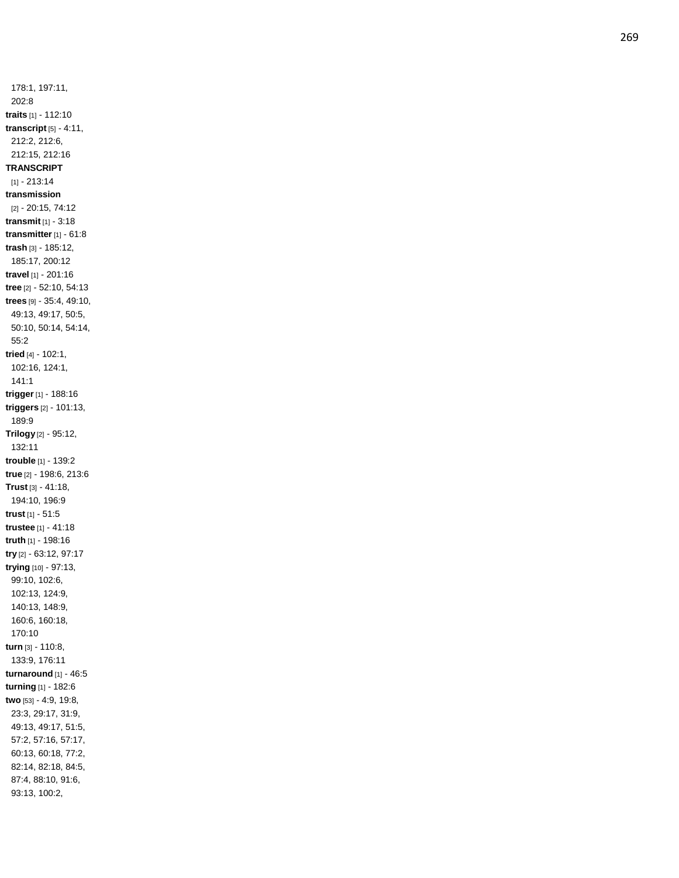178:1, 197:11, 202:8

**traits** [1] - 112:10

**transcript** [5] - 4:11, 212:2, 212:6, 212:15, 212:16

**TRANSCRIPT** [1] - 213:14

**transmission** [2] - 20:15, 74:12

**transmit** [1] - 3:18

**transmitter** [1] - 61:8

**trash** [3] - 185:12, 185:17, 200:12

**travel** [1] - 201:16

**tree** [2] - 52:10, 54:13

**trees** [9] - 35:4, 49:10, 49:13, 49:17, 50:5, 50:10, 50:14, 54:14, 55:2

**tried** [4] - 102:1, 102:16, 124:1, 141:1

**trigger** [1] - 188:16

**triggers** [2] - 101:13, 189:9

**Trilogy** [2] - 95:12, 132:11

**trouble** [1] - 139:2

**true** [2] - 198:6, 213:6

**Trust** [3] - 41:18, 194:10, 196:9

**trust** [1] - 51:5

**trustee** [1] - 41:18

**truth** [1] - 198:16

**try** [2] - 63:12, 97:17

**trying** [10] - 97:13, 99:10, 102:6, 102:13, 124:9, 140:13, 148:9, 160:6, 160:18, 170:10

**turn** [3] - 110:8, 133:9, 176:11

**turnaround** [1] - 46:5

**turning** [1] - 182:6

**two** [53] - 4:9, 19:8, 23:3, 29:17, 31:9, 49:13, 49:17, 51:5, 57:2, 57:16, 57:17, 60:13, 60:18, 77:2, 82:14, 82:18, 84:5, 87:4, 88:10, 91:6, 93:13, 100:2,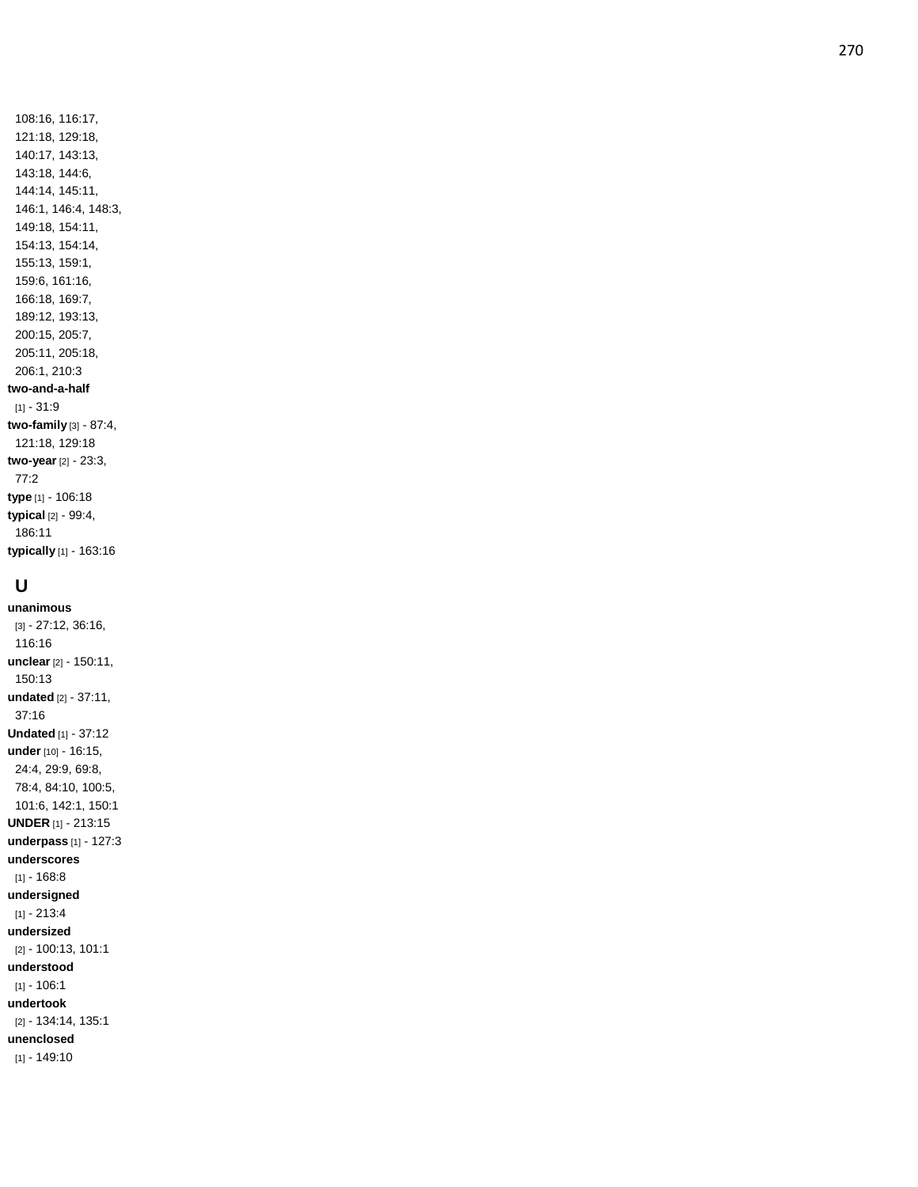108:16, 116:17, 121:18, 129:18, 140:17, 143:13, 143:18, 144:6, 144:14, 145:11, 146:1, 146:4, 148:3, 149:18, 154:11, 154:13, 154:14, 155:13, 159:1, 159:6, 161:16, 166:18, 169:7, 189:12, 193:13, 200:15, 205:7, 205:11, 205:18, 206:1, 210:3

**two-and-a-half** [1] - 31:9

**two-family** [3] - 87:4, 121:18, 129:18

**two-year** [2] - 23:3, 77:2

**type** [1] - 106:18

**typical** [2] - 99:4, 186:11

**typically** [1] - 163:16

## U

**unanimous** [3] - 27:12, 36:16, 116:16

**unclear** [2] - 150:11, 150:13

**undated** [2] - 37:11, 37:16

**Undated** [1] - 37:12

**under** [10] - 16:15, 24:4, 29:9, 69:8, 78:4, 84:10, 100:5, 101:6, 142:1, 150:1

**UNDER** [1] - 213:15

**underpass** [1] - 127:3

**underscores** [1] - 168:8

**undersigned** [1] - 213:4

**undersized** [2] - 100:13, 101:1

**understood** [1] - 106:1

**undertook** [2] - 134:14, 135:1

**unenclosed** [1] - 149:10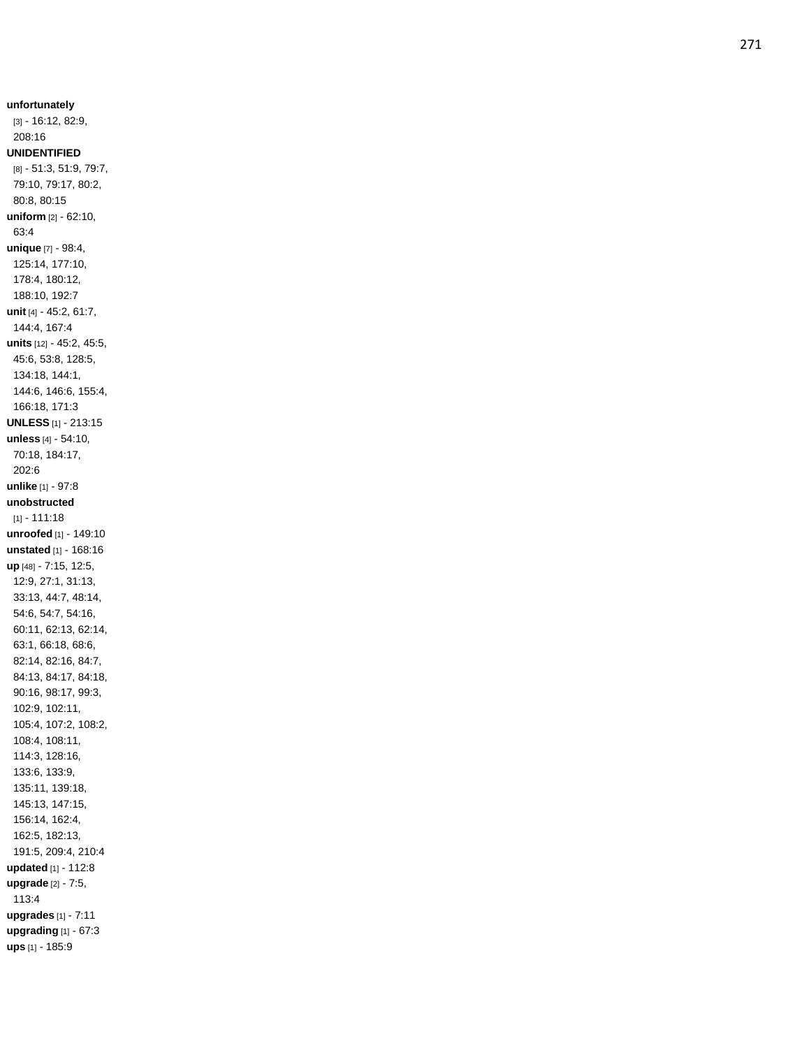**unfortunately** [3] - 16:12, 82:9, 208:16
**UNIDENTIFIED** [8] - 51:3, 51:9, 79:7, 79:10, 79:17, 80:2, 80:8, 80:15
**uniform** [2] - 62:10, 63:4
**unique** [7] - 98:4, 125:14, 177:10, 178:4, 180:12, 188:10, 192:7
**unit** [4] - 45:2, 61:7, 144:4, 167:4
**units** [12] - 45:2, 45:5, 45:6, 53:8, 128:5, 134:18, 144:1, 144:6, 146:6, 155:4, 166:18, 171:3
**UNLESS** [1] - 213:15
**unless** [4] - 54:10, 70:18, 184:17, 202:6
**unlike** [1] - 97:8
**unobstructed** [1] - 111:18
**unroofed** [1] - 149:10
**unstated** [1] - 168:16
**up** [48] - 7:15, 12:5, 12:9, 27:1, 31:13, 33:13, 44:7, 48:14, 54:6, 54:7, 54:16, 60:11, 62:13, 62:14, 63:1, 66:18, 68:6, 82:14, 82:16, 84:7, 84:13, 84:17, 84:18, 90:16, 98:17, 99:3, 102:9, 102:11, 105:4, 107:2, 108:2, 108:4, 108:11, 114:3, 128:16, 133:6, 133:9, 135:11, 139:18, 145:13, 147:15, 156:14, 162:4, 162:5, 182:13, 191:5, 209:4, 210:4
**updated** [1] - 112:8
**upgrade** [2] - 7:5, 113:4
**upgrades** [1] - 7:11
**upgrading** [1] - 67:3
**ups** [1] - 185:9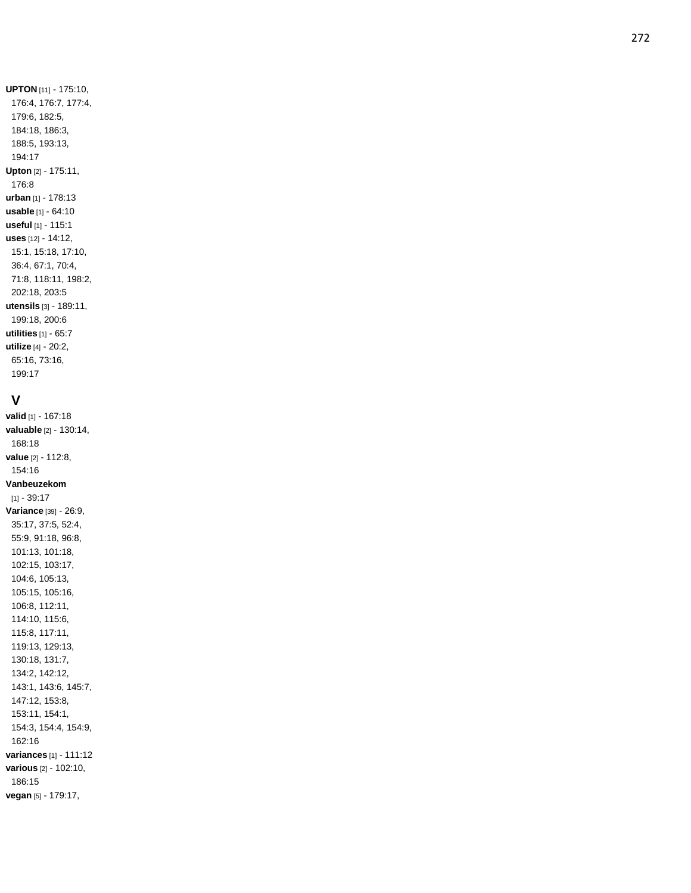**UPTON** [11] - 175:10, 176:4, 176:7, 177:4, 179:6, 182:5, 184:18, 186:3, 188:5, 193:13, 194:17

**Upton** [2] - 175:11, 176:8

**urban** [1] - 178:13

**usable** [1] - 64:10

**useful** [1] - 115:1

**uses** [12] - 14:12, 15:1, 15:18, 17:10, 36:4, 67:1, 70:4, 71:8, 118:11, 198:2, 202:18, 203:5

**utensils** [3] - 189:11, 199:18, 200:6

**utilities** [1] - 65:7

**utilize** [4] - 20:2, 65:16, 73:16, 199:17

## V

**valid** [1] - 167:18

**valuable** [2] - 130:14, 168:18

**value** [2] - 112:8, 154:16

**Vanbeuzekom** [1] - 39:17

**Variance** [39] - 26:9, 35:17, 37:5, 52:4, 55:9, 91:18, 96:8, 101:13, 101:18, 102:15, 103:17, 104:6, 105:13, 105:15, 105:16, 106:8, 112:11, 114:10, 115:6, 115:8, 117:11, 119:13, 129:13, 130:18, 131:7, 134:2, 142:12, 143:1, 143:6, 145:7, 147:12, 153:8, 153:11, 154:1, 154:3, 154:4, 154:9, 162:16

**variances** [1] - 111:12

**various** [2] - 102:10, 186:15

**vegan** [5] - 179:17,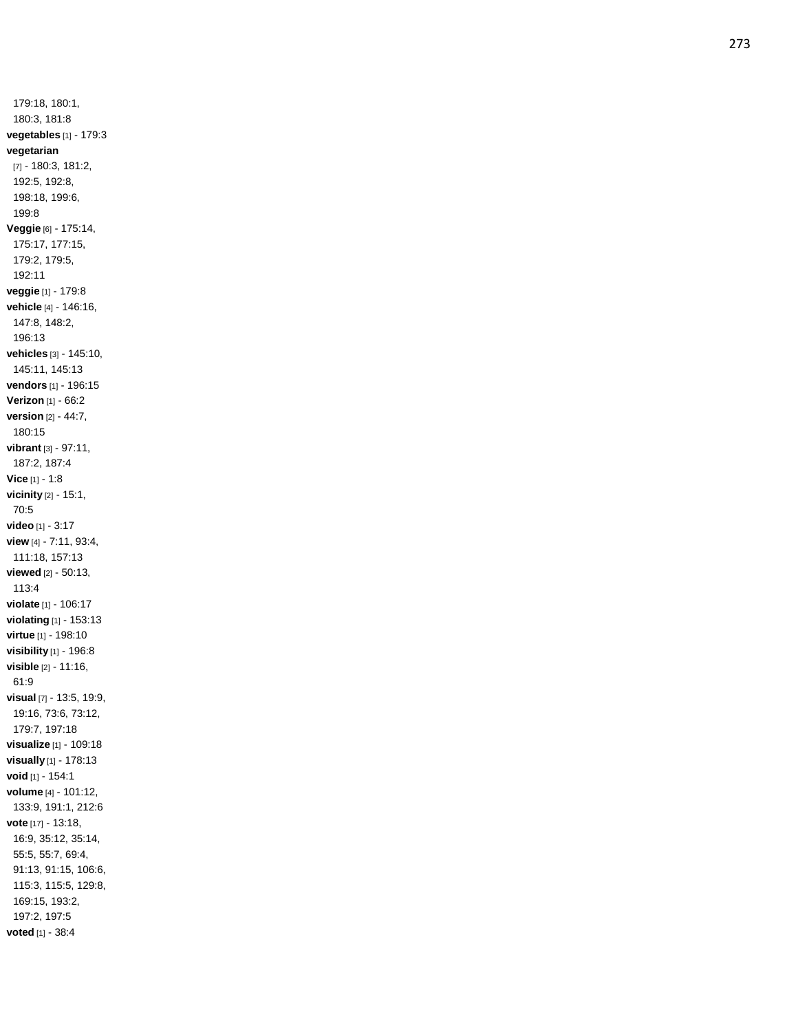179:18, 180:1, 180:3, 181:8

**vegetables** [1] - 179:3

**vegetarian** [7] - 180:3, 181:2, 192:5, 192:8, 198:18, 199:6, 199:8

**Veggie** [6] - 175:14, 175:17, 177:15, 179:2, 179:5, 192:11

**veggie** [1] - 179:8

**vehicle** [4] - 146:16, 147:8, 148:2, 196:13

**vehicles** [3] - 145:10, 145:11, 145:13

**vendors** [1] - 196:15

**Verizon** [1] - 66:2

**version** [2] - 44:7, 180:15

**vibrant** [3] - 97:11, 187:2, 187:4

**Vice** [1] - 1:8

**vicinity** [2] - 15:1, 70:5

**video** [1] - 3:17

**view** [4] - 7:11, 93:4, 111:18, 157:13

**viewed** [2] - 50:13, 113:4

**violate** [1] - 106:17

**violating** [1] - 153:13

**virtue** [1] - 198:10

**visibility** [1] - 196:8

**visible** [2] - 11:16, 61:9

**visual** [7] - 13:5, 19:9, 19:16, 73:6, 73:12, 179:7, 197:18

**visualize** [1] - 109:18

**visually** [1] - 178:13

**void** [1] - 154:1

**volume** [4] - 101:12, 133:9, 191:1, 212:6

**vote** [17] - 13:18, 16:9, 35:12, 35:14, 55:5, 55:7, 69:4, 91:13, 91:15, 106:6, 115:3, 115:5, 129:8, 169:15, 193:2, 197:2, 197:5

**voted** [1] - 38:4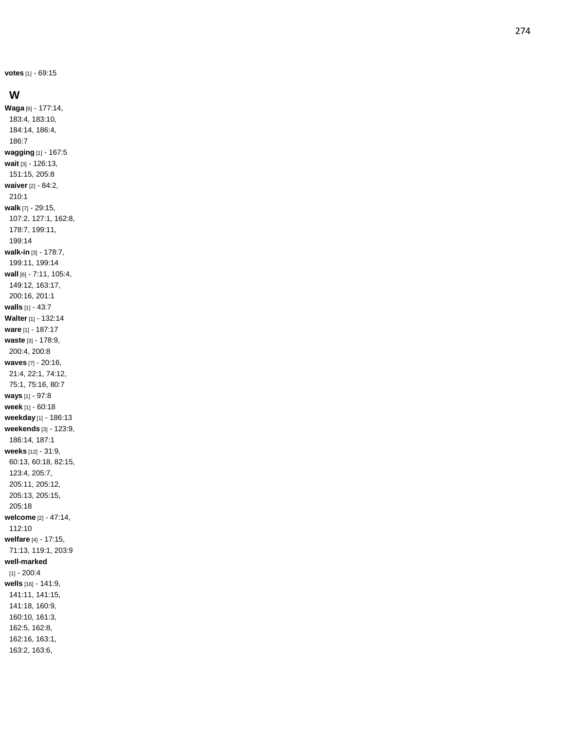**votes** [1] - 69:15

## W

**Waga** [6] - 177:14, 183:4, 183:10, 184:14, 186:4, 186:7
**wagging** [1] - 167:5
**wait** [3] - 126:13, 151:15, 205:8
**waiver** [2] - 84:2, 210:1
**walk** [7] - 29:15, 107:2, 127:1, 162:8, 178:7, 199:11, 199:14
**walk-in** [3] - 178:7, 199:11, 199:14
**wall** [6] - 7:11, 105:4, 149:12, 163:17, 200:16, 201:1
**walls** [1] - 43:7
**Walter** [1] - 132:14
**ware** [1] - 187:17
**waste** [3] - 178:9, 200:4, 200:8
**waves** [7] - 20:16, 21:4, 22:1, 74:12, 75:1, 75:16, 80:7
**ways** [1] - 97:8
**week** [1] - 60:18
**weekday** [1] - 186:13
**weekends** [3] - 123:9, 186:14, 187:1
**weeks** [12] - 31:9, 60:13, 60:18, 82:15, 123:4, 205:7, 205:11, 205:12, 205:13, 205:15, 205:18
**welcome** [2] - 47:14, 112:10
**welfare** [4] - 17:15, 71:13, 119:1, 203:9
**well-marked** [1] - 200:4
**wells** [16] - 141:9, 141:11, 141:15, 141:18, 160:9, 160:10, 161:3, 162:5, 162:8, 162:16, 163:1, 163:2, 163:6,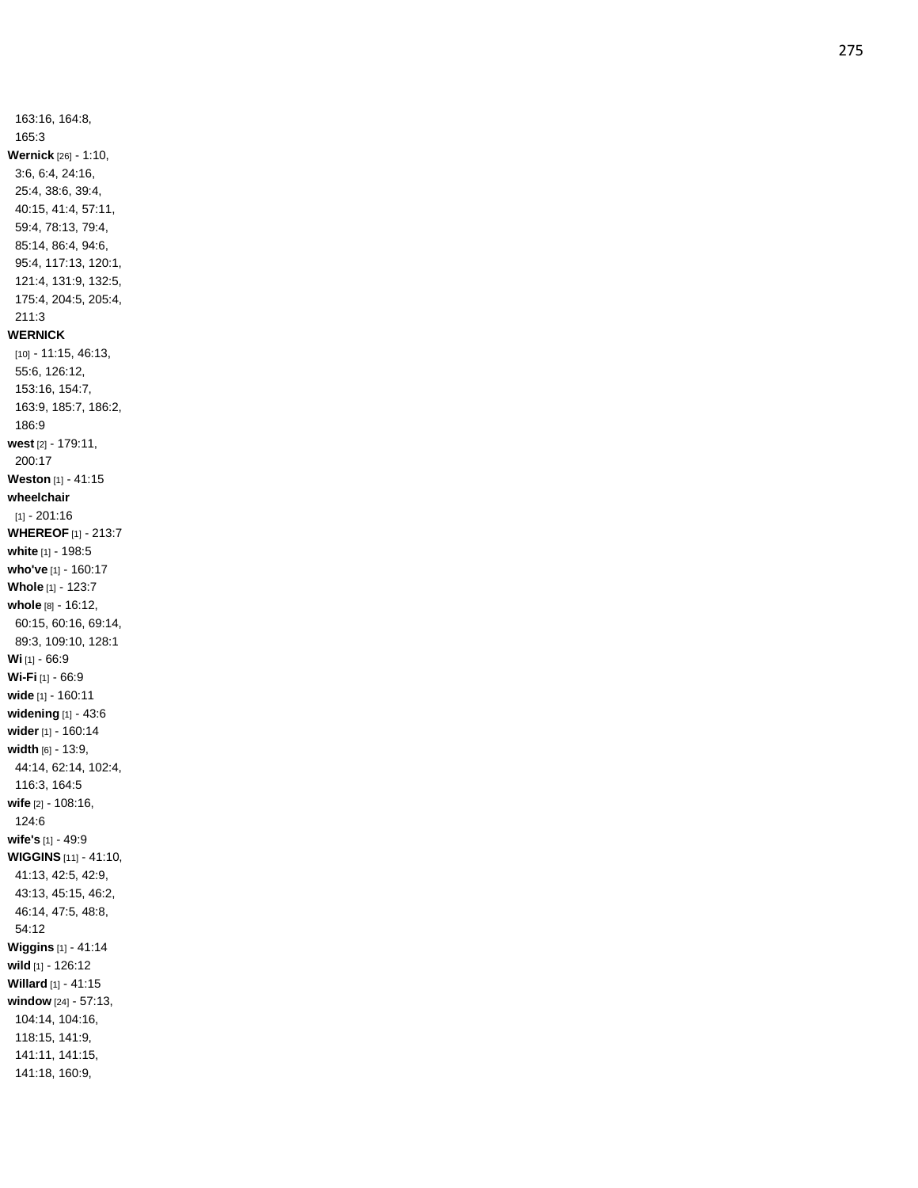163:16, 164:8, 165:3

**Wernick** [26] - 1:10, 3:6, 6:4, 24:16, 25:4, 38:6, 39:4, 40:15, 41:4, 57:11, 59:4, 78:13, 79:4, 85:14, 86:4, 94:6, 95:4, 117:13, 120:1, 121:4, 131:9, 132:5, 175:4, 204:5, 205:4, 211:3

**WERNICK** [10] - 11:15, 46:13, 55:6, 126:12, 153:16, 154:7, 163:9, 185:7, 186:2, 186:9

**west** [2] - 179:11, 200:17

**Weston** [1] - 41:15

**wheelchair** [1] - 201:16

**WHEREOF** [1] - 213:7

**white** [1] - 198:5

**who've** [1] - 160:17

**Whole** [1] - 123:7

**whole** [8] - 16:12, 60:15, 60:16, 69:14, 89:3, 109:10, 128:1

**Wi** [1] - 66:9

**Wi-Fi** [1] - 66:9

**wide** [1] - 160:11

**widening** [1] - 43:6

**wider** [1] - 160:14

**width** [6] - 13:9, 44:14, 62:14, 102:4, 116:3, 164:5

**wife** [2] - 108:16, 124:6

**wife's** [1] - 49:9

**WIGGINS** [11] - 41:10, 41:13, 42:5, 42:9, 43:13, 45:15, 46:2, 46:14, 47:5, 48:8, 54:12

**Wiggins** [1] - 41:14

**wild** [1] - 126:12

**Willard** [1] - 41:15

**window** [24] - 57:13, 104:14, 104:16, 118:15, 141:9, 141:11, 141:15, 141:18, 160:9,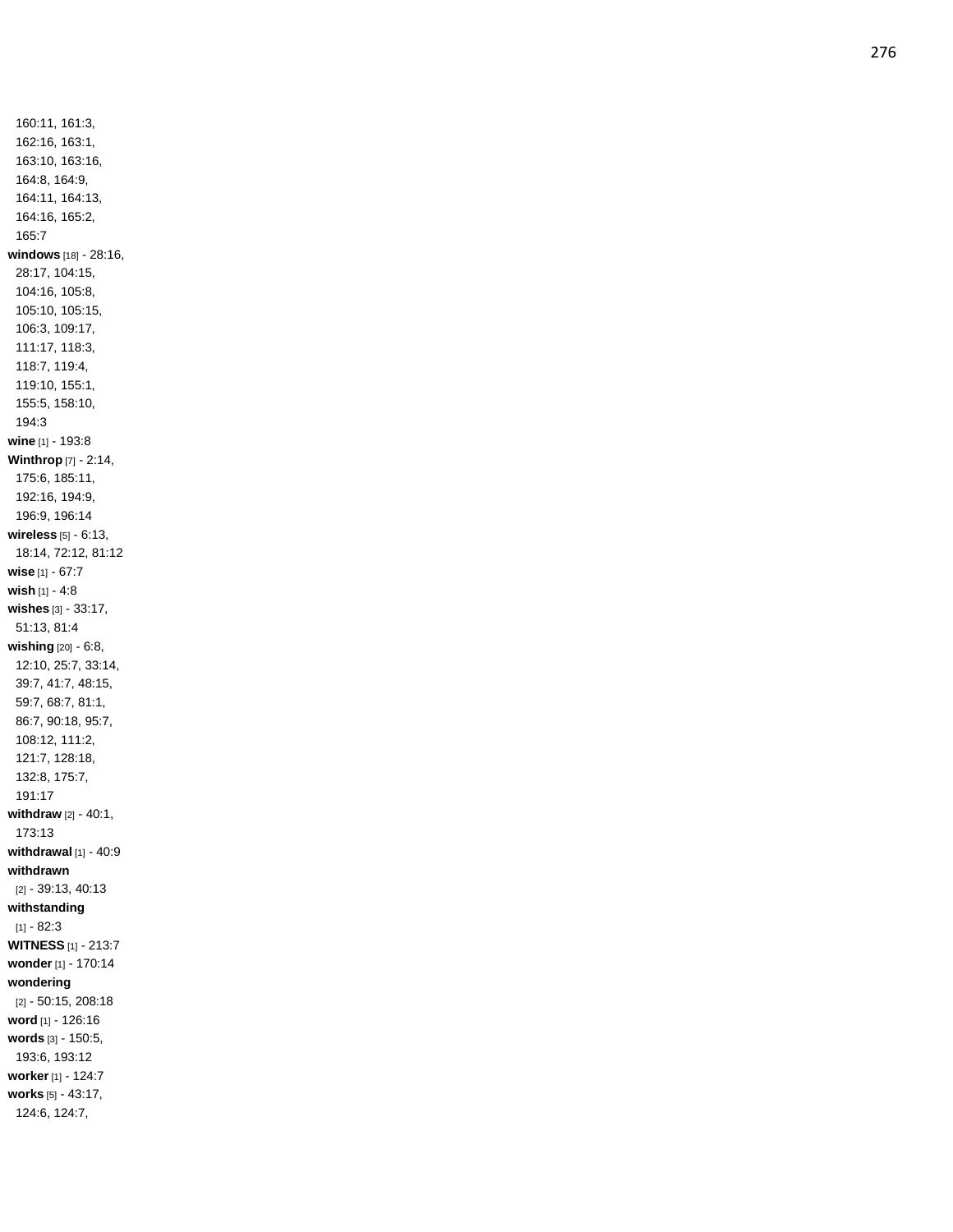160:11, 161:3, 162:16, 163:1, 163:10, 163:16, 164:8, 164:9, 164:11, 164:13, 164:16, 165:2, 165:7

**windows** [18] - 28:16, 28:17, 104:15, 104:16, 105:8, 105:10, 105:15, 106:3, 109:17, 111:17, 118:3, 118:7, 119:4, 119:10, 155:1, 155:5, 158:10, 194:3

**wine** [1] - 193:8

**Winthrop** [7] - 2:14, 175:6, 185:11, 192:16, 194:9, 196:9, 196:14

**wireless** [5] - 6:13, 18:14, 72:12, 81:12

**wise** [1] - 67:7

**wish** [1] - 4:8

**wishes** [3] - 33:17, 51:13, 81:4

**wishing** [20] - 6:8, 12:10, 25:7, 33:14, 39:7, 41:7, 48:15, 59:7, 68:7, 81:1, 86:7, 90:18, 95:7, 108:12, 111:2, 121:7, 128:18, 132:8, 175:7, 191:17

**withdraw** [2] - 40:1, 173:13

**withdrawal** [1] - 40:9

**withdrawn** [2] - 39:13, 40:13

**withstanding** [1] - 82:3

**WITNESS** [1] - 213:7

**wonder** [1] - 170:14

**wondering** [2] - 50:15, 208:18

**word** [1] - 126:16

**words** [3] - 150:5, 193:6, 193:12

**worker** [1] - 124:7

**works** [5] - 43:17, 124:6, 124:7,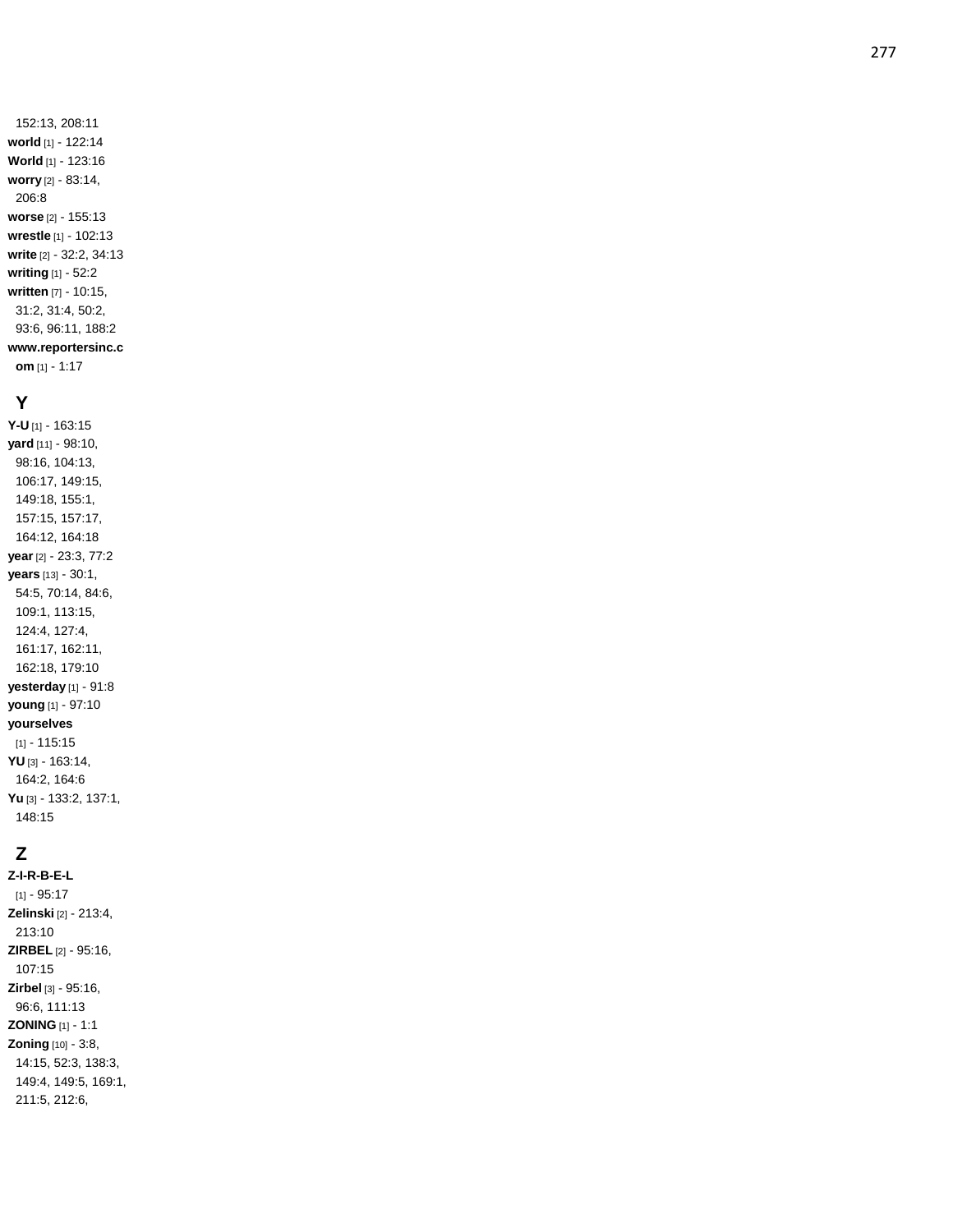152:13, 208:11
**world** [1] - 122:14
**World** [1] - 123:16
**worry** [2] - 83:14, 206:8
**worse** [2] - 155:13
**wrestle** [1] - 102:13
**write** [2] - 32:2, 34:13
**writing** [1] - 52:2
**written** [7] - 10:15, 31:2, 31:4, 50:2, 93:6, 96:11, 188:2
**www.reportersinc.com** [1] - 1:17

## Y

**Y-U** [1] - 163:15
**yard** [11] - 98:10, 98:16, 104:13, 106:17, 149:15, 149:18, 155:1, 157:15, 157:17, 164:12, 164:18
**year** [2] - 23:3, 77:2
**years** [13] - 30:1, 54:5, 70:14, 84:6, 109:1, 113:15, 124:4, 127:4, 161:17, 162:11, 162:18, 179:10
**yesterday** [1] - 91:8
**young** [1] - 97:10
**yourselves** [1] - 115:15
**YU** [3] - 163:14, 164:2, 164:6
**Yu** [3] - 133:2, 137:1, 148:15

## Z

**Z-I-R-B-E-L** [1] - 95:17
**Zelinski** [2] - 213:4, 213:10
**ZIRBEL** [2] - 95:16, 107:15
**Zirbel** [3] - 95:16, 96:6, 111:13
**ZONING** [1] - 1:1
**Zoning** [10] - 3:8, 14:15, 52:3, 138:3, 149:4, 149:5, 169:1, 211:5, 212:6,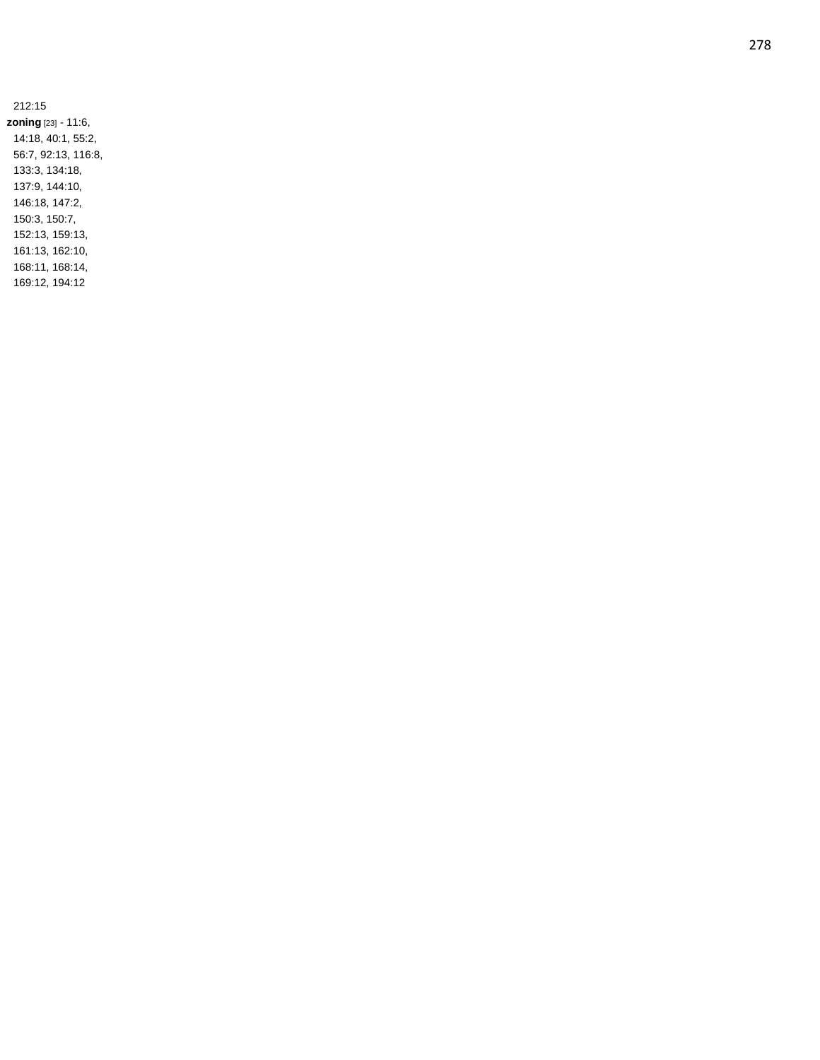212:15

**zoning** [23] - 11:6, 14:18, 40:1, 55:2, 56:7, 92:13, 116:8, 133:3, 134:18, 137:9, 144:10, 146:18, 147:2, 150:3, 150:7, 152:13, 159:13, 161:13, 162:10, 168:11, 168:14, 169:12, 194:12